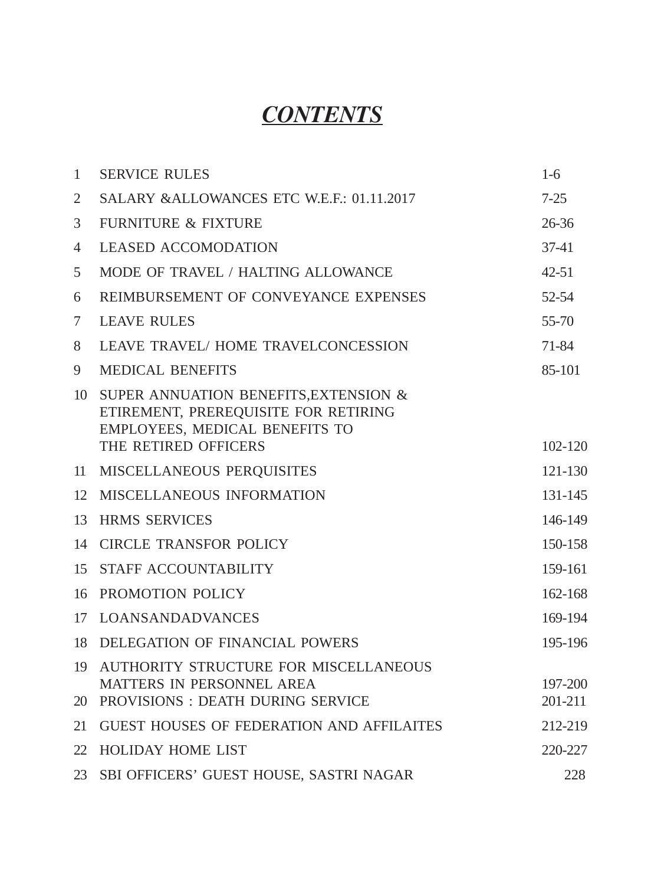# ***CONTENTS***

| | | |
|---|---|---|
| 1 | SERVICE RULES | 1-6 |
| 2 | SALARY &ALLOWANCES ETC W.E.F.: 01.11.2017 | 7-25 |
| 3 | FURNITURE & FIXTURE | 26-36 |
| 4 | LEASED ACCOMODATION | 37-41 |
| 5 | MODE OF TRAVEL / HALTING ALLOWANCE | 42-51 |
| 6 | REIMBURSEMENT OF CONVEYANCE EXPENSES | 52-54 |
| 7 | LEAVE RULES | 55-70 |
| 8 | LEAVE TRAVEL/ HOME TRAVELCONCESSION | 71-84 |
| 9 | MEDICAL BENEFITS | 85-101 |
| 10 | SUPER ANNUATION BENEFITS,EXTENSION & ETIREMENT, PREREQUISITE FOR RETIRING EMPLOYEES, MEDICAL BENEFITS TO THE RETIRED OFFICERS | 102-120 |
| 11 | MISCELLANEOUS PERQUISITES | 121-130 |
| 12 | MISCELLANEOUS INFORMATION | 131-145 |
| 13 | HRMS SERVICES | 146-149 |
| 14 | CIRCLE TRANSFOR POLICY | 150-158 |
| 15 | STAFF ACCOUNTABILITY | 159-161 |
| 16 | PROMOTION POLICY | 162-168 |
| 17 | LOANSANDADVANCES | 169-194 |
| 18 | DELEGATION OF FINANCIAL POWERS | 195-196 |
| 19 | AUTHORITY STRUCTURE FOR MISCELLANEOUS MATTERS IN PERSONNEL AREA | 197-200 |
| 20 | PROVISIONS : DEATH DURING SERVICE | 201-211 |
| 21 | GUEST HOUSES OF FEDERATION AND AFFILAITES | 212-219 |
| 22 | HOLIDAY HOME LIST | 220-227 |
| 23 | SBI OFFICERS' GUEST HOUSE, SASTRI NAGAR | 228 |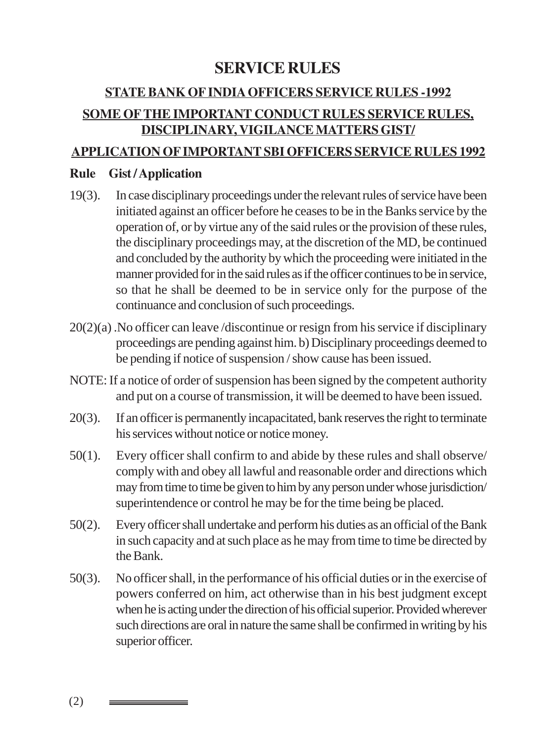# SERVICE RULES

## STATE BANK OF INDIA OFFICERS SERVICE RULES -1992

## SOME OF THE IMPORTANT CONDUCT RULES SERVICE RULES, DISCIPLINARY, VIGILANCE MATTERS GIST/

## APPLICATION OF IMPORTANT SBI OFFICERS SERVICE RULES 1992

**Rule Gist / Application**

19(3). In case disciplinary proceedings under the relevant rules of service have been initiated against an officer before he ceases to be in the Banks service by the operation of, or by virtue any of the said rules or the provision of these rules, the disciplinary proceedings may, at the discretion of the MD, be continued and concluded by the authority by which the proceeding were initiated in the manner provided for in the said rules as if the officer continues to be in service, so that he shall be deemed to be in service only for the purpose of the continuance and conclusion of such proceedings.

20(2)(a) .No officer can leave /discontinue or resign from his service if disciplinary proceedings are pending against him. b) Disciplinary proceedings deemed to be pending if notice of suspension / show cause has been issued.

NOTE: If a notice of order of suspension has been signed by the competent authority and put on a course of transmission, it will be deemed to have been issued.

20(3). If an officer is permanently incapacitated, bank reserves the right to terminate his services without notice or notice money.

50(1). Every officer shall confirm to and abide by these rules and shall observe/ comply with and obey all lawful and reasonable order and directions which may from time to time be given to him by any person under whose jurisdiction/ superintendence or control he may be for the time being be placed.

50(2). Every officer shall undertake and perform his duties as an official of the Bank in such capacity and at such place as he may from time to time be directed by the Bank.

50(3). No officer shall, in the performance of his official duties or in the exercise of powers conferred on him, act otherwise than in his best judgment except when he is acting under the direction of his official superior. Provided wherever such directions are oral in nature the same shall be confirmed in writing by his superior officer.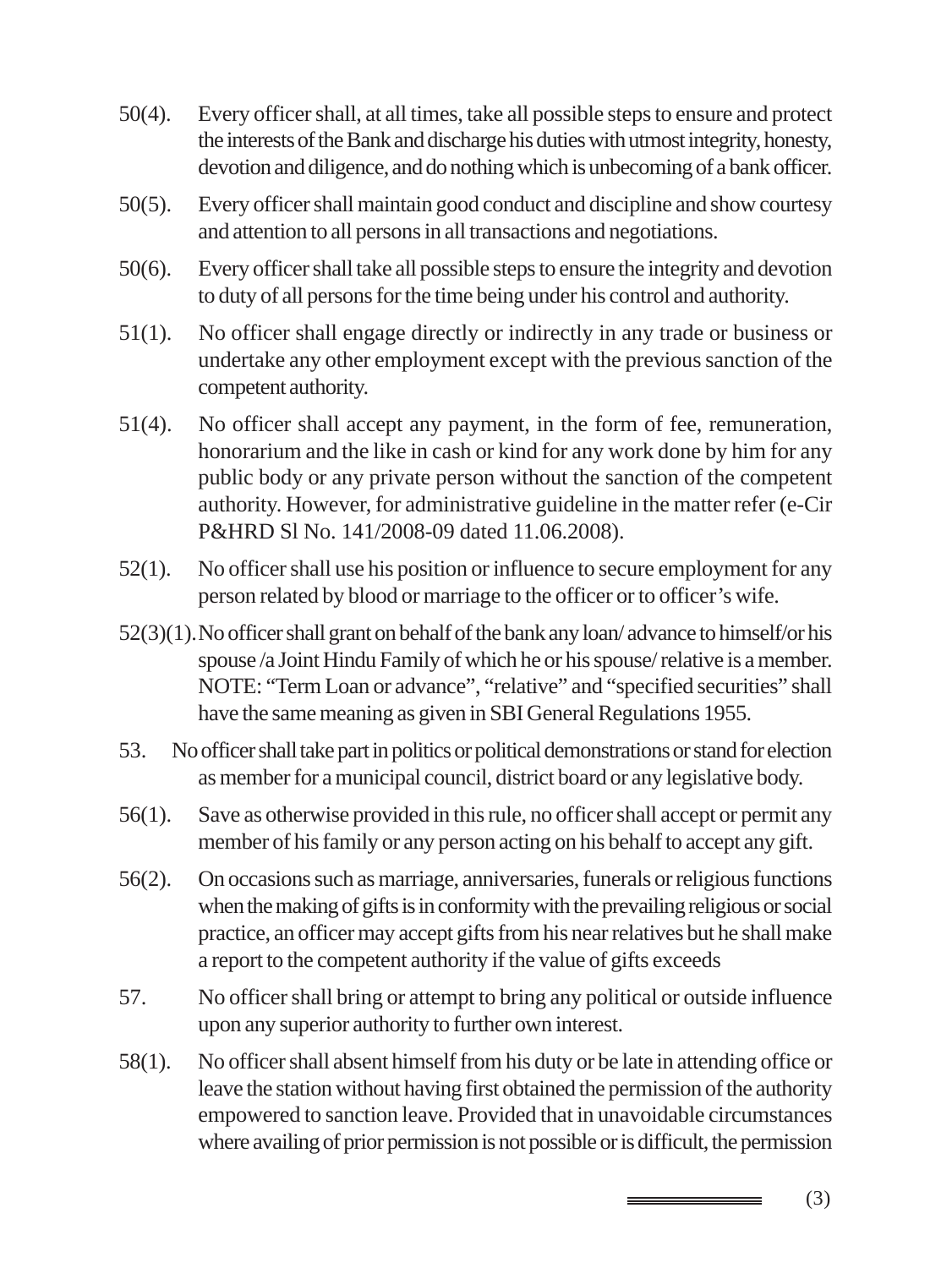50(4). Every officer shall, at all times, take all possible steps to ensure and protect the interests of the Bank and discharge his duties with utmost integrity, honesty, devotion and diligence, and do nothing which is unbecoming of a bank officer.

50(5). Every officer shall maintain good conduct and discipline and show courtesy and attention to all persons in all transactions and negotiations.

50(6). Every officer shall take all possible steps to ensure the integrity and devotion to duty of all persons for the time being under his control and authority.

51(1). No officer shall engage directly or indirectly in any trade or business or undertake any other employment except with the previous sanction of the competent authority.

51(4). No officer shall accept any payment, in the form of fee, remuneration, honorarium and the like in cash or kind for any work done by him for any public body or any private person without the sanction of the competent authority. However, for administrative guideline in the matter refer (e-Cir P&HRD Sl No. 141/2008-09 dated 11.06.2008).

52(1). No officer shall use his position or influence to secure employment for any person related by blood or marriage to the officer or to officer's wife.

52(3)(1). No officer shall grant on behalf of the bank any loan/ advance to himself/or his spouse /a Joint Hindu Family of which he or his spouse/ relative is a member. NOTE: "Term Loan or advance", "relative" and "specified securities" shall have the same meaning as given in SBI General Regulations 1955.

53. No officer shall take part in politics or political demonstrations or stand for election as member for a municipal council, district board or any legislative body.

56(1). Save as otherwise provided in this rule, no officer shall accept or permit any member of his family or any person acting on his behalf to accept any gift.

56(2). On occasions such as marriage, anniversaries, funerals or religious functions when the making of gifts is in conformity with the prevailing religious or social practice, an officer may accept gifts from his near relatives but he shall make a report to the competent authority if the value of gifts exceeds

57. No officer shall bring or attempt to bring any political or outside influence upon any superior authority to further own interest.

58(1). No officer shall absent himself from his duty or be late in attending office or leave the station without having first obtained the permission of the authority empowered to sanction leave. Provided that in unavoidable circumstances where availing of prior permission is not possible or is difficult, the permission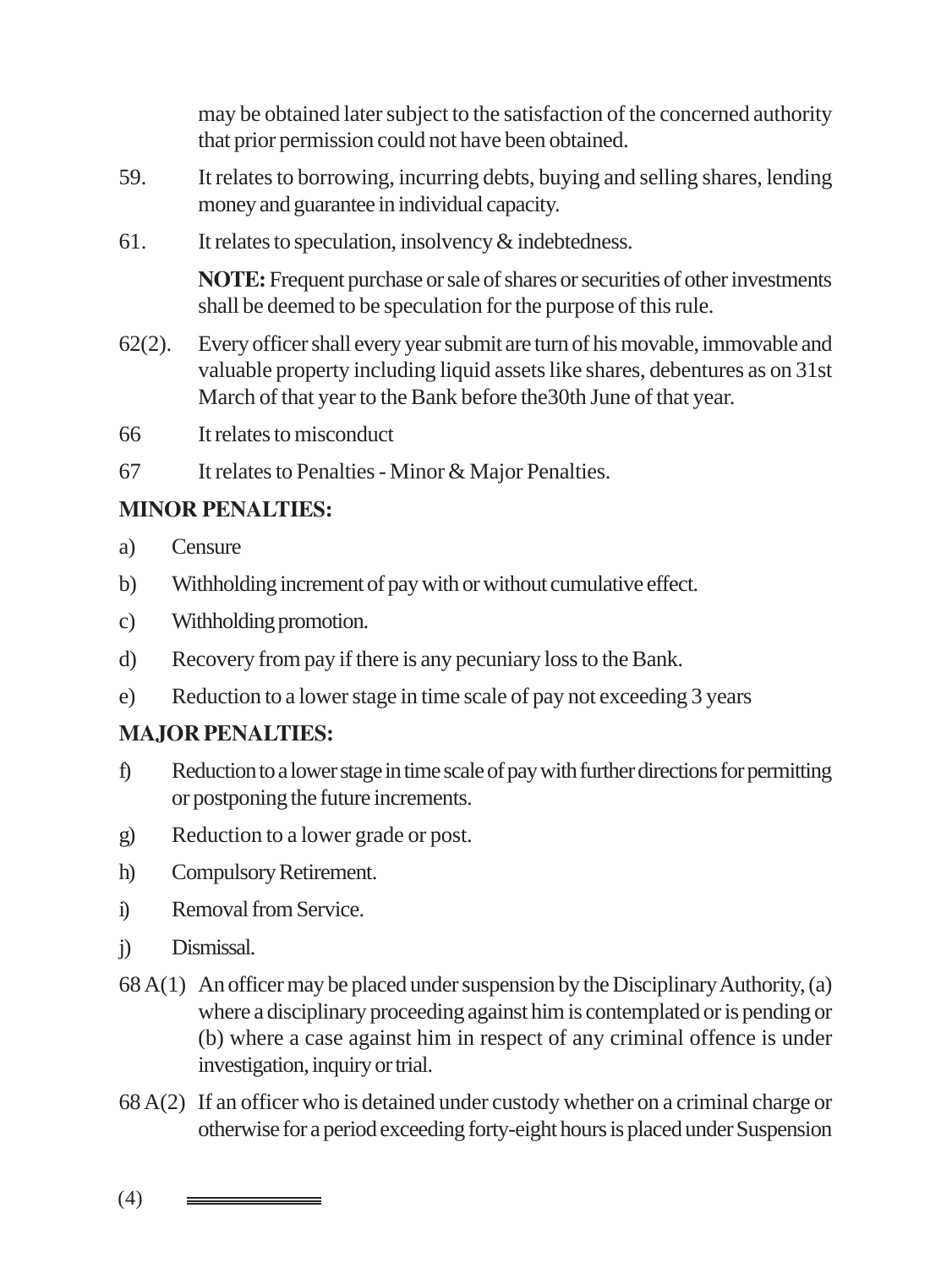may be obtained later subject to the satisfaction of the concerned authority that prior permission could not have been obtained.

59. It relates to borrowing, incurring debts, buying and selling shares, lending money and guarantee in individual capacity.

61. It relates to speculation, insolvency & indebtedness.

**NOTE:** Frequent purchase or sale of shares or securities of other investments shall be deemed to be speculation for the purpose of this rule.

62(2). Every officer shall every year submit are turn of his movable, immovable and valuable property including liquid assets like shares, debentures as on 31st March of that year to the Bank before the30th June of that year.

66 It relates to misconduct

67 It relates to Penalties - Minor & Major Penalties.

**MINOR PENALTIES:**

a) Censure

b) Withholding increment of pay with or without cumulative effect.

c) Withholding promotion.

d) Recovery from pay if there is any pecuniary loss to the Bank.

e) Reduction to a lower stage in time scale of pay not exceeding 3 years

**MAJOR PENALTIES:**

f) Reduction to a lower stage in time scale of pay with further directions for permitting or postponing the future increments.

g) Reduction to a lower grade or post.

h) Compulsory Retirement.

i) Removal from Service.

j) Dismissal.

68 A(1) An officer may be placed under suspension by the Disciplinary Authority, (a) where a disciplinary proceeding against him is contemplated or is pending or (b) where a case against him in respect of any criminal offence is under investigation, inquiry or trial.

68 A(2) If an officer who is detained under custody whether on a criminal charge or otherwise for a period exceeding forty-eight hours is placed under Suspension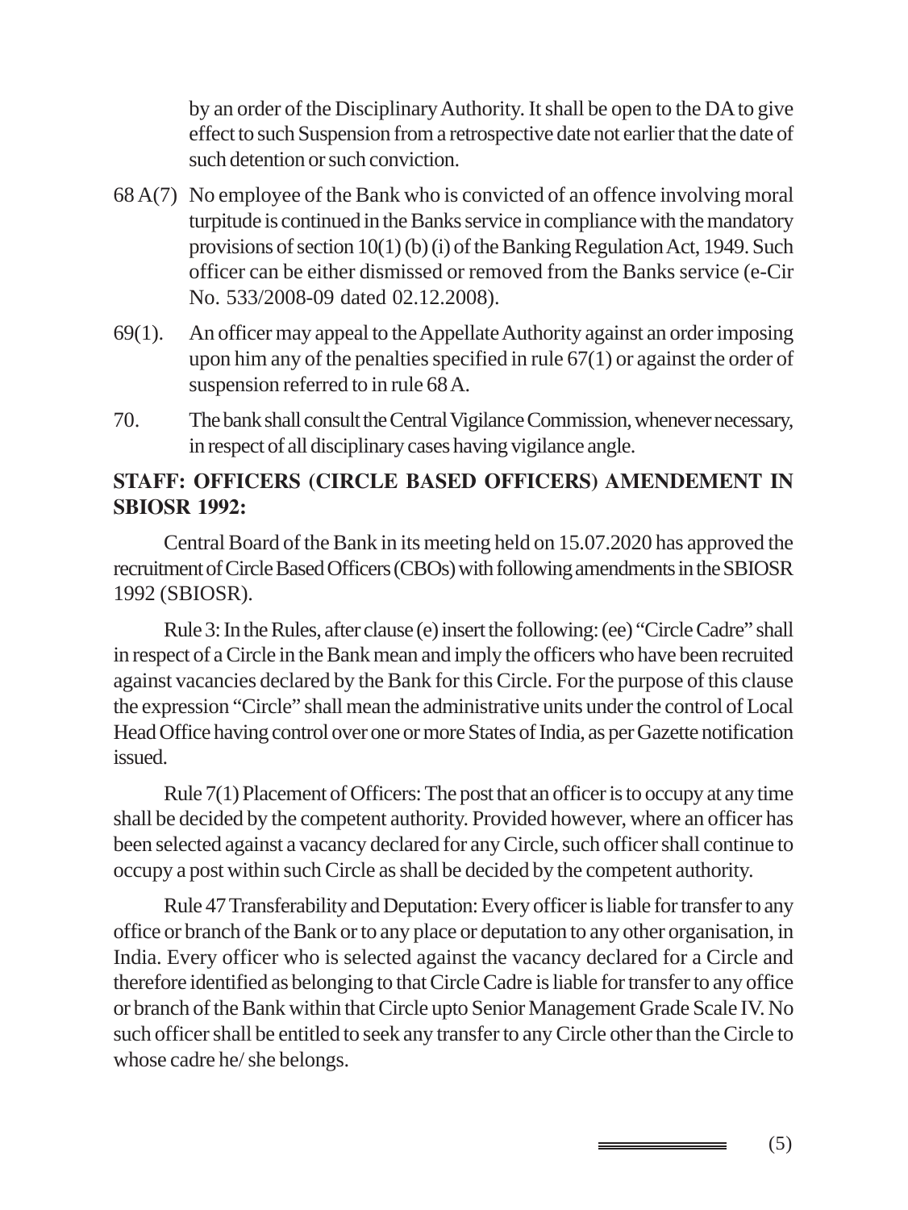by an order of the Disciplinary Authority. It shall be open to the DA to give effect to such Suspension from a retrospective date not earlier that the date of such detention or such conviction.

68 A(7) No employee of the Bank who is convicted of an offence involving moral turpitude is continued in the Banks service in compliance with the mandatory provisions of section 10(1) (b) (i) of the Banking Regulation Act, 1949. Such officer can be either dismissed or removed from the Banks service (e-Cir No. 533/2008-09 dated 02.12.2008).

69(1). An officer may appeal to the Appellate Authority against an order imposing upon him any of the penalties specified in rule 67(1) or against the order of suspension referred to in rule 68 A.

70. The bank shall consult the Central Vigilance Commission, whenever necessary, in respect of all disciplinary cases having vigilance angle.

**STAFF: OFFICERS (CIRCLE BASED OFFICERS) AMENDEMENT IN SBIOSR 1992:**

Central Board of the Bank in its meeting held on 15.07.2020 has approved the recruitment of Circle Based Officers (CBOs) with following amendments in the SBIOSR 1992 (SBIOSR).

Rule 3: In the Rules, after clause (e) insert the following: (ee) "Circle Cadre" shall in respect of a Circle in the Bank mean and imply the officers who have been recruited against vacancies declared by the Bank for this Circle. For the purpose of this clause the expression "Circle" shall mean the administrative units under the control of Local Head Office having control over one or more States of India, as per Gazette notification issued.

Rule 7(1) Placement of Officers: The post that an officer is to occupy at any time shall be decided by the competent authority. Provided however, where an officer has been selected against a vacancy declared for any Circle, such officer shall continue to occupy a post within such Circle as shall be decided by the competent authority.

Rule 47 Transferability and Deputation: Every officer is liable for transfer to any office or branch of the Bank or to any place or deputation to any other organisation, in India. Every officer who is selected against the vacancy declared for a Circle and therefore identified as belonging to that Circle Cadre is liable for transfer to any office or branch of the Bank within that Circle upto Senior Management Grade Scale IV. No such officer shall be entitled to seek any transfer to any Circle other than the Circle to whose cadre he/ she belongs.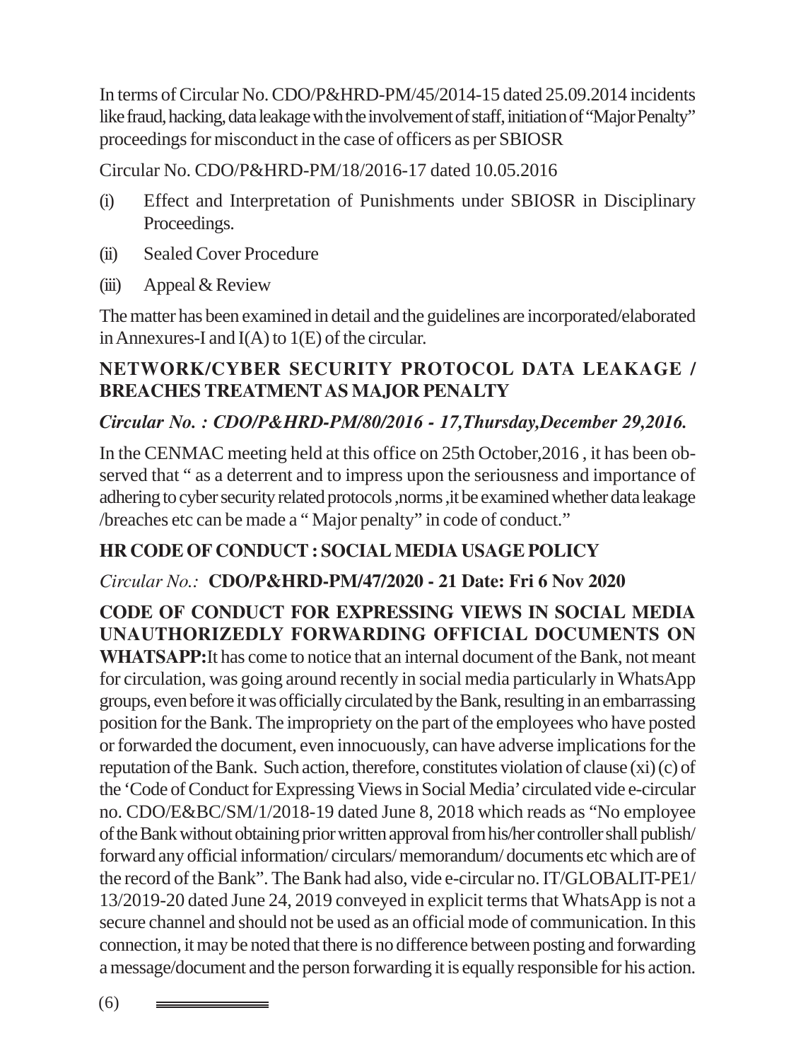In terms of Circular No. CDO/P&HRD-PM/45/2014-15 dated 25.09.2014 incidents like fraud, hacking, data leakage with the involvement of staff, initiation of "Major Penalty" proceedings for misconduct in the case of officers as per SBIOSR

Circular No. CDO/P&HRD-PM/18/2016-17 dated 10.05.2016

(i) Effect and Interpretation of Punishments under SBIOSR in Disciplinary Proceedings.

(ii) Sealed Cover Procedure

(iii) Appeal & Review

The matter has been examined in detail and the guidelines are incorporated/elaborated in Annexures-I and I(A) to 1(E) of the circular.

## NETWORK/CYBER SECURITY PROTOCOL DATA LEAKAGE / BREACHES TREATMENT AS MAJOR PENALTY

***Circular No. : CDO/P&HRD-PM/80/2016 - 17,Thursday,December 29,2016.***

In the CENMAC meeting held at this office on 25th October,2016 , it has been observed that " as a deterrent and to impress upon the seriousness and importance of adhering to cyber security related protocols ,norms ,it be examined whether data leakage /breaches etc can be made a " Major penalty" in code of conduct."

## HR CODE OF CONDUCT : SOCIAL MEDIA USAGE POLICY

*Circular No.:* **CDO/P&HRD-PM/47/2020 - 21 Date: Fri 6 Nov 2020**

**CODE OF CONDUCT FOR EXPRESSING VIEWS IN SOCIAL MEDIA UNAUTHORIZEDLY FORWARDING OFFICIAL DOCUMENTS ON WHATSAPP:** It has come to notice that an internal document of the Bank, not meant for circulation, was going around recently in social media particularly in WhatsApp groups, even before it was officially circulated by the Bank, resulting in an embarrassing position for the Bank. The impropriety on the part of the employees who have posted or forwarded the document, even innocuously, can have adverse implications for the reputation of the Bank. Such action, therefore, constitutes violation of clause (xi) (c) of the 'Code of Conduct for Expressing Views in Social Media' circulated vide e-circular no. CDO/E&BC/SM/1/2018-19 dated June 8, 2018 which reads as "No employee of the Bank without obtaining prior written approval from his/her controller shall publish/ forward any official information/ circulars/ memorandum/ documents etc which are of the record of the Bank". The Bank had also, vide e-circular no. IT/GLOBALIT-PE1/ 13/2019-20 dated June 24, 2019 conveyed in explicit terms that WhatsApp is not a secure channel and should not be used as an official mode of communication. In this connection, it may be noted that there is no difference between posting and forwarding a message/document and the person forwarding it is equally responsible for his action.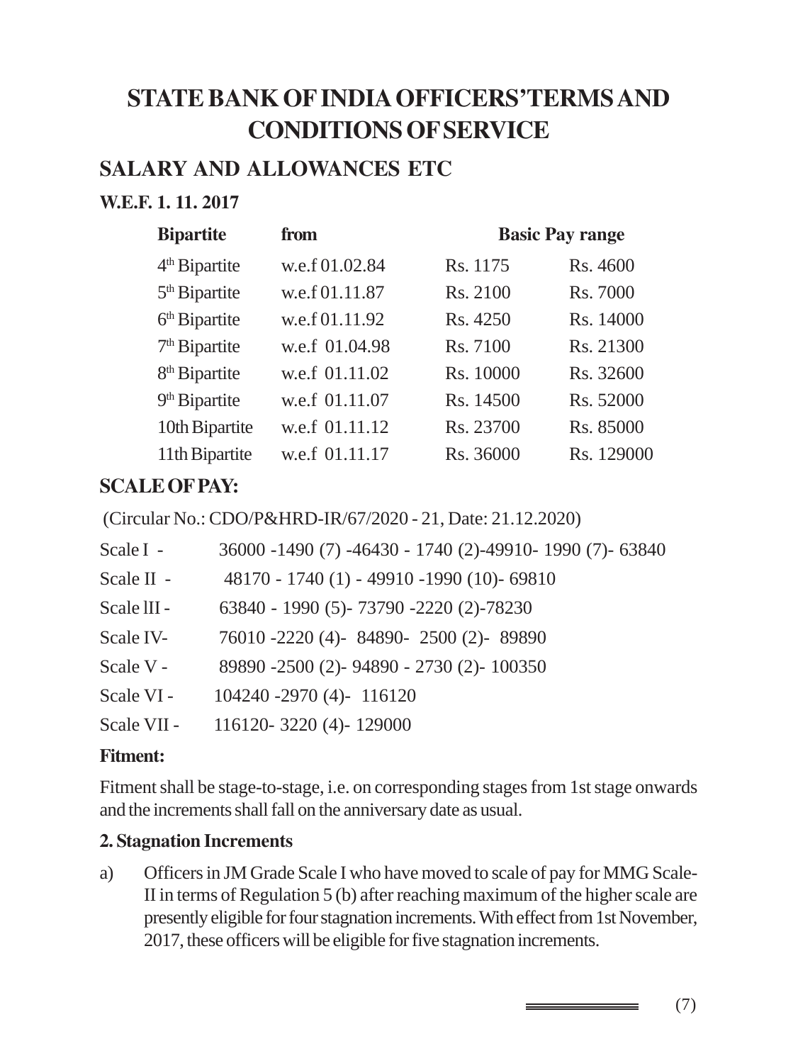# STATE BANK OF INDIA OFFICERS'TERMS AND CONDITIONS OF SERVICE

## SALARY AND ALLOWANCES ETC

### W.E.F. 1. 11. 2017

| Bipartite | from | Basic Pay range | |
|---|---|---|---|
| 4th Bipartite | w.e.f 01.02.84 | Rs. 1175 | Rs. 4600 |
| 5th Bipartite | w.e.f 01.11.87 | Rs. 2100 | Rs. 7000 |
| 6th Bipartite | w.e.f 01.11.92 | Rs. 4250 | Rs. 14000 |
| 7th Bipartite | w.e.f 01.04.98 | Rs. 7100 | Rs. 21300 |
| 8th Bipartite | w.e.f 01.11.02 | Rs. 10000 | Rs. 32600 |
| 9th Bipartite | w.e.f 01.11.07 | Rs. 14500 | Rs. 52000 |
| 10th Bipartite | w.e.f 01.11.12 | Rs. 23700 | Rs. 85000 |
| 11th Bipartite | w.e.f 01.11.17 | Rs. 36000 | Rs. 129000 |

### SCALE OF PAY:

(Circular No.: CDO/P&HRD-IR/67/2020 - 21, Date: 21.12.2020)

| | |
|---|---|
| Scale I - | 36000 -1490 (7) -46430 - 1740 (2)-49910- 1990 (7)- 63840 |
| Scale II - | 48170 - 1740 (1) - 49910 -1990 (10)- 69810 |
| Scale III - | 63840 - 1990 (5)- 73790 -2220 (2)-78230 |
| Scale IV- | 76010 -2220 (4)- 84890- 2500 (2)- 89890 |
| Scale V - | 89890 -2500 (2)- 94890 - 2730 (2)- 100350 |
| Scale VI - | 104240 -2970 (4)- 116120 |
| Scale VII - | 116120- 3220 (4)- 129000 |

### Fitment:

Fitment shall be stage-to-stage, i.e. on corresponding stages from 1st stage onwards and the increments shall fall on the anniversary date as usual.

### 2. Stagnation Increments

a) Officers in JM Grade Scale I who have moved to scale of pay for MMG Scale-II in terms of Regulation 5 (b) after reaching maximum of the higher scale are presently eligible for four stagnation increments. With effect from 1st November, 2017, these officers will be eligible for five stagnation increments.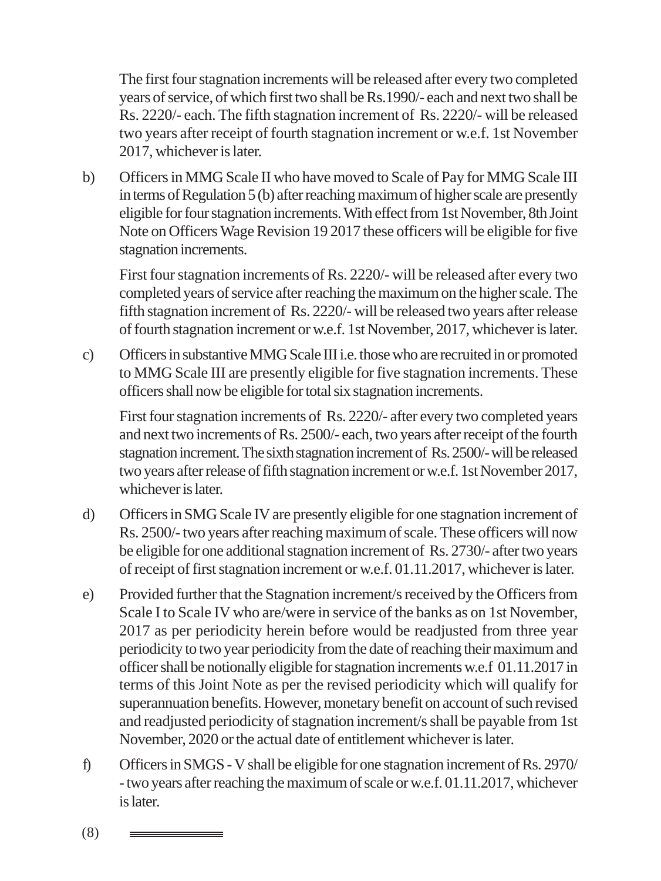The first four stagnation increments will be released after every two completed years of service, of which first two shall be Rs.1990/- each and next two shall be Rs. 2220/- each. The fifth stagnation increment of Rs. 2220/- will be released two years after receipt of fourth stagnation increment or w.e.f. 1st November 2017, whichever is later.

b) Officers in MMG Scale II who have moved to Scale of Pay for MMG Scale III in terms of Regulation 5 (b) after reaching maximum of higher scale are presently eligible for four stagnation increments. With effect from 1st November, 8th Joint Note on Officers Wage Revision 19 2017 these officers will be eligible for five stagnation increments.

   First four stagnation increments of Rs. 2220/- will be released after every two completed years of service after reaching the maximum on the higher scale. The fifth stagnation increment of Rs. 2220/- will be released two years after release of fourth stagnation increment or w.e.f. 1st November, 2017, whichever is later.

c) Officers in substantive MMG Scale III i.e. those who are recruited in or promoted to MMG Scale III are presently eligible for five stagnation increments. These officers shall now be eligible for total six stagnation increments.

   First four stagnation increments of Rs. 2220/- after every two completed years and next two increments of Rs. 2500/- each, two years after receipt of the fourth stagnation increment. The sixth stagnation increment of Rs. 2500/- will be released two years after release of fifth stagnation increment or w.e.f. 1st November 2017, whichever is later.

d) Officers in SMG Scale IV are presently eligible for one stagnation increment of Rs. 2500/- two years after reaching maximum of scale. These officers will now be eligible for one additional stagnation increment of Rs. 2730/- after two years of receipt of first stagnation increment or w.e.f. 01.11.2017, whichever is later.

e) Provided further that the Stagnation increment/s received by the Officers from Scale I to Scale IV who are/were in service of the banks as on 1st November, 2017 as per periodicity herein before would be readjusted from three year periodicity to two year periodicity from the date of reaching their maximum and officer shall be notionally eligible for stagnation increments w.e.f 01.11.2017 in terms of this Joint Note as per the revised periodicity which will qualify for superannuation benefits. However, monetary benefit on account of such revised and readjusted periodicity of stagnation increment/s shall be payable from 1st November, 2020 or the actual date of entitlement whichever is later.

f) Officers in SMGS - V shall be eligible for one stagnation increment of Rs. 2970/- two years after reaching the maximum of scale or w.e.f. 01.11.2017, whichever is later.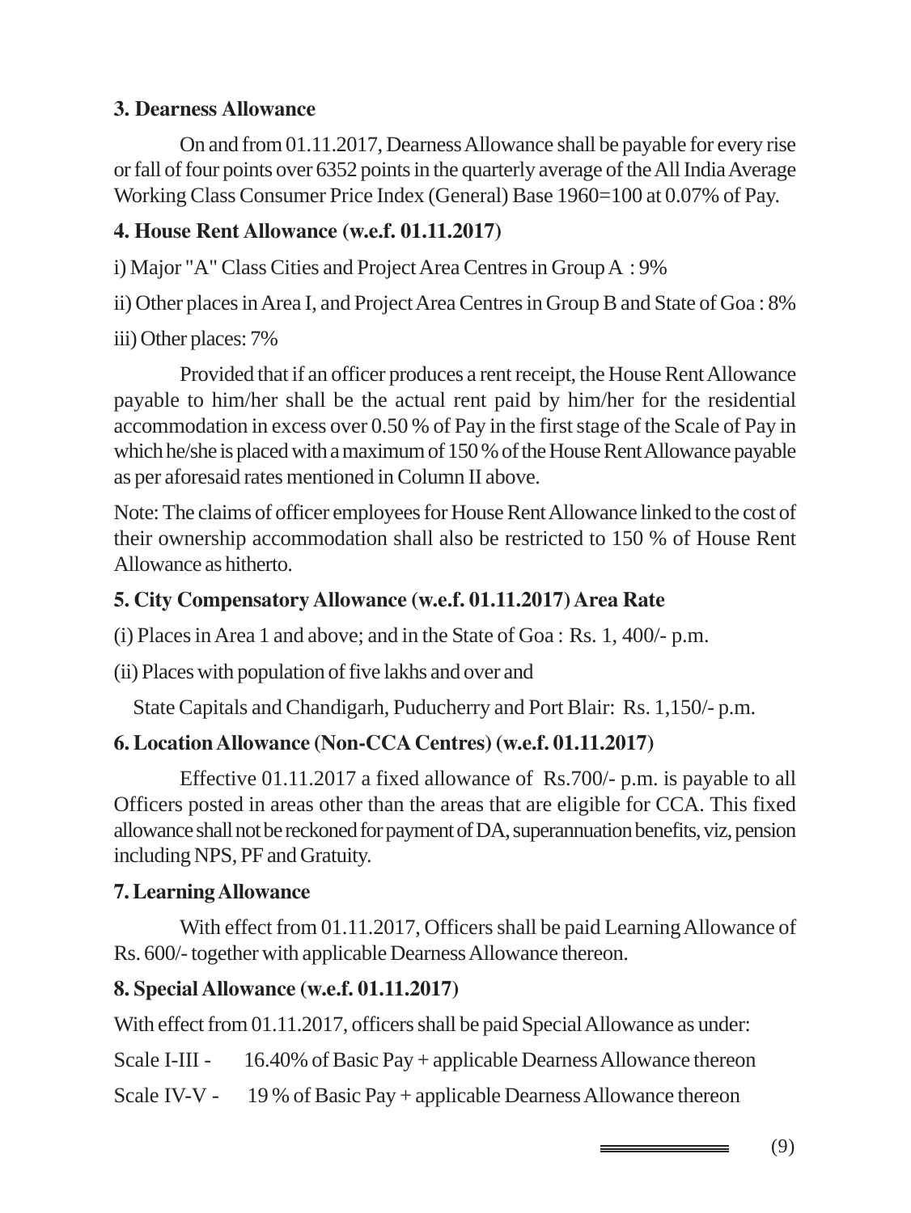### 3. Dearness Allowance

On and from 01.11.2017, Dearness Allowance shall be payable for every rise or fall of four points over 6352 points in the quarterly average of the All India Average Working Class Consumer Price Index (General) Base 1960=100 at 0.07% of Pay.

### 4. House Rent Allowance (w.e.f. 01.11.2017)

i) Major "A" Class Cities and Project Area Centres in Group A : 9%

ii) Other places in Area I, and Project Area Centres in Group B and State of Goa : 8%

iii) Other places: 7%

Provided that if an officer produces a rent receipt, the House Rent Allowance payable to him/her shall be the actual rent paid by him/her for the residential accommodation in excess over 0.50 % of Pay in the first stage of the Scale of Pay in which he/she is placed with a maximum of 150 % of the House Rent Allowance payable as per aforesaid rates mentioned in Column II above.

Note: The claims of officer employees for House Rent Allowance linked to the cost of their ownership accommodation shall also be restricted to 150 % of House Rent Allowance as hitherto.

### 5. City Compensatory Allowance (w.e.f. 01.11.2017) Area Rate

(i) Places in Area 1 and above; and in the State of Goa : Rs. 1, 400/- p.m.

(ii) Places with population of five lakhs and over and

State Capitals and Chandigarh, Puducherry and Port Blair: Rs. 1,150/- p.m.

### 6. Location Allowance (Non-CCA Centres) (w.e.f. 01.11.2017)

Effective 01.11.2017 a fixed allowance of Rs.700/- p.m. is payable to all Officers posted in areas other than the areas that are eligible for CCA. This fixed allowance shall not be reckoned for payment of DA, superannuation benefits, viz, pension including NPS, PF and Gratuity.

### 7. Learning Allowance

With effect from 01.11.2017, Officers shall be paid Learning Allowance of Rs. 600/- together with applicable Dearness Allowance thereon.

### 8. Special Allowance (w.e.f. 01.11.2017)

With effect from 01.11.2017, officers shall be paid Special Allowance as under:

Scale I-III - 16.40% of Basic Pay + applicable Dearness Allowance thereon

Scale IV-V - 19 % of Basic Pay + applicable Dearness Allowance thereon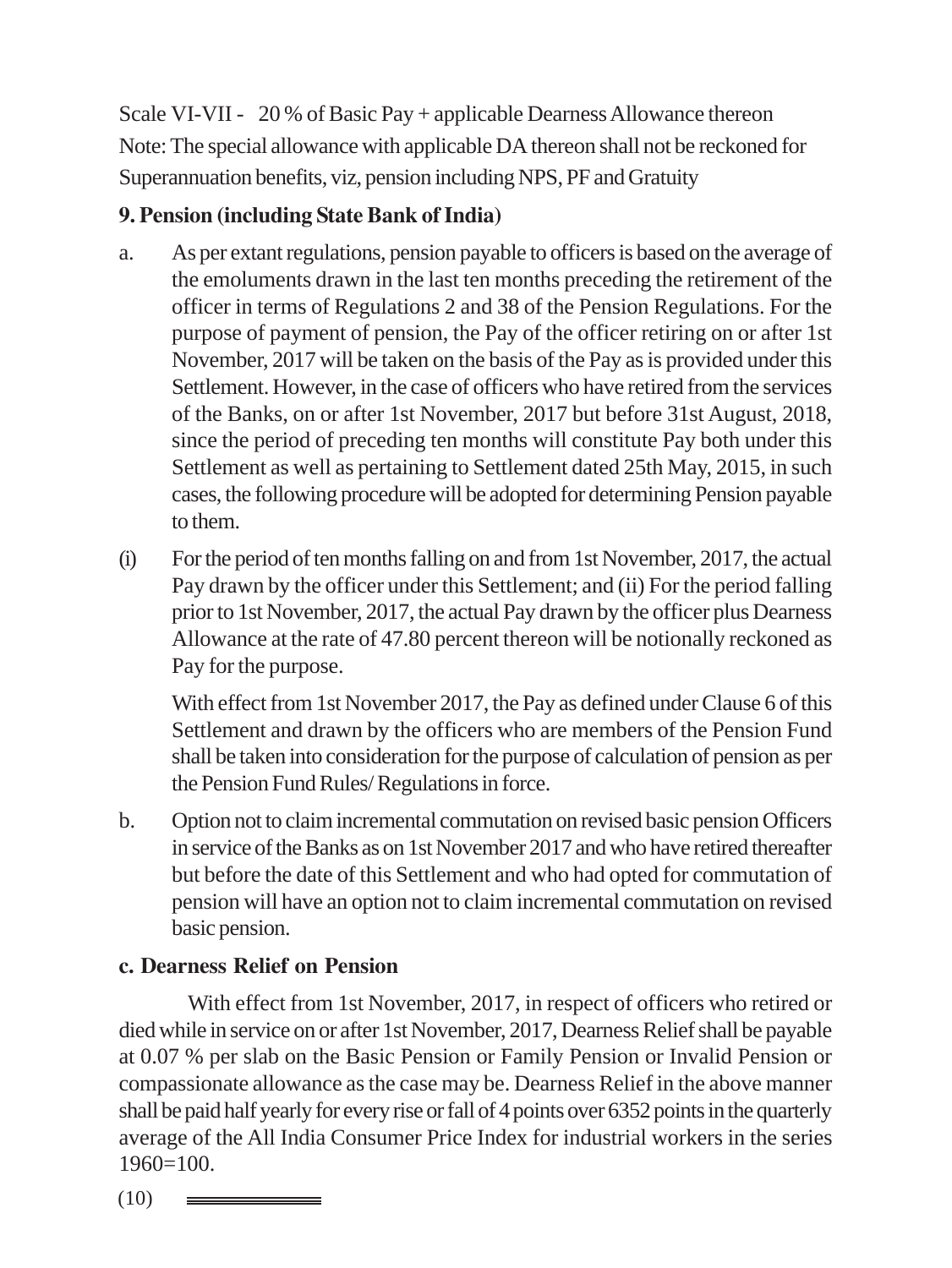Scale VI-VII - 20 % of Basic Pay + applicable Dearness Allowance thereon

Note: The special allowance with applicable DA thereon shall not be reckoned for Superannuation benefits, viz, pension including NPS, PF and Gratuity

## 9. Pension (including State Bank of India)

a. As per extant regulations, pension payable to officers is based on the average of the emoluments drawn in the last ten months preceding the retirement of the officer in terms of Regulations 2 and 38 of the Pension Regulations. For the purpose of payment of pension, the Pay of the officer retiring on or after 1st November, 2017 will be taken on the basis of the Pay as is provided under this Settlement. However, in the case of officers who have retired from the services of the Banks, on or after 1st November, 2017 but before 31st August, 2018, since the period of preceding ten months will constitute Pay both under this Settlement as well as pertaining to Settlement dated 25th May, 2015, in such cases, the following procedure will be adopted for determining Pension payable to them.

(i) For the period of ten months falling on and from 1st November, 2017, the actual Pay drawn by the officer under this Settlement; and (ii) For the period falling prior to 1st November, 2017, the actual Pay drawn by the officer plus Dearness Allowance at the rate of 47.80 percent thereon will be notionally reckoned as Pay for the purpose.

With effect from 1st November 2017, the Pay as defined under Clause 6 of this Settlement and drawn by the officers who are members of the Pension Fund shall be taken into consideration for the purpose of calculation of pension as per the Pension Fund Rules/ Regulations in force.

b. Option not to claim incremental commutation on revised basic pension Officers in service of the Banks as on 1st November 2017 and who have retired thereafter but before the date of this Settlement and who had opted for commutation of pension will have an option not to claim incremental commutation on revised basic pension.

### c. Dearness Relief on Pension

With effect from 1st November, 2017, in respect of officers who retired or died while in service on or after 1st November, 2017, Dearness Relief shall be payable at 0.07 % per slab on the Basic Pension or Family Pension or Invalid Pension or compassionate allowance as the case may be. Dearness Relief in the above manner shall be paid half yearly for every rise or fall of 4 points over 6352 points in the quarterly average of the All India Consumer Price Index for industrial workers in the series 1960=100.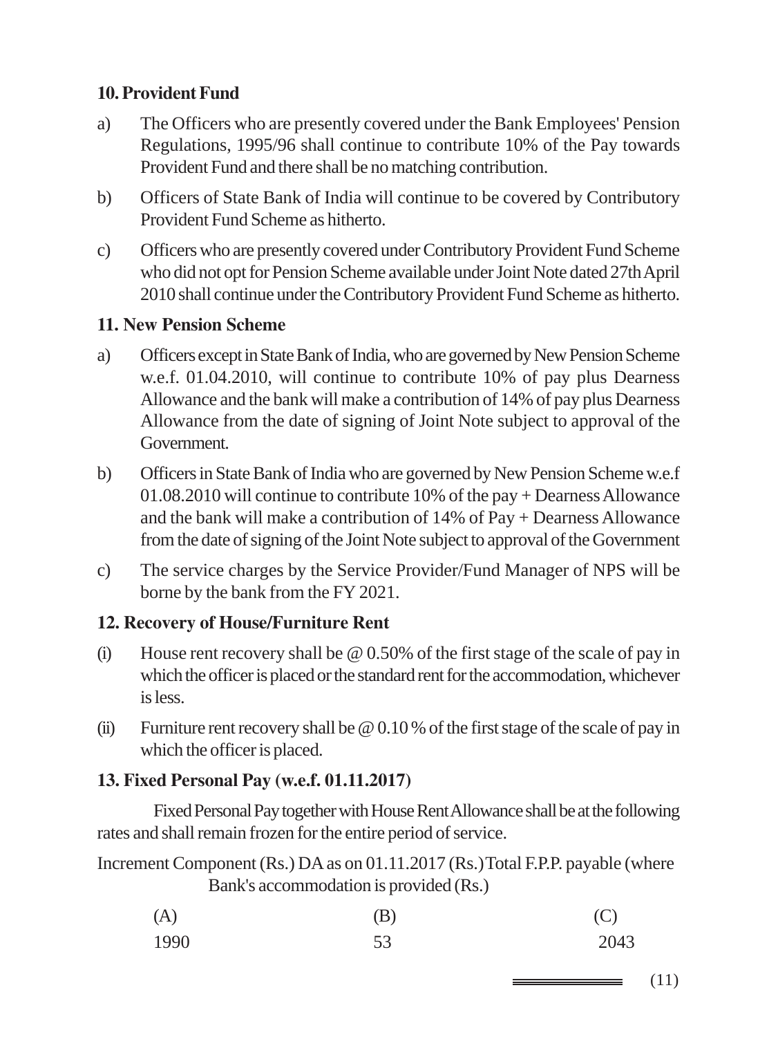## 10. Provident Fund

a) The Officers who are presently covered under the Bank Employees' Pension Regulations, 1995/96 shall continue to contribute 10% of the Pay towards Provident Fund and there shall be no matching contribution.

b) Officers of State Bank of India will continue to be covered by Contributory Provident Fund Scheme as hitherto.

c) Officers who are presently covered under Contributory Provident Fund Scheme who did not opt for Pension Scheme available under Joint Note dated 27th April 2010 shall continue under the Contributory Provident Fund Scheme as hitherto.

## 11. New Pension Scheme

a) Officers except in State Bank of India, who are governed by New Pension Scheme w.e.f. 01.04.2010, will continue to contribute 10% of pay plus Dearness Allowance and the bank will make a contribution of 14% of pay plus Dearness Allowance from the date of signing of Joint Note subject to approval of the Government.

b) Officers in State Bank of India who are governed by New Pension Scheme w.e.f 01.08.2010 will continue to contribute 10% of the pay + Dearness Allowance and the bank will make a contribution of 14% of Pay + Dearness Allowance from the date of signing of the Joint Note subject to approval of the Government

c) The service charges by the Service Provider/Fund Manager of NPS will be borne by the bank from the FY 2021.

## 12. Recovery of House/Furniture Rent

(i) House rent recovery shall be @ 0.50% of the first stage of the scale of pay in which the officer is placed or the standard rent for the accommodation, whichever is less.

(ii) Furniture rent recovery shall be @ 0.10 % of the first stage of the scale of pay in which the officer is placed.

## 13. Fixed Personal Pay (w.e.f. 01.11.2017)

Fixed Personal Pay together with House Rent Allowance shall be at the following rates and shall remain frozen for the entire period of service.

| Increment Component (Rs.) | DA as on 01.11.2017 (Rs.) | Total F.P.P. payable (where Bank's accommodation is provided (Rs.) |
|---|---|---|
| (A) | (B) | (C) |
| 1990 | 53 | 2043 |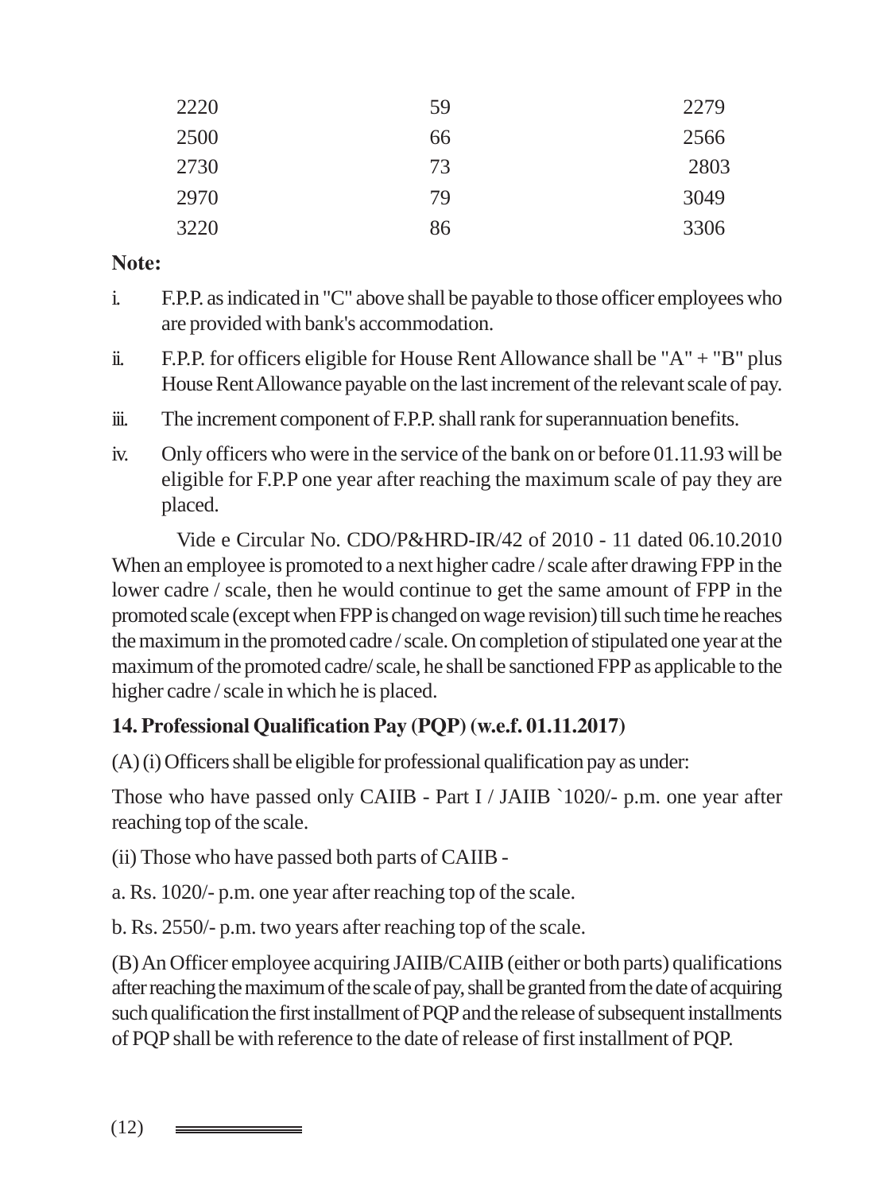| | | |
|---|---|---|
| 2220 | 59 | 2279 |
| 2500 | 66 | 2566 |
| 2730 | 73 | 2803 |
| 2970 | 79 | 3049 |
| 3220 | 86 | 3306 |

**Note:**

i. F.P.P. as indicated in "C" above shall be payable to those officer employees who are provided with bank's accommodation.

ii. F.P.P. for officers eligible for House Rent Allowance shall be "A" + "B" plus House Rent Allowance payable on the last increment of the relevant scale of pay.

iii. The increment component of F.P.P. shall rank for superannuation benefits.

iv. Only officers who were in the service of the bank on or before 01.11.93 will be eligible for F.P.P one year after reaching the maximum scale of pay they are placed.

Vide e Circular No. CDO/P&HRD-IR/42 of 2010 - 11 dated 06.10.2010 When an employee is promoted to a next higher cadre / scale after drawing FPP in the lower cadre / scale, then he would continue to get the same amount of FPP in the promoted scale (except when FPP is changed on wage revision) till such time he reaches the maximum in the promoted cadre / scale. On completion of stipulated one year at the maximum of the promoted cadre/ scale, he shall be sanctioned FPP as applicable to the higher cadre / scale in which he is placed.

### 14. Professional Qualification Pay (PQP) (w.e.f. 01.11.2017)

(A) (i) Officers shall be eligible for professional qualification pay as under:

Those who have passed only CAIIB - Part I / JAIIB `1020/- p.m. one year after reaching top of the scale.

(ii) Those who have passed both parts of CAIIB -

a. Rs. 1020/- p.m. one year after reaching top of the scale.

b. Rs. 2550/- p.m. two years after reaching top of the scale.

(B) An Officer employee acquiring JAIIB/CAIIB (either or both parts) qualifications after reaching the maximum of the scale of pay, shall be granted from the date of acquiring such qualification the first installment of PQP and the release of subsequent installments of PQP shall be with reference to the date of release of first installment of PQP.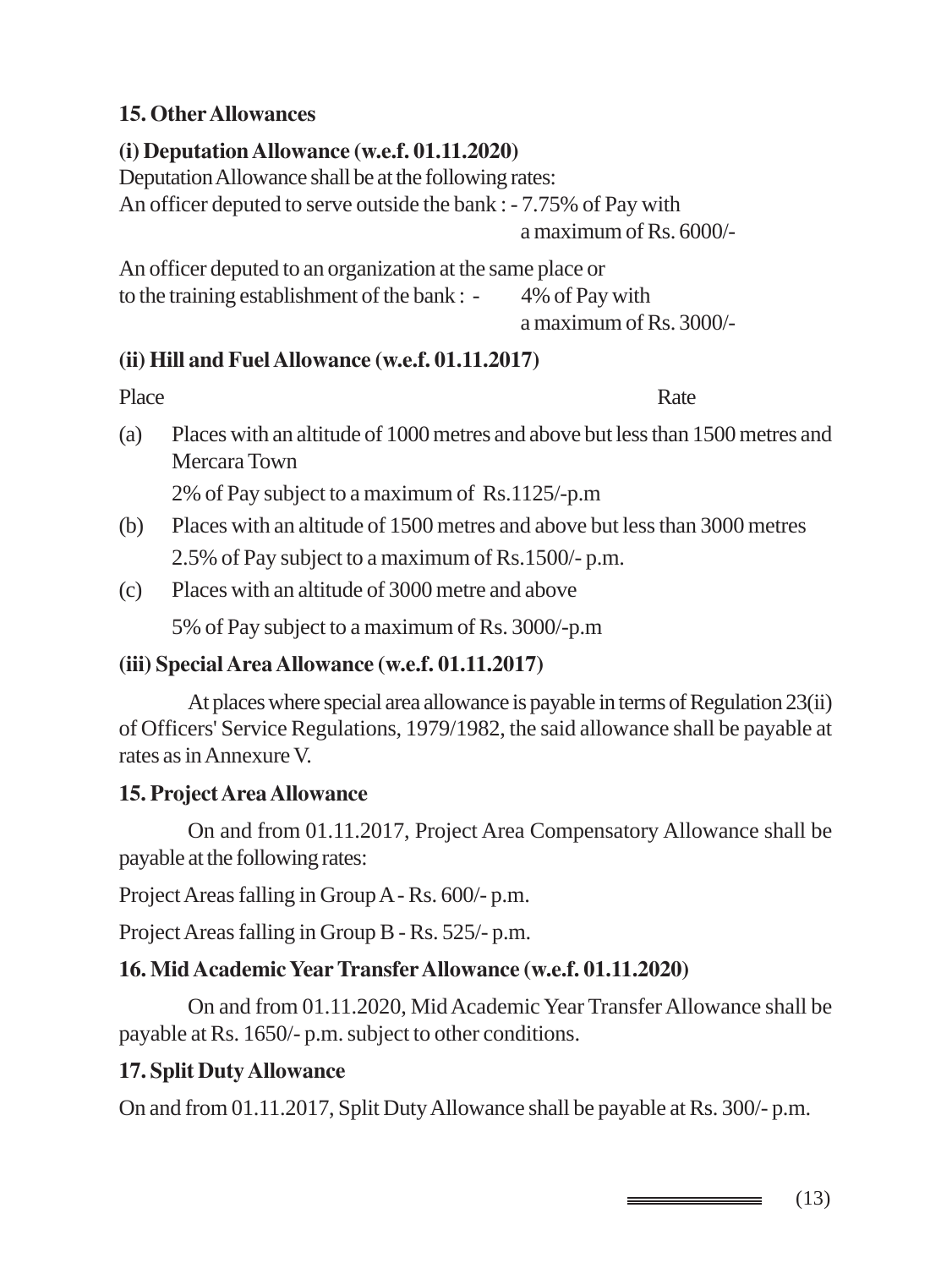## 15. Other Allowances

### (i) Deputation Allowance (w.e.f. 01.11.2020)

Deputation Allowance shall be at the following rates:

An officer deputed to serve outside the bank : - 7.75% of Pay with a maximum of Rs. 6000/-

An officer deputed to an organization at the same place or to the training establishment of the bank : - 4% of Pay with a maximum of Rs. 3000/-

### (ii) Hill and Fuel Allowance (w.e.f. 01.11.2017)

Place Rate

(a) Places with an altitude of 1000 metres and above but less than 1500 metres and Mercara Town

2% of Pay subject to a maximum of Rs.1125/-p.m

(b) Places with an altitude of 1500 metres and above but less than 3000 metres

2.5% of Pay subject to a maximum of Rs.1500/- p.m.

(c) Places with an altitude of 3000 metre and above

5% of Pay subject to a maximum of Rs. 3000/-p.m

### (iii) Special Area Allowance (w.e.f. 01.11.2017)

At places where special area allowance is payable in terms of Regulation 23(ii) of Officers' Service Regulations, 1979/1982, the said allowance shall be payable at rates as in Annexure V.

## 15. Project Area Allowance

On and from 01.11.2017, Project Area Compensatory Allowance shall be payable at the following rates:

Project Areas falling in Group A - Rs. 600/- p.m.

Project Areas falling in Group B - Rs. 525/- p.m.

## 16. Mid Academic Year Transfer Allowance (w.e.f. 01.11.2020)

On and from 01.11.2020, Mid Academic Year Transfer Allowance shall be payable at Rs. 1650/- p.m. subject to other conditions.

## 17. Split Duty Allowance

On and from 01.11.2017, Split Duty Allowance shall be payable at Rs. 300/- p.m.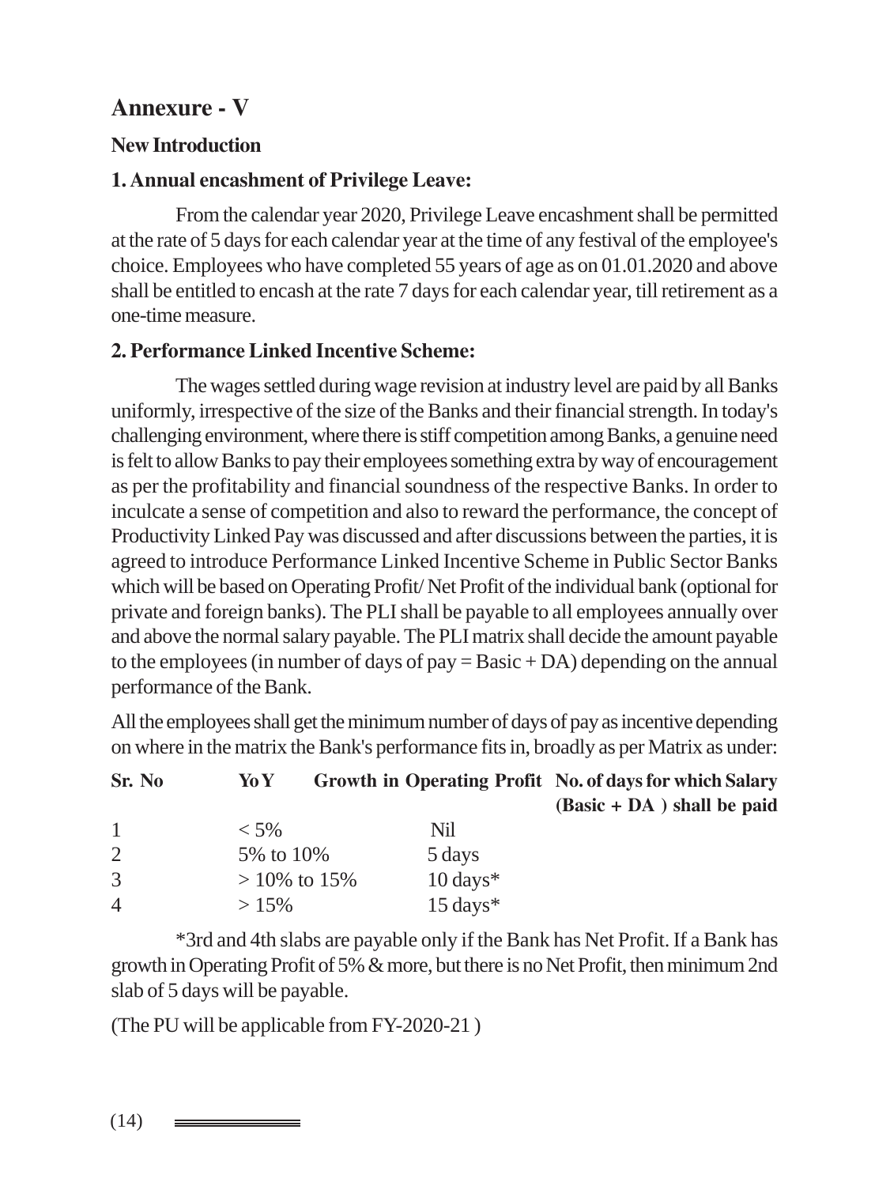# Annexure - V

### New Introduction

### 1. Annual encashment of Privilege Leave:

From the calendar year 2020, Privilege Leave encashment shall be permitted at the rate of 5 days for each calendar year at the time of any festival of the employee's choice. Employees who have completed 55 years of age as on 01.01.2020 and above shall be entitled to encash at the rate 7 days for each calendar year, till retirement as a one-time measure.

### 2. Performance Linked Incentive Scheme:

The wages settled during wage revision at industry level are paid by all Banks uniformly, irrespective of the size of the Banks and their financial strength. In today's challenging environment, where there is stiff competition among Banks, a genuine need is felt to allow Banks to pay their employees something extra by way of encouragement as per the profitability and financial soundness of the respective Banks. In order to inculcate a sense of competition and also to reward the performance, the concept of Productivity Linked Pay was discussed and after discussions between the parties, it is agreed to introduce Performance Linked Incentive Scheme in Public Sector Banks which will be based on Operating Profit/ Net Profit of the individual bank (optional for private and foreign banks). The PLI shall be payable to all employees annually over and above the normal salary payable. The PLI matrix shall decide the amount payable to the employees (in number of days of pay = Basic + DA) depending on the annual performance of the Bank.

All the employees shall get the minimum number of days of pay as incentive depending on where in the matrix the Bank's performance fits in, broadly as per Matrix as under:

| Sr. No | YoY Growth in Operating Profit | No. of days for which Salary (Basic + DA ) shall be paid |
|---|---|---|
| 1 | < 5% | Nil |
| 2 | 5% to 10% | 5 days |
| 3 | > 10% to 15% | 10 days* |
| 4 | > 15% | 15 days* |

*3rd and 4th slabs are payable only if the Bank has Net Profit. If a Bank has growth in Operating Profit of 5% & more, but there is no Net Profit, then minimum 2nd slab of 5 days will be payable.

(The PU will be applicable from FY-2020-21 )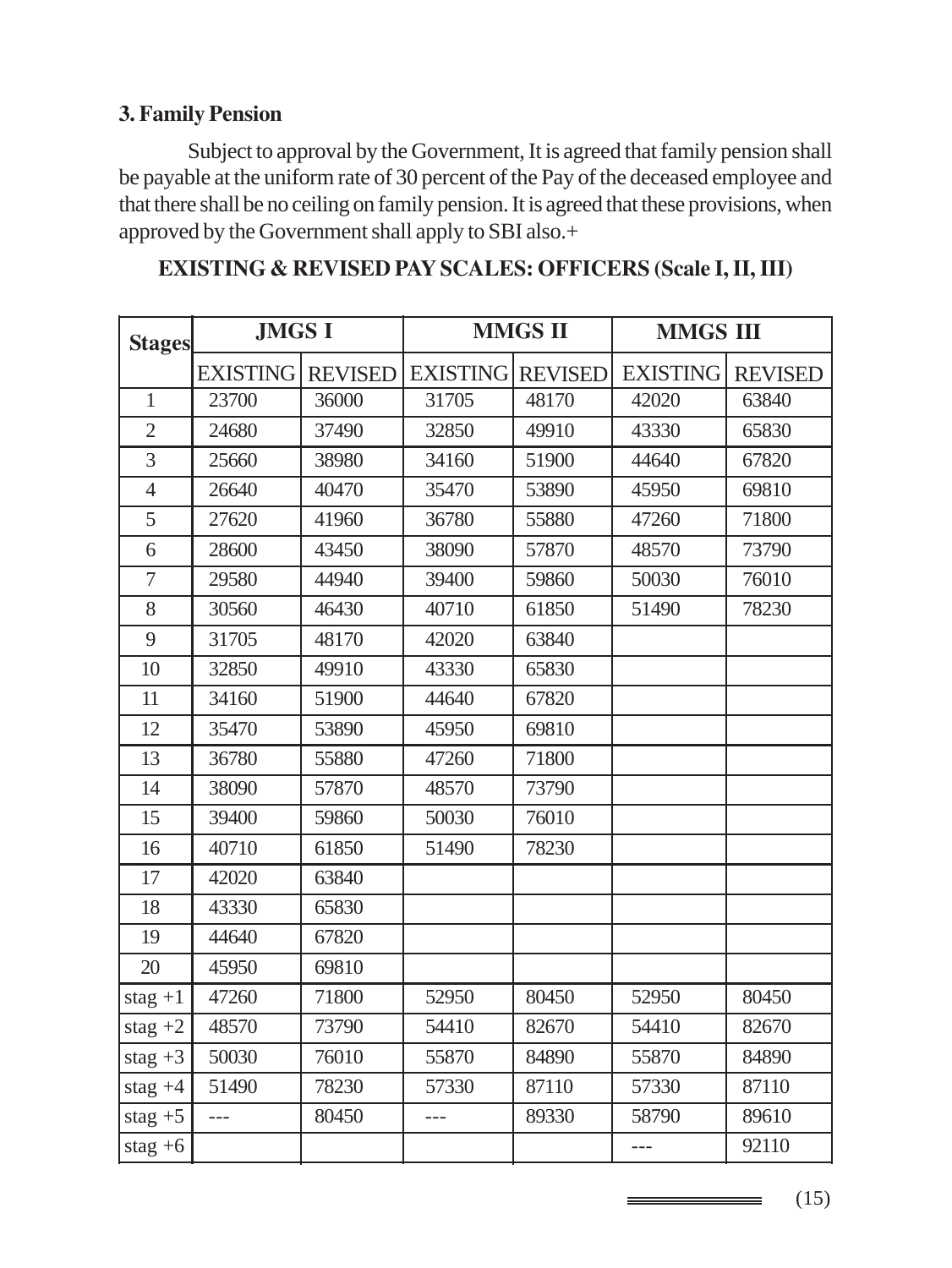### 3. Family Pension

Subject to approval by the Government, It is agreed that family pension shall be payable at the uniform rate of 30 percent of the Pay of the deceased employee and that there shall be no ceiling on family pension. It is agreed that these provisions, when approved by the Government shall apply to SBI also.+

**EXISTING & REVISED PAY SCALES: OFFICERS (Scale I, II, III)**

| Stages | JMGS I | | MMGS II | | MMGS III | |
|---|---|---|---|---|---|---|
| | EXISTING | REVISED | EXISTING | REVISED | EXISTING | REVISED |
| 1 | 23700 | 36000 | 31705 | 48170 | 42020 | 63840 |
| 2 | 24680 | 37490 | 32850 | 49910 | 43330 | 65830 |
| 3 | 25660 | 38980 | 34160 | 51900 | 44640 | 67820 |
| 4 | 26640 | 40470 | 35470 | 53890 | 45950 | 69810 |
| 5 | 27620 | 41960 | 36780 | 55880 | 47260 | 71800 |
| 6 | 28600 | 43450 | 38090 | 57870 | 48570 | 73790 |
| 7 | 29580 | 44940 | 39400 | 59860 | 50030 | 76010 |
| 8 | 30560 | 46430 | 40710 | 61850 | 51490 | 78230 |
| 9 | 31705 | 48170 | 42020 | 63840 | | |
| 10 | 32850 | 49910 | 43330 | 65830 | | |
| 11 | 34160 | 51900 | 44640 | 67820 | | |
| 12 | 35470 | 53890 | 45950 | 69810 | | |
| 13 | 36780 | 55880 | 47260 | 71800 | | |
| 14 | 38090 | 57870 | 48570 | 73790 | | |
| 15 | 39400 | 59860 | 50030 | 76010 | | |
| 16 | 40710 | 61850 | 51490 | 78230 | | |
| 17 | 42020 | 63840 | | | | |
| 18 | 43330 | 65830 | | | | |
| 19 | 44640 | 67820 | | | | |
| 20 | 45950 | 69810 | | | | |
| stag +1 | 47260 | 71800 | 52950 | 80450 | 52950 | 80450 |
| stag +2 | 48570 | 73790 | 54410 | 82670 | 54410 | 82670 |
| stag +3 | 50030 | 76010 | 55870 | 84890 | 55870 | 84890 |
| stag +4 | 51490 | 78230 | 57330 | 87110 | 57330 | 87110 |
| stag +5 | --- | 80450 | --- | 89330 | 58790 | 89610 |
| stag +6 | | | | | --- | 92110 |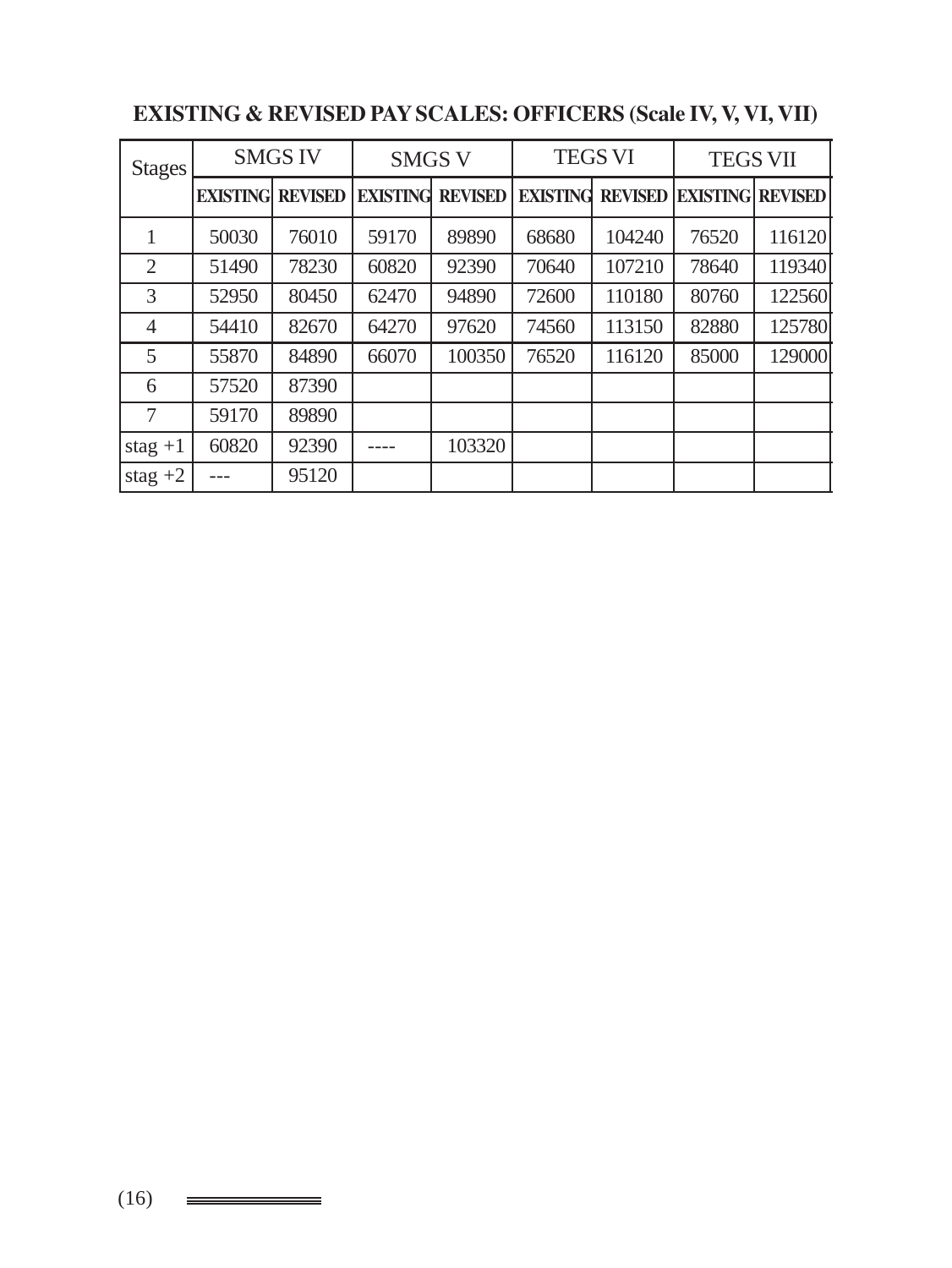## EXISTING & REVISED PAY SCALES: OFFICERS (Scale IV, V, VI, VII)

| Stages | SMGS IV | | SMGS V | | TEGS VI | | TEGS VII | |
|---|---|---|---|---|---|---|---|---|
| | **EXISTING** | **REVISED** | **EXISTING** | **REVISED** | **EXISTING** | **REVISED** | **EXISTING** | **REVISED** |
| 1 | 50030 | 76010 | 59170 | 89890 | 68680 | 104240 | 76520 | 116120 |
| 2 | 51490 | 78230 | 60820 | 92390 | 70640 | 107210 | 78640 | 119340 |
| 3 | 52950 | 80450 | 62470 | 94890 | 72600 | 110180 | 80760 | 122560 |
| 4 | 54410 | 82670 | 64270 | 97620 | 74560 | 113150 | 82880 | 125780 |
| 5 | 55870 | 84890 | 66070 | 100350 | 76520 | 116120 | 85000 | 129000 |
| 6 | 57520 | 87390 | | | | | | |
| 7 | 59170 | 89890 | | | | | | |
| stag +1 | 60820 | 92390 | ---- | 103320 | | | | |
| stag +2 | --- | 95120 | | | | | | |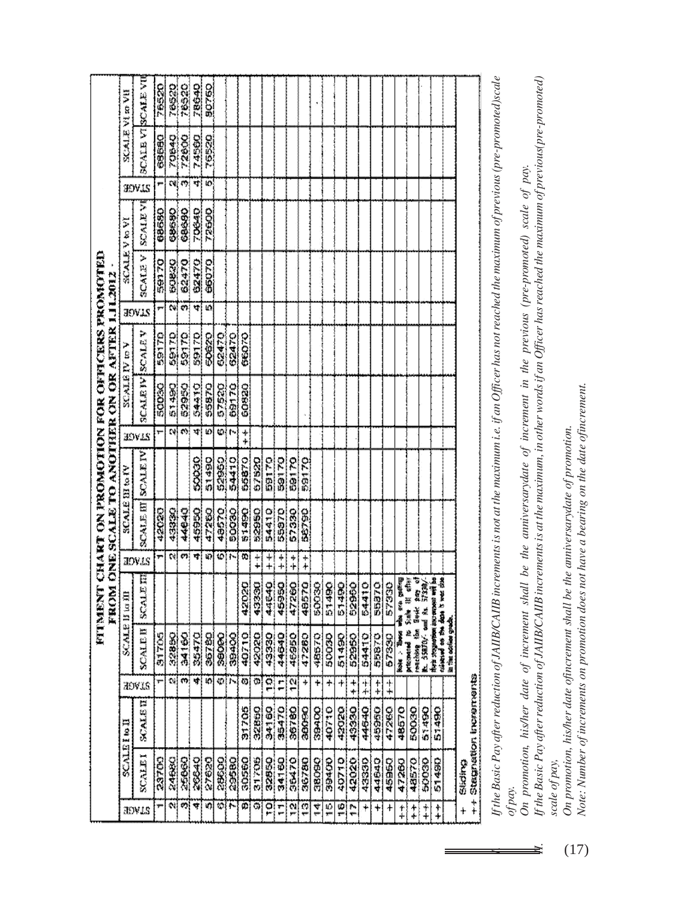# FITMENT CHART ON PROMOTION FOR OFFICERS PROMOTED FROM ONE SCALE TO ANOTHER ON OR AFTER 1.11.2012

| SCALE I to II | | | SCALE II to III | | | SCALE III to IV | | | SCALE IV to V | | | SCALE V to VI | | | SCALE VI to VII | | |
|---|---|---|---|---|---|---|---|---|---|---|---|---|---|---|---|---|---|
| STAGE | SCALE I | SCALE II | STAGE | SCALE II | SCALE III | STAGE | SCALE III | SCALE IV | STAGE | SCALE IV | SCALE V | STAGE | SCALE V | SCALE VI | STAGE | SCALE VI | SCALE VII |
| 1 | 23700 | | 1 | 31705 | | 1 | 42020 | | 1 | 50030 | 59170 | 1 | 59170 | 68680 | 1 | 68680 | 76520 |
| 2 | 24660 | | 2 | 32850 | | 2 | 43330 | | 2 | 51490 | 59170 | 2 | 60820 | 68680 | 2 | 70640 | 76520 |
| 3 | 25660 | | 3 | 34160 | | 3 | 44640 | | 3 | 52950 | 59170 | 3 | 62470 | 68680 | 3 | 72600 | 76520 |
| 4 | 26640 | | 4 | 35470 | | 4 | 45950 | 50030 | 4 | 54410 | 59170 | 4 | 62470 | 70640 | 4 | 74560 | 78640 |
| 5 | 27620 | | 5 | 36780 | | 5 | 47260 | 51490 | 5 | 55870 | 60820 | 5 | 66070 | 72600 | 5 | 76520 | 80760 |
| 6 | 28600 | | 6 | 38090 | | 6 | 48570 | 52950 | 6 | 57520 | 62470 | | | | | | |
| 7 | 29580 | | 7 | 39400 | | 7 | 50030 | 54410 | 7 | 59170 | 62470 | | | | | | |
| 8 | 30560 | 31705 | 8 | 40710 | 42020 | 8 | 51490 | 55870 | ++ | 60820 | 66070 | | | | | | |
| 9 | 31705 | 32850 | 9 | 42020 | 43330 | ++ | 52950 | 57520 | | | | | | | | | |
| 10 | 32850 | 34160 | 10 | 43330 | 44640 | ++ | 54410 | 59170 | | | | | | | | | |
| 11 | 34160 | 35470 | 11 | 44640 | 45950 | ++ | 55870 | 59170 | | | | | | | | | |
| 12 | 35470 | 36780 | 12 | 45950 | 47260 | ++ | 57330 | 59170 | | | | | | | | | |
| 13 | 36780 | 38090 | + | 47260 | 48570 | ++ | 58790 | 59170 | | | | | | | | | |
| 14 | 38090 | 39400 | + | 48570 | 50030 | | | | | | | | | | | | |
| 15 | 39400 | 40710 | + | 50030 | 51490 | | | | | | | | | | | | |
| 16 | 40710 | 42020 | + | 51490 | 51490 | | | | | | | | | | | | |
| 17 | 42020 | 43330 | ++ | 52950 | 52950 | | | | | | | | | | | | |
| + | 43330 | 44640 | ++ | 54410 | 54410 | | | | | | | | | | | | |
| + | 44640 | 45950 | ++ | 55870 | 55870 | | | | | | | | | | | | |
| + | 45950 | 47260 | ++ | 57330 | 57330 | | | | | | | | | | | | |
| ++ | 47260 | 48570 | | Note :- Those who are getting promoted to Scale III after reaching the Basic pay of Rs. 55870/- and Rs. 57330/- their stagnation increment will be released on the date it was due in the earlier grade. | | | | | | | | | | | | | |
| ++ | 48570 | 50030 | | | | | | | | | | | | | | | |
| ++ | 50030 | 51490 | | | | | | | | | | | | | | | |
| ++ | 51490 | 51490 | | | | | | | | | | | | | | | |

+ Sliding

++ Stagnation Increments

*If the Basic Pay after reduction of JAIIB/CAIIB increments is not at the maximum i.e. if an Officer has not reached the maximum of previous (pre-promoted) scale of pay.*

*On promotion, his/her date of increment shall be the anniversary date of increment in the previous (pre-promoted) scale of pay.*

*If the Basic Pay after reduction of JAIIB/CAIIB increments is at the maximum, in other words if an Officer has reached the maximum of previous (pre-promoted) scale of pay,*

*On promotion, his/her date of increment shall be the anniversary date of promotion.*

*Note: Number of increments on promotion does not have a bearing on the date of increment.*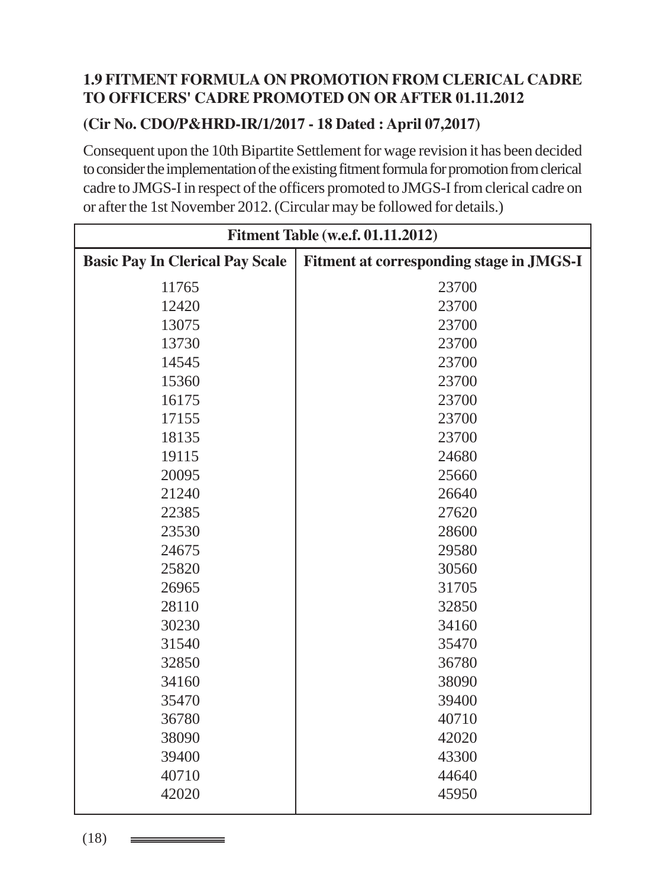## 1.9 FITMENT FORMULA ON PROMOTION FROM CLERICAL CADRE TO OFFICERS' CADRE PROMOTED ON OR AFTER 01.11.2012

**(Cir No. CDO/P&HRD-IR/1/2017 - 18 Dated : April 07,2017)**

Consequent upon the 10th Bipartite Settlement for wage revision it has been decided to consider the implementation of the existing fitment formula for promotion from clerical cadre to JMGS-I in respect of the officers promoted to JMGS-I from clerical cadre on or after the 1st November 2012. (Circular may be followed for details.)

| Fitment Table (w.e.f. 01.11.2012) | |
|---|---|
| **Basic Pay In Clerical Pay Scale** | **Fitment at corresponding stage in JMGS-I** |
| 11765 | 23700 |
| 12420 | 23700 |
| 13075 | 23700 |
| 13730 | 23700 |
| 14545 | 23700 |
| 15360 | 23700 |
| 16175 | 23700 |
| 17155 | 23700 |
| 18135 | 23700 |
| 19115 | 24680 |
| 20095 | 25660 |
| 21240 | 26640 |
| 22385 | 27620 |
| 23530 | 28600 |
| 24675 | 29580 |
| 25820 | 30560 |
| 26965 | 31705 |
| 28110 | 32850 |
| 30230 | 34160 |
| 31540 | 35470 |
| 32850 | 36780 |
| 34160 | 38090 |
| 35470 | 39400 |
| 36780 | 40710 |
| 38090 | 42020 |
| 39400 | 43300 |
| 40710 | 44640 |
| 42020 | 45950 |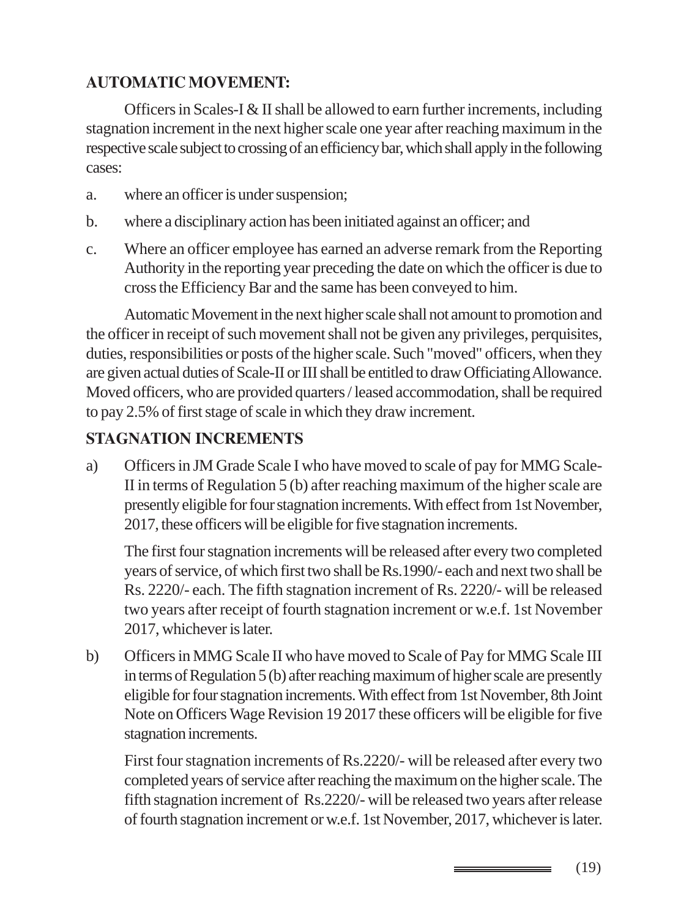**AUTOMATIC MOVEMENT:**

Officers in Scales-I & II shall be allowed to earn further increments, including stagnation increment in the next higher scale one year after reaching maximum in the respective scale subject to crossing of an efficiency bar, which shall apply in the following cases:

a. where an officer is under suspension;

b. where a disciplinary action has been initiated against an officer; and

c. Where an officer employee has earned an adverse remark from the Reporting Authority in the reporting year preceding the date on which the officer is due to cross the Efficiency Bar and the same has been conveyed to him.

Automatic Movement in the next higher scale shall not amount to promotion and the officer in receipt of such movement shall not be given any privileges, perquisites, duties, responsibilities or posts of the higher scale. Such "moved" officers, when they are given actual duties of Scale-II or III shall be entitled to draw Officiating Allowance. Moved officers, who are provided quarters / leased accommodation, shall be required to pay 2.5% of first stage of scale in which they draw increment.

**STAGNATION INCREMENTS**

a) Officers in JM Grade Scale I who have moved to scale of pay for MMG Scale-II in terms of Regulation 5 (b) after reaching maximum of the higher scale are presently eligible for four stagnation increments. With effect from 1st November, 2017, these officers will be eligible for five stagnation increments.

The first four stagnation increments will be released after every two completed years of service, of which first two shall be Rs.1990/- each and next two shall be Rs. 2220/- each. The fifth stagnation increment of Rs. 2220/- will be released two years after receipt of fourth stagnation increment or w.e.f. 1st November 2017, whichever is later.

b) Officers in MMG Scale II who have moved to Scale of Pay for MMG Scale III in terms of Regulation 5 (b) after reaching maximum of higher scale are presently eligible for four stagnation increments. With effect from 1st November, 8th Joint Note on Officers Wage Revision 19 2017 these officers will be eligible for five stagnation increments.

First four stagnation increments of Rs.2220/- will be released after every two completed years of service after reaching the maximum on the higher scale. The fifth stagnation increment of Rs.2220/- will be released two years after release of fourth stagnation increment or w.e.f. 1st November, 2017, whichever is later.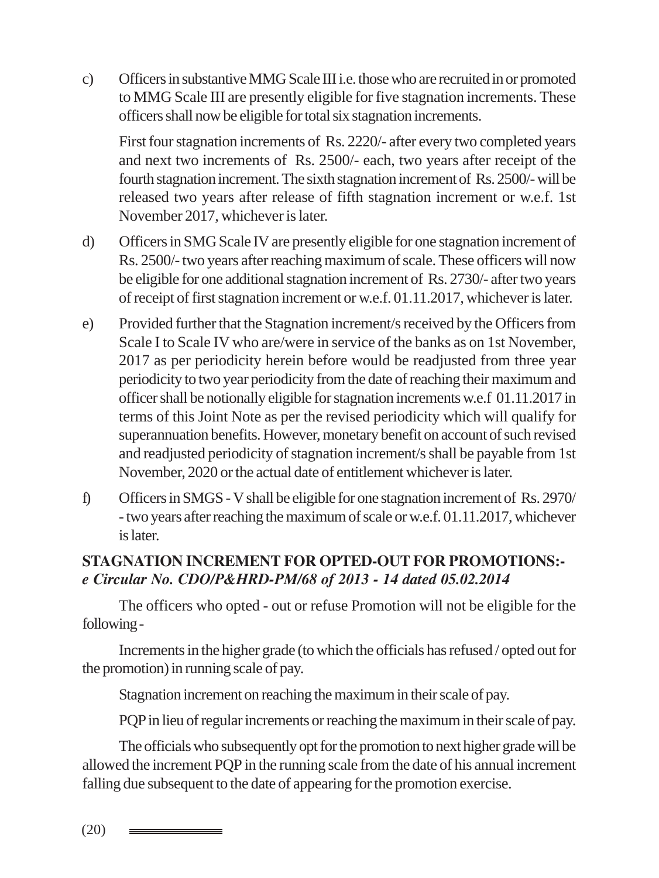c) Officers in substantive MMG Scale III i.e. those who are recruited in or promoted to MMG Scale III are presently eligible for five stagnation increments. These officers shall now be eligible for total six stagnation increments.

   First four stagnation increments of Rs. 2220/- after every two completed years and next two increments of Rs. 2500/- each, two years after receipt of the fourth stagnation increment. The sixth stagnation increment of Rs. 2500/- will be released two years after release of fifth stagnation increment or w.e.f. 1st November 2017, whichever is later.

d) Officers in SMG Scale IV are presently eligible for one stagnation increment of Rs. 2500/- two years after reaching maximum of scale. These officers will now be eligible for one additional stagnation increment of Rs. 2730/- after two years of receipt of first stagnation increment or w.e.f. 01.11.2017, whichever is later.

e) Provided further that the Stagnation increment/s received by the Officers from Scale I to Scale IV who are/were in service of the banks as on 1st November, 2017 as per periodicity herein before would be readjusted from three year periodicity to two year periodicity from the date of reaching their maximum and officer shall be notionally eligible for stagnation increments w.e.f 01.11.2017 in terms of this Joint Note as per the revised periodicity which will qualify for superannuation benefits. However, monetary benefit on account of such revised and readjusted periodicity of stagnation increment/s shall be payable from 1st November, 2020 or the actual date of entitlement whichever is later.

f) Officers in SMGS - V shall be eligible for one stagnation increment of Rs. 2970/ - two years after reaching the maximum of scale or w.e.f. 01.11.2017, whichever is later.

**STAGNATION INCREMENT FOR OPTED-OUT FOR PROMOTIONS:-**
***e Circular No. CDO/P&HRD-PM/68 of 2013 - 14 dated 05.02.2014***

The officers who opted - out or refuse Promotion will not be eligible for the following -

Increments in the higher grade (to which the officials has refused / opted out for the promotion) in running scale of pay.

Stagnation increment on reaching the maximum in their scale of pay.

PQP in lieu of regular increments or reaching the maximum in their scale of pay.

The officials who subsequently opt for the promotion to next higher grade will be allowed the increment PQP in the running scale from the date of his annual increment falling due subsequent to the date of appearing for the promotion exercise.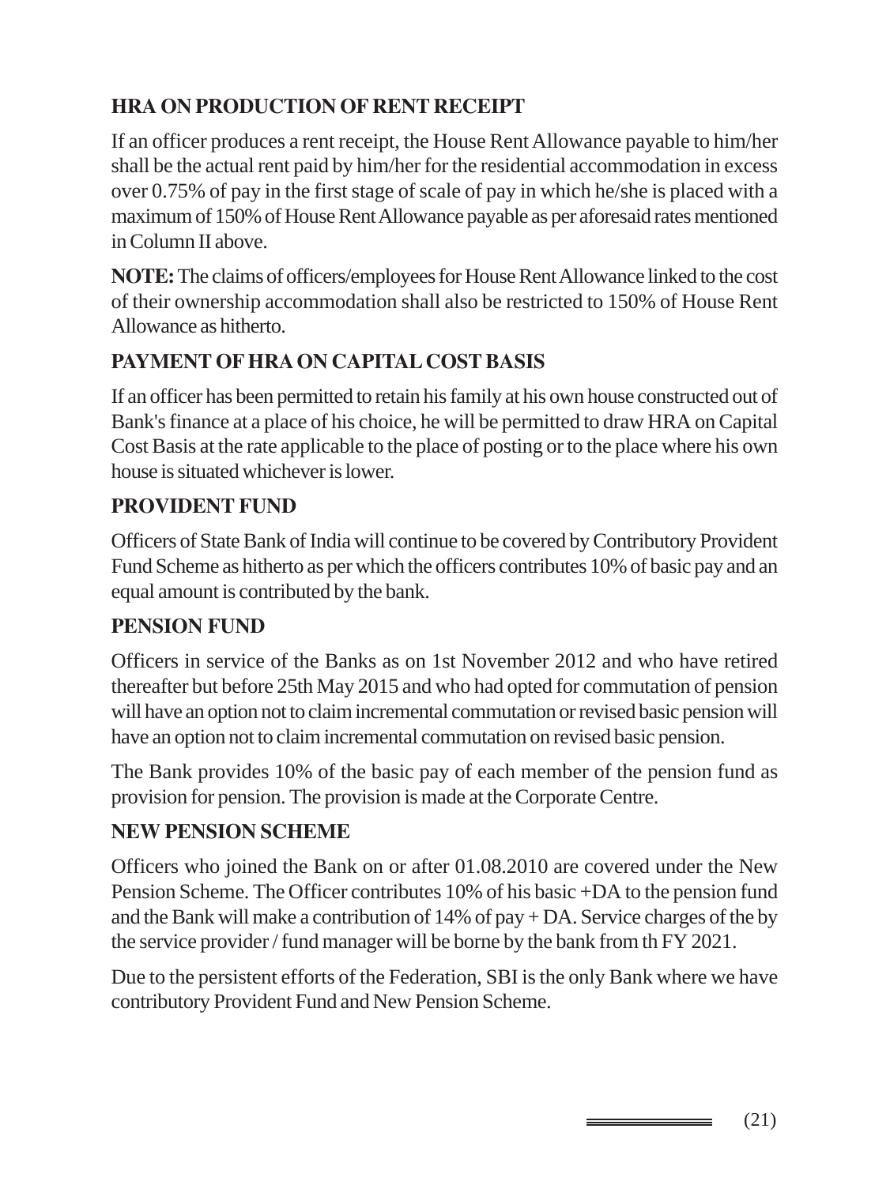## HRA ON PRODUCTION OF RENT RECEIPT

If an officer produces a rent receipt, the House Rent Allowance payable to him/her shall be the actual rent paid by him/her for the residential accommodation in excess over 0.75% of pay in the first stage of scale of pay in which he/she is placed with a maximum of 150% of House Rent Allowance payable as per aforesaid rates mentioned in Column II above.

**NOTE:** The claims of officers/employees for House Rent Allowance linked to the cost of their ownership accommodation shall also be restricted to 150% of House Rent Allowance as hitherto.

## PAYMENT OF HRA ON CAPITAL COST BASIS

If an officer has been permitted to retain his family at his own house constructed out of Bank's finance at a place of his choice, he will be permitted to draw HRA on Capital Cost Basis at the rate applicable to the place of posting or to the place where his own house is situated whichever is lower.

## PROVIDENT FUND

Officers of State Bank of India will continue to be covered by Contributory Provident Fund Scheme as hitherto as per which the officers contributes 10% of basic pay and an equal amount is contributed by the bank.

## PENSION FUND

Officers in service of the Banks as on 1st November 2012 and who have retired thereafter but before 25th May 2015 and who had opted for commutation of pension will have an option not to claim incremental commutation or revised basic pension will have an option not to claim incremental commutation on revised basic pension.

The Bank provides 10% of the basic pay of each member of the pension fund as provision for pension. The provision is made at the Corporate Centre.

## NEW PENSION SCHEME

Officers who joined the Bank on or after 01.08.2010 are covered under the New Pension Scheme. The Officer contributes 10% of his basic +DA to the pension fund and the Bank will make a contribution of 14% of pay + DA. Service charges of the by the service provider / fund manager will be borne by the bank from th FY 2021.

Due to the persistent efforts of the Federation, SBI is the only Bank where we have contributory Provident Fund and New Pension Scheme.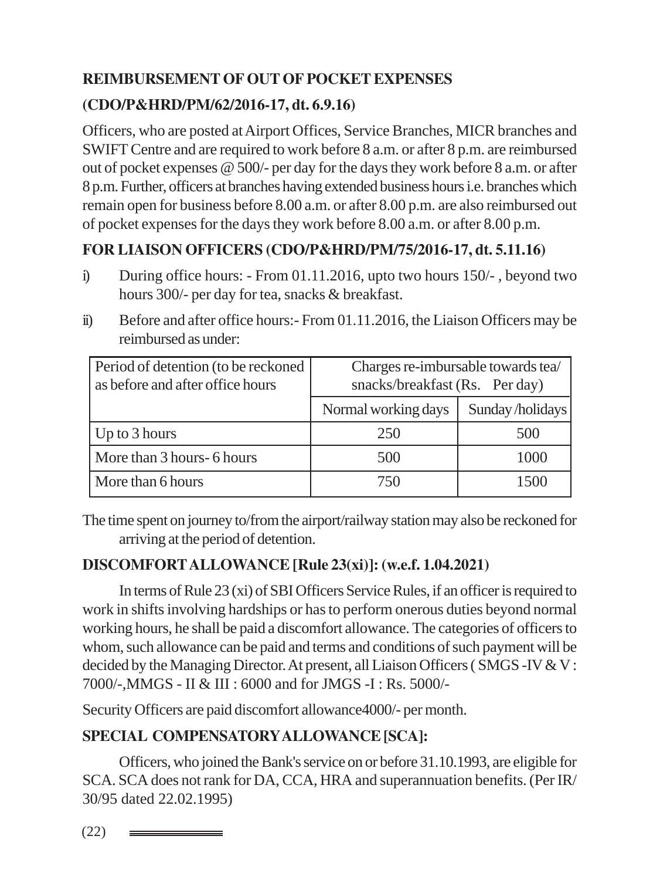## REIMBURSEMENT OF OUT OF POCKET EXPENSES

## (CDO/P&HRD/PM/62/2016-17, dt. 6.9.16)

Officers, who are posted at Airport Offices, Service Branches, MICR branches and SWIFT Centre and are required to work before 8 a.m. or after 8 p.m. are reimbursed out of pocket expenses @ 500/- per day for the days they work before 8 a.m. or after 8 p.m. Further, officers at branches having extended business hours i.e. branches which remain open for business before 8.00 a.m. or after 8.00 p.m. are also reimbursed out of pocket expenses for the days they work before 8.00 a.m. or after 8.00 p.m.

## FOR LIAISON OFFICERS (CDO/P&HRD/PM/75/2016-17, dt. 5.11.16)

i) During office hours: - From 01.11.2016, upto two hours 150/- , beyond two hours 300/- per day for tea, snacks & breakfast.

ii) Before and after office hours:- From 01.11.2016, the Liaison Officers may be reimbursed as under:

| Period of detention (to be reckoned as before and after office hours | Charges re-imbursable towards tea/ snacks/breakfast (Rs. Per day) | |
|---|---|---|
| | Normal working days | Sunday /holidays |
| Up to 3 hours | 250 | 500 |
| More than 3 hours- 6 hours | 500 | 1000 |
| More than 6 hours | 750 | 1500 |

The time spent on journey to/from the airport/railway station may also be reckoned for arriving at the period of detention.

## DISCOMFORT ALLOWANCE [Rule 23(xi)]: (w.e.f. 1.04.2021)

In terms of Rule 23 (xi) of SBI Officers Service Rules, if an officer is required to work in shifts involving hardships or has to perform onerous duties beyond normal working hours, he shall be paid a discomfort allowance. The categories of officers to whom, such allowance can be paid and terms and conditions of such payment will be decided by the Managing Director. At present, all Liaison Officers ( SMGS -IV & V : 7000/-,MMGS - II & III : 6000 and for JMGS -I : Rs. 5000/-

Security Officers are paid discomfort allowance4000/- per month.

## SPECIAL COMPENSATORY ALLOWANCE [SCA]:

Officers, who joined the Bank's service on or before 31.10.1993, are eligible for SCA. SCA does not rank for DA, CCA, HRA and superannuation benefits. (Per IR/ 30/95 dated 22.02.1995)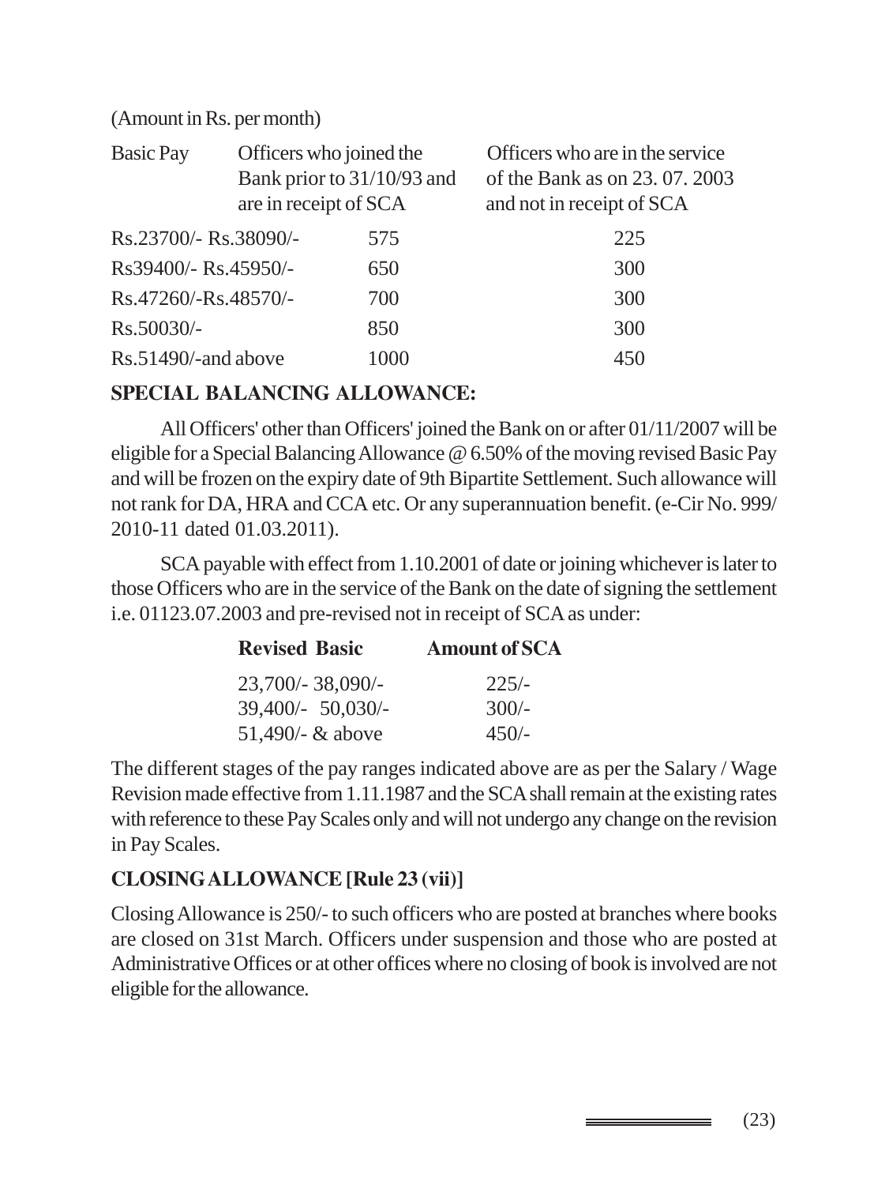(Amount in Rs. per month)

| Basic Pay | Officers who joined the Bank prior to 31/10/93 and are in receipt of SCA | Officers who are in the service of the Bank as on 23. 07. 2003 and not in receipt of SCA |
|---|---|---|
| Rs.23700/- Rs.38090/- | 575 | 225 |
| Rs39400/- Rs.45950/- | 650 | 300 |
| Rs.47260/-Rs.48570/- | 700 | 300 |
| Rs.50030/- | 850 | 300 |
| Rs.51490/-and above | 1000 | 450 |

**SPECIAL BALANCING ALLOWANCE:**

All Officers' other than Officers' joined the Bank on or after 01/11/2007 will be eligible for a Special Balancing Allowance @ 6.50% of the moving revised Basic Pay and will be frozen on the expiry date of 9th Bipartite Settlement. Such allowance will not rank for DA, HRA and CCA etc. Or any superannuation benefit. (e-Cir No. 999/ 2010-11 dated 01.03.2011).

SCA payable with effect from 1.10.2001 of date or joining whichever is later to those Officers who are in the service of the Bank on the date of signing the settlement i.e. 01123.07.2003 and pre-revised not in receipt of SCA as under:

| Revised Basic | Amount of SCA |
|---|---|
| 23,700/- 38,090/- | 225/- |
| 39,400/- 50,030/- | 300/- |
| 51,490/- & above | 450/- |

The different stages of the pay ranges indicated above are as per the Salary / Wage Revision made effective from 1.11.1987 and the SCA shall remain at the existing rates with reference to these Pay Scales only and will not undergo any change on the revision in Pay Scales.

**CLOSING ALLOWANCE [Rule 23 (vii)]**

Closing Allowance is 250/- to such officers who are posted at branches where books are closed on 31st March. Officers under suspension and those who are posted at Administrative Offices or at other offices where no closing of book is involved are not eligible for the allowance.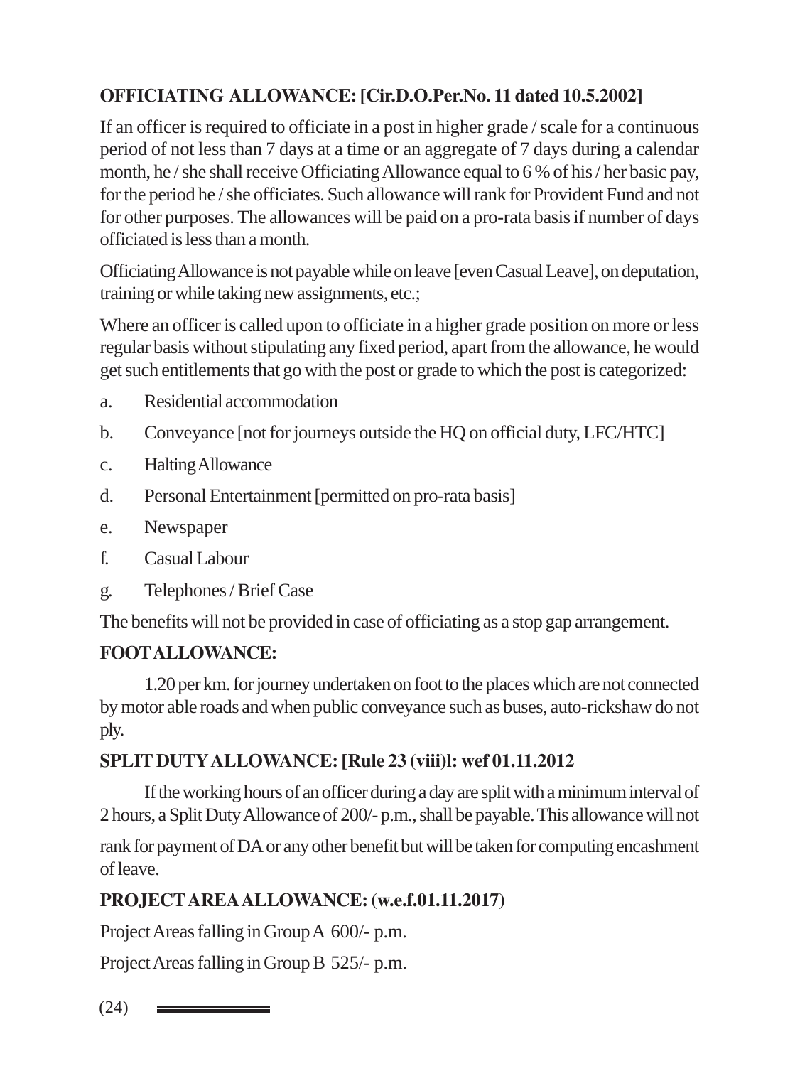**OFFICIATING ALLOWANCE: [Cir.D.O.Per.No. 11 dated 10.5.2002]**

If an officer is required to officiate in a post in higher grade / scale for a continuous period of not less than 7 days at a time or an aggregate of 7 days during a calendar month, he / she shall receive Officiating Allowance equal to 6 % of his / her basic pay, for the period he / she officiates. Such allowance will rank for Provident Fund and not for other purposes. The allowances will be paid on a pro-rata basis if number of days officiated is less than a month.

Officiating Allowance is not payable while on leave [even Casual Leave], on deputation, training or while taking new assignments, etc.;

Where an officer is called upon to officiate in a higher grade position on more or less regular basis without stipulating any fixed period, apart from the allowance, he would get such entitlements that go with the post or grade to which the post is categorized:

a. Residential accommodation

b. Conveyance [not for journeys outside the HQ on official duty, LFC/HTC]

c. Halting Allowance

d. Personal Entertainment [permitted on pro-rata basis]

e. Newspaper

f. Casual Labour

g. Telephones / Brief Case

The benefits will not be provided in case of officiating as a stop gap arrangement.

**FOOT ALLOWANCE:**

1.20 per km. for journey undertaken on foot to the places which are not connected by motor able roads and when public conveyance such as buses, auto-rickshaw do not ply.

**SPLIT DUTY ALLOWANCE: [Rule 23 (viii)l: wef 01.11.2012**

If the working hours of an officer during a day are split with a minimum interval of 2 hours, a Split Duty Allowance of 200/- p.m., shall be payable. This allowance will not rank for payment of DA or any other benefit but will be taken for computing encashment of leave.

**PROJECT AREA ALLOWANCE: (w.e.f.01.11.2017)**

Project Areas falling in Group A 600/- p.m.

Project Areas falling in Group B 525/- p.m.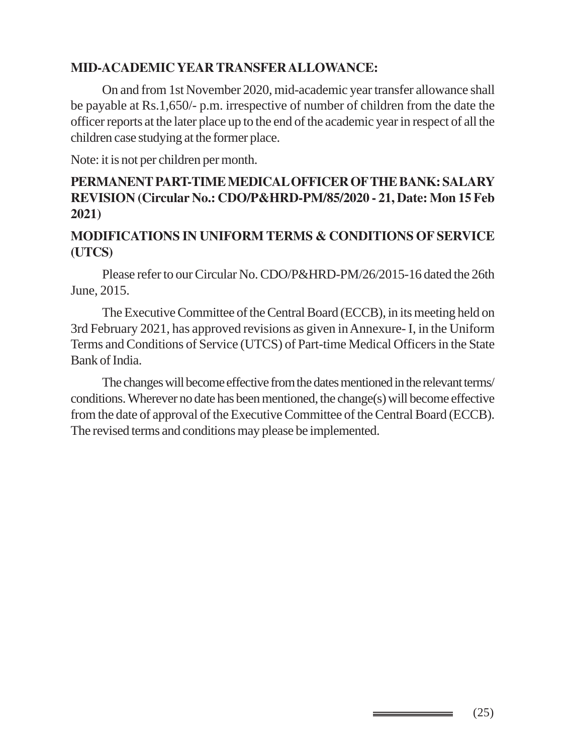**MID-ACADEMIC YEAR TRANSFER ALLOWANCE:**

On and from 1st November 2020, mid-academic year transfer allowance shall be payable at Rs.1,650/- p.m. irrespective of number of children from the date the officer reports at the later place up to the end of the academic year in respect of all the children case studying at the former place.

Note: it is not per children per month.

**PERMANENT PART-TIME MEDICAL OFFICER OF THE BANK: SALARY REVISION (Circular No.: CDO/P&HRD-PM/85/2020 - 21, Date: Mon 15 Feb 2021)**

**MODIFICATIONS IN UNIFORM TERMS & CONDITIONS OF SERVICE (UTCS)**

Please refer to our Circular No. CDO/P&HRD-PM/26/2015-16 dated the 26th June, 2015.

The Executive Committee of the Central Board (ECCB), in its meeting held on 3rd February 2021, has approved revisions as given in Annexure- I, in the Uniform Terms and Conditions of Service (UTCS) of Part-time Medical Officers in the State Bank of India.

The changes will become effective from the dates mentioned in the relevant terms/ conditions. Wherever no date has been mentioned, the change(s) will become effective from the date of approval of the Executive Committee of the Central Board (ECCB). The revised terms and conditions may please be implemented.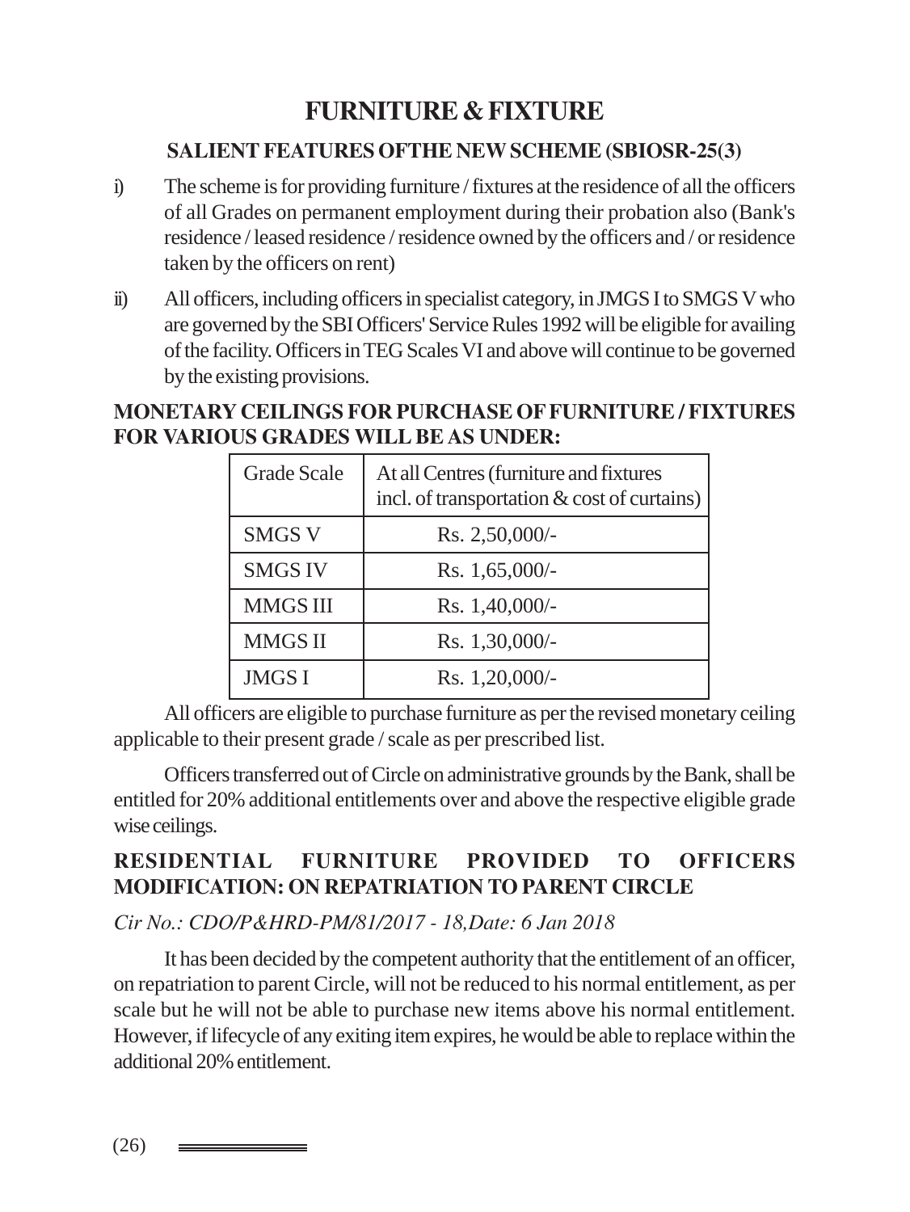# FURNITURE & FIXTURE

## SALIENT FEATURES OFTHE NEW SCHEME (SBIOSR-25(3)

i) The scheme is for providing furniture / fixtures at the residence of all the officers of all Grades on permanent employment during their probation also (Bank's residence / leased residence / residence owned by the officers and / or residence taken by the officers on rent)

ii) All officers, including officers in specialist category, in JMGS I to SMGS V who are governed by the SBI Officers' Service Rules 1992 will be eligible for availing of the facility. Officers in TEG Scales VI and above will continue to be governed by the existing provisions.

**MONETARY CEILINGS FOR PURCHASE OF FURNITURE / FIXTURES FOR VARIOUS GRADES WILL BE AS UNDER:**

| Grade Scale | At all Centres (furniture and fixtures incl. of transportation & cost of curtains) |
|---|---|
| SMGS V | Rs. 2,50,000/- |
| SMGS IV | Rs. 1,65,000/- |
| MMGS III | Rs. 1,40,000/- |
| MMGS II | Rs. 1,30,000/- |
| JMGS I | Rs. 1,20,000/- |

All officers are eligible to purchase furniture as per the revised monetary ceiling applicable to their present grade / scale as per prescribed list.

Officers transferred out of Circle on administrative grounds by the Bank, shall be entitled for 20% additional entitlements over and above the respective eligible grade wise ceilings.

## RESIDENTIAL FURNITURE PROVIDED TO OFFICERS MODIFICATION: ON REPATRIATION TO PARENT CIRCLE

*Cir No.: CDO/P&HRD-PM/81/2017 - 18,Date: 6 Jan 2018*

It has been decided by the competent authority that the entitlement of an officer, on repatriation to parent Circle, will not be reduced to his normal entitlement, as per scale but he will not be able to purchase new items above his normal entitlement. However, if lifecycle of any exiting item expires, he would be able to replace within the additional 20% entitlement.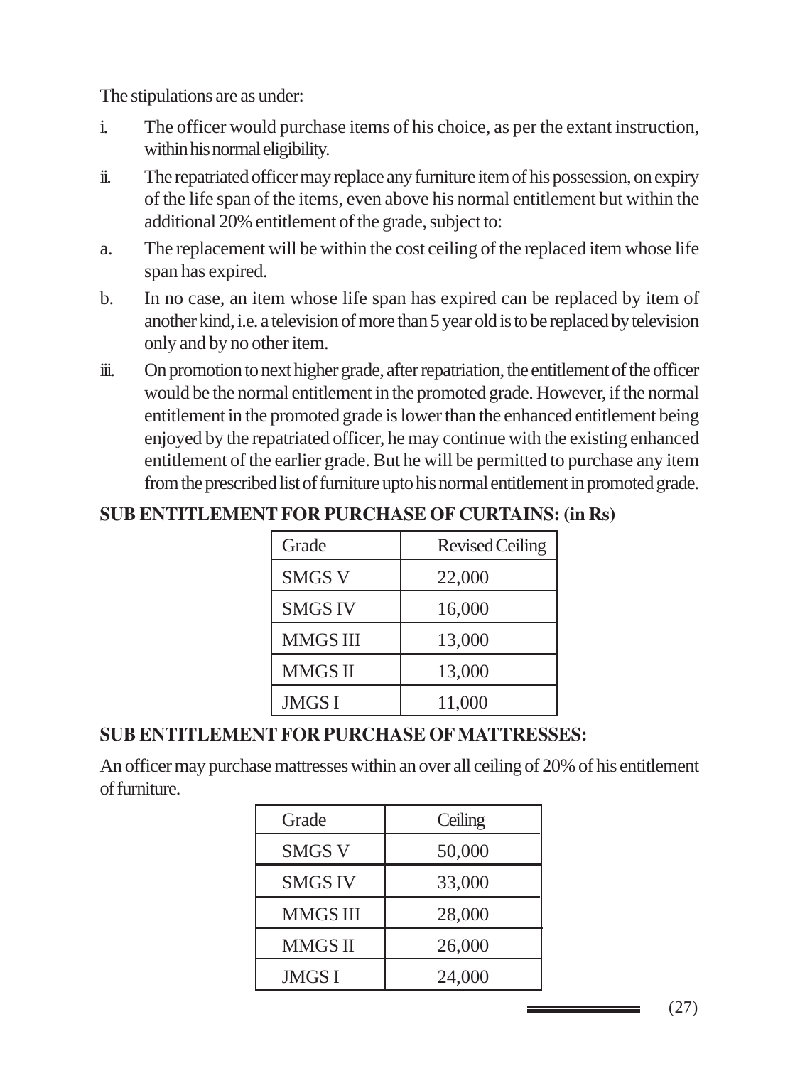The stipulations are as under:

i. The officer would purchase items of his choice, as per the extant instruction, within his normal eligibility.

ii. The repatriated officer may replace any furniture item of his possession, on expiry of the life span of the items, even above his normal entitlement but within the additional 20% entitlement of the grade, subject to:

a. The replacement will be within the cost ceiling of the replaced item whose life span has expired.

b. In no case, an item whose life span has expired can be replaced by item of another kind, i.e. a television of more than 5 year old is to be replaced by television only and by no other item.

iii. On promotion to next higher grade, after repatriation, the entitlement of the officer would be the normal entitlement in the promoted grade. However, if the normal entitlement in the promoted grade is lower than the enhanced entitlement being enjoyed by the repatriated officer, he may continue with the existing enhanced entitlement of the earlier grade. But he will be permitted to purchase any item from the prescribed list of furniture upto his normal entitlement in promoted grade.

**SUB ENTITLEMENT FOR PURCHASE OF CURTAINS: (in Rs)**

| Grade | Revised Ceiling |
|---|---|
| SMGS V | 22,000 |
| SMGS IV | 16,000 |
| MMGS III | 13,000 |
| MMGS II | 13,000 |
| JMGS I | 11,000 |

**SUB ENTITLEMENT FOR PURCHASE OF MATTRESSES:**

An officer may purchase mattresses within an over all ceiling of 20% of his entitlement of furniture.

| Grade | Ceiling |
|---|---|
| SMGS V | 50,000 |
| SMGS IV | 33,000 |
| MMGS III | 28,000 |
| MMGS II | 26,000 |
| JMGS I | 24,000 |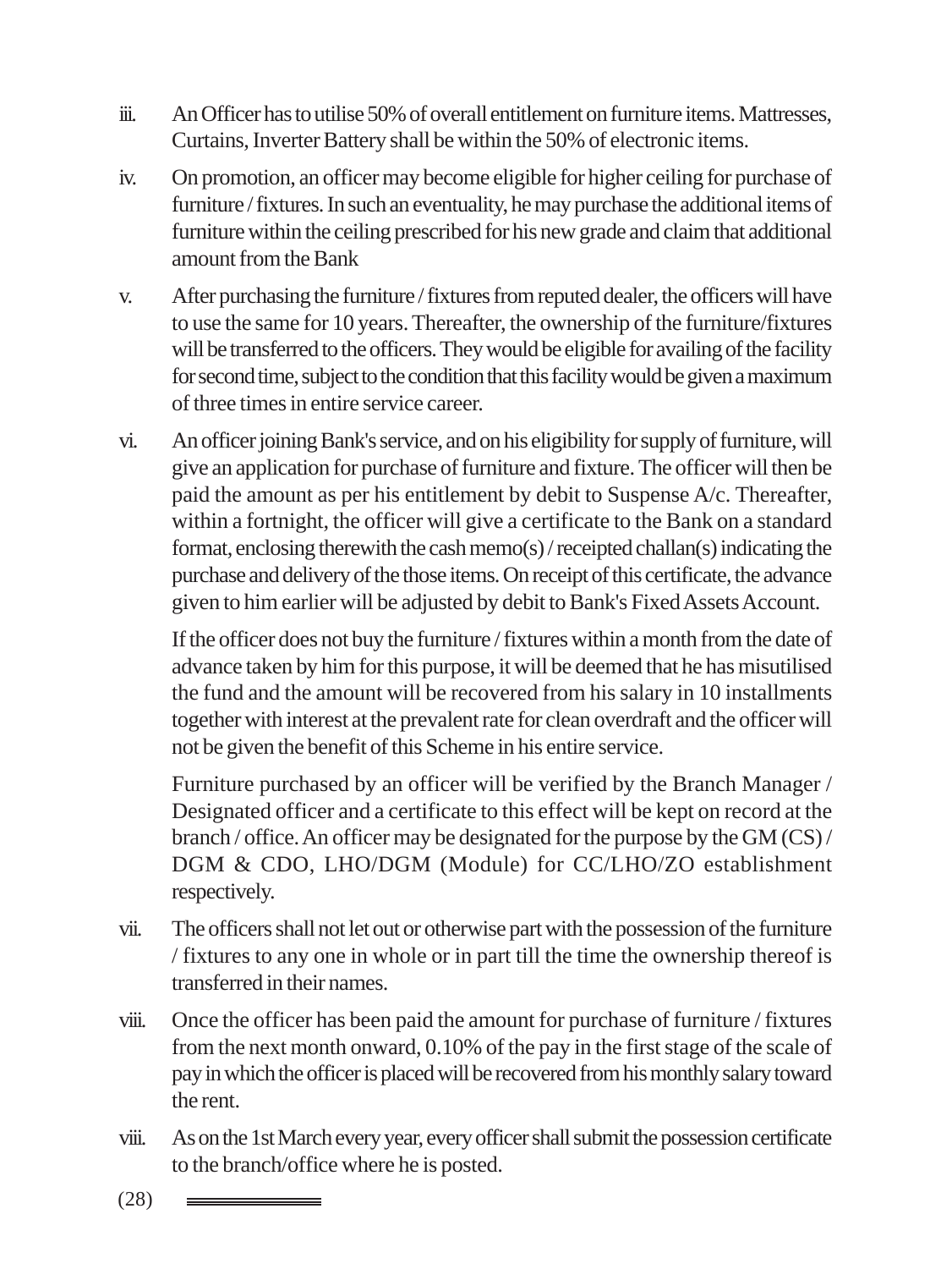iii. An Officer has to utilise 50% of overall entitlement on furniture items. Mattresses, Curtains, Inverter Battery shall be within the 50% of electronic items.

iv. On promotion, an officer may become eligible for higher ceiling for purchase of furniture / fixtures. In such an eventuality, he may purchase the additional items of furniture within the ceiling prescribed for his new grade and claim that additional amount from the Bank

v. After purchasing the furniture / fixtures from reputed dealer, the officers will have to use the same for 10 years. Thereafter, the ownership of the furniture/fixtures will be transferred to the officers. They would be eligible for availing of the facility for second time, subject to the condition that this facility would be given a maximum of three times in entire service career.

vi. An officer joining Bank's service, and on his eligibility for supply of furniture, will give an application for purchase of furniture and fixture. The officer will then be paid the amount as per his entitlement by debit to Suspense A/c. Thereafter, within a fortnight, the officer will give a certificate to the Bank on a standard format, enclosing therewith the cash memo(s) / receipted challan(s) indicating the purchase and delivery of the those items. On receipt of this certificate, the advance given to him earlier will be adjusted by debit to Bank's Fixed Assets Account.

   If the officer does not buy the furniture / fixtures within a month from the date of advance taken by him for this purpose, it will be deemed that he has misutilised the fund and the amount will be recovered from his salary in 10 installments together with interest at the prevalent rate for clean overdraft and the officer will not be given the benefit of this Scheme in his entire service.

   Furniture purchased by an officer will be verified by the Branch Manager / Designated officer and a certificate to this effect will be kept on record at the branch / office. An officer may be designated for the purpose by the GM (CS) / DGM & CDO, LHO/DGM (Module) for CC/LHO/ZO establishment respectively.

vii. The officers shall not let out or otherwise part with the possession of the furniture / fixtures to any one in whole or in part till the time the ownership thereof is transferred in their names.

viii. Once the officer has been paid the amount for purchase of furniture / fixtures from the next month onward, 0.10% of the pay in the first stage of the scale of pay in which the officer is placed will be recovered from his monthly salary toward the rent.

viii. As on the 1st March every year, every officer shall submit the possession certificate to the branch/office where he is posted.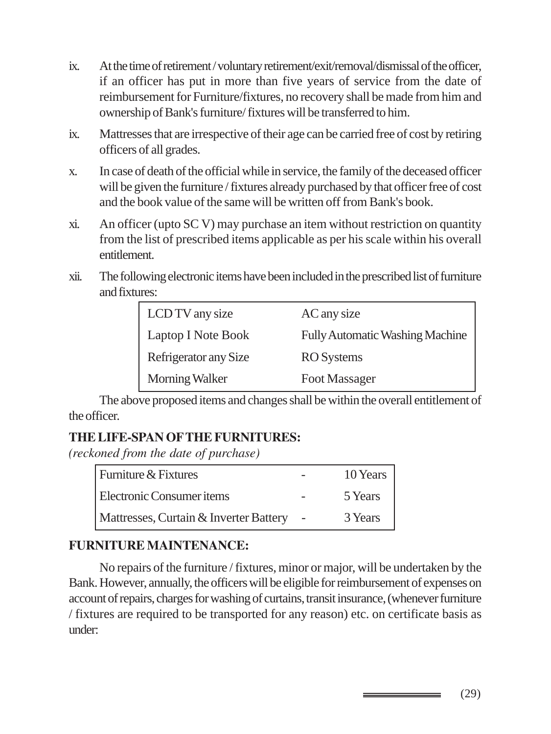ix. At the time of retirement / voluntary retirement/exit/removal/dismissal of the officer, if an officer has put in more than five years of service from the date of reimbursement for Furniture/fixtures, no recovery shall be made from him and ownership of Bank's furniture/ fixtures will be transferred to him.

ix. Mattresses that are irrespective of their age can be carried free of cost by retiring officers of all grades.

x. In case of death of the official while in service, the family of the deceased officer will be given the furniture / fixtures already purchased by that officer free of cost and the book value of the same will be written off from Bank's book.

xi. An officer (upto SC V) may purchase an item without restriction on quantity from the list of prescribed items applicable as per his scale within his overall entitlement.

xii. The following electronic items have been included in the prescribed list of furniture and fixtures:

| | |
|---|---|
| LCD TV any size | AC any size |
| Laptop I Note Book | Fully Automatic Washing Machine |
| Refrigerator any Size | RO Systems |
| Morning Walker | Foot Massager |

The above proposed items and changes shall be within the overall entitlement of the officer.

## THE LIFE-SPAN OF THE FURNITURES:

*(reckoned from the date of purchase)*

| | | |
|---|---|---|
| Furniture & Fixtures | - | 10 Years |
| Electronic Consumer items | - | 5 Years |
| Mattresses, Curtain & Inverter Battery | - | 3 Years |

## FURNITURE MAINTENANCE:

No repairs of the furniture / fixtures, minor or major, will be undertaken by the Bank. However, annually, the officers will be eligible for reimbursement of expenses on account of repairs, charges for washing of curtains, transit insurance, (whenever furniture / fixtures are required to be transported for any reason) etc. on certificate basis as under: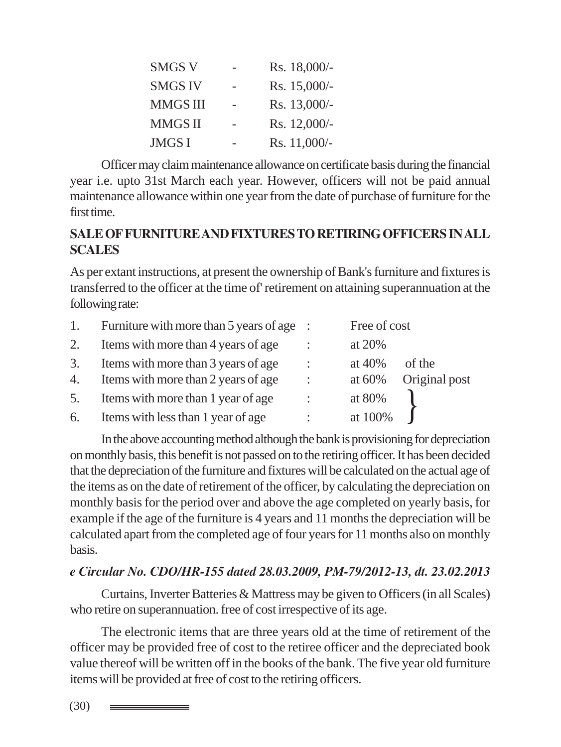| | | |
|---|---|---|
| SMGS V | - | Rs. 18,000/- |
| SMGS IV | - | Rs. 15,000/- |
| MMGS III | - | Rs. 13,000/- |
| MMGS II | - | Rs. 12,000/- |
| JMGS I | - | Rs. 11,000/- |

Officer may claim maintenance allowance on certificate basis during the financial year i.e. upto 31st March each year. However, officers will not be paid annual maintenance allowance within one year from the date of purchase of furniture for the first time.

**SALE OF FURNITURE AND FIXTURES TO RETIRING OFFICERS IN ALL SCALES**

As per extant instructions, at present the ownership of Bank's furniture and fixtures is transferred to the officer at the time of' retirement on attaining superannuation at the following rate:

| | | | |
|---|---|---|---|
| 1. | Furniture with more than 5 years of age | : | Free of cost |
| 2. | Items with more than 4 years of age | : | at 20% of the Original post |
| 3. | Items with more than 3 years of age | : | at 40% of the Original post |
| 4. | Items with more than 2 years of age | : | at 60% of the Original post |
| 5. | Items with more than 1 year of age | : | at 80% of the Original post |
| 6. | Items with less than 1 year of age | : | at 100% of the Original post |

In the above accounting method although the bank is provisioning for depreciation on monthly basis, this benefit is not passed on to the retiring officer. It has been decided that the depreciation of the furniture and fixtures will be calculated on the actual age of the items as on the date of retirement of the officer, by calculating the depreciation on monthly basis for the period over and above the age completed on yearly basis, for example if the age of the furniture is 4 years and 11 months the depreciation will be calculated apart from the completed age of four years for 11 months also on monthly basis.

***e Circular No. CDO/HR-155 dated 28.03.2009, PM-79/2012-13, dt. 23.02.2013***

Curtains, Inverter Batteries & Mattress may be given to Officers (in all Scales) who retire on superannuation. free of cost irrespective of its age.

The electronic items that are three years old at the time of retirement of the officer may be provided free of cost to the retiree officer and the depreciated book value thereof will be written off in the books of the bank. The five year old furniture items will be provided at free of cost to the retiring officers.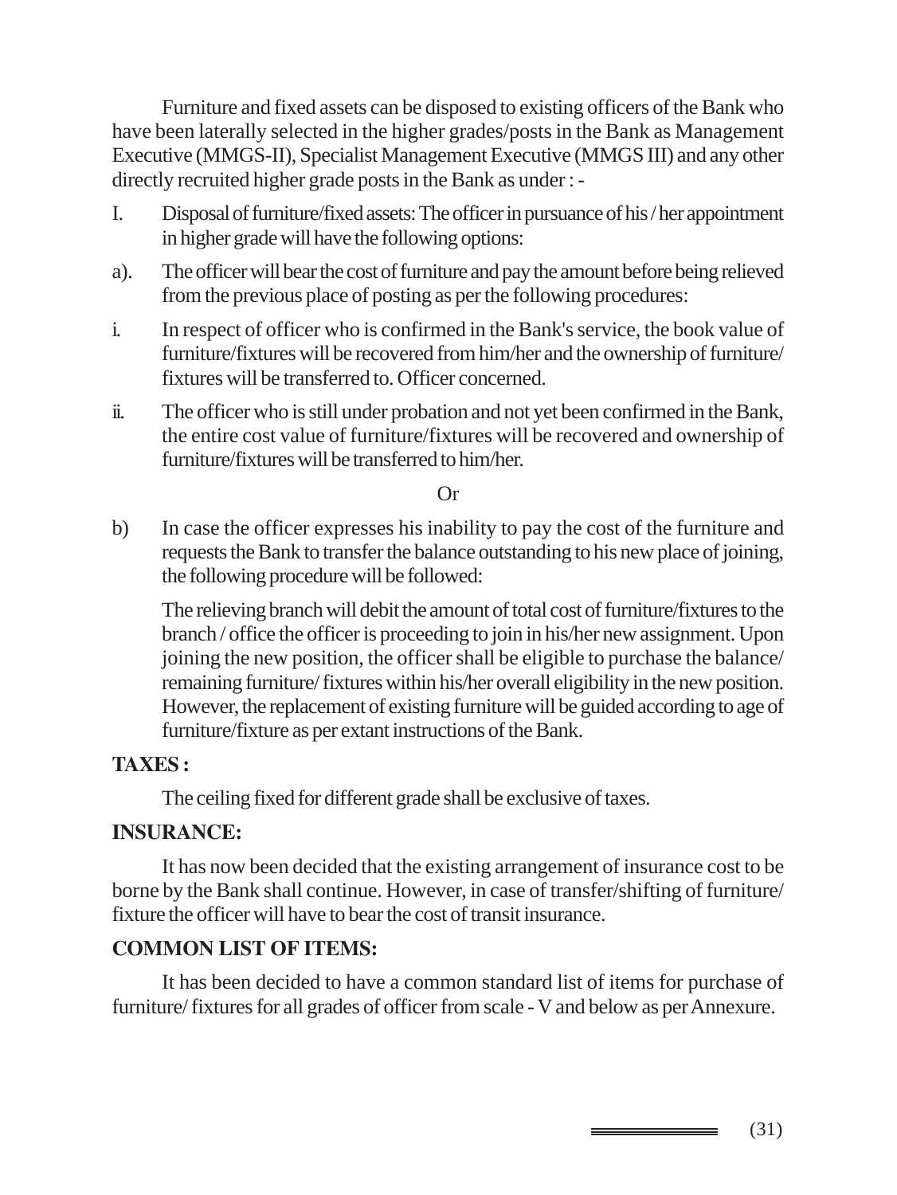Furniture and fixed assets can be disposed to existing officers of the Bank who have been laterally selected in the higher grades/posts in the Bank as Management Executive (MMGS-II), Specialist Management Executive (MMGS III) and any other directly recruited higher grade posts in the Bank as under : -

I. Disposal of furniture/fixed assets: The officer in pursuance of his / her appointment in higher grade will have the following options:

a). The officer will bear the cost of furniture and pay the amount before being relieved from the previous place of posting as per the following procedures:

i. In respect of officer who is confirmed in the Bank's service, the book value of furniture/fixtures will be recovered from him/her and the ownership of furniture/ fixtures will be transferred to. Officer concerned.

ii. The officer who is still under probation and not yet been confirmed in the Bank, the entire cost value of furniture/fixtures will be recovered and ownership of furniture/fixtures will be transferred to him/her.

Or

b) In case the officer expresses his inability to pay the cost of the furniture and requests the Bank to transfer the balance outstanding to his new place of joining, the following procedure will be followed:

The relieving branch will debit the amount of total cost of furniture/fixtures to the branch / office the officer is proceeding to join in his/her new assignment. Upon joining the new position, the officer shall be eligible to purchase the balance/ remaining furniture/ fixtures within his/her overall eligibility in the new position. However, the replacement of existing furniture will be guided according to age of furniture/fixture as per extant instructions of the Bank.

**TAXES :**

The ceiling fixed for different grade shall be exclusive of taxes.

**INSURANCE:**

It has now been decided that the existing arrangement of insurance cost to be borne by the Bank shall continue. However, in case of transfer/shifting of furniture/ fixture the officer will have to bear the cost of transit insurance.

**COMMON LIST OF ITEMS:**

It has been decided to have a common standard list of items for purchase of furniture/ fixtures for all grades of officer from scale - V and below as per Annexure.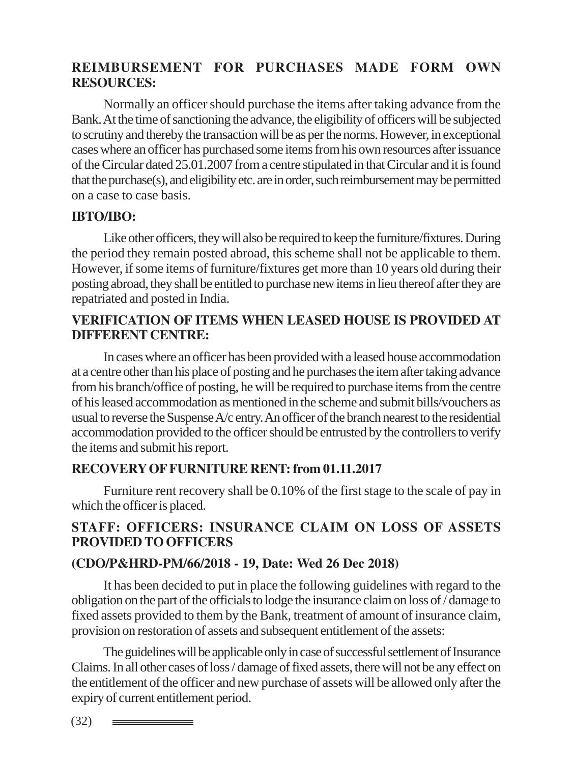## REIMBURSEMENT FOR PURCHASES MADE FORM OWN RESOURCES:

Normally an officer should purchase the items after taking advance from the Bank. At the time of sanctioning the advance, the eligibility of officers will be subjected to scrutiny and thereby the transaction will be as per the norms. However, in exceptional cases where an officer has purchased some items from his own resources after issuance of the Circular dated 25.01.2007 from a centre stipulated in that Circular and it is found that the purchase(s), and eligibility etc. are in order, such reimbursement may be permitted on a case to case basis.

## IBTO/IBO:

Like other officers, they will also be required to keep the furniture/fixtures. During the period they remain posted abroad, this scheme shall not be applicable to them. However, if some items of furniture/fixtures get more than 10 years old during their posting abroad, they shall be entitled to purchase new items in lieu thereof after they are repatriated and posted in India.

## VERIFICATION OF ITEMS WHEN LEASED HOUSE IS PROVIDED AT DIFFERENT CENTRE:

In cases where an officer has been provided with a leased house accommodation at a centre other than his place of posting and he purchases the item after taking advance from his branch/office of posting, he will be required to purchase items from the centre of his leased accommodation as mentioned in the scheme and submit bills/vouchers as usual to reverse the Suspense A/c entry. An officer of the branch nearest to the residential accommodation provided to the officer should be entrusted by the controllers to verify the items and submit his report.

## RECOVERY OF FURNITURE RENT: from 01.11.2017

Furniture rent recovery shall be 0.10% of the first stage to the scale of pay in which the officer is placed.

## STAFF: OFFICERS: INSURANCE CLAIM ON LOSS OF ASSETS PROVIDED TO OFFICERS

### (CDO/P&HRD-PM/66/2018 - 19, Date: Wed 26 Dec 2018)

It has been decided to put in place the following guidelines with regard to the obligation on the part of the officials to lodge the insurance claim on loss of / damage to fixed assets provided to them by the Bank, treatment of amount of insurance claim, provision on restoration of assets and subsequent entitlement of the assets:

The guidelines will be applicable only in case of successful settlement of Insurance Claims. In all other cases of loss / damage of fixed assets, there will not be any effect on the entitlement of the officer and new purchase of assets will be allowed only after the expiry of current entitlement period.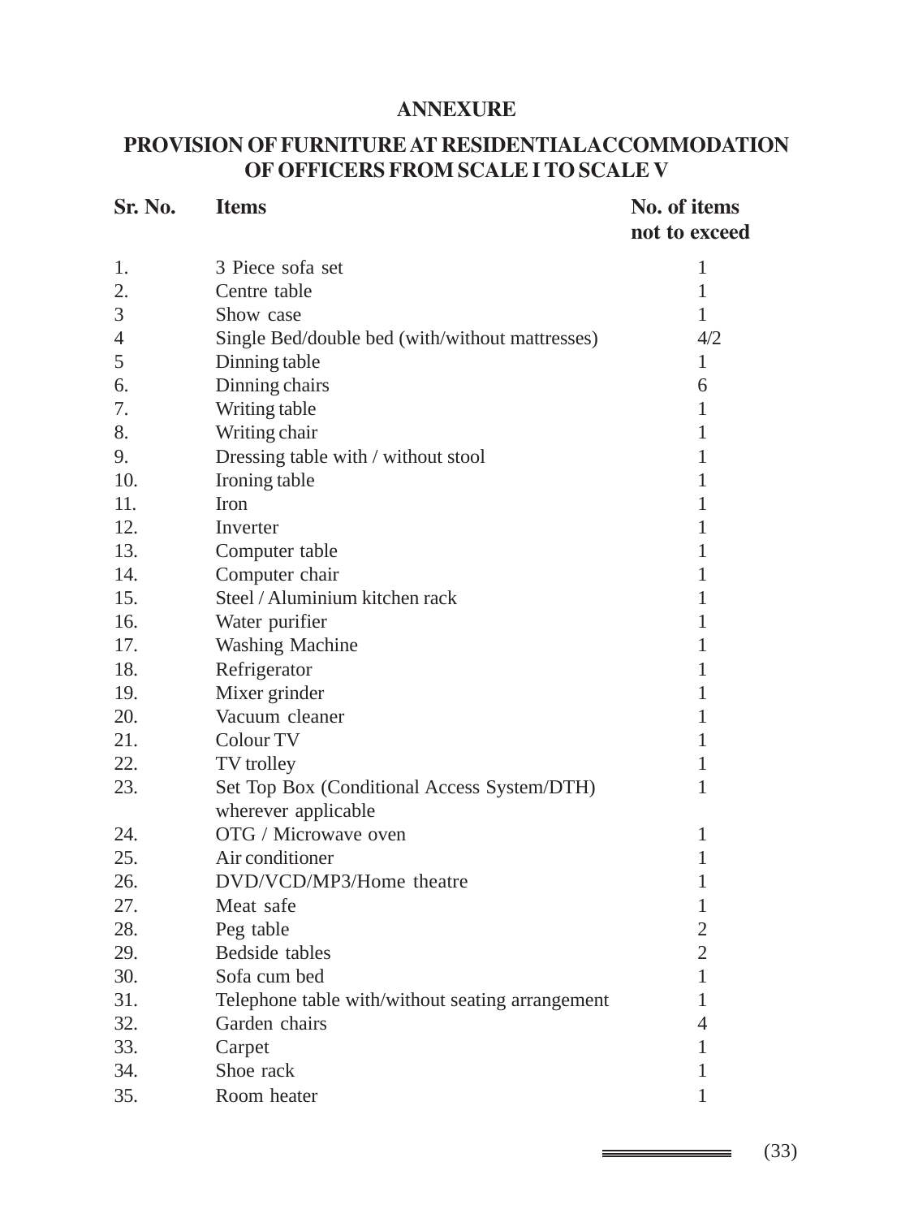## ANNEXURE

## PROVISION OF FURNITURE AT RESIDENTIAL ACCOMMODATION OF OFFICERS FROM SCALE I TO SCALE V

| Sr. No. | Items | No. of items not to exceed |
|---|---|---|
| 1. | 3 Piece sofa set | 1 |
| 2. | Centre table | 1 |
| 3 | Show case | 1 |
| 4 | Single Bed/double bed (with/without mattresses) | 4/2 |
| 5 | Dinning table | 1 |
| 6. | Dinning chairs | 6 |
| 7. | Writing table | 1 |
| 8. | Writing chair | 1 |
| 9. | Dressing table with / without stool | 1 |
| 10. | Ironing table | 1 |
| 11. | Iron | 1 |
| 12. | Inverter | 1 |
| 13. | Computer table | 1 |
| 14. | Computer chair | 1 |
| 15. | Steel / Aluminium kitchen rack | 1 |
| 16. | Water purifier | 1 |
| 17. | Washing Machine | 1 |
| 18. | Refrigerator | 1 |
| 19. | Mixer grinder | 1 |
| 20. | Vacuum cleaner | 1 |
| 21. | Colour TV | 1 |
| 22. | TV trolley | 1 |
| 23. | Set Top Box (Conditional Access System/DTH) wherever applicable | 1 |
| 24. | OTG / Microwave oven | 1 |
| 25. | Air conditioner | 1 |
| 26. | DVD/VCD/MP3/Home theatre | 1 |
| 27. | Meat safe | 1 |
| 28. | Peg table | 2 |
| 29. | Bedside tables | 2 |
| 30. | Sofa cum bed | 1 |
| 31. | Telephone table with/without seating arrangement | 1 |
| 32. | Garden chairs | 4 |
| 33. | Carpet | 1 |
| 34. | Shoe rack | 1 |
| 35. | Room heater | 1 |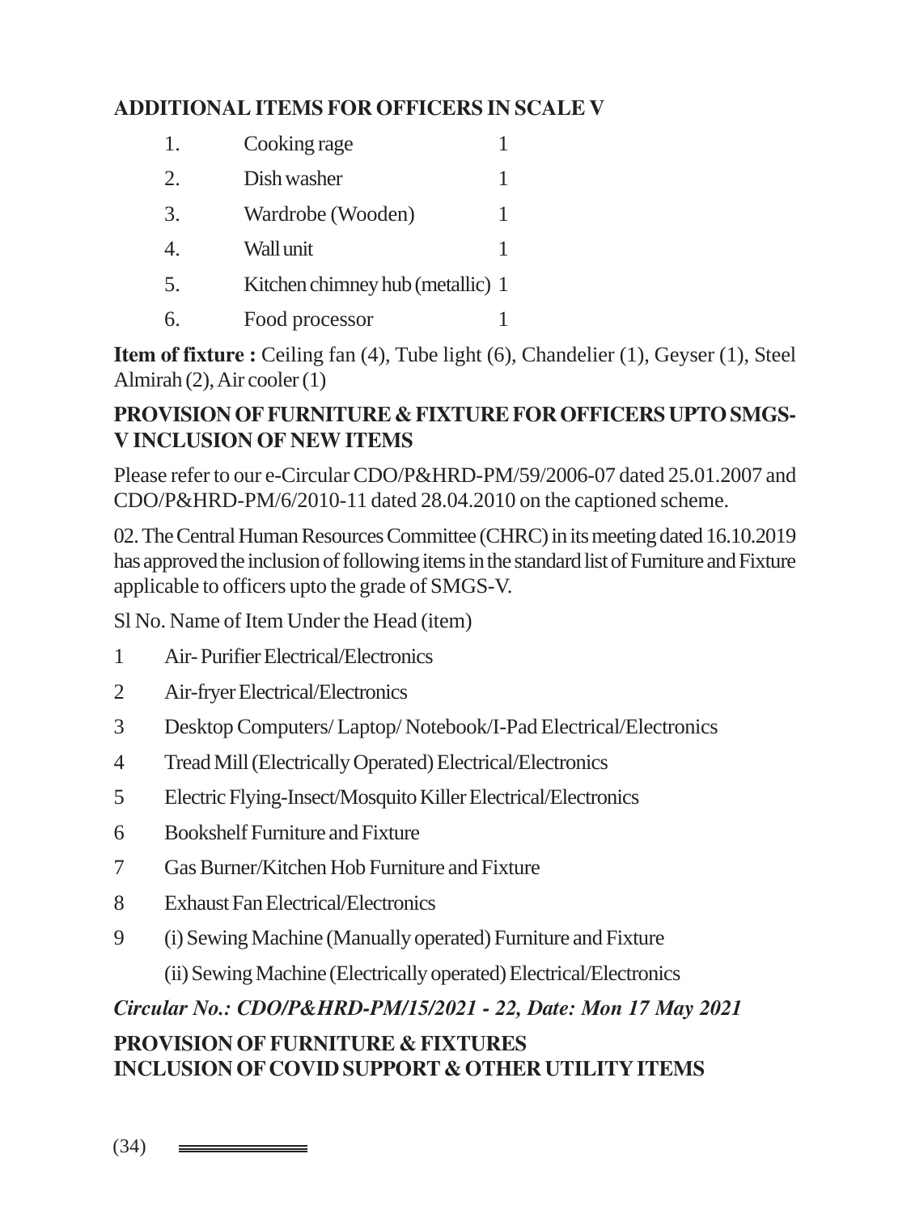**ADDITIONAL ITEMS FOR OFFICERS IN SCALE V**

| | | |
|---|---|---|
| 1. | Cooking rage | 1 |
| 2. | Dish washer | 1 |
| 3. | Wardrobe (Wooden) | 1 |
| 4. | Wall unit | 1 |
| 5. | Kitchen chimney hub (metallic) | 1 |
| 6. | Food processor | 1 |

**Item of fixture :** Ceiling fan (4), Tube light (6), Chandelier (1), Geyser (1), Steel Almirah (2), Air cooler (1)

**PROVISION OF FURNITURE & FIXTURE FOR OFFICERS UPTO SMGS-V INCLUSION OF NEW ITEMS**

Please refer to our e-Circular CDO/P&HRD-PM/59/2006-07 dated 25.01.2007 and CDO/P&HRD-PM/6/2010-11 dated 28.04.2010 on the captioned scheme.

02. The Central Human Resources Committee (CHRC) in its meeting dated 16.10.2019 has approved the inclusion of following items in the standard list of Furniture and Fixture applicable to officers upto the grade of SMGS-V.

| Sl No. | Name of Item | Under the Head (item) |
|---|---|---|
| 1 | Air- Purifier | Electrical/Electronics |
| 2 | Air-fryer | Electrical/Electronics |
| 3 | Desktop Computers/ Laptop/ Notebook/I-Pad | Electrical/Electronics |
| 4 | Tread Mill (Electrically Operated) | Electrical/Electronics |
| 5 | Electric Flying-Insect/Mosquito Killer | Electrical/Electronics |
| 6 | Bookshelf | Furniture and Fixture |
| 7 | Gas Burner/Kitchen Hob | Furniture and Fixture |
| 8 | Exhaust Fan | Electrical/Electronics |
| 9 | (i) Sewing Machine (Manually operated) | Furniture and Fixture |
| | (ii) Sewing Machine (Electrically operated) | Electrical/Electronics |

***Circular No.: CDO/P&HRD-PM/15/2021 - 22, Date: Mon 17 May 2021***

**PROVISION OF FURNITURE & FIXTURES**
**INCLUSION OF COVID SUPPORT & OTHER UTILITY ITEMS**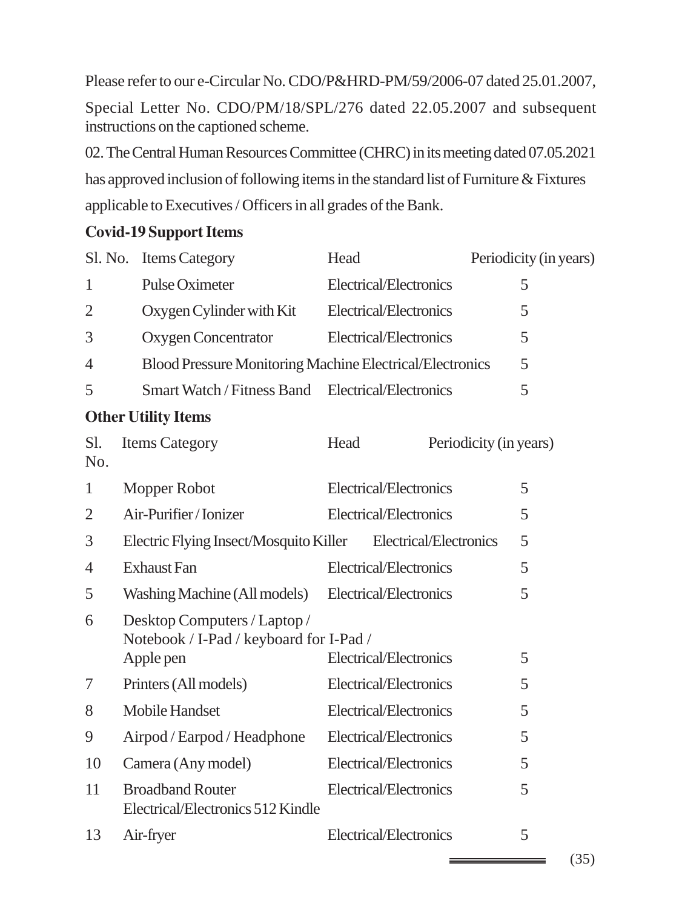Please refer to our e-Circular No. CDO/P&HRD-PM/59/2006-07 dated 25.01.2007, Special Letter No. CDO/PM/18/SPL/276 dated 22.05.2007 and subsequent instructions on the captioned scheme.

02. The Central Human Resources Committee (CHRC) in its meeting dated 07.05.2021 has approved inclusion of following items in the standard list of Furniture & Fixtures applicable to Executives / Officers in all grades of the Bank.

**Covid-19 Support Items**

| Sl. No. | Items Category | Head | Periodicity (in years) |
|---|---|---|---|
| 1 | Pulse Oximeter | Electrical/Electronics | 5 |
| 2 | Oxygen Cylinder with Kit | Electrical/Electronics | 5 |
| 3 | Oxygen Concentrator | Electrical/Electronics | 5 |
| 4 | Blood Pressure Monitoring Machine | Electrical/Electronics | 5 |
| 5 | Smart Watch / Fitness Band | Electrical/Electronics | 5 |

**Other Utility Items**

| Sl. No. | Items Category | Head | Periodicity (in years) |
|---|---|---|---|
| 1 | Mopper Robot | Electrical/Electronics | 5 |
| 2 | Air-Purifier / Ionizer | Electrical/Electronics | 5 |
| 3 | Electric Flying Insect/Mosquito Killer | Electrical/Electronics | 5 |
| 4 | Exhaust Fan | Electrical/Electronics | 5 |
| 5 | Washing Machine (All models) | Electrical/Electronics | 5 |
| 6 | Desktop Computers / Laptop / Notebook / I-Pad / keyboard for I-Pad / Apple pen | Electrical/Electronics | 5 |
| 7 | Printers (All models) | Electrical/Electronics | 5 |
| 8 | Mobile Handset | Electrical/Electronics | 5 |
| 9 | Airpod / Earpod / Headphone | Electrical/Electronics | 5 |
| 10 | Camera (Any model) | Electrical/Electronics | 5 |
| 11 | Broadband Router Electrical/Electronics 512 Kindle | Electrical/Electronics | 5 |
| 13 | Air-fryer | Electrical/Electronics | 5 |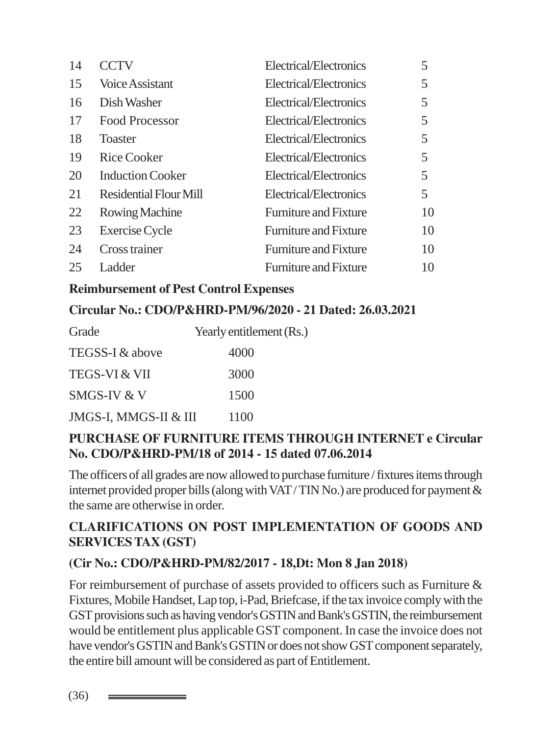| | | | |
|---|---|---|---|
| 14 | CCTV | Electrical/Electronics | 5 |
| 15 | Voice Assistant | Electrical/Electronics | 5 |
| 16 | Dish Washer | Electrical/Electronics | 5 |
| 17 | Food Processor | Electrical/Electronics | 5 |
| 18 | Toaster | Electrical/Electronics | 5 |
| 19 | Rice Cooker | Electrical/Electronics | 5 |
| 20 | Induction Cooker | Electrical/Electronics | 5 |
| 21 | Residential Flour Mill | Electrical/Electronics | 5 |
| 22 | Rowing Machine | Furniture and Fixture | 10 |
| 23 | Exercise Cycle | Furniture and Fixture | 10 |
| 24 | Cross trainer | Furniture and Fixture | 10 |
| 25 | Ladder | Furniture and Fixture | 10 |

**Reimbursement of Pest Control Expenses**

**Circular No.: CDO/P&HRD-PM/96/2020 - 21 Dated: 26.03.2021**

| Grade | Yearly entitlement (Rs.) |
|---|---|
| TEGSS-I & above | 4000 |
| TEGS-VI & VII | 3000 |
| SMGS-IV & V | 1500 |
| JMGS-I, MMGS-II & III | 1100 |

**PURCHASE OF FURNITURE ITEMS THROUGH INTERNET e Circular No. CDO/P&HRD-PM/18 of 2014 - 15 dated 07.06.2014**

The officers of all grades are now allowed to purchase furniture / fixtures items through internet provided proper bills (along with VAT / TIN No.) are produced for payment & the same are otherwise in order.

**CLARIFICATIONS ON POST IMPLEMENTATION OF GOODS AND SERVICES TAX (GST)**

**(Cir No.: CDO/P&HRD-PM/82/2017 - 18,Dt: Mon 8 Jan 2018)**

For reimbursement of purchase of assets provided to officers such as Furniture & Fixtures, Mobile Handset, Lap top, i-Pad, Briefcase, if the tax invoice comply with the GST provisions such as having vendor's GSTIN and Bank's GSTIN, the reimbursement would be entitlement plus applicable GST component. In case the invoice does not have vendor's GSTIN and Bank's GSTIN or does not show GST component separately, the entire bill amount will be considered as part of Entitlement.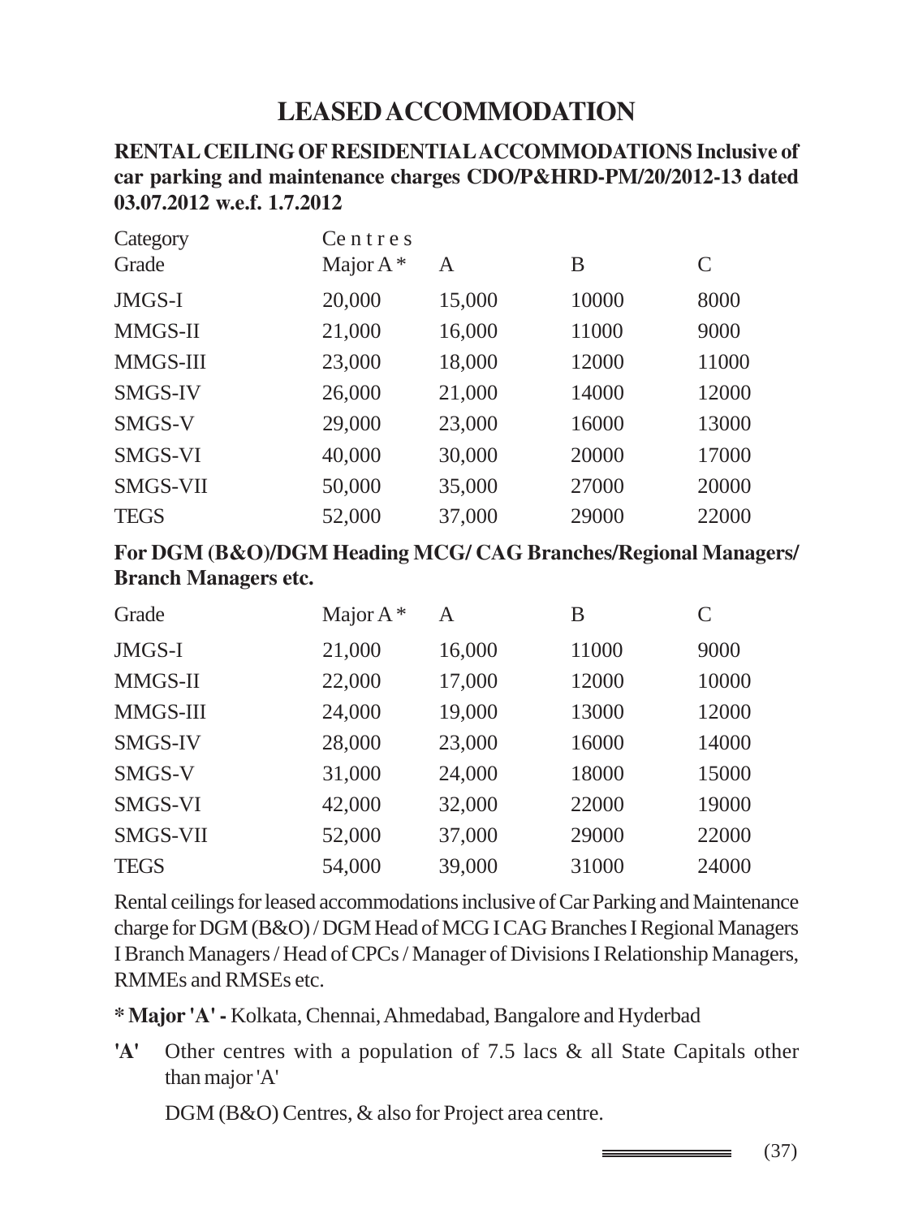# LEASED ACCOMMODATION

**RENTAL CEILING OF RESIDENTIAL ACCOMMODATIONS Inclusive of car parking and maintenance charges CDO/P&HRD-PM/20/2012-13 dated 03.07.2012 w.e.f. 1.7.2012**

| Category | Centres | | | |
|---|---|---|---|---|
| Grade | Major A * | A | B | C |
| JMGS-I | 20,000 | 15,000 | 10000 | 8000 |
| MMGS-II | 21,000 | 16,000 | 11000 | 9000 |
| MMGS-III | 23,000 | 18,000 | 12000 | 11000 |
| SMGS-IV | 26,000 | 21,000 | 14000 | 12000 |
| SMGS-V | 29,000 | 23,000 | 16000 | 13000 |
| SMGS-VI | 40,000 | 30,000 | 20000 | 17000 |
| SMGS-VII | 50,000 | 35,000 | 27000 | 20000 |
| TEGS | 52,000 | 37,000 | 29000 | 22000 |

**For DGM (B&O)/DGM Heading MCG/ CAG Branches/Regional Managers/ Branch Managers etc.**

| Grade | Major A * | A | B | C |
|---|---|---|---|---|
| JMGS-I | 21,000 | 16,000 | 11000 | 9000 |
| MMGS-II | 22,000 | 17,000 | 12000 | 10000 |
| MMGS-III | 24,000 | 19,000 | 13000 | 12000 |
| SMGS-IV | 28,000 | 23,000 | 16000 | 14000 |
| SMGS-V | 31,000 | 24,000 | 18000 | 15000 |
| SMGS-VI | 42,000 | 32,000 | 22000 | 19000 |
| SMGS-VII | 52,000 | 37,000 | 29000 | 22000 |
| TEGS | 54,000 | 39,000 | 31000 | 24000 |

Rental ceilings for leased accommodations inclusive of Car Parking and Maintenance charge for DGM (B&O) / DGM Head of MCG I CAG Branches I Regional Managers I Branch Managers / Head of CPCs / Manager of Divisions I Relationship Managers, RMMEs and RMSEs etc.

**\* Major 'A' -** Kolkata, Chennai, Ahmedabad, Bangalore and Hyderbad

**'A'** Other centres with a population of 7.5 lacs & all State Capitals other than major 'A'

DGM (B&O) Centres, & also for Project area centre.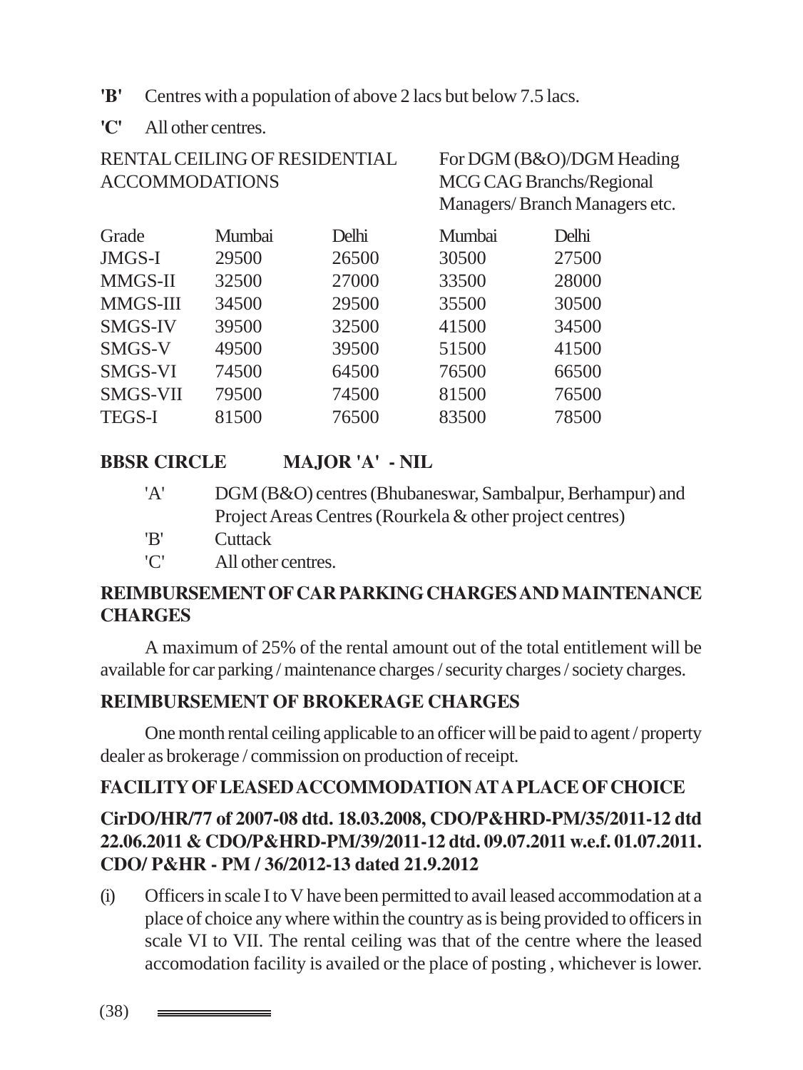**'B'** Centres with a population of above 2 lacs but below 7.5 lacs.

**'C'** All other centres.

| RENTAL CEILING OF RESIDENTIAL ACCOMMODATIONS | | | For DGM (B&O)/DGM Heading MCG CAG Branchs/Regional Managers/ Branch Managers etc. | |
|---|---|---|---|---|
| Grade | Mumbai | Delhi | Mumbai | Delhi |
| JMGS-I | 29500 | 26500 | 30500 | 27500 |
| MMGS-II | 32500 | 27000 | 33500 | 28000 |
| MMGS-III | 34500 | 29500 | 35500 | 30500 |
| SMGS-IV | 39500 | 32500 | 41500 | 34500 |
| SMGS-V | 49500 | 39500 | 51500 | 41500 |
| SMGS-VI | 74500 | 64500 | 76500 | 66500 |
| SMGS-VII | 79500 | 74500 | 81500 | 76500 |
| TEGS-I | 81500 | 76500 | 83500 | 78500 |

**BBSR CIRCLE MAJOR 'A' - NIL**

'A' DGM (B&O) centres (Bhubaneswar, Sambalpur, Berhampur) and Project Areas Centres (Rourkela & other project centres)

'B' Cuttack

'C' All other centres.

## REIMBURSEMENT OF CAR PARKING CHARGES AND MAINTENANCE CHARGES

A maximum of 25% of the rental amount out of the total entitlement will be available for car parking / maintenance charges / security charges / society charges.

## REIMBURSEMENT OF BROKERAGE CHARGES

One month rental ceiling applicable to an officer will be paid to agent / property dealer as brokerage / commission on production of receipt.

## FACILITY OF LEASED ACCOMMODATION AT A PLACE OF CHOICE

**CirDO/HR/77 of 2007-08 dtd. 18.03.2008, CDO/P&HRD-PM/35/2011-12 dtd 22.06.2011 & CDO/P&HRD-PM/39/2011-12 dtd. 09.07.2011 w.e.f. 01.07.2011. CDO/ P&HR - PM / 36/2012-13 dated 21.9.2012**

(i) Officers in scale I to V have been permitted to avail leased accommodation at a place of choice any where within the country as is being provided to officers in scale VI to VII. The rental ceiling was that of the centre where the leased accomodation facility is availed or the place of posting , whichever is lower.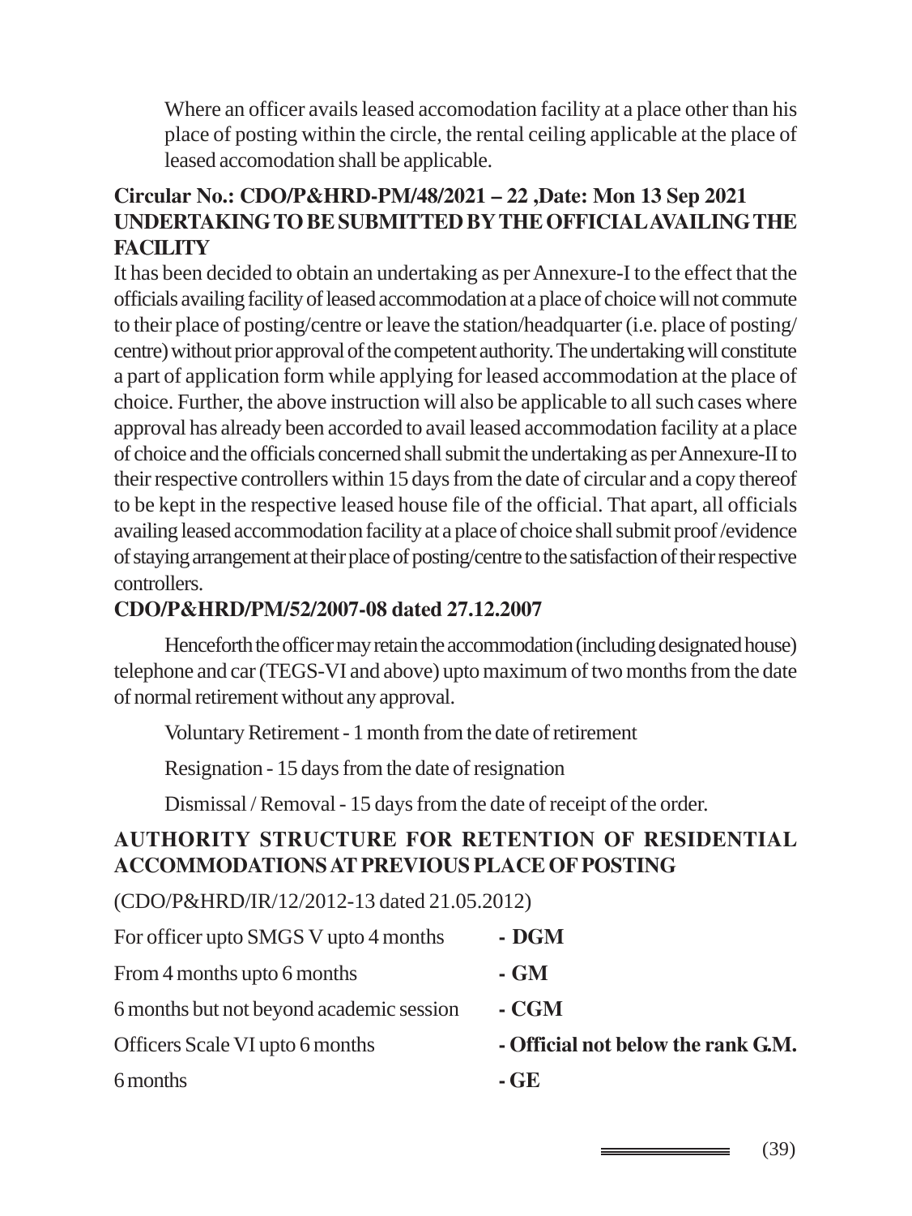Where an officer avails leased accomodation facility at a place other than his place of posting within the circle, the rental ceiling applicable at the place of leased accomodation shall be applicable.

**Circular No.: CDO/P&HRD-PM/48/2021 – 22 ,Date: Mon 13 Sep 2021**
**UNDERTAKING TO BE SUBMITTED BY THE OFFICIAL AVAILING THE FACILITY**

It has been decided to obtain an undertaking as per Annexure-I to the effect that the officials availing facility of leased accommodation at a place of choice will not commute to their place of posting/centre or leave the station/headquarter (i.e. place of posting/ centre) without prior approval of the competent authority. The undertaking will constitute a part of application form while applying for leased accommodation at the place of choice. Further, the above instruction will also be applicable to all such cases where approval has already been accorded to avail leased accommodation facility at a place of choice and the officials concerned shall submit the undertaking as per Annexure-II to their respective controllers within 15 days from the date of circular and a copy thereof to be kept in the respective leased house file of the official. That apart, all officials availing leased accommodation facility at a place of choice shall submit proof /evidence of staying arrangement at their place of posting/centre to the satisfaction of their respective controllers.

**CDO/P&HRD/PM/52/2007-08 dated 27.12.2007**

Henceforth the officer may retain the accommodation (including designated house) telephone and car (TEGS-VI and above) upto maximum of two months from the date of normal retirement without any approval.

Voluntary Retirement - 1 month from the date of retirement

Resignation - 15 days from the date of resignation

Dismissal / Removal - 15 days from the date of receipt of the order.

**AUTHORITY STRUCTURE FOR RETENTION OF RESIDENTIAL ACCOMMODATIONS AT PREVIOUS PLACE OF POSTING**

(CDO/P&HRD/IR/12/2012-13 dated 21.05.2012)

| | |
|---|---|
| For officer upto SMGS V upto 4 months | **- DGM** |
| From 4 months upto 6 months | **- GM** |
| 6 months but not beyond academic session | **- CGM** |
| Officers Scale VI upto 6 months | **- Official not below the rank G.M.** |
| 6 months | **- GE** |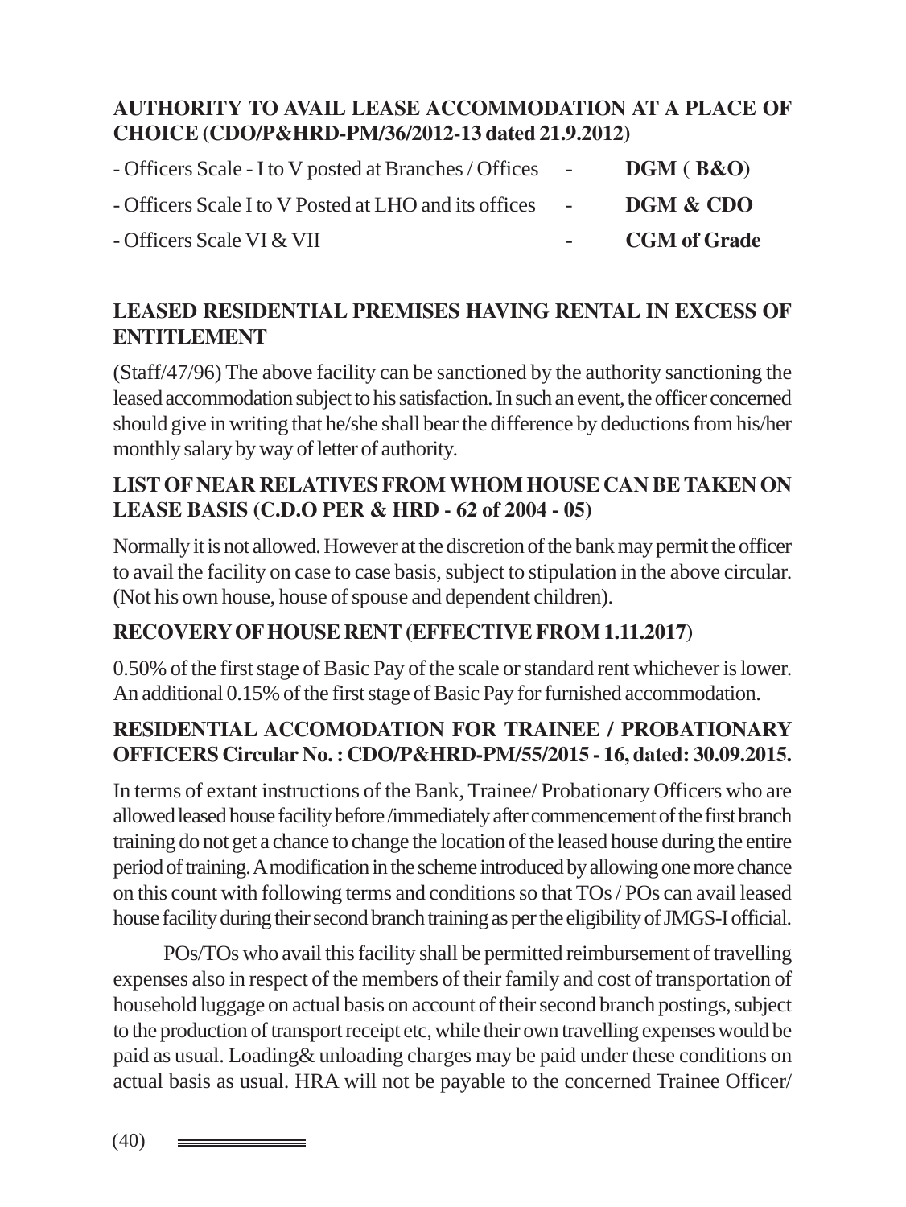### AUTHORITY TO AVAIL LEASE ACCOMMODATION AT A PLACE OF CHOICE (CDO/P&HRD-PM/36/2012-13 dated 21.9.2012)

| | | |
|---|---|---|
| - Officers Scale - I to V posted at Branches / Offices | - | **DGM ( B&O)** |
| - Officers Scale I to V Posted at LHO and its offices | - | **DGM & CDO** |
| - Officers Scale VI & VII | - | **CGM of Grade** |

### LEASED RESIDENTIAL PREMISES HAVING RENTAL IN EXCESS OF ENTITLEMENT

(Staff/47/96) The above facility can be sanctioned by the authority sanctioning the leased accommodation subject to his satisfaction. In such an event, the officer concerned should give in writing that he/she shall bear the difference by deductions from his/her monthly salary by way of letter of authority.

### LIST OF NEAR RELATIVES FROM WHOM HOUSE CAN BE TAKEN ON LEASE BASIS (C.D.O PER & HRD - 62 of 2004 - 05)

Normally it is not allowed. However at the discretion of the bank may permit the officer to avail the facility on case to case basis, subject to stipulation in the above circular. (Not his own house, house of spouse and dependent children).

### RECOVERY OF HOUSE RENT (EFFECTIVE FROM 1.11.2017)

0.50% of the first stage of Basic Pay of the scale or standard rent whichever is lower. An additional 0.15% of the first stage of Basic Pay for furnished accommodation.

### RESIDENTIAL ACCOMODATION FOR TRAINEE / PROBATIONARY OFFICERS Circular No. : CDO/P&HRD-PM/55/2015 - 16, dated: 30.09.2015.

In terms of extant instructions of the Bank, Trainee/ Probationary Officers who are allowed leased house facility before /immediately after commencement of the first branch training do not get a chance to change the location of the leased house during the entire period of training. A modification in the scheme introduced by allowing one more chance on this count with following terms and conditions so that TOs / POs can avail leased house facility during their second branch training as per the eligibility of JMGS-I official.

POs/TOs who avail this facility shall be permitted reimbursement of travelling expenses also in respect of the members of their family and cost of transportation of household luggage on actual basis on account of their second branch postings, subject to the production of transport receipt etc, while their own travelling expenses would be paid as usual. Loading& unloading charges may be paid under these conditions on actual basis as usual. HRA will not be payable to the concerned Trainee Officer/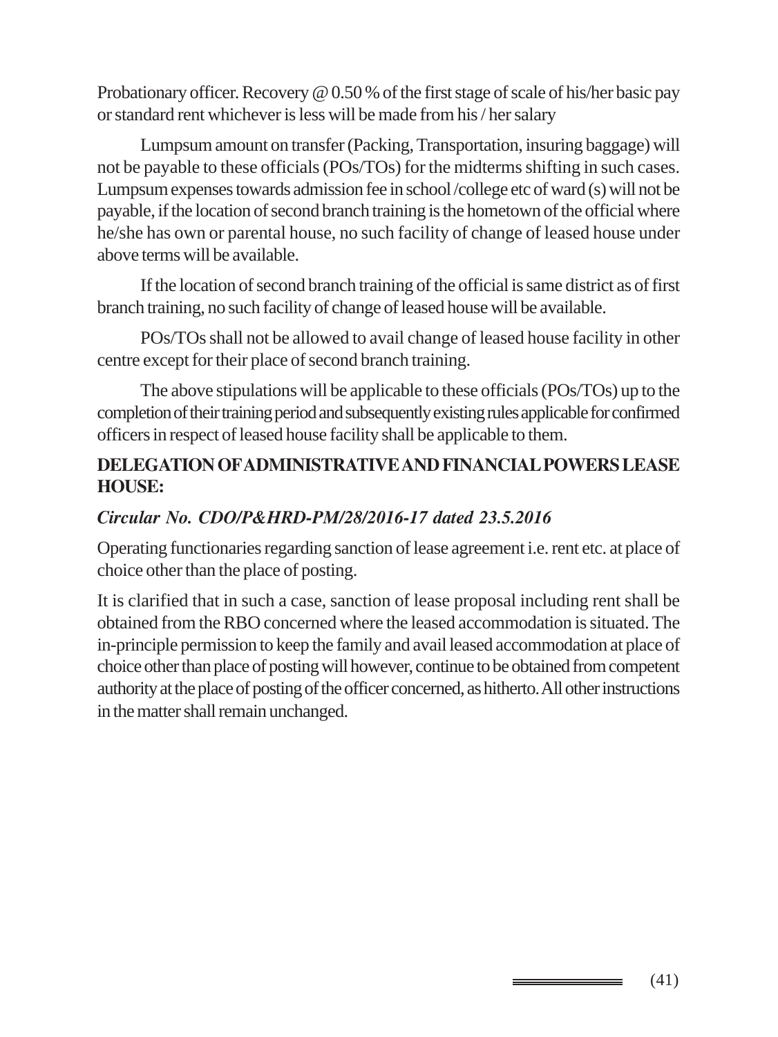Probationary officer. Recovery @ 0.50 % of the first stage of scale of his/her basic pay or standard rent whichever is less will be made from his / her salary

Lumpsum amount on transfer (Packing, Transportation, insuring baggage) will not be payable to these officials (POs/TOs) for the midterms shifting in such cases. Lumpsum expenses towards admission fee in school /college etc of ward (s) will not be payable, if the location of second branch training is the hometown of the official where he/she has own or parental house, no such facility of change of leased house under above terms will be available.

If the location of second branch training of the official is same district as of first branch training, no such facility of change of leased house will be available.

POs/TOs shall not be allowed to avail change of leased house facility in other centre except for their place of second branch training.

The above stipulations will be applicable to these officials (POs/TOs) up to the completion of their training period and subsequently existing rules applicable for confirmed officers in respect of leased house facility shall be applicable to them.

## DELEGATION OF ADMINISTRATIVE AND FINANCIAL POWERS LEASE HOUSE:

### *Circular No. CDO/P&HRD-PM/28/2016-17 dated 23.5.2016*

Operating functionaries regarding sanction of lease agreement i.e. rent etc. at place of choice other than the place of posting.

It is clarified that in such a case, sanction of lease proposal including rent shall be obtained from the RBO concerned where the leased accommodation is situated. The in-principle permission to keep the family and avail leased accommodation at place of choice other than place of posting will however, continue to be obtained from competent authority at the place of posting of the officer concerned, as hitherto. All other instructions in the matter shall remain unchanged.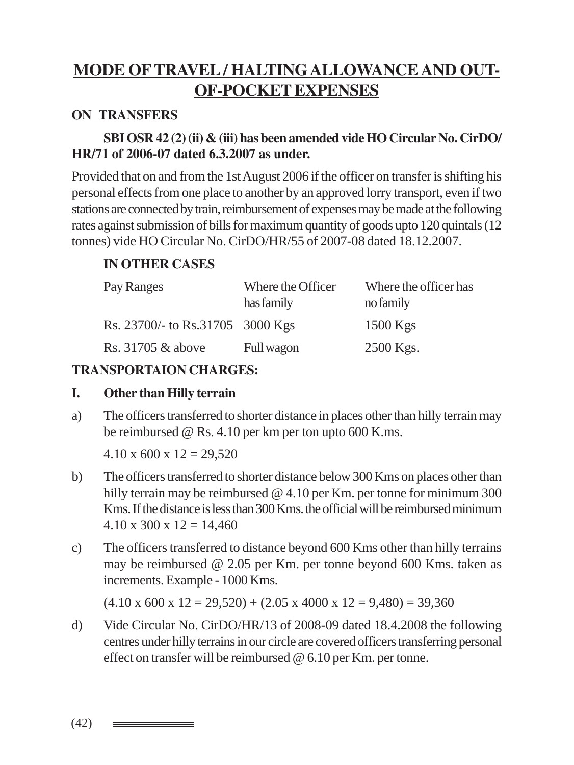# MODE OF TRAVEL / HALTING ALLOWANCE AND OUT-OF-POCKET EXPENSES

## ON TRANSFERS

**SBI OSR 42 (2) (ii) & (iii) has been amended vide HO Circular No. CirDO/HR/71 of 2006-07 dated 6.3.2007 as under.**

Provided that on and from the 1st August 2006 if the officer on transfer is shifting his personal effects from one place to another by an approved lorry transport, even if two stations are connected by train, reimbursement of expenses may be made at the following rates against submission of bills for maximum quantity of goods upto 120 quintals (12 tonnes) vide HO Circular No. CirDO/HR/55 of 2007-08 dated 18.12.2007.

**IN OTHER CASES**

| Pay Ranges | Where the Officer has family | Where the officer has no family |
|---|---|---|
| Rs. 23700/- to Rs.31705 | 3000 Kgs | 1500 Kgs |
| Rs. 31705 & above | Full wagon | 2500 Kgs. |

**TRANSPORTAION CHARGES:**

**I. Other than Hilly terrain**

a) The officers transferred to shorter distance in places other than hilly terrain may be reimbursed @ Rs. 4.10 per km per ton upto 600 K.ms.

4.10 x 600 x 12 = 29,520

b) The officers transferred to shorter distance below 300 Kms on places other than hilly terrain may be reimbursed @ 4.10 per Km. per tonne for minimum 300 Kms. If the distance is less than 300 Kms. the official will be reimbursed minimum 4.10 x 300 x 12 = 14,460

c) The officers transferred to distance beyond 600 Kms other than hilly terrains may be reimbursed @ 2.05 per Km. per tonne beyond 600 Kms. taken as increments. Example - 1000 Kms.

(4.10 x 600 x 12 = 29,520) + (2.05 x 4000 x 12 = 9,480) = 39,360

d) Vide Circular No. CirDO/HR/13 of 2008-09 dated 18.4.2008 the following centres under hilly terrains in our circle are covered officers transferring personal effect on transfer will be reimbursed @ 6.10 per Km. per tonne.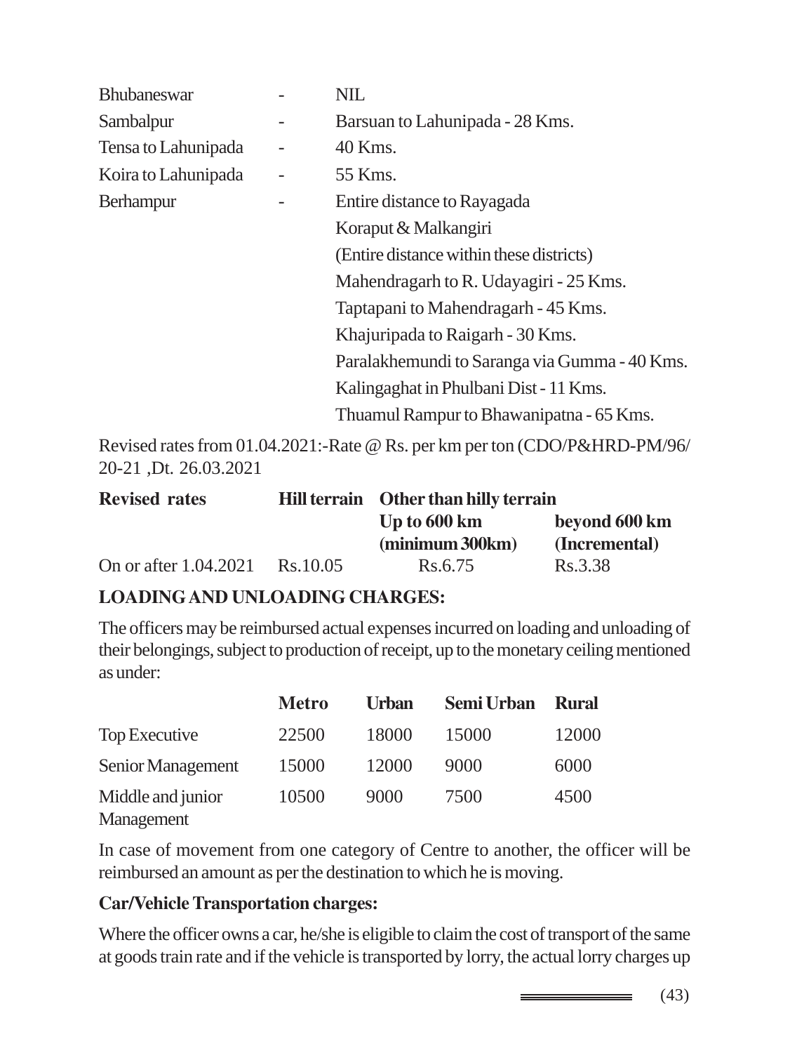| | | |
|---|---|---|
| Bhubaneswar | - | NIL |
| Sambalpur | - | Barsuan to Lahunipada - 28 Kms. |
| Tensa to Lahunipada | - | 40 Kms. |
| Koira to Lahunipada | - | 55 Kms. |
| Berhampur | - | Entire distance to Rayagada |
| | | Koraput & Malkangiri |
| | | (Entire distance within these districts) |
| | | Mahendragarh to R. Udayagiri - 25 Kms. |
| | | Taptapani to Mahendragarh - 45 Kms. |
| | | Khajuripada to Raigarh - 30 Kms. |
| | | Paralakhemundi to Saranga via Gumma - 40 Kms. |
| | | Kalingaghat in Phulbani Dist - 11 Kms. |
| | | Thuamul Rampur to Bhawanipatna - 65 Kms. |

Revised rates from 01.04.2021:-Rate @ Rs. per km per ton (CDO/P&HRD-PM/96/ 20-21 ,Dt. 26.03.2021

| **Revised rates** | **Hill terrain** | **Other than hilly terrain** | |
|---|---|---|---|
| | | **Up to 600 km (minimum 300km)** | **beyond 600 km (Incremental)** |
| On or after 1.04.2021 | Rs.10.05 | Rs.6.75 | Rs.3.38 |

## LOADING AND UNLOADING CHARGES:

The officers may be reimbursed actual expenses incurred on loading and unloading of their belongings, subject to production of receipt, up to the monetary ceiling mentioned as under:

| | **Metro** | **Urban** | **Semi Urban** | **Rural** |
|---|---|---|---|---|
| Top Executive | 22500 | 18000 | 15000 | 12000 |
| Senior Management | 15000 | 12000 | 9000 | 6000 |
| Middle and junior Management | 10500 | 9000 | 7500 | 4500 |

In case of movement from one category of Centre to another, the officer will be reimbursed an amount as per the destination to which he is moving.

**Car/Vehicle Transportation charges:**

Where the officer owns a car, he/she is eligible to claim the cost of transport of the same at goods train rate and if the vehicle is transported by lorry, the actual lorry charges up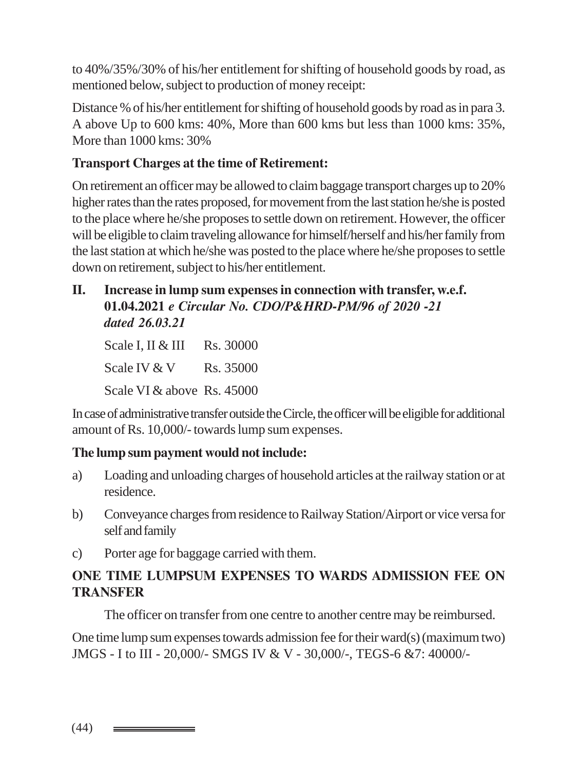to 40%/35%/30% of his/her entitlement for shifting of household goods by road, as mentioned below, subject to production of money receipt:

Distance % of his/her entitlement for shifting of household goods by road as in para 3. A above Up to 600 kms: 40%, More than 600 kms but less than 1000 kms: 35%, More than 1000 kms: 30%

**Transport Charges at the time of Retirement:**

On retirement an officer may be allowed to claim baggage transport charges up to 20% higher rates than the rates proposed, for movement from the last station he/she is posted to the place where he/she proposes to settle down on retirement. However, the officer will be eligible to claim traveling allowance for himself/herself and his/her family from the last station at which he/she was posted to the place where he/she proposes to settle down on retirement, subject to his/her entitlement.

**II. Increase in lump sum expenses in connection with transfer, w.e.f. 01.04.2021 *e Circular No. CDO/P&HRD-PM/96 of 2020 -21 dated 26.03.21***

| | |
|---|---|
| Scale I, II & III | Rs. 30000 |
| Scale IV & V | Rs. 35000 |
| Scale VI & above | Rs. 45000 |

In case of administrative transfer outside the Circle, the officer will be eligible for additional amount of Rs. 10,000/- towards lump sum expenses.

**The lump sum payment would not include:**

a) Loading and unloading charges of household articles at the railway station or at residence.

b) Conveyance charges from residence to Railway Station/Airport or vice versa for self and family

c) Porter age for baggage carried with them.

**ONE TIME LUMPSUM EXPENSES TO WARDS ADMISSION FEE ON TRANSFER**

The officer on transfer from one centre to another centre may be reimbursed.

One time lump sum expenses towards admission fee for their ward(s) (maximum two) JMGS - I to III - 20,000/- SMGS IV & V - 30,000/-, TEGS-6 &7: 40000/-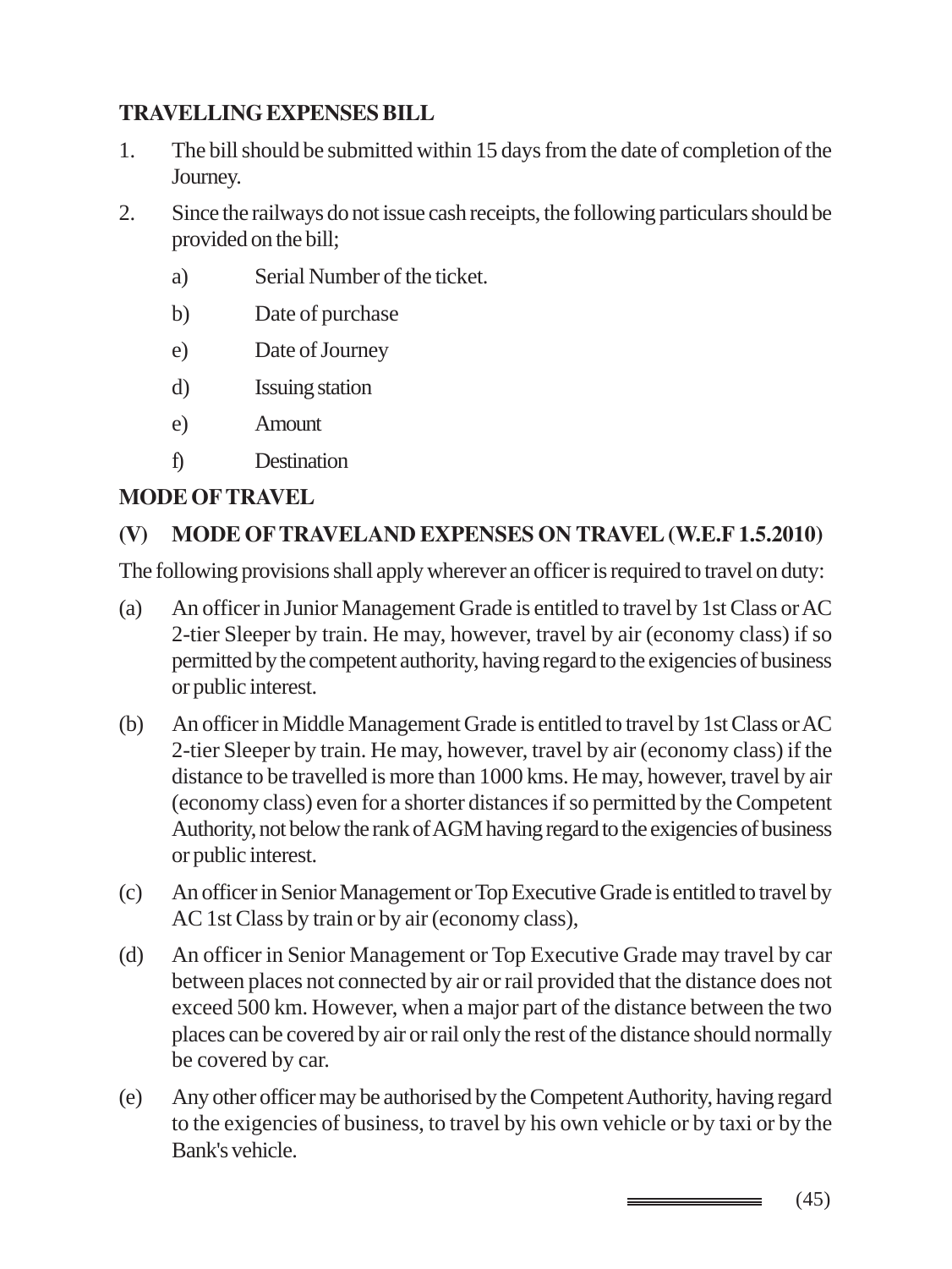**TRAVELLING EXPENSES BILL**

1. The bill should be submitted within 15 days from the date of completion of the Journey.
2. Since the railways do not issue cash receipts, the following particulars should be provided on the bill;

   a) Serial Number of the ticket.

   b) Date of purchase

   e) Date of Journey

   d) Issuing station

   e) Amount

   f) Destination

**MODE OF TRAVEL**

**(V) MODE OF TRAVELAND EXPENSES ON TRAVEL (W.E.F 1.5.2010)**

The following provisions shall apply wherever an officer is required to travel on duty:

(a) An officer in Junior Management Grade is entitled to travel by 1st Class or AC 2-tier Sleeper by train. He may, however, travel by air (economy class) if so permitted by the competent authority, having regard to the exigencies of business or public interest.

(b) An officer in Middle Management Grade is entitled to travel by 1st Class or AC 2-tier Sleeper by train. He may, however, travel by air (economy class) if the distance to be travelled is more than 1000 kms. He may, however, travel by air (economy class) even for a shorter distances if so permitted by the Competent Authority, not below the rank of AGM having regard to the exigencies of business or public interest.

(c) An officer in Senior Management or Top Executive Grade is entitled to travel by AC 1st Class by train or by air (economy class),

(d) An officer in Senior Management or Top Executive Grade may travel by car between places not connected by air or rail provided that the distance does not exceed 500 km. However, when a major part of the distance between the two places can be covered by air or rail only the rest of the distance should normally be covered by car.

(e) Any other officer may be authorised by the Competent Authority, having regard to the exigencies of business, to travel by his own vehicle or by taxi or by the Bank's vehicle.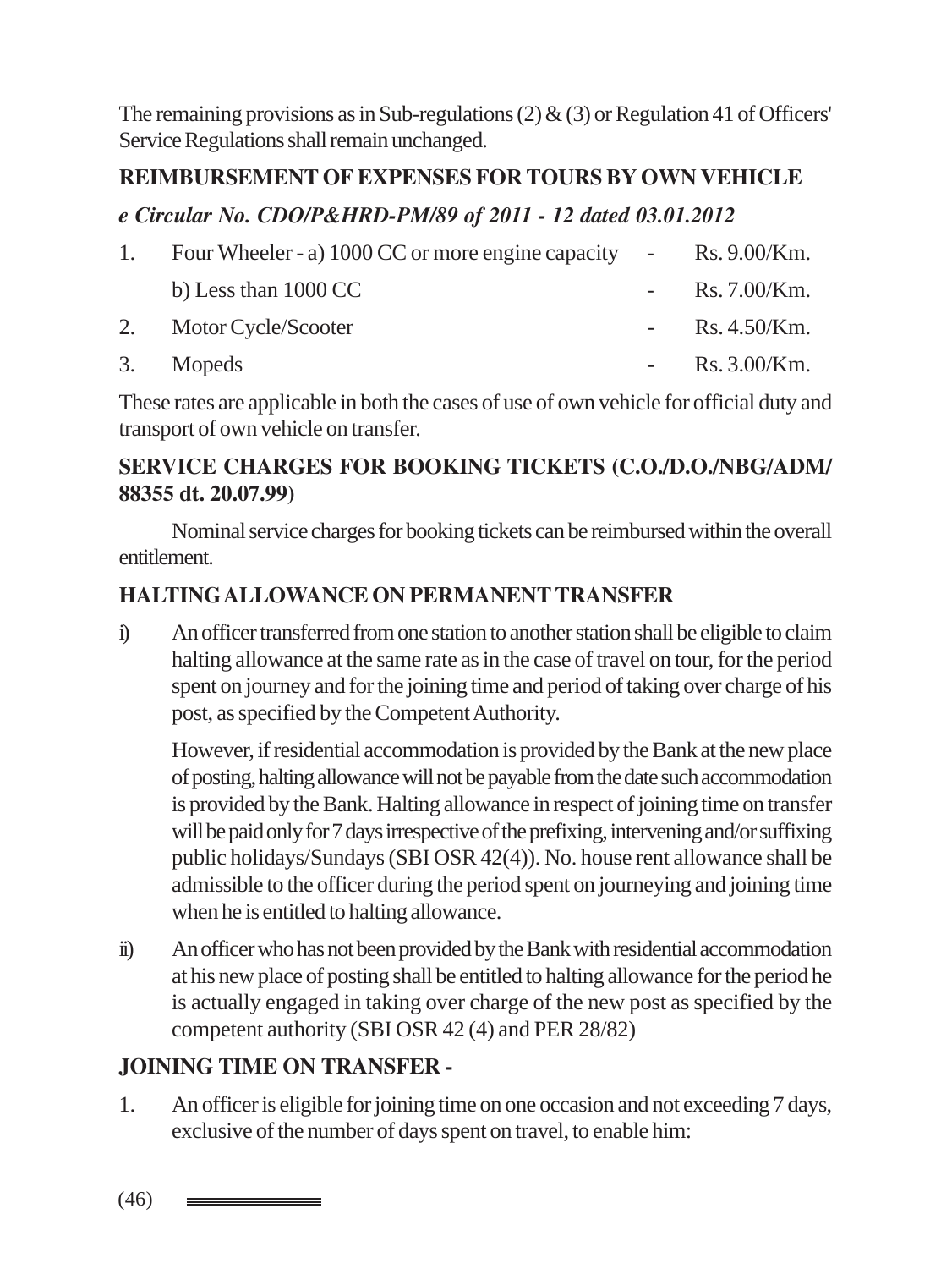The remaining provisions as in Sub-regulations (2) & (3) or Regulation 41 of Officers' Service Regulations shall remain unchanged.

## REIMBURSEMENT OF EXPENSES FOR TOURS BY OWN VEHICLE

### *e Circular No. CDO/P&HRD-PM/89 of 2011 - 12 dated 03.01.2012*

| | | | |
|---|---|---|---|
| 1. | Four Wheeler - a) 1000 CC or more engine capacity | - | Rs. 9.00/Km. |
| | b) Less than 1000 CC | - | Rs. 7.00/Km. |
| 2. | Motor Cycle/Scooter | - | Rs. 4.50/Km. |
| 3. | Mopeds | - | Rs. 3.00/Km. |

These rates are applicable in both the cases of use of own vehicle for official duty and transport of own vehicle on transfer.

## SERVICE CHARGES FOR BOOKING TICKETS (C.O./D.O./NBG/ADM/88355 dt. 20.07.99)

Nominal service charges for booking tickets can be reimbursed within the overall entitlement.

## HALTING ALLOWANCE ON PERMANENT TRANSFER

i) An officer transferred from one station to another station shall be eligible to claim halting allowance at the same rate as in the case of travel on tour, for the period spent on journey and for the joining time and period of taking over charge of his post, as specified by the Competent Authority.

   However, if residential accommodation is provided by the Bank at the new place of posting, halting allowance will not be payable from the date such accommodation is provided by the Bank. Halting allowance in respect of joining time on transfer will be paid only for 7 days irrespective of the prefixing, intervening and/or suffixing public holidays/Sundays (SBI OSR 42(4)). No. house rent allowance shall be admissible to the officer during the period spent on journeying and joining time when he is entitled to halting allowance.

ii) An officer who has not been provided by the Bank with residential accommodation at his new place of posting shall be entitled to halting allowance for the period he is actually engaged in taking over charge of the new post as specified by the competent authority (SBI OSR 42 (4) and PER 28/82)

## JOINING TIME ON TRANSFER -

1. An officer is eligible for joining time on one occasion and not exceeding 7 days, exclusive of the number of days spent on travel, to enable him: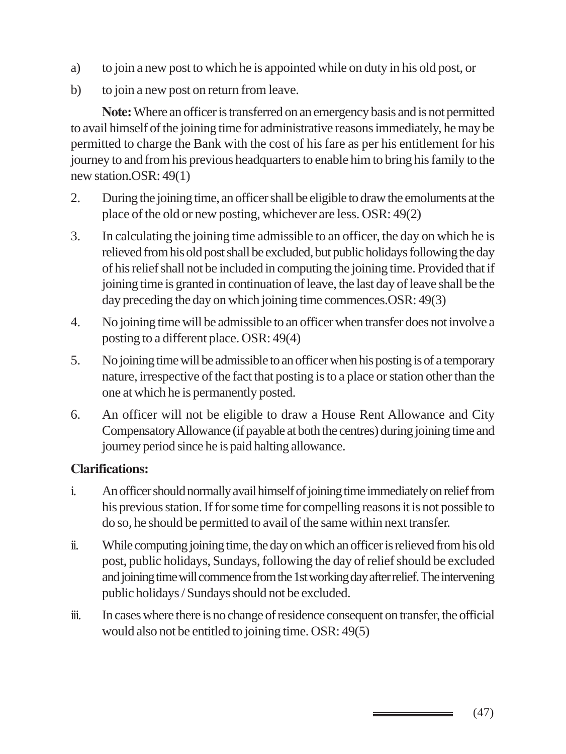a) to join a new post to which he is appointed while on duty in his old post, or

b) to join a new post on return from leave.

**Note:** Where an officer is transferred on an emergency basis and is not permitted to avail himself of the joining time for administrative reasons immediately, he may be permitted to charge the Bank with the cost of his fare as per his entitlement for his journey to and from his previous headquarters to enable him to bring his family to the new station.OSR: 49(1)

2. During the joining time, an officer shall be eligible to draw the emoluments at the place of the old or new posting, whichever are less. OSR: 49(2)

3. In calculating the joining time admissible to an officer, the day on which he is relieved from his old post shall be excluded, but public holidays following the day of his relief shall not be included in computing the joining time. Provided that if joining time is granted in continuation of leave, the last day of leave shall be the day preceding the day on which joining time commences.OSR: 49(3)

4. No joining time will be admissible to an officer when transfer does not involve a posting to a different place. OSR: 49(4)

5. No joining time will be admissible to an officer when his posting is of a temporary nature, irrespective of the fact that posting is to a place or station other than the one at which he is permanently posted.

6. An officer will not be eligible to draw a House Rent Allowance and City Compensatory Allowance (if payable at both the centres) during joining time and journey period since he is paid halting allowance.

**Clarifications:**

i. An officer should normally avail himself of joining time immediately on relief from his previous station. If for some time for compelling reasons it is not possible to do so, he should be permitted to avail of the same within next transfer.

ii. While computing joining time, the day on which an officer is relieved from his old post, public holidays, Sundays, following the day of relief should be excluded and joining time will commence from the 1st working day after relief. The intervening public holidays / Sundays should not be excluded.

iii. In cases where there is no change of residence consequent on transfer, the official would also not be entitled to joining time. OSR: 49(5)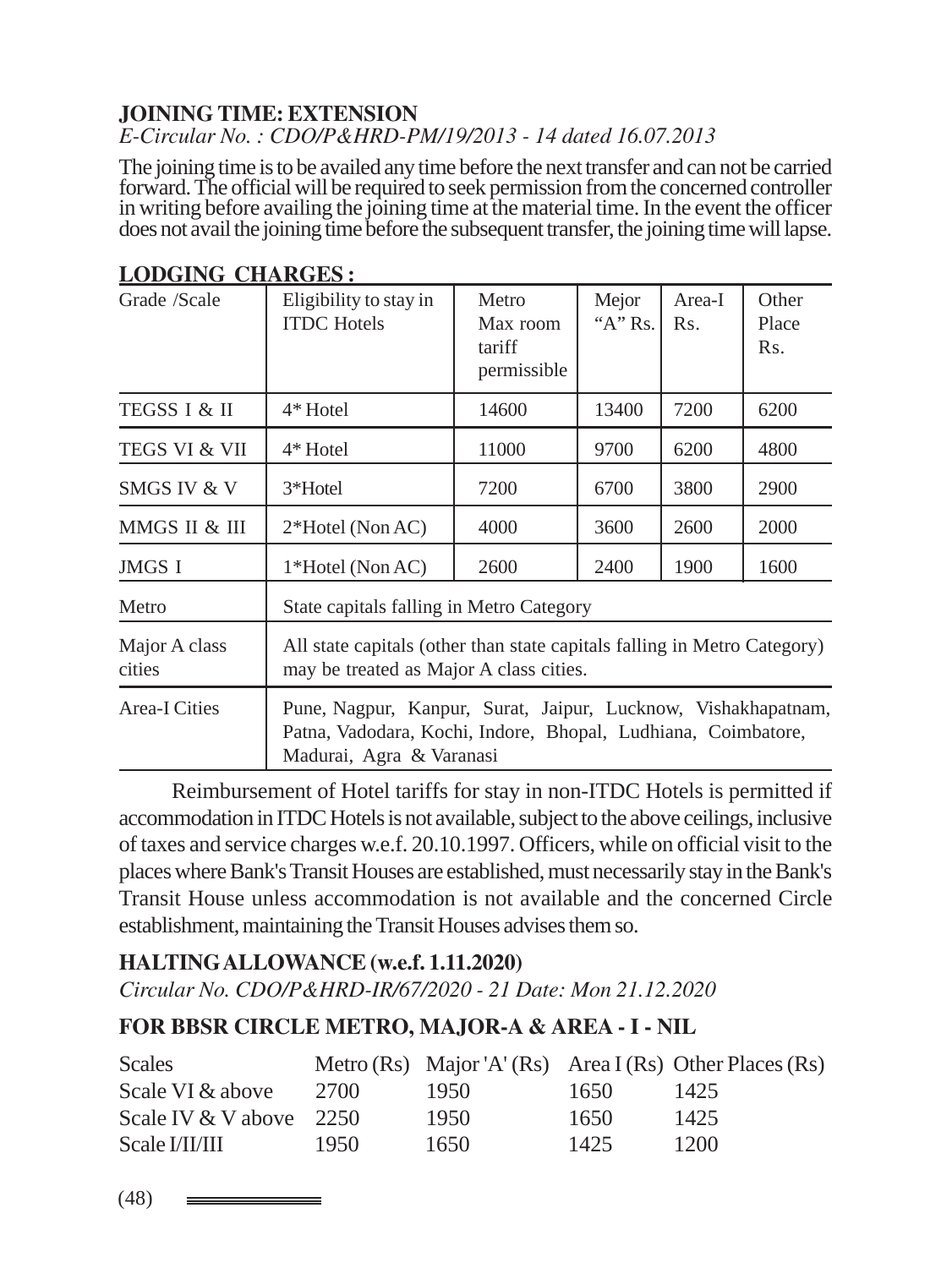## JOINING TIME: EXTENSION

*E-Circular No. : CDO/P&HRD-PM/19/2013 - 14 dated 16.07.2013*

The joining time is to be availed any time before the next transfer and can not be carried forward. The official will be required to seek permission from the concerned controller in writing before availing the joining time at the material time. In the event the officer does not avail the joining time before the subsequent transfer, the joining time will lapse.

## LODGING CHARGES :

| Grade /Scale | Eligibility to stay in ITDC Hotels | Metro Max room tariff permissible | Mejor "A" Rs. | Area-I Rs. | Other Place Rs. |
|---|---|---|---|---|---|
| TEGSS I & II | 4* Hotel | 14600 | 13400 | 7200 | 6200 |
| TEGS VI & VII | 4* Hotel | 11000 | 9700 | 6200 | 4800 |
| SMGS IV & V | 3*Hotel | 7200 | 6700 | 3800 | 2900 |
| MMGS II & III | 2*Hotel (Non AC) | 4000 | 3600 | 2600 | 2000 |
| JMGS I | 1*Hotel (Non AC) | 2600 | 2400 | 1900 | 1600 |
| Metro | State capitals falling in Metro Category | | | | |
| Major A class cities | All state capitals (other than state capitals falling in Metro Category) may be treated as Major A class cities. | | | | |
| Area-I Cities | Pune, Nagpur, Kanpur, Surat, Jaipur, Lucknow, Vishakhapatnam, Patna, Vadodara, Kochi, Indore, Bhopal, Ludhiana, Coimbatore, Madurai, Agra & Varanasi | | | | |

Reimbursement of Hotel tariffs for stay in non-ITDC Hotels is permitted if accommodation in ITDC Hotels is not available, subject to the above ceilings, inclusive of taxes and service charges w.e.f. 20.10.1997. Officers, while on official visit to the places where Bank's Transit Houses are established, must necessarily stay in the Bank's Transit House unless accommodation is not available and the concerned Circle establishment, maintaining the Transit Houses advises them so.

## HALTING ALLOWANCE (w.e.f. 1.11.2020)

*Circular No. CDO/P&HRD-IR/67/2020 - 21 Date: Mon 21.12.2020*

### FOR BBSR CIRCLE METRO, MAJOR-A & AREA - I - NIL

| Scales | Metro (Rs) | Major 'A' (Rs) | Area I (Rs) | Other Places (Rs) |
|---|---|---|---|---|
| Scale VI & above | 2700 | 1950 | 1650 | 1425 |
| Scale IV & V above | 2250 | 1950 | 1650 | 1425 |
| Scale I/II/III | 1950 | 1650 | 1425 | 1200 |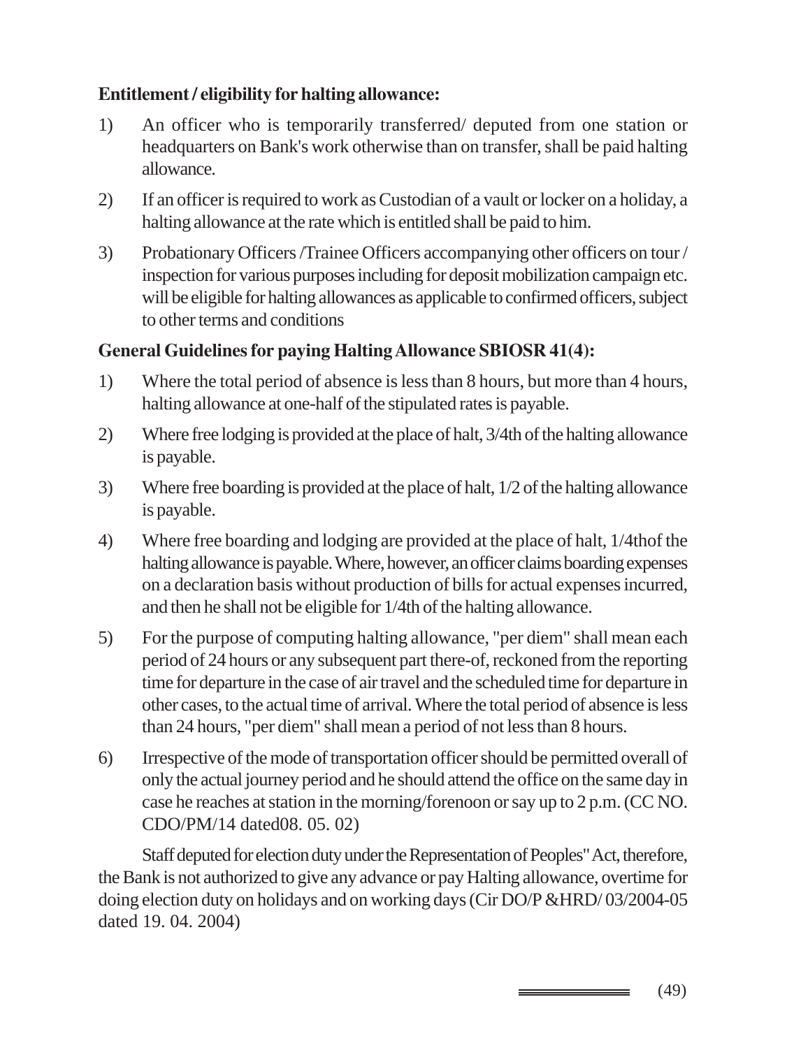**Entitlement / eligibility for halting allowance:**

1) An officer who is temporarily transferred/ deputed from one station or headquarters on Bank's work otherwise than on transfer, shall be paid halting allowance.

2) If an officer is required to work as Custodian of a vault or locker on a holiday, a halting allowance at the rate which is entitled shall be paid to him.

3) Probationary Officers /Trainee Officers accompanying other officers on tour / inspection for various purposes including for deposit mobilization campaign etc. will be eligible for halting allowances as applicable to confirmed officers, subject to other terms and conditions

**General Guidelines for paying Halting Allowance SBIOSR 41(4):**

1) Where the total period of absence is less than 8 hours, but more than 4 hours, halting allowance at one-half of the stipulated rates is payable.

2) Where free lodging is provided at the place of halt, 3/4th of the halting allowance is payable.

3) Where free boarding is provided at the place of halt, 1/2 of the halting allowance is payable.

4) Where free boarding and lodging are provided at the place of halt, 1/4thof the halting allowance is payable. Where, however, an officer claims boarding expenses on a declaration basis without production of bills for actual expenses incurred, and then he shall not be eligible for 1/4th of the halting allowance.

5) For the purpose of computing halting allowance, "per diem" shall mean each period of 24 hours or any subsequent part there-of, reckoned from the reporting time for departure in the case of air travel and the scheduled time for departure in other cases, to the actual time of arrival. Where the total period of absence is less than 24 hours, "per diem" shall mean a period of not less than 8 hours.

6) Irrespective of the mode of transportation officer should be permitted overall of only the actual journey period and he should attend the office on the same day in case he reaches at station in the morning/forenoon or say up to 2 p.m. (CC NO. CDO/PM/14 dated08. 05. 02)

Staff deputed for election duty under the Representation of Peoples" Act, therefore, the Bank is not authorized to give any advance or pay Halting allowance, overtime for doing election duty on holidays and on working days (Cir DO/P &HRD/ 03/2004-05 dated 19. 04. 2004)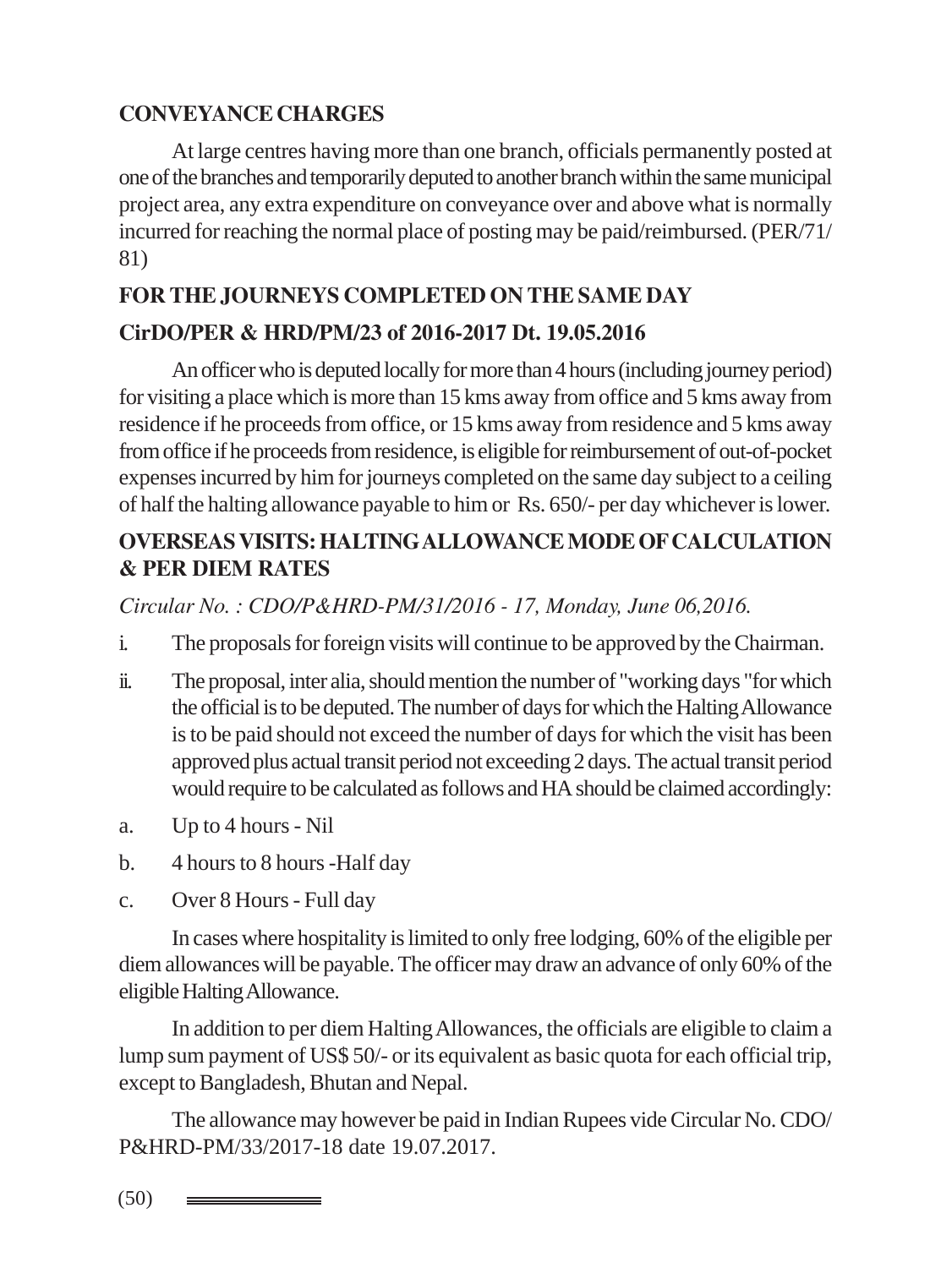## CONVEYANCE CHARGES

At large centres having more than one branch, officials permanently posted at one of the branches and temporarily deputed to another branch within the same municipal project area, any extra expenditure on conveyance over and above what is normally incurred for reaching the normal place of posting may be paid/reimbursed. (PER/71/81)

## FOR THE JOURNEYS COMPLETED ON THE SAME DAY

## CirDO/PER & HRD/PM/23 of 2016-2017 Dt. 19.05.2016

An officer who is deputed locally for more than 4 hours (including journey period) for visiting a place which is more than 15 kms away from office and 5 kms away from residence if he proceeds from office, or 15 kms away from residence and 5 kms away from office if he proceeds from residence, is eligible for reimbursement of out-of-pocket expenses incurred by him for journeys completed on the same day subject to a ceiling of half the halting allowance payable to him or Rs. 650/- per day whichever is lower.

## OVERSEAS VISITS: HALTING ALLOWANCE MODE OF CALCULATION & PER DIEM RATES

*Circular No. : CDO/P&HRD-PM/31/2016 - 17, Monday, June 06,2016.*

i. The proposals for foreign visits will continue to be approved by the Chairman.

ii. The proposal, inter alia, should mention the number of "working days "for which the official is to be deputed. The number of days for which the Halting Allowance is to be paid should not exceed the number of days for which the visit has been approved plus actual transit period not exceeding 2 days. The actual transit period would require to be calculated as follows and HA should be claimed accordingly:

a. Up to 4 hours - Nil

b. 4 hours to 8 hours -Half day

c. Over 8 Hours - Full day

In cases where hospitality is limited to only free lodging, 60% of the eligible per diem allowances will be payable. The officer may draw an advance of only 60% of the eligible Halting Allowance.

In addition to per diem Halting Allowances, the officials are eligible to claim a lump sum payment of US$ 50/- or its equivalent as basic quota for each official trip, except to Bangladesh, Bhutan and Nepal.

The allowance may however be paid in Indian Rupees vide Circular No. CDO/P&HRD-PM/33/2017-18 date 19.07.2017.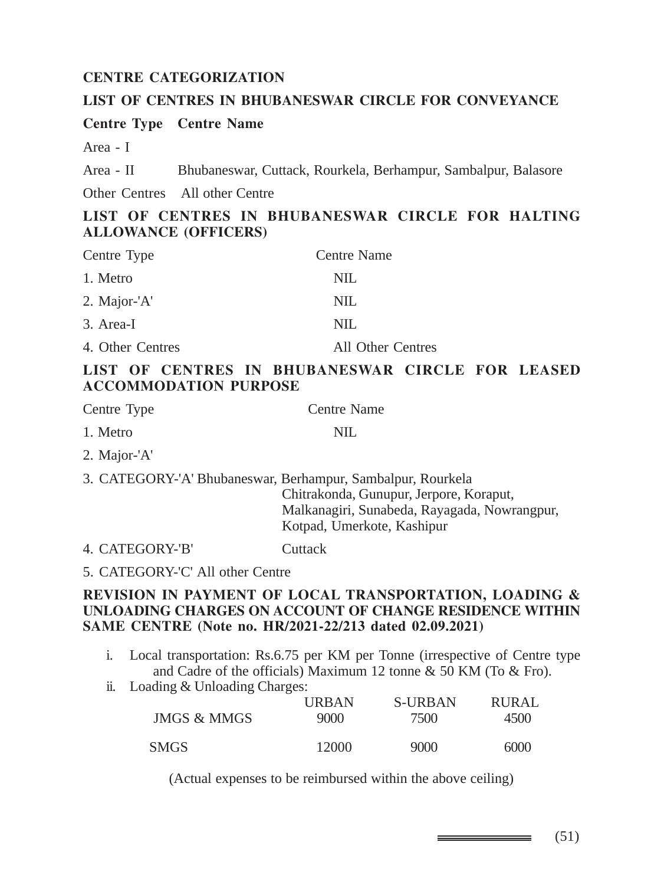## CENTRE CATEGORIZATION

### LIST OF CENTRES IN BHUBANESWAR CIRCLE FOR CONVEYANCE

| Centre Type | Centre Name |
|---|---|
| Area - I | |
| Area - II | Bhubaneswar, Cuttack, Rourkela, Berhampur, Sambalpur, Balasore |
| Other Centres | All other Centre |

### LIST OF CENTRES IN BHUBANESWAR CIRCLE FOR HALTING ALLOWANCE (OFFICERS)

| Centre Type | Centre Name |
|---|---|
| 1. Metro | NIL |
| 2. Major-'A' | NIL |
| 3. Area-I | NIL |
| 4. Other Centres | All Other Centres |

### LIST OF CENTRES IN BHUBANESWAR CIRCLE FOR LEASED ACCOMMODATION PURPOSE

| Centre Type | Centre Name |
|---|---|
| 1. Metro | NIL |
| 2. Major-'A' | |
| 3. CATEGORY-'A' | Bhubaneswar, Berhampur, Sambalpur, Rourkela Chitrakonda, Gunupur, Jerpore, Koraput, Malkanagiri, Sunabeda, Rayagada, Nowrangpur, Kotpad, Umerkote, Kashipur |
| 4. CATEGORY-'B' | Cuttack |
| 5. CATEGORY-'C' | All other Centre |

### REVISION IN PAYMENT OF LOCAL TRANSPORTATION, LOADING & UNLOADING CHARGES ON ACCOUNT OF CHANGE RESIDENCE WITHIN SAME CENTRE (Note no. HR/2021-22/213 dated 02.09.2021)

i. Local transportation: Rs.6.75 per KM per Tonne (irrespective of Centre type and Cadre of the officials) Maximum 12 tonne & 50 KM (To & Fro).

ii. Loading & Unloading Charges:

| | URBAN | S-URBAN | RURAL |
|---|---|---|---|
| JMGS & MMGS | 9000 | 7500 | 4500 |
| SMGS | 12000 | 9000 | 6000 |

(Actual expenses to be reimbursed within the above ceiling)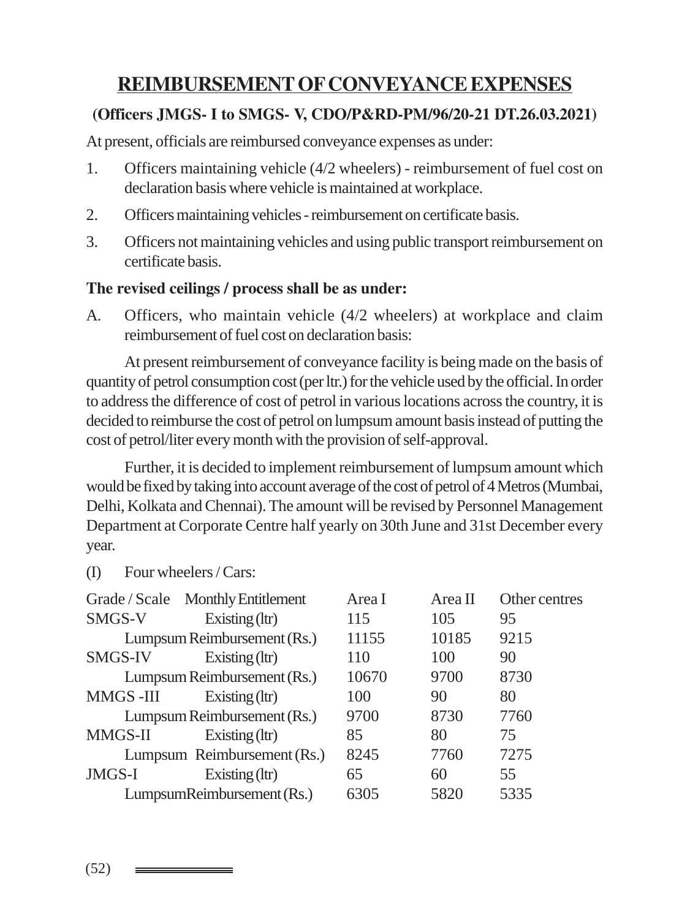# REIMBURSEMENT OF CONVEYANCE EXPENSES

**(Officers JMGS- I to SMGS- V, CDO/P&RD-PM/96/20-21 DT.26.03.2021)**

At present, officials are reimbursed conveyance expenses as under:

1. Officers maintaining vehicle (4/2 wheelers) - reimbursement of fuel cost on declaration basis where vehicle is maintained at workplace.
2. Officers maintaining vehicles - reimbursement on certificate basis.
3. Officers not maintaining vehicles and using public transport reimbursement on certificate basis.

**The revised ceilings / process shall be as under:**

A. Officers, who maintain vehicle (4/2 wheelers) at workplace and claim reimbursement of fuel cost on declaration basis:

At present reimbursement of conveyance facility is being made on the basis of quantity of petrol consumption cost (per ltr.) for the vehicle used by the official. In order to address the difference of cost of petrol in various locations across the country, it is decided to reimburse the cost of petrol on lumpsum amount basis instead of putting the cost of petrol/liter every month with the provision of self-approval.

Further, it is decided to implement reimbursement of lumpsum amount which would be fixed by taking into account average of the cost of petrol of 4 Metros (Mumbai, Delhi, Kolkata and Chennai). The amount will be revised by Personnel Management Department at Corporate Centre half yearly on 30th June and 31st December every year.

(I) Four wheelers / Cars:

| Grade / Scale | Monthly Entitlement | Area I | Area II | Other centres |
|---|---|---|---|---|
| SMGS-V | Existing (ltr) | 115 | 105 | 95 |
| | Lumpsum Reimbursement (Rs.) | 11155 | 10185 | 9215 |
| SMGS-IV | Existing (ltr) | 110 | 100 | 90 |
| | Lumpsum Reimbursement (Rs.) | 10670 | 9700 | 8730 |
| MMGS -III | Existing (ltr) | 100 | 90 | 80 |
| | Lumpsum Reimbursement (Rs.) | 9700 | 8730 | 7760 |
| MMGS-II | Existing (ltr) | 85 | 80 | 75 |
| | Lumpsum Reimbursement (Rs.) | 8245 | 7760 | 7275 |
| JMGS-I | Existing (ltr) | 65 | 60 | 55 |
| | LumpsumReimbursement (Rs.) | 6305 | 5820 | 5335 |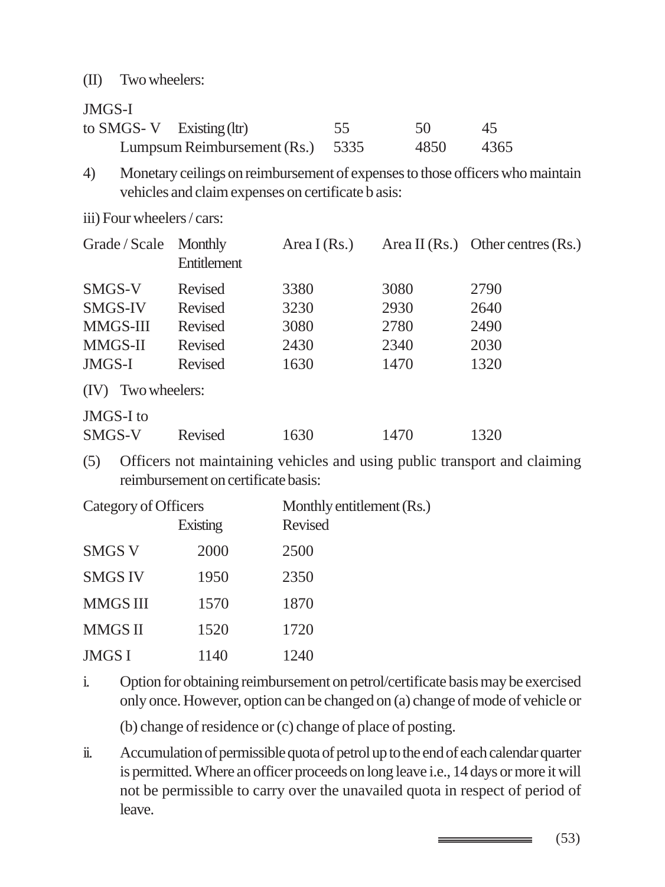(II) Two wheelers:

| | | | | |
|---|---|---|---|---|
| JMGS-I to SMGS- V | Existing (ltr) | 55 | 50 | 45 |
| | Lumpsum Reimbursement (Rs.) | 5335 | 4850 | 4365 |

4) Monetary ceilings on reimbursement of expenses to those officers who maintain vehicles and claim expenses on certificate b asis:

iii) Four wheelers / cars:

| Grade / Scale | Monthly Entitlement | Area I (Rs.) | Area II (Rs.) | Other centres (Rs.) |
|---|---|---|---|---|
| SMGS-V | Revised | 3380 | 3080 | 2790 |
| SMGS-IV | Revised | 3230 | 2930 | 2640 |
| MMGS-III | Revised | 3080 | 2780 | 2490 |
| MMGS-II | Revised | 2430 | 2340 | 2030 |
| JMGS-I | Revised | 1630 | 1470 | 1320 |
| (IV) Two wheelers: | | | | |
| JMGS-I to SMGS-V | Revised | 1630 | 1470 | 1320 |

(5) Officers not maintaining vehicles and using public transport and claiming reimbursement on certificate basis:

| Category of Officers | Monthly entitlement (Rs.) | |
|---|---|---|
| | Existing | Revised |
| SMGS V | 2000 | 2500 |
| SMGS IV | 1950 | 2350 |
| MMGS III | 1570 | 1870 |
| MMGS II | 1520 | 1720 |
| JMGS I | 1140 | 1240 |

i. Option for obtaining reimbursement on petrol/certificate basis may be exercised only once. However, option can be changed on (a) change of mode of vehicle or

   (b) change of residence or (c) change of place of posting.

ii. Accumulation of permissible quota of petrol up to the end of each calendar quarter is permitted. Where an officer proceeds on long leave i.e., 14 days or more it will not be permissible to carry over the unavailed quota in respect of period of leave.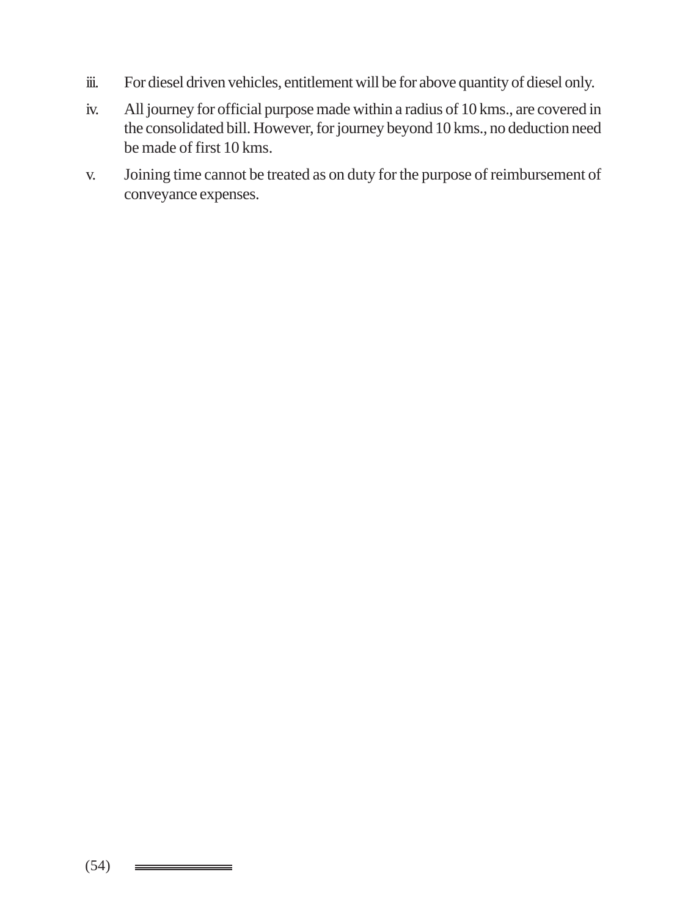iii. For diesel driven vehicles, entitlement will be for above quantity of diesel only.

iv. All journey for official purpose made within a radius of 10 kms., are covered in the consolidated bill. However, for journey beyond 10 kms., no deduction need be made of first 10 kms.

v. Joining time cannot be treated as on duty for the purpose of reimbursement of conveyance expenses.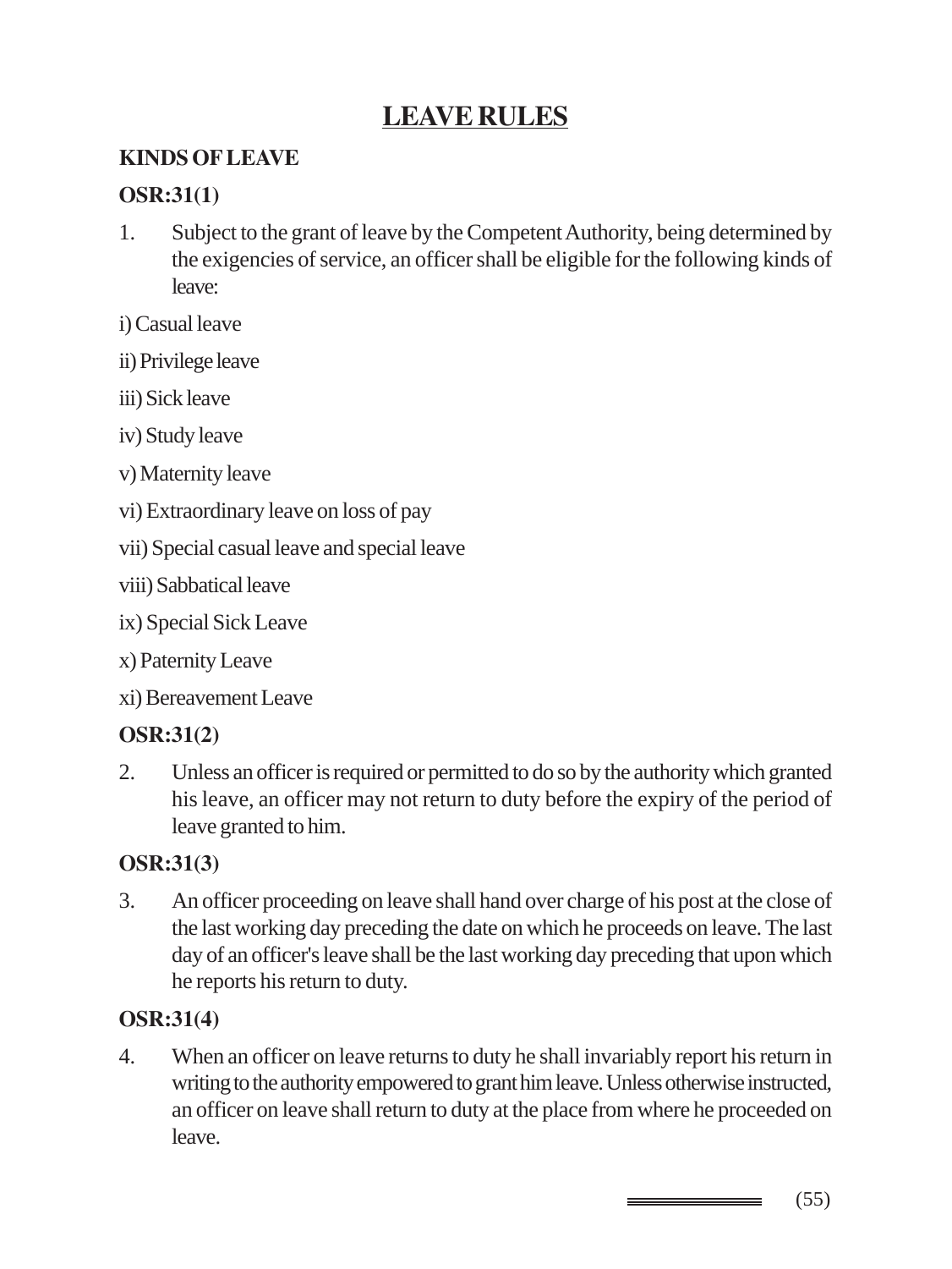# LEAVE RULES

## KINDS OF LEAVE

### OSR:31(1)

1. Subject to the grant of leave by the Competent Authority, being determined by the exigencies of service, an officer shall be eligible for the following kinds of leave:

i) Casual leave

ii) Privilege leave

iii) Sick leave

iv) Study leave

v) Maternity leave

vi) Extraordinary leave on loss of pay

vii) Special casual leave and special leave

viii) Sabbatical leave

ix) Special Sick Leave

x) Paternity Leave

xi) Bereavement Leave

### OSR:31(2)

2. Unless an officer is required or permitted to do so by the authority which granted his leave, an officer may not return to duty before the expiry of the period of leave granted to him.

### OSR:31(3)

3. An officer proceeding on leave shall hand over charge of his post at the close of the last working day preceding the date on which he proceeds on leave. The last day of an officer's leave shall be the last working day preceding that upon which he reports his return to duty.

### OSR:31(4)

4. When an officer on leave returns to duty he shall invariably report his return in writing to the authority empowered to grant him leave. Unless otherwise instructed, an officer on leave shall return to duty at the place from where he proceeded on leave.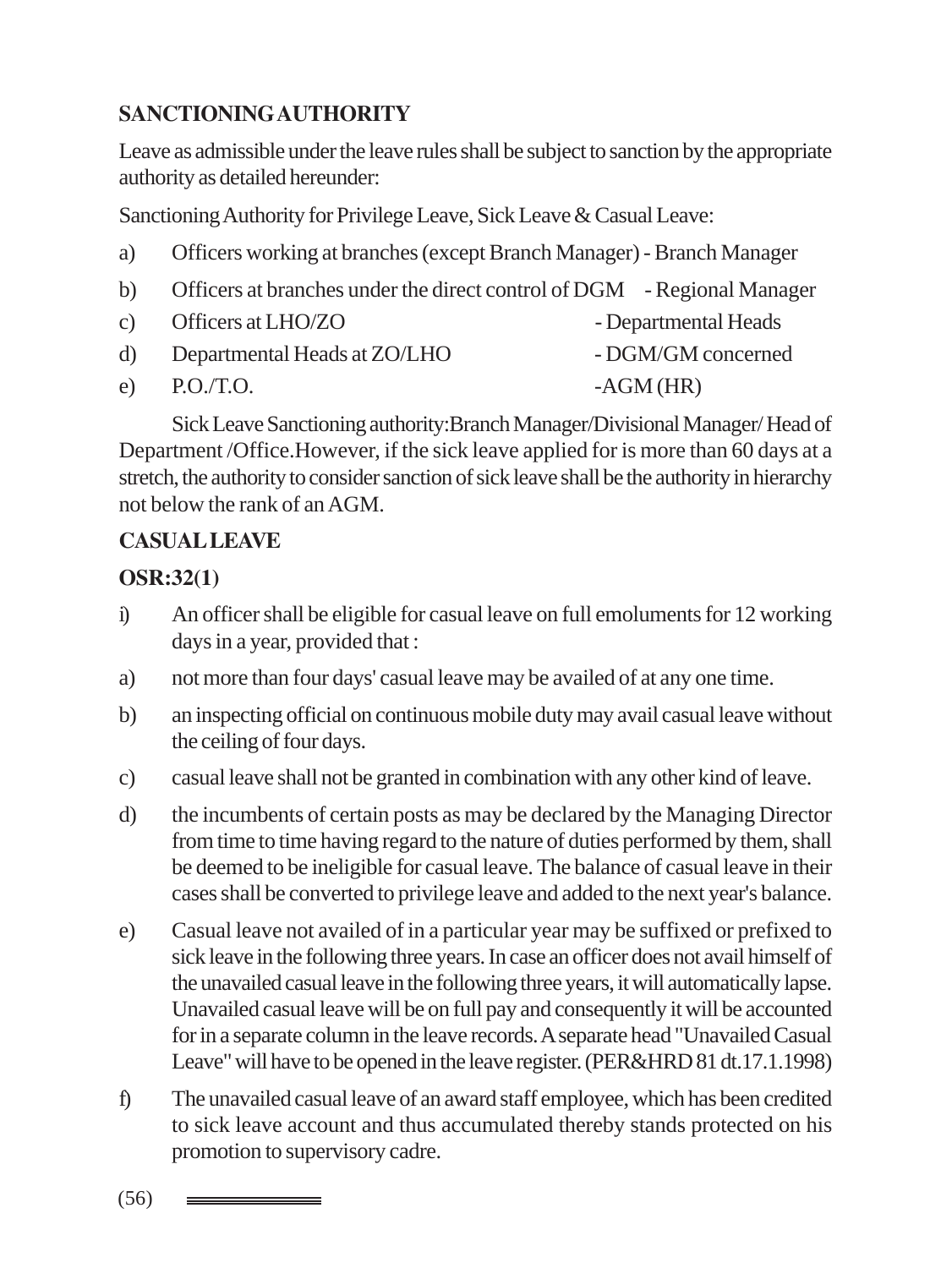## SANCTIONING AUTHORITY

Leave as admissible under the leave rules shall be subject to sanction by the appropriate authority as detailed hereunder:

Sanctioning Authority for Privilege Leave, Sick Leave & Casual Leave:

a) Officers working at branches (except Branch Manager) - Branch Manager

b) Officers at branches under the direct control of DGM - Regional Manager

c) Officers at LHO/ZO - Departmental Heads

d) Departmental Heads at ZO/LHO - DGM/GM concerned

e) P.O./T.O. -AGM (HR)

Sick Leave Sanctioning authority:Branch Manager/Divisional Manager/ Head of Department /Office.However, if the sick leave applied for is more than 60 days at a stretch, the authority to consider sanction of sick leave shall be the authority in hierarchy not below the rank of an AGM.

## CASUAL LEAVE

**OSR:32(1)**

i) An officer shall be eligible for casual leave on full emoluments for 12 working days in a year, provided that :

a) not more than four days' casual leave may be availed of at any one time.

b) an inspecting official on continuous mobile duty may avail casual leave without the ceiling of four days.

c) casual leave shall not be granted in combination with any other kind of leave.

d) the incumbents of certain posts as may be declared by the Managing Director from time to time having regard to the nature of duties performed by them, shall be deemed to be ineligible for casual leave. The balance of casual leave in their cases shall be converted to privilege leave and added to the next year's balance.

e) Casual leave not availed of in a particular year may be suffixed or prefixed to sick leave in the following three years. In case an officer does not avail himself of the unavailed casual leave in the following three years, it will automatically lapse. Unavailed casual leave will be on full pay and consequently it will be accounted for in a separate column in the leave records. A separate head "Unavailed Casual Leave" will have to be opened in the leave register. (PER&HRD 81 dt.17.1.1998)

f) The unavailed casual leave of an award staff employee, which has been credited to sick leave account and thus accumulated thereby stands protected on his promotion to supervisory cadre.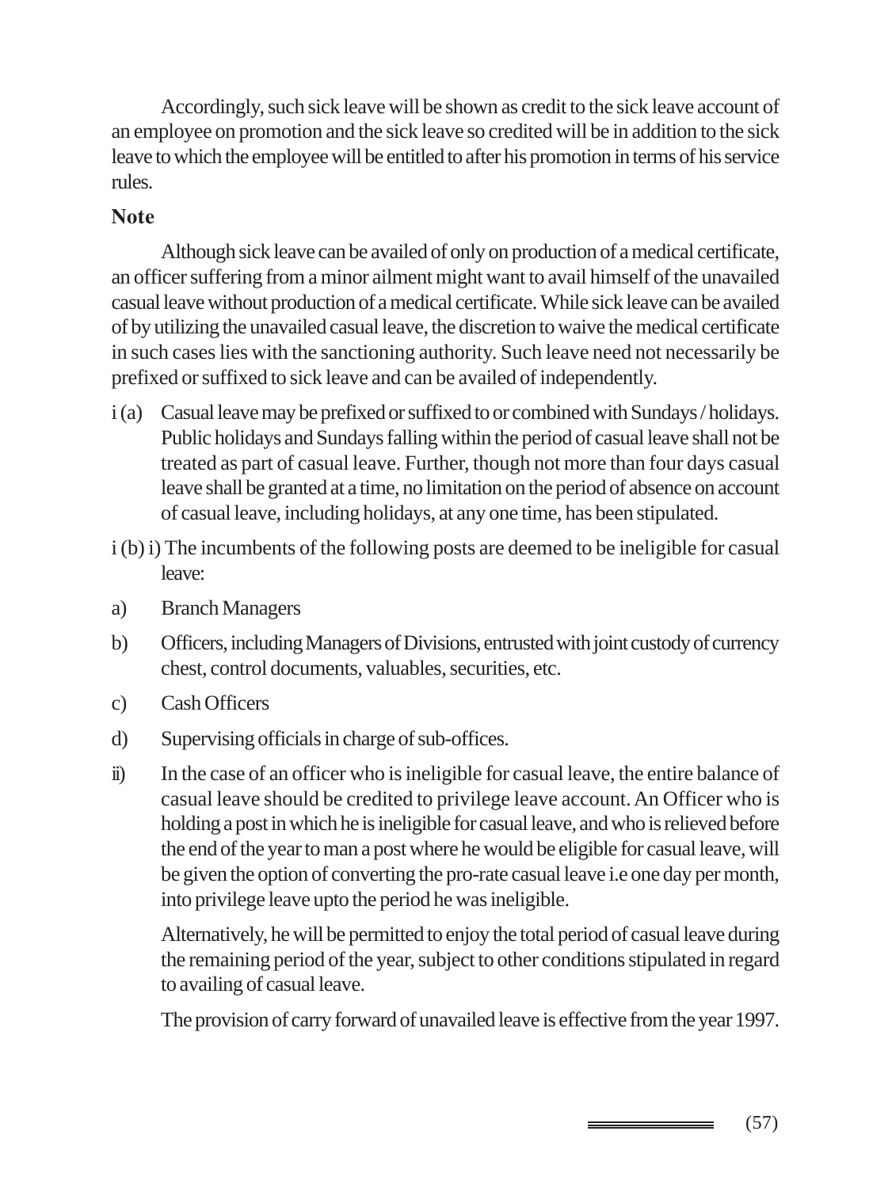Accordingly, such sick leave will be shown as credit to the sick leave account of an employee on promotion and the sick leave so credited will be in addition to the sick leave to which the employee will be entitled to after his promotion in terms of his service rules.

**Note**

Although sick leave can be availed of only on production of a medical certificate, an officer suffering from a minor ailment might want to avail himself of the unavailed casual leave without production of a medical certificate. While sick leave can be availed of by utilizing the unavailed casual leave, the discretion to waive the medical certificate in such cases lies with the sanctioning authority. Such leave need not necessarily be prefixed or suffixed to sick leave and can be availed of independently.

i (a) Casual leave may be prefixed or suffixed to or combined with Sundays / holidays. Public holidays and Sundays falling within the period of casual leave shall not be treated as part of casual leave. Further, though not more than four days casual leave shall be granted at a time, no limitation on the period of absence on account of casual leave, including holidays, at any one time, has been stipulated.

i (b) i) The incumbents of the following posts are deemed to be ineligible for casual leave:

a) Branch Managers

b) Officers, including Managers of Divisions, entrusted with joint custody of currency chest, control documents, valuables, securities, etc.

c) Cash Officers

d) Supervising officials in charge of sub-offices.

ii) In the case of an officer who is ineligible for casual leave, the entire balance of casual leave should be credited to privilege leave account. An Officer who is holding a post in which he is ineligible for casual leave, and who is relieved before the end of the year to man a post where he would be eligible for casual leave, will be given the option of converting the pro-rate casual leave i.e one day per month, into privilege leave upto the period he was ineligible.

Alternatively, he will be permitted to enjoy the total period of casual leave during the remaining period of the year, subject to other conditions stipulated in regard to availing of casual leave.

The provision of carry forward of unavailed leave is effective from the year 1997.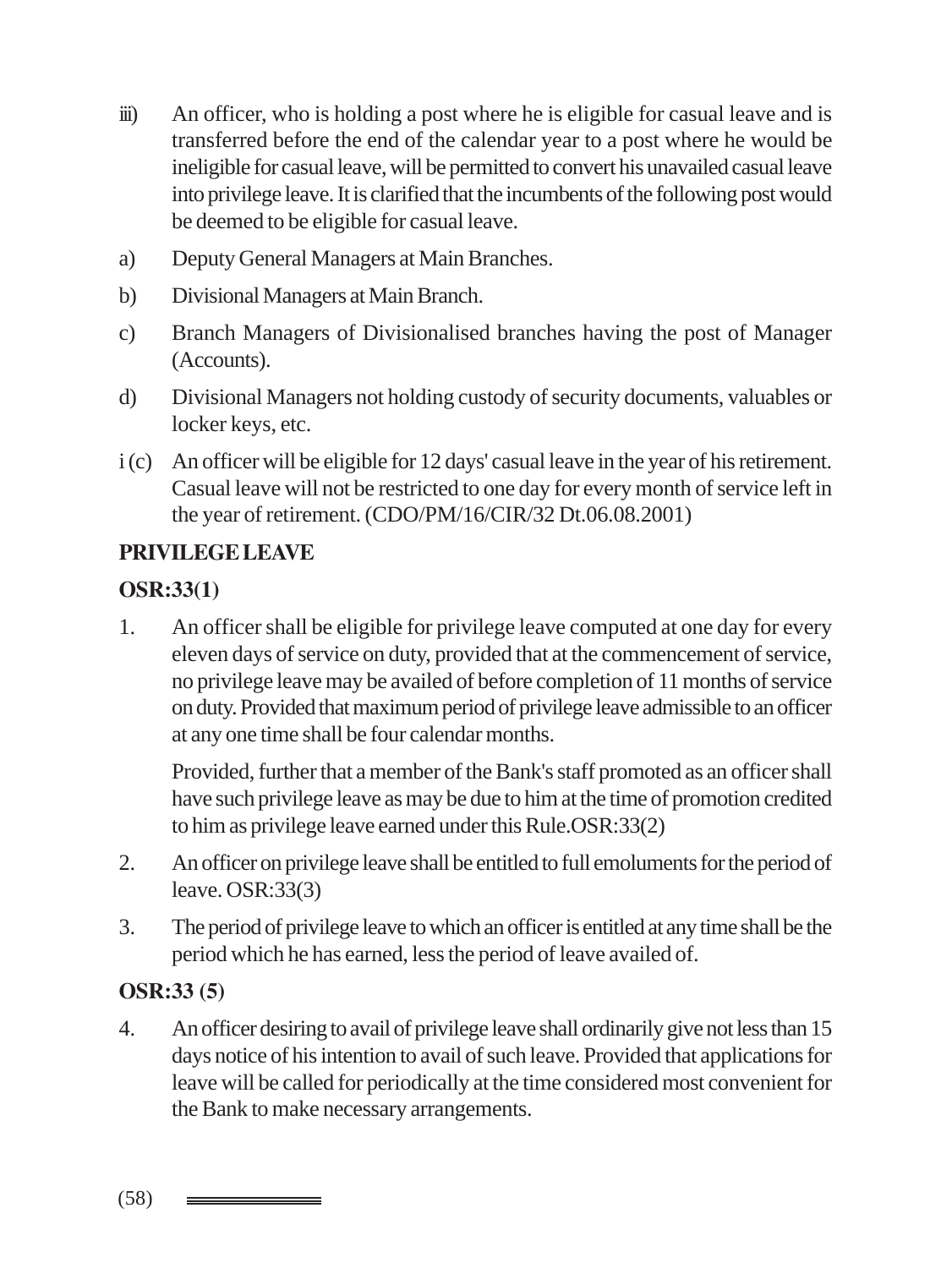iii) An officer, who is holding a post where he is eligible for casual leave and is transferred before the end of the calendar year to a post where he would be ineligible for casual leave, will be permitted to convert his unavailed casual leave into privilege leave. It is clarified that the incumbents of the following post would be deemed to be eligible for casual leave.

a) Deputy General Managers at Main Branches.

b) Divisional Managers at Main Branch.

c) Branch Managers of Divisionalised branches having the post of Manager (Accounts).

d) Divisional Managers not holding custody of security documents, valuables or locker keys, etc.

i (c) An officer will be eligible for 12 days' casual leave in the year of his retirement. Casual leave will not be restricted to one day for every month of service left in the year of retirement. (CDO/PM/16/CIR/32 Dt.06.08.2001)

**PRIVILEGE LEAVE**

**OSR:33(1)**

1. An officer shall be eligible for privilege leave computed at one day for every eleven days of service on duty, provided that at the commencement of service, no privilege leave may be availed of before completion of 11 months of service on duty. Provided that maximum period of privilege leave admissible to an officer at any one time shall be four calendar months.

   Provided, further that a member of the Bank's staff promoted as an officer shall have such privilege leave as may be due to him at the time of promotion credited to him as privilege leave earned under this Rule.OSR:33(2)

2. An officer on privilege leave shall be entitled to full emoluments for the period of leave. OSR:33(3)

3. The period of privilege leave to which an officer is entitled at any time shall be the period which he has earned, less the period of leave availed of.

**OSR:33 (5)**

4. An officer desiring to avail of privilege leave shall ordinarily give not less than 15 days notice of his intention to avail of such leave. Provided that applications for leave will be called for periodically at the time considered most convenient for the Bank to make necessary arrangements.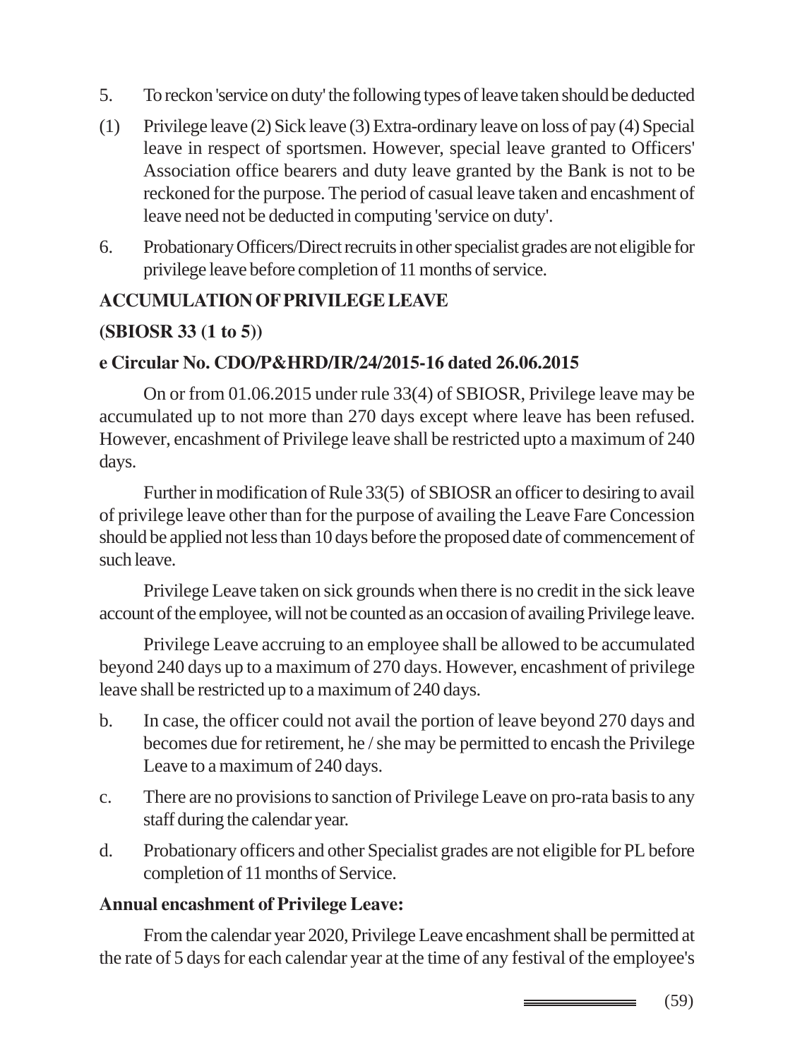5. To reckon 'service on duty' the following types of leave taken should be deducted

(1) Privilege leave (2) Sick leave (3) Extra-ordinary leave on loss of pay (4) Special leave in respect of sportsmen. However, special leave granted to Officers' Association office bearers and duty leave granted by the Bank is not to be reckoned for the purpose. The period of casual leave taken and encashment of leave need not be deducted in computing 'service on duty'.

6. Probationary Officers/Direct recruits in other specialist grades are not eligible for privilege leave before completion of 11 months of service.

**ACCUMULATION OF PRIVILEGE LEAVE**

**(SBIOSR 33 (1 to 5))**

**e Circular No. CDO/P&HRD/IR/24/2015-16 dated 26.06.2015**

On or from 01.06.2015 under rule 33(4) of SBIOSR, Privilege leave may be accumulated up to not more than 270 days except where leave has been refused. However, encashment of Privilege leave shall be restricted upto a maximum of 240 days.

Further in modification of Rule 33(5) of SBIOSR an officer to desiring to avail of privilege leave other than for the purpose of availing the Leave Fare Concession should be applied not less than 10 days before the proposed date of commencement of such leave.

Privilege Leave taken on sick grounds when there is no credit in the sick leave account of the employee, will not be counted as an occasion of availing Privilege leave.

Privilege Leave accruing to an employee shall be allowed to be accumulated beyond 240 days up to a maximum of 270 days. However, encashment of privilege leave shall be restricted up to a maximum of 240 days.

b. In case, the officer could not avail the portion of leave beyond 270 days and becomes due for retirement, he / she may be permitted to encash the Privilege Leave to a maximum of 240 days.

c. There are no provisions to sanction of Privilege Leave on pro-rata basis to any staff during the calendar year.

d. Probationary officers and other Specialist grades are not eligible for PL before completion of 11 months of Service.

**Annual encashment of Privilege Leave:**

From the calendar year 2020, Privilege Leave encashment shall be permitted at the rate of 5 days for each calendar year at the time of any festival of the employee's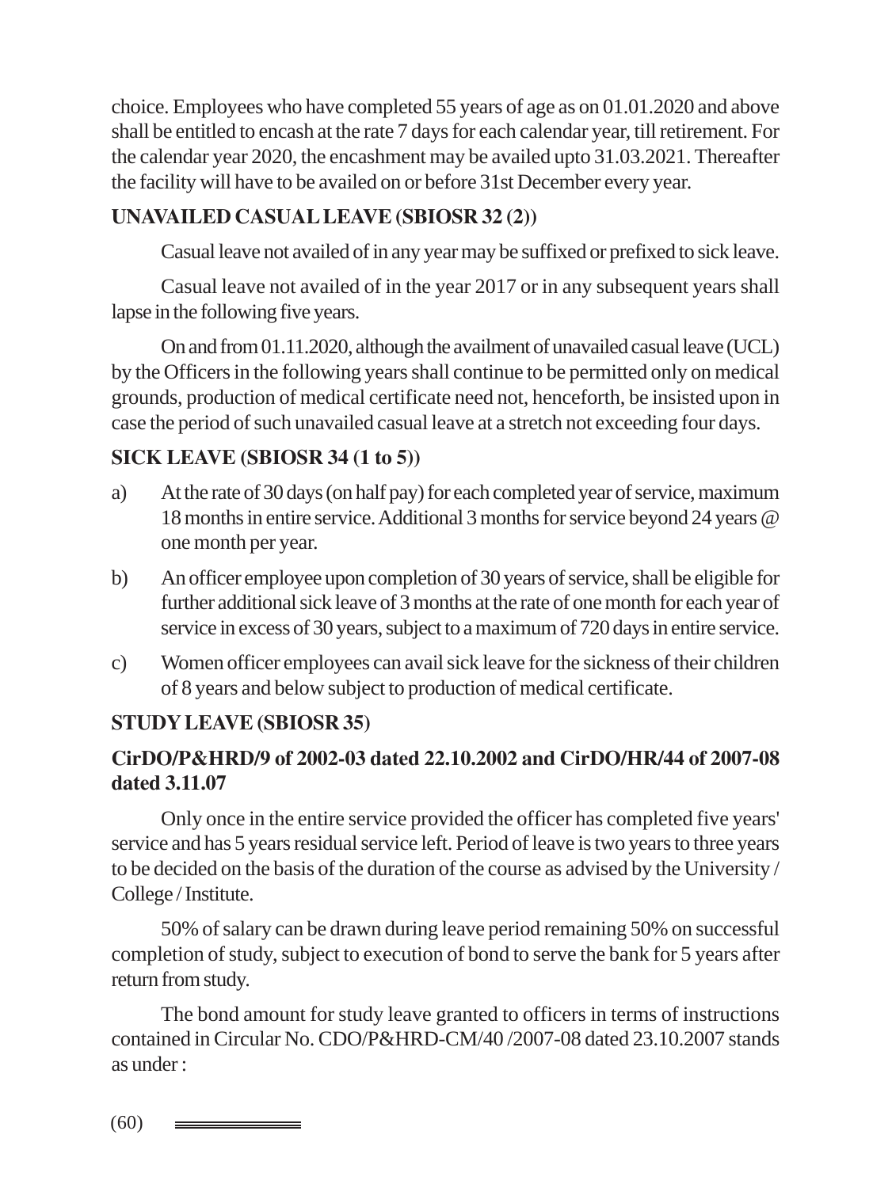choice. Employees who have completed 55 years of age as on 01.01.2020 and above shall be entitled to encash at the rate 7 days for each calendar year, till retirement. For the calendar year 2020, the encashment may be availed upto 31.03.2021. Thereafter the facility will have to be availed on or before 31st December every year.

**UNAVAILED CASUAL LEAVE (SBIOSR 32 (2))**

Casual leave not availed of in any year may be suffixed or prefixed to sick leave.

Casual leave not availed of in the year 2017 or in any subsequent years shall lapse in the following five years.

On and from 01.11.2020, although the availment of unavailed casual leave (UCL) by the Officers in the following years shall continue to be permitted only on medical grounds, production of medical certificate need not, henceforth, be insisted upon in case the period of such unavailed casual leave at a stretch not exceeding four days.

**SICK LEAVE (SBIOSR 34 (1 to 5))**

a) At the rate of 30 days (on half pay) for each completed year of service, maximum 18 months in entire service. Additional 3 months for service beyond 24 years @ one month per year.

b) An officer employee upon completion of 30 years of service, shall be eligible for further additional sick leave of 3 months at the rate of one month for each year of service in excess of 30 years, subject to a maximum of 720 days in entire service.

c) Women officer employees can avail sick leave for the sickness of their children of 8 years and below subject to production of medical certificate.

**STUDY LEAVE (SBIOSR 35)**

**CirDO/P&HRD/9 of 2002-03 dated 22.10.2002 and CirDO/HR/44 of 2007-08 dated 3.11.07**

Only once in the entire service provided the officer has completed five years' service and has 5 years residual service left. Period of leave is two years to three years to be decided on the basis of the duration of the course as advised by the University / College / Institute.

50% of salary can be drawn during leave period remaining 50% on successful completion of study, subject to execution of bond to serve the bank for 5 years after return from study.

The bond amount for study leave granted to officers in terms of instructions contained in Circular No. CDO/P&HRD-CM/40 /2007-08 dated 23.10.2007 stands as under :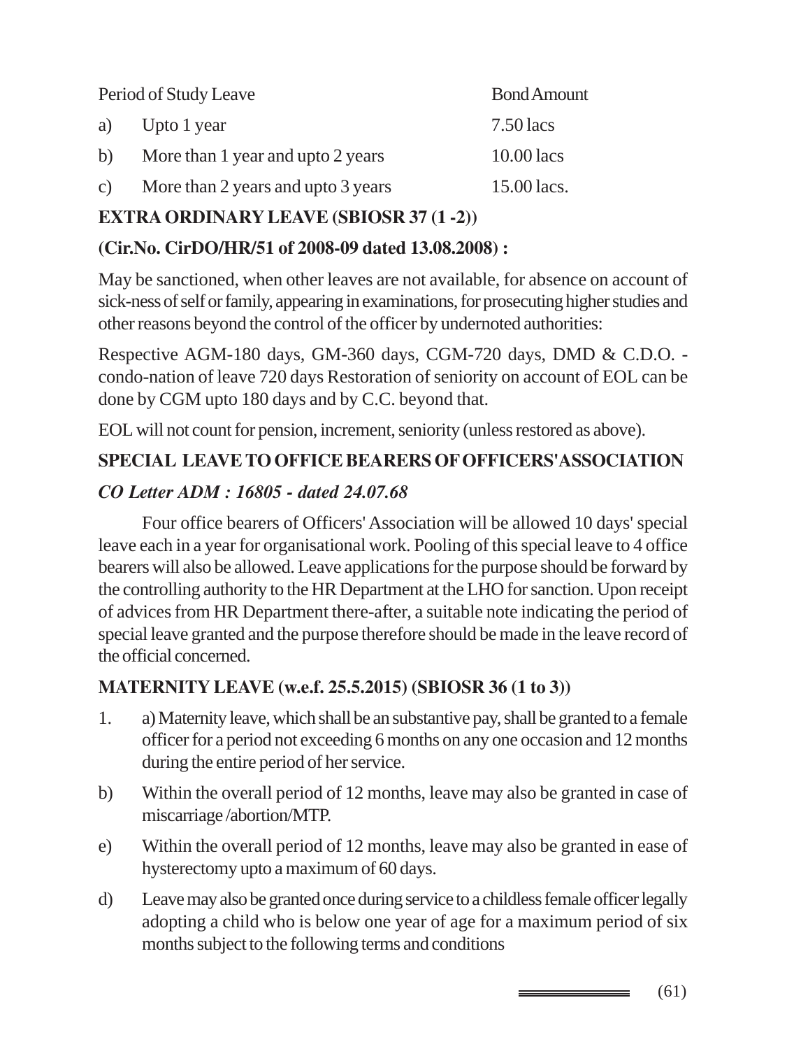| Period of Study Leave | | Bond Amount |
|---|---|---|
| a) | Upto 1 year | 7.50 lacs |
| b) | More than 1 year and upto 2 years | 10.00 lacs |
| c) | More than 2 years and upto 3 years | 15.00 lacs. |

**EXTRA ORDINARY LEAVE (SBIOSR 37 (1 -2))**

**(Cir.No. CirDO/HR/51 of 2008-09 dated 13.08.2008) :**

May be sanctioned, when other leaves are not available, for absence on account of sick-ness of self or family, appearing in examinations, for prosecuting higher studies and other reasons beyond the control of the officer by undernoted authorities:

Respective AGM-180 days, GM-360 days, CGM-720 days, DMD & C.D.O. - condo-nation of leave 720 days Restoration of seniority on account of EOL can be done by CGM upto 180 days and by C.C. beyond that.

EOL will not count for pension, increment, seniority (unless restored as above).

**SPECIAL LEAVE TO OFFICE BEARERS OF OFFICERS'ASSOCIATION**

***CO Letter ADM : 16805 - dated 24.07.68***

Four office bearers of Officers' Association will be allowed 10 days' special leave each in a year for organisational work. Pooling of this special leave to 4 office bearers will also be allowed. Leave applications for the purpose should be forward by the controlling authority to the HR Department at the LHO for sanction. Upon receipt of advices from HR Department there-after, a suitable note indicating the period of special leave granted and the purpose therefore should be made in the leave record of the official concerned.

**MATERNITY LEAVE (w.e.f. 25.5.2015) (SBIOSR 36 (1 to 3))**

1. a) Maternity leave, which shall be an substantive pay, shall be granted to a female officer for a period not exceeding 6 months on any one occasion and 12 months during the entire period of her service.

b) Within the overall period of 12 months, leave may also be granted in case of miscarriage /abortion/MTP.

e) Within the overall period of 12 months, leave may also be granted in ease of hysterectomy upto a maximum of 60 days.

d) Leave may also be granted once during service to a childless female officer legally adopting a child who is below one year of age for a maximum period of six months subject to the following terms and conditions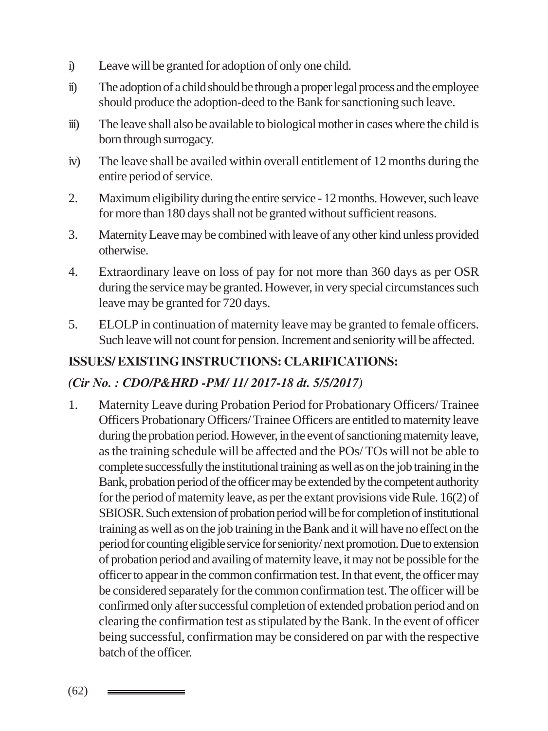i) Leave will be granted for adoption of only one child.

ii) The adoption of a child should be through a proper legal process and the employee should produce the adoption-deed to the Bank for sanctioning such leave.

iii) The leave shall also be available to biological mother in cases where the child is born through surrogacy.

iv) The leave shall be availed within overall entitlement of 12 months during the entire period of service.

2. Maximum eligibility during the entire service - 12 months. However, such leave for more than 180 days shall not be granted without sufficient reasons.

3. Maternity Leave may be combined with leave of any other kind unless provided otherwise.

4. Extraordinary leave on loss of pay for not more than 360 days as per OSR during the service may be granted. However, in very special circumstances such leave may be granted for 720 days.

5. ELOLP in continuation of maternity leave may be granted to female officers. Such leave will not count for pension. Increment and seniority will be affected.

**ISSUES/ EXISTING INSTRUCTIONS: CLARIFICATIONS:**

***(Cir No. : CDO/P&HRD -PM/ 11/ 2017-18 dt. 5/5/2017)***

1. Maternity Leave during Probation Period for Probationary Officers/ Trainee Officers Probationary Officers/ Trainee Officers are entitled to maternity leave during the probation period. However, in the event of sanctioning maternity leave, as the training schedule will be affected and the POs/ TOs will not be able to complete successfully the institutional training as well as on the job training in the Bank, probation period of the officer may be extended by the competent authority for the period of maternity leave, as per the extant provisions vide Rule. 16(2) of SBIOSR. Such extension of probation period will be for completion of institutional training as well as on the job training in the Bank and it will have no effect on the period for counting eligible service for seniority/ next promotion. Due to extension of probation period and availing of maternity leave, it may not be possible for the officer to appear in the common confirmation test. In that event, the officer may be considered separately for the common confirmation test. The officer will be confirmed only after successful completion of extended probation period and on clearing the confirmation test as stipulated by the Bank. In the event of officer being successful, confirmation may be considered on par with the respective batch of the officer.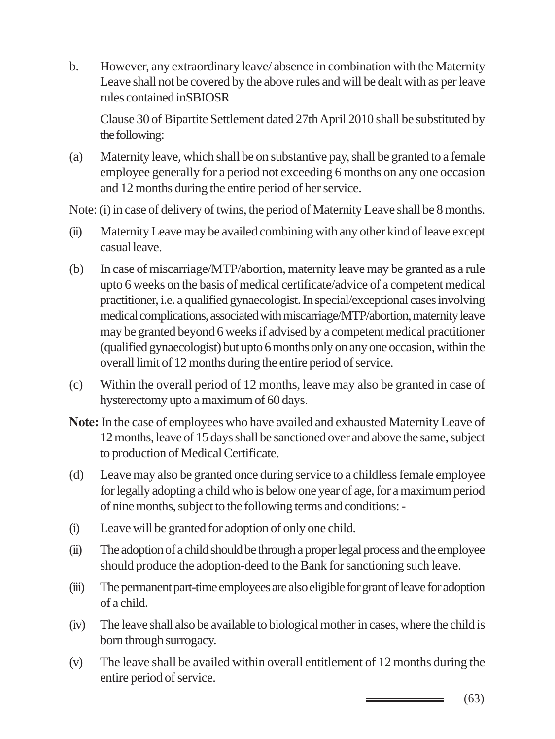b. However, any extraordinary leave/ absence in combination with the Maternity Leave shall not be covered by the above rules and will be dealt with as per leave rules contained inSBIOSR

Clause 30 of Bipartite Settlement dated 27th April 2010 shall be substituted by the following:

(a) Maternity leave, which shall be on substantive pay, shall be granted to a female employee generally for a period not exceeding 6 months on any one occasion and 12 months during the entire period of her service.

Note: (i) in case of delivery of twins, the period of Maternity Leave shall be 8 months.

(ii) Maternity Leave may be availed combining with any other kind of leave except casual leave.

(b) In case of miscarriage/MTP/abortion, maternity leave may be granted as a rule upto 6 weeks on the basis of medical certificate/advice of a competent medical practitioner, i.e. a qualified gynaecologist. In special/exceptional cases involving medical complications, associated with miscarriage/MTP/abortion, maternity leave may be granted beyond 6 weeks if advised by a competent medical practitioner (qualified gynaecologist) but upto 6 months only on any one occasion, within the overall limit of 12 months during the entire period of service.

(c) Within the overall period of 12 months, leave may also be granted in case of hysterectomy upto a maximum of 60 days.

**Note:** In the case of employees who have availed and exhausted Maternity Leave of 12 months, leave of 15 days shall be sanctioned over and above the same, subject to production of Medical Certificate.

(d) Leave may also be granted once during service to a childless female employee for legally adopting a child who is below one year of age, for a maximum period of nine months, subject to the following terms and conditions: -

(i) Leave will be granted for adoption of only one child.

(ii) The adoption of a child should be through a proper legal process and the employee should produce the adoption-deed to the Bank for sanctioning such leave.

(iii) The permanent part-time employees are also eligible for grant of leave for adoption of a child.

(iv) The leave shall also be available to biological mother in cases, where the child is born through surrogacy.

(v) The leave shall be availed within overall entitlement of 12 months during the entire period of service.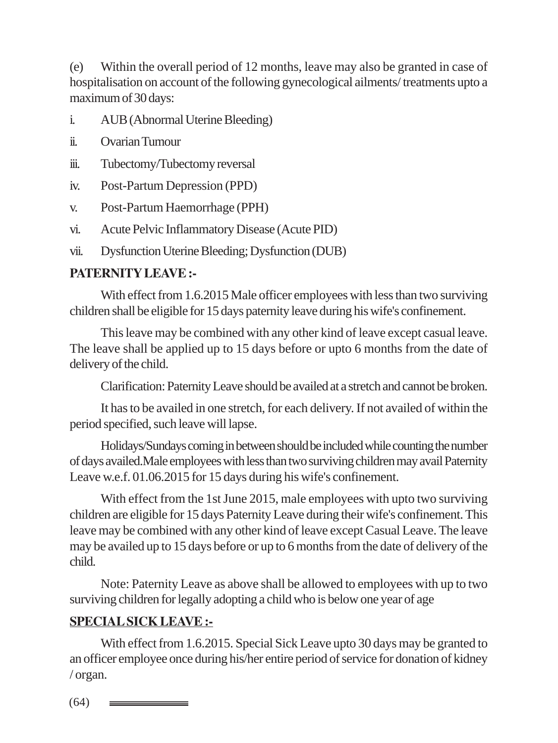(e) Within the overall period of 12 months, leave may also be granted in case of hospitalisation on account of the following gynecological ailments/ treatments upto a maximum of 30 days:

i. AUB (Abnormal Uterine Bleeding)

ii. Ovarian Tumour

iii. Tubectomy/Tubectomy reversal

iv. Post-Partum Depression (PPD)

v. Post-Partum Haemorrhage (PPH)

vi. Acute Pelvic Inflammatory Disease (Acute PID)

vii. Dysfunction Uterine Bleeding; Dysfunction (DUB)

**PATERNITY LEAVE :-**

With effect from 1.6.2015 Male officer employees with less than two surviving children shall be eligible for 15 days paternity leave during his wife's confinement.

This leave may be combined with any other kind of leave except casual leave. The leave shall be applied up to 15 days before or upto 6 months from the date of delivery of the child.

Clarification: Paternity Leave should be availed at a stretch and cannot be broken.

It has to be availed in one stretch, for each delivery. If not availed of within the period specified, such leave will lapse.

Holidays/Sundays coming in between should be included while counting the number of days availed.Male employees with less than two surviving children may avail Paternity Leave w.e.f. 01.06.2015 for 15 days during his wife's confinement.

With effect from the 1st June 2015, male employees with upto two surviving children are eligible for 15 days Paternity Leave during their wife's confinement. This leave may be combined with any other kind of leave except Casual Leave. The leave may be availed up to 15 days before or up to 6 months from the date of delivery of the child.

Note: Paternity Leave as above shall be allowed to employees with up to two surviving children for legally adopting a child who is below one year of age

**SPECIAL SICK LEAVE :-**

With effect from 1.6.2015. Special Sick Leave upto 30 days may be granted to an officer employee once during his/her entire period of service for donation of kidney / organ.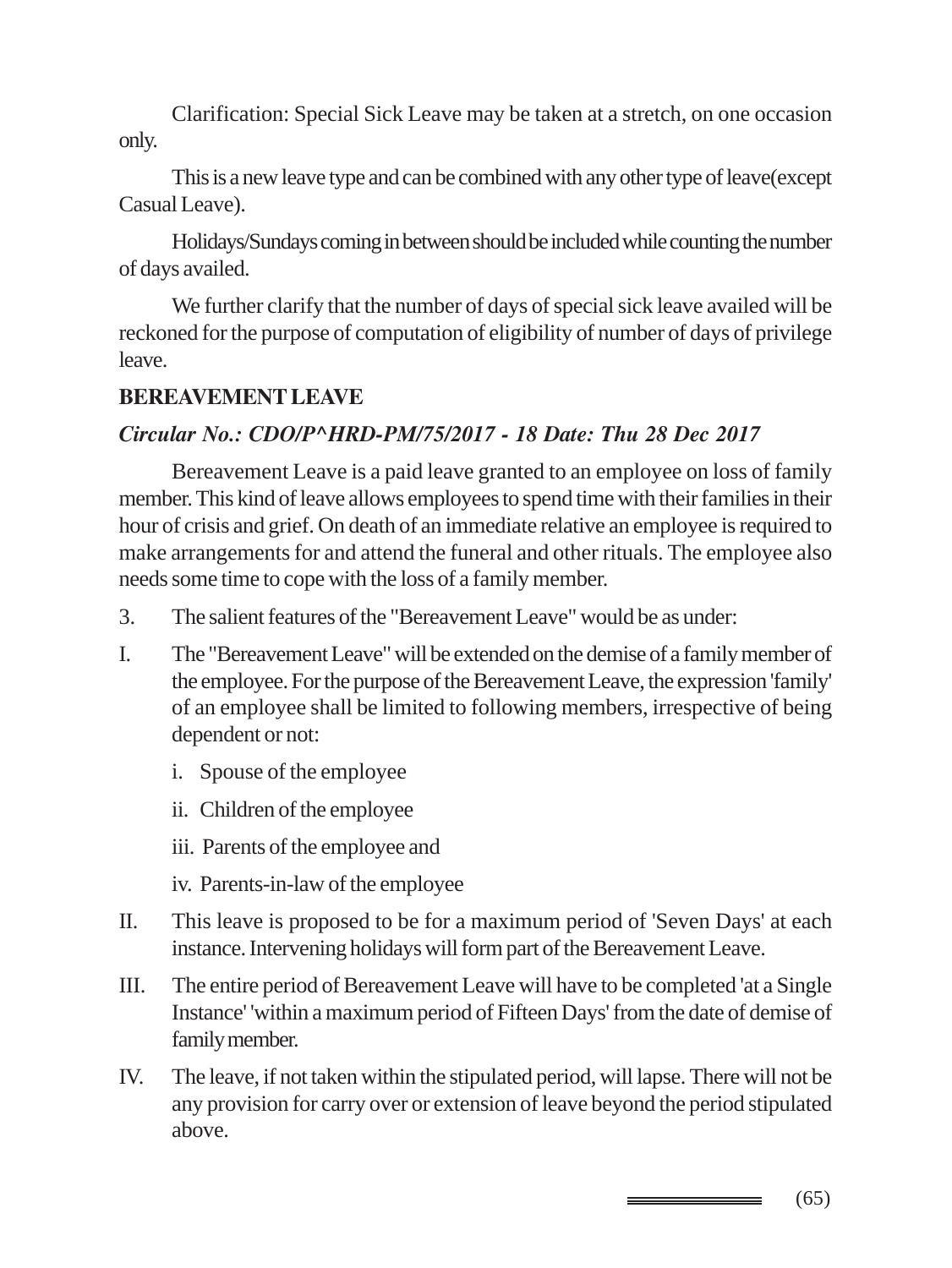Clarification: Special Sick Leave may be taken at a stretch, on one occasion only.

This is a new leave type and can be combined with any other type of leave(except Casual Leave).

Holidays/Sundays coming in between should be included while counting the number of days availed.

We further clarify that the number of days of special sick leave availed will be reckoned for the purpose of computation of eligibility of number of days of privilege leave.

## BEREAVEMENT LEAVE

***Circular No.: CDO/P^HRD-PM/75/2017 - 18 Date: Thu 28 Dec 2017***

Bereavement Leave is a paid leave granted to an employee on loss of family member. This kind of leave allows employees to spend time with their families in their hour of crisis and grief. On death of an immediate relative an employee is required to make arrangements for and attend the funeral and other rituals. The employee also needs some time to cope with the loss of a family member.

3. The salient features of the "Bereavement Leave" would be as under:

I. The "Bereavement Leave" will be extended on the demise of a family member of the employee. For the purpose of the Bereavement Leave, the expression 'family' of an employee shall be limited to following members, irrespective of being dependent or not:

   i. Spouse of the employee

   ii. Children of the employee

   iii. Parents of the employee and

   iv. Parents-in-law of the employee

II. This leave is proposed to be for a maximum period of 'Seven Days' at each instance. Intervening holidays will form part of the Bereavement Leave.

III. The entire period of Bereavement Leave will have to be completed 'at a Single Instance' 'within a maximum period of Fifteen Days' from the date of demise of family member.

IV. The leave, if not taken within the stipulated period, will lapse. There will not be any provision for carry over or extension of leave beyond the period stipulated above.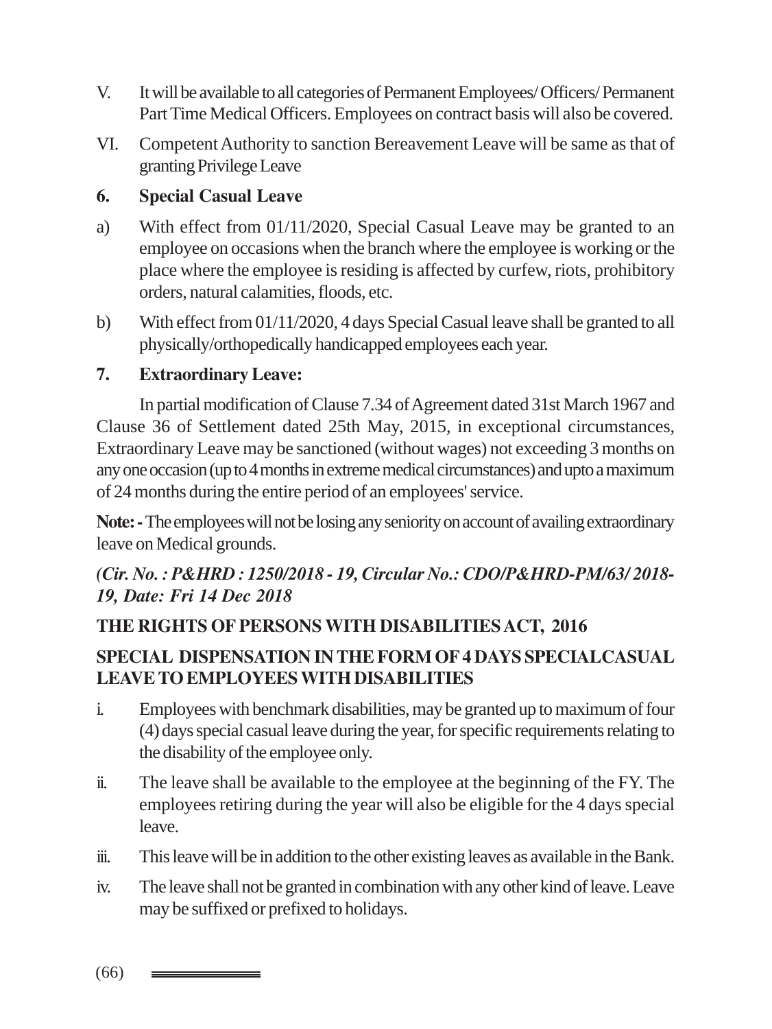V. It will be available to all categories of Permanent Employees/ Officers/ Permanent Part Time Medical Officers. Employees on contract basis will also be covered.

VI. Competent Authority to sanction Bereavement Leave will be same as that of granting Privilege Leave

### 6. Special Casual Leave

a) With effect from 01/11/2020, Special Casual Leave may be granted to an employee on occasions when the branch where the employee is working or the place where the employee is residing is affected by curfew, riots, prohibitory orders, natural calamities, floods, etc.

b) With effect from 01/11/2020, 4 days Special Casual leave shall be granted to all physically/orthopedically handicapped employees each year.

### 7. Extraordinary Leave:

In partial modification of Clause 7.34 of Agreement dated 31st March 1967 and Clause 36 of Settlement dated 25th May, 2015, in exceptional circumstances, Extraordinary Leave may be sanctioned (without wages) not exceeding 3 months on any one occasion (up to 4 months in extreme medical circumstances) and upto a maximum of 24 months during the entire period of an employees' service.

**Note: -** The employees will not be losing any seniority on account of availing extraordinary leave on Medical grounds.

***(Cir. No. : P&HRD : 1250/2018 - 19, Circular No.: CDO/P&HRD-PM/63/ 2018-19, Date: Fri 14 Dec 2018***

### THE RIGHTS OF PERSONS WITH DISABILITIES ACT, 2016

### SPECIAL DISPENSATION IN THE FORM OF 4 DAYS SPECIAL CASUAL LEAVE TO EMPLOYEES WITH DISABILITIES

i. Employees with benchmark disabilities, may be granted up to maximum of four (4) days special casual leave during the year, for specific requirements relating to the disability of the employee only.

ii. The leave shall be available to the employee at the beginning of the FY. The employees retiring during the year will also be eligible for the 4 days special leave.

iii. This leave will be in addition to the other existing leaves as available in the Bank.

iv. The leave shall not be granted in combination with any other kind of leave. Leave may be suffixed or prefixed to holidays.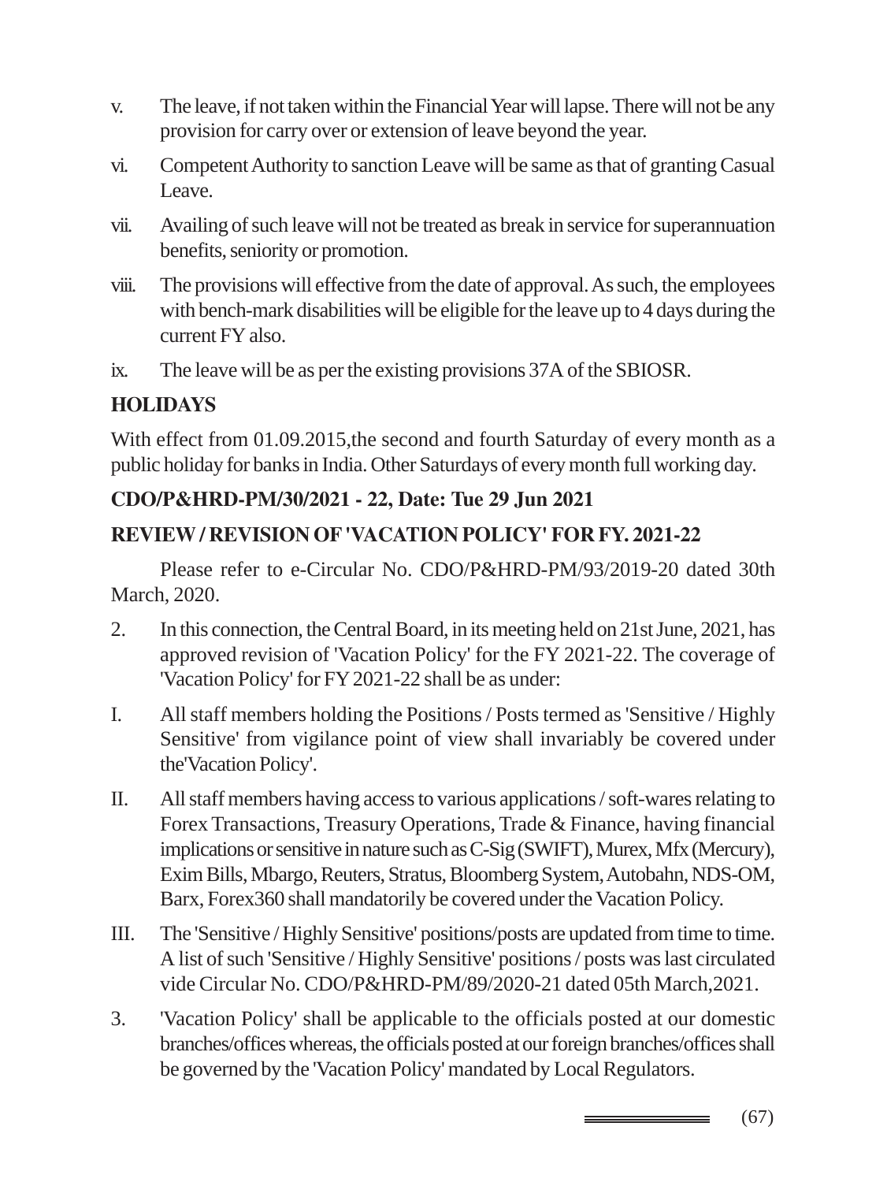v. The leave, if not taken within the Financial Year will lapse. There will not be any provision for carry over or extension of leave beyond the year.

vi. Competent Authority to sanction Leave will be same as that of granting Casual Leave.

vii. Availing of such leave will not be treated as break in service for superannuation benefits, seniority or promotion.

viii. The provisions will effective from the date of approval. As such, the employees with bench-mark disabilities will be eligible for the leave up to 4 days during the current FY also.

ix. The leave will be as per the existing provisions 37A of the SBIOSR.

**HOLIDAYS**

With effect from 01.09.2015,the second and fourth Saturday of every month as a public holiday for banks in India. Other Saturdays of every month full working day.

**CDO/P&HRD-PM/30/2021 - 22, Date: Tue 29 Jun 2021**

**REVIEW / REVISION OF 'VACATION POLICY' FOR FY. 2021-22**

Please refer to e-Circular No. CDO/P&HRD-PM/93/2019-20 dated 30th March, 2020.

2. In this connection, the Central Board, in its meeting held on 21st June, 2021, has approved revision of 'Vacation Policy' for the FY 2021-22. The coverage of 'Vacation Policy' for FY 2021-22 shall be as under:

I. All staff members holding the Positions / Posts termed as 'Sensitive / Highly Sensitive' from vigilance point of view shall invariably be covered under the'Vacation Policy'.

II. All staff members having access to various applications / soft-wares relating to Forex Transactions, Treasury Operations, Trade & Finance, having financial implications or sensitive in nature such as C-Sig (SWIFT), Murex, Mfx (Mercury), Exim Bills, Mbargo, Reuters, Stratus, Bloomberg System, Autobahn, NDS-OM, Barx, Forex360 shall mandatorily be covered under the Vacation Policy.

III. The 'Sensitive / Highly Sensitive' positions/posts are updated from time to time. A list of such 'Sensitive / Highly Sensitive' positions / posts was last circulated vide Circular No. CDO/P&HRD-PM/89/2020-21 dated 05th March,2021.

3. 'Vacation Policy' shall be applicable to the officials posted at our domestic branches/offices whereas, the officials posted at our foreign branches/offices shall be governed by the 'Vacation Policy' mandated by Local Regulators.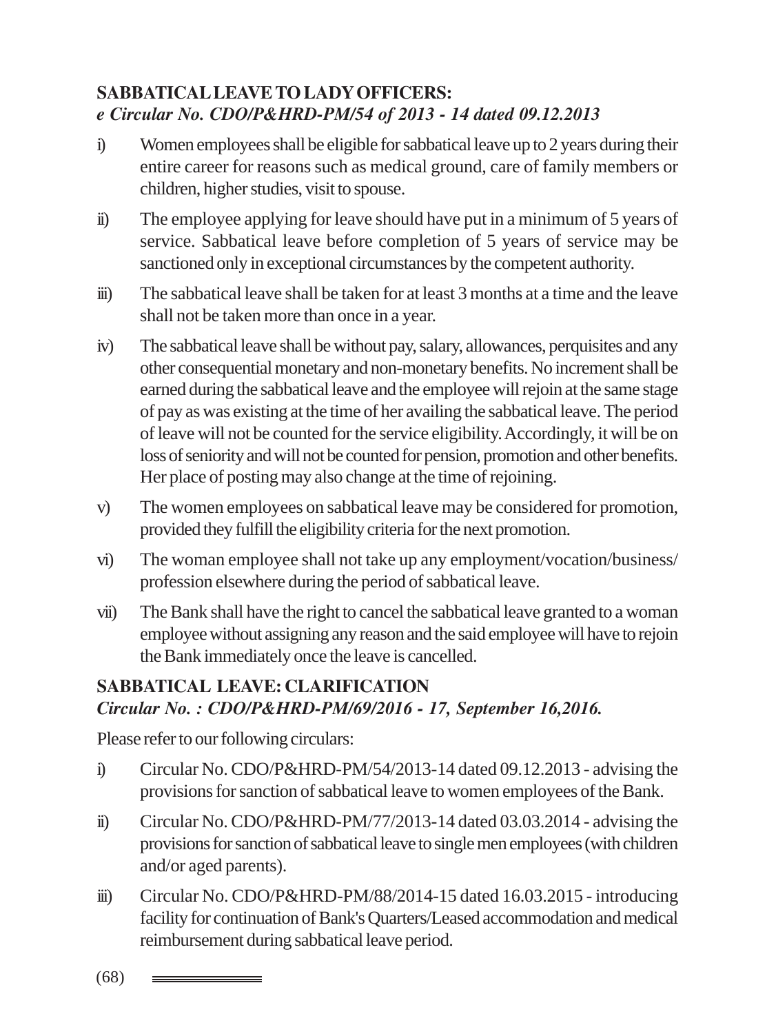## SABBATICAL LEAVE TO LADY OFFICERS:

***e Circular No. CDO/P&HRD-PM/54 of 2013 - 14 dated 09.12.2013***

i) Women employees shall be eligible for sabbatical leave up to 2 years during their entire career for reasons such as medical ground, care of family members or children, higher studies, visit to spouse.

ii) The employee applying for leave should have put in a minimum of 5 years of service. Sabbatical leave before completion of 5 years of service may be sanctioned only in exceptional circumstances by the competent authority.

iii) The sabbatical leave shall be taken for at least 3 months at a time and the leave shall not be taken more than once in a year.

iv) The sabbatical leave shall be without pay, salary, allowances, perquisites and any other consequential monetary and non-monetary benefits. No increment shall be earned during the sabbatical leave and the employee will rejoin at the same stage of pay as was existing at the time of her availing the sabbatical leave. The period of leave will not be counted for the service eligibility. Accordingly, it will be on loss of seniority and will not be counted for pension, promotion and other benefits. Her place of posting may also change at the time of rejoining.

v) The women employees on sabbatical leave may be considered for promotion, provided they fulfill the eligibility criteria for the next promotion.

vi) The woman employee shall not take up any employment/vocation/business/ profession elsewhere during the period of sabbatical leave.

vii) The Bank shall have the right to cancel the sabbatical leave granted to a woman employee without assigning any reason and the said employee will have to rejoin the Bank immediately once the leave is cancelled.

## SABBATICAL LEAVE: CLARIFICATION

***Circular No. : CDO/P&HRD-PM/69/2016 - 17, September 16,2016.***

Please refer to our following circulars:

i) Circular No. CDO/P&HRD-PM/54/2013-14 dated 09.12.2013 - advising the provisions for sanction of sabbatical leave to women employees of the Bank.

ii) Circular No. CDO/P&HRD-PM/77/2013-14 dated 03.03.2014 - advising the provisions for sanction of sabbatical leave to single men employees (with children and/or aged parents).

iii) Circular No. CDO/P&HRD-PM/88/2014-15 dated 16.03.2015 - introducing facility for continuation of Bank's Quarters/Leased accommodation and medical reimbursement during sabbatical leave period.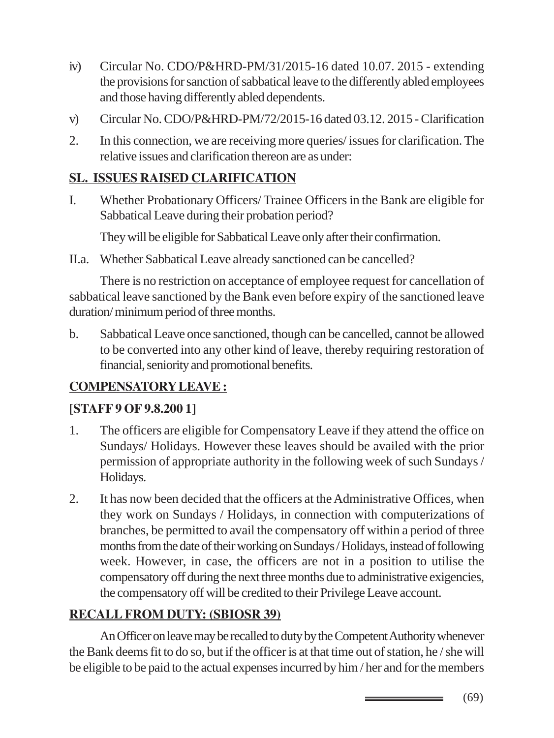iv) Circular No. CDO/P&HRD-PM/31/2015-16 dated 10.07. 2015 - extending the provisions for sanction of sabbatical leave to the differently abled employees and those having differently abled dependents.

v) Circular No. CDO/P&HRD-PM/72/2015-16 dated 03.12. 2015 - Clarification

2. In this connection, we are receiving more queries/ issues for clarification. The relative issues and clarification thereon are as under:

**SL. ISSUES RAISED CLARIFICATION**

I. Whether Probationary Officers/ Trainee Officers in the Bank are eligible for Sabbatical Leave during their probation period?

They will be eligible for Sabbatical Leave only after their confirmation.

II.a. Whether Sabbatical Leave already sanctioned can be cancelled?

There is no restriction on acceptance of employee request for cancellation of sabbatical leave sanctioned by the Bank even before expiry of the sanctioned leave duration/ minimum period of three months.

b. Sabbatical Leave once sanctioned, though can be cancelled, cannot be allowed to be converted into any other kind of leave, thereby requiring restoration of financial, seniority and promotional benefits.

## COMPENSATORY LEAVE :

**[STAFF 9 OF 9.8.200 1]**

1. The officers are eligible for Compensatory Leave if they attend the office on Sundays/ Holidays. However these leaves should be availed with the prior permission of appropriate authority in the following week of such Sundays / Holidays.

2. It has now been decided that the officers at the Administrative Offices, when they work on Sundays / Holidays, in connection with computerizations of branches, be permitted to avail the compensatory off within a period of three months from the date of their working on Sundays / Holidays, instead of following week. However, in case, the officers are not in a position to utilise the compensatory off during the next three months due to administrative exigencies, the compensatory off will be credited to their Privilege Leave account.

## RECALL FROM DUTY: (SBIOSR 39)

An Officer on leave may be recalled to duty by the Competent Authority whenever the Bank deems fit to do so, but if the officer is at that time out of station, he / she will be eligible to be paid to the actual expenses incurred by him / her and for the members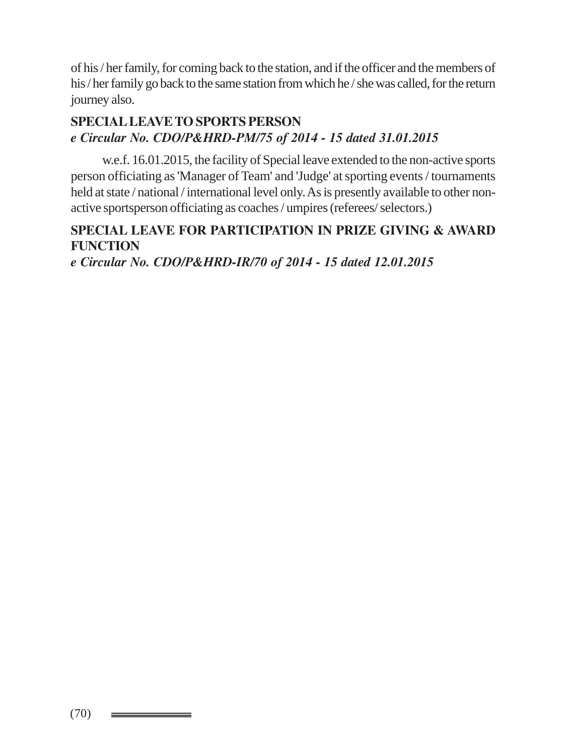of his / her family, for coming back to the station, and if the officer and the members of his / her family go back to the same station from which he / she was called, for the return journey also.

**SPECIAL LEAVE TO SPORTS PERSON**

***e Circular No. CDO/P&HRD-PM/75 of 2014 - 15 dated 31.01.2015***

w.e.f. 16.01.2015, the facility of Special leave extended to the non-active sports person officiating as 'Manager of Team' and 'Judge' at sporting events / tournaments held at state / national / international level only. As is presently available to other non-active sportsperson officiating as coaches / umpires (referees/ selectors.)

**SPECIAL LEAVE FOR PARTICIPATION IN PRIZE GIVING & AWARD FUNCTION**

***e Circular No. CDO/P&HRD-IR/70 of 2014 - 15 dated 12.01.2015***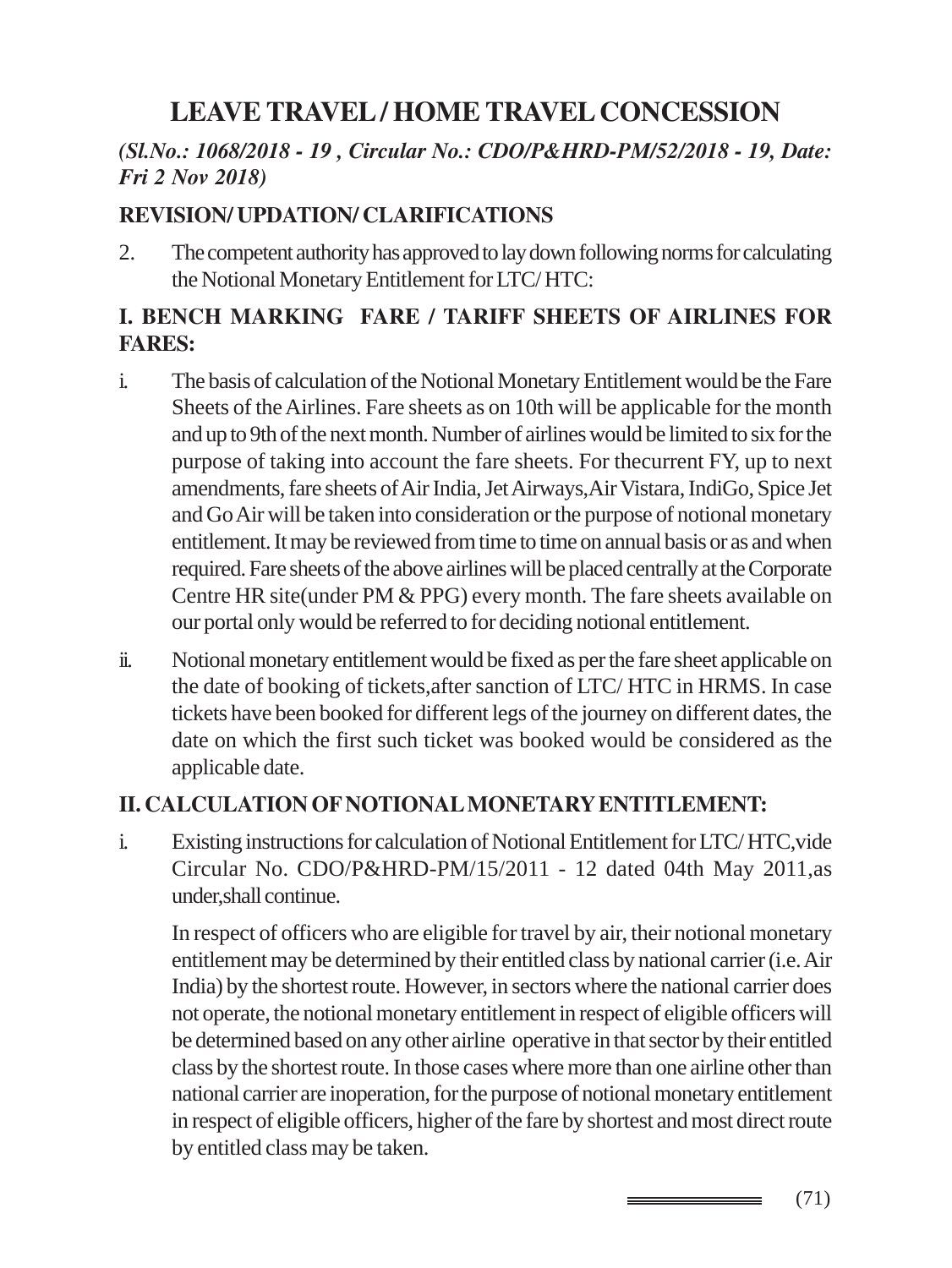# LEAVE TRAVEL / HOME TRAVEL CONCESSION

***(Sl.No.: 1068/2018 - 19 , Circular No.: CDO/P&HRD-PM/52/2018 - 19, Date: Fri 2 Nov 2018)***

## REVISION/ UPDATION/ CLARIFICATIONS

2. The competent authority has approved to lay down following norms for calculating the Notional Monetary Entitlement for LTC/ HTC:

### I. BENCH MARKING FARE / TARIFF SHEETS OF AIRLINES FOR FARES:

i. The basis of calculation of the Notional Monetary Entitlement would be the Fare Sheets of the Airlines. Fare sheets as on 10th will be applicable for the month and up to 9th of the next month. Number of airlines would be limited to six for the purpose of taking into account the fare sheets. For thecurrent FY, up to next amendments, fare sheets of Air India, Jet Airways,Air Vistara, IndiGo, Spice Jet and Go Air will be taken into consideration or the purpose of notional monetary entitlement. It may be reviewed from time to time on annual basis or as and when required. Fare sheets of the above airlines will be placed centrally at the Corporate Centre HR site(under PM & PPG) every month. The fare sheets available on our portal only would be referred to for deciding notional entitlement.

ii. Notional monetary entitlement would be fixed as per the fare sheet applicable on the date of booking of tickets,after sanction of LTC/ HTC in HRMS. In case tickets have been booked for different legs of the journey on different dates, the date on which the first such ticket was booked would be considered as the applicable date.

### II. CALCULATION OF NOTIONAL MONETARY ENTITLEMENT:

i. Existing instructions for calculation of Notional Entitlement for LTC/ HTC,vide Circular No. CDO/P&HRD-PM/15/2011 - 12 dated 04th May 2011,as under,shall continue.

In respect of officers who are eligible for travel by air, their notional monetary entitlement may be determined by their entitled class by national carrier (i.e. Air India) by the shortest route. However, in sectors where the national carrier does not operate, the notional monetary entitlement in respect of eligible officers will be determined based on any other airline operative in that sector by their entitled class by the shortest route. In those cases where more than one airline other than national carrier are inoperation, for the purpose of notional monetary entitlement in respect of eligible officers, higher of the fare by shortest and most direct route by entitled class may be taken.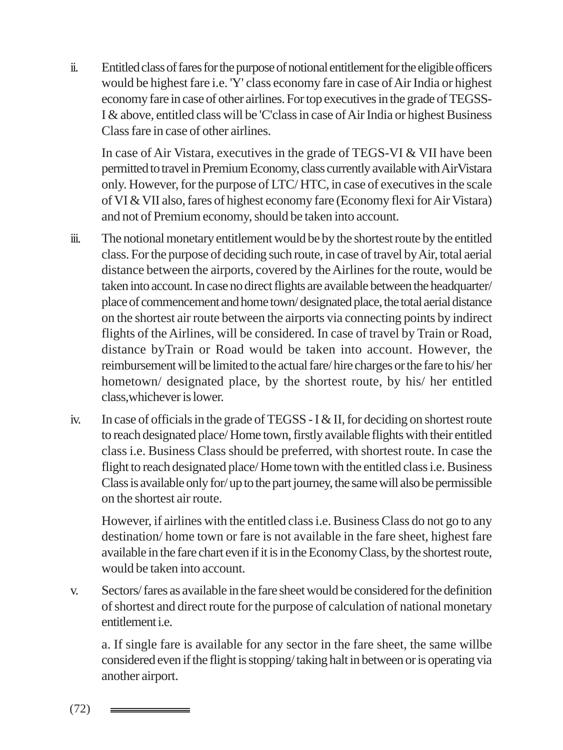ii. Entitled class of fares for the purpose of notional entitlement for the eligible officers would be highest fare i.e. 'Y' class economy fare in case of Air India or highest economy fare in case of other airlines. For top executives in the grade of TEGSS-I & above, entitled class will be 'C'class in case of Air India or highest Business Class fare in case of other airlines.

    In case of Air Vistara, executives in the grade of TEGS-VI & VII have been permitted to travel in Premium Economy, class currently available with AirVistara only. However, for the purpose of LTC/ HTC, in case of executives in the scale of VI & VII also, fares of highest economy fare (Economy flexi for Air Vistara) and not of Premium economy, should be taken into account.

iii. The notional monetary entitlement would be by the shortest route by the entitled class. For the purpose of deciding such route, in case of travel by Air, total aerial distance between the airports, covered by the Airlines for the route, would be taken into account. In case no direct flights are available between the headquarter/ place of commencement and home town/ designated place, the total aerial distance on the shortest air route between the airports via connecting points by indirect flights of the Airlines, will be considered. In case of travel by Train or Road, distance byTrain or Road would be taken into account. However, the reimbursement will be limited to the actual fare/ hire charges or the fare to his/ her hometown/ designated place, by the shortest route, by his/ her entitled class,whichever is lower.

iv. In case of officials in the grade of TEGSS - I & II, for deciding on shortest route to reach designated place/ Home town, firstly available flights with their entitled class i.e. Business Class should be preferred, with shortest route. In case the flight to reach designated place/ Home town with the entitled class i.e. Business Class is available only for/ up to the part journey, the same will also be permissible on the shortest air route.

    However, if airlines with the entitled class i.e. Business Class do not go to any destination/ home town or fare is not available in the fare sheet, highest fare available in the fare chart even if it is in the Economy Class, by the shortest route, would be taken into account.

v. Sectors/ fares as available in the fare sheet would be considered for the definition of shortest and direct route for the purpose of calculation of national monetary entitlement i.e.

    a. If single fare is available for any sector in the fare sheet, the same willbe considered even if the flight is stopping/ taking halt in between or is operating via another airport.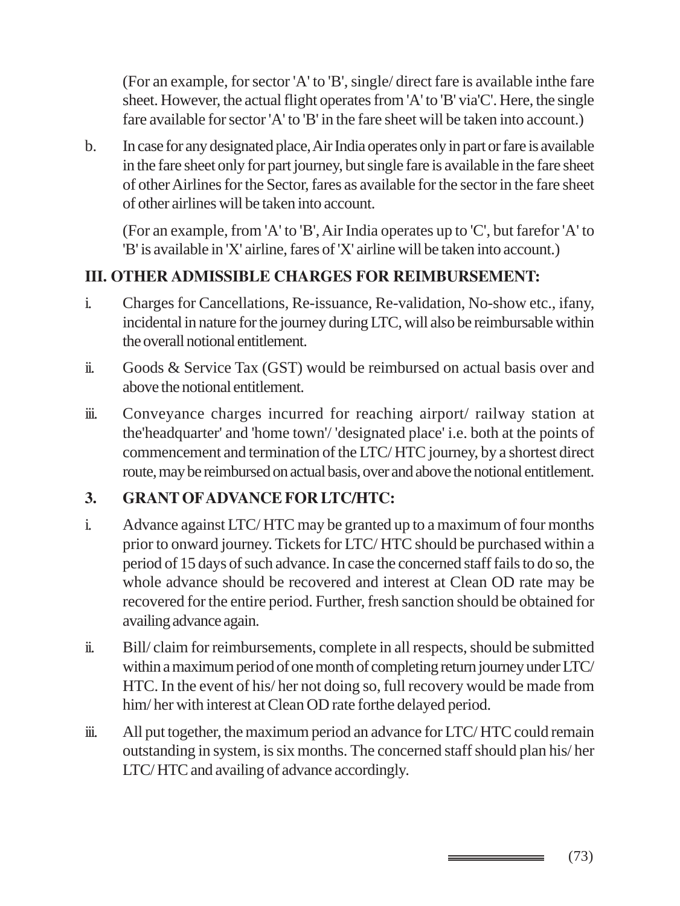(For an example, for sector 'A' to 'B', single/ direct fare is available inthe fare sheet. However, the actual flight operates from 'A' to 'B' via'C'. Here, the single fare available for sector 'A' to 'B' in the fare sheet will be taken into account.)

b. In case for any designated place, Air India operates only in part or fare is available in the fare sheet only for part journey, but single fare is available in the fare sheet of other Airlines for the Sector, fares as available for the sector in the fare sheet of other airlines will be taken into account.

(For an example, from 'A' to 'B', Air India operates up to 'C', but farefor 'A' to 'B' is available in 'X' airline, fares of 'X' airline will be taken into account.)

## III. OTHER ADMISSIBLE CHARGES FOR REIMBURSEMENT:

i. Charges for Cancellations, Re-issuance, Re-validation, No-show etc., ifany, incidental in nature for the journey during LTC, will also be reimbursable within the overall notional entitlement.

ii. Goods & Service Tax (GST) would be reimbursed on actual basis over and above the notional entitlement.

iii. Conveyance charges incurred for reaching airport/ railway station at the'headquarter' and 'home town'/ 'designated place' i.e. both at the points of commencement and termination of the LTC/ HTC journey, by a shortest direct route, may be reimbursed on actual basis, over and above the notional entitlement.

## 3. GRANT OF ADVANCE FOR LTC/HTC:

i. Advance against LTC/ HTC may be granted up to a maximum of four months prior to onward journey. Tickets for LTC/ HTC should be purchased within a period of 15 days of such advance. In case the concerned staff fails to do so, the whole advance should be recovered and interest at Clean OD rate may be recovered for the entire period. Further, fresh sanction should be obtained for availing advance again.

ii. Bill/ claim for reimbursements, complete in all respects, should be submitted within a maximum period of one month of completing return journey under LTC/ HTC. In the event of his/ her not doing so, full recovery would be made from him/ her with interest at Clean OD rate forthe delayed period.

iii. All put together, the maximum period an advance for LTC/ HTC could remain outstanding in system, is six months. The concerned staff should plan his/ her LTC/ HTC and availing of advance accordingly.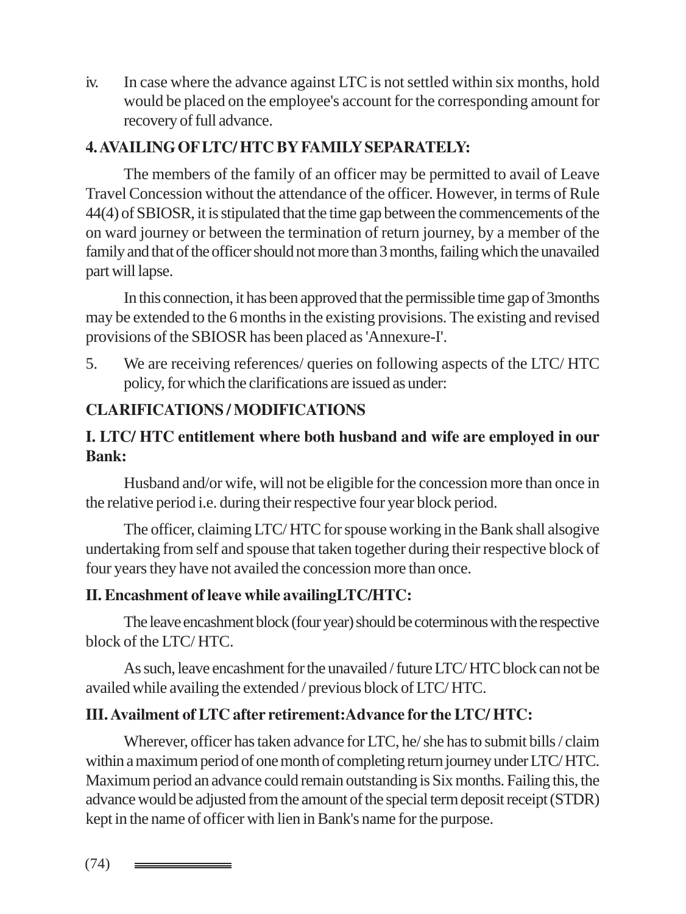iv. In case where the advance against LTC is not settled within six months, hold would be placed on the employee's account for the corresponding amount for recovery of full advance.

**4. AVAILING OF LTC/ HTC BY FAMILY SEPARATELY:**

The members of the family of an officer may be permitted to avail of Leave Travel Concession without the attendance of the officer. However, in terms of Rule 44(4) of SBIOSR, it is stipulated that the time gap between the commencements of the on ward journey or between the termination of return journey, by a member of the family and that of the officer should not more than 3 months, failing which the unavailed part will lapse.

In this connection, it has been approved that the permissible time gap of 3months may be extended to the 6 months in the existing provisions. The existing and revised provisions of the SBIOSR has been placed as 'Annexure-I'.

5. We are receiving references/ queries on following aspects of the LTC/ HTC policy, for which the clarifications are issued as under:

**CLARIFICATIONS / MODIFICATIONS**

**I. LTC/ HTC entitlement where both husband and wife are employed in our Bank:**

Husband and/or wife, will not be eligible for the concession more than once in the relative period i.e. during their respective four year block period.

The officer, claiming LTC/ HTC for spouse working in the Bank shall alsogive undertaking from self and spouse that taken together during their respective block of four years they have not availed the concession more than once.

**II. Encashment of leave while availingLTC/HTC:**

The leave encashment block (four year) should be coterminous with the respective block of the LTC/ HTC.

As such, leave encashment for the unavailed / future LTC/ HTC block can not be availed while availing the extended / previous block of LTC/ HTC.

**III. Availment of LTC after retirement:Advance for the LTC/ HTC:**

Wherever, officer has taken advance for LTC, he/ she has to submit bills / claim within a maximum period of one month of completing return journey under LTC/ HTC. Maximum period an advance could remain outstanding is Six months. Failing this, the advance would be adjusted from the amount of the special term deposit receipt (STDR) kept in the name of officer with lien in Bank's name for the purpose.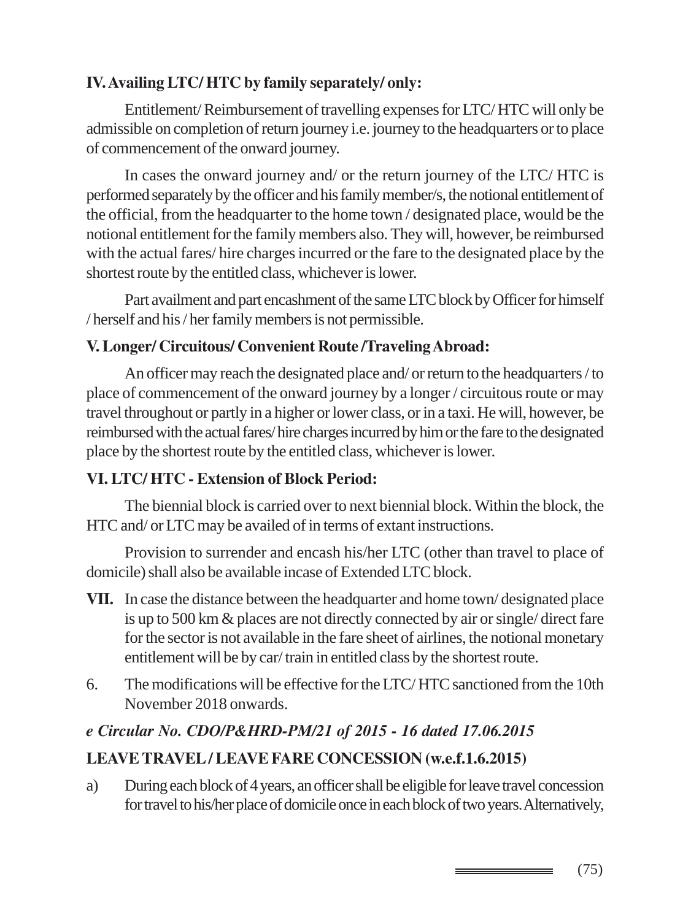**IV. Availing LTC/ HTC by family separately/ only:**

Entitlement/ Reimbursement of travelling expenses for LTC/ HTC will only be admissible on completion of return journey i.e. journey to the headquarters or to place of commencement of the onward journey.

In cases the onward journey and/ or the return journey of the LTC/ HTC is performed separately by the officer and his family member/s, the notional entitlement of the official, from the headquarter to the home town / designated place, would be the notional entitlement for the family members also. They will, however, be reimbursed with the actual fares/ hire charges incurred or the fare to the designated place by the shortest route by the entitled class, whichever is lower.

Part availment and part encashment of the same LTC block by Officer for himself / herself and his / her family members is not permissible.

**V. Longer/ Circuitous/ Convenient Route /Traveling Abroad:**

An officer may reach the designated place and/ or return to the headquarters / to place of commencement of the onward journey by a longer / circuitous route or may travel throughout or partly in a higher or lower class, or in a taxi. He will, however, be reimbursed with the actual fares/ hire charges incurred by him or the fare to the designated place by the shortest route by the entitled class, whichever is lower.

**VI. LTC/ HTC - Extension of Block Period:**

The biennial block is carried over to next biennial block. Within the block, the HTC and/ or LTC may be availed of in terms of extant instructions.

Provision to surrender and encash his/her LTC (other than travel to place of domicile) shall also be available incase of Extended LTC block.

**VII.** In case the distance between the headquarter and home town/ designated place is up to 500 km & places are not directly connected by air or single/ direct fare for the sector is not available in the fare sheet of airlines, the notional monetary entitlement will be by car/ train in entitled class by the shortest route.

6. The modifications will be effective for the LTC/ HTC sanctioned from the 10th November 2018 onwards.

***e Circular No. CDO/P&HRD-PM/21 of 2015 - 16 dated 17.06.2015***

**LEAVE TRAVEL / LEAVE FARE CONCESSION (w.e.f.1.6.2015)**

a) During each block of 4 years, an officer shall be eligible for leave travel concession for travel to his/her place of domicile once in each block of two years. Alternatively,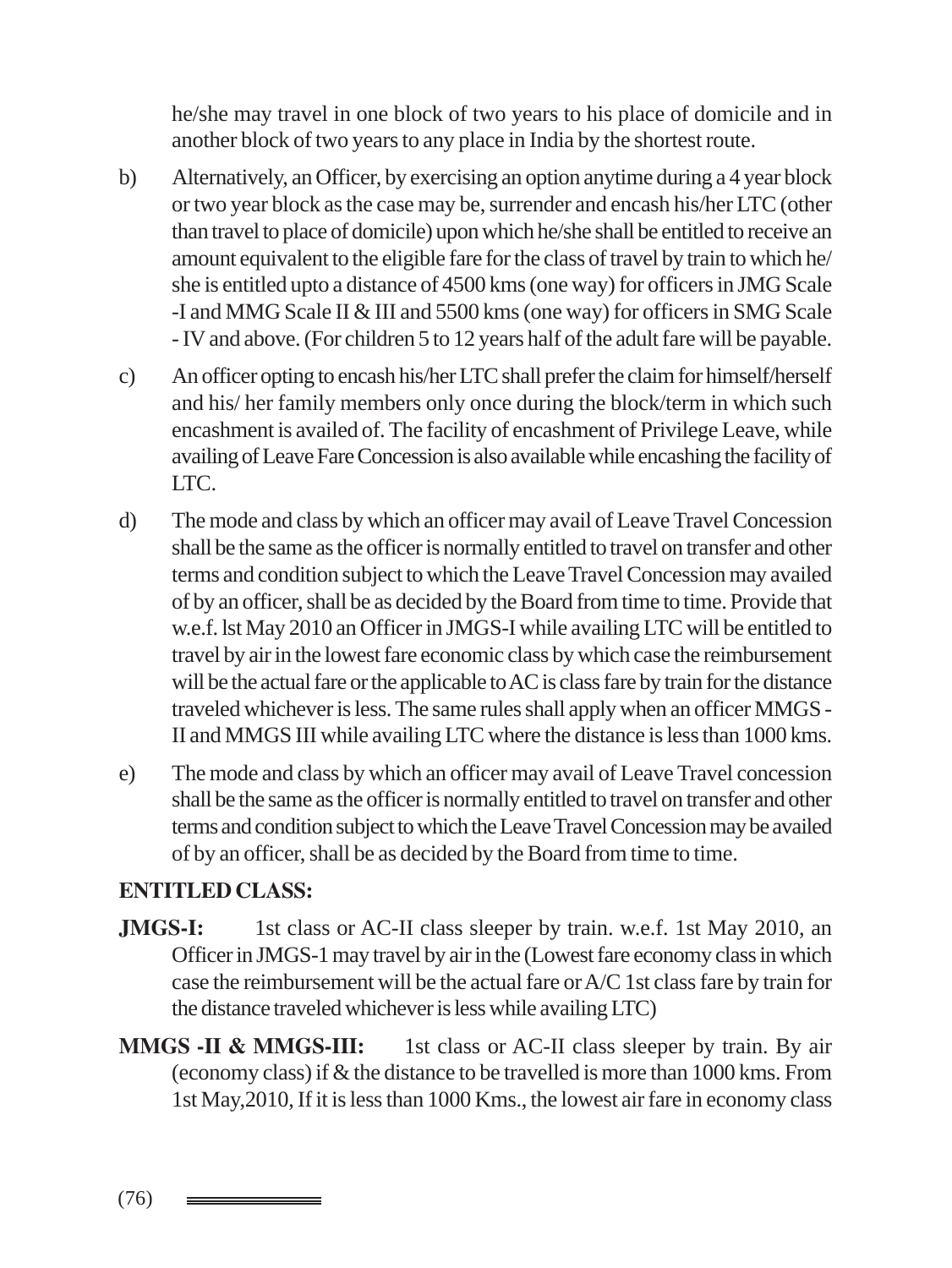he/she may travel in one block of two years to his place of domicile and in another block of two years to any place in India by the shortest route.

b) Alternatively, an Officer, by exercising an option anytime during a 4 year block or two year block as the case may be, surrender and encash his/her LTC (other than travel to place of domicile) upon which he/she shall be entitled to receive an amount equivalent to the eligible fare for the class of travel by train to which he/ she is entitled upto a distance of 4500 kms (one way) for officers in JMG Scale -I and MMG Scale II & III and 5500 kms (one way) for officers in SMG Scale - IV and above. (For children 5 to 12 years half of the adult fare will be payable.

c) An officer opting to encash his/her LTC shall prefer the claim for himself/herself and his/ her family members only once during the block/term in which such encashment is availed of. The facility of encashment of Privilege Leave, while availing of Leave Fare Concession is also available while encashing the facility of LTC.

d) The mode and class by which an officer may avail of Leave Travel Concession shall be the same as the officer is normally entitled to travel on transfer and other terms and condition subject to which the Leave Travel Concession may availed of by an officer, shall be as decided by the Board from time to time. Provide that w.e.f. lst May 2010 an Officer in JMGS-I while availing LTC will be entitled to travel by air in the lowest fare economic class by which case the reimbursement will be the actual fare or the applicable to AC is class fare by train for the distance traveled whichever is less. The same rules shall apply when an officer MMGS - II and MMGS III while availing LTC where the distance is less than 1000 kms.

e) The mode and class by which an officer may avail of Leave Travel concession shall be the same as the officer is normally entitled to travel on transfer and other terms and condition subject to which the Leave Travel Concession may be availed of by an officer, shall be as decided by the Board from time to time.

**ENTITLED CLASS:**

**JMGS-I:** 1st class or AC-II class sleeper by train. w.e.f. 1st May 2010, an Officer in JMGS-1 may travel by air in the (Lowest fare economy class in which case the reimbursement will be the actual fare or A/C 1st class fare by train for the distance traveled whichever is less while availing LTC)

**MMGS -II & MMGS-III:** 1st class or AC-II class sleeper by train. By air (economy class) if & the distance to be travelled is more than 1000 kms. From 1st May,2010, If it is less than 1000 Kms., the lowest air fare in economy class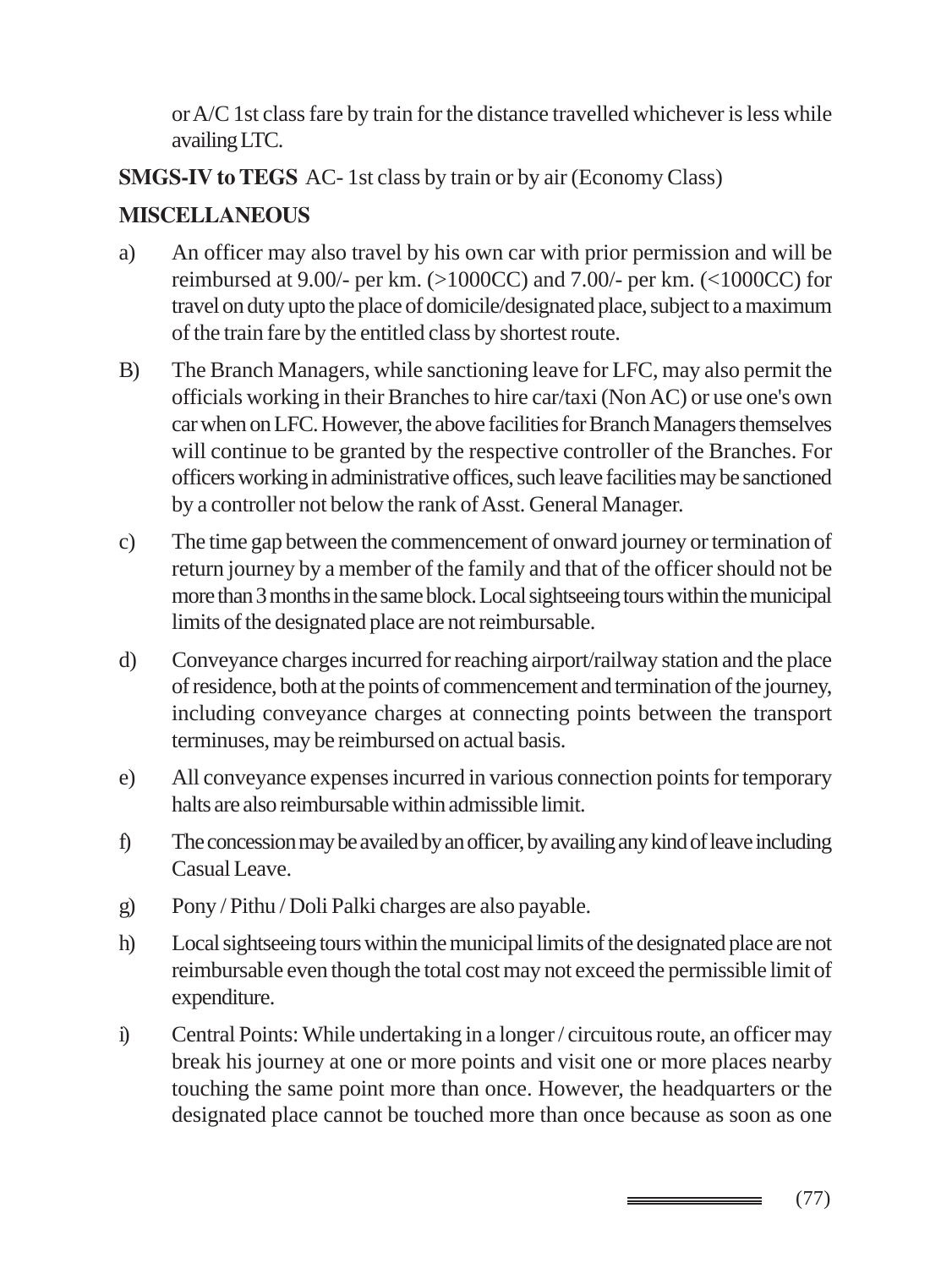or A/C 1st class fare by train for the distance travelled whichever is less while availing LTC.

**SMGS-IV to TEGS** AC- 1st class by train or by air (Economy Class)

**MISCELLANEOUS**

a) An officer may also travel by his own car with prior permission and will be reimbursed at 9.00/- per km. (>1000CC) and 7.00/- per km. (<1000CC) for travel on duty upto the place of domicile/designated place, subject to a maximum of the train fare by the entitled class by shortest route.

B) The Branch Managers, while sanctioning leave for LFC, may also permit the officials working in their Branches to hire car/taxi (Non AC) or use one's own car when on LFC. However, the above facilities for Branch Managers themselves will continue to be granted by the respective controller of the Branches. For officers working in administrative offices, such leave facilities may be sanctioned by a controller not below the rank of Asst. General Manager.

c) The time gap between the commencement of onward journey or termination of return journey by a member of the family and that of the officer should not be more than 3 months in the same block. Local sightseeing tours within the municipal limits of the designated place are not reimbursable.

d) Conveyance charges incurred for reaching airport/railway station and the place of residence, both at the points of commencement and termination of the journey, including conveyance charges at connecting points between the transport terminuses, may be reimbursed on actual basis.

e) All conveyance expenses incurred in various connection points for temporary halts are also reimbursable within admissible limit.

f) The concession may be availed by an officer, by availing any kind of leave including Casual Leave.

g) Pony / Pithu / Doli Palki charges are also payable.

h) Local sightseeing tours within the municipal limits of the designated place are not reimbursable even though the total cost may not exceed the permissible limit of expenditure.

i) Central Points: While undertaking in a longer / circuitous route, an officer may break his journey at one or more points and visit one or more places nearby touching the same point more than once. However, the headquarters or the designated place cannot be touched more than once because as soon as one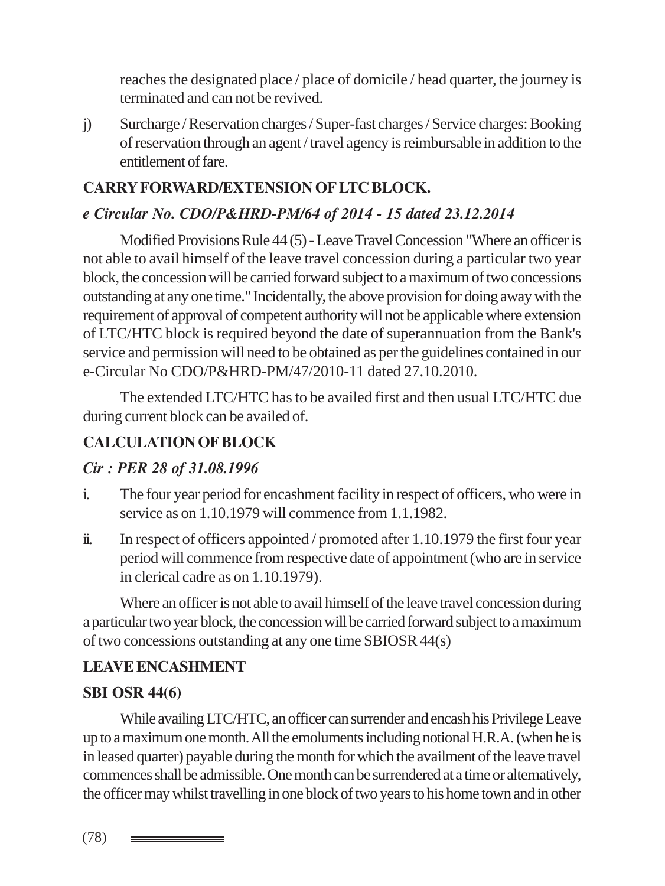reaches the designated place / place of domicile / head quarter, the journey is terminated and can not be revived.

j) Surcharge / Reservation charges / Super-fast charges / Service charges: Booking of reservation through an agent / travel agency is reimbursable in addition to the entitlement of fare.

**CARRY FORWARD/EXTENSION OF LTC BLOCK.**

***e Circular No. CDO/P&HRD-PM/64 of 2014 - 15 dated 23.12.2014***

Modified Provisions Rule 44 (5) - Leave Travel Concession "Where an officer is not able to avail himself of the leave travel concession during a particular two year block, the concession will be carried forward subject to a maximum of two concessions outstanding at any one time." Incidentally, the above provision for doing away with the requirement of approval of competent authority will not be applicable where extension of LTC/HTC block is required beyond the date of superannuation from the Bank's service and permission will need to be obtained as per the guidelines contained in our e-Circular No CDO/P&HRD-PM/47/2010-11 dated 27.10.2010.

The extended LTC/HTC has to be availed first and then usual LTC/HTC due during current block can be availed of.

**CALCULATION OF BLOCK**

***Cir : PER 28 of 31.08.1996***

i. The four year period for encashment facility in respect of officers, who were in service as on 1.10.1979 will commence from 1.1.1982.

ii. In respect of officers appointed / promoted after 1.10.1979 the first four year period will commence from respective date of appointment (who are in service in clerical cadre as on 1.10.1979).

Where an officer is not able to avail himself of the leave travel concession during a particular two year block, the concession will be carried forward subject to a maximum of two concessions outstanding at any one time SBIOSR 44(s)

**LEAVE ENCASHMENT**

**SBI OSR 44(6)**

While availing LTC/HTC, an officer can surrender and encash his Privilege Leave up to a maximum one month. All the emoluments including notional H.R.A. (when he is in leased quarter) payable during the month for which the availment of the leave travel commences shall be admissible. One month can be surrendered at a time or alternatively, the officer may whilst travelling in one block of two years to his home town and in other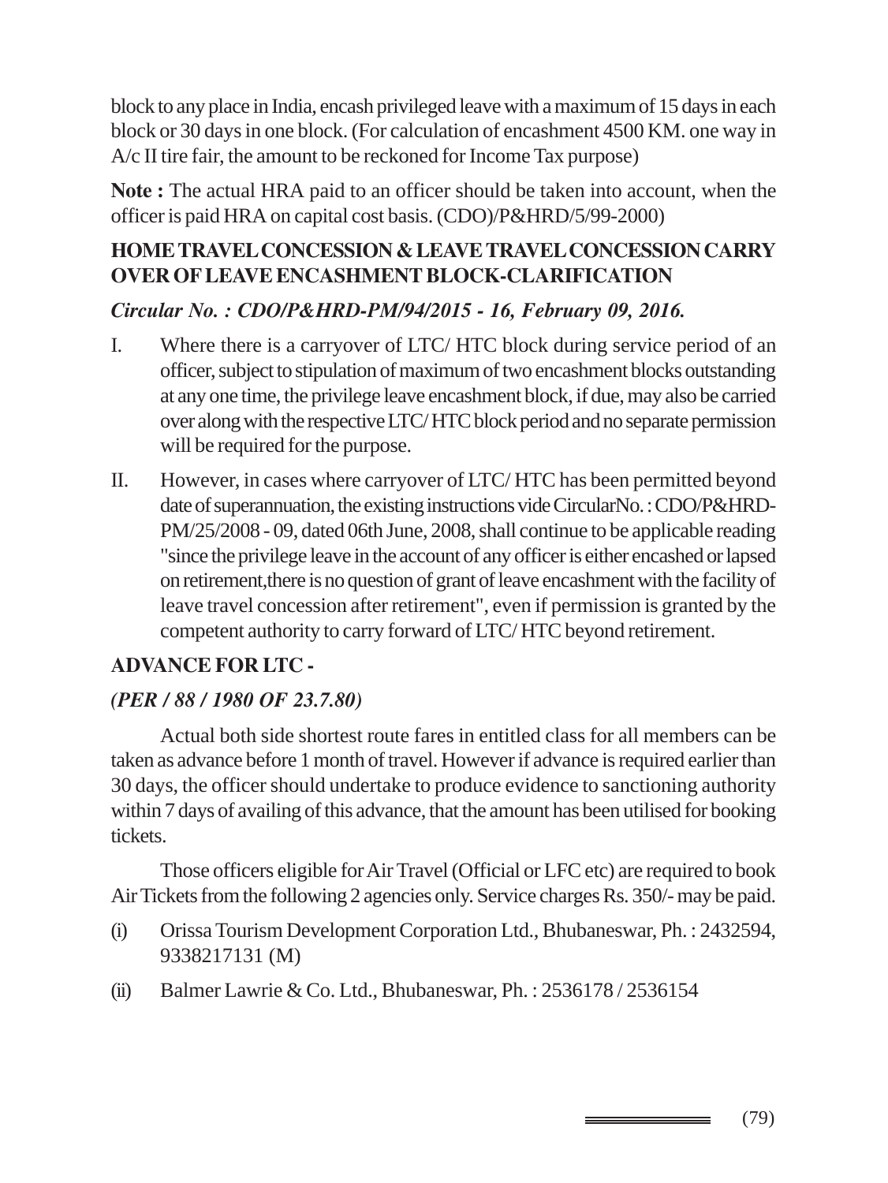block to any place in India, encash privileged leave with a maximum of 15 days in each block or 30 days in one block. (For calculation of encashment 4500 KM. one way in A/c II tire fair, the amount to be reckoned for Income Tax purpose)

**Note :** The actual HRA paid to an officer should be taken into account, when the officer is paid HRA on capital cost basis. (CDO)/P&HRD/5/99-2000)

**HOME TRAVEL CONCESSION & LEAVE TRAVEL CONCESSION CARRY OVER OF LEAVE ENCASHMENT BLOCK-CLARIFICATION**

***Circular No. : CDO/P&HRD-PM/94/2015 - 16, February 09, 2016.***

I. Where there is a carryover of LTC/ HTC block during service period of an officer, subject to stipulation of maximum of two encashment blocks outstanding at any one time, the privilege leave encashment block, if due, may also be carried over along with the respective LTC/ HTC block period and no separate permission will be required for the purpose.

II. However, in cases where carryover of LTC/ HTC has been permitted beyond date of superannuation, the existing instructions vide CircularNo. : CDO/P&HRD-PM/25/2008 - 09, dated 06th June, 2008, shall continue to be applicable reading "since the privilege leave in the account of any officer is either encashed or lapsed on retirement,there is no question of grant of leave encashment with the facility of leave travel concession after retirement", even if permission is granted by the competent authority to carry forward of LTC/ HTC beyond retirement.

**ADVANCE FOR LTC -**

***(PER / 88 / 1980 OF 23.7.80)***

Actual both side shortest route fares in entitled class for all members can be taken as advance before 1 month of travel. However if advance is required earlier than 30 days, the officer should undertake to produce evidence to sanctioning authority within 7 days of availing of this advance, that the amount has been utilised for booking tickets.

Those officers eligible for Air Travel (Official or LFC etc) are required to book Air Tickets from the following 2 agencies only. Service charges Rs. 350/- may be paid.

(i) Orissa Tourism Development Corporation Ltd., Bhubaneswar, Ph. : 2432594, 9338217131 (M)

(ii) Balmer Lawrie & Co. Ltd., Bhubaneswar, Ph. : 2536178 / 2536154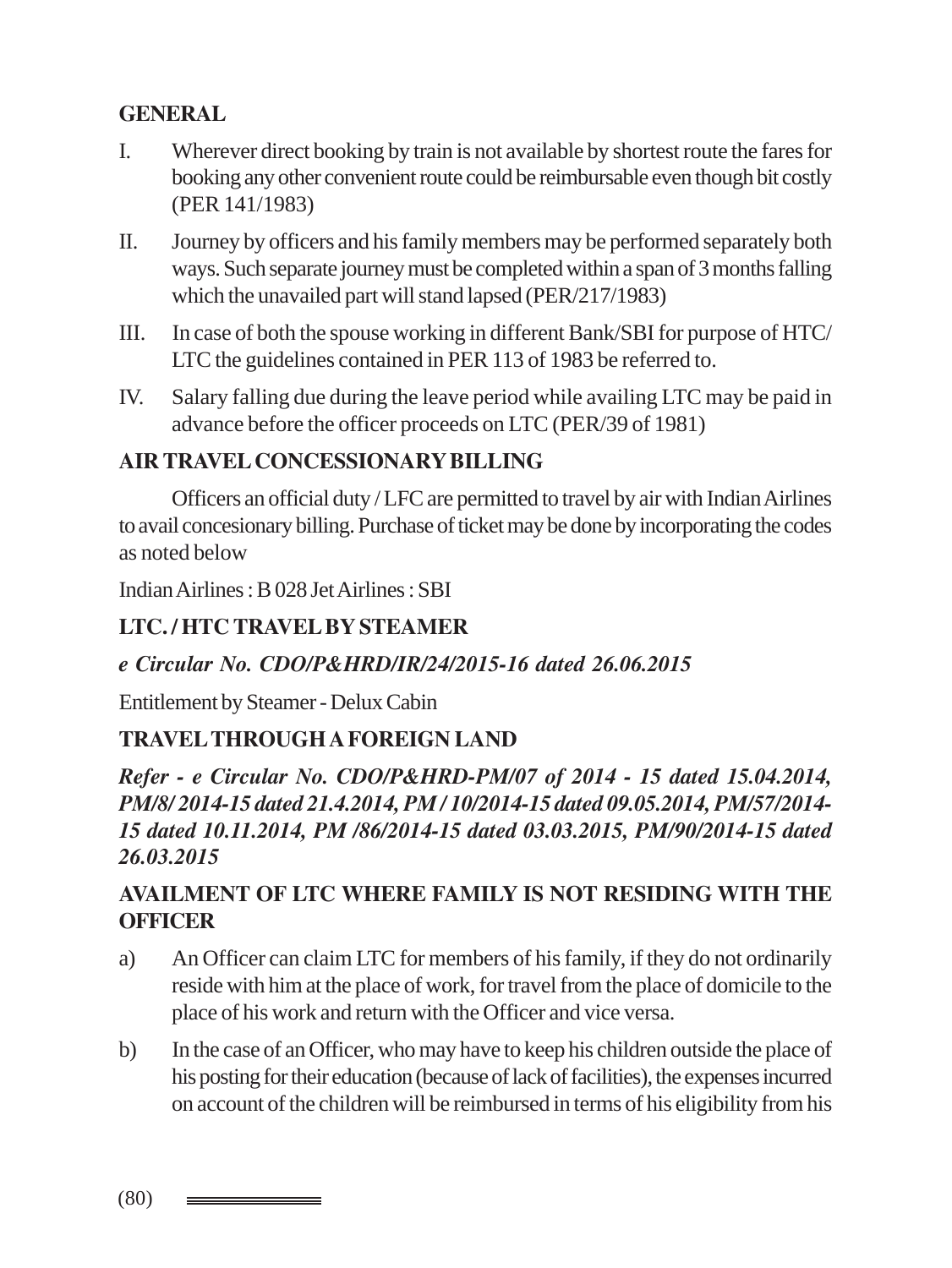## GENERAL

I. Wherever direct booking by train is not available by shortest route the fares for booking any other convenient route could be reimbursable even though bit costly (PER 141/1983)

II. Journey by officers and his family members may be performed separately both ways. Such separate journey must be completed within a span of 3 months falling which the unavailed part will stand lapsed (PER/217/1983)

III. In case of both the spouse working in different Bank/SBI for purpose of HTC/ LTC the guidelines contained in PER 113 of 1983 be referred to.

IV. Salary falling due during the leave period while availing LTC may be paid in advance before the officer proceeds on LTC (PER/39 of 1981)

## AIR TRAVEL CONCESSIONARY BILLING

Officers an official duty / LFC are permitted to travel by air with Indian Airlines to avail concesionary billing. Purchase of ticket may be done by incorporating the codes as noted below

Indian Airlines : B 028 Jet Airlines : SBI

## LTC. / HTC TRAVEL BY STEAMER

***e Circular No. CDO/P&HRD/IR/24/2015-16 dated 26.06.2015***

Entitlement by Steamer - Delux Cabin

## TRAVEL THROUGH A FOREIGN LAND

***Refer - e Circular No. CDO/P&HRD-PM/07 of 2014 - 15 dated 15.04.2014, PM/8/ 2014-15 dated 21.4.2014, PM / 10/2014-15 dated 09.05.2014, PM/57/2014-15 dated 10.11.2014, PM /86/2014-15 dated 03.03.2015, PM/90/2014-15 dated 26.03.2015***

## AVAILMENT OF LTC WHERE FAMILY IS NOT RESIDING WITH THE OFFICER

a) An Officer can claim LTC for members of his family, if they do not ordinarily reside with him at the place of work, for travel from the place of domicile to the place of his work and return with the Officer and vice versa.

b) In the case of an Officer, who may have to keep his children outside the place of his posting for their education (because of lack of facilities), the expenses incurred on account of the children will be reimbursed in terms of his eligibility from his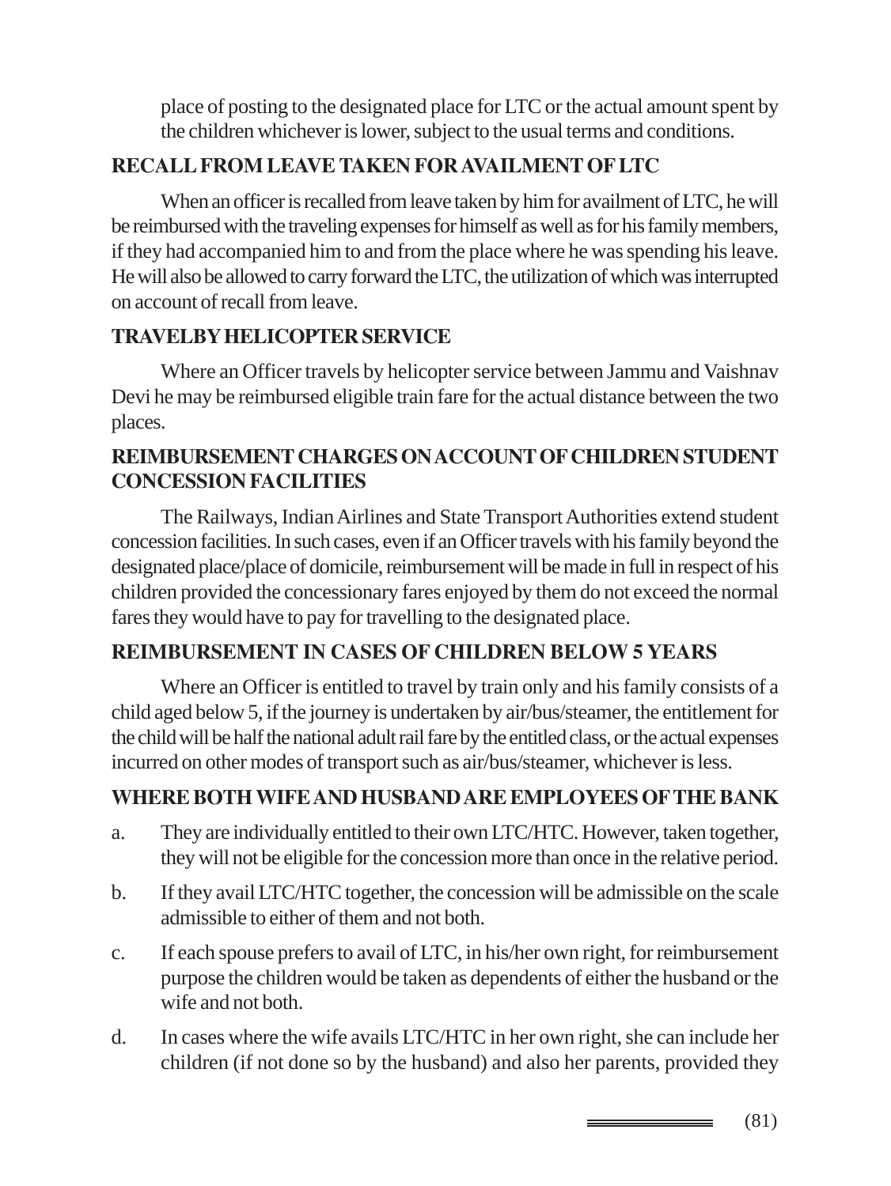place of posting to the designated place for LTC or the actual amount spent by the children whichever is lower, subject to the usual terms and conditions.

## RECALL FROM LEAVE TAKEN FOR AVAILMENT OF LTC

When an officer is recalled from leave taken by him for availment of LTC, he will be reimbursed with the traveling expenses for himself as well as for his family members, if they had accompanied him to and from the place where he was spending his leave. He will also be allowed to carry forward the LTC, the utilization of which was interrupted on account of recall from leave.

## TRAVELBY HELICOPTER SERVICE

Where an Officer travels by helicopter service between Jammu and Vaishnav Devi he may be reimbursed eligible train fare for the actual distance between the two places.

## REIMBURSEMENT CHARGES ON ACCOUNT OF CHILDREN STUDENT CONCESSION FACILITIES

The Railways, Indian Airlines and State Transport Authorities extend student concession facilities. In such cases, even if an Officer travels with his family beyond the designated place/place of domicile, reimbursement will be made in full in respect of his children provided the concessionary fares enjoyed by them do not exceed the normal fares they would have to pay for travelling to the designated place.

## REIMBURSEMENT IN CASES OF CHILDREN BELOW 5 YEARS

Where an Officer is entitled to travel by train only and his family consists of a child aged below 5, if the journey is undertaken by air/bus/steamer, the entitlement for the child will be half the national adult rail fare by the entitled class, or the actual expenses incurred on other modes of transport such as air/bus/steamer, whichever is less.

## WHERE BOTH WIFE AND HUSBAND ARE EMPLOYEES OF THE BANK

a. They are individually entitled to their own LTC/HTC. However, taken together, they will not be eligible for the concession more than once in the relative period.

b. If they avail LTC/HTC together, the concession will be admissible on the scale admissible to either of them and not both.

c. If each spouse prefers to avail of LTC, in his/her own right, for reimbursement purpose the children would be taken as dependents of either the husband or the wife and not both.

d. In cases where the wife avails LTC/HTC in her own right, she can include her children (if not done so by the husband) and also her parents, provided they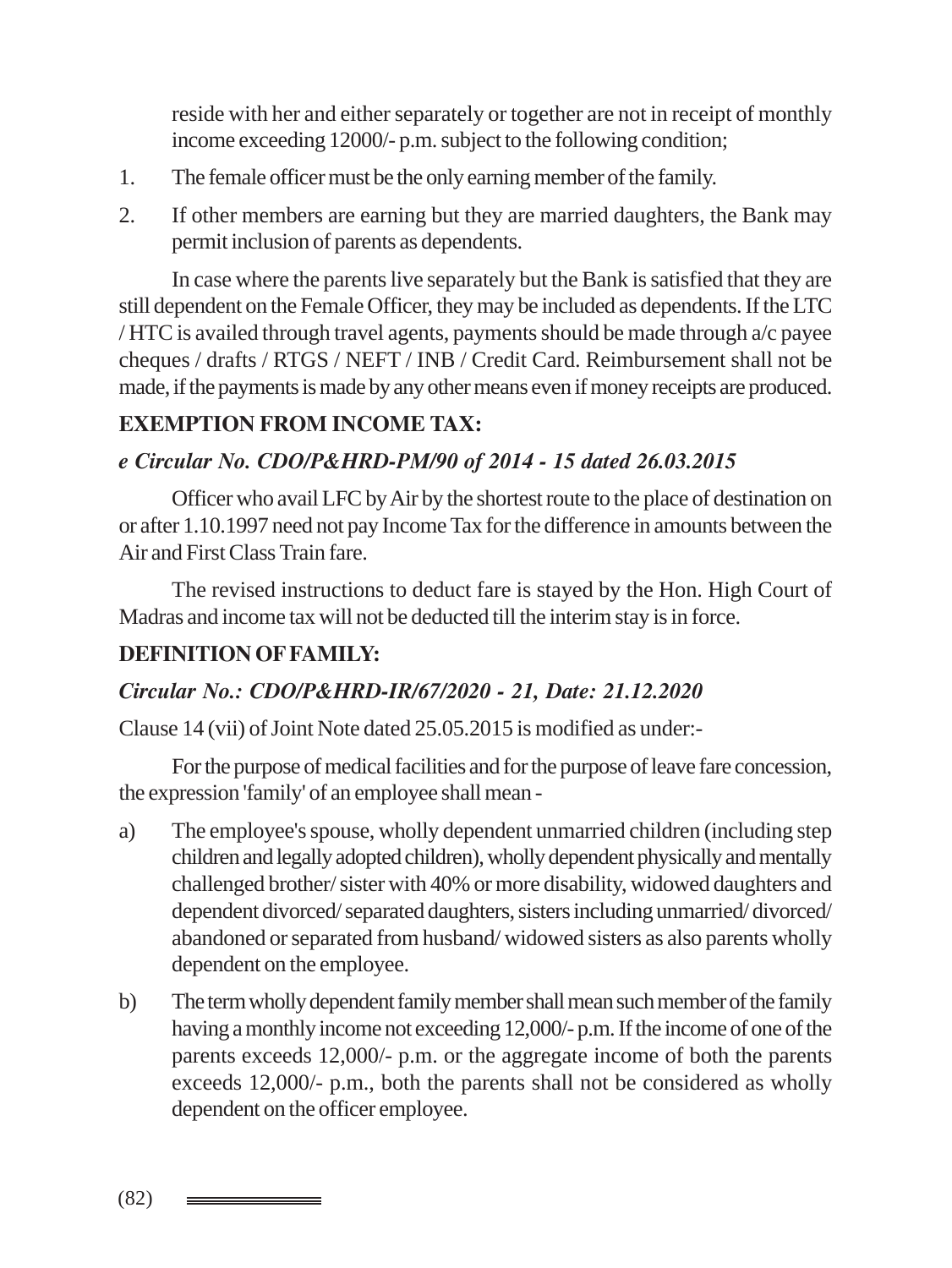reside with her and either separately or together are not in receipt of monthly income exceeding 12000/- p.m. subject to the following condition;

1. The female officer must be the only earning member of the family.
2. If other members are earning but they are married daughters, the Bank may permit inclusion of parents as dependents.

In case where the parents live separately but the Bank is satisfied that they are still dependent on the Female Officer, they may be included as dependents. If the LTC / HTC is availed through travel agents, payments should be made through a/c payee cheques / drafts / RTGS / NEFT / INB / Credit Card. Reimbursement shall not be made, if the payments is made by any other means even if money receipts are produced.

## EXEMPTION FROM INCOME TAX:

### *e Circular No. CDO/P&HRD-PM/90 of 2014 - 15 dated 26.03.2015*

Officer who avail LFC by Air by the shortest route to the place of destination on or after 1.10.1997 need not pay Income Tax for the difference in amounts between the Air and First Class Train fare.

The revised instructions to deduct fare is stayed by the Hon. High Court of Madras and income tax will not be deducted till the interim stay is in force.

## DEFINITION OF FAMILY:

### *Circular No.: CDO/P&HRD-IR/67/2020 - 21, Date: 21.12.2020*

Clause 14 (vii) of Joint Note dated 25.05.2015 is modified as under:-

For the purpose of medical facilities and for the purpose of leave fare concession, the expression 'family' of an employee shall mean -

a) The employee's spouse, wholly dependent unmarried children (including step children and legally adopted children), wholly dependent physically and mentally challenged brother/ sister with 40% or more disability, widowed daughters and dependent divorced/ separated daughters, sisters including unmarried/ divorced/ abandoned or separated from husband/ widowed sisters as also parents wholly dependent on the employee.

b) The term wholly dependent family member shall mean such member of the family having a monthly income not exceeding 12,000/- p.m. If the income of one of the parents exceeds 12,000/- p.m. or the aggregate income of both the parents exceeds 12,000/- p.m., both the parents shall not be considered as wholly dependent on the officer employee.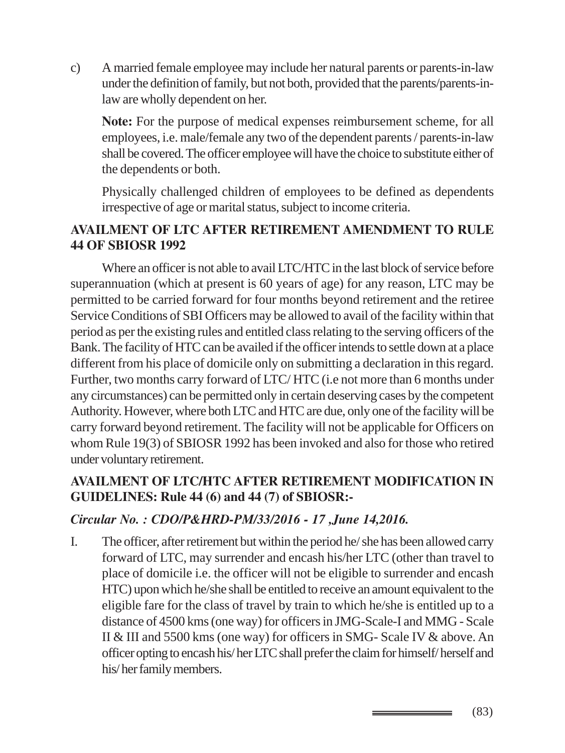c) A married female employee may include her natural parents or parents-in-law under the definition of family, but not both, provided that the parents/parents-in-law are wholly dependent on her.

**Note:** For the purpose of medical expenses reimbursement scheme, for all employees, i.e. male/female any two of the dependent parents / parents-in-law shall be covered. The officer employee will have the choice to substitute either of the dependents or both.

Physically challenged children of employees to be defined as dependents irrespective of age or marital status, subject to income criteria.

**AVAILMENT OF LTC AFTER RETIREMENT AMENDMENT TO RULE 44 OF SBIOSR 1992**

Where an officer is not able to avail LTC/HTC in the last block of service before superannuation (which at present is 60 years of age) for any reason, LTC may be permitted to be carried forward for four months beyond retirement and the retiree Service Conditions of SBI Officers may be allowed to avail of the facility within that period as per the existing rules and entitled class relating to the serving officers of the Bank. The facility of HTC can be availed if the officer intends to settle down at a place different from his place of domicile only on submitting a declaration in this regard. Further, two months carry forward of LTC/ HTC (i.e not more than 6 months under any circumstances) can be permitted only in certain deserving cases by the competent Authority. However, where both LTC and HTC are due, only one of the facility will be carry forward beyond retirement. The facility will not be applicable for Officers on whom Rule 19(3) of SBIOSR 1992 has been invoked and also for those who retired under voluntary retirement.

**AVAILMENT OF LTC/HTC AFTER RETIREMENT MODIFICATION IN GUIDELINES: Rule 44 (6) and 44 (7) of SBIOSR:-**

***Circular No. : CDO/P&HRD-PM/33/2016 - 17 ,June 14,2016.***

I. The officer, after retirement but within the period he/ she has been allowed carry forward of LTC, may surrender and encash his/her LTC (other than travel to place of domicile i.e. the officer will not be eligible to surrender and encash HTC) upon which he/she shall be entitled to receive an amount equivalent to the eligible fare for the class of travel by train to which he/she is entitled up to a distance of 4500 kms (one way) for officers in JMG-Scale-I and MMG - Scale II & III and 5500 kms (one way) for officers in SMG- Scale IV & above. An officer opting to encash his/ her LTC shall prefer the claim for himself/ herself and his/ her family members.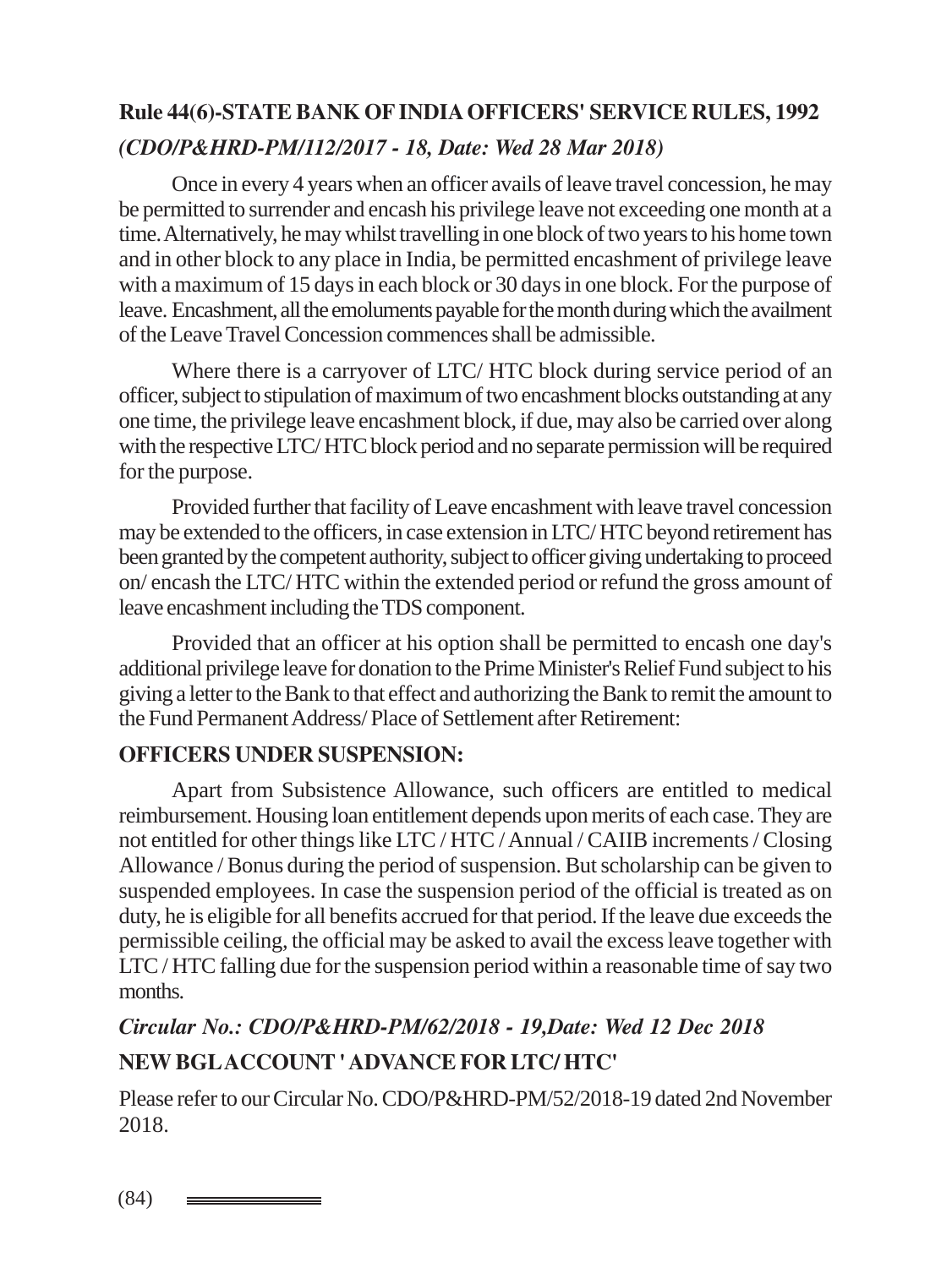## Rule 44(6)-STATE BANK OF INDIA OFFICERS' SERVICE RULES, 1992

***(CDO/P&HRD-PM/112/2017 - 18, Date: Wed 28 Mar 2018)***

Once in every 4 years when an officer avails of leave travel concession, he may be permitted to surrender and encash his privilege leave not exceeding one month at a time. Alternatively, he may whilst travelling in one block of two years to his home town and in other block to any place in India, be permitted encashment of privilege leave with a maximum of 15 days in each block or 30 days in one block. For the purpose of leave. Encashment, all the emoluments payable for the month during which the availment of the Leave Travel Concession commences shall be admissible.

Where there is a carryover of LTC/ HTC block during service period of an officer, subject to stipulation of maximum of two encashment blocks outstanding at any one time, the privilege leave encashment block, if due, may also be carried over along with the respective LTC/ HTC block period and no separate permission will be required for the purpose.

Provided further that facility of Leave encashment with leave travel concession may be extended to the officers, in case extension in LTC/ HTC beyond retirement has been granted by the competent authority, subject to officer giving undertaking to proceed on/ encash the LTC/ HTC within the extended period or refund the gross amount of leave encashment including the TDS component.

Provided that an officer at his option shall be permitted to encash one day's additional privilege leave for donation to the Prime Minister's Relief Fund subject to his giving a letter to the Bank to that effect and authorizing the Bank to remit the amount to the Fund Permanent Address/ Place of Settlement after Retirement:

### OFFICERS UNDER SUSPENSION:

Apart from Subsistence Allowance, such officers are entitled to medical reimbursement. Housing loan entitlement depends upon merits of each case. They are not entitled for other things like LTC / HTC / Annual / CAIIB increments / Closing Allowance / Bonus during the period of suspension. But scholarship can be given to suspended employees. In case the suspension period of the official is treated as on duty, he is eligible for all benefits accrued for that period. If the leave due exceeds the permissible ceiling, the official may be asked to avail the excess leave together with LTC / HTC falling due for the suspension period within a reasonable time of say two months.

***Circular No.: CDO/P&HRD-PM/62/2018 - 19,Date: Wed 12 Dec 2018***

### NEW BGL ACCOUNT ' ADVANCE FOR LTC/ HTC'

Please refer to our Circular No. CDO/P&HRD-PM/52/2018-19 dated 2nd November 2018.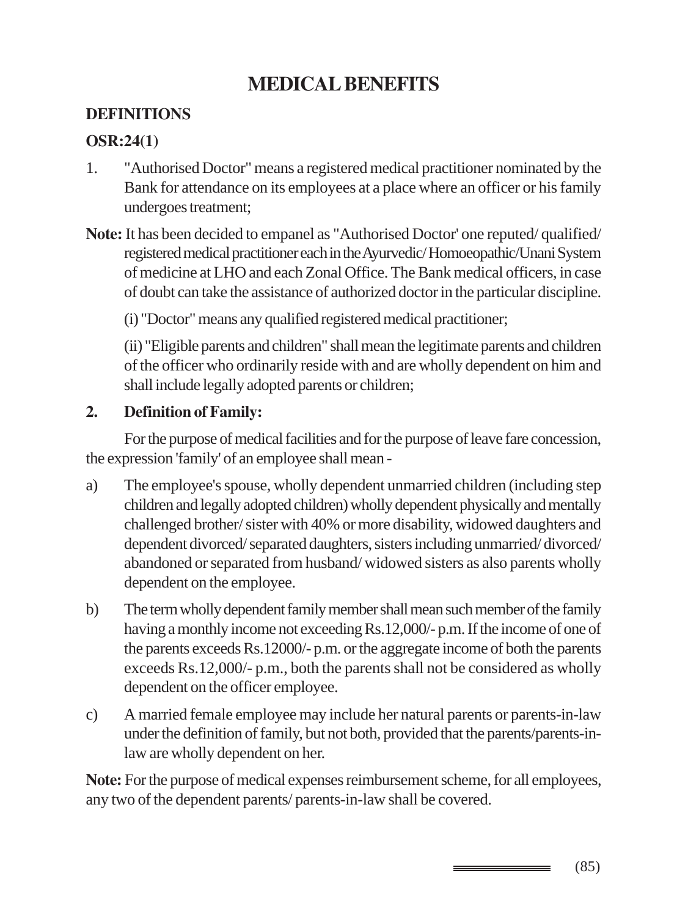# MEDICAL BENEFITS

## DEFINITIONS

### OSR:24(1)

1. "Authorised Doctor" means a registered medical practitioner nominated by the Bank for attendance on its employees at a place where an officer or his family undergoes treatment;

**Note:** It has been decided to empanel as "Authorised Doctor' one reputed/ qualified/ registered medical practitioner each in the Ayurvedic/ Homoeopathic/Unani System of medicine at LHO and each Zonal Office. The Bank medical officers, in case of doubt can take the assistance of authorized doctor in the particular discipline.

(i) "Doctor" means any qualified registered medical practitioner;

(ii) "Eligible parents and children" shall mean the legitimate parents and children of the officer who ordinarily reside with and are wholly dependent on him and shall include legally adopted parents or children;

**2. Definition of Family:**

For the purpose of medical facilities and for the purpose of leave fare concession, the expression 'family' of an employee shall mean -

a) The employee's spouse, wholly dependent unmarried children (including step children and legally adopted children) wholly dependent physically and mentally challenged brother/ sister with 40% or more disability, widowed daughters and dependent divorced/ separated daughters, sisters including unmarried/ divorced/ abandoned or separated from husband/ widowed sisters as also parents wholly dependent on the employee.

b) The term wholly dependent family member shall mean such member of the family having a monthly income not exceeding Rs.12,000/- p.m. If the income of one of the parents exceeds Rs.12000/- p.m. or the aggregate income of both the parents exceeds Rs.12,000/- p.m., both the parents shall not be considered as wholly dependent on the officer employee.

c) A married female employee may include her natural parents or parents-in-law under the definition of family, but not both, provided that the parents/parents-in-law are wholly dependent on her.

**Note:** For the purpose of medical expenses reimbursement scheme, for all employees, any two of the dependent parents/ parents-in-law shall be covered.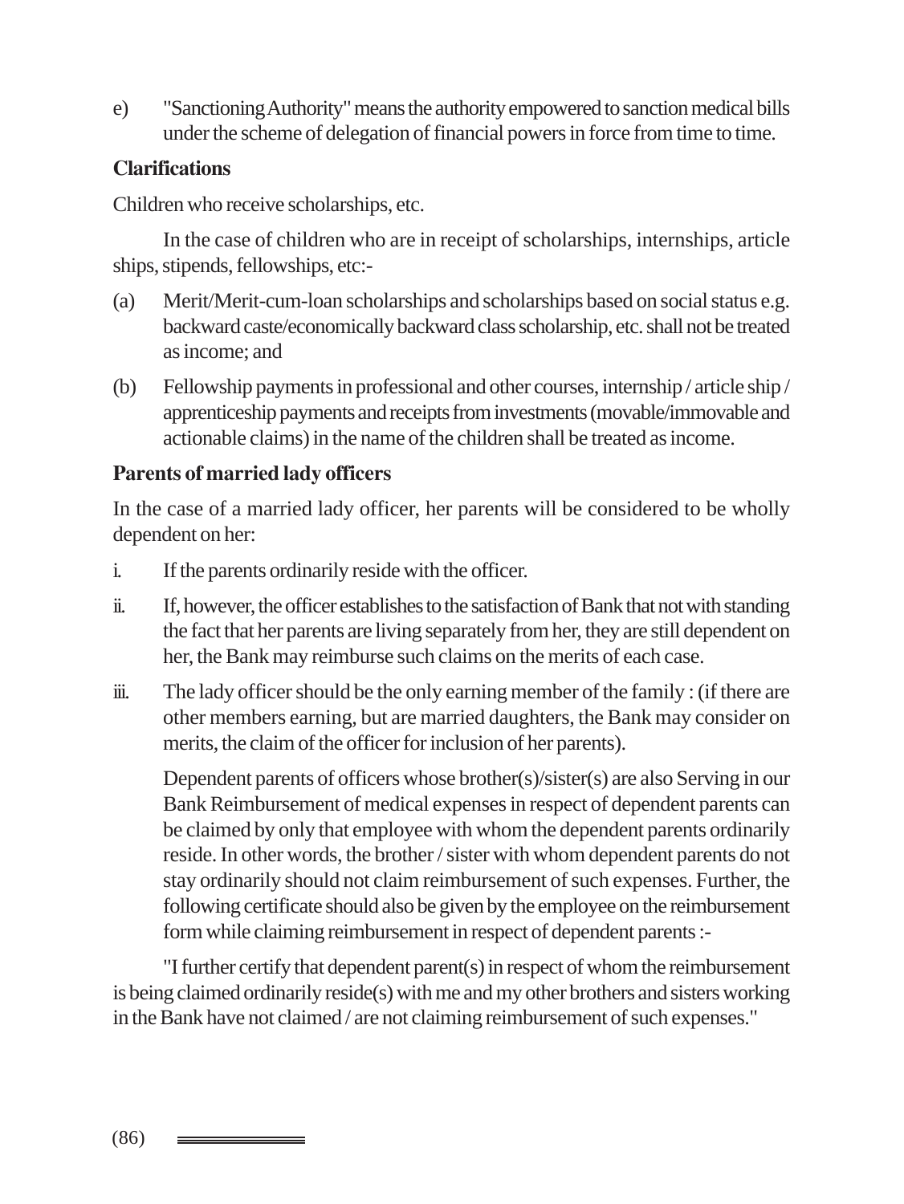e) "Sanctioning Authority" means the authority empowered to sanction medical bills under the scheme of delegation of financial powers in force from time to time.

**Clarifications**

Children who receive scholarships, etc.

In the case of children who are in receipt of scholarships, internships, article ships, stipends, fellowships, etc:-

(a) Merit/Merit-cum-loan scholarships and scholarships based on social status e.g. backward caste/economically backward class scholarship, etc. shall not be treated as income; and

(b) Fellowship payments in professional and other courses, internship / article ship / apprenticeship payments and receipts from investments (movable/immovable and actionable claims) in the name of the children shall be treated as income.

**Parents of married lady officers**

In the case of a married lady officer, her parents will be considered to be wholly dependent on her:

i. If the parents ordinarily reside with the officer.

ii. If, however, the officer establishes to the satisfaction of Bank that not with standing the fact that her parents are living separately from her, they are still dependent on her, the Bank may reimburse such claims on the merits of each case.

iii. The lady officer should be the only earning member of the family : (if there are other members earning, but are married daughters, the Bank may consider on merits, the claim of the officer for inclusion of her parents).

Dependent parents of officers whose brother(s)/sister(s) are also Serving in our Bank Reimbursement of medical expenses in respect of dependent parents can be claimed by only that employee with whom the dependent parents ordinarily reside. In other words, the brother / sister with whom dependent parents do not stay ordinarily should not claim reimbursement of such expenses. Further, the following certificate should also be given by the employee on the reimbursement form while claiming reimbursement in respect of dependent parents :-

"I further certify that dependent parent(s) in respect of whom the reimbursement is being claimed ordinarily reside(s) with me and my other brothers and sisters working in the Bank have not claimed / are not claiming reimbursement of such expenses."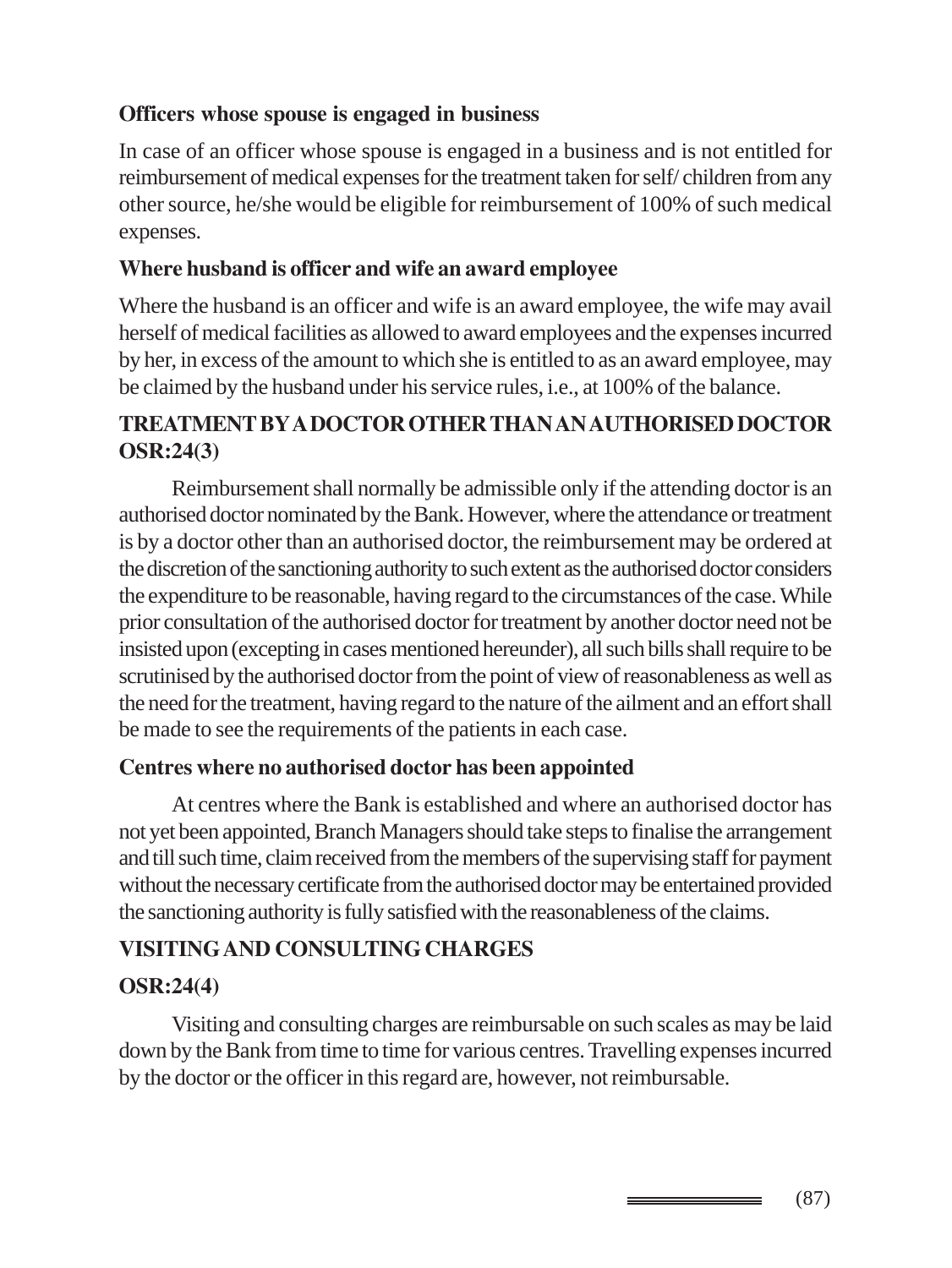### Officers whose spouse is engaged in business

In case of an officer whose spouse is engaged in a business and is not entitled for reimbursement of medical expenses for the treatment taken for self/ children from any other source, he/she would be eligible for reimbursement of 100% of such medical expenses.

### Where husband is officer and wife an award employee

Where the husband is an officer and wife is an award employee, the wife may avail herself of medical facilities as allowed to award employees and the expenses incurred by her, in excess of the amount to which she is entitled to as an award employee, may be claimed by the husband under his service rules, i.e., at 100% of the balance.

## TREATMENT BY A DOCTOR OTHER THAN AN AUTHORISED DOCTOR OSR:24(3)

Reimbursement shall normally be admissible only if the attending doctor is an authorised doctor nominated by the Bank. However, where the attendance or treatment is by a doctor other than an authorised doctor, the reimbursement may be ordered at the discretion of the sanctioning authority to such extent as the authorised doctor considers the expenditure to be reasonable, having regard to the circumstances of the case. While prior consultation of the authorised doctor for treatment by another doctor need not be insisted upon (excepting in cases mentioned hereunder), all such bills shall require to be scrutinised by the authorised doctor from the point of view of reasonableness as well as the need for the treatment, having regard to the nature of the ailment and an effort shall be made to see the requirements of the patients in each case.

### Centres where no authorised doctor has been appointed

At centres where the Bank is established and where an authorised doctor has not yet been appointed, Branch Managers should take steps to finalise the arrangement and till such time, claim received from the members of the supervising staff for payment without the necessary certificate from the authorised doctor may be entertained provided the sanctioning authority is fully satisfied with the reasonableness of the claims.

## VISITING AND CONSULTING CHARGES

### OSR:24(4)

Visiting and consulting charges are reimbursable on such scales as may be laid down by the Bank from time to time for various centres. Travelling expenses incurred by the doctor or the officer in this regard are, however, not reimbursable.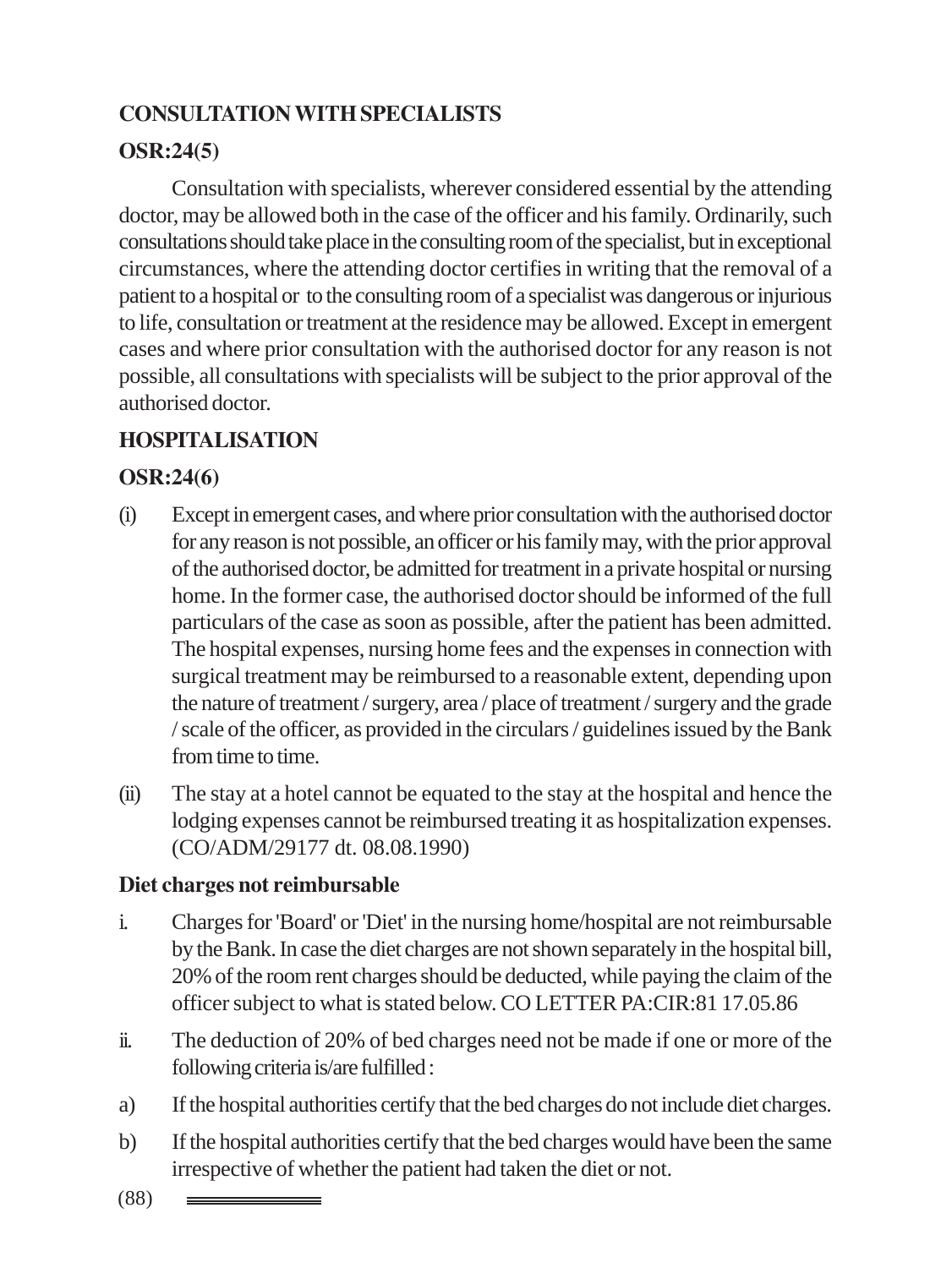**CONSULTATION WITH SPECIALISTS**

**OSR:24(5)**

Consultation with specialists, wherever considered essential by the attending doctor, may be allowed both in the case of the officer and his family. Ordinarily, such consultations should take place in the consulting room of the specialist, but in exceptional circumstances, where the attending doctor certifies in writing that the removal of a patient to a hospital or to the consulting room of a specialist was dangerous or injurious to life, consultation or treatment at the residence may be allowed. Except in emergent cases and where prior consultation with the authorised doctor for any reason is not possible, all consultations with specialists will be subject to the prior approval of the authorised doctor.

**HOSPITALISATION**

**OSR:24(6)**

(i) Except in emergent cases, and where prior consultation with the authorised doctor for any reason is not possible, an officer or his family may, with the prior approval of the authorised doctor, be admitted for treatment in a private hospital or nursing home. In the former case, the authorised doctor should be informed of the full particulars of the case as soon as possible, after the patient has been admitted. The hospital expenses, nursing home fees and the expenses in connection with surgical treatment may be reimbursed to a reasonable extent, depending upon the nature of treatment / surgery, area / place of treatment / surgery and the grade / scale of the officer, as provided in the circulars / guidelines issued by the Bank from time to time.

(ii) The stay at a hotel cannot be equated to the stay at the hospital and hence the lodging expenses cannot be reimbursed treating it as hospitalization expenses. (CO/ADM/29177 dt. 08.08.1990)

**Diet charges not reimbursable**

i. Charges for 'Board' or 'Diet' in the nursing home/hospital are not reimbursable by the Bank. In case the diet charges are not shown separately in the hospital bill, 20% of the room rent charges should be deducted, while paying the claim of the officer subject to what is stated below. CO LETTER PA:CIR:81 17.05.86

ii. The deduction of 20% of bed charges need not be made if one or more of the following criteria is/are fulfilled :

a) If the hospital authorities certify that the bed charges do not include diet charges.

b) If the hospital authorities certify that the bed charges would have been the same irrespective of whether the patient had taken the diet or not.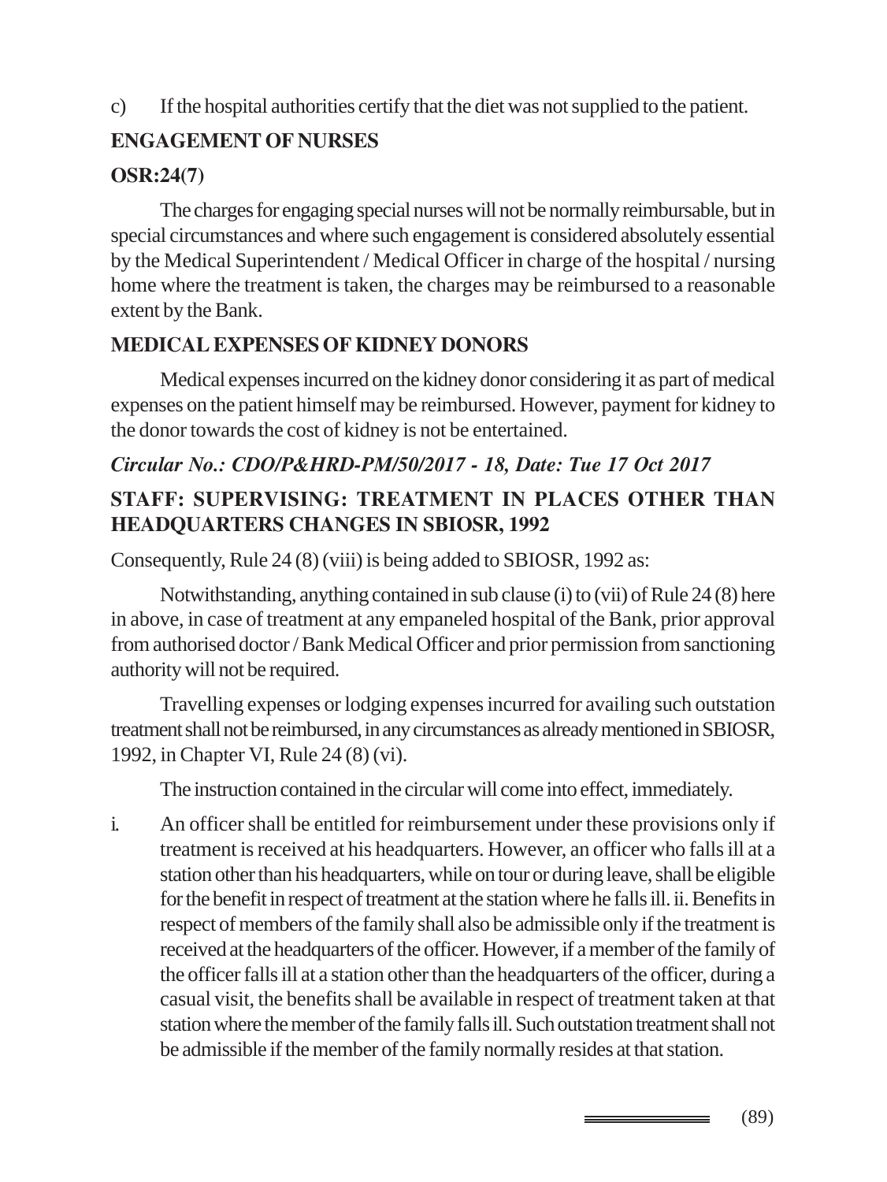c) If the hospital authorities certify that the diet was not supplied to the patient.

**ENGAGEMENT OF NURSES**

**OSR:24(7)**

The charges for engaging special nurses will not be normally reimbursable, but in special circumstances and where such engagement is considered absolutely essential by the Medical Superintendent / Medical Officer in charge of the hospital / nursing home where the treatment is taken, the charges may be reimbursed to a reasonable extent by the Bank.

**MEDICAL EXPENSES OF KIDNEY DONORS**

Medical expenses incurred on the kidney donor considering it as part of medical expenses on the patient himself may be reimbursed. However, payment for kidney to the donor towards the cost of kidney is not be entertained.

***Circular No.: CDO/P&HRD-PM/50/2017 - 18, Date: Tue 17 Oct 2017***

**STAFF: SUPERVISING: TREATMENT IN PLACES OTHER THAN HEADQUARTERS CHANGES IN SBIOSR, 1992**

Consequently, Rule 24 (8) (viii) is being added to SBIOSR, 1992 as:

Notwithstanding, anything contained in sub clause (i) to (vii) of Rule 24 (8) here in above, in case of treatment at any empaneled hospital of the Bank, prior approval from authorised doctor / Bank Medical Officer and prior permission from sanctioning authority will not be required.

Travelling expenses or lodging expenses incurred for availing such outstation treatment shall not be reimbursed, in any circumstances as already mentioned in SBIOSR, 1992, in Chapter VI, Rule 24 (8) (vi).

The instruction contained in the circular will come into effect, immediately.

i. An officer shall be entitled for reimbursement under these provisions only if treatment is received at his headquarters. However, an officer who falls ill at a station other than his headquarters, while on tour or during leave, shall be eligible for the benefit in respect of treatment at the station where he falls ill. ii. Benefits in respect of members of the family shall also be admissible only if the treatment is received at the headquarters of the officer. However, if a member of the family of the officer falls ill at a station other than the headquarters of the officer, during a casual visit, the benefits shall be available in respect of treatment taken at that station where the member of the family falls ill. Such outstation treatment shall not be admissible if the member of the family normally resides at that station.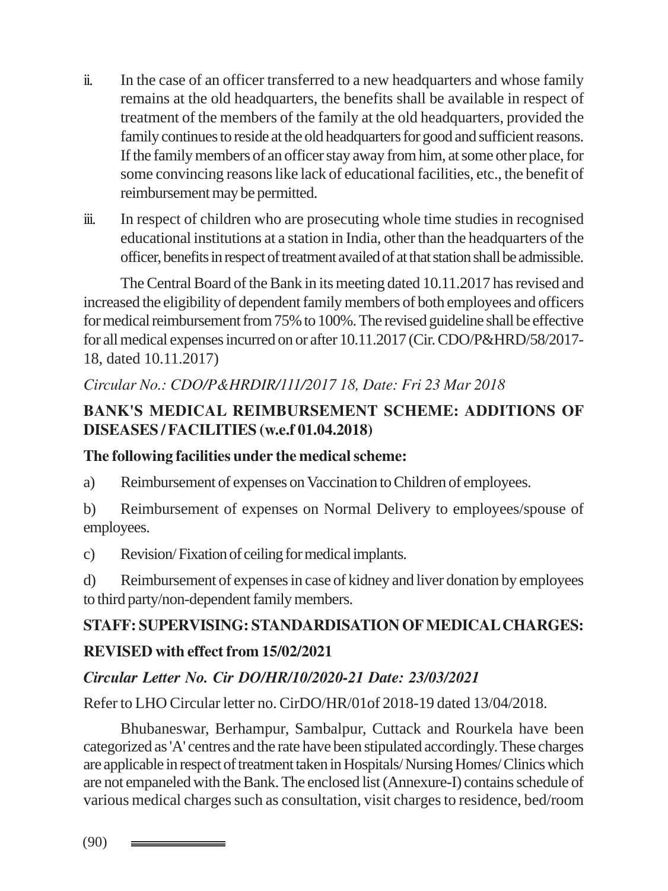ii. In the case of an officer transferred to a new headquarters and whose family remains at the old headquarters, the benefits shall be available in respect of treatment of the members of the family at the old headquarters, provided the family continues to reside at the old headquarters for good and sufficient reasons. If the family members of an officer stay away from him, at some other place, for some convincing reasons like lack of educational facilities, etc., the benefit of reimbursement may be permitted.

iii. In respect of children who are prosecuting whole time studies in recognised educational institutions at a station in India, other than the headquarters of the officer, benefits in respect of treatment availed of at that station shall be admissible.

The Central Board of the Bank in its meeting dated 10.11.2017 has revised and increased the eligibility of dependent family members of both employees and officers for medical reimbursement from 75% to 100%. The revised guideline shall be effective for all medical expenses incurred on or after 10.11.2017 (Cir. CDO/P&HRD/58/2017-18, dated 10.11.2017)

*Circular No.: CDO/P&HRDIR/111/2017 18, Date: Fri 23 Mar 2018*

**BANK'S MEDICAL REIMBURSEMENT SCHEME: ADDITIONS OF DISEASES / FACILITIES (w.e.f 01.04.2018)**

**The following facilities under the medical scheme:**

a) Reimbursement of expenses on Vaccination to Children of employees.

b) Reimbursement of expenses on Normal Delivery to employees/spouse of employees.

c) Revision/ Fixation of ceiling for medical implants.

d) Reimbursement of expenses in case of kidney and liver donation by employees to third party/non-dependent family members.

**STAFF: SUPERVISING: STANDARDISATION OF MEDICAL CHARGES:**

**REVISED with effect from 15/02/2021**

***Circular Letter No. Cir DO/HR/10/2020-21 Date: 23/03/2021***

Refer to LHO Circular letter no. CirDO/HR/01of 2018-19 dated 13/04/2018.

Bhubaneswar, Berhampur, Sambalpur, Cuttack and Rourkela have been categorized as 'A' centres and the rate have been stipulated accordingly. These charges are applicable in respect of treatment taken in Hospitals/ Nursing Homes/ Clinics which are not empaneled with the Bank. The enclosed list (Annexure-I) contains schedule of various medical charges such as consultation, visit charges to residence, bed/room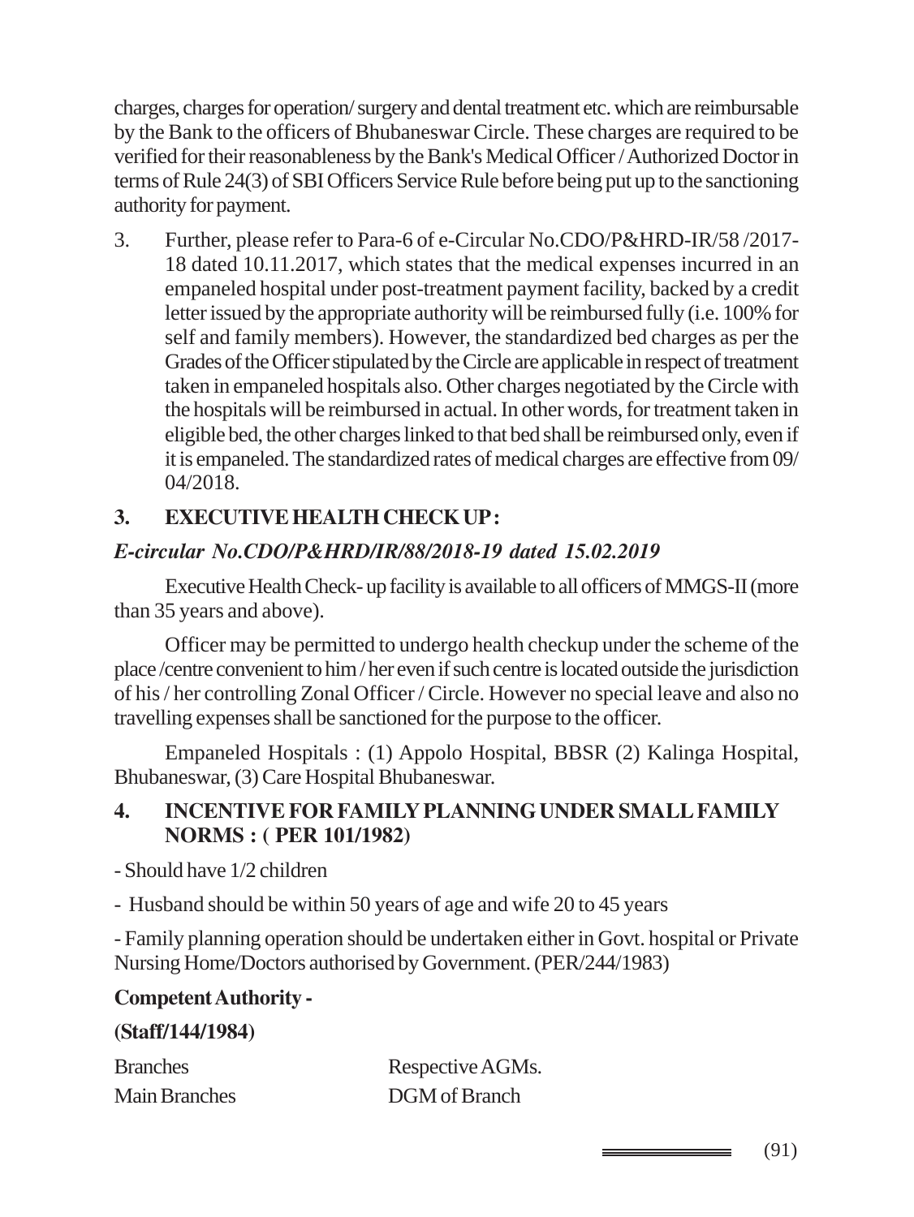charges, charges for operation/ surgery and dental treatment etc. which are reimbursable by the Bank to the officers of Bhubaneswar Circle. These charges are required to be verified for their reasonableness by the Bank's Medical Officer / Authorized Doctor in terms of Rule 24(3) of SBI Officers Service Rule before being put up to the sanctioning authority for payment.

3. Further, please refer to Para-6 of e-Circular No.CDO/P&HRD-IR/58 /2017-18 dated 10.11.2017, which states that the medical expenses incurred in an empaneled hospital under post-treatment payment facility, backed by a credit letter issued by the appropriate authority will be reimbursed fully (i.e. 100% for self and family members). However, the standardized bed charges as per the Grades of the Officer stipulated by the Circle are applicable in respect of treatment taken in empaneled hospitals also. Other charges negotiated by the Circle with the hospitals will be reimbursed in actual. In other words, for treatment taken in eligible bed, the other charges linked to that bed shall be reimbursed only, even if it is empaneled. The standardized rates of medical charges are effective from 09/04/2018.

## 3. EXECUTIVE HEALTH CHECK UP :

***E-circular No.CDO/P&HRD/IR/88/2018-19 dated 15.02.2019***

Executive Health Check- up facility is available to all officers of MMGS-II (more than 35 years and above).

Officer may be permitted to undergo health checkup under the scheme of the place /centre convenient to him / her even if such centre is located outside the jurisdiction of his / her controlling Zonal Officer / Circle. However no special leave and also no travelling expenses shall be sanctioned for the purpose to the officer.

Empaneled Hospitals : (1) Appolo Hospital, BBSR (2) Kalinga Hospital, Bhubaneswar, (3) Care Hospital Bhubaneswar.

## 4. INCENTIVE FOR FAMILY PLANNING UNDER SMALL FAMILY NORMS : ( PER 101/1982)

- Should have 1/2 children
- Husband should be within 50 years of age and wife 20 to 45 years
- Family planning operation should be undertaken either in Govt. hospital or Private Nursing Home/Doctors authorised by Government. (PER/244/1983)

**Competent Authority -**

**(Staff/144/1984)**

| | |
|---|---|
| Branches | Respective AGMs. |
| Main Branches | DGM of Branch |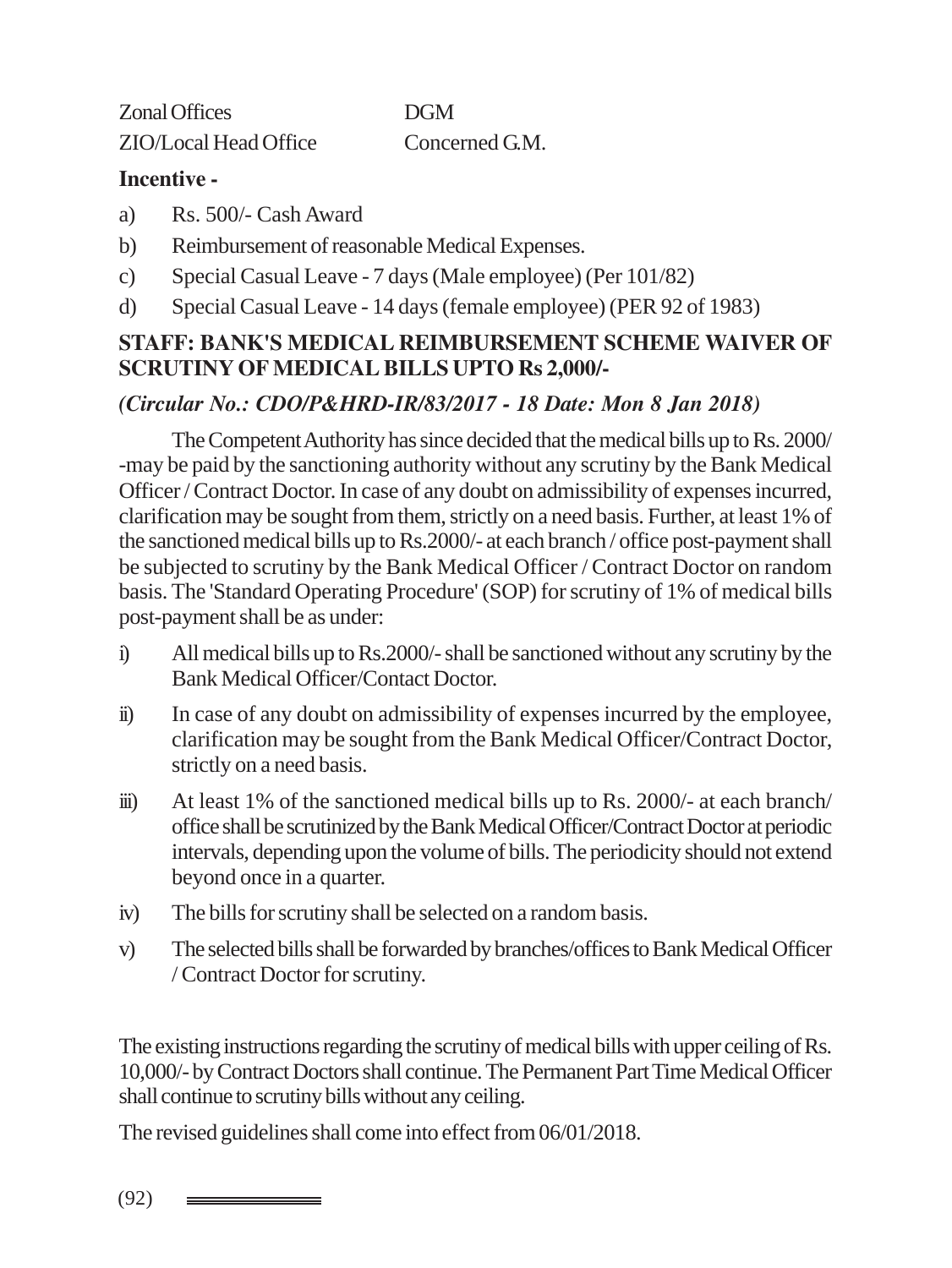| | |
|---|---|
| Zonal Offices | DGM |
| ZIO/Local Head Office | Concerned G.M. |

**Incentive -**

a) Rs. 500/- Cash Award

b) Reimbursement of reasonable Medical Expenses.

c) Special Casual Leave - 7 days (Male employee) (Per 101/82)

d) Special Casual Leave - 14 days (female employee) (PER 92 of 1983)

## STAFF: BANK'S MEDICAL REIMBURSEMENT SCHEME WAIVER OF SCRUTINY OF MEDICAL BILLS UPTO Rs 2,000/-

***(Circular No.: CDO/P&HRD-IR/83/2017 - 18 Date: Mon 8 Jan 2018)***

The Competent Authority has since decided that the medical bills up to Rs. 2000/-may be paid by the sanctioning authority without any scrutiny by the Bank Medical Officer / Contract Doctor. In case of any doubt on admissibility of expenses incurred, clarification may be sought from them, strictly on a need basis. Further, at least 1% of the sanctioned medical bills up to Rs.2000/- at each branch / office post-payment shall be subjected to scrutiny by the Bank Medical Officer / Contract Doctor on random basis. The 'Standard Operating Procedure' (SOP) for scrutiny of 1% of medical bills post-payment shall be as under:

i) All medical bills up to Rs.2000/- shall be sanctioned without any scrutiny by the Bank Medical Officer/Contact Doctor.

ii) In case of any doubt on admissibility of expenses incurred by the employee, clarification may be sought from the Bank Medical Officer/Contract Doctor, strictly on a need basis.

iii) At least 1% of the sanctioned medical bills up to Rs. 2000/- at each branch/ office shall be scrutinized by the Bank Medical Officer/Contract Doctor at periodic intervals, depending upon the volume of bills. The periodicity should not extend beyond once in a quarter.

iv) The bills for scrutiny shall be selected on a random basis.

v) The selected bills shall be forwarded by branches/offices to Bank Medical Officer / Contract Doctor for scrutiny.

The existing instructions regarding the scrutiny of medical bills with upper ceiling of Rs. 10,000/- by Contract Doctors shall continue. The Permanent Part Time Medical Officer shall continue to scrutiny bills without any ceiling.

The revised guidelines shall come into effect from 06/01/2018.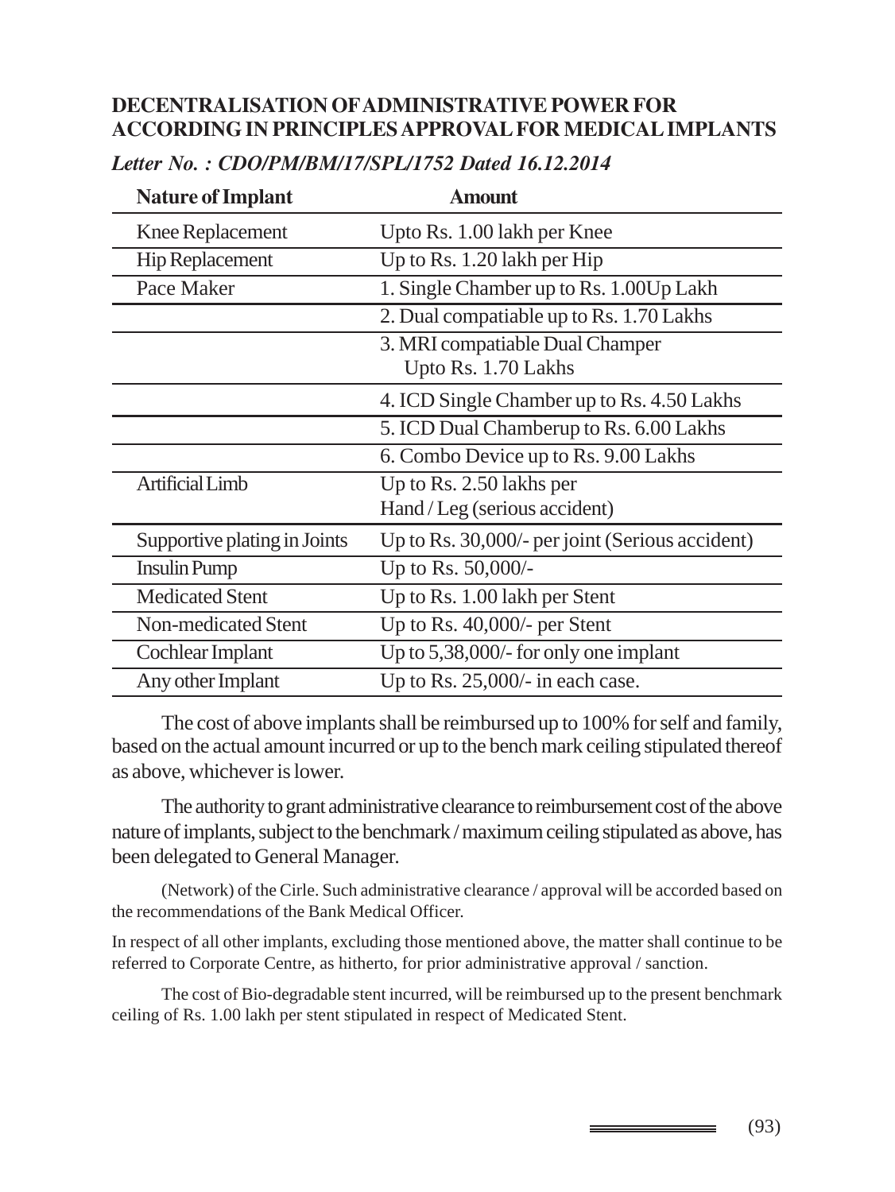## DECENTRALISATION OF ADMINISTRATIVE POWER FOR ACCORDING IN PRINCIPLES APPROVAL FOR MEDICAL IMPLANTS

***Letter No. : CDO/PM/BM/17/SPL/1752 Dated 16.12.2014***

| Nature of Implant | Amount |
|---|---|
| Knee Replacement | Upto Rs. 1.00 lakh per Knee |
| Hip Replacement | Up to Rs. 1.20 lakh per Hip |
| Pace Maker | 1. Single Chamber up to Rs. 1.00Up Lakh |
| | 2. Dual compatiable up to Rs. 1.70 Lakhs |
| | 3. MRI compatiable Dual Champer Upto Rs. 1.70 Lakhs |
| | 4. ICD Single Chamber up to Rs. 4.50 Lakhs |
| | 5. ICD Dual Chamberup to Rs. 6.00 Lakhs |
| | 6. Combo Device up to Rs. 9.00 Lakhs |
| Artificial Limb | Up to Rs. 2.50 lakhs per Hand / Leg (serious accident) |
| Supportive plating in Joints | Up to Rs. 30,000/- per joint (Serious accident) |
| Insulin Pump | Up to Rs. 50,000/- |
| Medicated Stent | Up to Rs. 1.00 lakh per Stent |
| Non-medicated Stent | Up to Rs. 40,000/- per Stent |
| Cochlear Implant | Up to 5,38,000/- for only one implant |
| Any other Implant | Up to Rs. 25,000/- in each case. |

The cost of above implants shall be reimbursed up to 100% for self and family, based on the actual amount incurred or up to the bench mark ceiling stipulated thereof as above, whichever is lower.

The authority to grant administrative clearance to reimbursement cost of the above nature of implants, subject to the benchmark / maximum ceiling stipulated as above, has been delegated to General Manager.

(Network) of the Cirle. Such administrative clearance / approval will be accorded based on the recommendations of the Bank Medical Officer.

In respect of all other implants, excluding those mentioned above, the matter shall continue to be referred to Corporate Centre, as hitherto, for prior administrative approval / sanction.

The cost of Bio-degradable stent incurred, will be reimbursed up to the present benchmark ceiling of Rs. 1.00 lakh per stent stipulated in respect of Medicated Stent.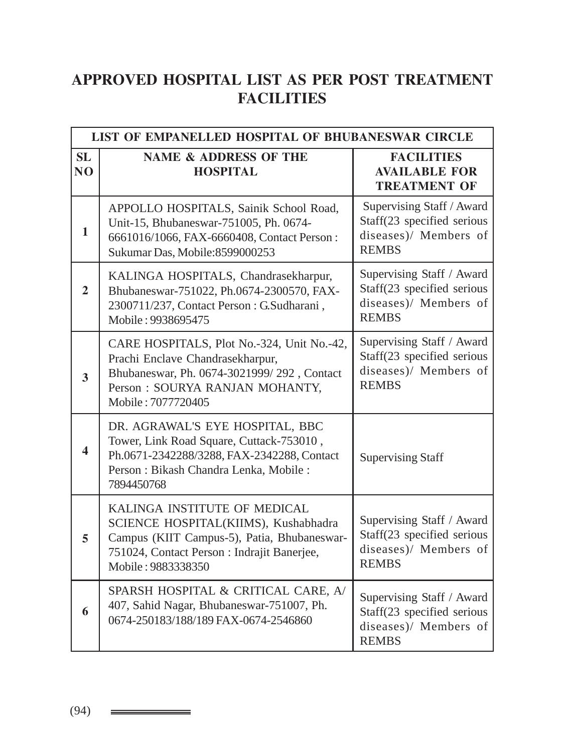# APPROVED HOSPITAL LIST AS PER POST TREATMENT FACILITIES

| LIST OF EMPANELLED HOSPITAL OF BHUBANESWAR CIRCLE | | |
|---|---|---|
| **SL NO** | **NAME & ADDRESS OF THE HOSPITAL** | **FACILITIES AVAILABLE FOR TREATMENT OF** |
| 1 | APPOLLO HOSPITALS, Sainik School Road, Unit-15, Bhubaneswar-751005, Ph. 0674-6661016/1066, FAX-6660408, Contact Person : Sukumar Das, Mobile:8599000253 | Supervising Staff / Award Staff(23 specified serious diseases)/ Members of REMBS |
| 2 | KALINGA HOSPITALS, Chandrasekharpur, Bhubaneswar-751022, Ph.0674-2300570, FAX-2300711/237, Contact Person : G.Sudharani , Mobile : 9938695475 | Supervising Staff / Award Staff(23 specified serious diseases)/ Members of REMBS |
| 3 | CARE HOSPITALS, Plot No.-324, Unit No.-42, Prachi Enclave Chandrasekharpur, Bhubaneswar, Ph. 0674-3021999/ 292 , Contact Person : SOURYA RANJAN MOHANTY, Mobile : 7077720405 | Supervising Staff / Award Staff(23 specified serious diseases)/ Members of REMBS |
| 4 | DR. AGRAWAL'S EYE HOSPITAL, BBC Tower, Link Road Square, Cuttack-753010 , Ph.0671-2342288/3288, FAX-2342288, Contact Person : Bikash Chandra Lenka, Mobile : 7894450768 | Supervising Staff |
| 5 | KALINGA INSTITUTE OF MEDICAL SCIENCE HOSPITAL(KIIMS), Kushabhadra Campus (KIIT Campus-5), Patia, Bhubaneswar-751024, Contact Person : Indrajit Banerjee, Mobile : 9883338350 | Supervising Staff / Award Staff(23 specified serious diseases)/ Members of REMBS |
| 6 | SPARSH HOSPITAL & CRITICAL CARE, A/ 407, Sahid Nagar, Bhubaneswar-751007, Ph. 0674-250183/188/189 FAX-0674-2546860 | Supervising Staff / Award Staff(23 specified serious diseases)/ Members of REMBS |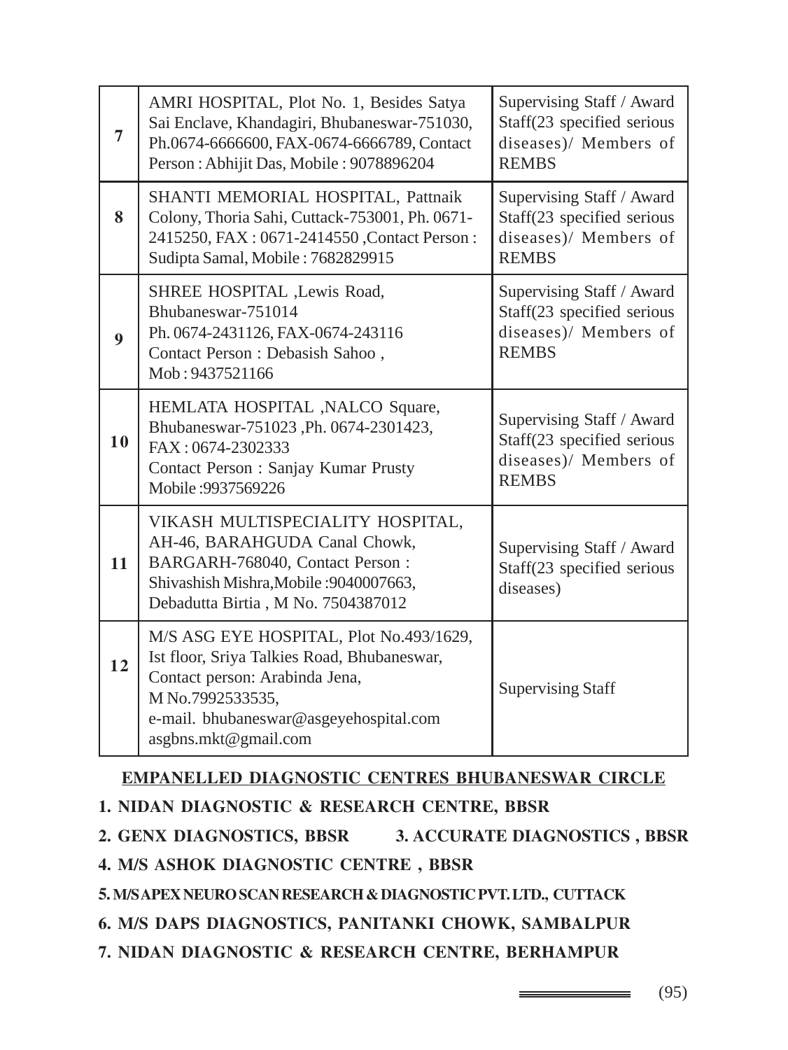| | | |
|---|---|---|
| 7 | AMRI HOSPITAL, Plot No. 1, Besides Satya Sai Enclave, Khandagiri, Bhubaneswar-751030, Ph.0674-6666600, FAX-0674-6666789, Contact Person : Abhijit Das, Mobile : 9078896204 | Supervising Staff / Award Staff(23 specified serious diseases)/ Members of REMBS |
| 8 | SHANTI MEMORIAL HOSPITAL, Pattnaik Colony, Thoria Sahi, Cuttack-753001, Ph. 0671-2415250, FAX : 0671-2414550 ,Contact Person : Sudipta Samal, Mobile : 7682829915 | Supervising Staff / Award Staff(23 specified serious diseases)/ Members of REMBS |
| 9 | SHREE HOSPITAL ,Lewis Road, Bhubaneswar-751014<br>Ph. 0674-2431126, FAX-0674-243116<br>Contact Person : Debasish Sahoo ,<br>Mob : 9437521166 | Supervising Staff / Award Staff(23 specified serious diseases)/ Members of REMBS |
| 10 | HEMLATA HOSPITAL ,NALCO Square, Bhubaneswar-751023 ,Ph. 0674-2301423, FAX : 0674-2302333<br>Contact Person : Sanjay Kumar Prusty<br>Mobile :9937569226 | Supervising Staff / Award Staff(23 specified serious diseases)/ Members of REMBS |
| 11 | VIKASH MULTISPECIALITY HOSPITAL, AH-46, BARAHGUDA Canal Chowk, BARGARH-768040, Contact Person : Shivashish Mishra,Mobile :9040007663, Debadutta Birtia , M No. 7504387012 | Supervising Staff / Award Staff(23 specified serious diseases) |
| 12 | M/S ASG EYE HOSPITAL, Plot No.493/1629, Ist floor, Sriya Talkies Road, Bhubaneswar, Contact person: Arabinda Jena,<br>M No.7992533535,<br>e-mail. bhubaneswar@asgeyehospital.com<br>asgbns.mkt@gmail.com | Supervising Staff |

**EMPANELLED DIAGNOSTIC CENTRES BHUBANESWAR CIRCLE**

**1. NIDAN DIAGNOSTIC & RESEARCH CENTRE, BBSR**

**2. GENX DIAGNOSTICS, BBSR**

**3. ACCURATE DIAGNOSTICS , BBSR**

**4. M/S ASHOK DIAGNOSTIC CENTRE , BBSR**

**5. M/S APEX NEURO SCAN RESEARCH & DIAGNOSTIC PVT. LTD., CUTTACK**

**6. M/S DAPS DIAGNOSTICS, PANITANKI CHOWK, SAMBALPUR**

**7. NIDAN DIAGNOSTIC & RESEARCH CENTRE, BERHAMPUR**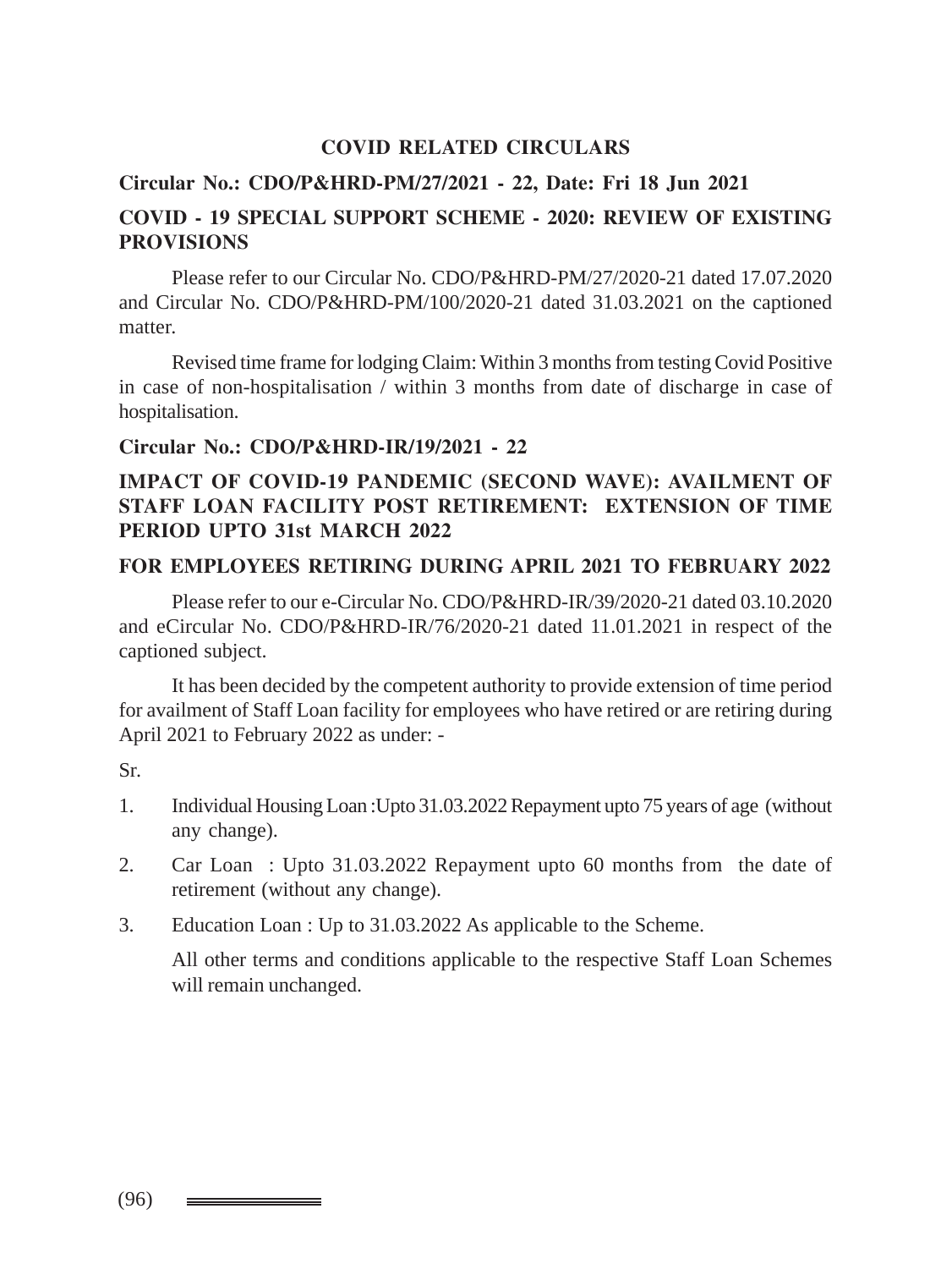## COVID RELATED CIRCULARS

**Circular No.: CDO/P&HRD-PM/27/2021 - 22, Date: Fri 18 Jun 2021**

**COVID - 19 SPECIAL SUPPORT SCHEME - 2020: REVIEW OF EXISTING PROVISIONS**

Please refer to our Circular No. CDO/P&HRD-PM/27/2020-21 dated 17.07.2020 and Circular No. CDO/P&HRD-PM/100/2020-21 dated 31.03.2021 on the captioned matter.

Revised time frame for lodging Claim: Within 3 months from testing Covid Positive in case of non-hospitalisation / within 3 months from date of discharge in case of hospitalisation.

**Circular No.: CDO/P&HRD-IR/19/2021 - 22**

**IMPACT OF COVID-19 PANDEMIC (SECOND WAVE): AVAILMENT OF STAFF LOAN FACILITY POST RETIREMENT: EXTENSION OF TIME PERIOD UPTO 31st MARCH 2022**

**FOR EMPLOYEES RETIRING DURING APRIL 2021 TO FEBRUARY 2022**

Please refer to our e-Circular No. CDO/P&HRD-IR/39/2020-21 dated 03.10.2020 and eCircular No. CDO/P&HRD-IR/76/2020-21 dated 11.01.2021 in respect of the captioned subject.

It has been decided by the competent authority to provide extension of time period for availment of Staff Loan facility for employees who have retired or are retiring during April 2021 to February 2022 as under: -

Sr.

1. Individual Housing Loan :Upto 31.03.2022 Repayment upto 75 years of age (without any change).
2. Car Loan : Upto 31.03.2022 Repayment upto 60 months from the date of retirement (without any change).
3. Education Loan : Up to 31.03.2022 As applicable to the Scheme.

All other terms and conditions applicable to the respective Staff Loan Schemes will remain unchanged.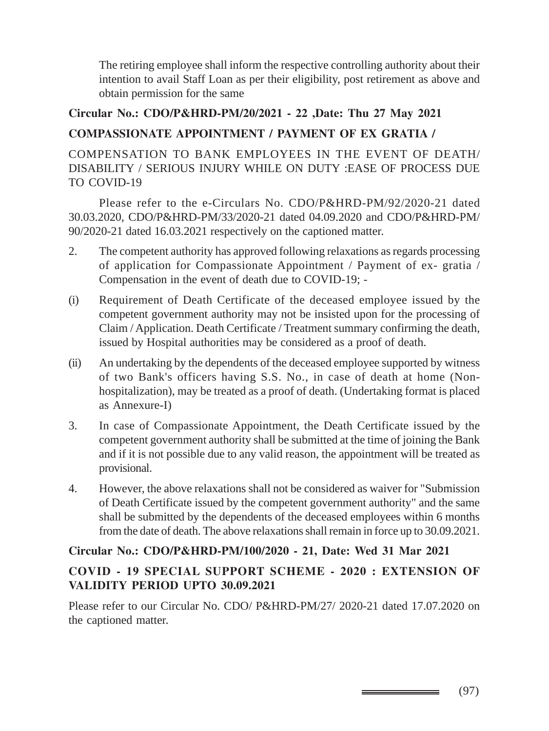The retiring employee shall inform the respective controlling authority about their intention to avail Staff Loan as per their eligibility, post retirement as above and obtain permission for the same

**Circular No.: CDO/P&HRD-PM/20/2021 - 22 ,Date: Thu 27 May 2021**

**COMPASSIONATE APPOINTMENT / PAYMENT OF EX GRATIA /**

COMPENSATION TO BANK EMPLOYEES IN THE EVENT OF DEATH/ DISABILITY / SERIOUS INJURY WHILE ON DUTY :EASE OF PROCESS DUE TO COVID-19

Please refer to the e-Circulars No. CDO/P&HRD-PM/92/2020-21 dated 30.03.2020, CDO/P&HRD-PM/33/2020-21 dated 04.09.2020 and CDO/P&HRD-PM/ 90/2020-21 dated 16.03.2021 respectively on the captioned matter.

2. The competent authority has approved following relaxations as regards processing of application for Compassionate Appointment / Payment of ex- gratia / Compensation in the event of death due to COVID-19; -

(i) Requirement of Death Certificate of the deceased employee issued by the competent government authority may not be insisted upon for the processing of Claim / Application. Death Certificate / Treatment summary confirming the death, issued by Hospital authorities may be considered as a proof of death.

(ii) An undertaking by the dependents of the deceased employee supported by witness of two Bank's officers having S.S. No., in case of death at home (Non-hospitalization), may be treated as a proof of death. (Undertaking format is placed as Annexure-I)

3. In case of Compassionate Appointment, the Death Certificate issued by the competent government authority shall be submitted at the time of joining the Bank and if it is not possible due to any valid reason, the appointment will be treated as provisional.

4. However, the above relaxations shall not be considered as waiver for "Submission of Death Certificate issued by the competent government authority" and the same shall be submitted by the dependents of the deceased employees within 6 months from the date of death. The above relaxations shall remain in force up to 30.09.2021.

**Circular No.: CDO/P&HRD-PM/100/2020 - 21, Date: Wed 31 Mar 2021**

**COVID - 19 SPECIAL SUPPORT SCHEME - 2020 : EXTENSION OF VALIDITY PERIOD UPTO 30.09.2021**

Please refer to our Circular No. CDO/ P&HRD-PM/27/ 2020-21 dated 17.07.2020 on the captioned matter.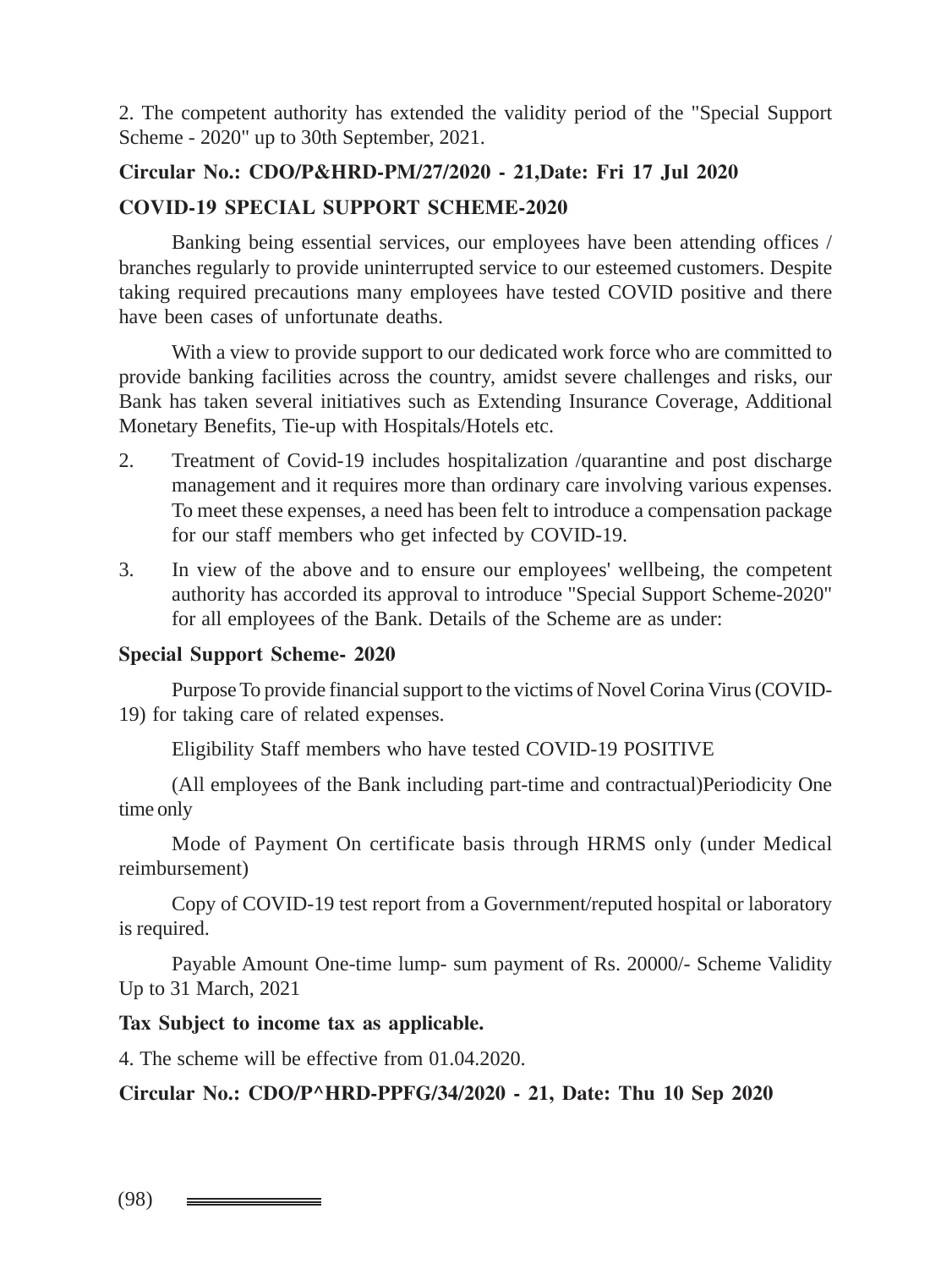2. The competent authority has extended the validity period of the "Special Support Scheme - 2020" up to 30th September, 2021.

**Circular No.: CDO/P&HRD-PM/27/2020 - 21,Date: Fri 17 Jul 2020**

**COVID-19 SPECIAL SUPPORT SCHEME-2020**

Banking being essential services, our employees have been attending offices / branches regularly to provide uninterrupted service to our esteemed customers. Despite taking required precautions many employees have tested COVID positive and there have been cases of unfortunate deaths.

With a view to provide support to our dedicated work force who are committed to provide banking facilities across the country, amidst severe challenges and risks, our Bank has taken several initiatives such as Extending Insurance Coverage, Additional Monetary Benefits, Tie-up with Hospitals/Hotels etc.

2. Treatment of Covid-19 includes hospitalization /quarantine and post discharge management and it requires more than ordinary care involving various expenses. To meet these expenses, a need has been felt to introduce a compensation package for our staff members who get infected by COVID-19.

3. In view of the above and to ensure our employees' wellbeing, the competent authority has accorded its approval to introduce "Special Support Scheme-2020" for all employees of the Bank. Details of the Scheme are as under:

**Special Support Scheme- 2020**

Purpose To provide financial support to the victims of Novel Corina Virus (COVID-19) for taking care of related expenses.

Eligibility Staff members who have tested COVID-19 POSITIVE

(All employees of the Bank including part-time and contractual)Periodicity One time only

Mode of Payment On certificate basis through HRMS only (under Medical reimbursement)

Copy of COVID-19 test report from a Government/reputed hospital or laboratory is required.

Payable Amount One-time lump- sum payment of Rs. 20000/- Scheme Validity Up to 31 March, 2021

**Tax Subject to income tax as applicable.**

4. The scheme will be effective from 01.04.2020.

**Circular No.: CDO/P^HRD-PPFG/34/2020 - 21, Date: Thu 10 Sep 2020**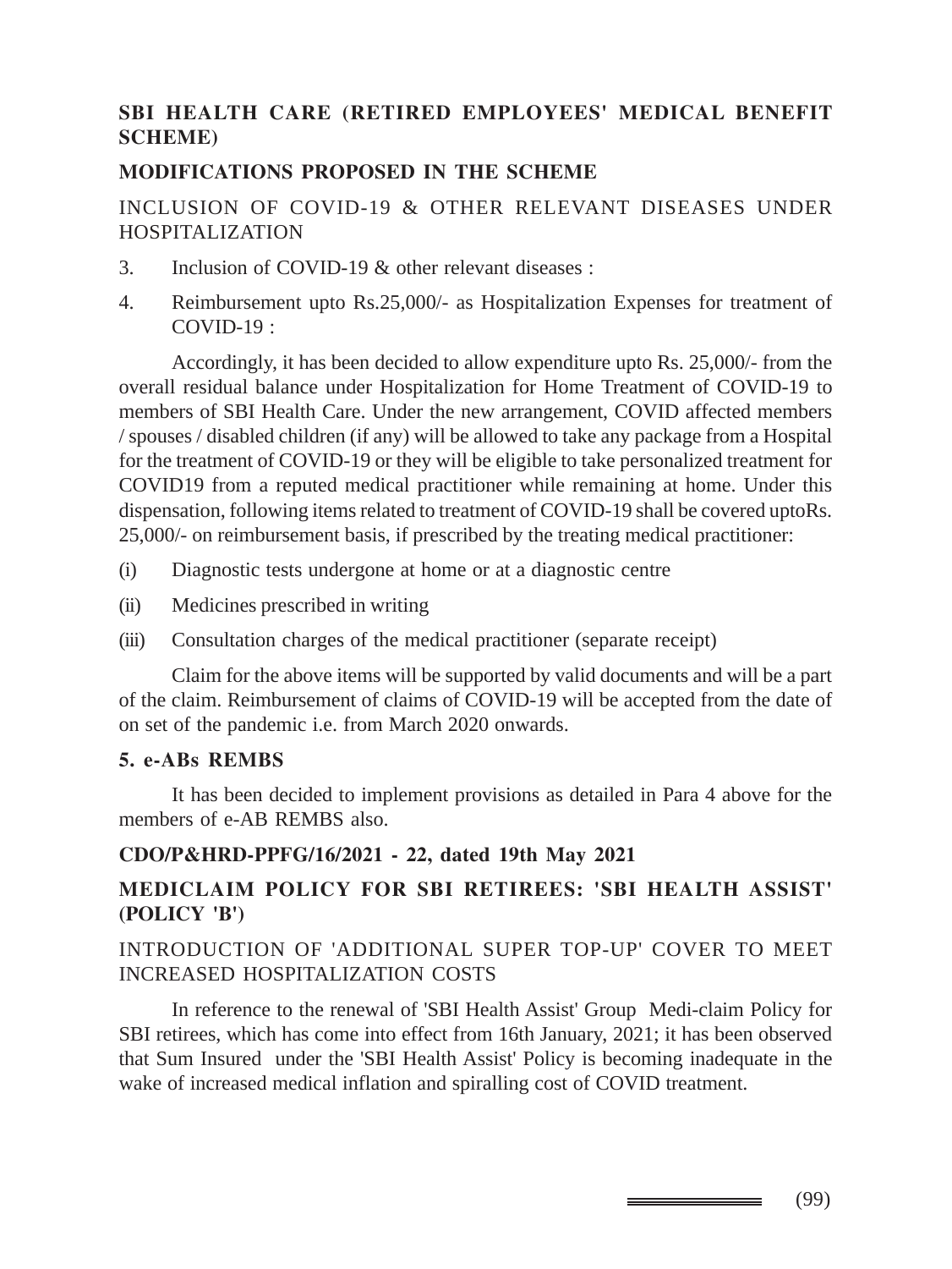**SBI HEALTH CARE (RETIRED EMPLOYEES' MEDICAL BENEFIT SCHEME)**

**MODIFICATIONS PROPOSED IN THE SCHEME**

INCLUSION OF COVID-19 & OTHER RELEVANT DISEASES UNDER HOSPITALIZATION

3. Inclusion of COVID-19 & other relevant diseases :

4. Reimbursement upto Rs.25,000/- as Hospitalization Expenses for treatment of COVID-19 :

Accordingly, it has been decided to allow expenditure upto Rs. 25,000/- from the overall residual balance under Hospitalization for Home Treatment of COVID-19 to members of SBI Health Care. Under the new arrangement, COVID affected members / spouses / disabled children (if any) will be allowed to take any package from a Hospital for the treatment of COVID-19 or they will be eligible to take personalized treatment for COVID19 from a reputed medical practitioner while remaining at home. Under this dispensation, following items related to treatment of COVID-19 shall be covered uptoRs. 25,000/- on reimbursement basis, if prescribed by the treating medical practitioner:

(i) Diagnostic tests undergone at home or at a diagnostic centre

(ii) Medicines prescribed in writing

(iii) Consultation charges of the medical practitioner (separate receipt)

Claim for the above items will be supported by valid documents and will be a part of the claim. Reimbursement of claims of COVID-19 will be accepted from the date of on set of the pandemic i.e. from March 2020 onwards.

**5. e-ABs REMBS**

It has been decided to implement provisions as detailed in Para 4 above for the members of e-AB REMBS also.

**CDO/P&HRD-PPFG/16/2021 - 22, dated 19th May 2021**

**MEDICLAIM POLICY FOR SBI RETIREES: 'SBI HEALTH ASSIST' (POLICY 'B')**

INTRODUCTION OF 'ADDITIONAL SUPER TOP-UP' COVER TO MEET INCREASED HOSPITALIZATION COSTS

In reference to the renewal of 'SBI Health Assist' Group Medi-claim Policy for SBI retirees, which has come into effect from 16th January, 2021; it has been observed that Sum Insured under the 'SBI Health Assist' Policy is becoming inadequate in the wake of increased medical inflation and spiralling cost of COVID treatment.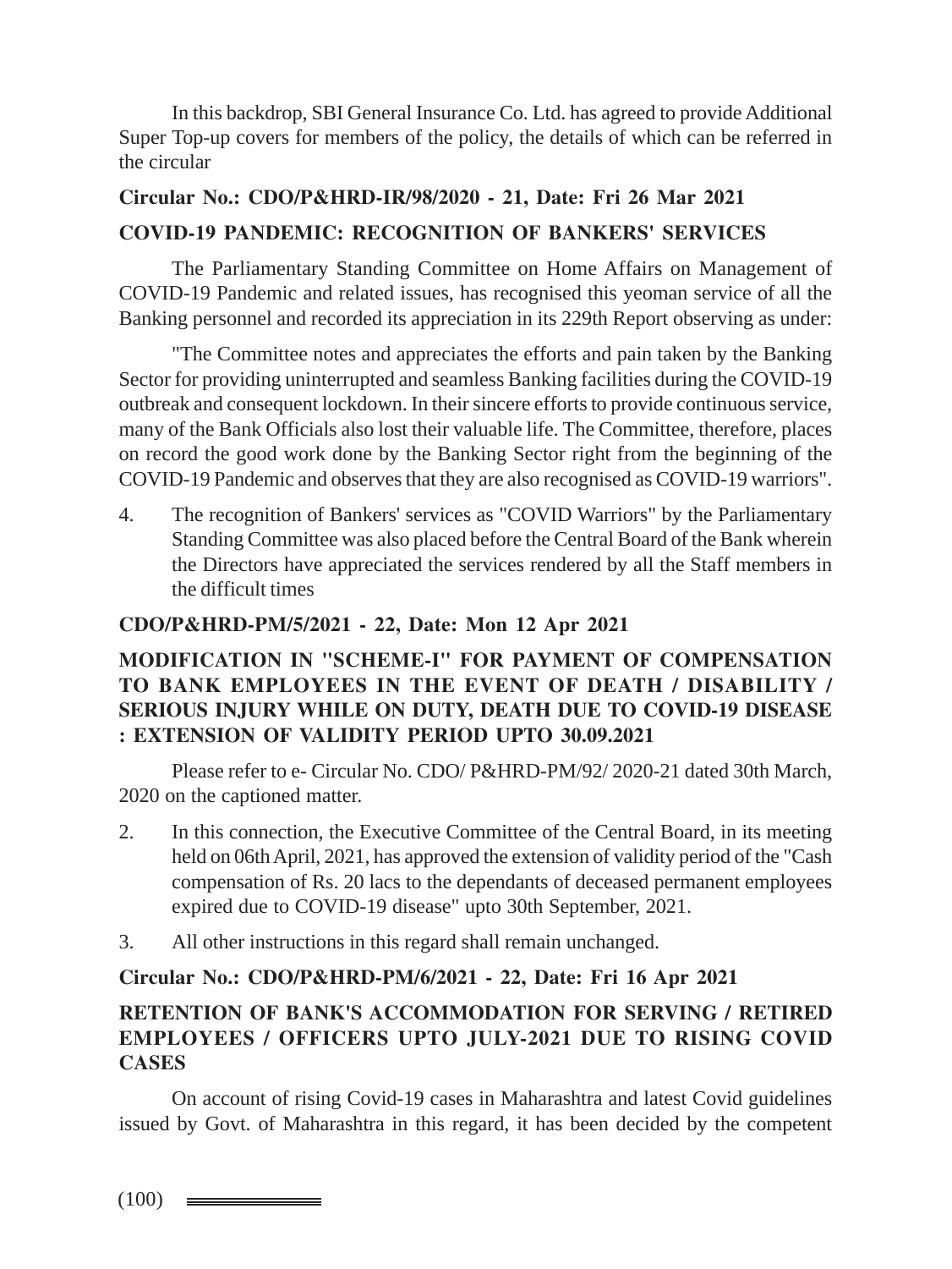In this backdrop, SBI General Insurance Co. Ltd. has agreed to provide Additional Super Top-up covers for members of the policy, the details of which can be referred in the circular

**Circular No.: CDO/P&HRD-IR/98/2020 - 21, Date: Fri 26 Mar 2021**

**COVID-19 PANDEMIC: RECOGNITION OF BANKERS' SERVICES**

The Parliamentary Standing Committee on Home Affairs on Management of COVID-19 Pandemic and related issues, has recognised this yeoman service of all the Banking personnel and recorded its appreciation in its 229th Report observing as under:

"The Committee notes and appreciates the efforts and pain taken by the Banking Sector for providing uninterrupted and seamless Banking facilities during the COVID-19 outbreak and consequent lockdown. In their sincere efforts to provide continuous service, many of the Bank Officials also lost their valuable life. The Committee, therefore, places on record the good work done by the Banking Sector right from the beginning of the COVID-19 Pandemic and observes that they are also recognised as COVID-19 warriors".

4. The recognition of Bankers' services as "COVID Warriors" by the Parliamentary Standing Committee was also placed before the Central Board of the Bank wherein the Directors have appreciated the services rendered by all the Staff members in the difficult times

**CDO/P&HRD-PM/5/2021 - 22, Date: Mon 12 Apr 2021**

**MODIFICATION IN "SCHEME-I" FOR PAYMENT OF COMPENSATION TO BANK EMPLOYEES IN THE EVENT OF DEATH / DISABILITY / SERIOUS INJURY WHILE ON DUTY, DEATH DUE TO COVID-19 DISEASE : EXTENSION OF VALIDITY PERIOD UPTO 30.09.2021**

Please refer to e- Circular No. CDO/ P&HRD-PM/92/ 2020-21 dated 30th March, 2020 on the captioned matter.

2. In this connection, the Executive Committee of the Central Board, in its meeting held on 06th April, 2021, has approved the extension of validity period of the "Cash compensation of Rs. 20 lacs to the dependants of deceased permanent employees expired due to COVID-19 disease" upto 30th September, 2021.

3. All other instructions in this regard shall remain unchanged.

**Circular No.: CDO/P&HRD-PM/6/2021 - 22, Date: Fri 16 Apr 2021**

**RETENTION OF BANK'S ACCOMMODATION FOR SERVING / RETIRED EMPLOYEES / OFFICERS UPTO JULY-2021 DUE TO RISING COVID CASES**

On account of rising Covid-19 cases in Maharashtra and latest Covid guidelines issued by Govt. of Maharashtra in this regard, it has been decided by the competent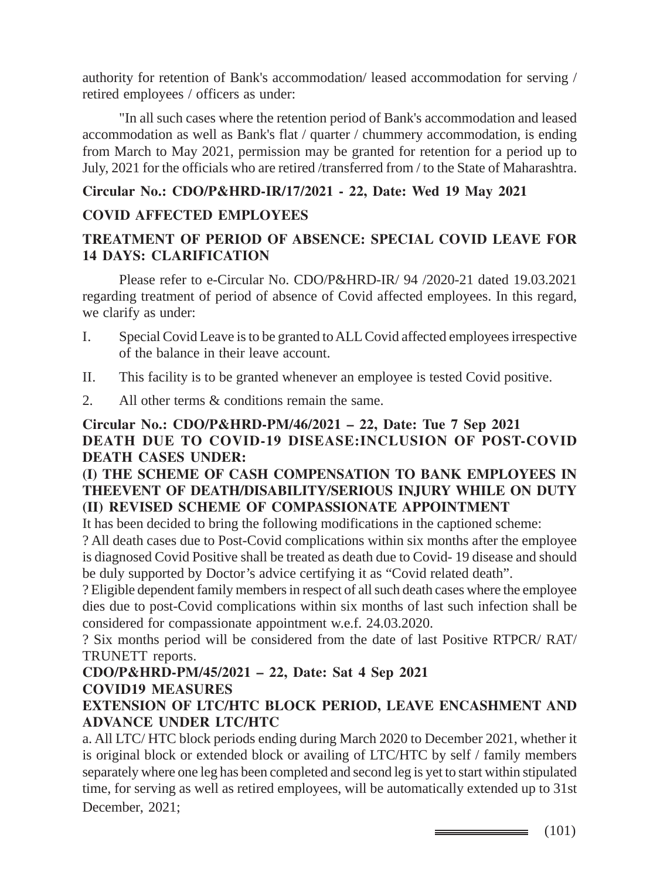authority for retention of Bank's accommodation/ leased accommodation for serving / retired employees / officers as under:

"In all such cases where the retention period of Bank's accommodation and leased accommodation as well as Bank's flat / quarter / chummery accommodation, is ending from March to May 2021, permission may be granted for retention for a period up to July, 2021 for the officials who are retired /transferred from / to the State of Maharashtra.

**Circular No.: CDO/P&HRD-IR/17/2021 - 22, Date: Wed 19 May 2021**

**COVID AFFECTED EMPLOYEES**

**TREATMENT OF PERIOD OF ABSENCE: SPECIAL COVID LEAVE FOR 14 DAYS: CLARIFICATION**

Please refer to e-Circular No. CDO/P&HRD-IR/ 94 /2020-21 dated 19.03.2021 regarding treatment of period of absence of Covid affected employees. In this regard, we clarify as under:

I. Special Covid Leave is to be granted to ALL Covid affected employees irrespective of the balance in their leave account.

II. This facility is to be granted whenever an employee is tested Covid positive.

2. All other terms & conditions remain the same.

**Circular No.: CDO/P&HRD-PM/46/2021 – 22, Date: Tue 7 Sep 2021**
**DEATH DUE TO COVID-19 DISEASE:INCLUSION OF POST-COVID DEATH CASES UNDER:**

**(I) THE SCHEME OF CASH COMPENSATION TO BANK EMPLOYEES IN THEEVENT OF DEATH/DISABILITY/SERIOUS INJURY WHILE ON DUTY**
**(II) REVISED SCHEME OF COMPASSIONATE APPOINTMENT**

It has been decided to bring the following modifications in the captioned scheme:

? All death cases due to Post-Covid complications within six months after the employee is diagnosed Covid Positive shall be treated as death due to Covid- 19 disease and should be duly supported by Doctor's advice certifying it as "Covid related death".

? Eligible dependent family members in respect of all such death cases where the employee dies due to post-Covid complications within six months of last such infection shall be considered for compassionate appointment w.e.f. 24.03.2020.

? Six months period will be considered from the date of last Positive RTPCR/ RAT/ TRUNETT reports.

**CDO/P&HRD-PM/45/2021 – 22, Date: Sat 4 Sep 2021**
**COVID19 MEASURES**
**EXTENSION OF LTC/HTC BLOCK PERIOD, LEAVE ENCASHMENT AND ADVANCE UNDER LTC/HTC**

a. All LTC/ HTC block periods ending during March 2020 to December 2021, whether it is original block or extended block or availing of LTC/HTC by self / family members separately where one leg has been completed and second leg is yet to start within stipulated time, for serving as well as retired employees, will be automatically extended up to 31st December, 2021;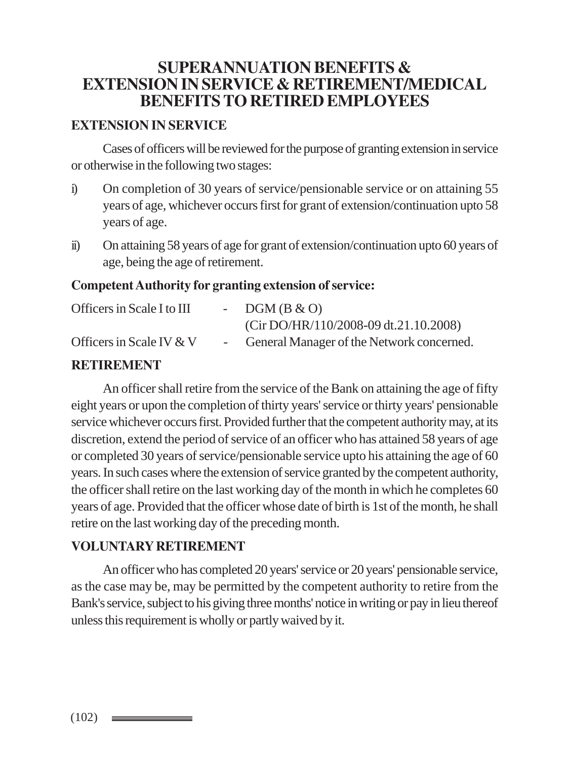# SUPERANNUATION BENEFITS & EXTENSION IN SERVICE & RETIREMENT/MEDICAL BENEFITS TO RETIRED EMPLOYEES

## EXTENSION IN SERVICE

Cases of officers will be reviewed for the purpose of granting extension in service or otherwise in the following two stages:

i) On completion of 30 years of service/pensionable service or on attaining 55 years of age, whichever occurs first for grant of extension/continuation upto 58 years of age.

ii) On attaining 58 years of age for grant of extension/continuation upto 60 years of age, being the age of retirement.

### Competent Authority for granting extension of service:

| | | |
|---|---|---|
| Officers in Scale I to III | - | DGM (B & O) (Cir DO/HR/110/2008-09 dt.21.10.2008) |
| Officers in Scale IV & V | - | General Manager of the Network concerned. |

## RETIREMENT

An officer shall retire from the service of the Bank on attaining the age of fifty eight years or upon the completion of thirty years' service or thirty years' pensionable service whichever occurs first. Provided further that the competent authority may, at its discretion, extend the period of service of an officer who has attained 58 years of age or completed 30 years of service/pensionable service upto his attaining the age of 60 years. In such cases where the extension of service granted by the competent authority, the officer shall retire on the last working day of the month in which he completes 60 years of age. Provided that the officer whose date of birth is 1st of the month, he shall retire on the last working day of the preceding month.

## VOLUNTARY RETIREMENT

An officer who has completed 20 years' service or 20 years' pensionable service, as the case may be, may be permitted by the competent authority to retire from the Bank's service, subject to his giving three months' notice in writing or pay in lieu thereof unless this requirement is wholly or partly waived by it.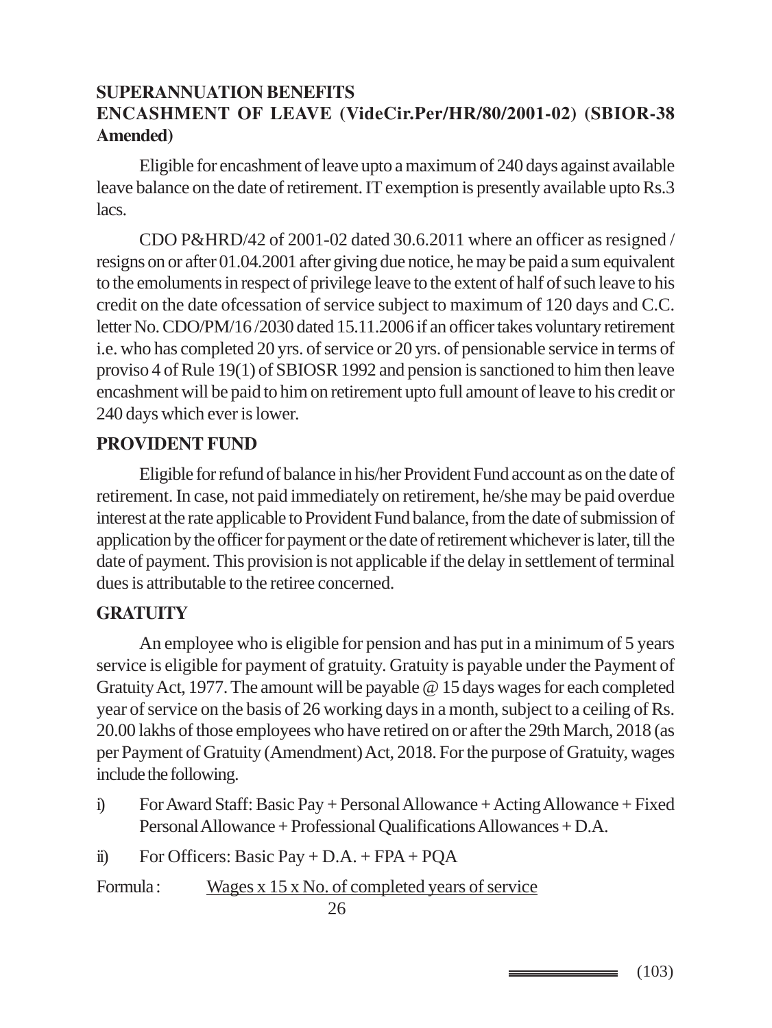**SUPERANNUATION BENEFITS**

**ENCASHMENT OF LEAVE (VideCir.Per/HR/80/2001-02) (SBIOR-38 Amended)**

Eligible for encashment of leave upto a maximum of 240 days against available leave balance on the date of retirement. IT exemption is presently available upto Rs.3 lacs.

CDO P&HRD/42 of 2001-02 dated 30.6.2011 where an officer as resigned / resigns on or after 01.04.2001 after giving due notice, he may be paid a sum equivalent to the emoluments in respect of privilege leave to the extent of half of such leave to his credit on the date ofcessation of service subject to maximum of 120 days and C.C. letter No. CDO/PM/16 /2030 dated 15.11.2006 if an officer takes voluntary retirement i.e. who has completed 20 yrs. of service or 20 yrs. of pensionable service in terms of proviso 4 of Rule 19(1) of SBIOSR 1992 and pension is sanctioned to him then leave encashment will be paid to him on retirement upto full amount of leave to his credit or 240 days which ever is lower.

**PROVIDENT FUND**

Eligible for refund of balance in his/her Provident Fund account as on the date of retirement. In case, not paid immediately on retirement, he/she may be paid overdue interest at the rate applicable to Provident Fund balance, from the date of submission of application by the officer for payment or the date of retirement whichever is later, till the date of payment. This provision is not applicable if the delay in settlement of terminal dues is attributable to the retiree concerned.

**GRATUITY**

An employee who is eligible for pension and has put in a minimum of 5 years service is eligible for payment of gratuity. Gratuity is payable under the Payment of Gratuity Act, 1977. The amount will be payable @ 15 days wages for each completed year of service on the basis of 26 working days in a month, subject to a ceiling of Rs. 20.00 lakhs of those employees who have retired on or after the 29th March, 2018 (as per Payment of Gratuity (Amendment) Act, 2018. For the purpose of Gratuity, wages include the following.

i) For Award Staff: Basic Pay + Personal Allowance + Acting Allowance + Fixed Personal Allowance + Professional Qualifications Allowances + D.A.

ii) For Officers: Basic Pay + D.A. + FPA + PQA

Formula :

$$\frac{\text{Wages} \times 15 \times \text{No. of completed years of service}}{26}$$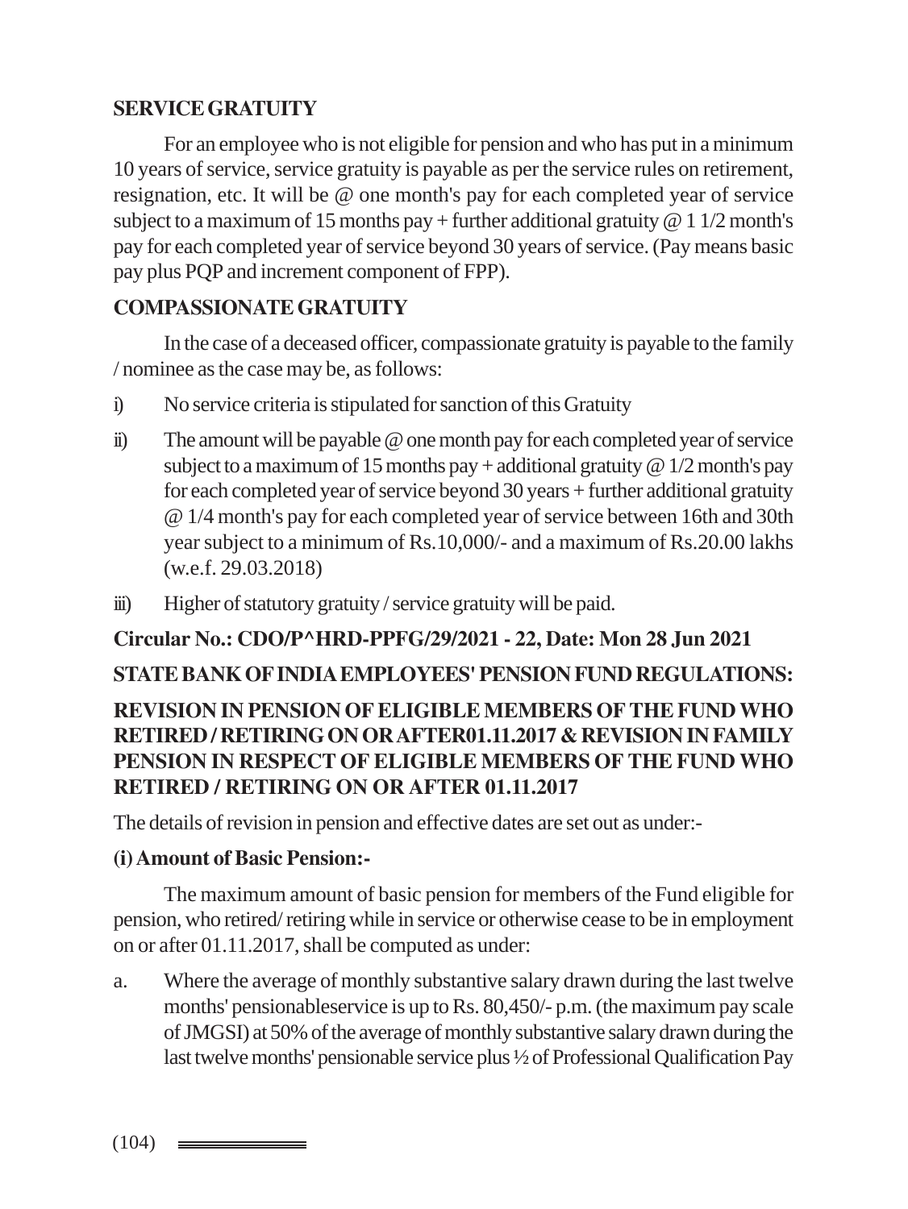## SERVICE GRATUITY

For an employee who is not eligible for pension and who has put in a minimum 10 years of service, service gratuity is payable as per the service rules on retirement, resignation, etc. It will be @ one month's pay for each completed year of service subject to a maximum of 15 months pay + further additional gratuity @ 1 1/2 month's pay for each completed year of service beyond 30 years of service. (Pay means basic pay plus PQP and increment component of FPP).

## COMPASSIONATE GRATUITY

In the case of a deceased officer, compassionate gratuity is payable to the family / nominee as the case may be, as follows:

i) No service criteria is stipulated for sanction of this Gratuity

ii) The amount will be payable @ one month pay for each completed year of service subject to a maximum of 15 months pay + additional gratuity @ 1/2 month's pay for each completed year of service beyond 30 years + further additional gratuity @ 1/4 month's pay for each completed year of service between 16th and 30th year subject to a minimum of Rs.10,000/- and a maximum of Rs.20.00 lakhs (w.e.f. 29.03.2018)

iii) Higher of statutory gratuity / service gratuity will be paid.

**Circular No.: CDO/P^HRD-PPFG/29/2021 - 22, Date: Mon 28 Jun 2021**

**STATE BANK OF INDIA EMPLOYEES' PENSION FUND REGULATIONS:**

**REVISION IN PENSION OF ELIGIBLE MEMBERS OF THE FUND WHO RETIRED / RETIRING ON OR AFTER01.11.2017 & REVISION IN FAMILY PENSION IN RESPECT OF ELIGIBLE MEMBERS OF THE FUND WHO RETIRED / RETIRING ON OR AFTER 01.11.2017**

The details of revision in pension and effective dates are set out as under:-

**(i) Amount of Basic Pension:-**

The maximum amount of basic pension for members of the Fund eligible for pension, who retired/ retiring while in service or otherwise cease to be in employment on or after 01.11.2017, shall be computed as under:

a. Where the average of monthly substantive salary drawn during the last twelve months' pensionableservice is up to Rs. 80,450/- p.m. (the maximum pay scale of JMGSI) at 50% of the average of monthly substantive salary drawn during the last twelve months' pensionable service plus ½ of Professional Qualification Pay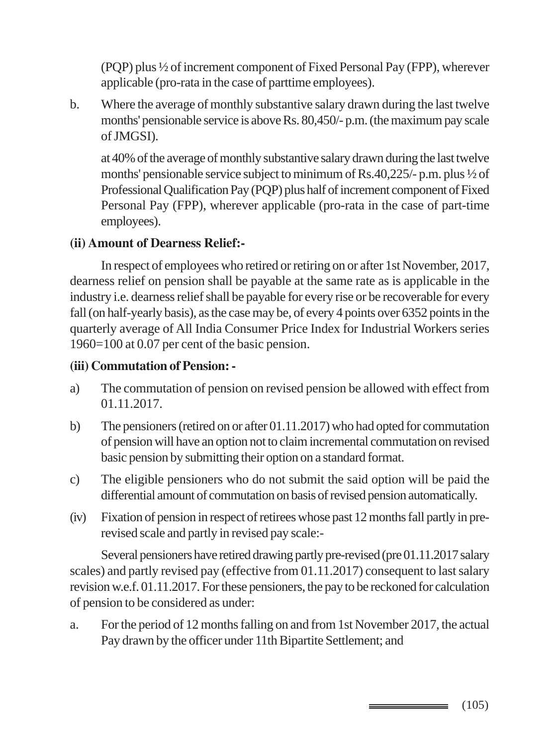(PQP) plus ½ of increment component of Fixed Personal Pay (FPP), wherever applicable (pro-rata in the case of parttime employees).

b. Where the average of monthly substantive salary drawn during the last twelve months' pensionable service is above Rs. 80,450/- p.m. (the maximum pay scale of JMGSI).

   at 40% of the average of monthly substantive salary drawn during the last twelve months' pensionable service subject to minimum of Rs.40,225/- p.m. plus ½ of Professional Qualification Pay (PQP) plus half of increment component of Fixed Personal Pay (FPP), wherever applicable (pro-rata in the case of part-time employees).

**(ii) Amount of Dearness Relief:-**

In respect of employees who retired or retiring on or after 1st November, 2017, dearness relief on pension shall be payable at the same rate as is applicable in the industry i.e. dearness relief shall be payable for every rise or be recoverable for every fall (on half-yearly basis), as the case may be, of every 4 points over 6352 points in the quarterly average of All India Consumer Price Index for Industrial Workers series 1960=100 at 0.07 per cent of the basic pension.

**(iii) Commutation of Pension: -**

a) The commutation of pension on revised pension be allowed with effect from 01.11.2017.

b) The pensioners (retired on or after 01.11.2017) who had opted for commutation of pension will have an option not to claim incremental commutation on revised basic pension by submitting their option on a standard format.

c) The eligible pensioners who do not submit the said option will be paid the differential amount of commutation on basis of revised pension automatically.

(iv) Fixation of pension in respect of retirees whose past 12 months fall partly in pre-revised scale and partly in revised pay scale:-

Several pensioners have retired drawing partly pre-revised (pre 01.11.2017 salary scales) and partly revised pay (effective from 01.11.2017) consequent to last salary revision w.e.f. 01.11.2017. For these pensioners, the pay to be reckoned for calculation of pension to be considered as under:

a. For the period of 12 months falling on and from 1st November 2017, the actual Pay drawn by the officer under 11th Bipartite Settlement; and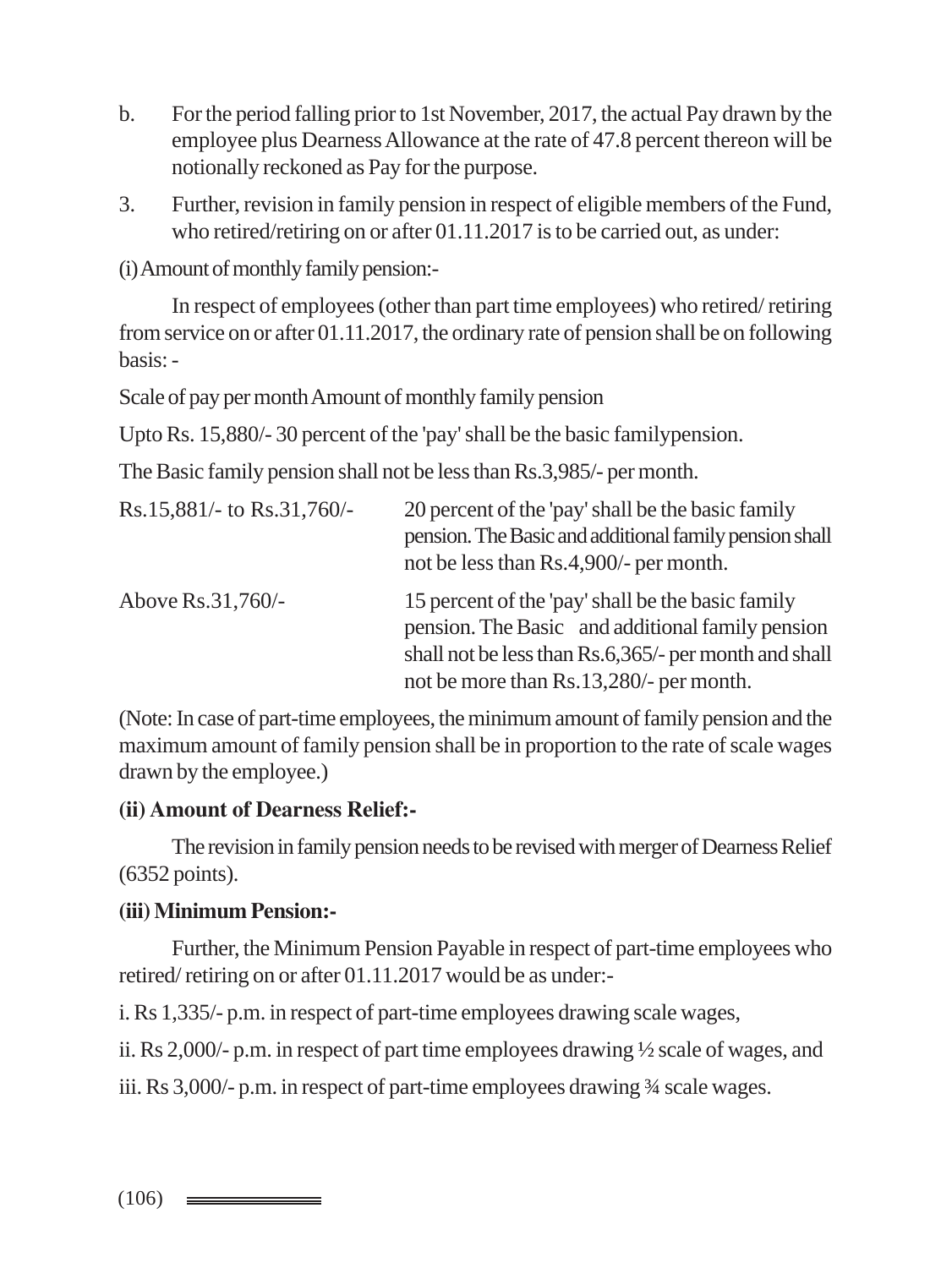b. For the period falling prior to 1st November, 2017, the actual Pay drawn by the employee plus Dearness Allowance at the rate of 47.8 percent thereon will be notionally reckoned as Pay for the purpose.

3. Further, revision in family pension in respect of eligible members of the Fund, who retired/retiring on or after 01.11.2017 is to be carried out, as under:

(i) Amount of monthly family pension:-

In respect of employees (other than part time employees) who retired/ retiring from service on or after 01.11.2017, the ordinary rate of pension shall be on following basis: -

Scale of pay per month Amount of monthly family pension

Upto Rs. 15,880/- 30 percent of the 'pay' shall be the basic familypension.

The Basic family pension shall not be less than Rs.3,985/- per month.

| | |
|---|---|
| Rs.15,881/- to Rs.31,760/- | 20 percent of the 'pay' shall be the basic family pension. The Basic and additional family pension shall not be less than Rs.4,900/- per month. |
| Above Rs.31,760/- | 15 percent of the 'pay' shall be the basic family pension. The Basic and additional family pension shall not be less than Rs.6,365/- per month and shall not be more than Rs.13,280/- per month. |

(Note: In case of part-time employees, the minimum amount of family pension and the maximum amount of family pension shall be in proportion to the rate of scale wages drawn by the employee.)

**(ii) Amount of Dearness Relief:-**

The revision in family pension needs to be revised with merger of Dearness Relief (6352 points).

**(iii) Minimum Pension:-**

Further, the Minimum Pension Payable in respect of part-time employees who retired/ retiring on or after 01.11.2017 would be as under:-

i. Rs 1,335/- p.m. in respect of part-time employees drawing scale wages,

ii. Rs 2,000/- p.m. in respect of part time employees drawing ½ scale of wages, and

iii. Rs 3,000/- p.m. in respect of part-time employees drawing ¾ scale wages.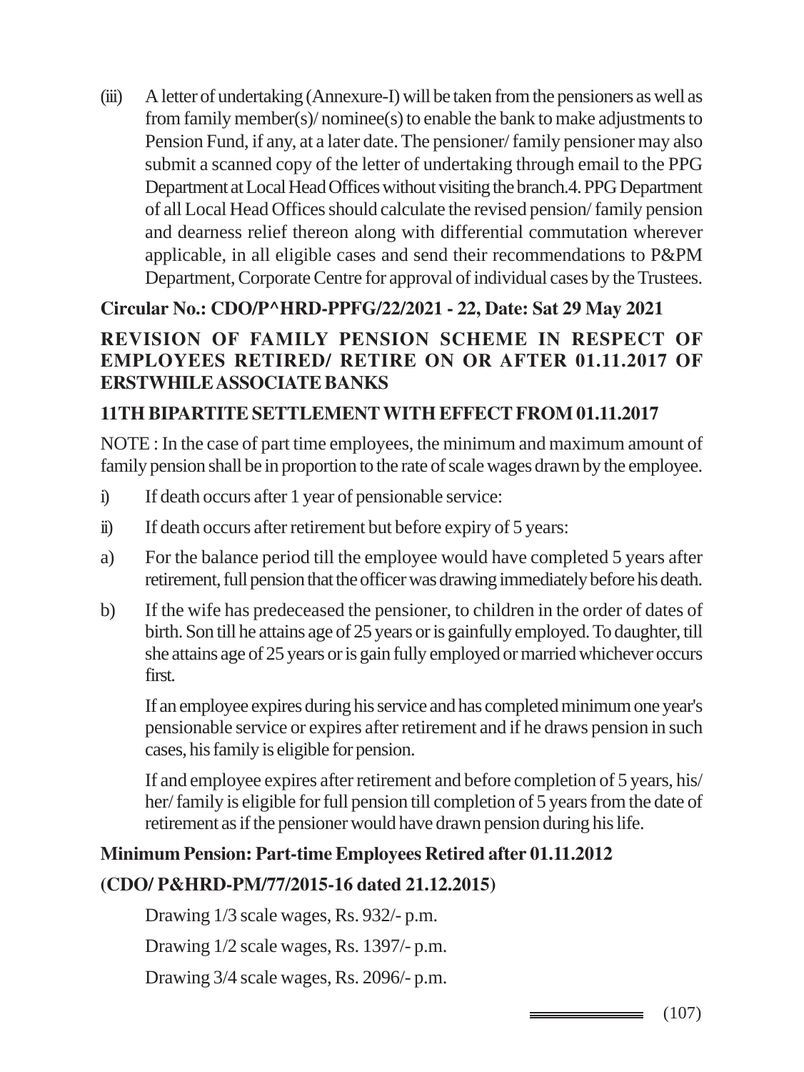(iii) A letter of undertaking (Annexure-I) will be taken from the pensioners as well as from family member(s)/ nominee(s) to enable the bank to make adjustments to Pension Fund, if any, at a later date. The pensioner/ family pensioner may also submit a scanned copy of the letter of undertaking through email to the PPG Department at Local Head Offices without visiting the branch.4. PPG Department of all Local Head Offices should calculate the revised pension/ family pension and dearness relief thereon along with differential commutation wherever applicable, in all eligible cases and send their recommendations to P&PM Department, Corporate Centre for approval of individual cases by the Trustees.

**Circular No.: CDO/P^HRD-PPFG/22/2021 - 22, Date: Sat 29 May 2021**

**REVISION OF FAMILY PENSION SCHEME IN RESPECT OF EMPLOYEES RETIRED/ RETIRE ON OR AFTER 01.11.2017 OF ERSTWHILE ASSOCIATE BANKS**

**11TH BIPARTITE SETTLEMENT WITH EFFECT FROM 01.11.2017**

NOTE : In the case of part time employees, the minimum and maximum amount of family pension shall be in proportion to the rate of scale wages drawn by the employee.

i) If death occurs after 1 year of pensionable service:

ii) If death occurs after retirement but before expiry of 5 years:

a) For the balance period till the employee would have completed 5 years after retirement, full pension that the officer was drawing immediately before his death.

b) If the wife has predeceased the pensioner, to children in the order of dates of birth. Son till he attains age of 25 years or is gainfully employed. To daughter, till she attains age of 25 years or is gain fully employed or married whichever occurs first.

If an employee expires during his service and has completed minimum one year's pensionable service or expires after retirement and if he draws pension in such cases, his family is eligible for pension.

If and employee expires after retirement and before completion of 5 years, his/ her/ family is eligible for full pension till completion of 5 years from the date of retirement as if the pensioner would have drawn pension during his life.

**Minimum Pension: Part-time Employees Retired after 01.11.2012**

**(CDO/ P&HRD-PM/77/2015-16 dated 21.12.2015)**

Drawing 1/3 scale wages, Rs. 932/- p.m.

Drawing 1/2 scale wages, Rs. 1397/- p.m.

Drawing 3/4 scale wages, Rs. 2096/- p.m.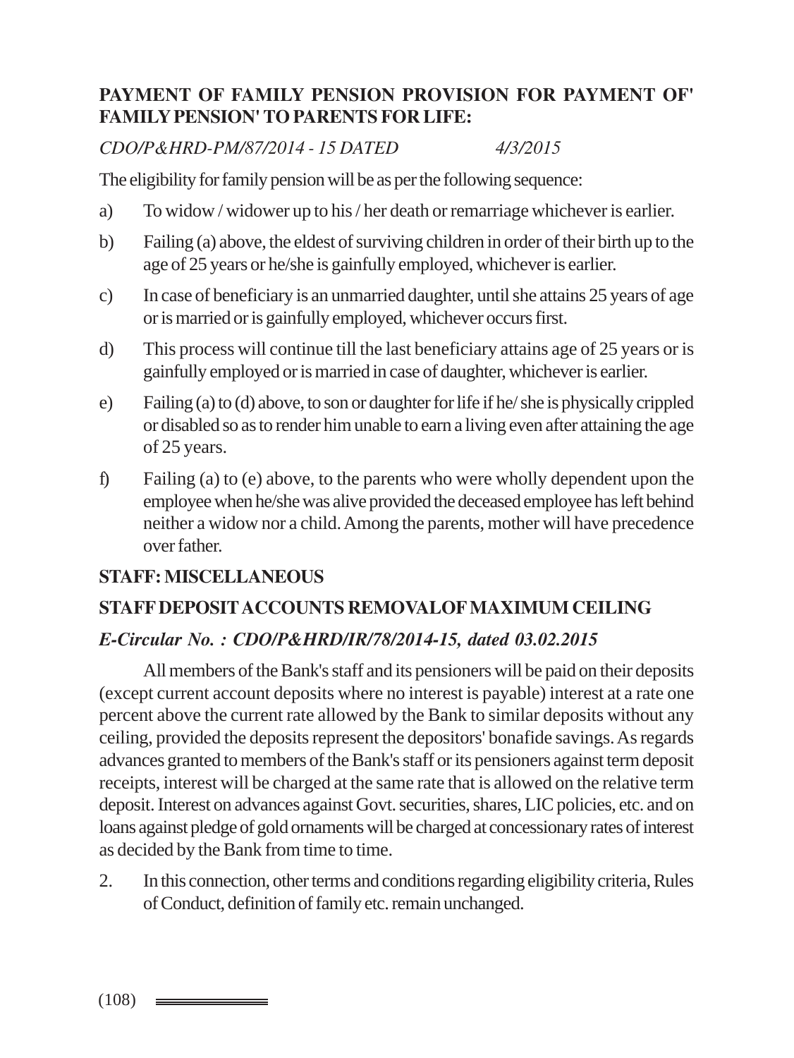**PAYMENT OF FAMILY PENSION PROVISION FOR PAYMENT OF' FAMILY PENSION' TO PARENTS FOR LIFE:**

*CDO/P&HRD-PM/87/2014 - 15 DATED 4/3/2015*

The eligibility for family pension will be as per the following sequence:

a) To widow / widower up to his / her death or remarriage whichever is earlier.

b) Failing (a) above, the eldest of surviving children in order of their birth up to the age of 25 years or he/she is gainfully employed, whichever is earlier.

c) In case of beneficiary is an unmarried daughter, until she attains 25 years of age or is married or is gainfully employed, whichever occurs first.

d) This process will continue till the last beneficiary attains age of 25 years or is gainfully employed or is married in case of daughter, whichever is earlier.

e) Failing (a) to (d) above, to son or daughter for life if he/ she is physically crippled or disabled so as to render him unable to earn a living even after attaining the age of 25 years.

f) Failing (a) to (e) above, to the parents who were wholly dependent upon the employee when he/she was alive provided the deceased employee has left behind neither a widow nor a child. Among the parents, mother will have precedence over father.

**STAFF: MISCELLANEOUS**

**STAFF DEPOSIT ACCOUNTS REMOVALOF MAXIMUM CEILING**

***E-Circular No. : CDO/P&HRD/IR/78/2014-15, dated 03.02.2015***

All members of the Bank's staff and its pensioners will be paid on their deposits (except current account deposits where no interest is payable) interest at a rate one percent above the current rate allowed by the Bank to similar deposits without any ceiling, provided the deposits represent the depositors' bonafide savings. As regards advances granted to members of the Bank's staff or its pensioners against term deposit receipts, interest will be charged at the same rate that is allowed on the relative term deposit. Interest on advances against Govt. securities, shares, LIC policies, etc. and on loans against pledge of gold ornaments will be charged at concessionary rates of interest as decided by the Bank from time to time.

2. In this connection, other terms and conditions regarding eligibility criteria, Rules of Conduct, definition of family etc. remain unchanged.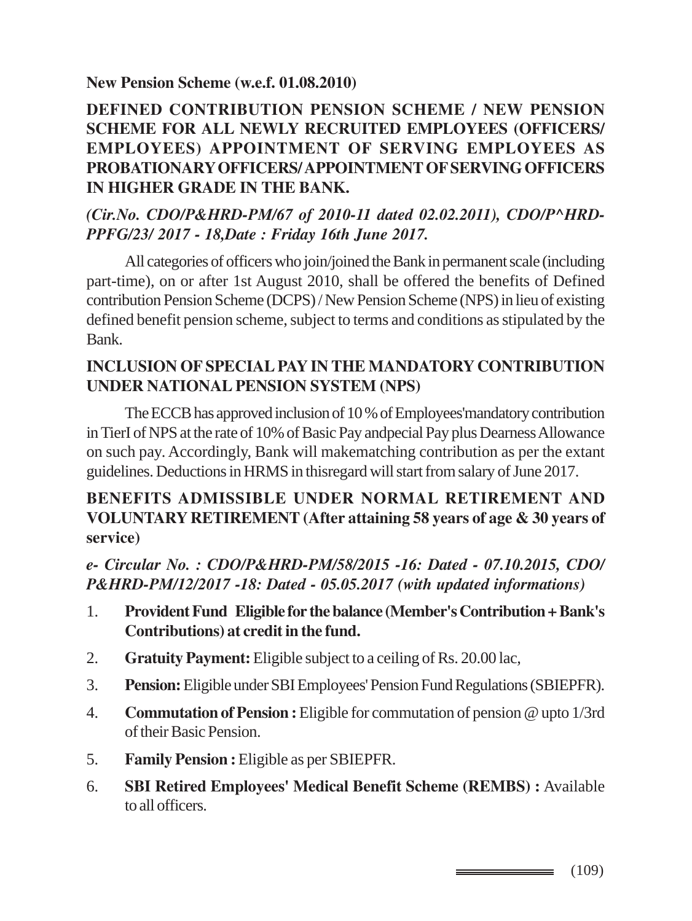**New Pension Scheme (w.e.f. 01.08.2010)**

**DEFINED CONTRIBUTION PENSION SCHEME / NEW PENSION SCHEME FOR ALL NEWLY RECRUITED EMPLOYEES (OFFICERS/ EMPLOYEES) APPOINTMENT OF SERVING EMPLOYEES AS PROBATIONARY OFFICERS/ APPOINTMENT OF SERVING OFFICERS IN HIGHER GRADE IN THE BANK.**

***(Cir.No. CDO/P&HRD-PM/67 of 2010-11 dated 02.02.2011), CDO/P^HRD-PPFG/23/ 2017 - 18,Date : Friday 16th June 2017.***

All categories of officers who join/joined the Bank in permanent scale (including part-time), on or after 1st August 2010, shall be offered the benefits of Defined contribution Pension Scheme (DCPS) / New Pension Scheme (NPS) in lieu of existing defined benefit pension scheme, subject to terms and conditions as stipulated by the Bank.

**INCLUSION OF SPECIAL PAY IN THE MANDATORY CONTRIBUTION UNDER NATIONAL PENSION SYSTEM (NPS)**

The ECCB has approved inclusion of 10 % of Employees'mandatory contribution in TierI of NPS at the rate of 10% of Basic Pay andpecial Pay plus Dearness Allowance on such pay. Accordingly, Bank will makematching contribution as per the extant guidelines. Deductions in HRMS in thisregard will start from salary of June 2017.

**BENEFITS ADMISSIBLE UNDER NORMAL RETIREMENT AND VOLUNTARY RETIREMENT (After attaining 58 years of age & 30 years of service)**

***e- Circular No. : CDO/P&HRD-PM/58/2015 -16: Dated - 07.10.2015, CDO/ P&HRD-PM/12/2017 -18: Dated - 05.05.2017 (with updated informations)***

1. **Provident Fund Eligible for the balance (Member's Contribution + Bank's Contributions) at credit in the fund.**
2. **Gratuity Payment:** Eligible subject to a ceiling of Rs. 20.00 lac,
3. **Pension:** Eligible under SBI Employees' Pension Fund Regulations (SBIEPFR).
4. **Commutation of Pension :** Eligible for commutation of pension @ upto 1/3rd of their Basic Pension.
5. **Family Pension :** Eligible as per SBIEPFR.
6. **SBI Retired Employees' Medical Benefit Scheme (REMBS) :** Available to all officers.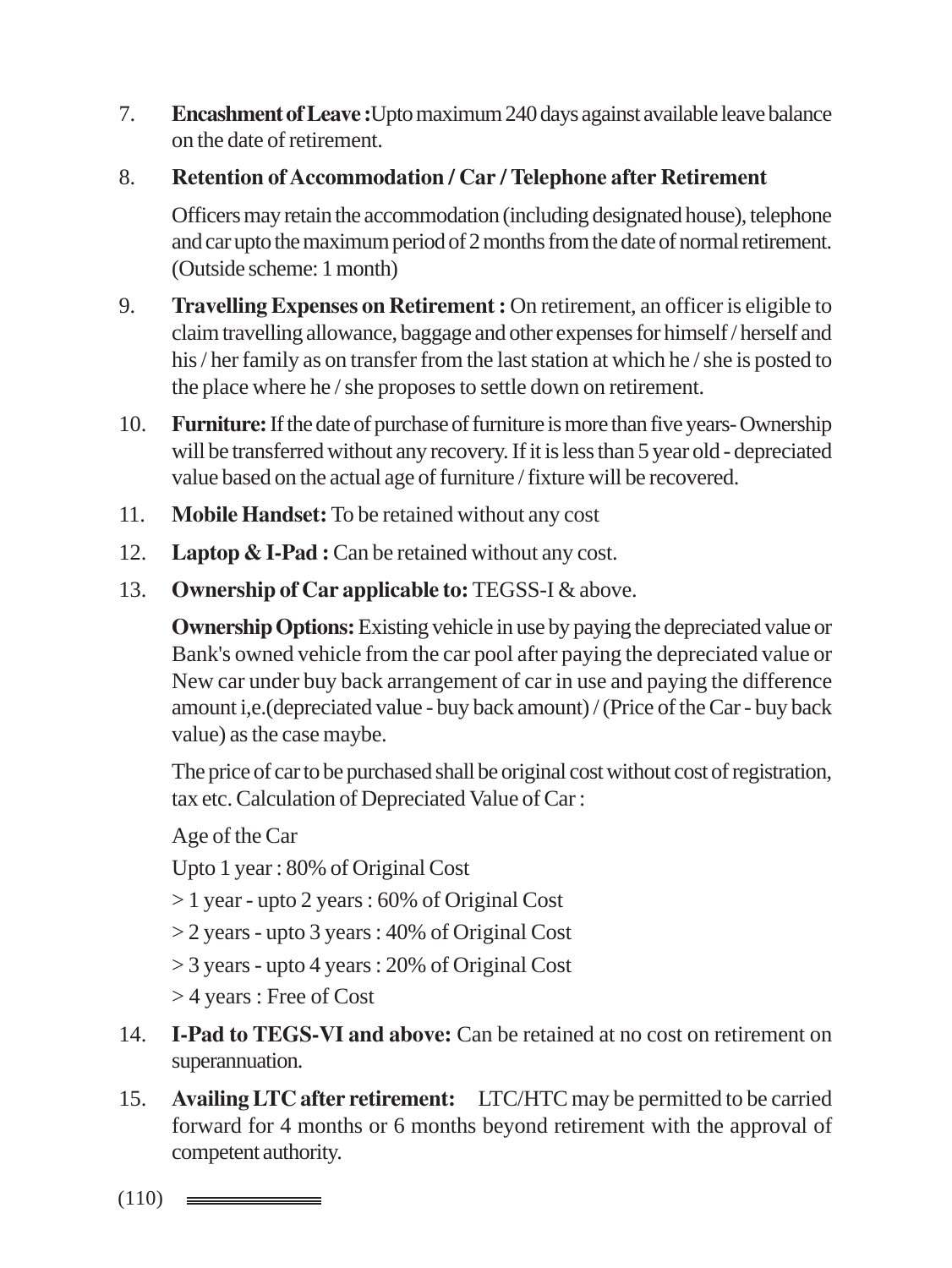7. **Encashment of Leave :** Upto maximum 240 days against available leave balance on the date of retirement.

8. **Retention of Accommodation / Car / Telephone after Retirement**

   Officers may retain the accommodation (including designated house), telephone and car upto the maximum period of 2 months from the date of normal retirement. (Outside scheme: 1 month)

9. **Travelling Expenses on Retirement :** On retirement, an officer is eligible to claim travelling allowance, baggage and other expenses for himself / herself and his / her family as on transfer from the last station at which he / she is posted to the place where he / she proposes to settle down on retirement.

10. **Furniture:** If the date of purchase of furniture is more than five years- Ownership will be transferred without any recovery. If it is less than 5 year old - depreciated value based on the actual age of furniture / fixture will be recovered.

11. **Mobile Handset:** To be retained without any cost

12. **Laptop & I-Pad :** Can be retained without any cost.

13. **Ownership of Car applicable to:** TEGSS-I & above.

    **Ownership Options:** Existing vehicle in use by paying the depreciated value or Bank's owned vehicle from the car pool after paying the depreciated value or New car under buy back arrangement of car in use and paying the difference amount i,e.(depreciated value - buy back amount) / (Price of the Car - buy back value) as the case maybe.

    The price of car to be purchased shall be original cost without cost of registration, tax etc. Calculation of Depreciated Value of Car :

    Age of the Car

    Upto 1 year : 80% of Original Cost

    > 1 year - upto 2 years : 60% of Original Cost

    > 2 years - upto 3 years : 40% of Original Cost

    > 3 years - upto 4 years : 20% of Original Cost

    > 4 years : Free of Cost

14. **I-Pad to TEGS-VI and above:** Can be retained at no cost on retirement on superannuation.

15. **Availing LTC after retirement:** LTC/HTC may be permitted to be carried forward for 4 months or 6 months beyond retirement with the approval of competent authority.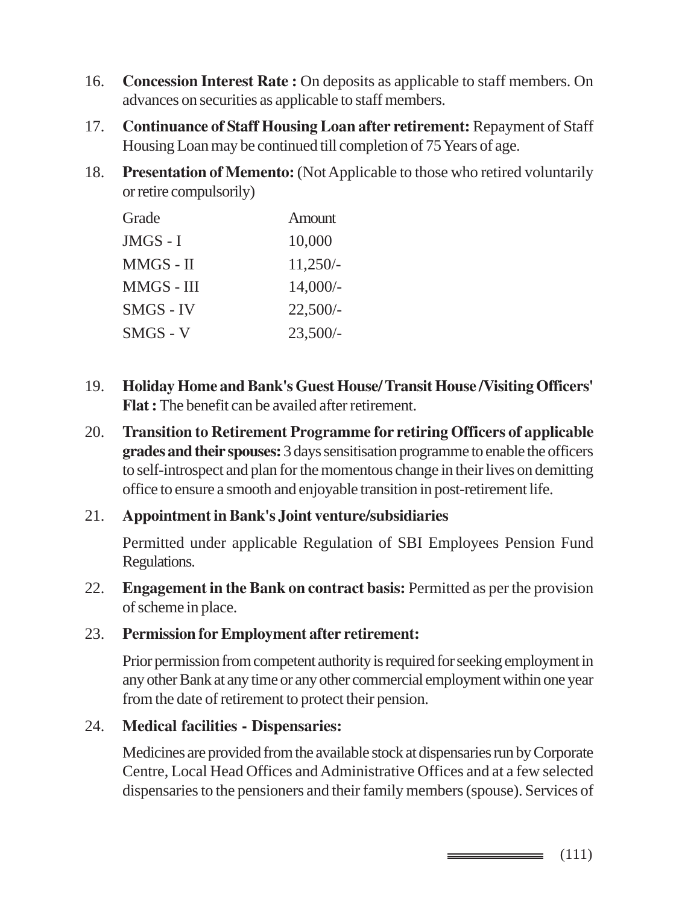16. **Concession Interest Rate :** On deposits as applicable to staff members. On advances on securities as applicable to staff members.

17. **Continuance of Staff Housing Loan after retirement:** Repayment of Staff Housing Loan may be continued till completion of 75 Years of age.

18. **Presentation of Memento:** (Not Applicable to those who retired voluntarily or retire compulsorily)

| Grade | Amount |
|---|---|
| JMGS - I | 10,000 |
| MMGS - II | 11,250/- |
| MMGS - III | 14,000/- |
| SMGS - IV | 22,500/- |
| SMGS - V | 23,500/- |

19. **Holiday Home and Bank's Guest House/ Transit House /Visiting Officers' Flat :** The benefit can be availed after retirement.

20. **Transition to Retirement Programme for retiring Officers of applicable grades and their spouses:** 3 days sensitisation programme to enable the officers to self-introspect and plan for the momentous change in their lives on demitting office to ensure a smooth and enjoyable transition in post-retirement life.

21. **Appointment in Bank's Joint venture/subsidiaries**

    Permitted under applicable Regulation of SBI Employees Pension Fund Regulations.

22. **Engagement in the Bank on contract basis:** Permitted as per the provision of scheme in place.

23. **Permission for Employment after retirement:**

    Prior permission from competent authority is required for seeking employment in any other Bank at any time or any other commercial employment within one year from the date of retirement to protect their pension.

24. **Medical facilities - Dispensaries:**

    Medicines are provided from the available stock at dispensaries run by Corporate Centre, Local Head Offices and Administrative Offices and at a few selected dispensaries to the pensioners and their family members (spouse). Services of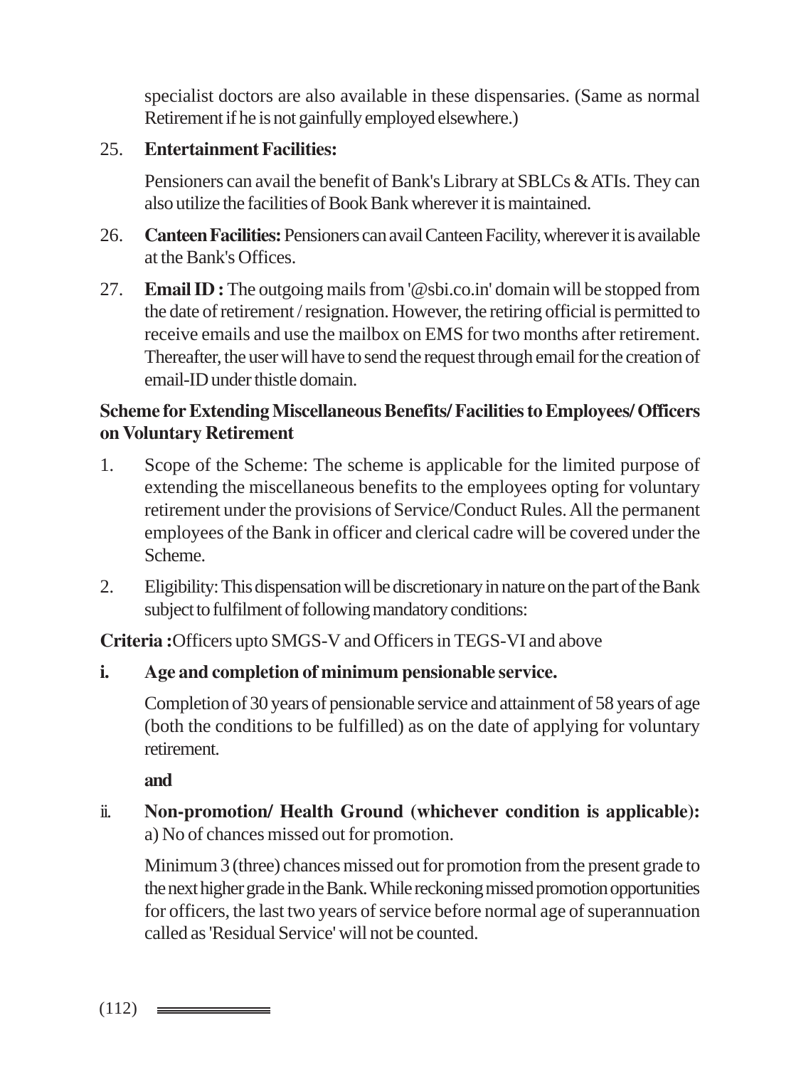specialist doctors are also available in these dispensaries. (Same as normal Retirement if he is not gainfully employed elsewhere.)

25. **Entertainment Facilities:**

    Pensioners can avail the benefit of Bank's Library at SBLCs & ATIs. They can also utilize the facilities of Book Bank wherever it is maintained.

26. **Canteen Facilities:** Pensioners can avail Canteen Facility, wherever it is available at the Bank's Offices.

27. **Email ID :** The outgoing mails from '@sbi.co.in' domain will be stopped from the date of retirement / resignation. However, the retiring official is permitted to receive emails and use the mailbox on EMS for two months after retirement. Thereafter, the user will have to send the request through email for the creation of email-ID under thistle domain.

**Scheme for Extending Miscellaneous Benefits/ Facilities to Employees/ Officers on Voluntary Retirement**

1. Scope of the Scheme: The scheme is applicable for the limited purpose of extending the miscellaneous benefits to the employees opting for voluntary retirement under the provisions of Service/Conduct Rules. All the permanent employees of the Bank in officer and clerical cadre will be covered under the Scheme.

2. Eligibility: This dispensation will be discretionary in nature on the part of the Bank subject to fulfilment of following mandatory conditions:

**Criteria :**Officers upto SMGS-V and Officers in TEGS-VI and above

**i. Age and completion of minimum pensionable service.**

Completion of 30 years of pensionable service and attainment of 58 years of age (both the conditions to be fulfilled) as on the date of applying for voluntary retirement.

**and**

**ii. Non-promotion/ Health Ground (whichever condition is applicable):**
a) No of chances missed out for promotion.

Minimum 3 (three) chances missed out for promotion from the present grade to the next higher grade in the Bank. While reckoning missed promotion opportunities for officers, the last two years of service before normal age of superannuation called as 'Residual Service' will not be counted.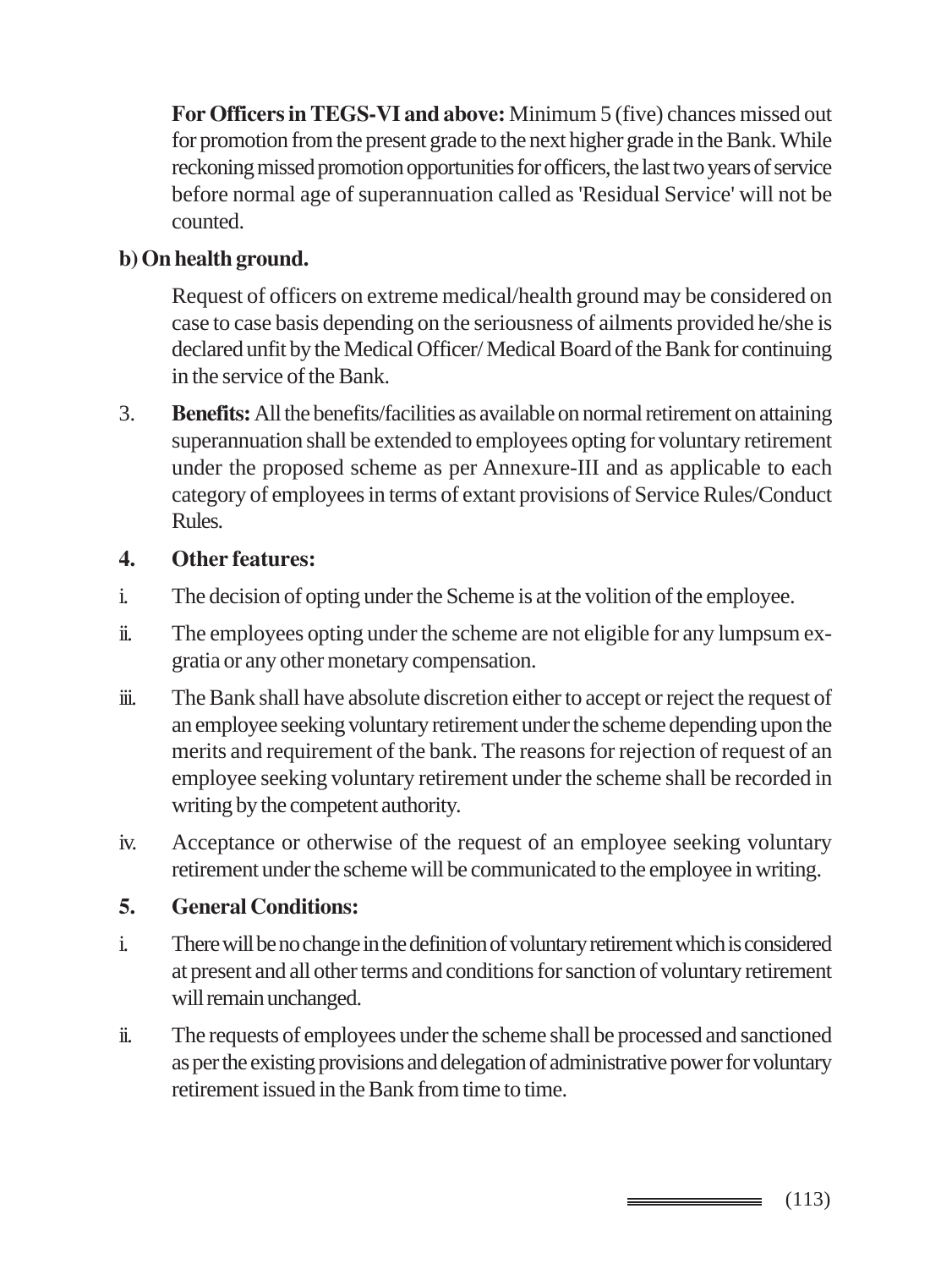**For Officers in TEGS-VI and above:** Minimum 5 (five) chances missed out for promotion from the present grade to the next higher grade in the Bank. While reckoning missed promotion opportunities for officers, the last two years of service before normal age of superannuation called as 'Residual Service' will not be counted.

**b) On health ground.**

Request of officers on extreme medical/health ground may be considered on case to case basis depending on the seriousness of ailments provided he/she is declared unfit by the Medical Officer/ Medical Board of the Bank for continuing in the service of the Bank.

3. **Benefits:** All the benefits/facilities as available on normal retirement on attaining superannuation shall be extended to employees opting for voluntary retirement under the proposed scheme as per Annexure-III and as applicable to each category of employees in terms of extant provisions of Service Rules/Conduct Rules.

**4. Other features:**

i. The decision of opting under the Scheme is at the volition of the employee.

ii. The employees opting under the scheme are not eligible for any lumpsum ex-gratia or any other monetary compensation.

iii. The Bank shall have absolute discretion either to accept or reject the request of an employee seeking voluntary retirement under the scheme depending upon the merits and requirement of the bank. The reasons for rejection of request of an employee seeking voluntary retirement under the scheme shall be recorded in writing by the competent authority.

iv. Acceptance or otherwise of the request of an employee seeking voluntary retirement under the scheme will be communicated to the employee in writing.

**5. General Conditions:**

i. There will be no change in the definition of voluntary retirement which is considered at present and all other terms and conditions for sanction of voluntary retirement will remain unchanged.

ii. The requests of employees under the scheme shall be processed and sanctioned as per the existing provisions and delegation of administrative power for voluntary retirement issued in the Bank from time to time.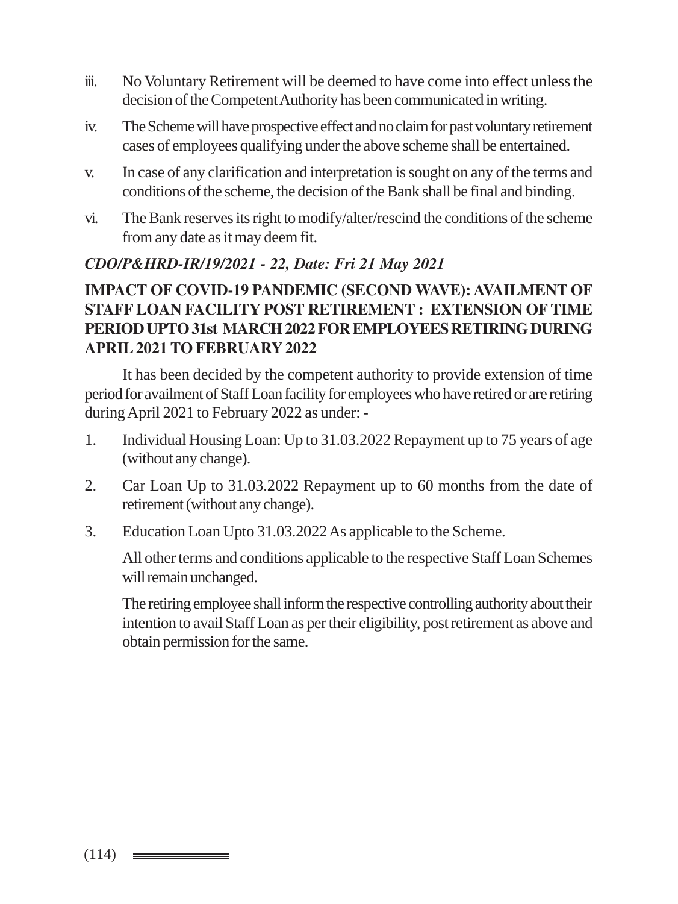iii. No Voluntary Retirement will be deemed to have come into effect unless the decision of the Competent Authority has been communicated in writing.

iv. The Scheme will have prospective effect and no claim for past voluntary retirement cases of employees qualifying under the above scheme shall be entertained.

v. In case of any clarification and interpretation is sought on any of the terms and conditions of the scheme, the decision of the Bank shall be final and binding.

vi. The Bank reserves its right to modify/alter/rescind the conditions of the scheme from any date as it may deem fit.

***CDO/P&HRD-IR/19/2021 - 22, Date: Fri 21 May 2021***

**IMPACT OF COVID-19 PANDEMIC (SECOND WAVE): AVAILMENT OF STAFF LOAN FACILITY POST RETIREMENT : EXTENSION OF TIME PERIOD UPTO 31st MARCH 2022 FOR EMPLOYEES RETIRING DURING APRIL 2021 TO FEBRUARY 2022**

It has been decided by the competent authority to provide extension of time period for availment of Staff Loan facility for employees who have retired or are retiring during April 2021 to February 2022 as under: -

1. Individual Housing Loan: Up to 31.03.2022 Repayment up to 75 years of age (without any change).

2. Car Loan Up to 31.03.2022 Repayment up to 60 months from the date of retirement (without any change).

3. Education Loan Upto 31.03.2022 As applicable to the Scheme.

   All other terms and conditions applicable to the respective Staff Loan Schemes will remain unchanged.

   The retiring employee shall inform the respective controlling authority about their intention to avail Staff Loan as per their eligibility, post retirement as above and obtain permission for the same.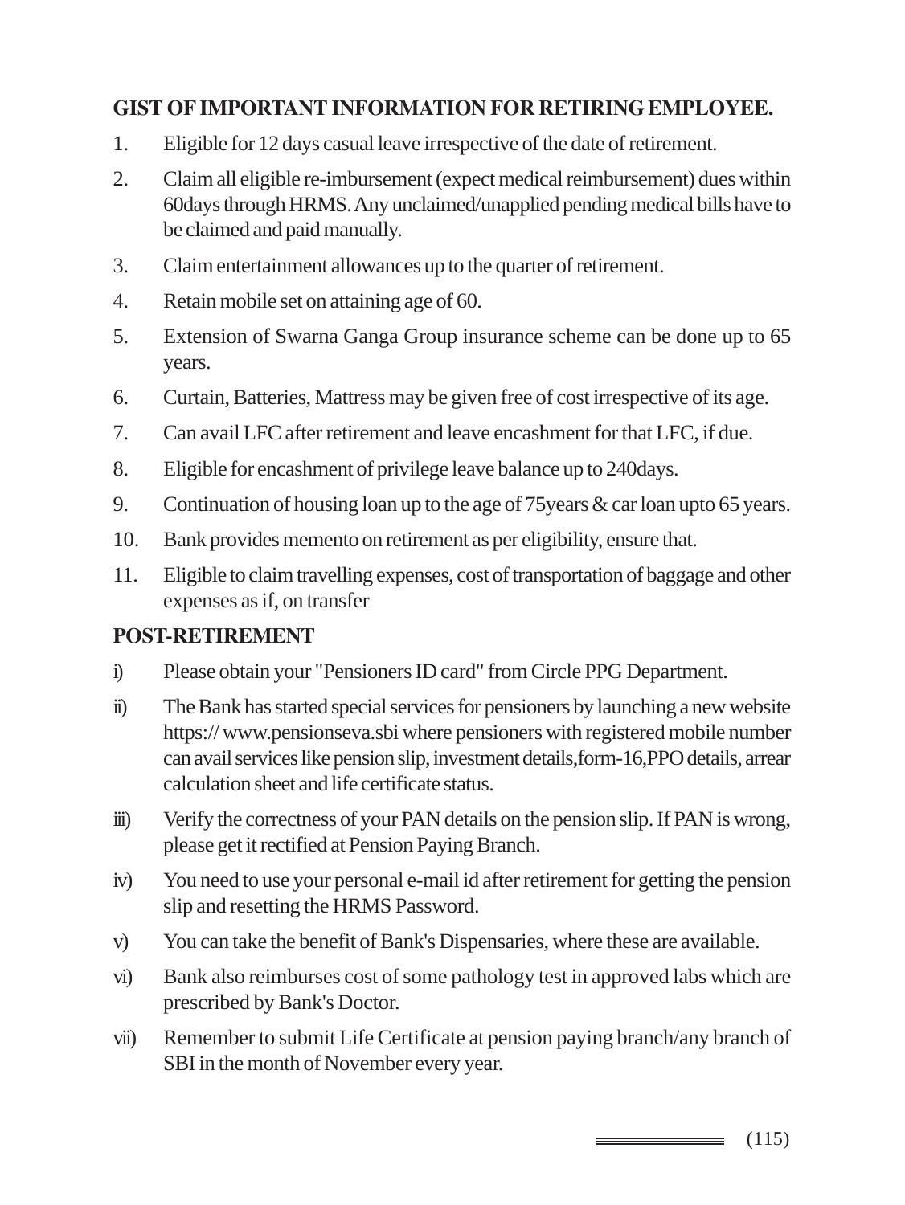## GIST OF IMPORTANT INFORMATION FOR RETIRING EMPLOYEE.

1. Eligible for 12 days casual leave irrespective of the date of retirement.
2. Claim all eligible re-imbursement (expect medical reimbursement) dues within 60days through HRMS. Any unclaimed/unapplied pending medical bills have to be claimed and paid manually.
3. Claim entertainment allowances up to the quarter of retirement.
4. Retain mobile set on attaining age of 60.
5. Extension of Swarna Ganga Group insurance scheme can be done up to 65 years.
6. Curtain, Batteries, Mattress may be given free of cost irrespective of its age.
7. Can avail LFC after retirement and leave encashment for that LFC, if due.
8. Eligible for encashment of privilege leave balance up to 240days.
9. Continuation of housing loan up to the age of 75years & car loan upto 65 years.
10. Bank provides memento on retirement as per eligibility, ensure that.
11. Eligible to claim travelling expenses, cost of transportation of baggage and other expenses as if, on transfer

## POST-RETIREMENT

i) Please obtain your "Pensioners ID card" from Circle PPG Department.

ii) The Bank has started special services for pensioners by launching a new website https:// www.pensionseva.sbi where pensioners with registered mobile number can avail services like pension slip, investment details,form-16,PPO details, arrear calculation sheet and life certificate status.

iii) Verify the correctness of your PAN details on the pension slip. If PAN is wrong, please get it rectified at Pension Paying Branch.

iv) You need to use your personal e-mail id after retirement for getting the pension slip and resetting the HRMS Password.

v) You can take the benefit of Bank's Dispensaries, where these are available.

vi) Bank also reimburses cost of some pathology test in approved labs which are prescribed by Bank's Doctor.

vii) Remember to submit Life Certificate at pension paying branch/any branch of SBI in the month of November every year.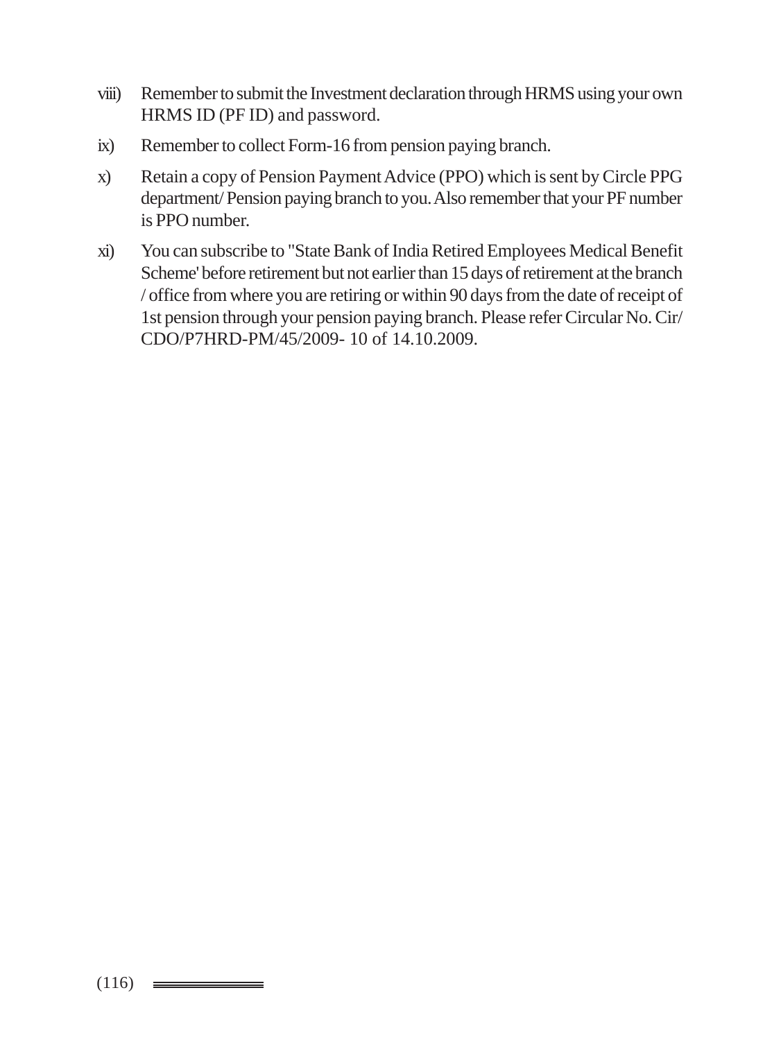viii) Remember to submit the Investment declaration through HRMS using your own HRMS ID (PF ID) and password.

ix) Remember to collect Form-16 from pension paying branch.

x) Retain a copy of Pension Payment Advice (PPO) which is sent by Circle PPG department/ Pension paying branch to you. Also remember that your PF number is PPO number.

xi) You can subscribe to "State Bank of India Retired Employees Medical Benefit Scheme' before retirement but not earlier than 15 days of retirement at the branch / office from where you are retiring or within 90 days from the date of receipt of 1st pension through your pension paying branch. Please refer Circular No. Cir/ CDO/P7HRD-PM/45/2009- 10 of 14.10.2009.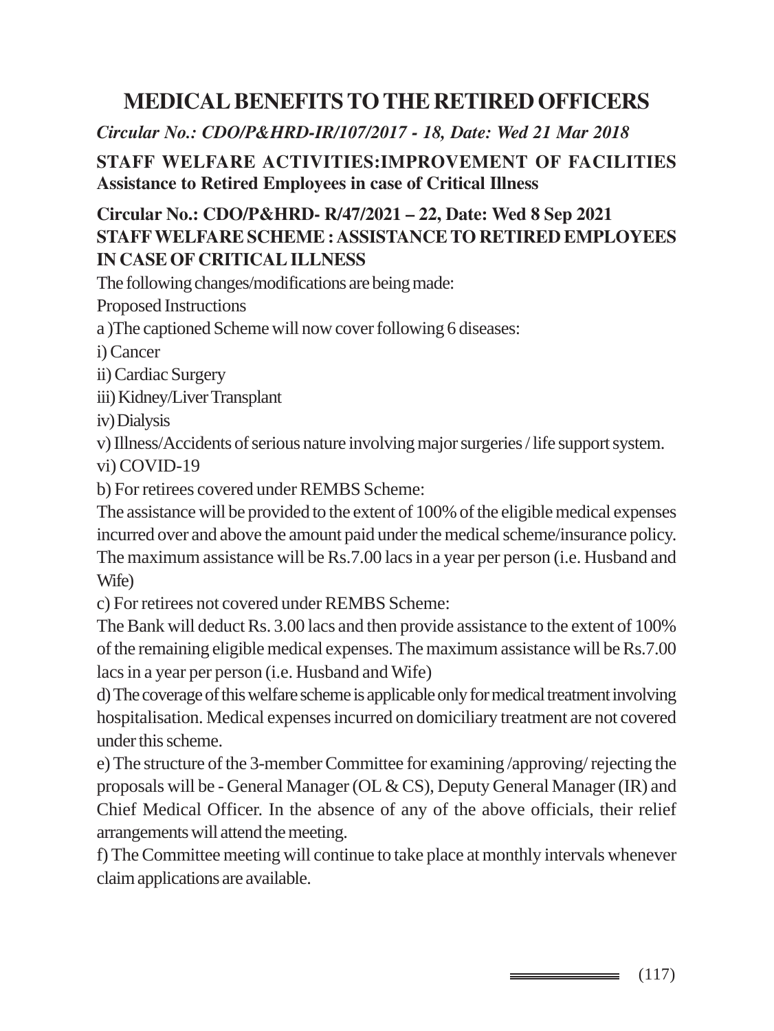# MEDICAL BENEFITS TO THE RETIRED OFFICERS

***Circular No.: CDO/P&HRD-IR/107/2017 - 18, Date: Wed 21 Mar 2018***

**STAFF WELFARE ACTIVITIES:IMPROVEMENT OF FACILITIES Assistance to Retired Employees in case of Critical Illness**

**Circular No.: CDO/P&HRD- R/47/2021 – 22, Date: Wed 8 Sep 2021 STAFF WELFARE SCHEME : ASSISTANCE TO RETIRED EMPLOYEES IN CASE OF CRITICAL ILLNESS**

The following changes/modifications are being made:

Proposed Instructions

a )The captioned Scheme will now cover following 6 diseases:

i) Cancer

ii) Cardiac Surgery

iii) Kidney/Liver Transplant

iv) Dialysis

v) Illness/Accidents of serious nature involving major surgeries / life support system.

vi) COVID-19

b) For retirees covered under REMBS Scheme:

The assistance will be provided to the extent of 100% of the eligible medical expenses incurred over and above the amount paid under the medical scheme/insurance policy. The maximum assistance will be Rs.7.00 lacs in a year per person (i.e. Husband and Wife)

c) For retirees not covered under REMBS Scheme:

The Bank will deduct Rs. 3.00 lacs and then provide assistance to the extent of 100% of the remaining eligible medical expenses. The maximum assistance will be Rs.7.00 lacs in a year per person (i.e. Husband and Wife)

d) The coverage of this welfare scheme is applicable only for medical treatment involving hospitalisation. Medical expenses incurred on domiciliary treatment are not covered under this scheme.

e) The structure of the 3-member Committee for examining /approving/ rejecting the proposals will be - General Manager (OL & CS), Deputy General Manager (IR) and Chief Medical Officer. In the absence of any of the above officials, their relief arrangements will attend the meeting.

f) The Committee meeting will continue to take place at monthly intervals whenever claim applications are available.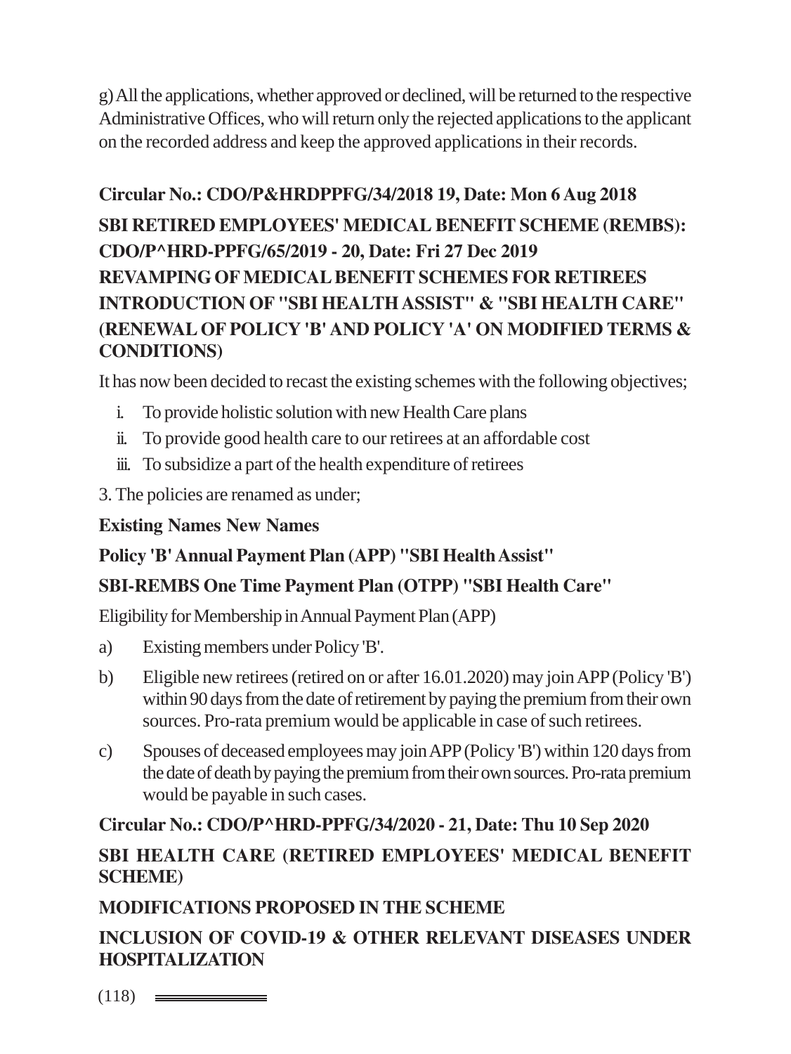g) All the applications, whether approved or declined, will be returned to the respective Administrative Offices, who will return only the rejected applications to the applicant on the recorded address and keep the approved applications in their records.

**Circular No.: CDO/P&HRDPPFG/34/2018 19, Date: Mon 6 Aug 2018**

**SBI RETIRED EMPLOYEES' MEDICAL BENEFIT SCHEME (REMBS): CDO/P^HRD-PPFG/65/2019 - 20, Date: Fri 27 Dec 2019**

**REVAMPING OF MEDICAL BENEFIT SCHEMES FOR RETIREES INTRODUCTION OF "SBI HEALTH ASSIST" & "SBI HEALTH CARE" (RENEWAL OF POLICY 'B' AND POLICY 'A' ON MODIFIED TERMS & CONDITIONS)**

It has now been decided to recast the existing schemes with the following objectives;

i. To provide holistic solution with new Health Care plans
ii. To provide good health care to our retirees at an affordable cost
iii. To subsidize a part of the health expenditure of retirees

3. The policies are renamed as under;

**Existing Names New Names**

**Policy 'B' Annual Payment Plan (APP) "SBI Health Assist"**

**SBI-REMBS One Time Payment Plan (OTPP) "SBI Health Care"**

Eligibility for Membership in Annual Payment Plan (APP)

a) Existing members under Policy 'B'.

b) Eligible new retirees (retired on or after 16.01.2020) may join APP (Policy 'B') within 90 days from the date of retirement by paying the premium from their own sources. Pro-rata premium would be applicable in case of such retirees.

c) Spouses of deceased employees may join APP (Policy 'B') within 120 days from the date of death by paying the premium from their own sources. Pro-rata premium would be payable in such cases.

**Circular No.: CDO/P^HRD-PPFG/34/2020 - 21, Date: Thu 10 Sep 2020**

**SBI HEALTH CARE (RETIRED EMPLOYEES' MEDICAL BENEFIT SCHEME)**

**MODIFICATIONS PROPOSED IN THE SCHEME**

**INCLUSION OF COVID-19 & OTHER RELEVANT DISEASES UNDER HOSPITALIZATION**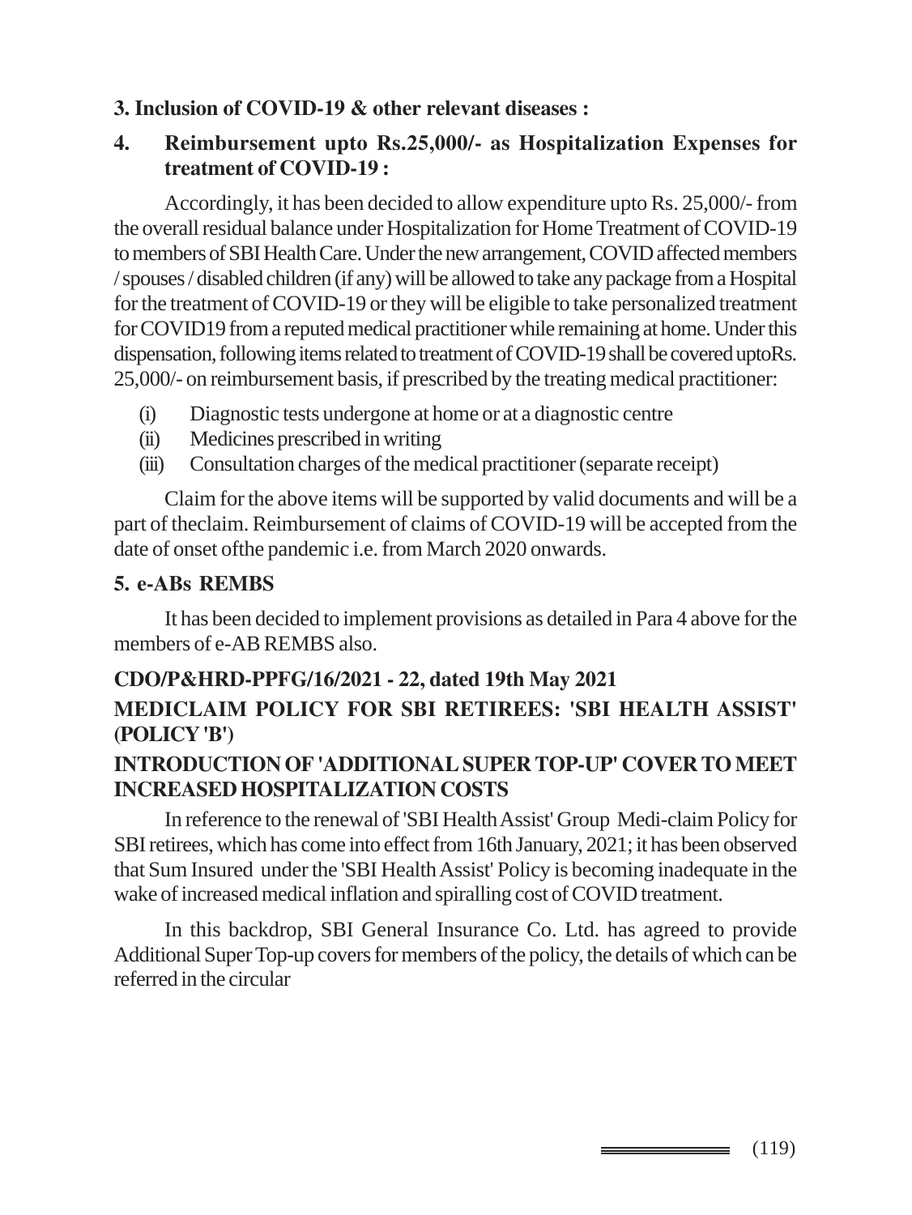**3. Inclusion of COVID-19 & other relevant diseases :**

**4. Reimbursement upto Rs.25,000/- as Hospitalization Expenses for treatment of COVID-19 :**

Accordingly, it has been decided to allow expenditure upto Rs. 25,000/- from the overall residual balance under Hospitalization for Home Treatment of COVID-19 to members of SBI Health Care. Under the new arrangement, COVID affected members / spouses / disabled children (if any) will be allowed to take any package from a Hospital for the treatment of COVID-19 or they will be eligible to take personalized treatment for COVID19 from a reputed medical practitioner while remaining at home. Under this dispensation, following items related to treatment of COVID-19 shall be covered uptoRs. 25,000/- on reimbursement basis, if prescribed by the treating medical practitioner:

(i) Diagnostic tests undergone at home or at a diagnostic centre
(ii) Medicines prescribed in writing
(iii) Consultation charges of the medical practitioner (separate receipt)

Claim for the above items will be supported by valid documents and will be a part of theclaim. Reimbursement of claims of COVID-19 will be accepted from the date of onset ofthe pandemic i.e. from March 2020 onwards.

**5. e-ABs REMBS**

It has been decided to implement provisions as detailed in Para 4 above for the members of e-AB REMBS also.

**CDO/P&HRD-PPFG/16/2021 - 22, dated 19th May 2021**

**MEDICLAIM POLICY FOR SBI RETIREES: 'SBI HEALTH ASSIST' (POLICY 'B')**

**INTRODUCTION OF 'ADDITIONAL SUPER TOP-UP' COVER TO MEET INCREASED HOSPITALIZATION COSTS**

In reference to the renewal of 'SBI Health Assist' Group Medi-claim Policy for SBI retirees, which has come into effect from 16th January, 2021; it has been observed that Sum Insured under the 'SBI Health Assist' Policy is becoming inadequate in the wake of increased medical inflation and spiralling cost of COVID treatment.

In this backdrop, SBI General Insurance Co. Ltd. has agreed to provide Additional Super Top-up covers for members of the policy, the details of which can be referred in the circular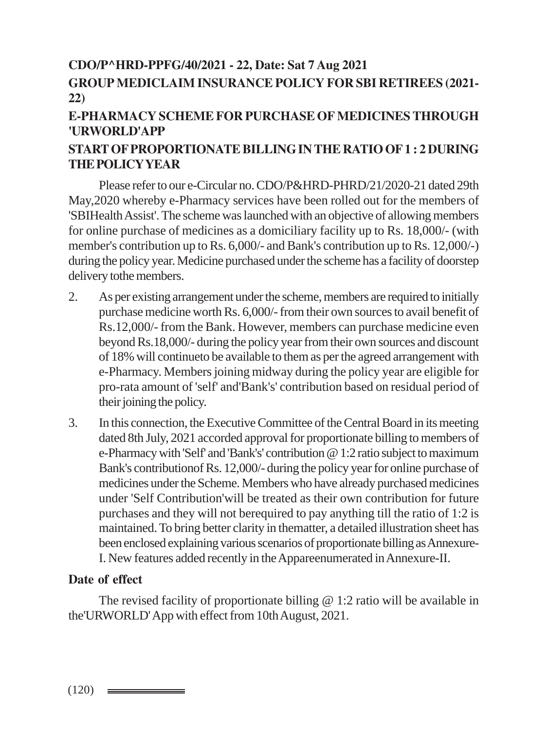**CDO/P^HRD-PPFG/40/2021 - 22, Date: Sat 7 Aug 2021**

**GROUP MEDICLAIM INSURANCE POLICY FOR SBI RETIREES (2021-22)**

**E-PHARMACY SCHEME FOR PURCHASE OF MEDICINES THROUGH 'URWORLD'APP**

**START OF PROPORTIONATE BILLING IN THE RATIO OF 1 : 2 DURING THE POLICY YEAR**

Please refer to our e-Circular no. CDO/P&HRD-PHRD/21/2020-21 dated 29th May,2020 whereby e-Pharmacy services have been rolled out for the members of 'SBIHealth Assist'. The scheme was launched with an objective of allowing members for online purchase of medicines as a domiciliary facility up to Rs. 18,000/- (with member's contribution up to Rs. 6,000/- and Bank's contribution up to Rs. 12,000/-) during the policy year. Medicine purchased under the scheme has a facility of doorstep delivery tothe members.

2. As per existing arrangement under the scheme, members are required to initially purchase medicine worth Rs. 6,000/- from their own sources to avail benefit of Rs.12,000/- from the Bank. However, members can purchase medicine even beyond Rs.18,000/- during the policy year from their own sources and discount of 18% will continueto be available to them as per the agreed arrangement with e-Pharmacy. Members joining midway during the policy year are eligible for pro-rata amount of 'self' and'Bank's' contribution based on residual period of their joining the policy.

3. In this connection, the Executive Committee of the Central Board in its meeting dated 8th July, 2021 accorded approval for proportionate billing to members of e-Pharmacy with 'Self' and 'Bank's' contribution @ 1:2 ratio subject to maximum Bank's contributionof Rs. 12,000/- during the policy year for online purchase of medicines under the Scheme. Members who have already purchased medicines under 'Self Contribution'will be treated as their own contribution for future purchases and they will not berequired to pay anything till the ratio of 1:2 is maintained. To bring better clarity in thematter, a detailed illustration sheet has been enclosed explaining various scenarios of proportionate billing as Annexure-I. New features added recently in the Appareenumerated in Annexure-II.

**Date of effect**

The revised facility of proportionate billing @ 1:2 ratio will be available in the'URWORLD' App with effect from 10th August, 2021.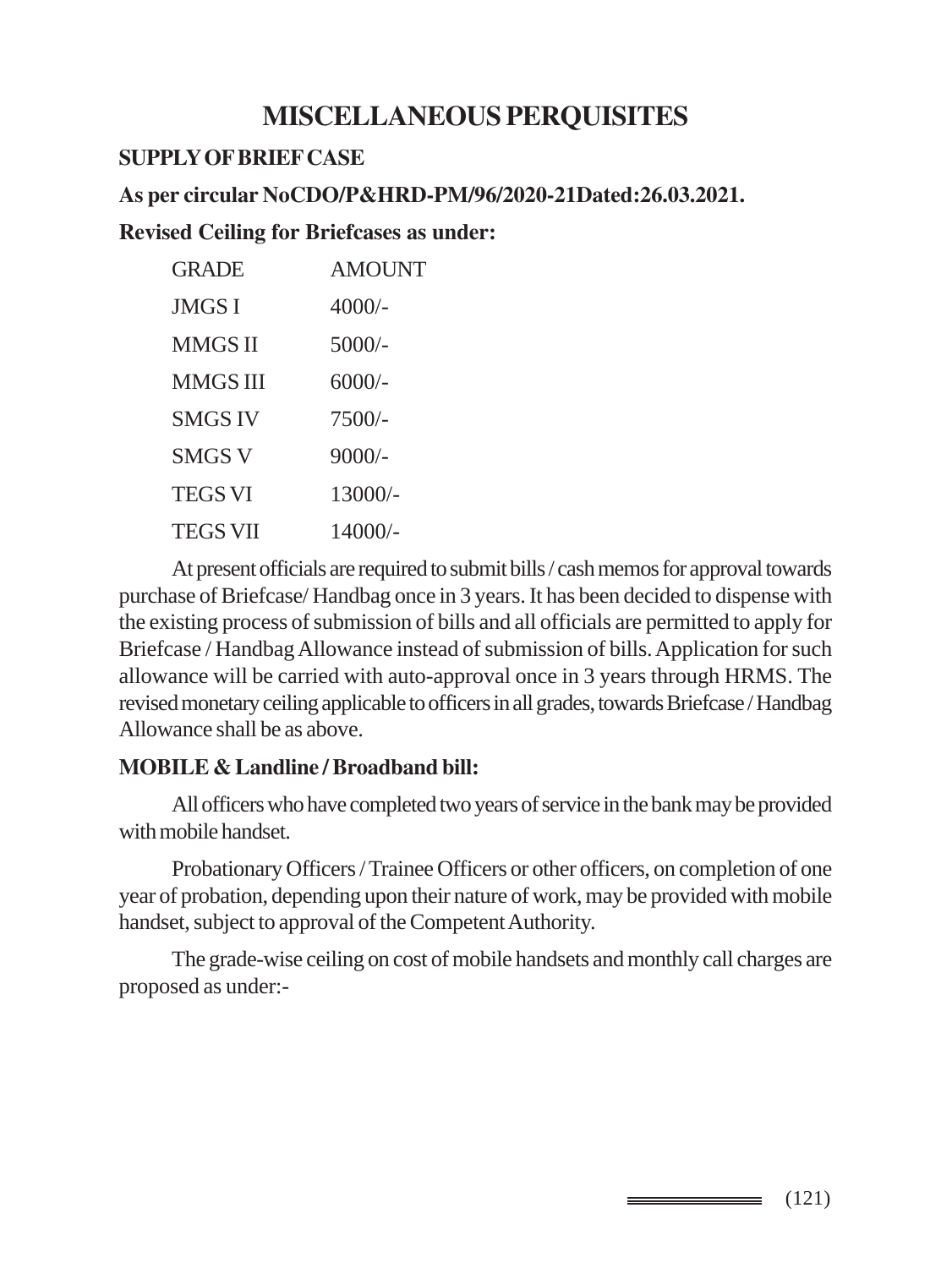# MISCELLANEOUS PERQUISITES

**SUPPLY OF BRIEF CASE**

**As per circular NoCDO/P&HRD-PM/96/2020-21Dated:26.03.2021.**

**Revised Ceiling for Briefcases as under:**

| GRADE | AMOUNT |
|---|---|
| JMGS I | 4000/- |
| MMGS II | 5000/- |
| MMGS III | 6000/- |
| SMGS IV | 7500/- |
| SMGS V | 9000/- |
| TEGS VI | 13000/- |
| TEGS VII | 14000/- |

At present officials are required to submit bills / cash memos for approval towards purchase of Briefcase/ Handbag once in 3 years. It has been decided to dispense with the existing process of submission of bills and all officials are permitted to apply for Briefcase / Handbag Allowance instead of submission of bills. Application for such allowance will be carried with auto-approval once in 3 years through HRMS. The revised monetary ceiling applicable to officers in all grades, towards Briefcase / Handbag Allowance shall be as above.

**MOBILE & Landline / Broadband bill:**

All officers who have completed two years of service in the bank may be provided with mobile handset.

Probationary Officers / Trainee Officers or other officers, on completion of one year of probation, depending upon their nature of work, may be provided with mobile handset, subject to approval of the Competent Authority.

The grade-wise ceiling on cost of mobile handsets and monthly call charges are proposed as under:-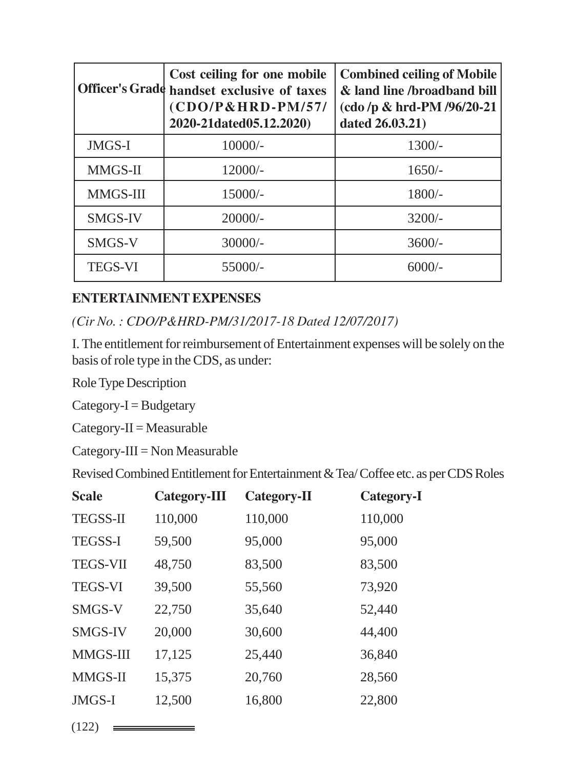| Officer's Grade | Cost ceiling for one mobile handset exclusive of taxes (CDO/P&HRD-PM/57/ 2020-21dated05.12.2020) | Combined ceiling of Mobile & land line /broadband bill (cdo /p & hrd-PM /96/20-21 dated 26.03.21) |
|---|---|---|
| JMGS-I | 10000/- | 1300/- |
| MMGS-II | 12000/- | 1650/- |
| MMGS-III | 15000/- | 1800/- |
| SMGS-IV | 20000/- | 3200/- |
| SMGS-V | 30000/- | 3600/- |
| TEGS-VI | 55000/- | 6000/- |

**ENTERTAINMENT EXPENSES**

*(Cir No. : CDO/P&HRD-PM/31/2017-18 Dated 12/07/2017)*

I. The entitlement for reimbursement of Entertainment expenses will be solely on the basis of role type in the CDS, as under:

Role Type Description

Category-I = Budgetary

Category-II = Measurable

Category-III = Non Measurable

Revised Combined Entitlement for Entertainment & Tea/ Coffee etc. as per CDS Roles

| Scale | Category-III | Category-II | Category-I |
|---|---|---|---|
| TEGSS-II | 110,000 | 110,000 | 110,000 |
| TEGSS-I | 59,500 | 95,000 | 95,000 |
| TEGS-VII | 48,750 | 83,500 | 83,500 |
| TEGS-VI | 39,500 | 55,560 | 73,920 |
| SMGS-V | 22,750 | 35,640 | 52,440 |
| SMGS-IV | 20,000 | 30,600 | 44,400 |
| MMGS-III | 17,125 | 25,440 | 36,840 |
| MMGS-II | 15,375 | 20,760 | 28,560 |
| JMGS-I | 12,500 | 16,800 | 22,800 |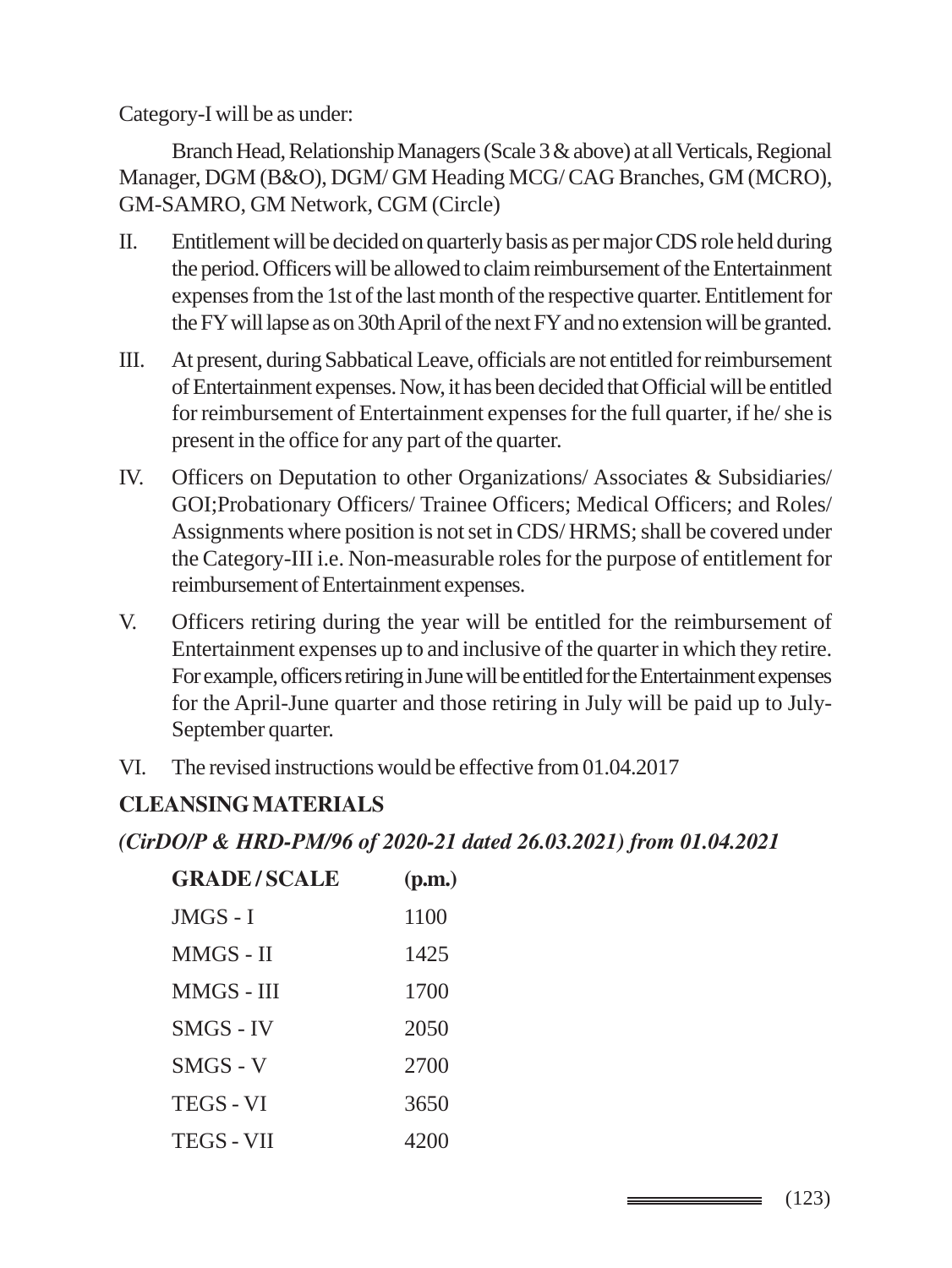Category-I will be as under:

Branch Head, Relationship Managers (Scale 3 & above) at all Verticals, Regional Manager, DGM (B&O), DGM/ GM Heading MCG/ CAG Branches, GM (MCRO), GM-SAMRO, GM Network, CGM (Circle)

II. Entitlement will be decided on quarterly basis as per major CDS role held during the period. Officers will be allowed to claim reimbursement of the Entertainment expenses from the 1st of the last month of the respective quarter. Entitlement for the FY will lapse as on 30th April of the next FY and no extension will be granted.

III. At present, during Sabbatical Leave, officials are not entitled for reimbursement of Entertainment expenses. Now, it has been decided that Official will be entitled for reimbursement of Entertainment expenses for the full quarter, if he/ she is present in the office for any part of the quarter.

IV. Officers on Deputation to other Organizations/ Associates & Subsidiaries/ GOI;Probationary Officers/ Trainee Officers; Medical Officers; and Roles/ Assignments where position is not set in CDS/ HRMS; shall be covered under the Category-III i.e. Non-measurable roles for the purpose of entitlement for reimbursement of Entertainment expenses.

V. Officers retiring during the year will be entitled for the reimbursement of Entertainment expenses up to and inclusive of the quarter in which they retire. For example, officers retiring in June will be entitled for the Entertainment expenses for the April-June quarter and those retiring in July will be paid up to July-September quarter.

VI. The revised instructions would be effective from 01.04.2017

## CLEANSING MATERIALS

***(CirDO/P & HRD-PM/96 of 2020-21 dated 26.03.2021) from 01.04.2021***

| GRADE / SCALE | (p.m.) |
|---|---|
| JMGS - I | 1100 |
| MMGS - II | 1425 |
| MMGS - III | 1700 |
| SMGS - IV | 2050 |
| SMGS - V | 2700 |
| TEGS - VI | 3650 |
| TEGS - VII | 4200 |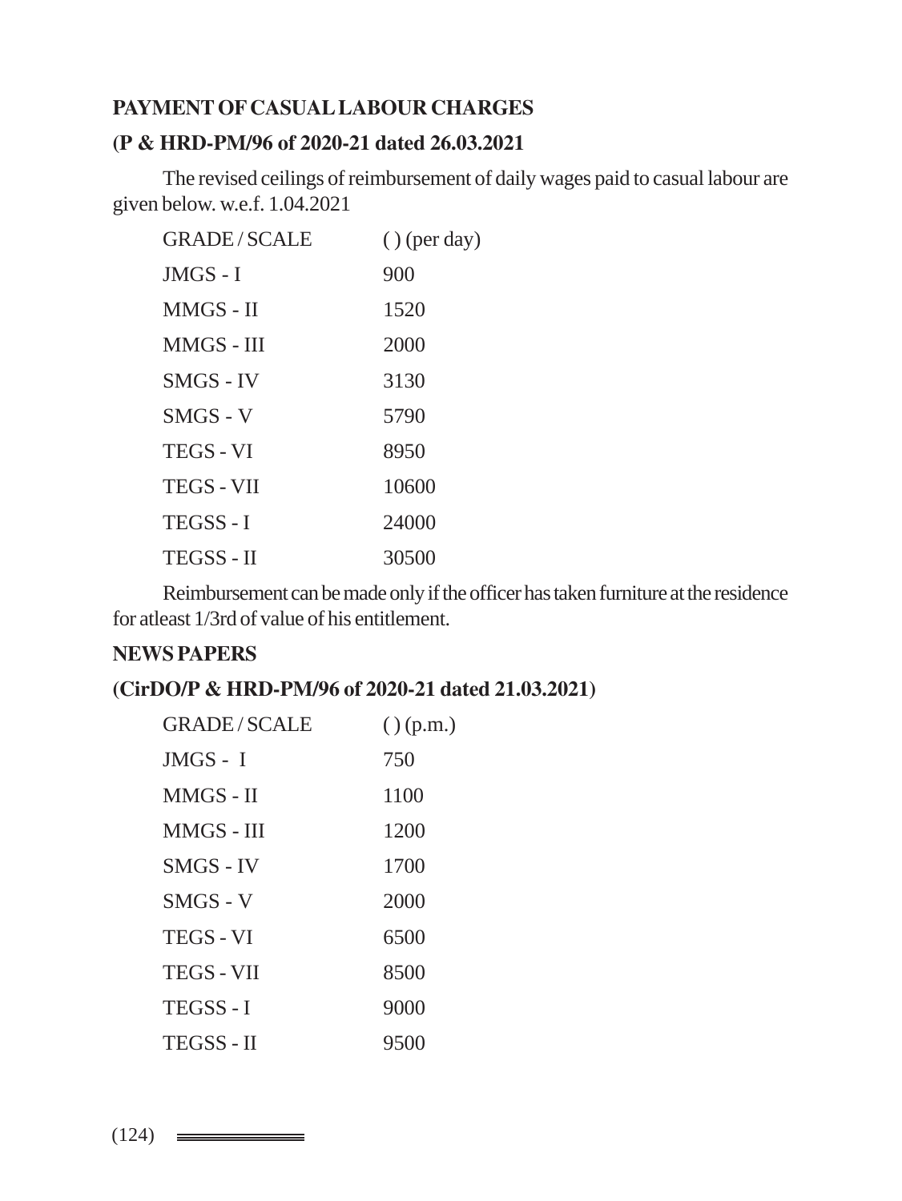**PAYMENT OF CASUAL LABOUR CHARGES**

**(P & HRD-PM/96 of 2020-21 dated 26.03.2021**

The revised ceilings of reimbursement of daily wages paid to casual labour are given below. w.e.f. 1.04.2021

| GRADE / SCALE | ( ) (per day) |
|---|---|
| JMGS - I | 900 |
| MMGS - II | 1520 |
| MMGS - III | 2000 |
| SMGS - IV | 3130 |
| SMGS - V | 5790 |
| TEGS - VI | 8950 |
| TEGS - VII | 10600 |
| TEGSS - I | 24000 |
| TEGSS - II | 30500 |

Reimbursement can be made only if the officer has taken furniture at the residence for atleast 1/3rd of value of his entitlement.

**NEWS PAPERS**

**(CirDO/P & HRD-PM/96 of 2020-21 dated 21.03.2021)**

| GRADE / SCALE | ( ) (p.m.) |
|---|---|
| JMGS - I | 750 |
| MMGS - II | 1100 |
| MMGS - III | 1200 |
| SMGS - IV | 1700 |
| SMGS - V | 2000 |
| TEGS - VI | 6500 |
| TEGS - VII | 8500 |
| TEGSS - I | 9000 |
| TEGSS - II | 9500 |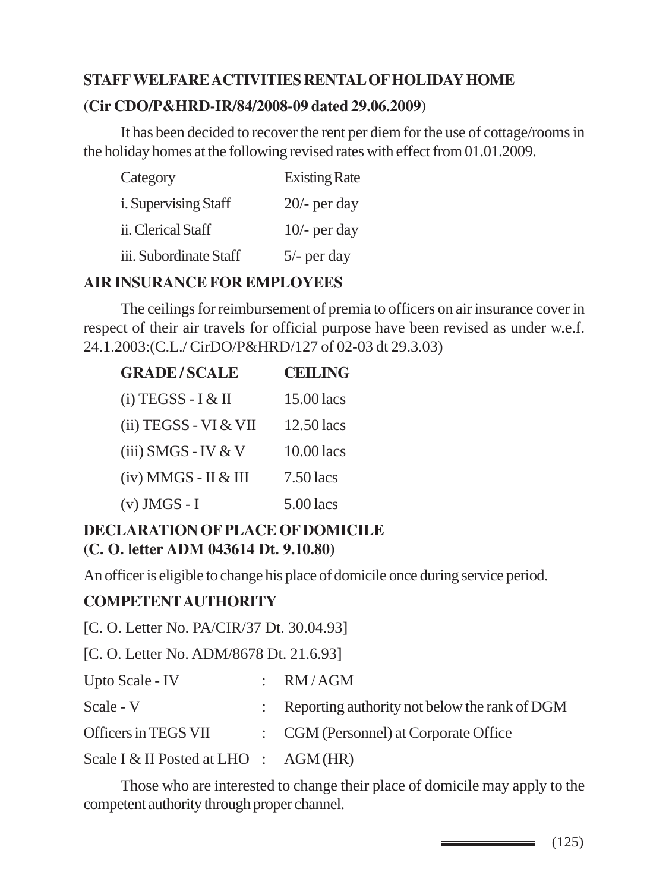## STAFF WELFARE ACTIVITIES RENTAL OF HOLIDAY HOME

**(Cir CDO/P&HRD-IR/84/2008-09 dated 29.06.2009)**

It has been decided to recover the rent per diem for the use of cottage/rooms in the holiday homes at the following revised rates with effect from 01.01.2009.

| Category | Existing Rate |
|---|---|
| i. Supervising Staff | 20/- per day |
| ii. Clerical Staff | 10/- per day |
| iii. Subordinate Staff | 5/- per day |

## AIR INSURANCE FOR EMPLOYEES

The ceilings for reimbursement of premia to officers on air insurance cover in respect of their air travels for official purpose have been revised as under w.e.f. 24.1.2003:(C.L./ CirDO/P&HRD/127 of 02-03 dt 29.3.03)

| GRADE / SCALE | CEILING |
|---|---|
| (i) TEGSS - I & II | 15.00 lacs |
| (ii) TEGSS - VI & VII | 12.50 lacs |
| (iii) SMGS - IV & V | 10.00 lacs |
| (iv) MMGS - II & III | 7.50 lacs |
| (v) JMGS - I | 5.00 lacs |

## DECLARATION OF PLACE OF DOMICILE

**(C. O. letter ADM 043614 Dt. 9.10.80)**

An officer is eligible to change his place of domicile once during service period.

## COMPETENT AUTHORITY

[C. O. Letter No. PA/CIR/37 Dt. 30.04.93]

[C. O. Letter No. ADM/8678 Dt. 21.6.93]

| | | |
|---|---|---|
| Upto Scale - IV | : | RM / AGM |
| Scale - V | : | Reporting authority not below the rank of DGM |
| Officers in TEGS VII | : | CGM (Personnel) at Corporate Office |
| Scale I & II Posted at LHO | : | AGM (HR) |

Those who are interested to change their place of domicile may apply to the competent authority through proper channel.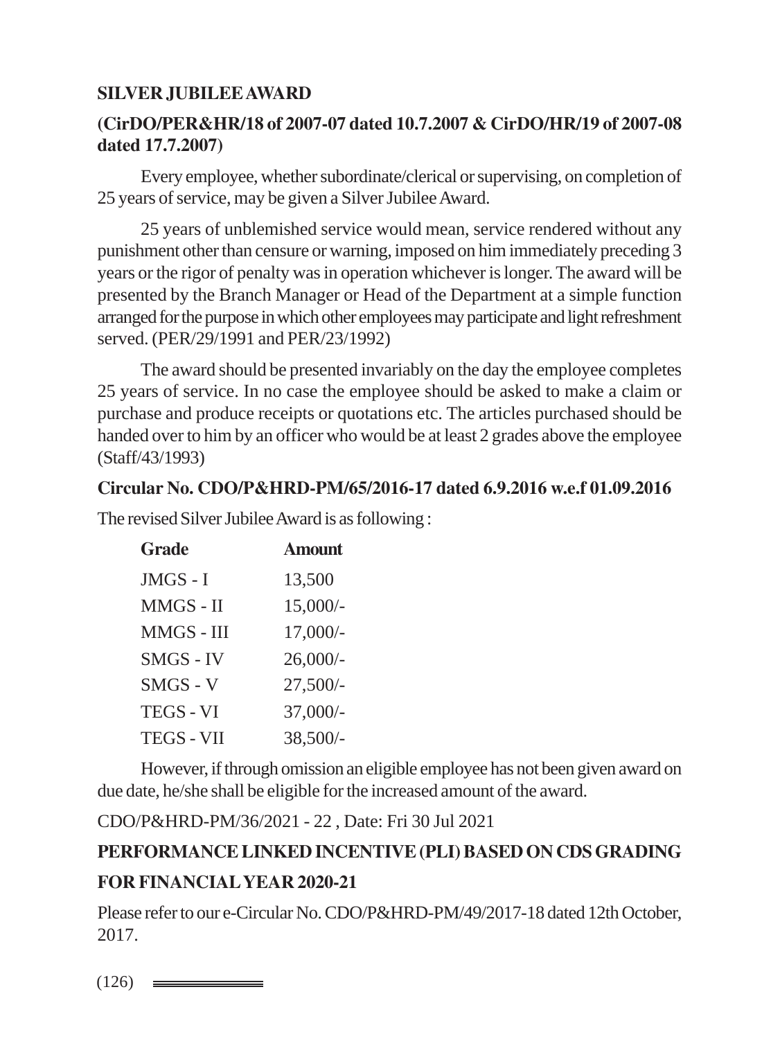**SILVER JUBILEE AWARD**

**(CirDO/PER&HR/18 of 2007-07 dated 10.7.2007 & CirDO/HR/19 of 2007-08 dated 17.7.2007)**

Every employee, whether subordinate/clerical or supervising, on completion of 25 years of service, may be given a Silver Jubilee Award.

25 years of unblemished service would mean, service rendered without any punishment other than censure or warning, imposed on him immediately preceding 3 years or the rigor of penalty was in operation whichever is longer. The award will be presented by the Branch Manager or Head of the Department at a simple function arranged for the purpose in which other employees may participate and light refreshment served. (PER/29/1991 and PER/23/1992)

The award should be presented invariably on the day the employee completes 25 years of service. In no case the employee should be asked to make a claim or purchase and produce receipts or quotations etc. The articles purchased should be handed over to him by an officer who would be at least 2 grades above the employee (Staff/43/1993)

**Circular No. CDO/P&HRD-PM/65/2016-17 dated 6.9.2016 w.e.f 01.09.2016**

The revised Silver Jubilee Award is as following :

| Grade | Amount |
|---|---|
| JMGS - I | 13,500 |
| MMGS - II | 15,000/- |
| MMGS - III | 17,000/- |
| SMGS - IV | 26,000/- |
| SMGS - V | 27,500/- |
| TEGS - VI | 37,000/- |
| TEGS - VII | 38,500/- |

However, if through omission an eligible employee has not been given award on due date, he/she shall be eligible for the increased amount of the award.

CDO/P&HRD-PM/36/2021 - 22 , Date: Fri 30 Jul 2021

**PERFORMANCE LINKED INCENTIVE (PLI) BASED ON CDS GRADING FOR FINANCIAL YEAR 2020-21**

Please refer to our e-Circular No. CDO/P&HRD-PM/49/2017-18 dated 12th October, 2017.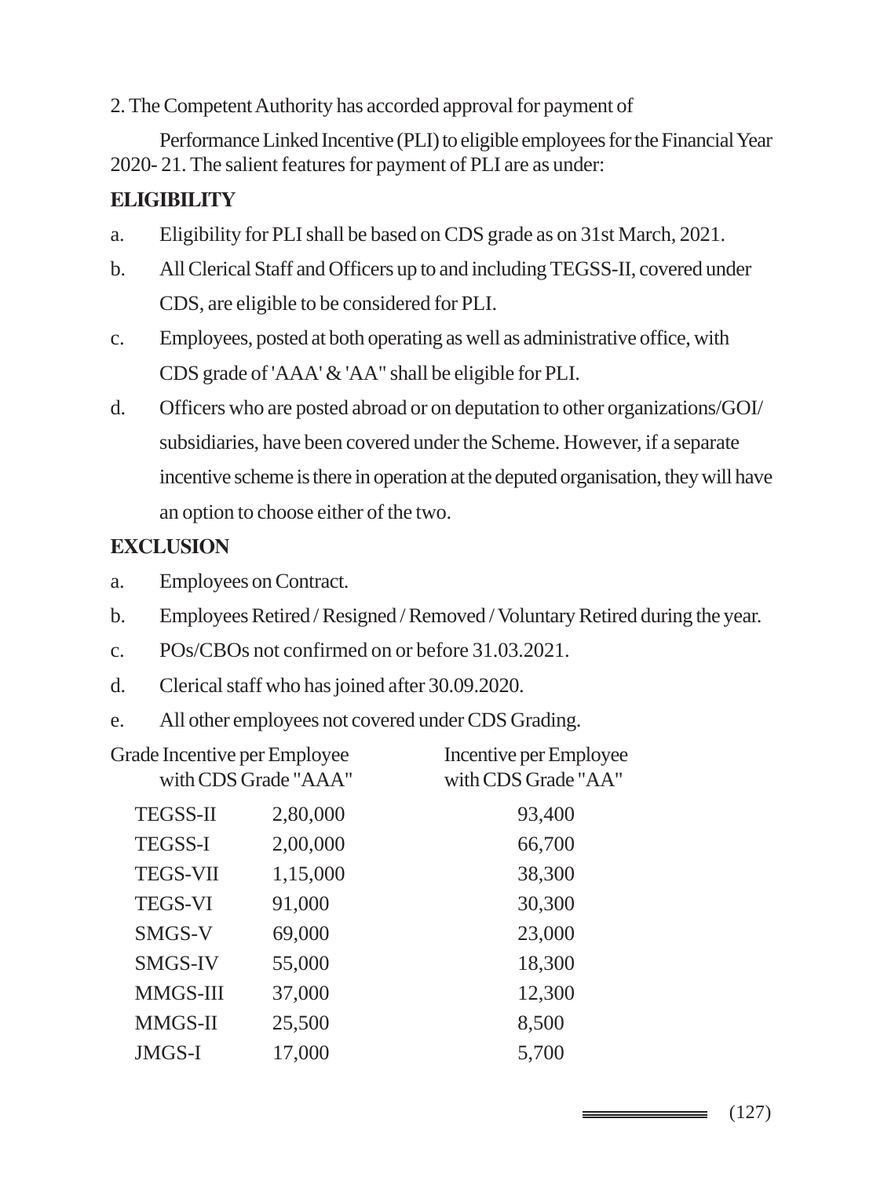2. The Competent Authority has accorded approval for payment of

Performance Linked Incentive (PLI) to eligible employees for the Financial Year 2020- 21. The salient features for payment of PLI are as under:

**ELIGIBILITY**

a. Eligibility for PLI shall be based on CDS grade as on 31st March, 2021.

b. All Clerical Staff and Officers up to and including TEGSS-II, covered under CDS, are eligible to be considered for PLI.

c. Employees, posted at both operating as well as administrative office, with CDS grade of 'AAA' & 'AA" shall be eligible for PLI.

d. Officers who are posted abroad or on deputation to other organizations/GOI/ subsidiaries, have been covered under the Scheme. However, if a separate incentive scheme is there in operation at the deputed organisation, they will have an option to choose either of the two.

**EXCLUSION**

a. Employees on Contract.

b. Employees Retired / Resigned / Removed / Voluntary Retired during the year.

c. POs/CBOs not confirmed on or before 31.03.2021.

d. Clerical staff who has joined after 30.09.2020.

e. All other employees not covered under CDS Grading.

| Grade | Incentive per Employee with CDS Grade "AAA" | Incentive per Employee with CDS Grade "AA" |
|---|---|---|
| TEGSS-II | 2,80,000 | 93,400 |
| TEGSS-I | 2,00,000 | 66,700 |
| TEGS-VII | 1,15,000 | 38,300 |
| TEGS-VI | 91,000 | 30,300 |
| SMGS-V | 69,000 | 23,000 |
| SMGS-IV | 55,000 | 18,300 |
| MMGS-III | 37,000 | 12,300 |
| MMGS-II | 25,500 | 8,500 |
| JMGS-I | 17,000 | 5,700 |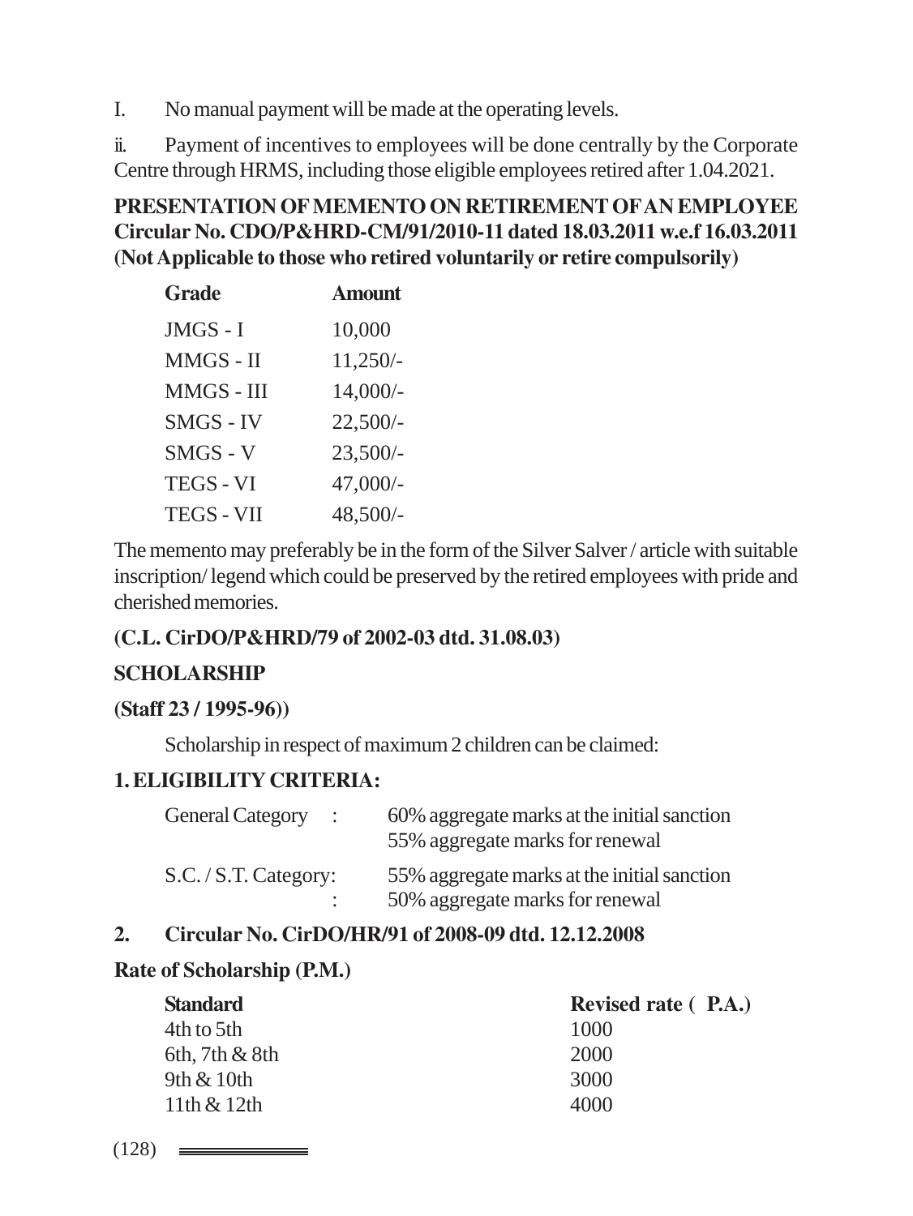I. No manual payment will be made at the operating levels.

ii. Payment of incentives to employees will be done centrally by the Corporate Centre through HRMS, including those eligible employees retired after 1.04.2021.

**PRESENTATION OF MEMENTO ON RETIREMENT OF AN EMPLOYEE Circular No. CDO/P&HRD-CM/91/2010-11 dated 18.03.2011 w.e.f 16.03.2011 (Not Applicable to those who retired voluntarily or retire compulsorily)**

| Grade | Amount |
|---|---|
| JMGS - I | 10,000 |
| MMGS - II | 11,250/- |
| MMGS - III | 14,000/- |
| SMGS - IV | 22,500/- |
| SMGS - V | 23,500/- |
| TEGS - VI | 47,000/- |
| TEGS - VII | 48,500/- |

The memento may preferably be in the form of the Silver Salver / article with suitable inscription/ legend which could be preserved by the retired employees with pride and cherished memories.

**(C.L. CirDO/P&HRD/79 of 2002-03 dtd. 31.08.03)**

**SCHOLARSHIP**

**(Staff 23 / 1995-96))**

Scholarship in respect of maximum 2 children can be claimed:

**1. ELIGIBILITY CRITERIA:**

| | |
|---|---|
| General Category : | 60% aggregate marks at the initial sanction<br>55% aggregate marks for renewal |
| S.C. / S.T. Category: | 55% aggregate marks at the initial sanction<br>50% aggregate marks for renewal |

**2. Circular No. CirDO/HR/91 of 2008-09 dtd. 12.12.2008**

**Rate of Scholarship (P.M.)**

| Standard | Revised rate ( P.A.) |
|---|---|
| 4th to 5th | 1000 |
| 6th, 7th & 8th | 2000 |
| 9th & 10th | 3000 |
| 11th & 12th | 4000 |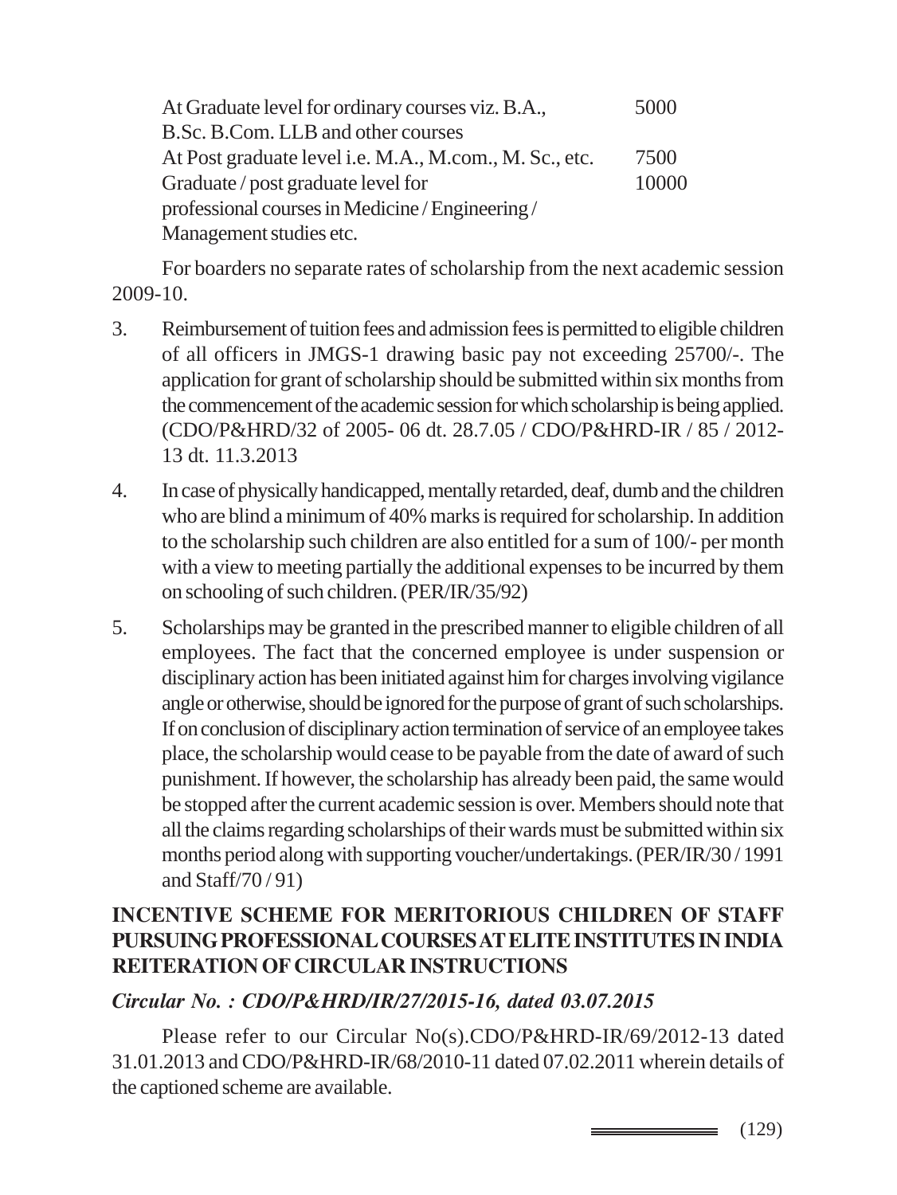| | |
|---|---|
| At Graduate level for ordinary courses viz. B.A., B.Sc. B.Com. LLB and other courses | 5000 |
| At Post graduate level i.e. M.A., M.com., M. Sc., etc. | 7500 |
| Graduate / post graduate level for professional courses in Medicine / Engineering / Management studies etc. | 10000 |

For boarders no separate rates of scholarship from the next academic session 2009-10.

3. Reimbursement of tuition fees and admission fees is permitted to eligible children of all officers in JMGS-1 drawing basic pay not exceeding 25700/-. The application for grant of scholarship should be submitted within six months from the commencement of the academic session for which scholarship is being applied. (CDO/P&HRD/32 of 2005- 06 dt. 28.7.05 / CDO/P&HRD-IR / 85 / 2012-13 dt. 11.3.2013

4. In case of physically handicapped, mentally retarded, deaf, dumb and the children who are blind a minimum of 40% marks is required for scholarship. In addition to the scholarship such children are also entitled for a sum of 100/- per month with a view to meeting partially the additional expenses to be incurred by them on schooling of such children. (PER/IR/35/92)

5. Scholarships may be granted in the prescribed manner to eligible children of all employees. The fact that the concerned employee is under suspension or disciplinary action has been initiated against him for charges involving vigilance angle or otherwise, should be ignored for the purpose of grant of such scholarships. If on conclusion of disciplinary action termination of service of an employee takes place, the scholarship would cease to be payable from the date of award of such punishment. If however, the scholarship has already been paid, the same would be stopped after the current academic session is over. Members should note that all the claims regarding scholarships of their wards must be submitted within six months period along with supporting voucher/undertakings. (PER/IR/30 / 1991 and Staff/70 / 91)

## INCENTIVE SCHEME FOR MERITORIOUS CHILDREN OF STAFF PURSUING PROFESSIONAL COURSES AT ELITE INSTITUTES IN INDIA REITERATION OF CIRCULAR INSTRUCTIONS

***Circular No. : CDO/P&HRD/IR/27/2015-16, dated 03.07.2015***

Please refer to our Circular No(s).CDO/P&HRD-IR/69/2012-13 dated 31.01.2013 and CDO/P&HRD-IR/68/2010-11 dated 07.02.2011 wherein details of the captioned scheme are available.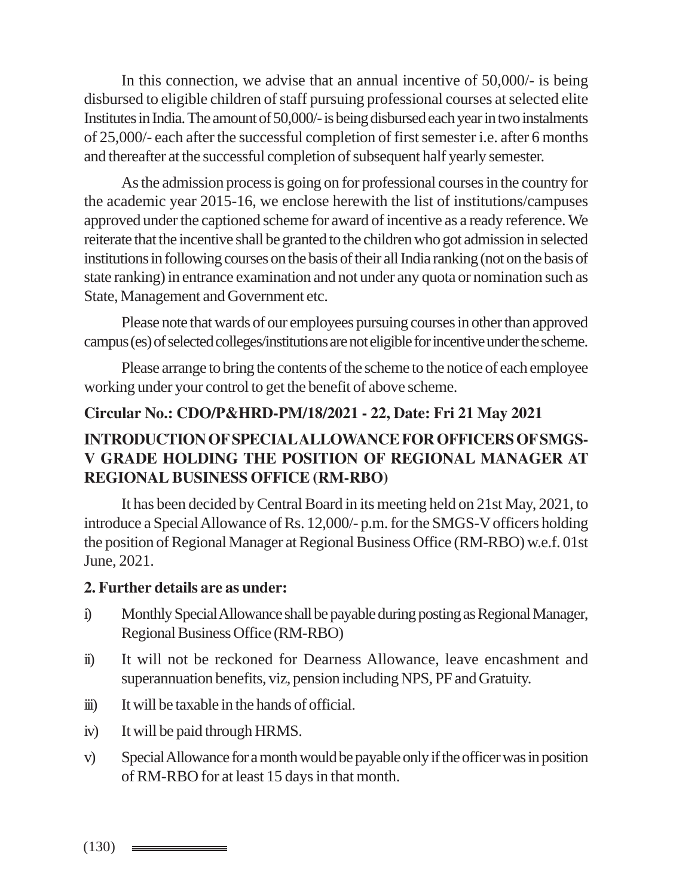In this connection, we advise that an annual incentive of 50,000/- is being disbursed to eligible children of staff pursuing professional courses at selected elite Institutes in India. The amount of 50,000/- is being disbursed each year in two instalments of 25,000/- each after the successful completion of first semester i.e. after 6 months and thereafter at the successful completion of subsequent half yearly semester.

As the admission process is going on for professional courses in the country for the academic year 2015-16, we enclose herewith the list of institutions/campuses approved under the captioned scheme for award of incentive as a ready reference. We reiterate that the incentive shall be granted to the children who got admission in selected institutions in following courses on the basis of their all India ranking (not on the basis of state ranking) in entrance examination and not under any quota or nomination such as State, Management and Government etc.

Please note that wards of our employees pursuing courses in other than approved campus (es) of selected colleges/institutions are not eligible for incentive under the scheme.

Please arrange to bring the contents of the scheme to the notice of each employee working under your control to get the benefit of above scheme.

**Circular No.: CDO/P&HRD-PM/18/2021 - 22, Date: Fri 21 May 2021**

**INTRODUCTION OF SPECIAL ALLOWANCE FOR OFFICERS OF SMGS-V GRADE HOLDING THE POSITION OF REGIONAL MANAGER AT REGIONAL BUSINESS OFFICE (RM-RBO)**

It has been decided by Central Board in its meeting held on 21st May, 2021, to introduce a Special Allowance of Rs. 12,000/- p.m. for the SMGS-V officers holding the position of Regional Manager at Regional Business Office (RM-RBO) w.e.f. 01st June, 2021.

**2. Further details are as under:**

i) Monthly Special Allowance shall be payable during posting as Regional Manager, Regional Business Office (RM-RBO)

ii) It will not be reckoned for Dearness Allowance, leave encashment and superannuation benefits, viz, pension including NPS, PF and Gratuity.

iii) It will be taxable in the hands of official.

iv) It will be paid through HRMS.

v) Special Allowance for a month would be payable only if the officer was in position of RM-RBO for at least 15 days in that month.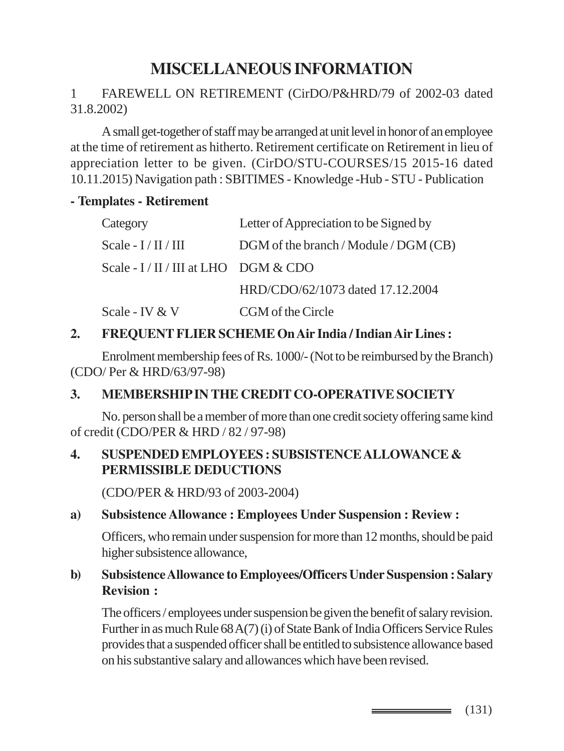# MISCELLANEOUS INFORMATION

1 FAREWELL ON RETIREMENT (CirDO/P&HRD/79 of 2002-03 dated 31.8.2002)

A small get-together of staff may be arranged at unit level in honor of an employee at the time of retirement as hitherto. Retirement certificate on Retirement in lieu of appreciation letter to be given. (CirDO/STU-COURSES/15 2015-16 dated 10.11.2015) Navigation path : SBITIMES - Knowledge -Hub - STU - Publication

**- Templates - Retirement**

| Category | Letter of Appreciation to be Signed by |
|---|---|
| Scale - I / II / III | DGM of the branch / Module / DGM (CB) |
| Scale - I / II / III at LHO | DGM & CDO |
| | HRD/CDO/62/1073 dated 17.12.2004 |
| Scale - IV & V | CGM of the Circle |

## 2. FREQUENT FLIER SCHEME On Air India / Indian Air Lines :

Enrolment membership fees of Rs. 1000/- (Not to be reimbursed by the Branch) (CDO/ Per & HRD/63/97-98)

## 3. MEMBERSHIP IN THE CREDIT CO-OPERATIVE SOCIETY

No. person shall be a member of more than one credit society offering same kind of credit (CDO/PER & HRD / 82 / 97-98)

## 4. SUSPENDED EMPLOYEES : SUBSISTENCE ALLOWANCE & PERMISSIBLE DEDUCTIONS

(CDO/PER & HRD/93 of 2003-2004)

**a) Subsistence Allowance : Employees Under Suspension : Review :**

Officers, who remain under suspension for more than 12 months, should be paid higher subsistence allowance,

**b) Subsistence Allowance to Employees/Officers Under Suspension : Salary Revision :**

The officers / employees under suspension be given the benefit of salary revision. Further in as much Rule 68 A(7) (i) of State Bank of India Officers Service Rules provides that a suspended officer shall be entitled to subsistence allowance based on his substantive salary and allowances which have been revised.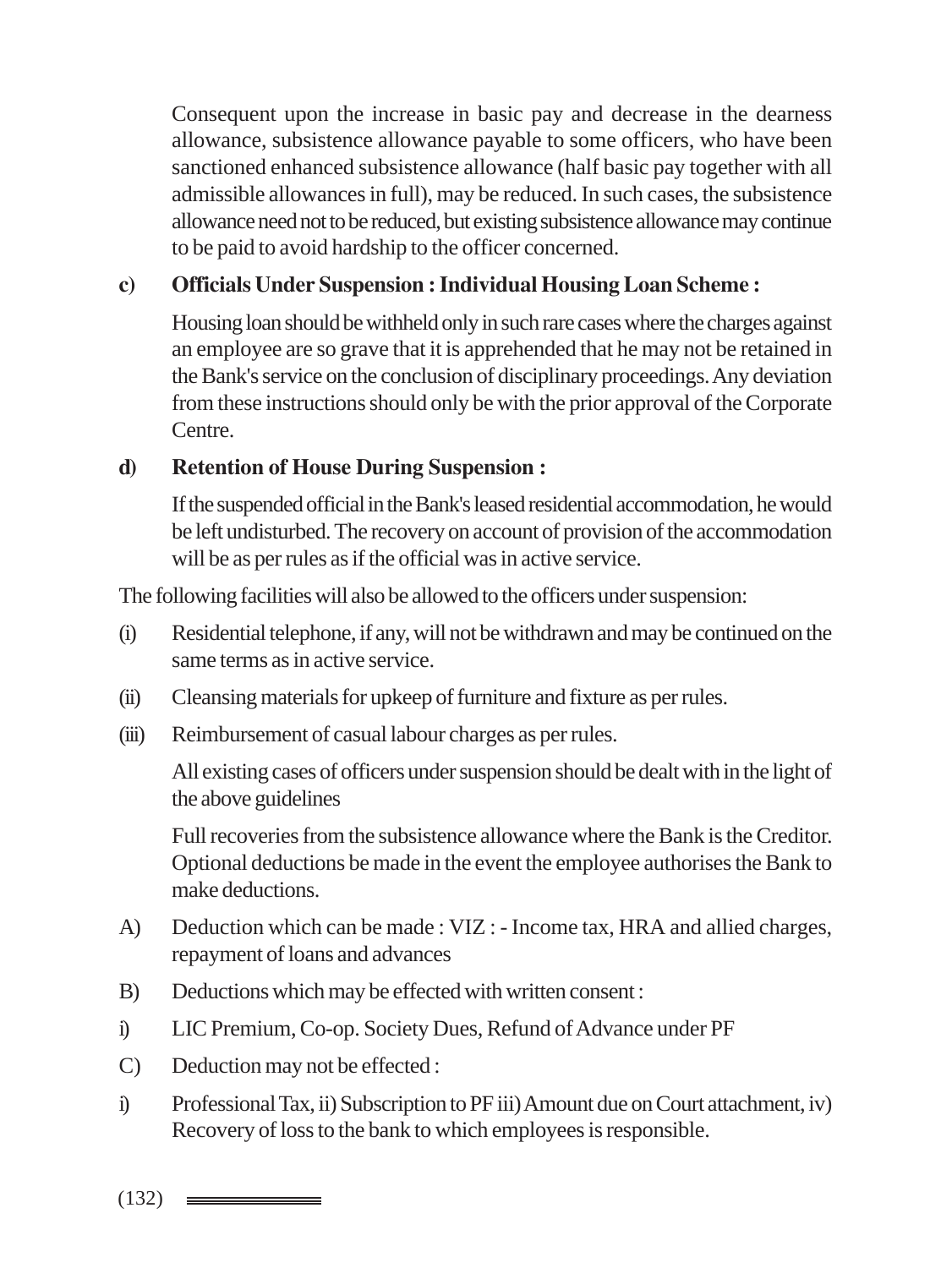Consequent upon the increase in basic pay and decrease in the dearness allowance, subsistence allowance payable to some officers, who have been sanctioned enhanced subsistence allowance (half basic pay together with all admissible allowances in full), may be reduced. In such cases, the subsistence allowance need not to be reduced, but existing subsistence allowance may continue to be paid to avoid hardship to the officer concerned.

**c) Officials Under Suspension : Individual Housing Loan Scheme :**

Housing loan should be withheld only in such rare cases where the charges against an employee are so grave that it is apprehended that he may not be retained in the Bank's service on the conclusion of disciplinary proceedings. Any deviation from these instructions should only be with the prior approval of the Corporate Centre.

**d) Retention of House During Suspension :**

If the suspended official in the Bank's leased residential accommodation, he would be left undisturbed. The recovery on account of provision of the accommodation will be as per rules as if the official was in active service.

The following facilities will also be allowed to the officers under suspension:

(i) Residential telephone, if any, will not be withdrawn and may be continued on the same terms as in active service.

(ii) Cleansing materials for upkeep of furniture and fixture as per rules.

(iii) Reimbursement of casual labour charges as per rules.

All existing cases of officers under suspension should be dealt with in the light of the above guidelines

Full recoveries from the subsistence allowance where the Bank is the Creditor. Optional deductions be made in the event the employee authorises the Bank to make deductions.

A) Deduction which can be made : VIZ : - Income tax, HRA and allied charges, repayment of loans and advances

B) Deductions which may be effected with written consent :

i) LIC Premium, Co-op. Society Dues, Refund of Advance under PF

C) Deduction may not be effected :

i) Professional Tax, ii) Subscription to PF iii) Amount due on Court attachment, iv) Recovery of loss to the bank to which employees is responsible.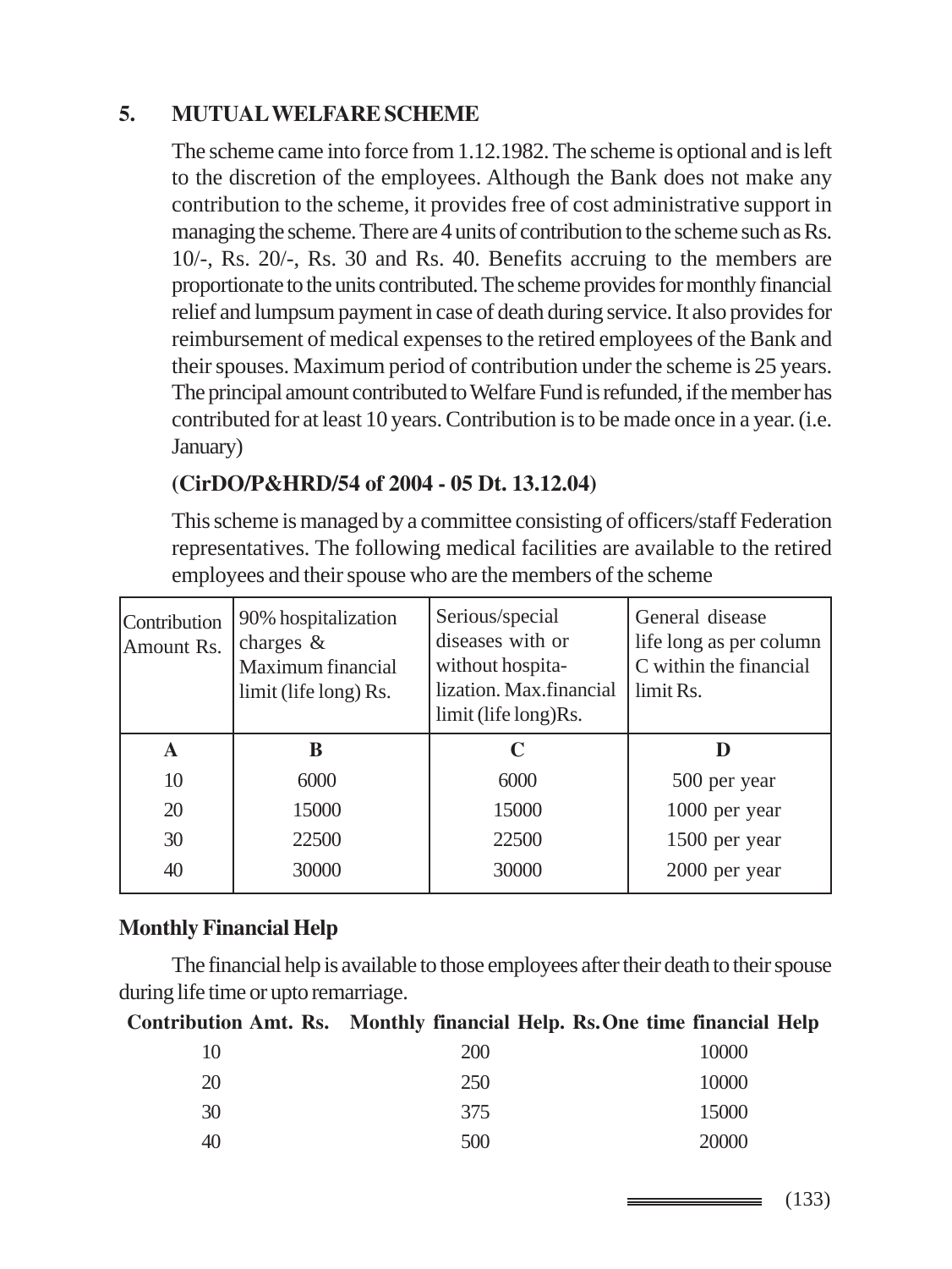## 5. MUTUAL WELFARE SCHEME

The scheme came into force from 1.12.1982. The scheme is optional and is left to the discretion of the employees. Although the Bank does not make any contribution to the scheme, it provides free of cost administrative support in managing the scheme. There are 4 units of contribution to the scheme such as Rs. 10/-, Rs. 20/-, Rs. 30 and Rs. 40. Benefits accruing to the members are proportionate to the units contributed. The scheme provides for monthly financial relief and lumpsum payment in case of death during service. It also provides for reimbursement of medical expenses to the retired employees of the Bank and their spouses. Maximum period of contribution under the scheme is 25 years. The principal amount contributed to Welfare Fund is refunded, if the member has contributed for at least 10 years. Contribution is to be made once in a year. (i.e. January)

**(CirDO/P&HRD/54 of 2004 - 05 Dt. 13.12.04)**

This scheme is managed by a committee consisting of officers/staff Federation representatives. The following medical facilities are available to the retired employees and their spouse who are the members of the scheme

| Contribution Amount Rs. | 90% hospitalization charges & Maximum financial limit (life long) Rs. | Serious/special diseases with or without hospita-lization. Max.financial limit (life long)Rs. | General disease life long as per column C within the financial limit Rs. |
|---|---|---|---|
| **A** | **B** | **C** | **D** |
| 10 | 6000 | 6000 | 500 per year |
| 20 | 15000 | 15000 | 1000 per year |
| 30 | 22500 | 22500 | 1500 per year |
| 40 | 30000 | 30000 | 2000 per year |

### Monthly Financial Help

The financial help is available to those employees after their death to their spouse during life time or upto remarriage.

| Contribution Amt. Rs. | Monthly financial Help. Rs. | One time financial Help |
|---|---|---|
| 10 | 200 | 10000 |
| 20 | 250 | 10000 |
| 30 | 375 | 15000 |
| 40 | 500 | 20000 |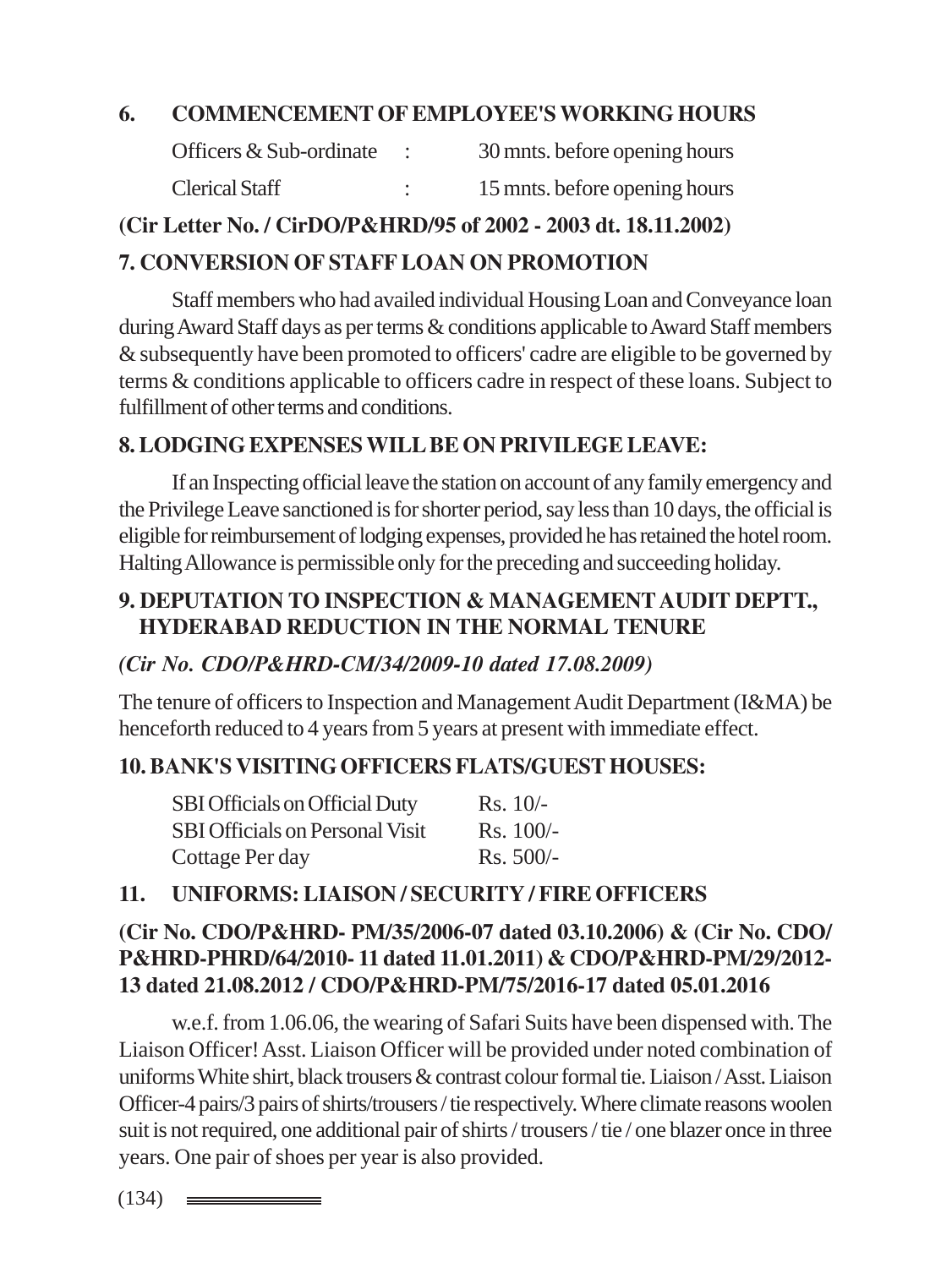## 6. COMMENCEMENT OF EMPLOYEE'S WORKING HOURS

| | | |
|---|---|---|
| Officers & Sub-ordinate | : | 30 mnts. before opening hours |
| Clerical Staff | : | 15 mnts. before opening hours |

**(Cir Letter No. / CirDO/P&HRD/95 of 2002 - 2003 dt. 18.11.2002)**

## 7. CONVERSION OF STAFF LOAN ON PROMOTION

Staff members who had availed individual Housing Loan and Conveyance loan during Award Staff days as per terms & conditions applicable to Award Staff members & subsequently have been promoted to officers' cadre are eligible to be governed by terms & conditions applicable to officers cadre in respect of these loans. Subject to fulfillment of other terms and conditions.

## 8. LODGING EXPENSES WILL BE ON PRIVILEGE LEAVE:

If an Inspecting official leave the station on account of any family emergency and the Privilege Leave sanctioned is for shorter period, say less than 10 days, the official is eligible for reimbursement of lodging expenses, provided he has retained the hotel room. Halting Allowance is permissible only for the preceding and succeeding holiday.

## 9. DEPUTATION TO INSPECTION & MANAGEMENT AUDIT DEPTT., HYDERABAD REDUCTION IN THE NORMAL TENURE

***(Cir No. CDO/P&HRD-CM/34/2009-10 dated 17.08.2009)***

The tenure of officers to Inspection and Management Audit Department (I&MA) be henceforth reduced to 4 years from 5 years at present with immediate effect.

## 10. BANK'S VISITING OFFICERS FLATS/GUEST HOUSES:

| | |
|---|---|
| SBI Officials on Official Duty | Rs. 10/- |
| SBI Officials on Personal Visit | Rs. 100/- |
| Cottage Per day | Rs. 500/- |

## 11. UNIFORMS: LIAISON / SECURITY / FIRE OFFICERS

**(Cir No. CDO/P&HRD- PM/35/2006-07 dated 03.10.2006) & (Cir No. CDO/ P&HRD-PHRD/64/2010- 11 dated 11.01.2011) & CDO/P&HRD-PM/29/2012-13 dated 21.08.2012 / CDO/P&HRD-PM/75/2016-17 dated 05.01.2016**

w.e.f. from 1.06.06, the wearing of Safari Suits have been dispensed with. The Liaison Officer! Asst. Liaison Officer will be provided under noted combination of uniforms White shirt, black trousers & contrast colour formal tie. Liaison / Asst. Liaison Officer-4 pairs/3 pairs of shirts/trousers / tie respectively. Where climate reasons woolen suit is not required, one additional pair of shirts / trousers / tie / one blazer once in three years. One pair of shoes per year is also provided.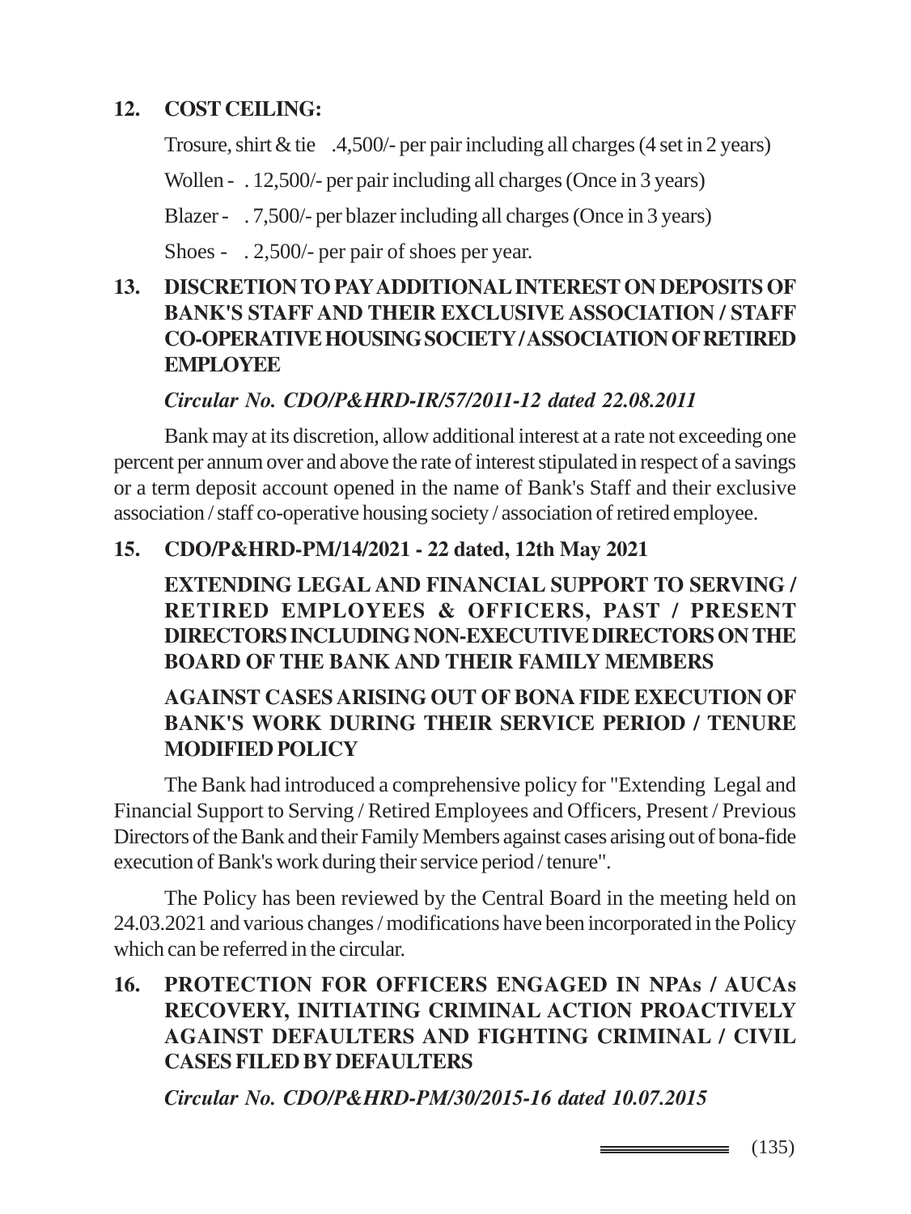## 12. COST CEILING:

Trosure, shirt & tie .4,500/- per pair including all charges (4 set in 2 years)

Wollen - . 12,500/- per pair including all charges (Once in 3 years)

Blazer - . 7,500/- per blazer including all charges (Once in 3 years)

Shoes - . 2,500/- per pair of shoes per year.

## 13. DISCRETION TO PAY ADDITIONAL INTEREST ON DEPOSITS OF BANK'S STAFF AND THEIR EXCLUSIVE ASSOCIATION / STAFF CO-OPERATIVE HOUSING SOCIETY / ASSOCIATION OF RETIRED EMPLOYEE

***Circular No. CDO/P&HRD-IR/57/2011-12 dated 22.08.2011***

Bank may at its discretion, allow additional interest at a rate not exceeding one percent per annum over and above the rate of interest stipulated in respect of a savings or a term deposit account opened in the name of Bank's Staff and their exclusive association / staff co-operative housing society / association of retired employee.

## 15. CDO/P&HRD-PM/14/2021 - 22 dated, 12th May 2021

**EXTENDING LEGAL AND FINANCIAL SUPPORT TO SERVING / RETIRED EMPLOYEES & OFFICERS, PAST / PRESENT DIRECTORS INCLUDING NON-EXECUTIVE DIRECTORS ON THE BOARD OF THE BANK AND THEIR FAMILY MEMBERS**

**AGAINST CASES ARISING OUT OF BONA FIDE EXECUTION OF BANK'S WORK DURING THEIR SERVICE PERIOD / TENURE MODIFIED POLICY**

The Bank had introduced a comprehensive policy for "Extending Legal and Financial Support to Serving / Retired Employees and Officers, Present / Previous Directors of the Bank and their Family Members against cases arising out of bona-fide execution of Bank's work during their service period / tenure".

The Policy has been reviewed by the Central Board in the meeting held on 24.03.2021 and various changes / modifications have been incorporated in the Policy which can be referred in the circular.

## 16. PROTECTION FOR OFFICERS ENGAGED IN NPAs / AUCAs RECOVERY, INITIATING CRIMINAL ACTION PROACTIVELY AGAINST DEFAULTERS AND FIGHTING CRIMINAL / CIVIL CASES FILED BY DEFAULTERS

***Circular No. CDO/P&HRD-PM/30/2015-16 dated 10.07.2015***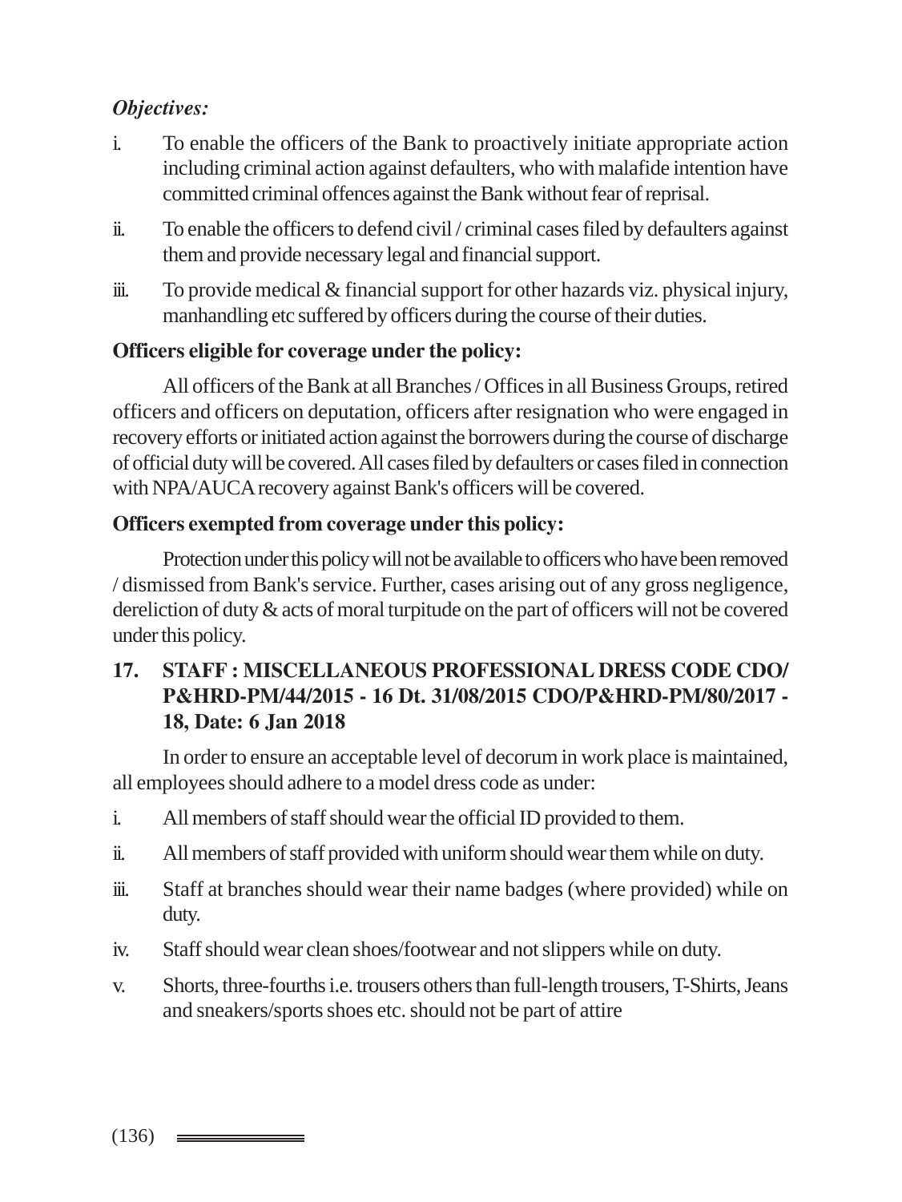***Objectives:***

i. To enable the officers of the Bank to proactively initiate appropriate action including criminal action against defaulters, who with malafide intention have committed criminal offences against the Bank without fear of reprisal.

ii. To enable the officers to defend civil / criminal cases filed by defaulters against them and provide necessary legal and financial support.

iii. To provide medical & financial support for other hazards viz. physical injury, manhandling etc suffered by officers during the course of their duties.

**Officers eligible for coverage under the policy:**

All officers of the Bank at all Branches / Offices in all Business Groups, retired officers and officers on deputation, officers after resignation who were engaged in recovery efforts or initiated action against the borrowers during the course of discharge of official duty will be covered. All cases filed by defaulters or cases filed in connection with NPA/AUCA recovery against Bank's officers will be covered.

**Officers exempted from coverage under this policy:**

Protection under this policy will not be available to officers who have been removed / dismissed from Bank's service. Further, cases arising out of any gross negligence, dereliction of duty & acts of moral turpitude on the part of officers will not be covered under this policy.

## 17. STAFF : MISCELLANEOUS PROFESSIONAL DRESS CODE CDO/ P&HRD-PM/44/2015 - 16 Dt. 31/08/2015 CDO/P&HRD-PM/80/2017 - 18, Date: 6 Jan 2018

In order to ensure an acceptable level of decorum in work place is maintained, all employees should adhere to a model dress code as under:

i. All members of staff should wear the official ID provided to them.

ii. All members of staff provided with uniform should wear them while on duty.

iii. Staff at branches should wear their name badges (where provided) while on duty.

iv. Staff should wear clean shoes/footwear and not slippers while on duty.

v. Shorts, three-fourths i.e. trousers others than full-length trousers, T-Shirts, Jeans and sneakers/sports shoes etc. should not be part of attire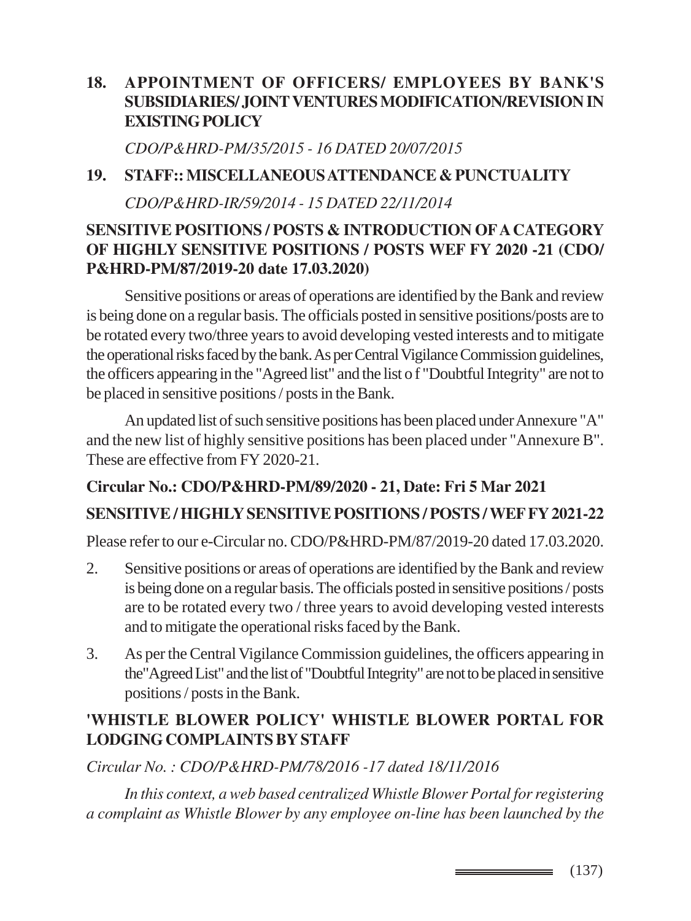## 18. APPOINTMENT OF OFFICERS/ EMPLOYEES BY BANK'S SUBSIDIARIES/ JOINT VENTURES MODIFICATION/REVISION IN EXISTING POLICY

*CDO/P&HRD-PM/35/2015 - 16 DATED 20/07/2015*

## 19. STAFF:: MISCELLANEOUS ATTENDANCE & PUNCTUALITY

*CDO/P&HRD-IR/59/2014 - 15 DATED 22/11/2014*

**SENSITIVE POSITIONS / POSTS & INTRODUCTION OF A CATEGORY OF HIGHLY SENSITIVE POSITIONS / POSTS WEF FY 2020 -21 (CDO/ P&HRD-PM/87/2019-20 date 17.03.2020)**

Sensitive positions or areas of operations are identified by the Bank and review is being done on a regular basis. The officials posted in sensitive positions/posts are to be rotated every two/three years to avoid developing vested interests and to mitigate the operational risks faced by the bank. As per Central Vigilance Commission guidelines, the officers appearing in the "Agreed list" and the list o f "Doubtful Integrity" are not to be placed in sensitive positions / posts in the Bank.

An updated list of such sensitive positions has been placed under Annexure "A" and the new list of highly sensitive positions has been placed under "Annexure B". These are effective from FY 2020-21.

**Circular No.: CDO/P&HRD-PM/89/2020 - 21, Date: Fri 5 Mar 2021**

**SENSITIVE / HIGHLY SENSITIVE POSITIONS / POSTS / WEF FY 2021-22**

Please refer to our e-Circular no. CDO/P&HRD-PM/87/2019-20 dated 17.03.2020.

2. Sensitive positions or areas of operations are identified by the Bank and review is being done on a regular basis. The officials posted in sensitive positions / posts are to be rotated every two / three years to avoid developing vested interests and to mitigate the operational risks faced by the Bank.

3. As per the Central Vigilance Commission guidelines, the officers appearing in the"Agreed List" and the list of "Doubtful Integrity" are not to be placed in sensitive positions / posts in the Bank.

**'WHISTLE BLOWER POLICY' WHISTLE BLOWER PORTAL FOR LODGING COMPLAINTS BY STAFF**

*Circular No. : CDO/P&HRD-PM/78/2016 -17 dated 18/11/2016*

*In this context, a web based centralized Whistle Blower Portal for registering a complaint as Whistle Blower by any employee on-line has been launched by the*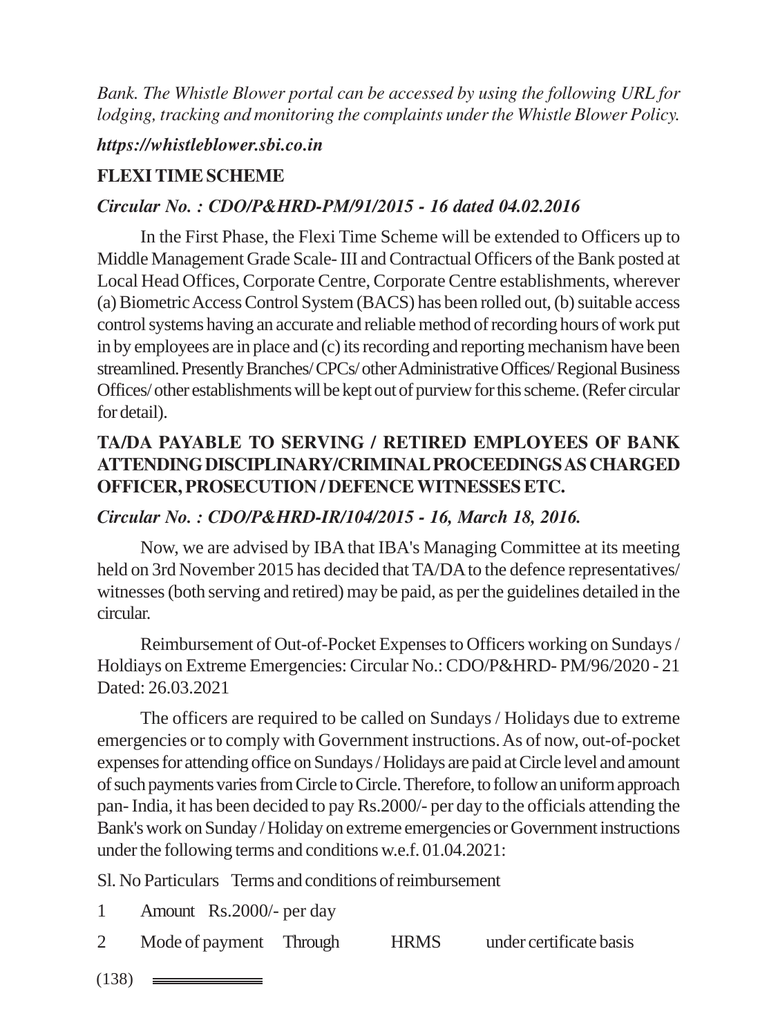*Bank. The Whistle Blower portal can be accessed by using the following URL for lodging, tracking and monitoring the complaints under the Whistle Blower Policy.*

***https://whistleblower.sbi.co.in***

**FLEXI TIME SCHEME**

***Circular No. : CDO/P&HRD-PM/91/2015 - 16 dated 04.02.2016***

In the First Phase, the Flexi Time Scheme will be extended to Officers up to Middle Management Grade Scale- III and Contractual Officers of the Bank posted at Local Head Offices, Corporate Centre, Corporate Centre establishments, wherever (a) Biometric Access Control System (BACS) has been rolled out, (b) suitable access control systems having an accurate and reliable method of recording hours of work put in by employees are in place and (c) its recording and reporting mechanism have been streamlined. Presently Branches/ CPCs/ other Administrative Offices/ Regional Business Offices/ other establishments will be kept out of purview for this scheme. (Refer circular for detail).

**TA/DA PAYABLE TO SERVING / RETIRED EMPLOYEES OF BANK ATTENDING DISCIPLINARY/CRIMINAL PROCEEDINGS AS CHARGED OFFICER, PROSECUTION / DEFENCE WITNESSES ETC.**

***Circular No. : CDO/P&HRD-IR/104/2015 - 16, March 18, 2016.***

Now, we are advised by IBA that IBA's Managing Committee at its meeting held on 3rd November 2015 has decided that TA/DA to the defence representatives/ witnesses (both serving and retired) may be paid, as per the guidelines detailed in the circular.

Reimbursement of Out-of-Pocket Expenses to Officers working on Sundays / Holdiays on Extreme Emergencies: Circular No.: CDO/P&HRD- PM/96/2020 - 21 Dated: 26.03.2021

The officers are required to be called on Sundays / Holidays due to extreme emergencies or to comply with Government instructions. As of now, out-of-pocket expenses for attending office on Sundays / Holidays are paid at Circle level and amount of such payments varies from Circle to Circle. Therefore, to follow an uniform approach pan- India, it has been decided to pay Rs.2000/- per day to the officials attending the Bank's work on Sunday / Holiday on extreme emergencies or Government instructions under the following terms and conditions w.e.f. 01.04.2021:

| Sl. No | Particulars | Terms and conditions of reimbursement |
|---|---|---|
| 1 | Amount | Rs.2000/- per day |
| 2 | Mode of payment | Through HRMS under certificate basis |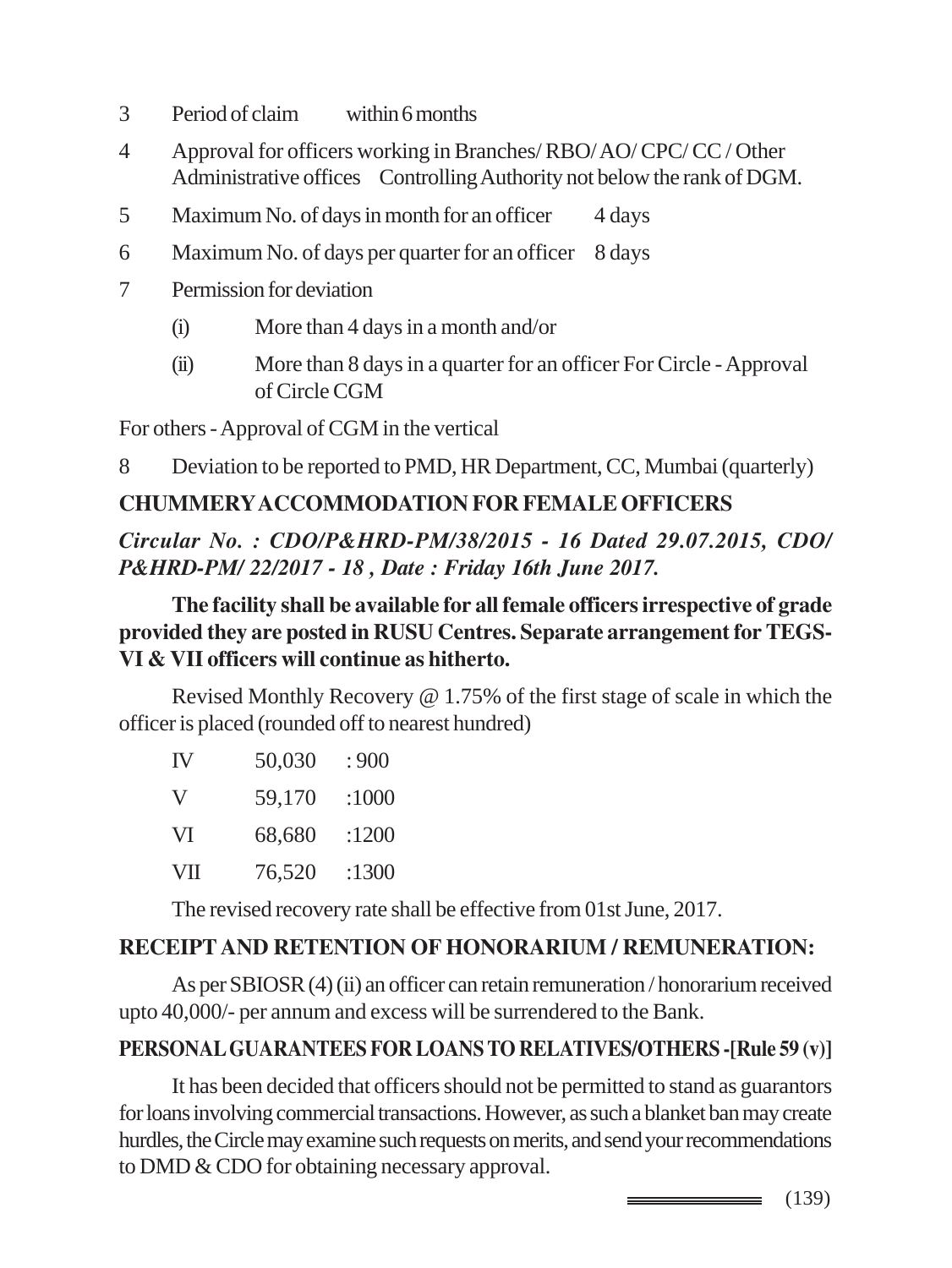3 Period of claim within 6 months

4 Approval for officers working in Branches/ RBO/ AO/ CPC/ CC / Other Administrative offices Controlling Authority not below the rank of DGM.

5 Maximum No. of days in month for an officer 4 days

6 Maximum No. of days per quarter for an officer 8 days

7 Permission for deviation

(i) More than 4 days in a month and/or

(ii) More than 8 days in a quarter for an officer For Circle - Approval of Circle CGM

For others - Approval of CGM in the vertical

8 Deviation to be reported to PMD, HR Department, CC, Mumbai (quarterly)

## CHUMMERY ACCOMMODATION FOR FEMALE OFFICERS

***Circular No. : CDO/P&HRD-PM/38/2015 - 16 Dated 29.07.2015, CDO/ P&HRD-PM/ 22/2017 - 18 , Date : Friday 16th June 2017.***

**The facility shall be available for all female officers irrespective of grade provided they are posted in RUSU Centres. Separate arrangement for TEGS-VI & VII officers will continue as hitherto.**

Revised Monthly Recovery @ 1.75% of the first stage of scale in which the officer is placed (rounded off to nearest hundred)

| | | |
|---|---|---|
| IV | 50,030 | : 900 |
| V | 59,170 | :1000 |
| VI | 68,680 | :1200 |
| VII | 76,520 | :1300 |

The revised recovery rate shall be effective from 01st June, 2017.

## RECEIPT AND RETENTION OF HONORARIUM / REMUNERATION:

As per SBIOSR (4) (ii) an officer can retain remuneration / honorarium received upto 40,000/- per annum and excess will be surrendered to the Bank.

## PERSONAL GUARANTEES FOR LOANS TO RELATIVES/OTHERS -[Rule 59 (v)]

It has been decided that officers should not be permitted to stand as guarantors for loans involving commercial transactions. However, as such a blanket ban may create hurdles, the Circle may examine such requests on merits, and send your recommendations to DMD & CDO for obtaining necessary approval.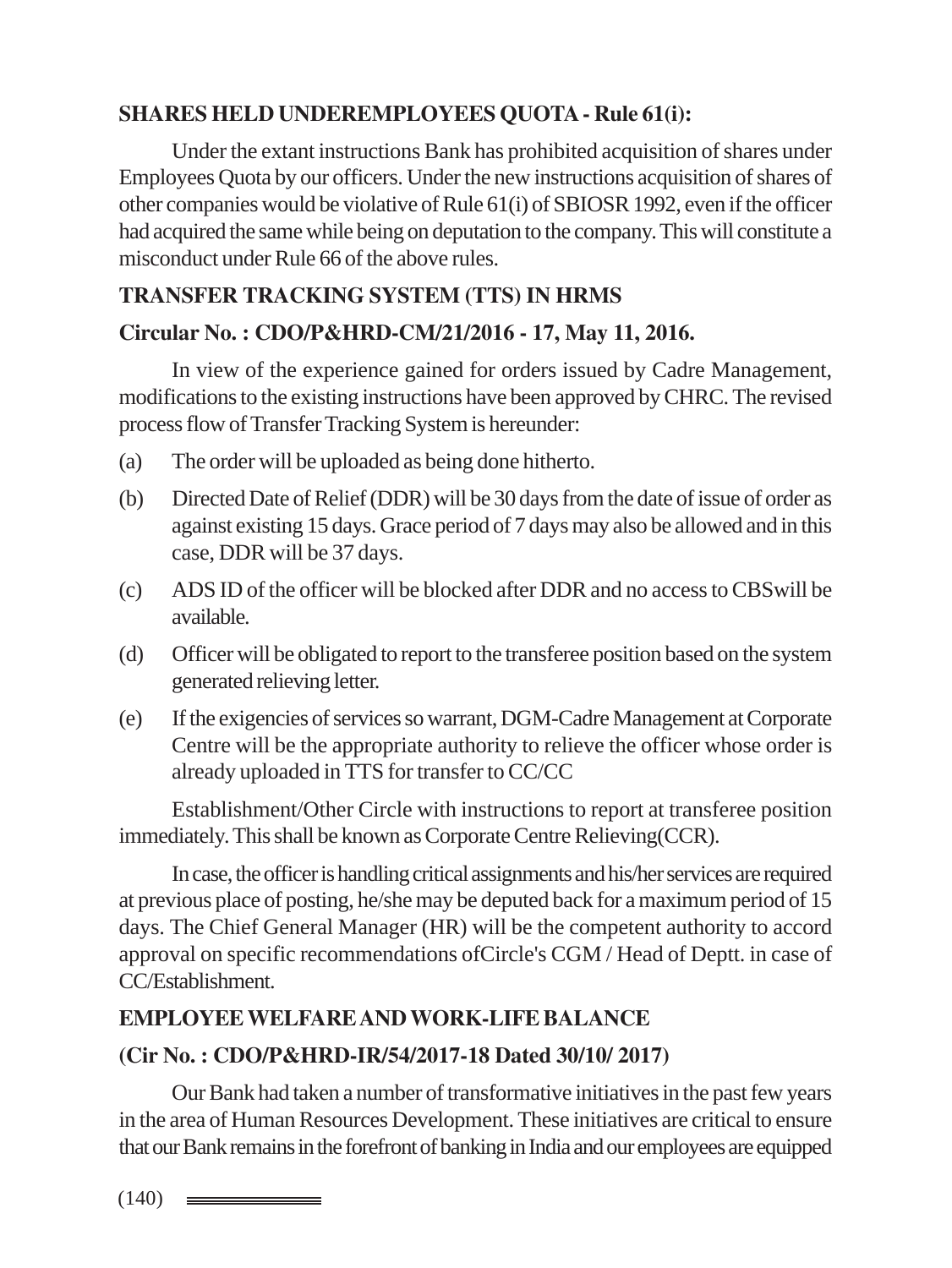**SHARES HELD UNDEREMPLOYEES QUOTA - Rule 61(i):**

Under the extant instructions Bank has prohibited acquisition of shares under Employees Quota by our officers. Under the new instructions acquisition of shares of other companies would be violative of Rule 61(i) of SBIOSR 1992, even if the officer had acquired the same while being on deputation to the company. This will constitute a misconduct under Rule 66 of the above rules.

**TRANSFER TRACKING SYSTEM (TTS) IN HRMS**

**Circular No. : CDO/P&HRD-CM/21/2016 - 17, May 11, 2016.**

In view of the experience gained for orders issued by Cadre Management, modifications to the existing instructions have been approved by CHRC. The revised process flow of Transfer Tracking System is hereunder:

(a) The order will be uploaded as being done hitherto.

(b) Directed Date of Relief (DDR) will be 30 days from the date of issue of order as against existing 15 days. Grace period of 7 days may also be allowed and in this case, DDR will be 37 days.

(c) ADS ID of the officer will be blocked after DDR and no access to CBSwill be available.

(d) Officer will be obligated to report to the transferee position based on the system generated relieving letter.

(e) If the exigencies of services so warrant, DGM-Cadre Management at Corporate Centre will be the appropriate authority to relieve the officer whose order is already uploaded in TTS for transfer to CC/CC

Establishment/Other Circle with instructions to report at transferee position immediately. This shall be known as Corporate Centre Relieving(CCR).

In case, the officer is handling critical assignments and his/her services are required at previous place of posting, he/she may be deputed back for a maximum period of 15 days. The Chief General Manager (HR) will be the competent authority to accord approval on specific recommendations ofCircle's CGM / Head of Deptt. in case of CC/Establishment.

**EMPLOYEE WELFARE AND WORK-LIFE BALANCE**

**(Cir No. : CDO/P&HRD-IR/54/2017-18 Dated 30/10/ 2017)**

Our Bank had taken a number of transformative initiatives in the past few years in the area of Human Resources Development. These initiatives are critical to ensure that our Bank remains in the forefront of banking in India and our employees are equipped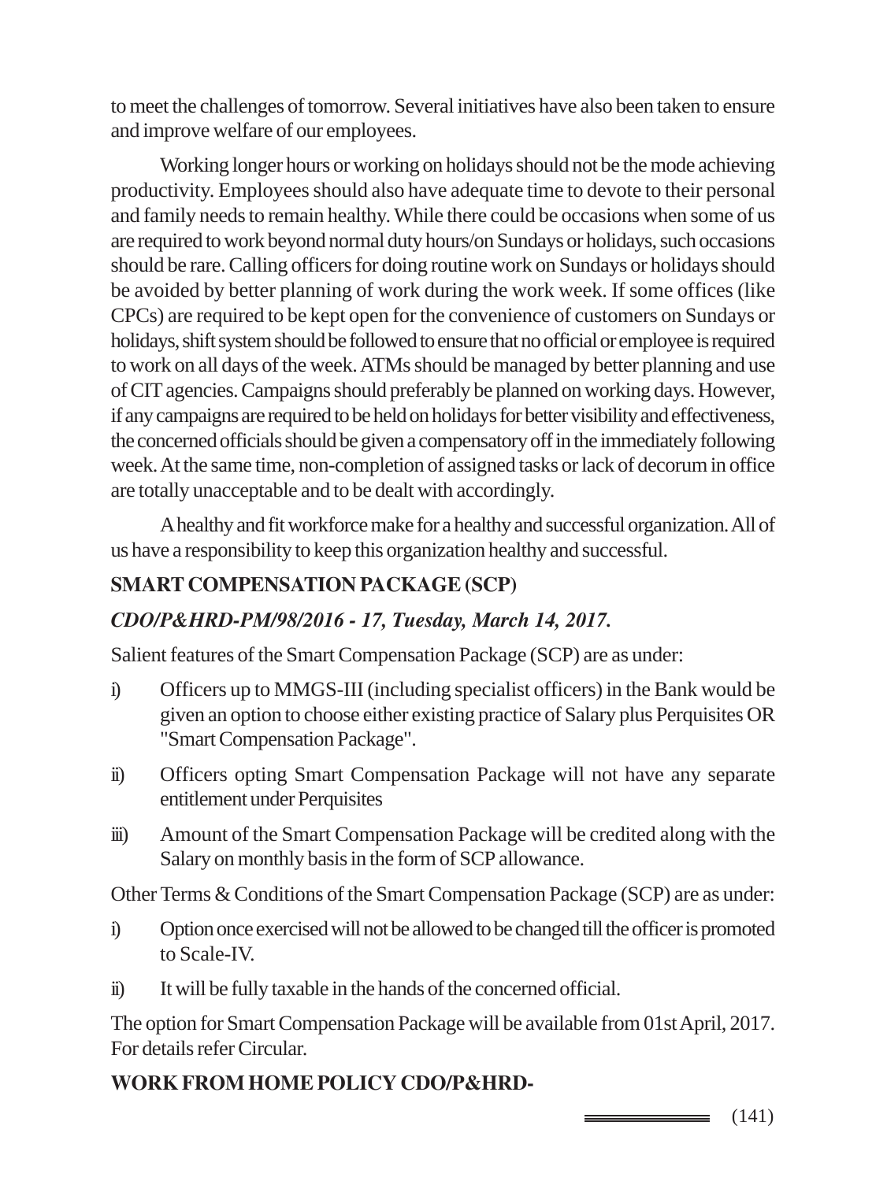to meet the challenges of tomorrow. Several initiatives have also been taken to ensure and improve welfare of our employees.

Working longer hours or working on holidays should not be the mode achieving productivity. Employees should also have adequate time to devote to their personal and family needs to remain healthy. While there could be occasions when some of us are required to work beyond normal duty hours/on Sundays or holidays, such occasions should be rare. Calling officers for doing routine work on Sundays or holidays should be avoided by better planning of work during the work week. If some offices (like CPCs) are required to be kept open for the convenience of customers on Sundays or holidays, shift system should be followed to ensure that no official or employee is required to work on all days of the week. ATMs should be managed by better planning and use of CIT agencies. Campaigns should preferably be planned on working days. However, if any campaigns are required to be held on holidays for better visibility and effectiveness, the concerned officials should be given a compensatory off in the immediately following week. At the same time, non-completion of assigned tasks or lack of decorum in office are totally unacceptable and to be dealt with accordingly.

A healthy and fit workforce make for a healthy and successful organization. All of us have a responsibility to keep this organization healthy and successful.

## SMART COMPENSATION PACKAGE (SCP)

***CDO/P&HRD-PM/98/2016 - 17, Tuesday, March 14, 2017.***

Salient features of the Smart Compensation Package (SCP) are as under:

i) Officers up to MMGS-III (including specialist officers) in the Bank would be given an option to choose either existing practice of Salary plus Perquisites OR "Smart Compensation Package".

ii) Officers opting Smart Compensation Package will not have any separate entitlement under Perquisites

iii) Amount of the Smart Compensation Package will be credited along with the Salary on monthly basis in the form of SCP allowance.

Other Terms & Conditions of the Smart Compensation Package (SCP) are as under:

i) Option once exercised will not be allowed to be changed till the officer is promoted to Scale-IV.

ii) It will be fully taxable in the hands of the concerned official.

The option for Smart Compensation Package will be available from 01st April, 2017. For details refer Circular.

## WORK FROM HOME POLICY CDO/P&HRD-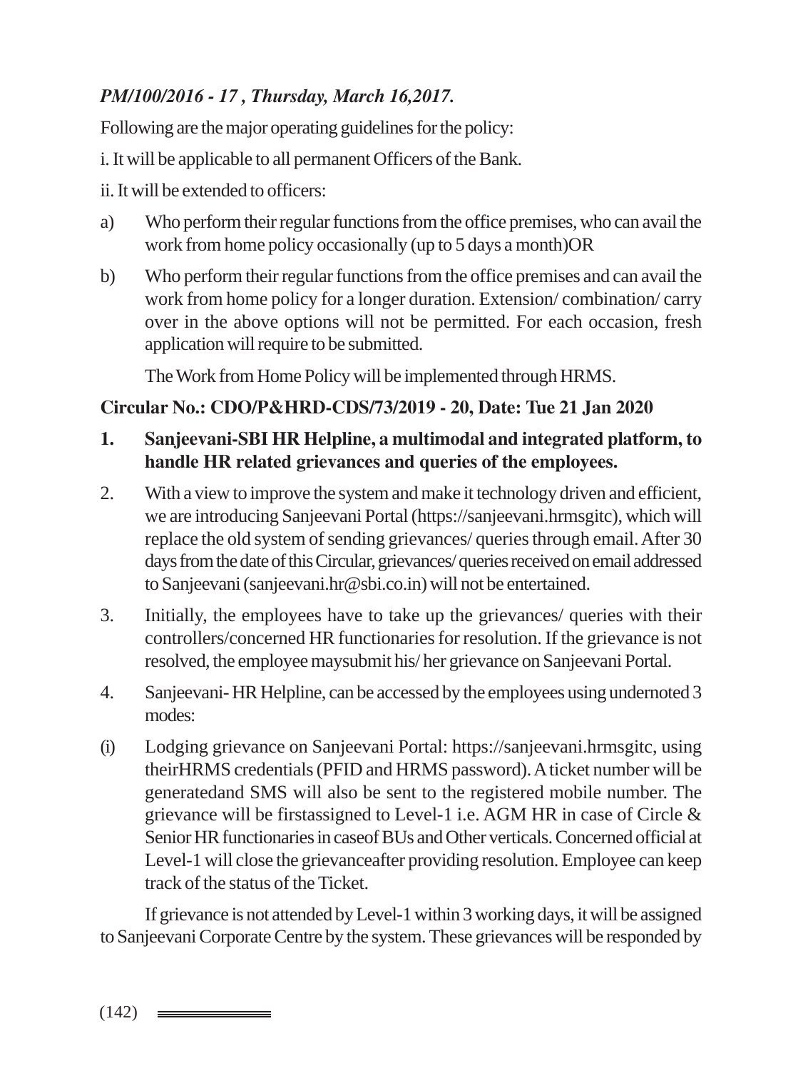***PM/100/2016 - 17 , Thursday, March 16,2017.***

Following are the major operating guidelines for the policy:

i. It will be applicable to all permanent Officers of the Bank.

ii. It will be extended to officers:

a) Who perform their regular functions from the office premises, who can avail the work from home policy occasionally (up to 5 days a month)OR

b) Who perform their regular functions from the office premises and can avail the work from home policy for a longer duration. Extension/ combination/ carry over in the above options will not be permitted. For each occasion, fresh application will require to be submitted.

The Work from Home Policy will be implemented through HRMS.

**Circular No.: CDO/P&HRD-CDS/73/2019 - 20, Date: Tue 21 Jan 2020**

1. **Sanjeevani-SBI HR Helpline, a multimodal and integrated platform, to handle HR related grievances and queries of the employees.**

2. With a view to improve the system and make it technology driven and efficient, we are introducing Sanjeevani Portal (https://sanjeevani.hrmsgitc), which will replace the old system of sending grievances/ queries through email. After 30 days from the date of this Circular, grievances/ queries received on email addressed to Sanjeevani (sanjeevani.hr@sbi.co.in) will not be entertained.

3. Initially, the employees have to take up the grievances/ queries with their controllers/concerned HR functionaries for resolution. If the grievance is not resolved, the employee maysubmit his/ her grievance on Sanjeevani Portal.

4. Sanjeevani- HR Helpline, can be accessed by the employees using undernoted 3 modes:

(i) Lodging grievance on Sanjeevani Portal: https://sanjeevani.hrmsgitc, using theirHRMS credentials (PFID and HRMS password). A ticket number will be generatedand SMS will also be sent to the registered mobile number. The grievance will be firstassigned to Level-1 i.e. AGM HR in case of Circle & Senior HR functionaries in caseof BUs and Other verticals. Concerned official at Level-1 will close the grievanceafter providing resolution. Employee can keep track of the status of the Ticket.

If grievance is not attended by Level-1 within 3 working days, it will be assigned to Sanjeevani Corporate Centre by the system. These grievances will be responded by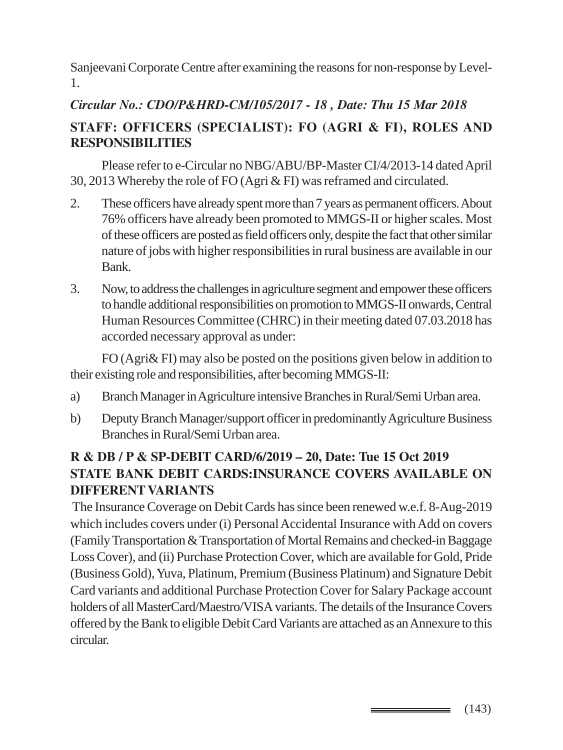Sanjeevani Corporate Centre after examining the reasons for non-response by Level-1.

***Circular No.: CDO/P&HRD-CM/105/2017 - 18 , Date: Thu 15 Mar 2018***

**STAFF: OFFICERS (SPECIALIST): FO (AGRI & FI), ROLES AND RESPONSIBILITIES**

Please refer to e-Circular no NBG/ABU/BP-Master CI/4/2013-14 dated April 30, 2013 Whereby the role of FO (Agri & FI) was reframed and circulated.

2. These officers have already spent more than 7 years as permanent officers. About 76% officers have already been promoted to MMGS-II or higher scales. Most of these officers are posted as field officers only, despite the fact that other similar nature of jobs with higher responsibilities in rural business are available in our Bank.

3. Now, to address the challenges in agriculture segment and empower these officers to handle additional responsibilities on promotion to MMGS-II onwards, Central Human Resources Committee (CHRC) in their meeting dated 07.03.2018 has accorded necessary approval as under:

FO (Agri& FI) may also be posted on the positions given below in addition to their existing role and responsibilities, after becoming MMGS-II:

a) Branch Manager in Agriculture intensive Branches in Rural/Semi Urban area.

b) Deputy Branch Manager/support officer in predominantly Agriculture Business Branches in Rural/Semi Urban area.

**R & DB / P & SP-DEBIT CARD/6/2019 – 20, Date: Tue 15 Oct 2019**
**STATE BANK DEBIT CARDS:INSURANCE COVERS AVAILABLE ON DIFFERENT VARIANTS**

The Insurance Coverage on Debit Cards has since been renewed w.e.f. 8-Aug-2019 which includes covers under (i) Personal Accidental Insurance with Add on covers (Family Transportation & Transportation of Mortal Remains and checked-in Baggage Loss Cover), and (ii) Purchase Protection Cover, which are available for Gold, Pride (Business Gold), Yuva, Platinum, Premium (Business Platinum) and Signature Debit Card variants and additional Purchase Protection Cover for Salary Package account holders of all MasterCard/Maestro/VISA variants. The details of the Insurance Covers offered by the Bank to eligible Debit Card Variants are attached as an Annexure to this circular.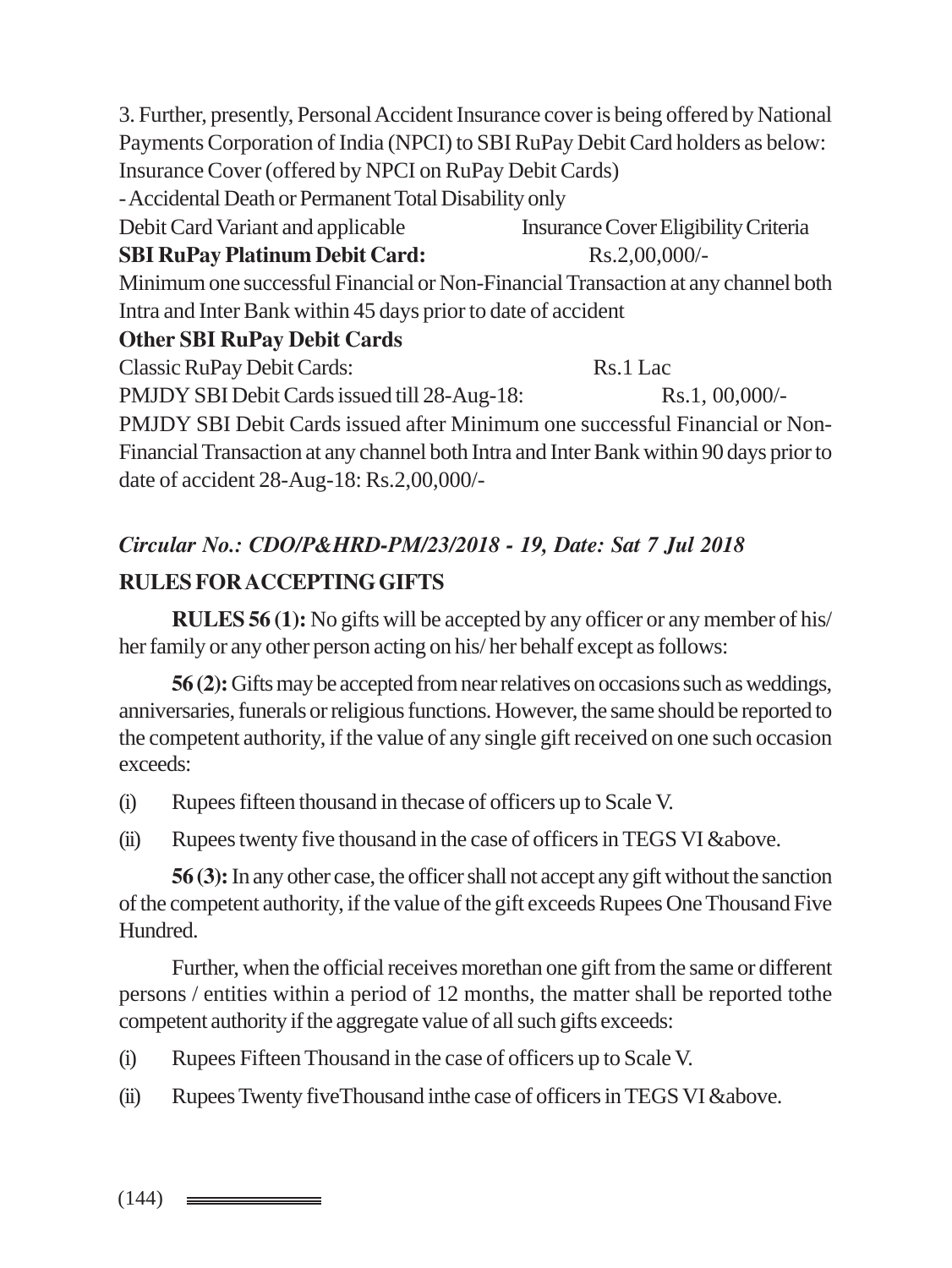3. Further, presently, Personal Accident Insurance cover is being offered by National Payments Corporation of India (NPCI) to SBI RuPay Debit Card holders as below:

Insurance Cover (offered by NPCI on RuPay Debit Cards)

- Accidental Death or Permanent Total Disability only

Debit Card Variant and applicable Insurance Cover Eligibility Criteria

**SBI RuPay Platinum Debit Card:** Rs.2,00,000/-

Minimum one successful Financial or Non-Financial Transaction at any channel both Intra and Inter Bank within 45 days prior to date of accident

**Other SBI RuPay Debit Cards**

Classic RuPay Debit Cards: Rs.1 Lac

PMJDY SBI Debit Cards issued till 28-Aug-18: Rs.1, 00,000/-

PMJDY SBI Debit Cards issued after Minimum one successful Financial or Non-Financial Transaction at any channel both Intra and Inter Bank within 90 days prior to date of accident 28-Aug-18: Rs.2,00,000/-

*Circular No.: CDO/P&HRD-PM/23/2018 - 19, Date: Sat 7 Jul 2018*

**RULES FOR ACCEPTING GIFTS**

**RULES 56 (1):** No gifts will be accepted by any officer or any member of his/ her family or any other person acting on his/ her behalf except as follows:

**56 (2):** Gifts may be accepted from near relatives on occasions such as weddings, anniversaries, funerals or religious functions. However, the same should be reported to the competent authority, if the value of any single gift received on one such occasion exceeds:

(i) Rupees fifteen thousand in thecase of officers up to Scale V.

(ii) Rupees twenty five thousand in the case of officers in TEGS VI &above.

**56 (3):** In any other case, the officer shall not accept any gift without the sanction of the competent authority, if the value of the gift exceeds Rupees One Thousand Five Hundred.

Further, when the official receives morethan one gift from the same or different persons / entities within a period of 12 months, the matter shall be reported tothe competent authority if the aggregate value of all such gifts exceeds:

(i) Rupees Fifteen Thousand in the case of officers up to Scale V.

(ii) Rupees Twenty fiveThousand inthe case of officers in TEGS VI &above.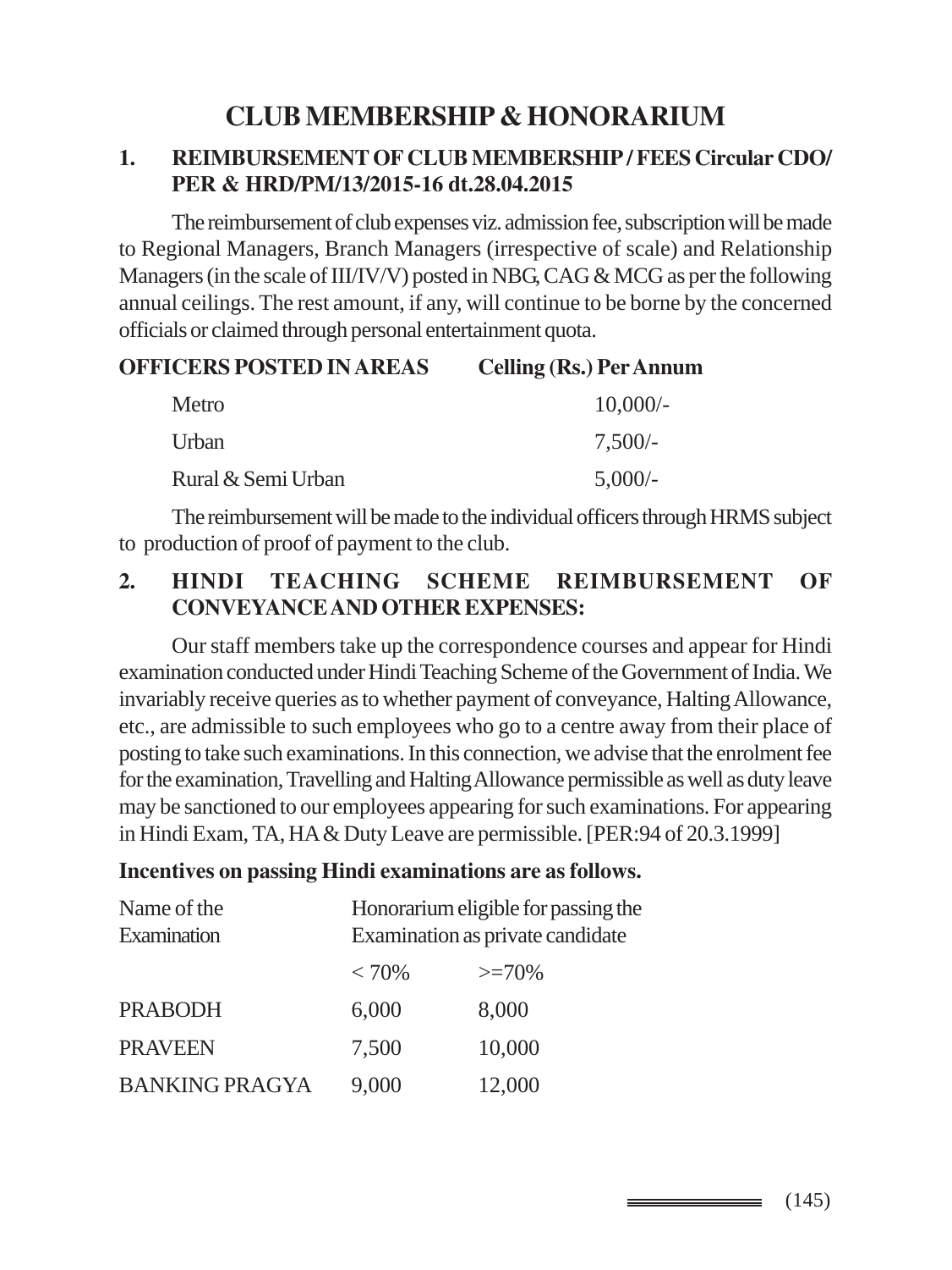# CLUB MEMBERSHIP & HONORARIUM

## 1. REIMBURSEMENT OF CLUB MEMBERSHIP / FEES Circular CDO/ PER & HRD/PM/13/2015-16 dt.28.04.2015

The reimbursement of club expenses viz. admission fee, subscription will be made to Regional Managers, Branch Managers (irrespective of scale) and Relationship Managers (in the scale of III/IV/V) posted in NBG, CAG & MCG as per the following annual ceilings. The rest amount, if any, will continue to be borne by the concerned officials or claimed through personal entertainment quota.

| OFFICERS POSTED IN AREAS | Celling (Rs.) Per Annum |
|---|---|
| Metro | 10,000/- |
| Urban | 7,500/- |
| Rural & Semi Urban | 5,000/- |

The reimbursement will be made to the individual officers through HRMS subject to production of proof of payment to the club.

## 2. HINDI TEACHING SCHEME REIMBURSEMENT OF CONVEYANCE AND OTHER EXPENSES:

Our staff members take up the correspondence courses and appear for Hindi examination conducted under Hindi Teaching Scheme of the Government of India. We invariably receive queries as to whether payment of conveyance, Halting Allowance, etc., are admissible to such employees who go to a centre away from their place of posting to take such examinations. In this connection, we advise that the enrolment fee for the examination, Travelling and Halting Allowance permissible as well as duty leave may be sanctioned to our employees appearing for such examinations. For appearing in Hindi Exam, TA, HA & Duty Leave are permissible. [PER:94 of 20.3.1999]

**Incentives on passing Hindi examinations are as follows.**

| Name of the Examination | Honorarium eligible for passing the Examination as private candidate | |
|---|---|---|
| | < 70% | >=70% |
| PRABODH | 6,000 | 8,000 |
| PRAVEEN | 7,500 | 10,000 |
| BANKING PRAGYA | 9,000 | 12,000 |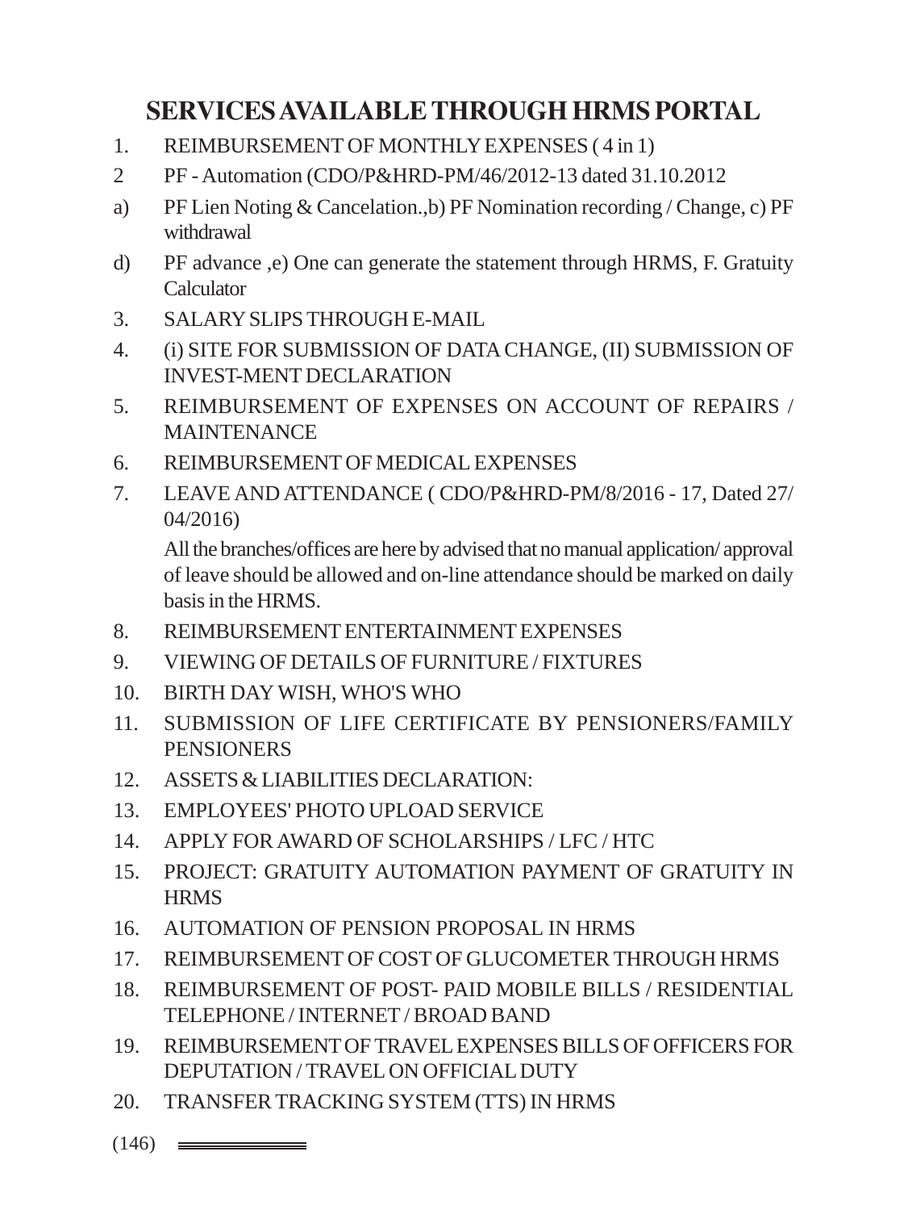# SERVICES AVAILABLE THROUGH HRMS PORTAL

1. REIMBURSEMENT OF MONTHLY EXPENSES ( 4 in 1)
2 PF - Automation (CDO/P&HRD-PM/46/2012-13 dated 31.10.2012

a) PF Lien Noting & Cancelation.,b) PF Nomination recording / Change, c) PF withdrawal

d) PF advance ,e) One can generate the statement through HRMS, F. Gratuity Calculator

3. SALARY SLIPS THROUGH E-MAIL
4. (i) SITE FOR SUBMISSION OF DATA CHANGE, (II) SUBMISSION OF INVEST-MENT DECLARATION
5. REIMBURSEMENT OF EXPENSES ON ACCOUNT OF REPAIRS / MAINTENANCE
6. REIMBURSEMENT OF MEDICAL EXPENSES
7. LEAVE AND ATTENDANCE ( CDO/P&HRD-PM/8/2016 - 17, Dated 27/ 04/2016)

   All the branches/offices are here by advised that no manual application/ approval of leave should be allowed and on-line attendance should be marked on daily basis in the HRMS.

8. REIMBURSEMENT ENTERTAINMENT EXPENSES
9. VIEWING OF DETAILS OF FURNITURE / FIXTURES
10. BIRTH DAY WISH, WHO'S WHO
11. SUBMISSION OF LIFE CERTIFICATE BY PENSIONERS/FAMILY PENSIONERS
12. ASSETS & LIABILITIES DECLARATION:
13. EMPLOYEES' PHOTO UPLOAD SERVICE
14. APPLY FOR AWARD OF SCHOLARSHIPS / LFC / HTC
15. PROJECT: GRATUITY AUTOMATION PAYMENT OF GRATUITY IN HRMS
16. AUTOMATION OF PENSION PROPOSAL IN HRMS
17. REIMBURSEMENT OF COST OF GLUCOMETER THROUGH HRMS
18. REIMBURSEMENT OF POST- PAID MOBILE BILLS / RESIDENTIAL TELEPHONE / INTERNET / BROAD BAND
19. REIMBURSEMENT OF TRAVEL EXPENSES BILLS OF OFFICERS FOR DEPUTATION / TRAVEL ON OFFICIAL DUTY
20. TRANSFER TRACKING SYSTEM (TTS) IN HRMS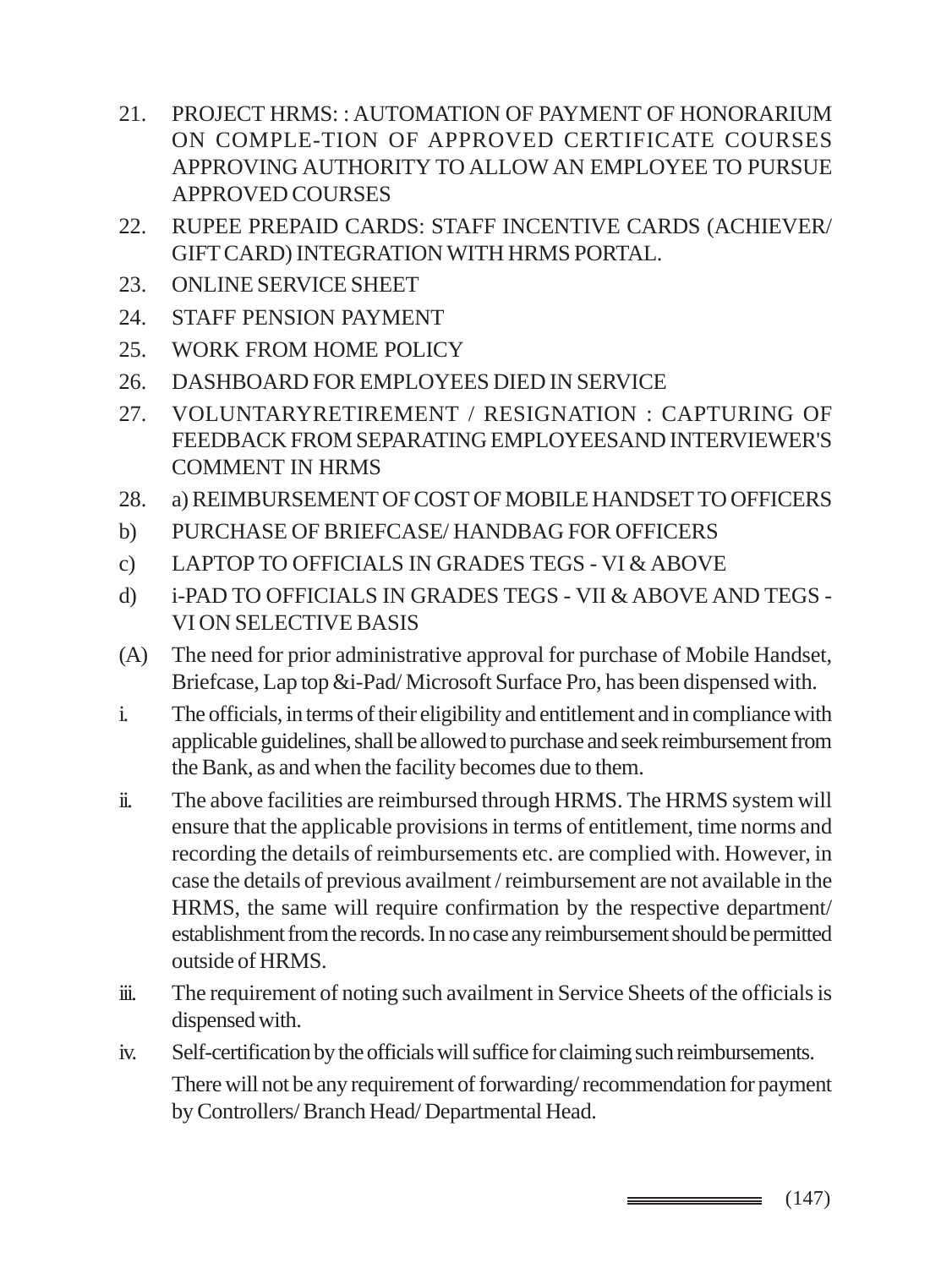21. PROJECT HRMS: : AUTOMATION OF PAYMENT OF HONORARIUM ON COMPLE-TION OF APPROVED CERTIFICATE COURSES APPROVING AUTHORITY TO ALLOW AN EMPLOYEE TO PURSUE APPROVED COURSES
22. RUPEE PREPAID CARDS: STAFF INCENTIVE CARDS (ACHIEVER/ GIFT CARD) INTEGRATION WITH HRMS PORTAL.
23. ONLINE SERVICE SHEET
24. STAFF PENSION PAYMENT
25. WORK FROM HOME POLICY
26. DASHBOARD FOR EMPLOYEES DIED IN SERVICE
27. VOLUNTARYRETIREMENT / RESIGNATION : CAPTURING OF FEEDBACK FROM SEPARATING EMPLOYEESAND INTERVIEWER'S COMMENT IN HRMS
28. a) REIMBURSEMENT OF COST OF MOBILE HANDSET TO OFFICERS

b) PURCHASE OF BRIEFCASE/ HANDBAG FOR OFFICERS

c) LAPTOP TO OFFICIALS IN GRADES TEGS - VI & ABOVE

d) i-PAD TO OFFICIALS IN GRADES TEGS - VII & ABOVE AND TEGS - VI ON SELECTIVE BASIS

(A) The need for prior administrative approval for purchase of Mobile Handset, Briefcase, Lap top &i-Pad/ Microsoft Surface Pro, has been dispensed with.

i. The officials, in terms of their eligibility and entitlement and in compliance with applicable guidelines, shall be allowed to purchase and seek reimbursement from the Bank, as and when the facility becomes due to them.

ii. The above facilities are reimbursed through HRMS. The HRMS system will ensure that the applicable provisions in terms of entitlement, time norms and recording the details of reimbursements etc. are complied with. However, in case the details of previous availment / reimbursement are not available in the HRMS, the same will require confirmation by the respective department/ establishment from the records. In no case any reimbursement should be permitted outside of HRMS.

iii. The requirement of noting such availment in Service Sheets of the officials is dispensed with.

iv. Self-certification by the officials will suffice for claiming such reimbursements. There will not be any requirement of forwarding/ recommendation for payment by Controllers/ Branch Head/ Departmental Head.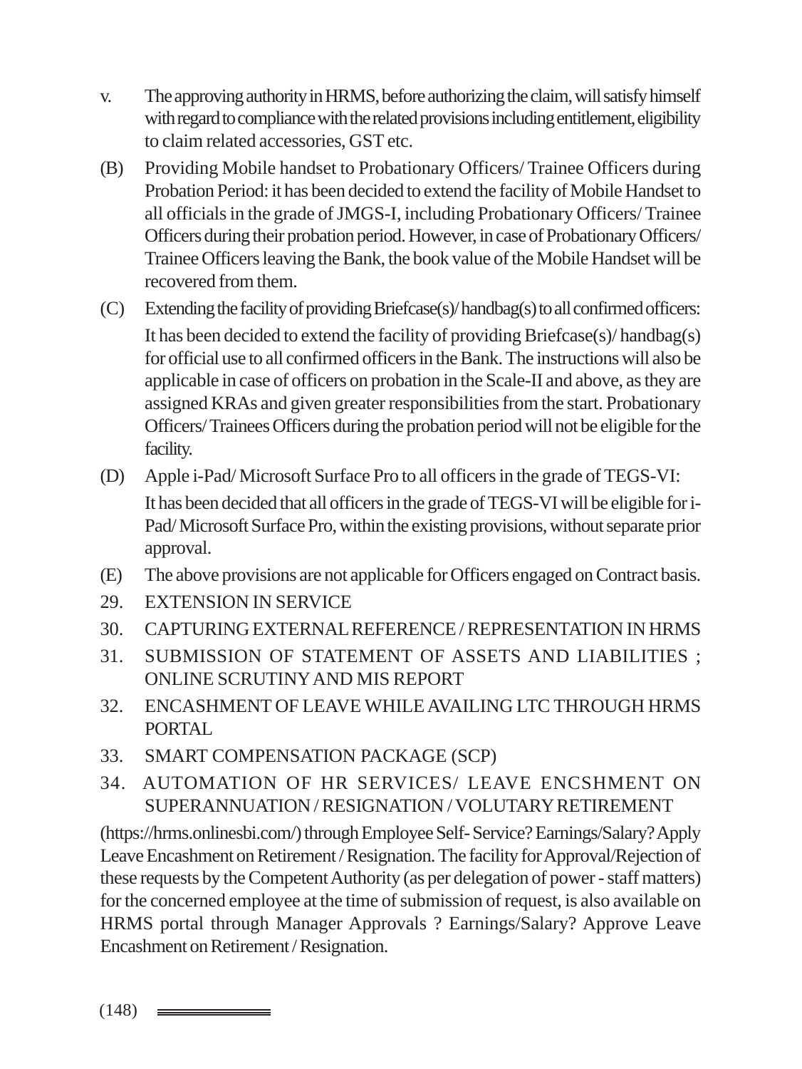v. The approving authority in HRMS, before authorizing the claim, will satisfy himself with regard to compliance with the related provisions including entitlement, eligibility to claim related accessories, GST etc.

(B) Providing Mobile handset to Probationary Officers/ Trainee Officers during Probation Period: it has been decided to extend the facility of Mobile Handset to all officials in the grade of JMGS-I, including Probationary Officers/ Trainee Officers during their probation period. However, in case of Probationary Officers/ Trainee Officers leaving the Bank, the book value of the Mobile Handset will be recovered from them.

(C) Extending the facility of providing Briefcase(s)/ handbag(s) to all confirmed officers:

It has been decided to extend the facility of providing Briefcase(s)/ handbag(s) for official use to all confirmed officers in the Bank. The instructions will also be applicable in case of officers on probation in the Scale-II and above, as they are assigned KRAs and given greater responsibilities from the start. Probationary Officers/ Trainees Officers during the probation period will not be eligible for the facility.

(D) Apple i-Pad/ Microsoft Surface Pro to all officers in the grade of TEGS-VI:

It has been decided that all officers in the grade of TEGS-VI will be eligible for i-Pad/ Microsoft Surface Pro, within the existing provisions, without separate prior approval.

(E) The above provisions are not applicable for Officers engaged on Contract basis.

29. EXTENSION IN SERVICE

30. CAPTURING EXTERNAL REFERENCE / REPRESENTATION IN HRMS

31. SUBMISSION OF STATEMENT OF ASSETS AND LIABILITIES ; ONLINE SCRUTINY AND MIS REPORT

32. ENCASHMENT OF LEAVE WHILE AVAILING LTC THROUGH HRMS PORTAL

33. SMART COMPENSATION PACKAGE (SCP)

34. AUTOMATION OF HR SERVICES/ LEAVE ENCSHMENT ON SUPERANNUATION / RESIGNATION / VOLUTARY RETIREMENT

(https://hrms.onlinesbi.com/) through Employee Self- Service? Earnings/Salary? Apply Leave Encashment on Retirement / Resignation. The facility for Approval/Rejection of these requests by the Competent Authority (as per delegation of power - staff matters) for the concerned employee at the time of submission of request, is also available on HRMS portal through Manager Approvals ? Earnings/Salary? Approve Leave Encashment on Retirement / Resignation.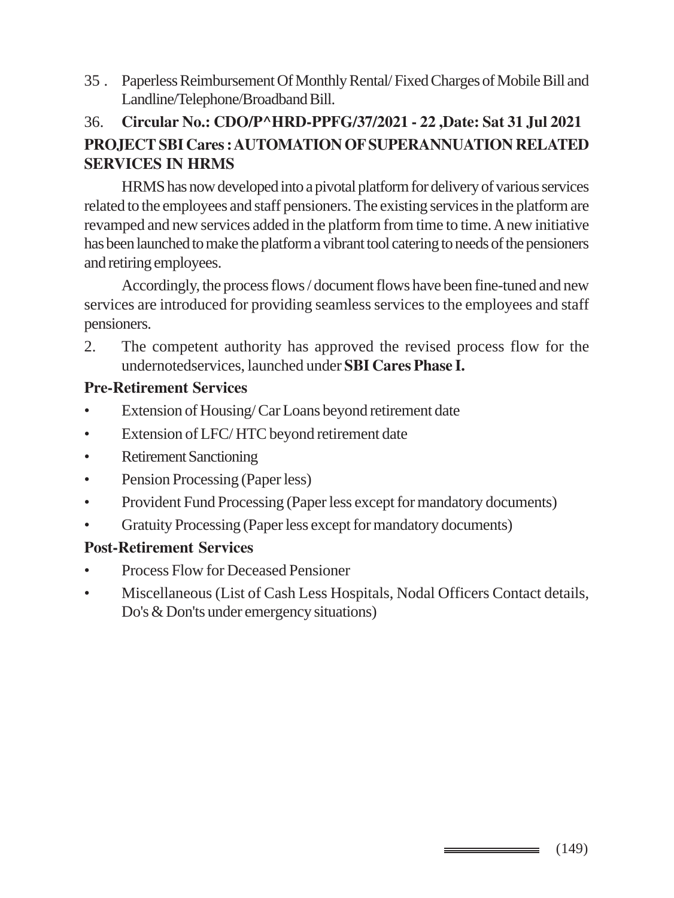35 . Paperless Reimbursement Of Monthly Rental/ Fixed Charges of Mobile Bill and Landline/Telephone/Broadband Bill.

36. **Circular No.: CDO/P^HRD-PPFG/37/2021 - 22 ,Date: Sat 31 Jul 2021**

**PROJECT SBI Cares : AUTOMATION OF SUPERANNUATION RELATED SERVICES IN HRMS**

HRMS has now developed into a pivotal platform for delivery of various services related to the employees and staff pensioners. The existing services in the platform are revamped and new services added in the platform from time to time. A new initiative has been launched to make the platform a vibrant tool catering to needs of the pensioners and retiring employees.

Accordingly, the process flows / document flows have been fine-tuned and new services are introduced for providing seamless services to the employees and staff pensioners.

2. The competent authority has approved the revised process flow for the undernotedservices, launched under **SBI Cares Phase I.**

**Pre-Retirement Services**

- Extension of Housing/ Car Loans beyond retirement date
- Extension of LFC/ HTC beyond retirement date
- Retirement Sanctioning
- Pension Processing (Paper less)
- Provident Fund Processing (Paper less except for mandatory documents)
- Gratuity Processing (Paper less except for mandatory documents)

**Post-Retirement Services**

- Process Flow for Deceased Pensioner
- Miscellaneous (List of Cash Less Hospitals, Nodal Officers Contact details, Do's & Don'ts under emergency situations)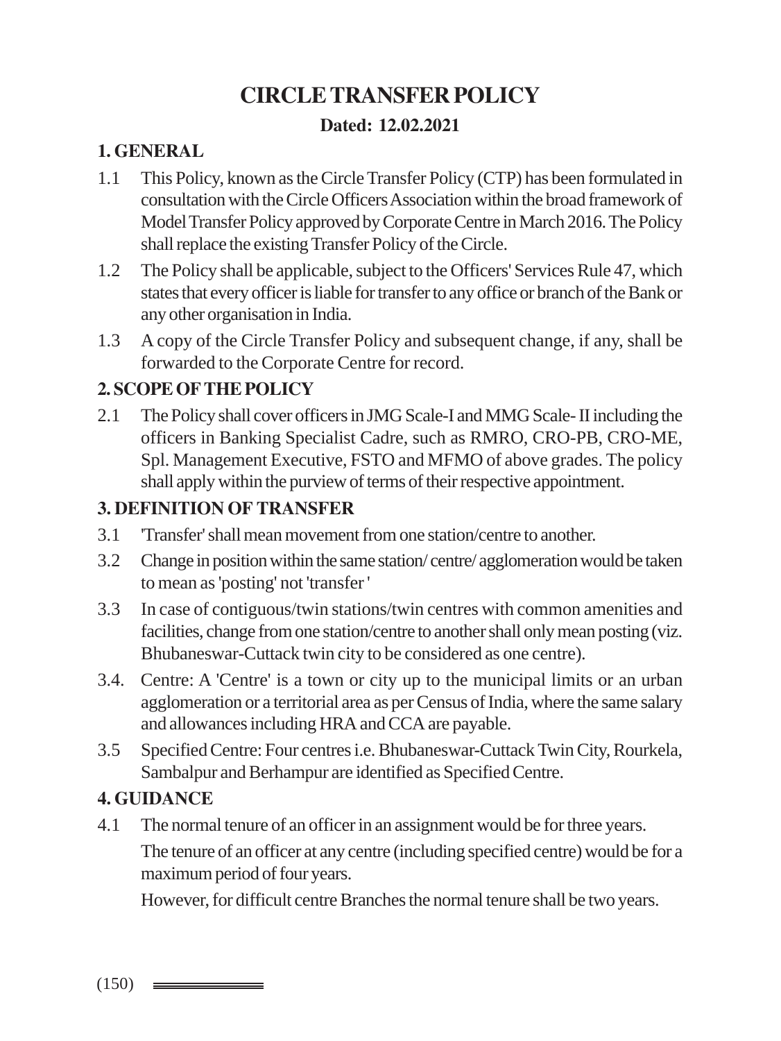# CIRCLE TRANSFER POLICY

**Dated: 12.02.2021**

## 1. GENERAL

1.1 This Policy, known as the Circle Transfer Policy (CTP) has been formulated in consultation with the Circle Officers Association within the broad framework of Model Transfer Policy approved by Corporate Centre in March 2016. The Policy shall replace the existing Transfer Policy of the Circle.

1.2 The Policy shall be applicable, subject to the Officers' Services Rule 47, which states that every officer is liable for transfer to any office or branch of the Bank or any other organisation in India.

1.3 A copy of the Circle Transfer Policy and subsequent change, if any, shall be forwarded to the Corporate Centre for record.

## 2. SCOPE OF THE POLICY

2.1 The Policy shall cover officers in JMG Scale-I and MMG Scale- II including the officers in Banking Specialist Cadre, such as RMRO, CRO-PB, CRO-ME, Spl. Management Executive, FSTO and MFMO of above grades. The policy shall apply within the purview of terms of their respective appointment.

## 3. DEFINITION OF TRANSFER

3.1 'Transfer' shall mean movement from one station/centre to another.

3.2 Change in position within the same station/ centre/ agglomeration would be taken to mean as 'posting' not 'transfer '

3.3 In case of contiguous/twin stations/twin centres with common amenities and facilities, change from one station/centre to another shall only mean posting (viz. Bhubaneswar-Cuttack twin city to be considered as one centre).

3.4. Centre: A 'Centre' is a town or city up to the municipal limits or an urban agglomeration or a territorial area as per Census of India, where the same salary and allowances including HRA and CCA are payable.

3.5 Specified Centre: Four centres i.e. Bhubaneswar-Cuttack Twin City, Rourkela, Sambalpur and Berhampur are identified as Specified Centre.

## 4. GUIDANCE

4.1 The normal tenure of an officer in an assignment would be for three years.

The tenure of an officer at any centre (including specified centre) would be for a maximum period of four years.

However, for difficult centre Branches the normal tenure shall be two years.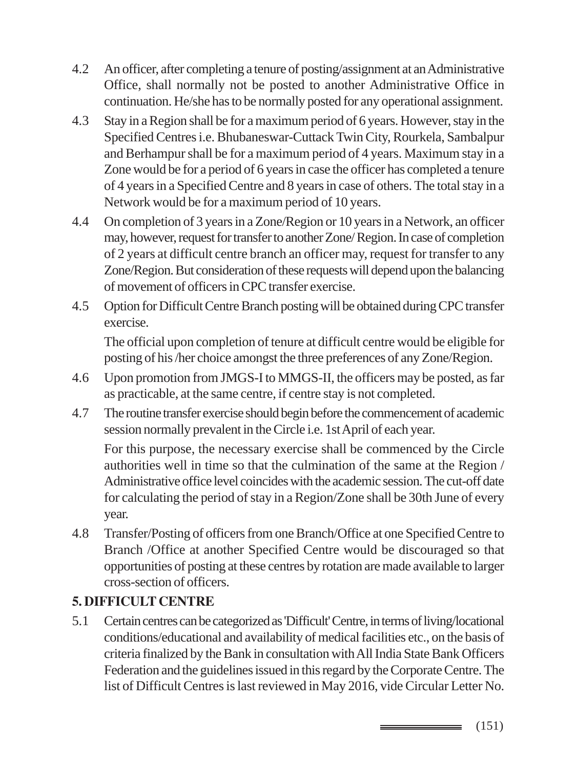4.2 An officer, after completing a tenure of posting/assignment at an Administrative Office, shall normally not be posted to another Administrative Office in continuation. He/she has to be normally posted for any operational assignment.

4.3 Stay in a Region shall be for a maximum period of 6 years. However, stay in the Specified Centres i.e. Bhubaneswar-Cuttack Twin City, Rourkela, Sambalpur and Berhampur shall be for a maximum period of 4 years. Maximum stay in a Zone would be for a period of 6 years in case the officer has completed a tenure of 4 years in a Specified Centre and 8 years in case of others. The total stay in a Network would be for a maximum period of 10 years.

4.4 On completion of 3 years in a Zone/Region or 10 years in a Network, an officer may, however, request for transfer to another Zone/ Region. In case of completion of 2 years at difficult centre branch an officer may, request for transfer to any Zone/Region. But consideration of these requests will depend upon the balancing of movement of officers in CPC transfer exercise.

4.5 Option for Difficult Centre Branch posting will be obtained during CPC transfer exercise.

The official upon completion of tenure at difficult centre would be eligible for posting of his /her choice amongst the three preferences of any Zone/Region.

4.6 Upon promotion from JMGS-I to MMGS-II, the officers may be posted, as far as practicable, at the same centre, if centre stay is not completed.

4.7 The routine transfer exercise should begin before the commencement of academic session normally prevalent in the Circle i.e. 1st April of each year.

For this purpose, the necessary exercise shall be commenced by the Circle authorities well in time so that the culmination of the same at the Region / Administrative office level coincides with the academic session. The cut-off date for calculating the period of stay in a Region/Zone shall be 30th June of every year.

4.8 Transfer/Posting of officers from one Branch/Office at one Specified Centre to Branch /Office at another Specified Centre would be discouraged so that opportunities of posting at these centres by rotation are made available to larger cross-section of officers.

**5. DIFFICULT CENTRE**

5.1 Certain centres can be categorized as 'Difficult' Centre, in terms of living/locational conditions/educational and availability of medical facilities etc., on the basis of criteria finalized by the Bank in consultation with All India State Bank Officers Federation and the guidelines issued in this regard by the Corporate Centre. The list of Difficult Centres is last reviewed in May 2016, vide Circular Letter No.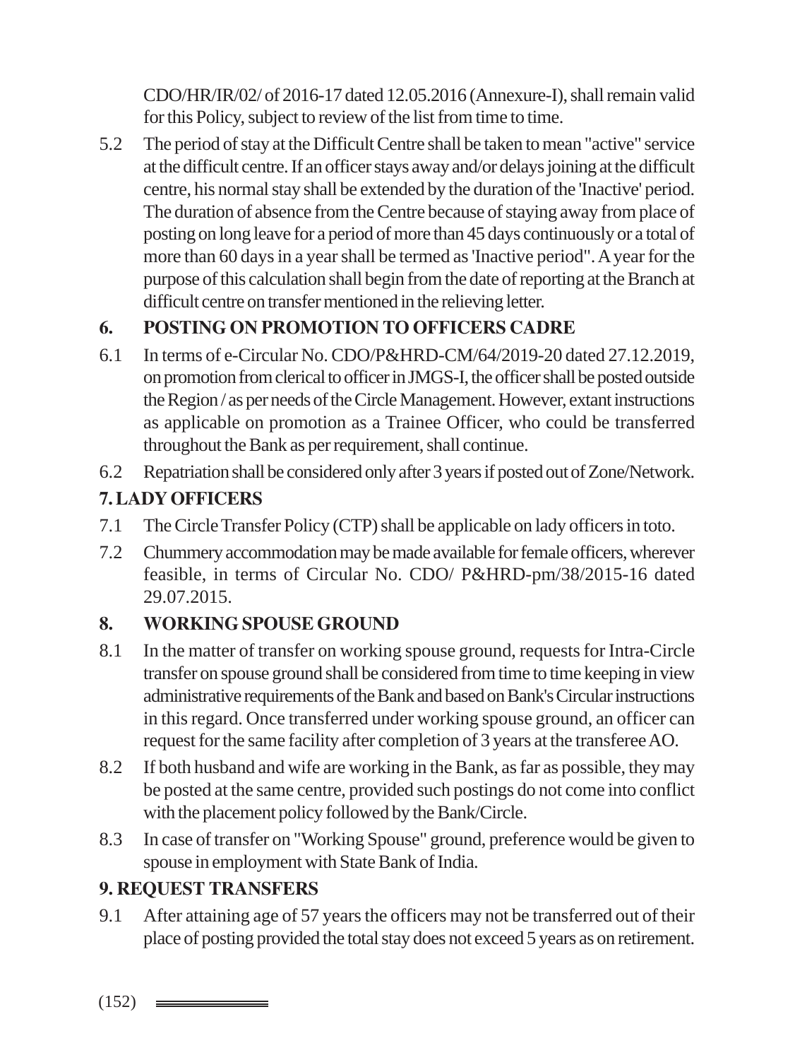CDO/HR/IR/02/ of 2016-17 dated 12.05.2016 (Annexure-I), shall remain valid for this Policy, subject to review of the list from time to time.

5.2 The period of stay at the Difficult Centre shall be taken to mean "active" service at the difficult centre. If an officer stays away and/or delays joining at the difficult centre, his normal stay shall be extended by the duration of the 'Inactive' period. The duration of absence from the Centre because of staying away from place of posting on long leave for a period of more than 45 days continuously or a total of more than 60 days in a year shall be termed as 'Inactive period". A year for the purpose of this calculation shall begin from the date of reporting at the Branch at difficult centre on transfer mentioned in the relieving letter.

## 6. POSTING ON PROMOTION TO OFFICERS CADRE

6.1 In terms of e-Circular No. CDO/P&HRD-CM/64/2019-20 dated 27.12.2019, on promotion from clerical to officer in JMGS-I, the officer shall be posted outside the Region / as per needs of the Circle Management. However, extant instructions as applicable on promotion as a Trainee Officer, who could be transferred throughout the Bank as per requirement, shall continue.

6.2 Repatriation shall be considered only after 3 years if posted out of Zone/Network.

## 7. LADY OFFICERS

7.1 The Circle Transfer Policy (CTP) shall be applicable on lady officers in toto.

7.2 Chummery accommodation may be made available for female officers, wherever feasible, in terms of Circular No. CDO/ P&HRD-pm/38/2015-16 dated 29.07.2015.

## 8. WORKING SPOUSE GROUND

8.1 In the matter of transfer on working spouse ground, requests for Intra-Circle transfer on spouse ground shall be considered from time to time keeping in view administrative requirements of the Bank and based on Bank's Circular instructions in this regard. Once transferred under working spouse ground, an officer can request for the same facility after completion of 3 years at the transferee AO.

8.2 If both husband and wife are working in the Bank, as far as possible, they may be posted at the same centre, provided such postings do not come into conflict with the placement policy followed by the Bank/Circle.

8.3 In case of transfer on "Working Spouse" ground, preference would be given to spouse in employment with State Bank of India.

## 9. REQUEST TRANSFERS

9.1 After attaining age of 57 years the officers may not be transferred out of their place of posting provided the total stay does not exceed 5 years as on retirement.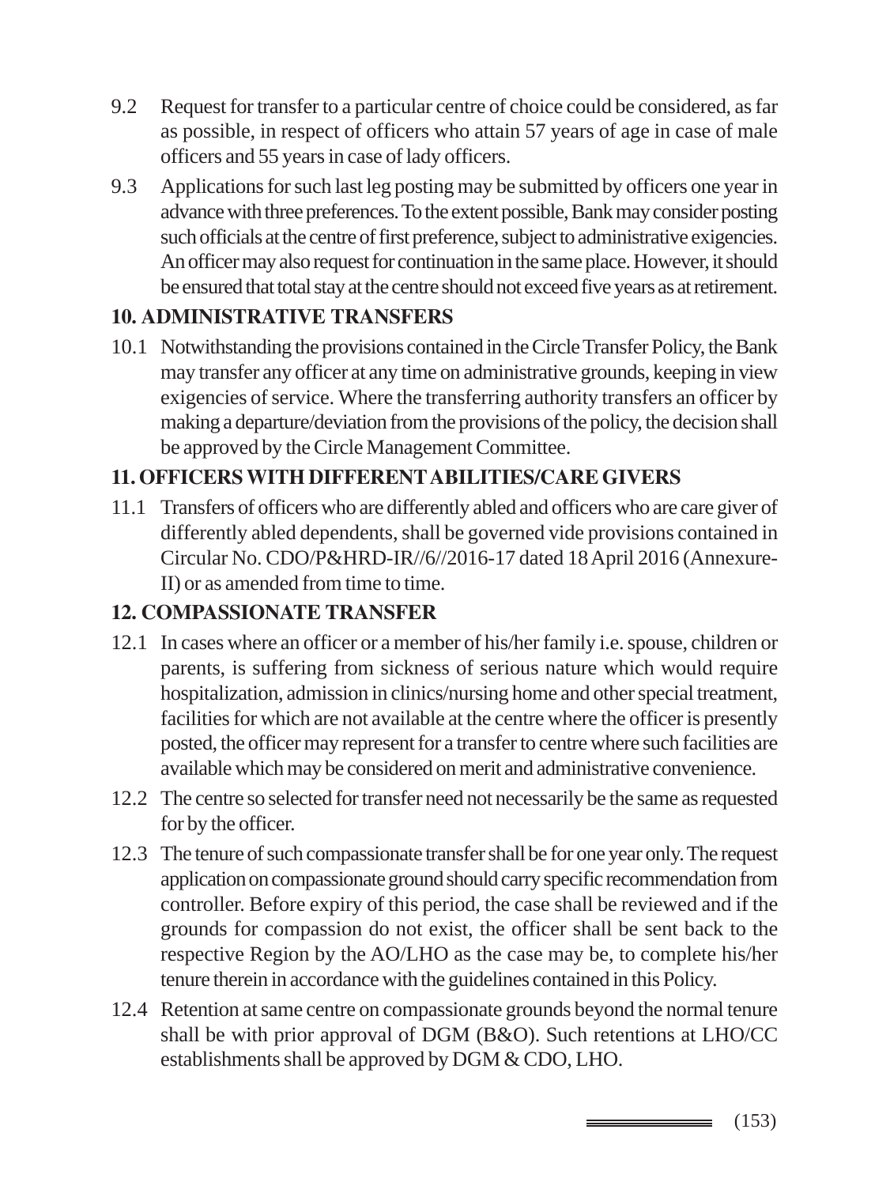9.2 Request for transfer to a particular centre of choice could be considered, as far as possible, in respect of officers who attain 57 years of age in case of male officers and 55 years in case of lady officers.

9.3 Applications for such last leg posting may be submitted by officers one year in advance with three preferences. To the extent possible, Bank may consider posting such officials at the centre of first preference, subject to administrative exigencies. An officer may also request for continuation in the same place. However, it should be ensured that total stay at the centre should not exceed five years as at retirement.

## 10. ADMINISTRATIVE TRANSFERS

10.1 Notwithstanding the provisions contained in the Circle Transfer Policy, the Bank may transfer any officer at any time on administrative grounds, keeping in view exigencies of service. Where the transferring authority transfers an officer by making a departure/deviation from the provisions of the policy, the decision shall be approved by the Circle Management Committee.

## 11. OFFICERS WITH DIFFERENT ABILITIES/CARE GIVERS

11.1 Transfers of officers who are differently abled and officers who are care giver of differently abled dependents, shall be governed vide provisions contained in Circular No. CDO/P&HRD-IR//6//2016-17 dated 18 April 2016 (Annexure-II) or as amended from time to time.

## 12. COMPASSIONATE TRANSFER

12.1 In cases where an officer or a member of his/her family i.e. spouse, children or parents, is suffering from sickness of serious nature which would require hospitalization, admission in clinics/nursing home and other special treatment, facilities for which are not available at the centre where the officer is presently posted, the officer may represent for a transfer to centre where such facilities are available which may be considered on merit and administrative convenience.

12.2 The centre so selected for transfer need not necessarily be the same as requested for by the officer.

12.3 The tenure of such compassionate transfer shall be for one year only. The request application on compassionate ground should carry specific recommendation from controller. Before expiry of this period, the case shall be reviewed and if the grounds for compassion do not exist, the officer shall be sent back to the respective Region by the AO/LHO as the case may be, to complete his/her tenure therein in accordance with the guidelines contained in this Policy.

12.4 Retention at same centre on compassionate grounds beyond the normal tenure shall be with prior approval of DGM (B&O). Such retentions at LHO/CC establishments shall be approved by DGM & CDO, LHO.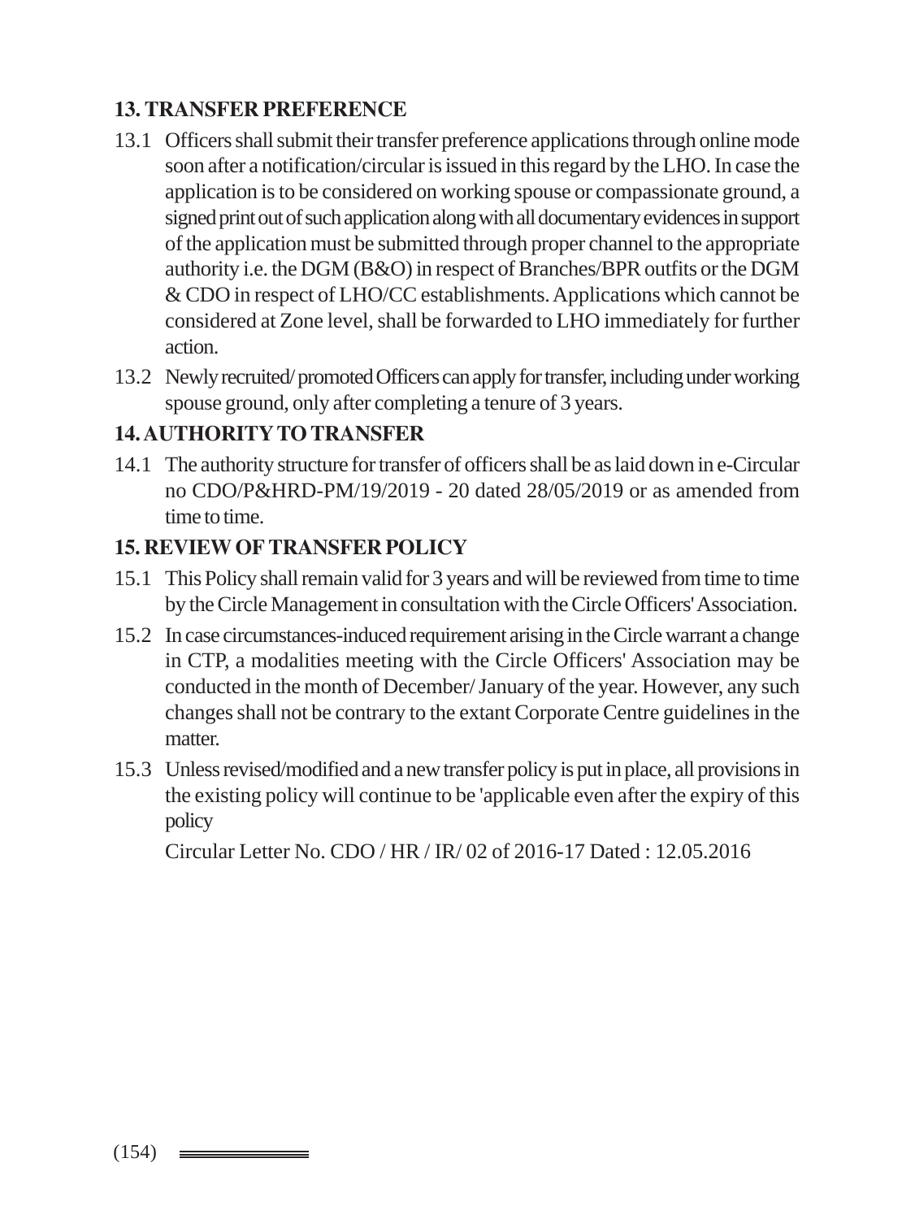## 13. TRANSFER PREFERENCE

13.1 Officers shall submit their transfer preference applications through online mode soon after a notification/circular is issued in this regard by the LHO. In case the application is to be considered on working spouse or compassionate ground, a signed print out of such application along with all documentary evidences in support of the application must be submitted through proper channel to the appropriate authority i.e. the DGM (B&O) in respect of Branches/BPR outfits or the DGM & CDO in respect of LHO/CC establishments. Applications which cannot be considered at Zone level, shall be forwarded to LHO immediately for further action.

13.2 Newly recruited/ promoted Officers can apply for transfer, including under working spouse ground, only after completing a tenure of 3 years.

## 14. AUTHORITY TO TRANSFER

14.1 The authority structure for transfer of officers shall be as laid down in e-Circular no CDO/P&HRD-PM/19/2019 - 20 dated 28/05/2019 or as amended from time to time.

## 15. REVIEW OF TRANSFER POLICY

15.1 This Policy shall remain valid for 3 years and will be reviewed from time to time by the Circle Management in consultation with the Circle Officers' Association.

15.2 In case circumstances-induced requirement arising in the Circle warrant a change in CTP, a modalities meeting with the Circle Officers' Association may be conducted in the month of December/ January of the year. However, any such changes shall not be contrary to the extant Corporate Centre guidelines in the matter.

15.3 Unless revised/modified and a new transfer policy is put in place, all provisions in the existing policy will continue to be 'applicable even after the expiry of this policy

Circular Letter No. CDO / HR / IR/ 02 of 2016-17 Dated : 12.05.2016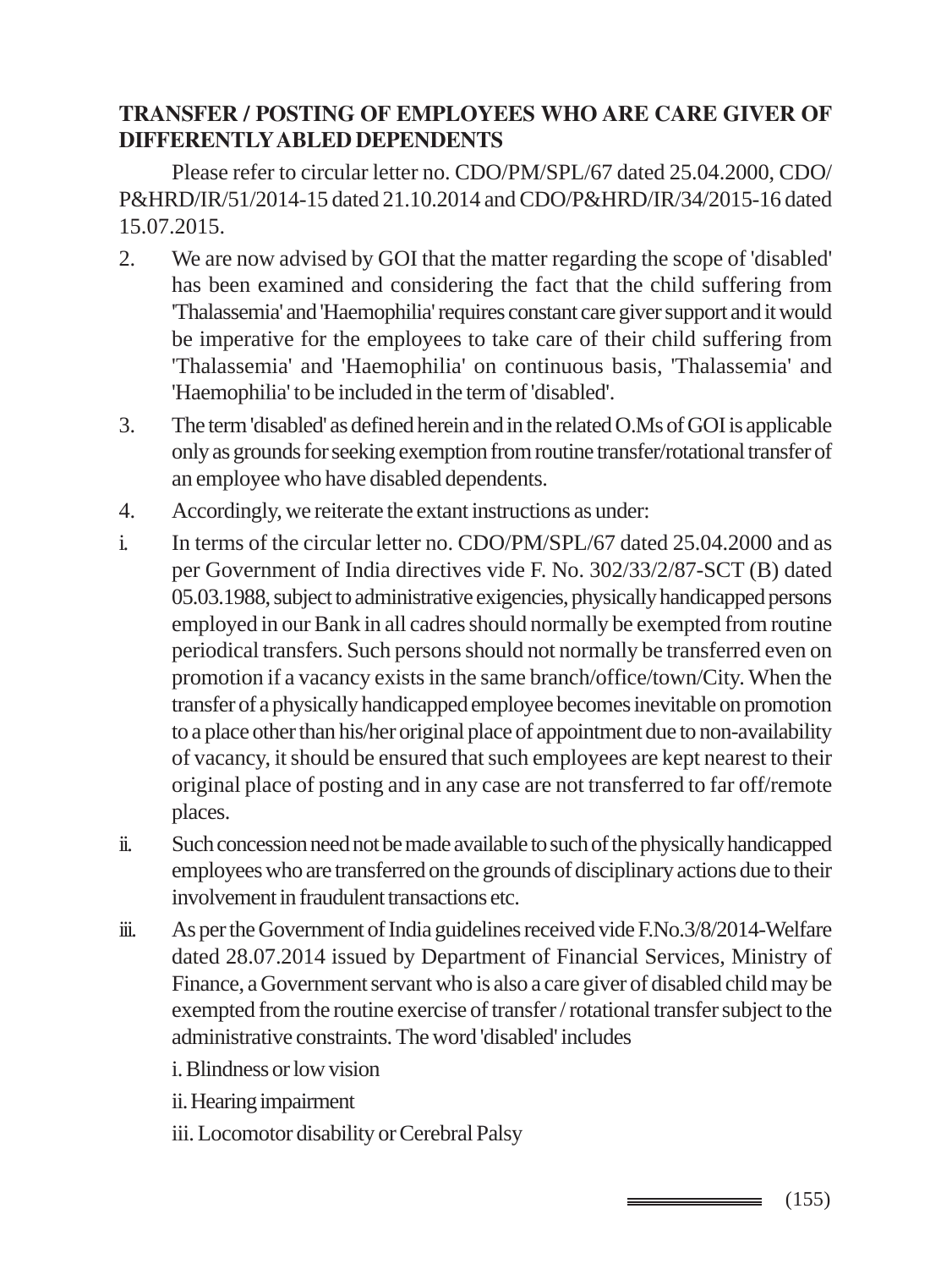## TRANSFER / POSTING OF EMPLOYEES WHO ARE CARE GIVER OF DIFFERENTLY ABLED DEPENDENTS

Please refer to circular letter no. CDO/PM/SPL/67 dated 25.04.2000, CDO/P&HRD/IR/51/2014-15 dated 21.10.2014 and CDO/P&HRD/IR/34/2015-16 dated 15.07.2015.

2. We are now advised by GOI that the matter regarding the scope of 'disabled' has been examined and considering the fact that the child suffering from 'Thalassemia' and 'Haemophilia' requires constant care giver support and it would be imperative for the employees to take care of their child suffering from 'Thalassemia' and 'Haemophilia' on continuous basis, 'Thalassemia' and 'Haemophilia' to be included in the term of 'disabled'.

3. The term 'disabled' as defined herein and in the related O.Ms of GOI is applicable only as grounds for seeking exemption from routine transfer/rotational transfer of an employee who have disabled dependents.

4. Accordingly, we reiterate the extant instructions as under:

i. In terms of the circular letter no. CDO/PM/SPL/67 dated 25.04.2000 and as per Government of India directives vide F. No. 302/33/2/87-SCT (B) dated 05.03.1988, subject to administrative exigencies, physically handicapped persons employed in our Bank in all cadres should normally be exempted from routine periodical transfers. Such persons should not normally be transferred even on promotion if a vacancy exists in the same branch/office/town/City. When the transfer of a physically handicapped employee becomes inevitable on promotion to a place other than his/her original place of appointment due to non-availability of vacancy, it should be ensured that such employees are kept nearest to their original place of posting and in any case are not transferred to far off/remote places.

ii. Such concession need not be made available to such of the physically handicapped employees who are transferred on the grounds of disciplinary actions due to their involvement in fraudulent transactions etc.

iii. As per the Government of India guidelines received vide F.No.3/8/2014-Welfare dated 28.07.2014 issued by Department of Financial Services, Ministry of Finance, a Government servant who is also a care giver of disabled child may be exempted from the routine exercise of transfer / rotational transfer subject to the administrative constraints. The word 'disabled' includes

i. Blindness or low vision

ii. Hearing impairment

iii. Locomotor disability or Cerebral Palsy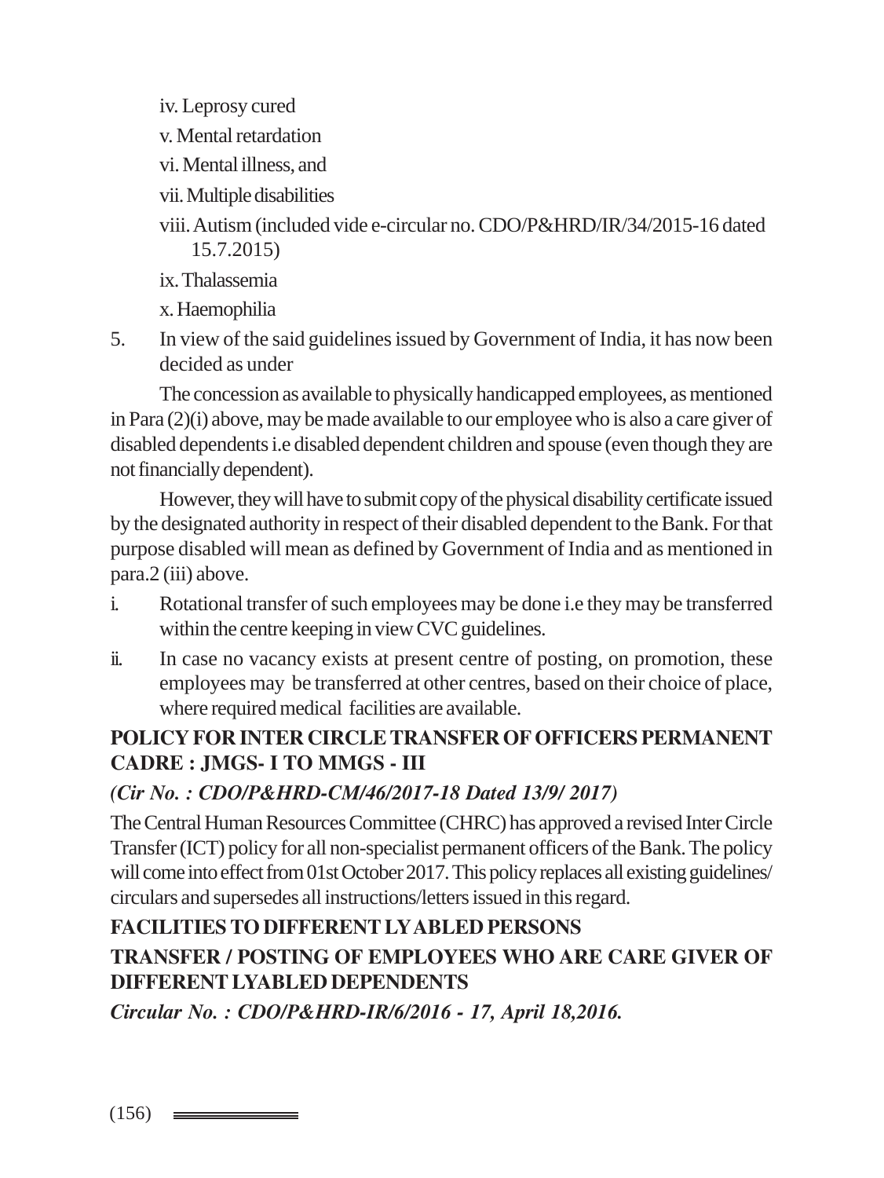iv. Leprosy cured

v. Mental retardation

vi. Mental illness, and

vii. Multiple disabilities

viii. Autism (included vide e-circular no. CDO/P&HRD/IR/34/2015-16 dated 15.7.2015)

ix. Thalassemia

x. Haemophilia

5. In view of the said guidelines issued by Government of India, it has now been decided as under

The concession as available to physically handicapped employees, as mentioned in Para (2)(i) above, may be made available to our employee who is also a care giver of disabled dependents i.e disabled dependent children and spouse (even though they are not financially dependent).

However, they will have to submit copy of the physical disability certificate issued by the designated authority in respect of their disabled dependent to the Bank. For that purpose disabled will mean as defined by Government of India and as mentioned in para.2 (iii) above.

i. Rotational transfer of such employees may be done i.e they may be transferred within the centre keeping in view CVC guidelines.

ii. In case no vacancy exists at present centre of posting, on promotion, these employees may be transferred at other centres, based on their choice of place, where required medical facilities are available.

## POLICY FOR INTER CIRCLE TRANSFER OF OFFICERS PERMANENT CADRE : JMGS- I TO MMGS - III

***(Cir No. : CDO/P&HRD-CM/46/2017-18 Dated 13/9/ 2017)***

The Central Human Resources Committee (CHRC) has approved a revised Inter Circle Transfer (ICT) policy for all non-specialist permanent officers of the Bank. The policy will come into effect from 01st October 2017. This policy replaces all existing guidelines/ circulars and supersedes all instructions/letters issued in this regard.

## FACILITIES TO DIFFERENT LY ABLED PERSONS

## TRANSFER / POSTING OF EMPLOYEES WHO ARE CARE GIVER OF DIFFERENT LYABLED DEPENDENTS

***Circular No. : CDO/P&HRD-IR/6/2016 - 17, April 18,2016.***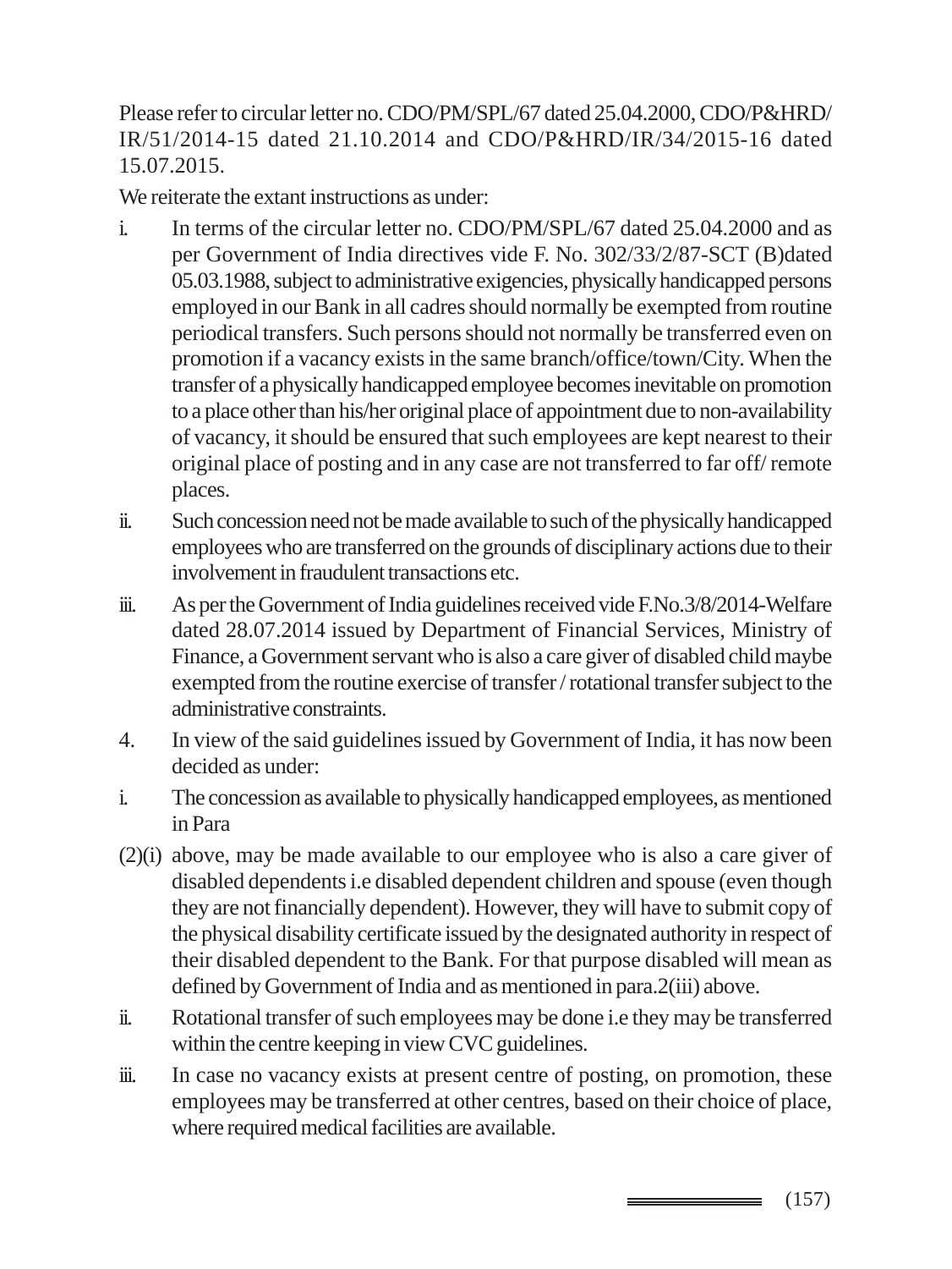Please refer to circular letter no. CDO/PM/SPL/67 dated 25.04.2000, CDO/P&HRD/IR/51/2014-15 dated 21.10.2014 and CDO/P&HRD/IR/34/2015-16 dated 15.07.2015.

We reiterate the extant instructions as under:

i. In terms of the circular letter no. CDO/PM/SPL/67 dated 25.04.2000 and as per Government of India directives vide F. No. 302/33/2/87-SCT (B)dated 05.03.1988, subject to administrative exigencies, physically handicapped persons employed in our Bank in all cadres should normally be exempted from routine periodical transfers. Such persons should not normally be transferred even on promotion if a vacancy exists in the same branch/office/town/City. When the transfer of a physically handicapped employee becomes inevitable on promotion to a place other than his/her original place of appointment due to non-availability of vacancy, it should be ensured that such employees are kept nearest to their original place of posting and in any case are not transferred to far off/ remote places.

ii. Such concession need not be made available to such of the physically handicapped employees who are transferred on the grounds of disciplinary actions due to their involvement in fraudulent transactions etc.

iii. As per the Government of India guidelines received vide F.No.3/8/2014-Welfare dated 28.07.2014 issued by Department of Financial Services, Ministry of Finance, a Government servant who is also a care giver of disabled child maybe exempted from the routine exercise of transfer / rotational transfer subject to the administrative constraints.

4. In view of the said guidelines issued by Government of India, it has now been decided as under:

i. The concession as available to physically handicapped employees, as mentioned in Para

(2)(i) above, may be made available to our employee who is also a care giver of disabled dependents i.e disabled dependent children and spouse (even though they are not financially dependent). However, they will have to submit copy of the physical disability certificate issued by the designated authority in respect of their disabled dependent to the Bank. For that purpose disabled will mean as defined by Government of India and as mentioned in para.2(iii) above.

ii. Rotational transfer of such employees may be done i.e they may be transferred within the centre keeping in view CVC guidelines.

iii. In case no vacancy exists at present centre of posting, on promotion, these employees may be transferred at other centres, based on their choice of place, where required medical facilities are available.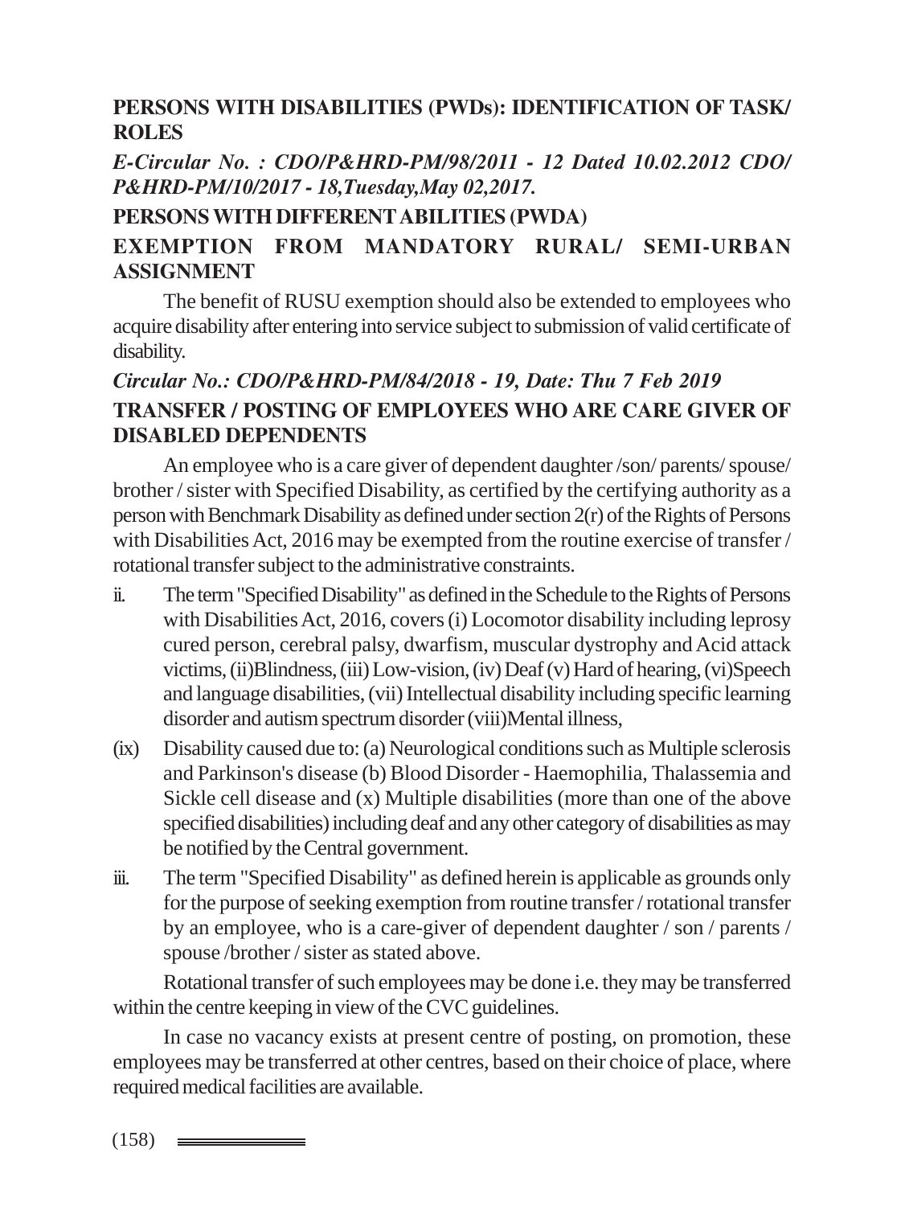## PERSONS WITH DISABILITIES (PWDs): IDENTIFICATION OF TASK/ ROLES

*E-Circular No. : CDO/P&HRD-PM/98/2011 - 12 Dated 10.02.2012 CDO/ P&HRD-PM/10/2017 - 18,Tuesday,May 02,2017.*

## PERSONS WITH DIFFERENT ABILITIES (PWDA)

## EXEMPTION FROM MANDATORY RURAL/ SEMI-URBAN ASSIGNMENT

The benefit of RUSU exemption should also be extended to employees who acquire disability after entering into service subject to submission of valid certificate of disability.

*Circular No.: CDO/P&HRD-PM/84/2018 - 19, Date: Thu 7 Feb 2019*

## TRANSFER / POSTING OF EMPLOYEES WHO ARE CARE GIVER OF DISABLED DEPENDENTS

An employee who is a care giver of dependent daughter /son/ parents/ spouse/ brother / sister with Specified Disability, as certified by the certifying authority as a person with Benchmark Disability as defined under section 2(r) of the Rights of Persons with Disabilities Act, 2016 may be exempted from the routine exercise of transfer / rotational transfer subject to the administrative constraints.

ii. The term "Specified Disability" as defined in the Schedule to the Rights of Persons with Disabilities Act, 2016, covers (i) Locomotor disability including leprosy cured person, cerebral palsy, dwarfism, muscular dystrophy and Acid attack victims, (ii)Blindness, (iii) Low-vision, (iv) Deaf (v) Hard of hearing, (vi)Speech and language disabilities, (vii) Intellectual disability including specific learning disorder and autism spectrum disorder (viii)Mental illness,

(ix) Disability caused due to: (a) Neurological conditions such as Multiple sclerosis and Parkinson's disease (b) Blood Disorder - Haemophilia, Thalassemia and Sickle cell disease and (x) Multiple disabilities (more than one of the above specified disabilities) including deaf and any other category of disabilities as may be notified by the Central government.

iii. The term "Specified Disability" as defined herein is applicable as grounds only for the purpose of seeking exemption from routine transfer / rotational transfer by an employee, who is a care-giver of dependent daughter / son / parents / spouse /brother / sister as stated above.

Rotational transfer of such employees may be done i.e. they may be transferred within the centre keeping in view of the CVC guidelines.

In case no vacancy exists at present centre of posting, on promotion, these employees may be transferred at other centres, based on their choice of place, where required medical facilities are available.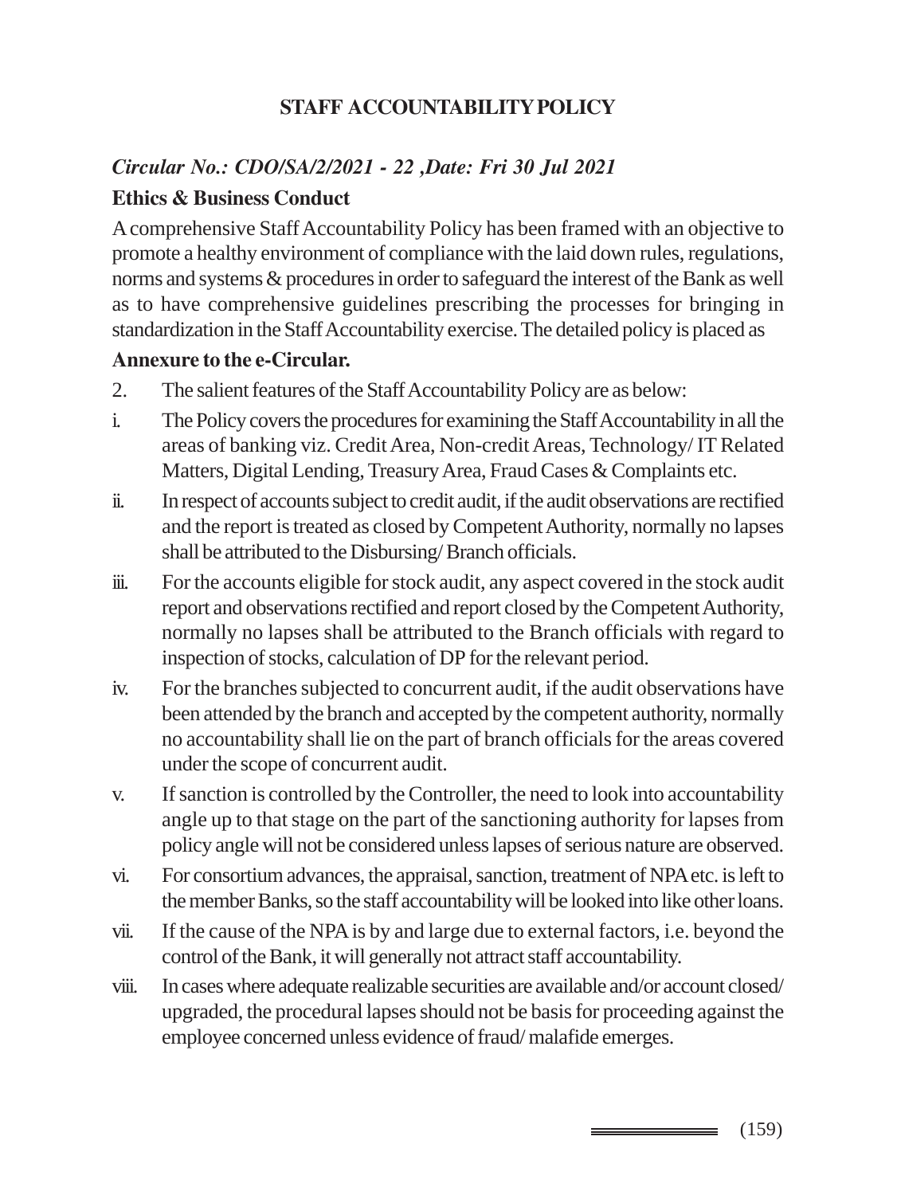## STAFF ACCOUNTABILITY POLICY

*Circular No.: CDO/SA/2/2021 - 22 ,Date: Fri 30 Jul 2021*

**Ethics & Business Conduct**

A comprehensive Staff Accountability Policy has been framed with an objective to promote a healthy environment of compliance with the laid down rules, regulations, norms and systems & procedures in order to safeguard the interest of the Bank as well as to have comprehensive guidelines prescribing the processes for bringing in standardization in the Staff Accountability exercise. The detailed policy is placed as

**Annexure to the e-Circular.**

2. The salient features of the Staff Accountability Policy are as below:

i. The Policy covers the procedures for examining the Staff Accountability in all the areas of banking viz. Credit Area, Non-credit Areas, Technology/ IT Related Matters, Digital Lending, Treasury Area, Fraud Cases & Complaints etc.

ii. In respect of accounts subject to credit audit, if the audit observations are rectified and the report is treated as closed by Competent Authority, normally no lapses shall be attributed to the Disbursing/ Branch officials.

iii. For the accounts eligible for stock audit, any aspect covered in the stock audit report and observations rectified and report closed by the Competent Authority, normally no lapses shall be attributed to the Branch officials with regard to inspection of stocks, calculation of DP for the relevant period.

iv. For the branches subjected to concurrent audit, if the audit observations have been attended by the branch and accepted by the competent authority, normally no accountability shall lie on the part of branch officials for the areas covered under the scope of concurrent audit.

v. If sanction is controlled by the Controller, the need to look into accountability angle up to that stage on the part of the sanctioning authority for lapses from policy angle will not be considered unless lapses of serious nature are observed.

vi. For consortium advances, the appraisal, sanction, treatment of NPA etc. is left to the member Banks, so the staff accountability will be looked into like other loans.

vii. If the cause of the NPA is by and large due to external factors, i.e. beyond the control of the Bank, it will generally not attract staff accountability.

viii. In cases where adequate realizable securities are available and/or account closed/ upgraded, the procedural lapses should not be basis for proceeding against the employee concerned unless evidence of fraud/ malafide emerges.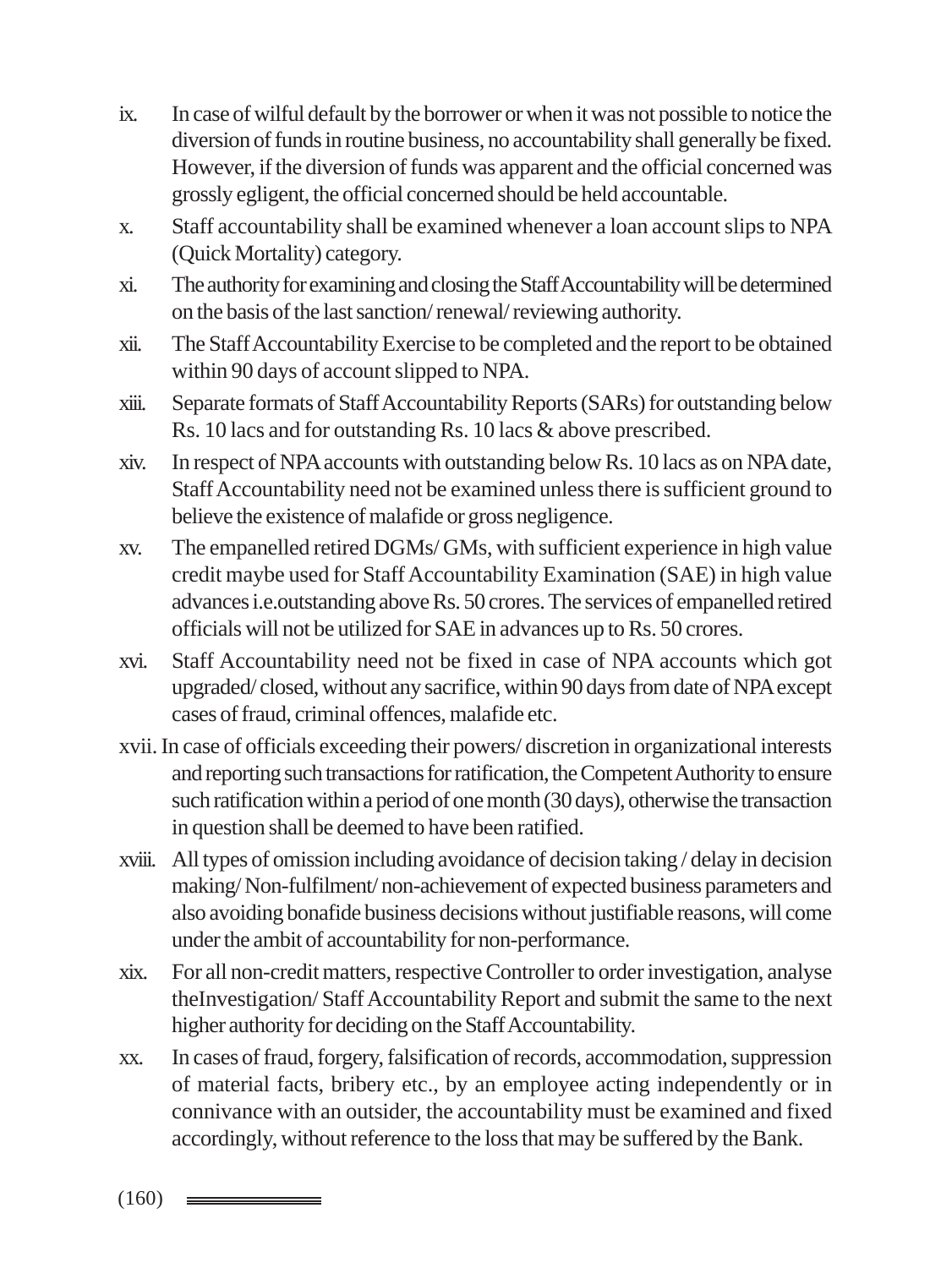ix. In case of wilful default by the borrower or when it was not possible to notice the diversion of funds in routine business, no accountability shall generally be fixed. However, if the diversion of funds was apparent and the official concerned was grossly egligent, the official concerned should be held accountable.

x. Staff accountability shall be examined whenever a loan account slips to NPA (Quick Mortality) category.

xi. The authority for examining and closing the Staff Accountability will be determined on the basis of the last sanction/ renewal/ reviewing authority.

xii. The Staff Accountability Exercise to be completed and the report to be obtained within 90 days of account slipped to NPA.

xiii. Separate formats of Staff Accountability Reports (SARs) for outstanding below Rs. 10 lacs and for outstanding Rs. 10 lacs & above prescribed.

xiv. In respect of NPA accounts with outstanding below Rs. 10 lacs as on NPA date, Staff Accountability need not be examined unless there is sufficient ground to believe the existence of malafide or gross negligence.

xv. The empanelled retired DGMs/ GMs, with sufficient experience in high value credit maybe used for Staff Accountability Examination (SAE) in high value advances i.e.outstanding above Rs. 50 crores. The services of empanelled retired officials will not be utilized for SAE in advances up to Rs. 50 crores.

xvi. Staff Accountability need not be fixed in case of NPA accounts which got upgraded/ closed, without any sacrifice, within 90 days from date of NPA except cases of fraud, criminal offences, malafide etc.

xvii. In case of officials exceeding their powers/ discretion in organizational interests and reporting such transactions for ratification, the Competent Authority to ensure such ratification within a period of one month (30 days), otherwise the transaction in question shall be deemed to have been ratified.

xviii. All types of omission including avoidance of decision taking / delay in decision making/ Non-fulfilment/ non-achievement of expected business parameters and also avoiding bonafide business decisions without justifiable reasons, will come under the ambit of accountability for non-performance.

xix. For all non-credit matters, respective Controller to order investigation, analyse theInvestigation/ Staff Accountability Report and submit the same to the next higher authority for deciding on the Staff Accountability.

xx. In cases of fraud, forgery, falsification of records, accommodation, suppression of material facts, bribery etc., by an employee acting independently or in connivance with an outsider, the accountability must be examined and fixed accordingly, without reference to the loss that may be suffered by the Bank.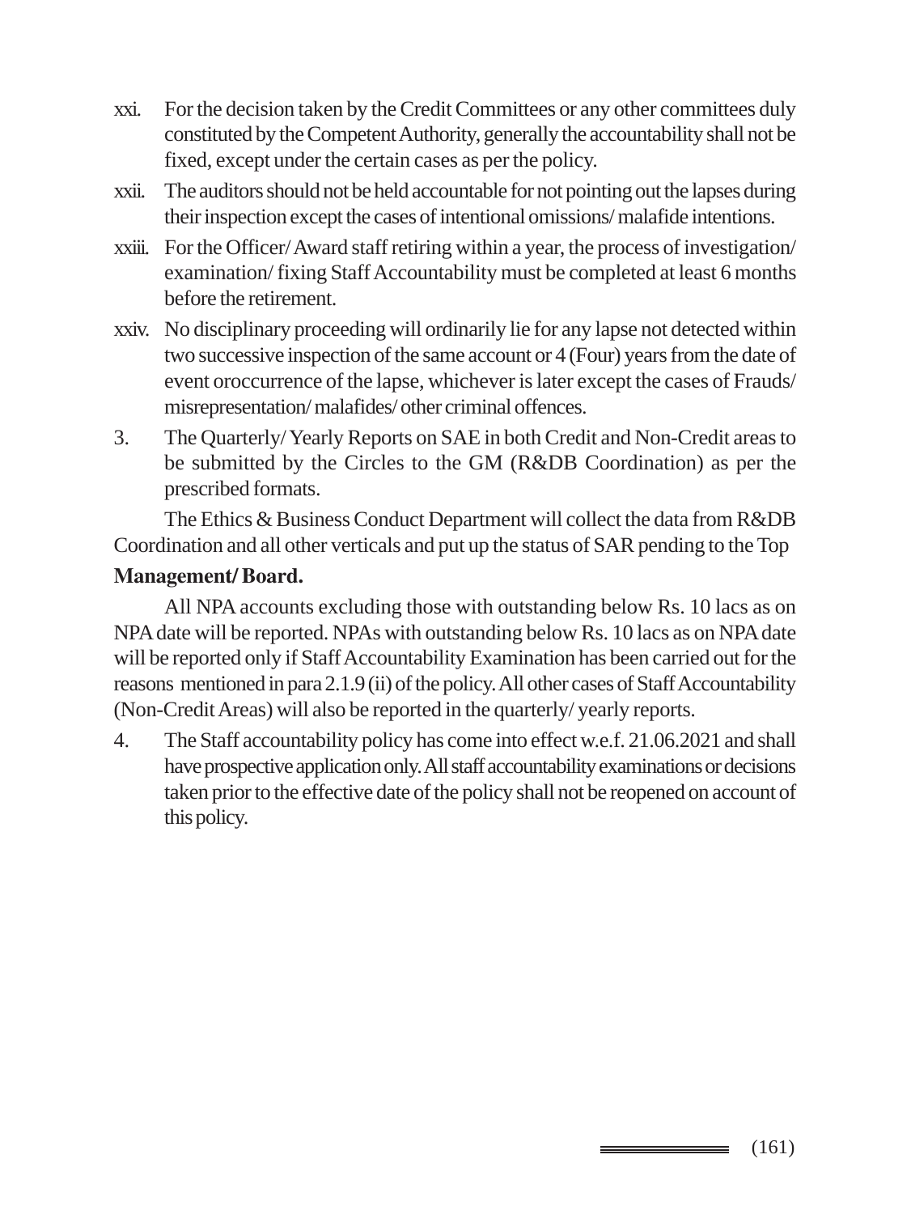xxi. For the decision taken by the Credit Committees or any other committees duly constituted by the Competent Authority, generally the accountability shall not be fixed, except under the certain cases as per the policy.

xxii. The auditors should not be held accountable for not pointing out the lapses during their inspection except the cases of intentional omissions/ malafide intentions.

xxiii. For the Officer/ Award staff retiring within a year, the process of investigation/ examination/ fixing Staff Accountability must be completed at least 6 months before the retirement.

xxiv. No disciplinary proceeding will ordinarily lie for any lapse not detected within two successive inspection of the same account or 4 (Four) years from the date of event oroccurrence of the lapse, whichever is later except the cases of Frauds/ misrepresentation/ malafides/ other criminal offences.

3. The Quarterly/ Yearly Reports on SAE in both Credit and Non-Credit areas to be submitted by the Circles to the GM (R&DB Coordination) as per the prescribed formats.

The Ethics & Business Conduct Department will collect the data from R&DB Coordination and all other verticals and put up the status of SAR pending to the Top **Management/ Board.**

All NPA accounts excluding those with outstanding below Rs. 10 lacs as on NPA date will be reported. NPAs with outstanding below Rs. 10 lacs as on NPA date will be reported only if Staff Accountability Examination has been carried out for the reasons mentioned in para 2.1.9 (ii) of the policy. All other cases of Staff Accountability (Non-Credit Areas) will also be reported in the quarterly/ yearly reports.

4. The Staff accountability policy has come into effect w.e.f. 21.06.2021 and shall have prospective application only. All staff accountability examinations or decisions taken prior to the effective date of the policy shall not be reopened on account of this policy.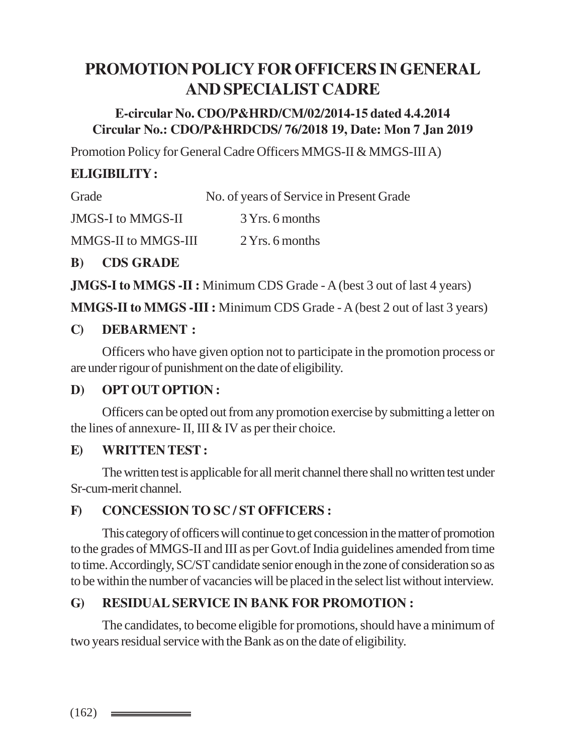# PROMOTION POLICY FOR OFFICERS IN GENERAL AND SPECIALIST CADRE

**E-circular No. CDO/P&HRD/CM/02/2014-15 dated 4.4.2014**
**Circular No.: CDO/P&HRDCDS/ 76/2018 19, Date: Mon 7 Jan 2019**

Promotion Policy for General Cadre Officers MMGS-II & MMGS-III A)

**ELIGIBILITY :**

| Grade | No. of years of Service in Present Grade |
|---|---|
| JMGS-I to MMGS-II | 3 Yrs. 6 months |
| MMGS-II to MMGS-III | 2 Yrs. 6 months |

**B) CDS GRADE**

**JMGS-I to MMGS -II :** Minimum CDS Grade - A (best 3 out of last 4 years)

**MMGS-II to MMGS -III :** Minimum CDS Grade - A (best 2 out of last 3 years)

**C) DEBARMENT :**

Officers who have given option not to participate in the promotion process or are under rigour of punishment on the date of eligibility.

**D) OPT OUT OPTION :**

Officers can be opted out from any promotion exercise by submitting a letter on the lines of annexure- II, III & IV as per their choice.

**E) WRITTEN TEST :**

The written test is applicable for all merit channel there shall no written test under Sr-cum-merit channel.

**F) CONCESSION TO SC / ST OFFICERS :**

This category of officers will continue to get concession in the matter of promotion to the grades of MMGS-II and III as per Govt.of India guidelines amended from time to time. Accordingly, SC/ST candidate senior enough in the zone of consideration so as to be within the number of vacancies will be placed in the select list without interview.

**G) RESIDUAL SERVICE IN BANK FOR PROMOTION :**

The candidates, to become eligible for promotions, should have a minimum of two years residual service with the Bank as on the date of eligibility.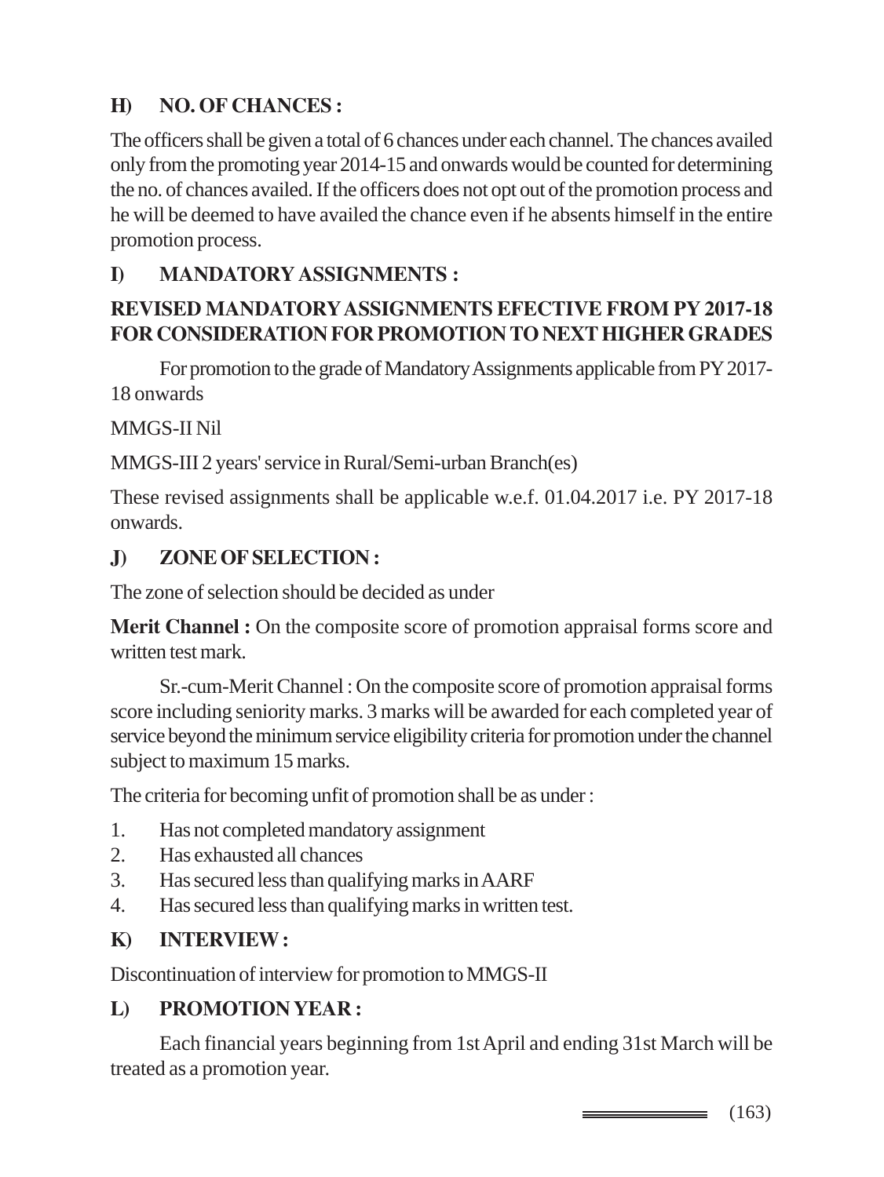## H) NO. OF CHANCES :

The officers shall be given a total of 6 chances under each channel. The chances availed only from the promoting year 2014-15 and onwards would be counted for determining the no. of chances availed. If the officers does not opt out of the promotion process and he will be deemed to have availed the chance even if he absents himself in the entire promotion process.

## I) MANDATORY ASSIGNMENTS :

**REVISED MANDATORY ASSIGNMENTS EFECTIVE FROM PY 2017-18 FOR CONSIDERATION FOR PROMOTION TO NEXT HIGHER GRADES**

For promotion to the grade of Mandatory Assignments applicable from PY 2017-18 onwards

MMGS-II Nil

MMGS-III 2 years' service in Rural/Semi-urban Branch(es)

These revised assignments shall be applicable w.e.f. 01.04.2017 i.e. PY 2017-18 onwards.

## J) ZONE OF SELECTION :

The zone of selection should be decided as under

**Merit Channel :** On the composite score of promotion appraisal forms score and written test mark.

Sr.-cum-Merit Channel : On the composite score of promotion appraisal forms score including seniority marks. 3 marks will be awarded for each completed year of service beyond the minimum service eligibility criteria for promotion under the channel subject to maximum 15 marks.

The criteria for becoming unfit of promotion shall be as under :

1. Has not completed mandatory assignment
2. Has exhausted all chances
3. Has secured less than qualifying marks in AARF
4. Has secured less than qualifying marks in written test.

## K) INTERVIEW :

Discontinuation of interview for promotion to MMGS-II

## L) PROMOTION YEAR :

Each financial years beginning from 1st April and ending 31st March will be treated as a promotion year.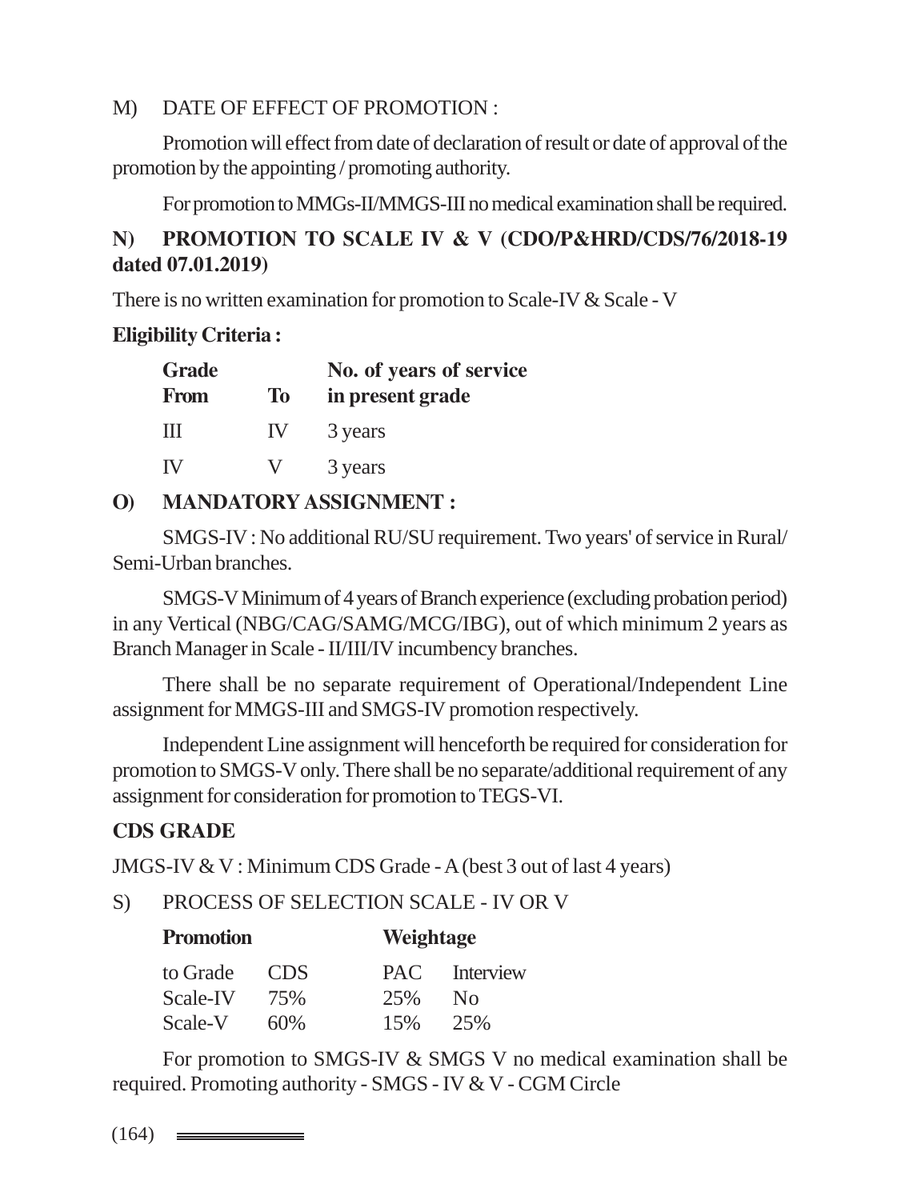M) DATE OF EFFECT OF PROMOTION :

Promotion will effect from date of declaration of result or date of approval of the promotion by the appointing / promoting authority.

For promotion to MMGs-II/MMGS-III no medical examination shall be required.

**N) PROMOTION TO SCALE IV & V (CDO/P&HRD/CDS/76/2018-19 dated 07.01.2019)**

There is no written examination for promotion to Scale-IV & Scale - V

**Eligibility Criteria :**

| Grade From | To | No. of years of service in present grade |
|---|---|---|
| III | IV | 3 years |
| IV | V | 3 years |

**O) MANDATORY ASSIGNMENT :**

SMGS-IV : No additional RU/SU requirement. Two years' of service in Rural/ Semi-Urban branches.

SMGS-V Minimum of 4 years of Branch experience (excluding probation period) in any Vertical (NBG/CAG/SAMG/MCG/IBG), out of which minimum 2 years as Branch Manager in Scale - II/III/IV incumbency branches.

There shall be no separate requirement of Operational/Independent Line assignment for MMGS-III and SMGS-IV promotion respectively.

Independent Line assignment will henceforth be required for consideration for promotion to SMGS-V only. There shall be no separate/additional requirement of any assignment for consideration for promotion to TEGS-VI.

**CDS GRADE**

JMGS-IV & V : Minimum CDS Grade - A (best 3 out of last 4 years)

S) PROCESS OF SELECTION SCALE - IV OR V

| **Promotion** | | **Weightage** | |
|---|---|---|---|
| to Grade | CDS | PAC | Interview |
| Scale-IV | 75% | 25% | No |
| Scale-V | 60% | 15% | 25% |

For promotion to SMGS-IV & SMGS V no medical examination shall be required. Promoting authority - SMGS - IV & V - CGM Circle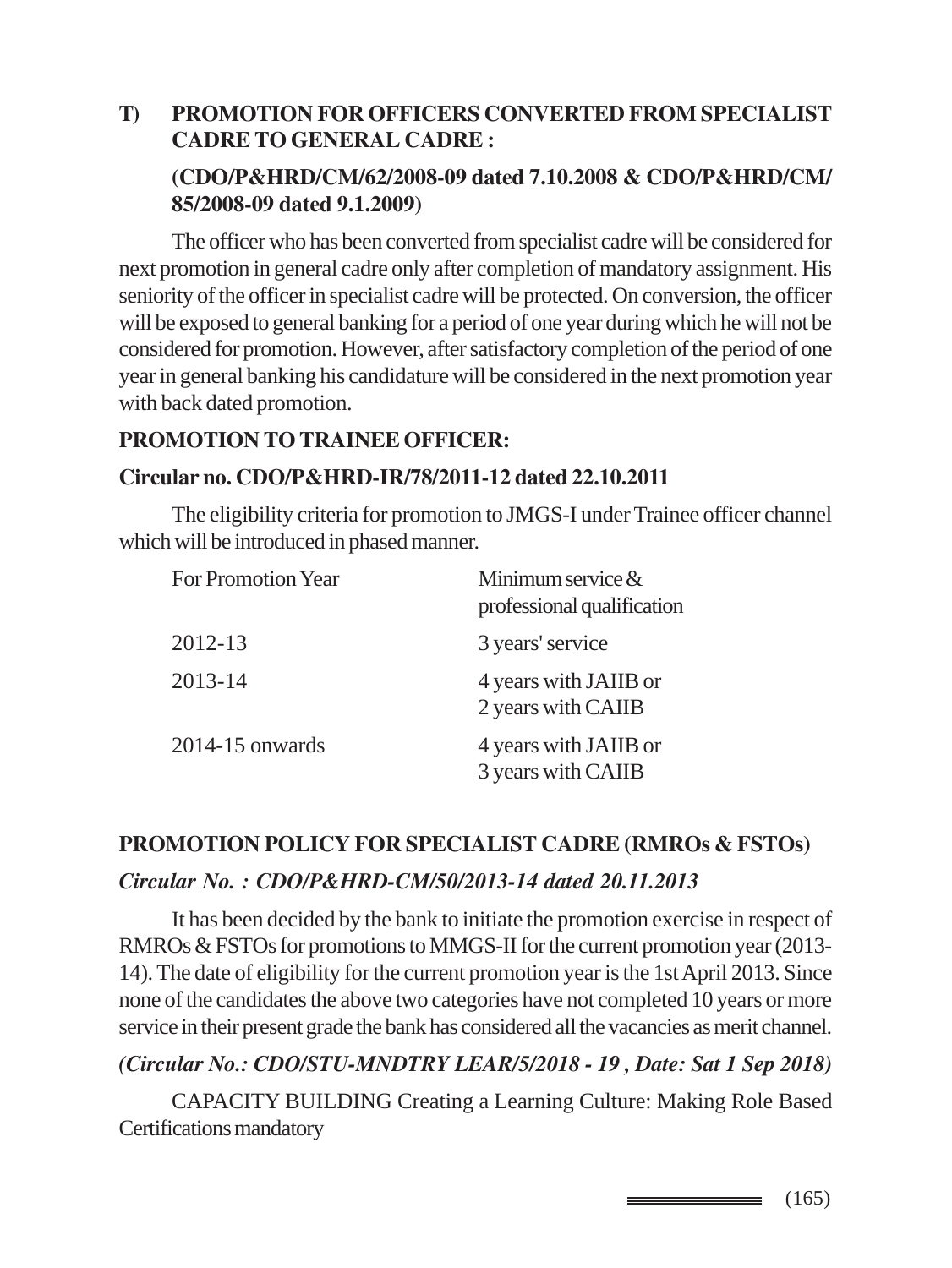### T) PROMOTION FOR OFFICERS CONVERTED FROM SPECIALIST CADRE TO GENERAL CADRE :

**(CDO/P&HRD/CM/62/2008-09 dated 7.10.2008 & CDO/P&HRD/CM/85/2008-09 dated 9.1.2009)**

The officer who has been converted from specialist cadre will be considered for next promotion in general cadre only after completion of mandatory assignment. His seniority of the officer in specialist cadre will be protected. On conversion, the officer will be exposed to general banking for a period of one year during which he will not be considered for promotion. However, after satisfactory completion of the period of one year in general banking his candidature will be considered in the next promotion year with back dated promotion.

### PROMOTION TO TRAINEE OFFICER:

**Circular no. CDO/P&HRD-IR/78/2011-12 dated 22.10.2011**

The eligibility criteria for promotion to JMGS-I under Trainee officer channel which will be introduced in phased manner.

| For Promotion Year | Minimum service & professional qualification |
|---|---|
| 2012-13 | 3 years' service |
| 2013-14 | 4 years with JAIIB or 2 years with CAIIB |
| 2014-15 onwards | 4 years with JAIIB or 3 years with CAIIB |

### PROMOTION POLICY FOR SPECIALIST CADRE (RMROs & FSTOs)

***Circular No. : CDO/P&HRD-CM/50/2013-14 dated 20.11.2013***

It has been decided by the bank to initiate the promotion exercise in respect of RMROs & FSTOs for promotions to MMGS-II for the current promotion year (2013-14). The date of eligibility for the current promotion year is the 1st April 2013. Since none of the candidates the above two categories have not completed 10 years or more service in their present grade the bank has considered all the vacancies as merit channel.

***(Circular No.: CDO/STU-MNDTRY LEAR/5/2018 - 19 , Date: Sat 1 Sep 2018)***

CAPACITY BUILDING Creating a Learning Culture: Making Role Based Certifications mandatory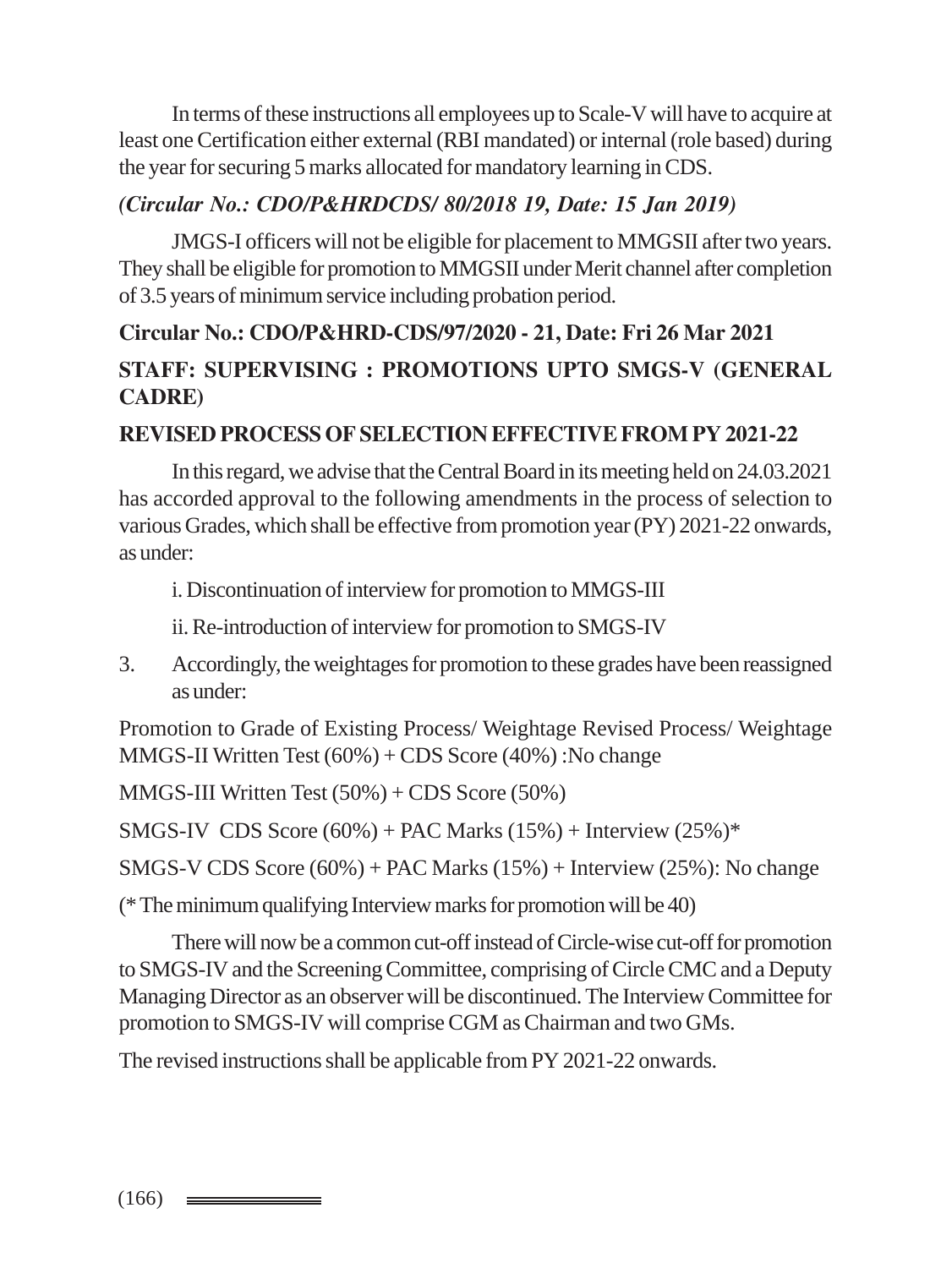In terms of these instructions all employees up to Scale-V will have to acquire at least one Certification either external (RBI mandated) or internal (role based) during the year for securing 5 marks allocated for mandatory learning in CDS.

***(Circular No.: CDO/P&HRDCDS/ 80/2018 19, Date: 15 Jan 2019)***

JMGS-I officers will not be eligible for placement to MMGSII after two years. They shall be eligible for promotion to MMGSII under Merit channel after completion of 3.5 years of minimum service including probation period.

**Circular No.: CDO/P&HRD-CDS/97/2020 - 21, Date: Fri 26 Mar 2021**

**STAFF: SUPERVISING : PROMOTIONS UPTO SMGS-V (GENERAL CADRE)**

**REVISED PROCESS OF SELECTION EFFECTIVE FROM PY 2021-22**

In this regard, we advise that the Central Board in its meeting held on 24.03.2021 has accorded approval to the following amendments in the process of selection to various Grades, which shall be effective from promotion year (PY) 2021-22 onwards, as under:

i. Discontinuation of interview for promotion to MMGS-III

ii. Re-introduction of interview for promotion to SMGS-IV

3. Accordingly, the weightages for promotion to these grades have been reassigned as under:

Promotion to Grade of Existing Process/ Weightage Revised Process/ Weightage MMGS-II Written Test (60%) + CDS Score (40%) :No change

MMGS-III Written Test (50%) + CDS Score (50%)

SMGS-IV CDS Score (60%) + PAC Marks (15%) + Interview (25%)*

SMGS-V CDS Score (60%) + PAC Marks (15%) + Interview (25%): No change

(* The minimum qualifying Interview marks for promotion will be 40)

There will now be a common cut-off instead of Circle-wise cut-off for promotion to SMGS-IV and the Screening Committee, comprising of Circle CMC and a Deputy Managing Director as an observer will be discontinued. The Interview Committee for promotion to SMGS-IV will comprise CGM as Chairman and two GMs.

The revised instructions shall be applicable from PY 2021-22 onwards.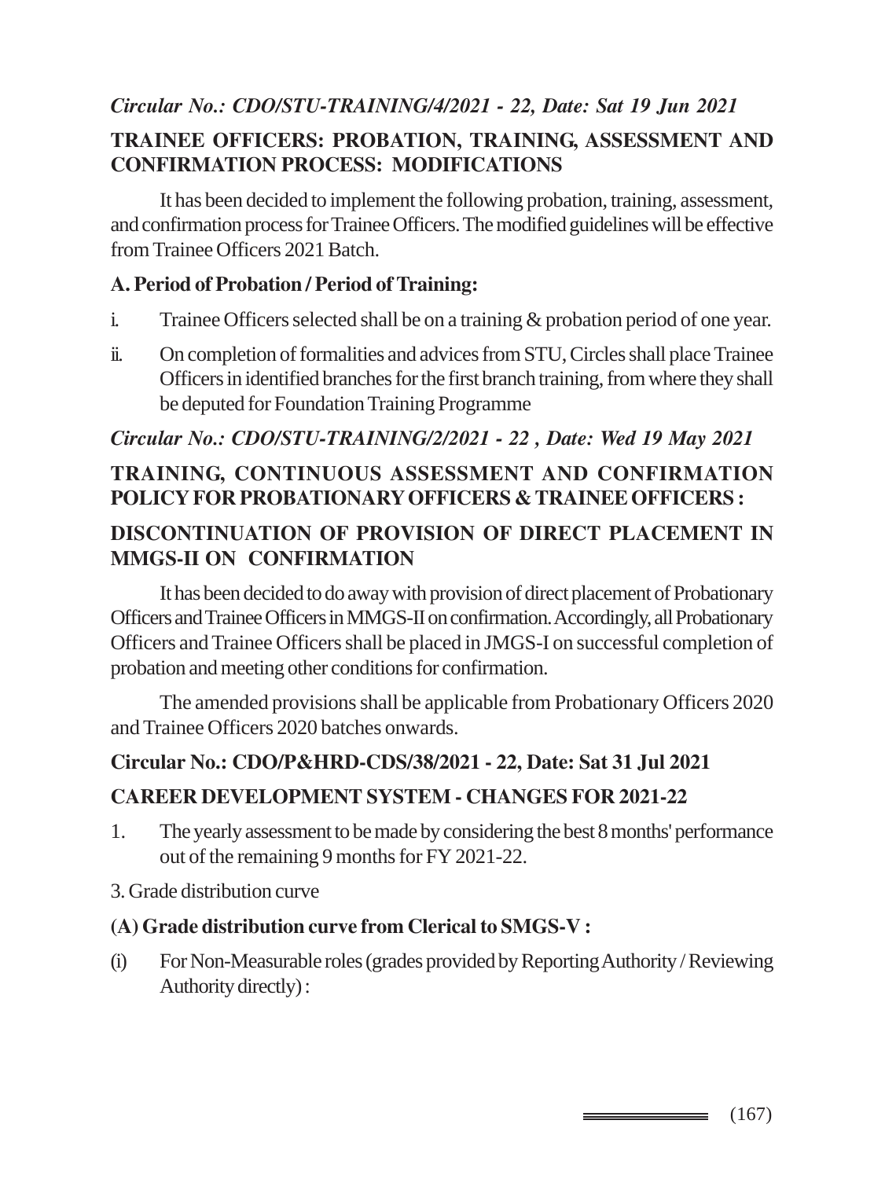*Circular No.: CDO/STU-TRAINING/4/2021 - 22, Date: Sat 19 Jun 2021*

**TRAINEE OFFICERS: PROBATION, TRAINING, ASSESSMENT AND CONFIRMATION PROCESS: MODIFICATIONS**

It has been decided to implement the following probation, training, assessment, and confirmation process for Trainee Officers. The modified guidelines will be effective from Trainee Officers 2021 Batch.

**A. Period of Probation / Period of Training:**

i. Trainee Officers selected shall be on a training & probation period of one year.

ii. On completion of formalities and advices from STU, Circles shall place Trainee Officers in identified branches for the first branch training, from where they shall be deputed for Foundation Training Programme

*Circular No.: CDO/STU-TRAINING/2/2021 - 22 , Date: Wed 19 May 2021*

**TRAINING, CONTINUOUS ASSESSMENT AND CONFIRMATION POLICY FOR PROBATIONARY OFFICERS & TRAINEE OFFICERS :**

**DISCONTINUATION OF PROVISION OF DIRECT PLACEMENT IN MMGS-II ON CONFIRMATION**

It has been decided to do away with provision of direct placement of Probationary Officers and Trainee Officers in MMGS-II on confirmation. Accordingly, all Probationary Officers and Trainee Officers shall be placed in JMGS-I on successful completion of probation and meeting other conditions for confirmation.

The amended provisions shall be applicable from Probationary Officers 2020 and Trainee Officers 2020 batches onwards.

**Circular No.: CDO/P&HRD-CDS/38/2021 - 22, Date: Sat 31 Jul 2021**

**CAREER DEVELOPMENT SYSTEM - CHANGES FOR 2021-22**

1. The yearly assessment to be made by considering the best 8 months' performance out of the remaining 9 months for FY 2021-22.

3. Grade distribution curve

**(A) Grade distribution curve from Clerical to SMGS-V :**

(i) For Non-Measurable roles (grades provided by Reporting Authority / Reviewing Authority directly) :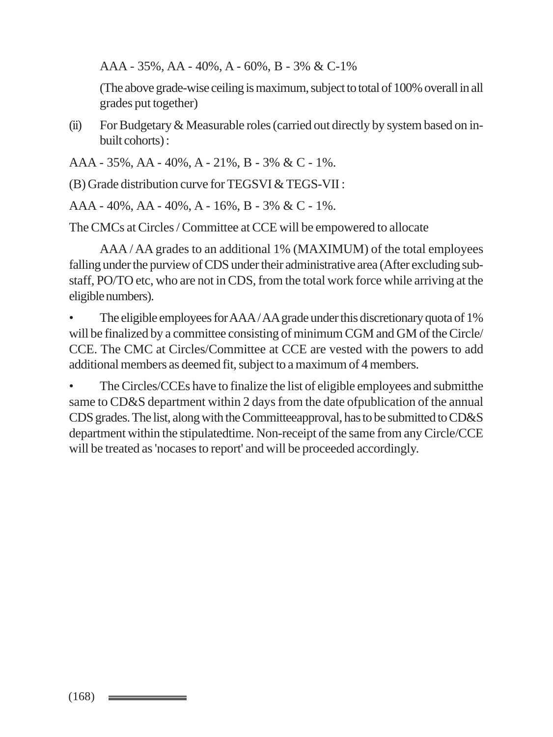AAA - 35%, AA - 40%, A - 60%, B - 3% & C-1%

(The above grade-wise ceiling is maximum, subject to total of 100% overall in all grades put together)

(ii) For Budgetary & Measurable roles (carried out directly by system based on in-built cohorts) :

AAA - 35%, AA - 40%, A - 21%, B - 3% & C - 1%.

(B) Grade distribution curve for TEGSVI & TEGS-VII :

AAA - 40%, AA - 40%, A - 16%, B - 3% & C - 1%.

The CMCs at Circles / Committee at CCE will be empowered to allocate

AAA / AA grades to an additional 1% (MAXIMUM) of the total employees falling under the purview of CDS under their administrative area (After excluding sub-staff, PO/TO etc, who are not in CDS, from the total work force while arriving at the eligible numbers).

- The eligible employees for AAA / AA grade under this discretionary quota of 1% will be finalized by a committee consisting of minimum CGM and GM of the Circle/ CCE. The CMC at Circles/Committee at CCE are vested with the powers to add additional members as deemed fit, subject to a maximum of 4 members.

- The Circles/CCEs have to finalize the list of eligible employees and submitthe same to CD&S department within 2 days from the date ofpublication of the annual CDS grades. The list, along with the Committeeapproval, has to be submitted to CD&S department within the stipulatedtime. Non-receipt of the same from any Circle/CCE will be treated as 'nocases to report' and will be proceeded accordingly.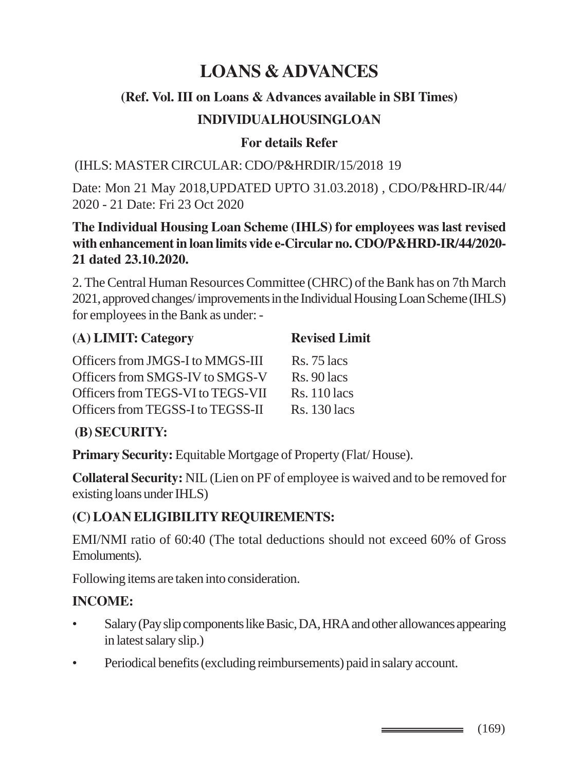# LOANS & ADVANCES

### (Ref. Vol. III on Loans & Advances available in SBI Times)

### INDIVIDUALHOUSINGLOAN

### For details Refer

(IHLS: MASTER CIRCULAR: CDO/P&HRDIR/15/2018 19

Date: Mon 21 May 2018,UPDATED UPTO 31.03.2018) , CDO/P&HRD-IR/44/ 2020 - 21 Date: Fri 23 Oct 2020

**The Individual Housing Loan Scheme (IHLS) for employees was last revised with enhancement in loan limits vide e-Circular no. CDO/P&HRD-IR/44/2020-21 dated 23.10.2020.**

2. The Central Human Resources Committee (CHRC) of the Bank has on 7th March 2021, approved changes/ improvements in the Individual Housing Loan Scheme (IHLS) for employees in the Bank as under: -

| (A) LIMIT: Category | Revised Limit |
|---|---|
| Officers from JMGS-I to MMGS-III | Rs. 75 lacs |
| Officers from SMGS-IV to SMGS-V | Rs. 90 lacs |
| Officers from TEGS-VI to TEGS-VII | Rs. 110 lacs |
| Officers from TEGSS-I to TEGSS-II | Rs. 130 lacs |

**(B) SECURITY:**

**Primary Security:** Equitable Mortgage of Property (Flat/ House).

**Collateral Security:** NIL (Lien on PF of employee is waived and to be removed for existing loans under IHLS)

**(C) LOAN ELIGIBILITY REQUIREMENTS:**

EMI/NMI ratio of 60:40 (The total deductions should not exceed 60% of Gross Emoluments).

Following items are taken into consideration.

**INCOME:**

- Salary (Pay slip components like Basic, DA, HRA and other allowances appearing in latest salary slip.)
- Periodical benefits (excluding reimbursements) paid in salary account.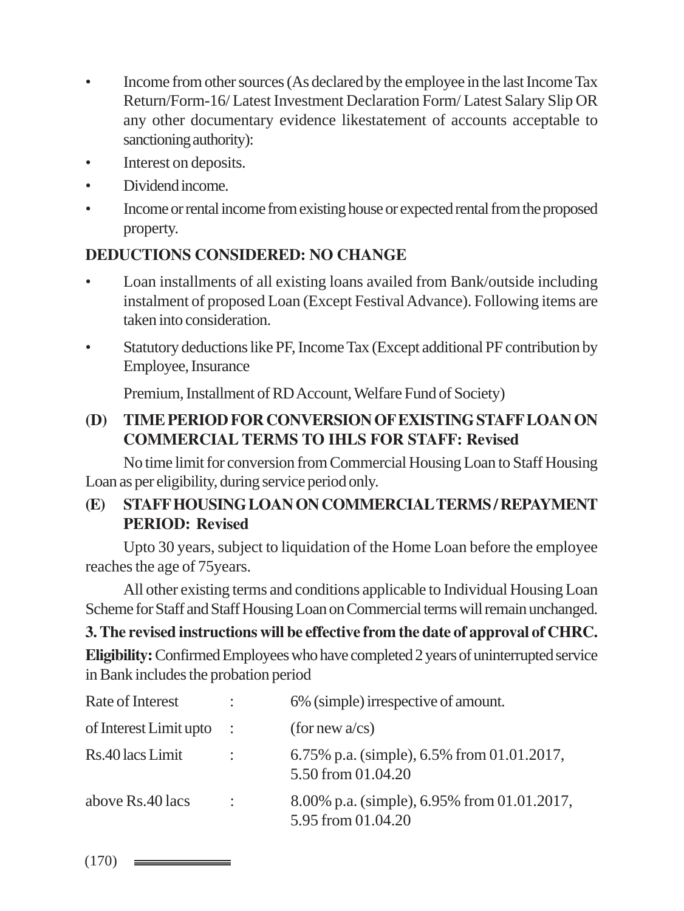- Income from other sources (As declared by the employee in the last Income Tax Return/Form-16/ Latest Investment Declaration Form/ Latest Salary Slip OR any other documentary evidence likestatement of accounts acceptable to sanctioning authority):
- Interest on deposits.
- Dividend income.
- Income or rental income from existing house or expected rental from the proposed property.

**DEDUCTIONS CONSIDERED: NO CHANGE**

- Loan installments of all existing loans availed from Bank/outside including instalment of proposed Loan (Except Festival Advance). Following items are taken into consideration.
- Statutory deductions like PF, Income Tax (Except additional PF contribution by Employee, Insurance

  Premium, Installment of RD Account, Welfare Fund of Society)

**(D) TIME PERIOD FOR CONVERSION OF EXISTING STAFF LOAN ON COMMERCIAL TERMS TO IHLS FOR STAFF: Revised**

No time limit for conversion from Commercial Housing Loan to Staff Housing Loan as per eligibility, during service period only.

**(E) STAFF HOUSING LOAN ON COMMERCIAL TERMS / REPAYMENT PERIOD: Revised**

Upto 30 years, subject to liquidation of the Home Loan before the employee reaches the age of 75years.

All other existing terms and conditions applicable to Individual Housing Loan Scheme for Staff and Staff Housing Loan on Commercial terms will remain unchanged.

**3. The revised instructions will be effective from the date of approval of CHRC.**

**Eligibility:** Confirmed Employees who have completed 2 years of uninterrupted service in Bank includes the probation period

| | | |
|---|---|---|
| Rate of Interest | : | 6% (simple) irrespective of amount. |
| of Interest Limit upto | : | (for new a/cs) |
| Rs.40 lacs Limit | : | 6.75% p.a. (simple), 6.5% from 01.01.2017, 5.50 from 01.04.20 |
| above Rs.40 lacs | : | 8.00% p.a. (simple), 6.95% from 01.01.2017, 5.95 from 01.04.20 |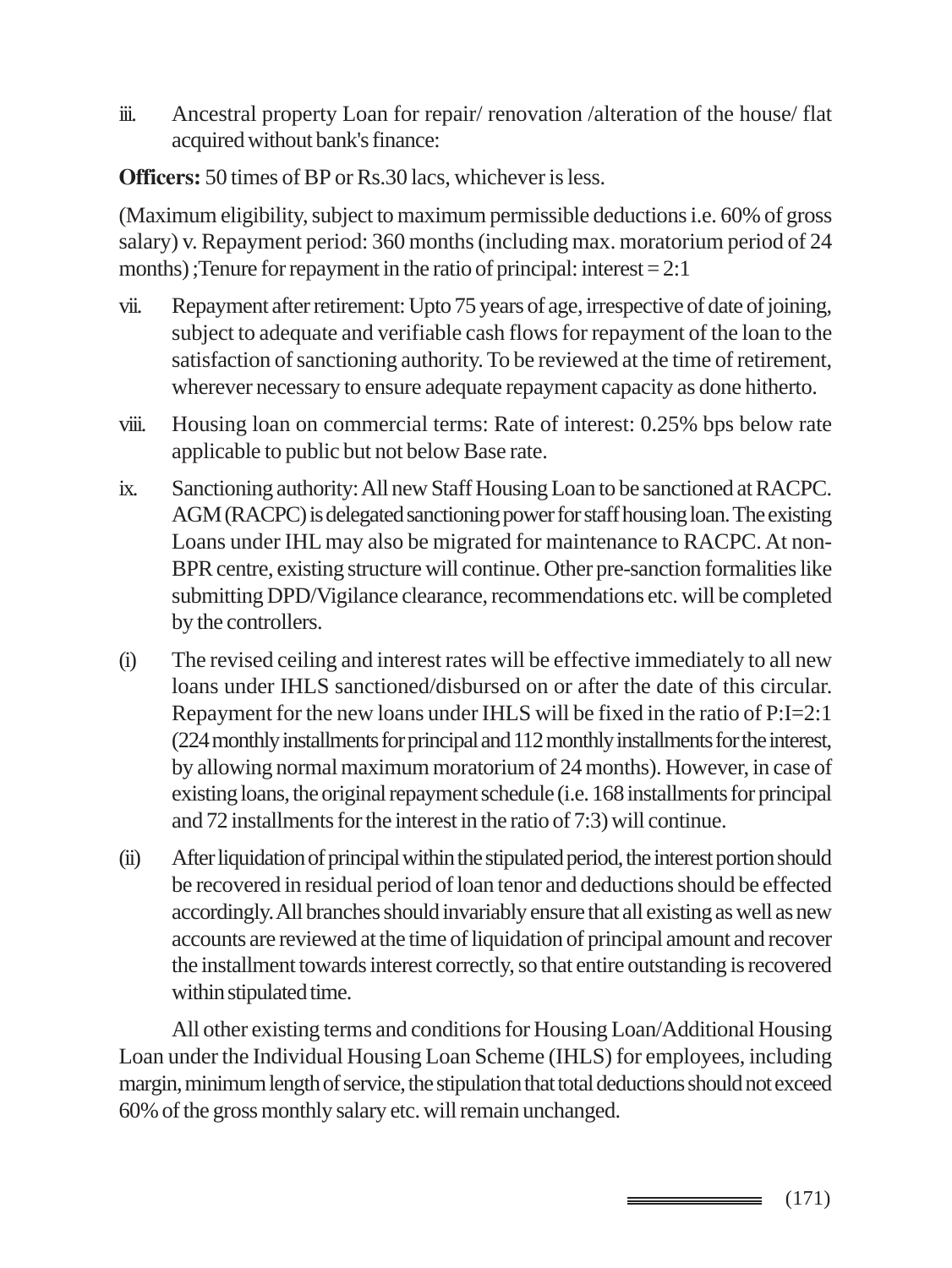iii. Ancestral property Loan for repair/ renovation /alteration of the house/ flat acquired without bank's finance:

**Officers:** 50 times of BP or Rs.30 lacs, whichever is less.

(Maximum eligibility, subject to maximum permissible deductions i.e. 60% of gross salary) v. Repayment period: 360 months (including max. moratorium period of 24 months) ;Tenure for repayment in the ratio of principal: interest = 2:1

vii. Repayment after retirement: Upto 75 years of age, irrespective of date of joining, subject to adequate and verifiable cash flows for repayment of the loan to the satisfaction of sanctioning authority. To be reviewed at the time of retirement, wherever necessary to ensure adequate repayment capacity as done hitherto.

viii. Housing loan on commercial terms: Rate of interest: 0.25% bps below rate applicable to public but not below Base rate.

ix. Sanctioning authority: All new Staff Housing Loan to be sanctioned at RACPC. AGM (RACPC) is delegated sanctioning power for staff housing loan. The existing Loans under IHL may also be migrated for maintenance to RACPC. At non-BPR centre, existing structure will continue. Other pre-sanction formalities like submitting DPD/Vigilance clearance, recommendations etc. will be completed by the controllers.

(i) The revised ceiling and interest rates will be effective immediately to all new loans under IHLS sanctioned/disbursed on or after the date of this circular. Repayment for the new loans under IHLS will be fixed in the ratio of P:I=2:1 (224 monthly installments for principal and 112 monthly installments for the interest, by allowing normal maximum moratorium of 24 months). However, in case of existing loans, the original repayment schedule (i.e. 168 installments for principal and 72 installments for the interest in the ratio of 7:3) will continue.

(ii) After liquidation of principal within the stipulated period, the interest portion should be recovered in residual period of loan tenor and deductions should be effected accordingly. All branches should invariably ensure that all existing as well as new accounts are reviewed at the time of liquidation of principal amount and recover the installment towards interest correctly, so that entire outstanding is recovered within stipulated time.

All other existing terms and conditions for Housing Loan/Additional Housing Loan under the Individual Housing Loan Scheme (IHLS) for employees, including margin, minimum length of service, the stipulation that total deductions should not exceed 60% of the gross monthly salary etc. will remain unchanged.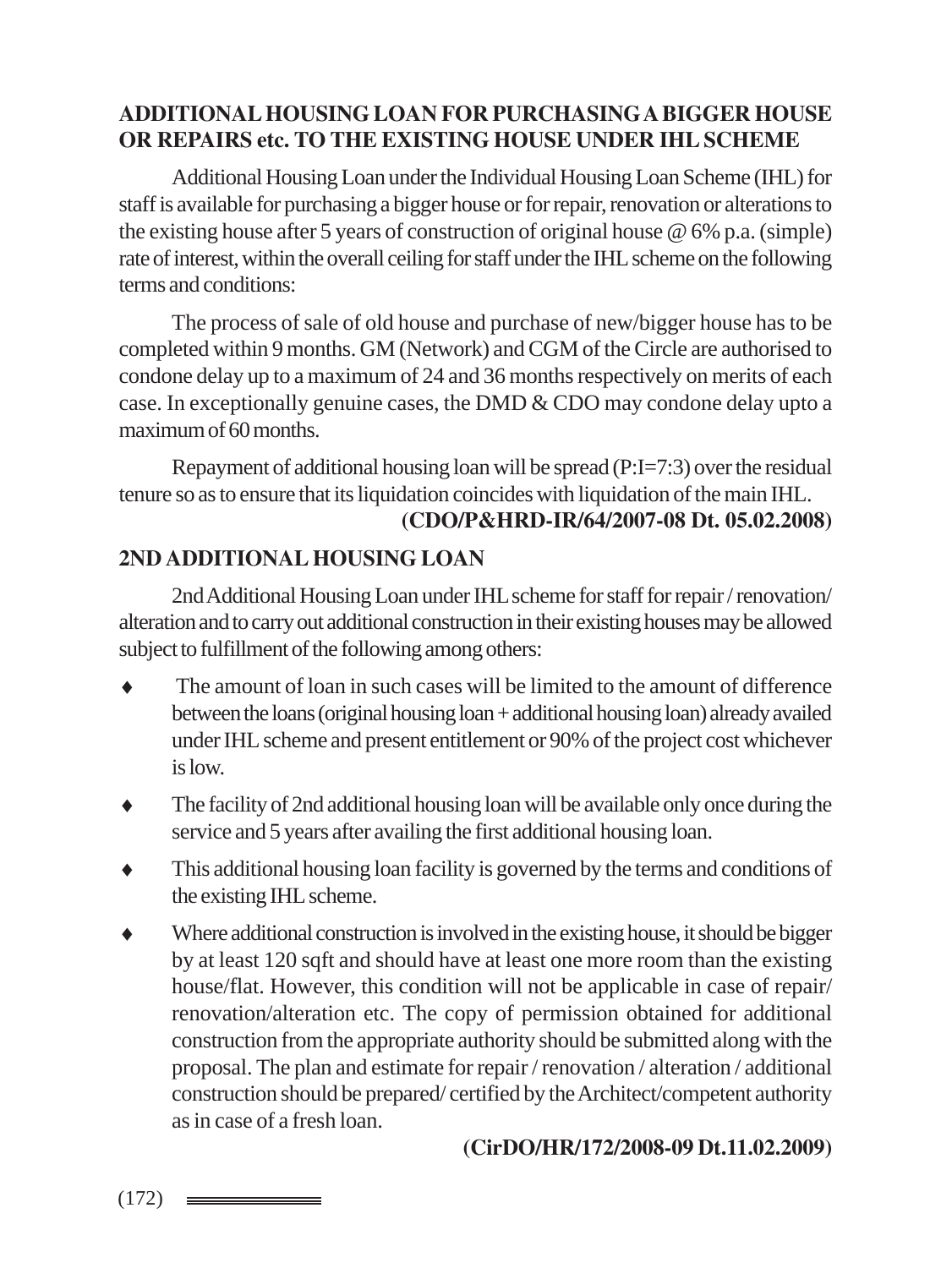## ADDITIONAL HOUSING LOAN FOR PURCHASING A BIGGER HOUSE OR REPAIRS etc. TO THE EXISTING HOUSE UNDER IHL SCHEME

Additional Housing Loan under the Individual Housing Loan Scheme (IHL) for staff is available for purchasing a bigger house or for repair, renovation or alterations to the existing house after 5 years of construction of original house @ 6% p.a. (simple) rate of interest, within the overall ceiling for staff under the IHL scheme on the following terms and conditions:

The process of sale of old house and purchase of new/bigger house has to be completed within 9 months. GM (Network) and CGM of the Circle are authorised to condone delay up to a maximum of 24 and 36 months respectively on merits of each case. In exceptionally genuine cases, the DMD & CDO may condone delay upto a maximum of 60 months.

Repayment of additional housing loan will be spread (P:I=7:3) over the residual tenure so as to ensure that its liquidation coincides with liquidation of the main IHL.

**(CDO/P&HRD-IR/64/2007-08 Dt. 05.02.2008)**

## 2ND ADDITIONAL HOUSING LOAN

2nd Additional Housing Loan under IHL scheme for staff for repair / renovation/ alteration and to carry out additional construction in their existing houses may be allowed subject to fulfillment of the following among others:

- The amount of loan in such cases will be limited to the amount of difference between the loans (original housing loan + additional housing loan) already availed under IHL scheme and present entitlement or 90% of the project cost whichever is low.
- The facility of 2nd additional housing loan will be available only once during the service and 5 years after availing the first additional housing loan.
- This additional housing loan facility is governed by the terms and conditions of the existing IHL scheme.
- Where additional construction is involved in the existing house, it should be bigger by at least 120 sqft and should have at least one more room than the existing house/flat. However, this condition will not be applicable in case of repair/ renovation/alteration etc. The copy of permission obtained for additional construction from the appropriate authority should be submitted along with the proposal. The plan and estimate for repair / renovation / alteration / additional construction should be prepared/ certified by the Architect/competent authority as in case of a fresh loan.

**(CirDO/HR/172/2008-09 Dt.11.02.2009)**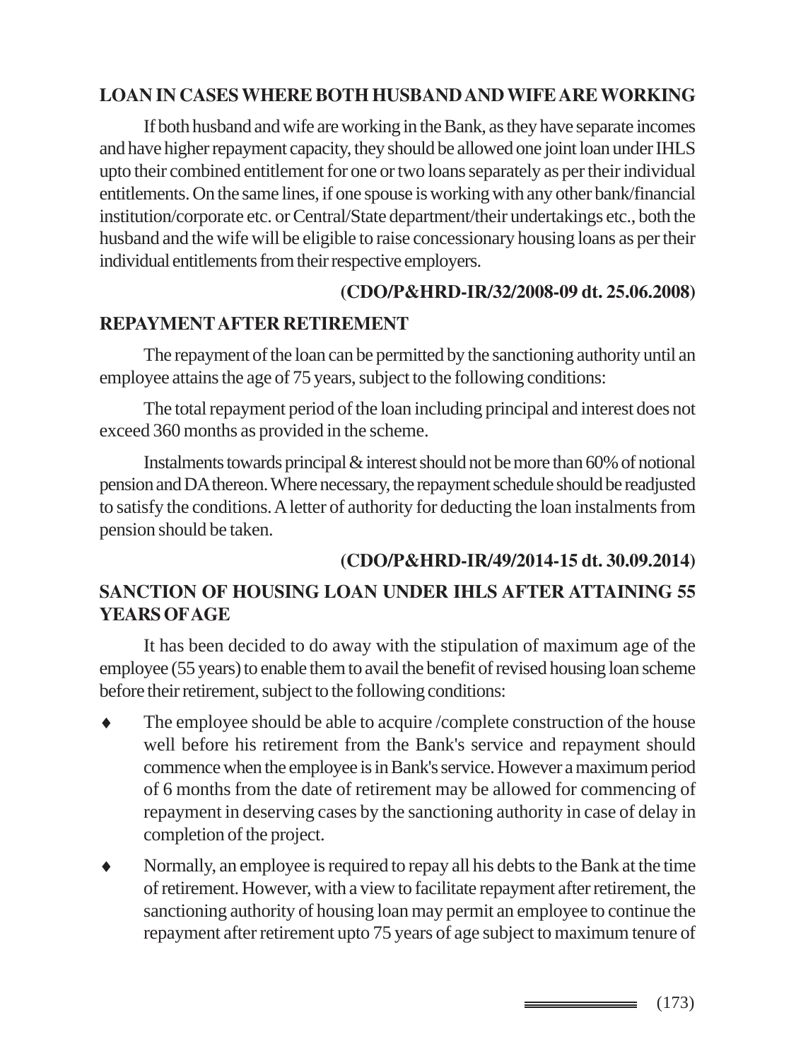## LOAN IN CASES WHERE BOTH HUSBAND AND WIFE ARE WORKING

If both husband and wife are working in the Bank, as they have separate incomes and have higher repayment capacity, they should be allowed one joint loan under IHLS upto their combined entitlement for one or two loans separately as per their individual entitlements. On the same lines, if one spouse is working with any other bank/financial institution/corporate etc. or Central/State department/their undertakings etc., both the husband and the wife will be eligible to raise concessionary housing loans as per their individual entitlements from their respective employers.

**(CDO/P&HRD-IR/32/2008-09 dt. 25.06.2008)**

## REPAYMENT AFTER RETIREMENT

The repayment of the loan can be permitted by the sanctioning authority until an employee attains the age of 75 years, subject to the following conditions:

The total repayment period of the loan including principal and interest does not exceed 360 months as provided in the scheme.

Instalments towards principal & interest should not be more than 60% of notional pension and DA thereon. Where necessary, the repayment schedule should be readjusted to satisfy the conditions. A letter of authority for deducting the loan instalments from pension should be taken.

**(CDO/P&HRD-IR/49/2014-15 dt. 30.09.2014)**

## SANCTION OF HOUSING LOAN UNDER IHLS AFTER ATTAINING 55 YEARS OF AGE

It has been decided to do away with the stipulation of maximum age of the employee (55 years) to enable them to avail the benefit of revised housing loan scheme before their retirement, subject to the following conditions:

- The employee should be able to acquire /complete construction of the house well before his retirement from the Bank's service and repayment should commence when the employee is in Bank's service. However a maximum period of 6 months from the date of retirement may be allowed for commencing of repayment in deserving cases by the sanctioning authority in case of delay in completion of the project.
- Normally, an employee is required to repay all his debts to the Bank at the time of retirement. However, with a view to facilitate repayment after retirement, the sanctioning authority of housing loan may permit an employee to continue the repayment after retirement upto 75 years of age subject to maximum tenure of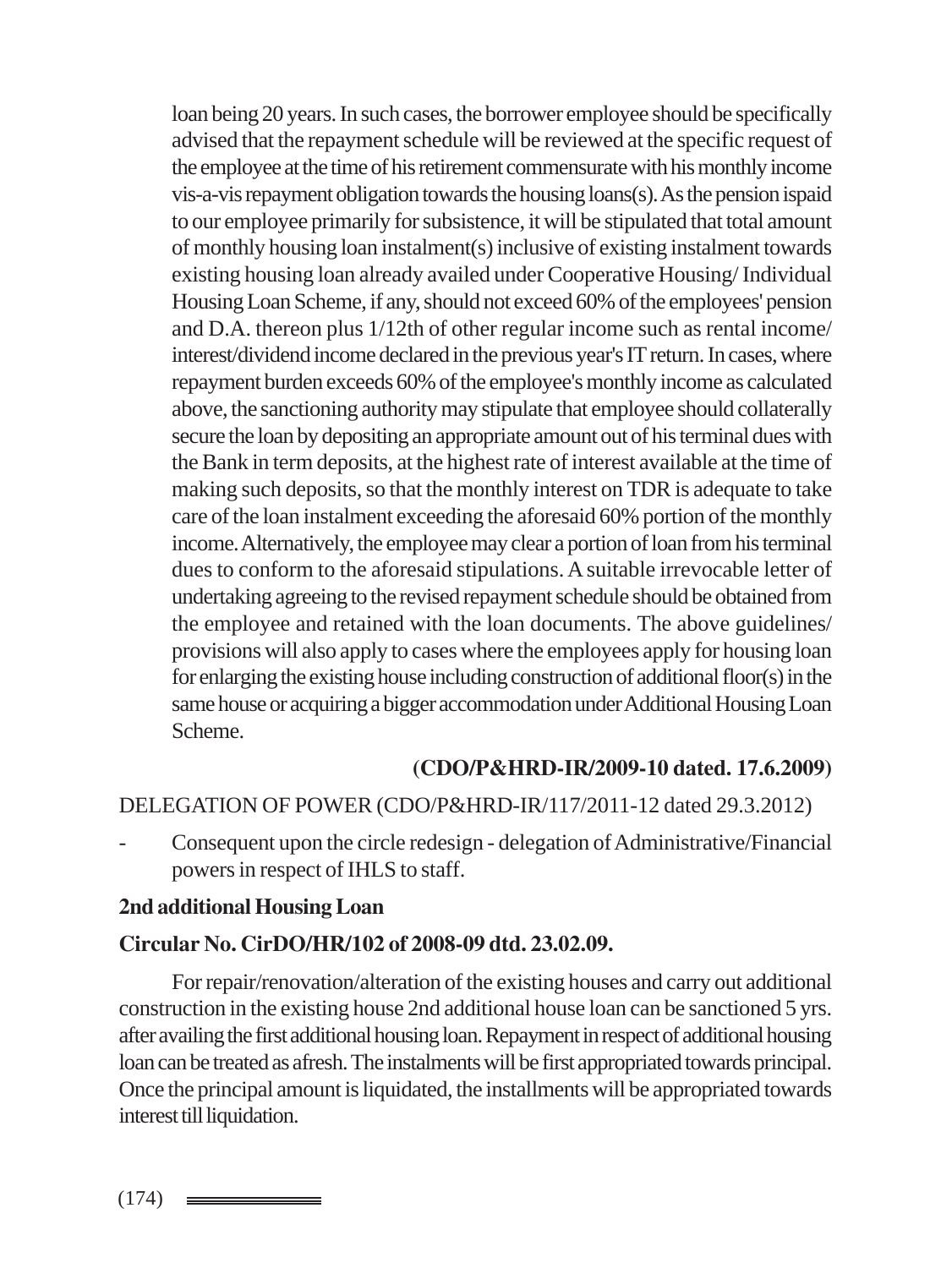loan being 20 years. In such cases, the borrower employee should be specifically advised that the repayment schedule will be reviewed at the specific request of the employee at the time of his retirement commensurate with his monthly income vis-a-vis repayment obligation towards the housing loans(s). As the pension ispaid to our employee primarily for subsistence, it will be stipulated that total amount of monthly housing loan instalment(s) inclusive of existing instalment towards existing housing loan already availed under Cooperative Housing/ Individual Housing Loan Scheme, if any, should not exceed 60% of the employees' pension and D.A. thereon plus 1/12th of other regular income such as rental income/ interest/dividend income declared in the previous year's IT return. In cases, where repayment burden exceeds 60% of the employee's monthly income as calculated above, the sanctioning authority may stipulate that employee should collaterally secure the loan by depositing an appropriate amount out of his terminal dues with the Bank in term deposits, at the highest rate of interest available at the time of making such deposits, so that the monthly interest on TDR is adequate to take care of the loan instalment exceeding the aforesaid 60% portion of the monthly income. Alternatively, the employee may clear a portion of loan from his terminal dues to conform to the aforesaid stipulations. A suitable irrevocable letter of undertaking agreeing to the revised repayment schedule should be obtained from the employee and retained with the loan documents. The above guidelines/ provisions will also apply to cases where the employees apply for housing loan for enlarging the existing house including construction of additional floor(s) in the same house or acquiring a bigger accommodation under Additional Housing Loan Scheme.

**(CDO/P&HRD-IR/2009-10 dated. 17.6.2009)**

DELEGATION OF POWER (CDO/P&HRD-IR/117/2011-12 dated 29.3.2012)

- Consequent upon the circle redesign - delegation of Administrative/Financial powers in respect of IHLS to staff.

**2nd additional Housing Loan**

**Circular No. CirDO/HR/102 of 2008-09 dtd. 23.02.09.**

For repair/renovation/alteration of the existing houses and carry out additional construction in the existing house 2nd additional house loan can be sanctioned 5 yrs. after availing the first additional housing loan. Repayment in respect of additional housing loan can be treated as afresh. The instalments will be first appropriated towards principal. Once the principal amount is liquidated, the installments will be appropriated towards interest till liquidation.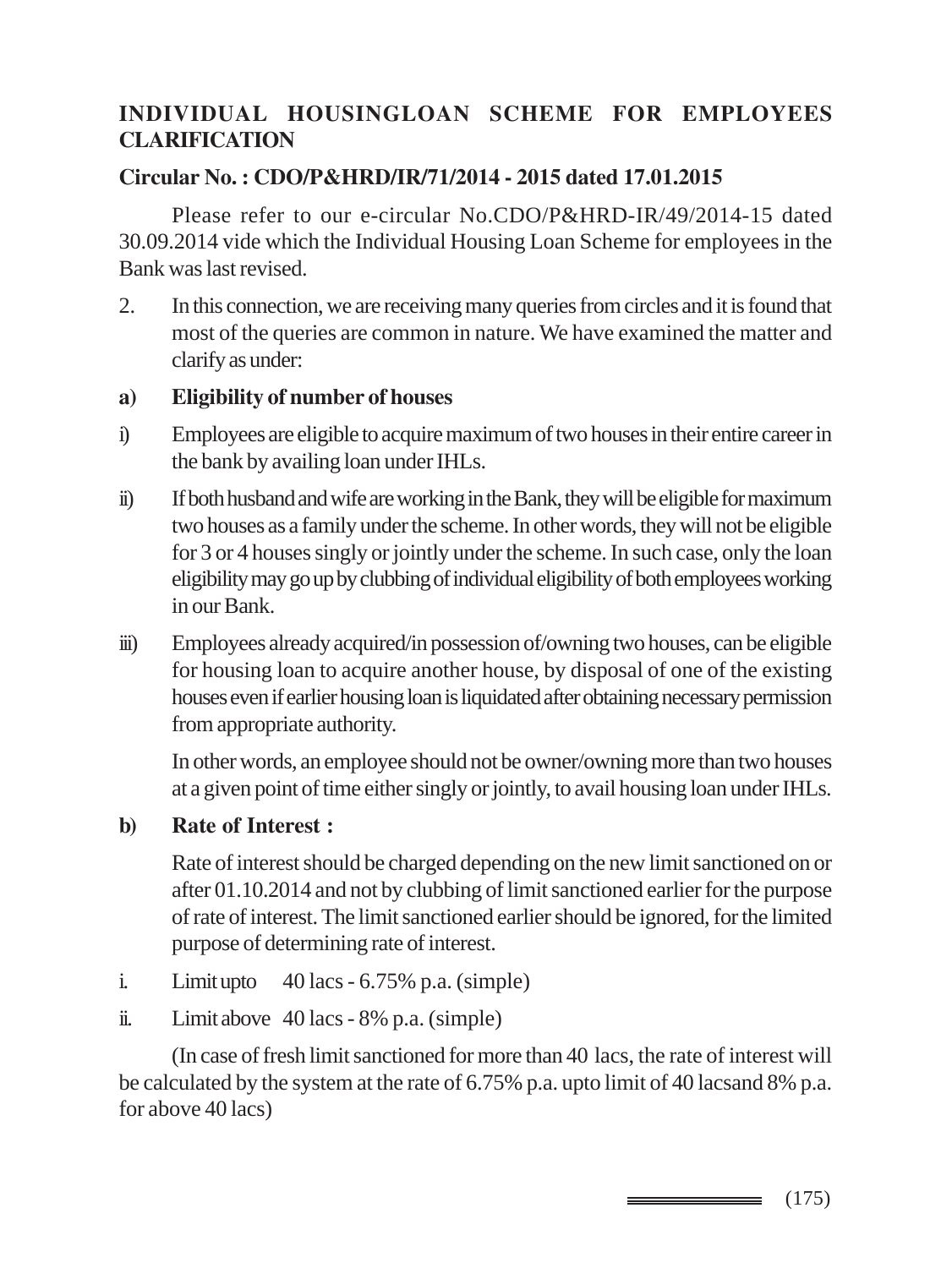## INDIVIDUAL HOUSINGLOAN SCHEME FOR EMPLOYEES CLARIFICATION

### Circular No. : CDO/P&HRD/IR/71/2014 - 2015 dated 17.01.2015

Please refer to our e-circular No.CDO/P&HRD-IR/49/2014-15 dated 30.09.2014 vide which the Individual Housing Loan Scheme for employees in the Bank was last revised.

2. In this connection, we are receiving many queries from circles and it is found that most of the queries are common in nature. We have examined the matter and clarify as under:

**a) Eligibility of number of houses**

i) Employees are eligible to acquire maximum of two houses in their entire career in the bank by availing loan under IHLs.

ii) If both husband and wife are working in the Bank, they will be eligible for maximum two houses as a family under the scheme. In other words, they will not be eligible for 3 or 4 houses singly or jointly under the scheme. In such case, only the loan eligibility may go up by clubbing of individual eligibility of both employees working in our Bank.

iii) Employees already acquired/in possession of/owning two houses, can be eligible for housing loan to acquire another house, by disposal of one of the existing houses even if earlier housing loan is liquidated after obtaining necessary permission from appropriate authority.

In other words, an employee should not be owner/owning more than two houses at a given point of time either singly or jointly, to avail housing loan under IHLs.

**b) Rate of Interest :**

Rate of interest should be charged depending on the new limit sanctioned on or after 01.10.2014 and not by clubbing of limit sanctioned earlier for the purpose of rate of interest. The limit sanctioned earlier should be ignored, for the limited purpose of determining rate of interest.

i. Limit upto 40 lacs - 6.75% p.a. (simple)

ii. Limit above 40 lacs - 8% p.a. (simple)

(In case of fresh limit sanctioned for more than 40 lacs, the rate of interest will be calculated by the system at the rate of 6.75% p.a. upto limit of 40 lacsand 8% p.a. for above 40 lacs)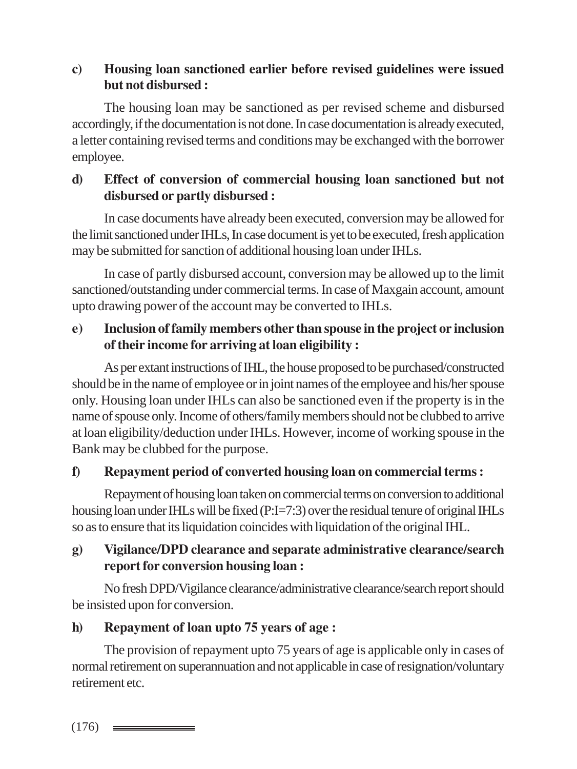**c) Housing loan sanctioned earlier before revised guidelines were issued but not disbursed :**

The housing loan may be sanctioned as per revised scheme and disbursed accordingly, if the documentation is not done. In case documentation is already executed, a letter containing revised terms and conditions may be exchanged with the borrower employee.

**d) Effect of conversion of commercial housing loan sanctioned but not disbursed or partly disbursed :**

In case documents have already been executed, conversion may be allowed for the limit sanctioned under IHLs, In case document is yet to be executed, fresh application may be submitted for sanction of additional housing loan under IHLs.

In case of partly disbursed account, conversion may be allowed up to the limit sanctioned/outstanding under commercial terms. In case of Maxgain account, amount upto drawing power of the account may be converted to IHLs.

**e) Inclusion of family members other than spouse in the project or inclusion of their income for arriving at loan eligibility :**

As per extant instructions of IHL, the house proposed to be purchased/constructed should be in the name of employee or in joint names of the employee and his/her spouse only. Housing loan under IHLs can also be sanctioned even if the property is in the name of spouse only. Income of others/family members should not be clubbed to arrive at loan eligibility/deduction under IHLs. However, income of working spouse in the Bank may be clubbed for the purpose.

**f) Repayment period of converted housing loan on commercial terms :**

Repayment of housing loan taken on commercial terms on conversion to additional housing loan under IHLs will be fixed (P:I=7:3) over the residual tenure of original IHLs so as to ensure that its liquidation coincides with liquidation of the original IHL.

**g) Vigilance/DPD clearance and separate administrative clearance/search report for conversion housing loan :**

No fresh DPD/Vigilance clearance/administrative clearance/search report should be insisted upon for conversion.

**h) Repayment of loan upto 75 years of age :**

The provision of repayment upto 75 years of age is applicable only in cases of normal retirement on superannuation and not applicable in case of resignation/voluntary retirement etc.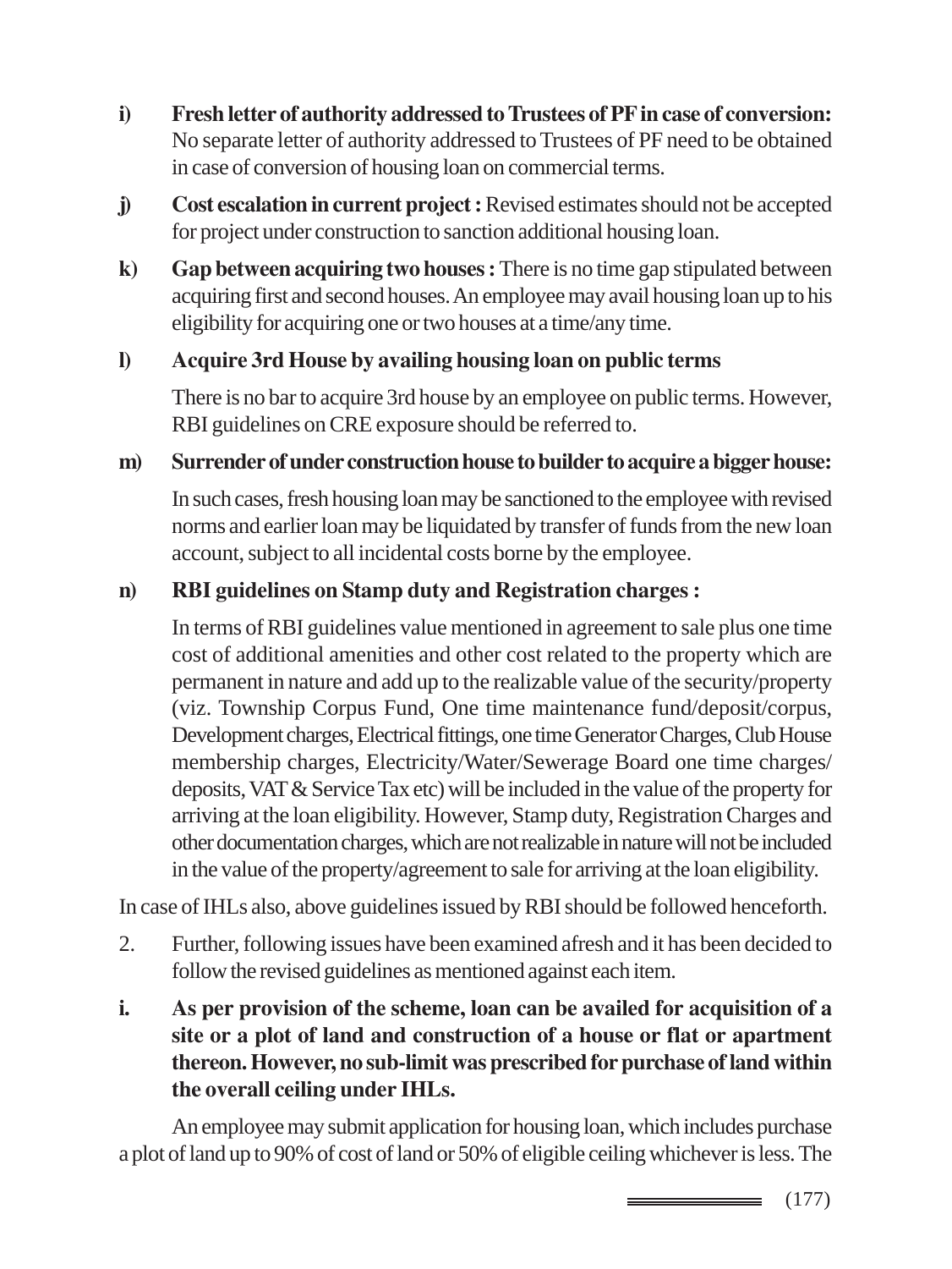**i) Fresh letter of authority addressed to Trustees of PF in case of conversion:** No separate letter of authority addressed to Trustees of PF need to be obtained in case of conversion of housing loan on commercial terms.

**j) Cost escalation in current project :** Revised estimates should not be accepted for project under construction to sanction additional housing loan.

**k) Gap between acquiring two houses :** There is no time gap stipulated between acquiring first and second houses. An employee may avail housing loan up to his eligibility for acquiring one or two houses at a time/any time.

**l) Acquire 3rd House by availing housing loan on public terms**

There is no bar to acquire 3rd house by an employee on public terms. However, RBI guidelines on CRE exposure should be referred to.

**m) Surrender of under construction house to builder to acquire a bigger house:**

In such cases, fresh housing loan may be sanctioned to the employee with revised norms and earlier loan may be liquidated by transfer of funds from the new loan account, subject to all incidental costs borne by the employee.

**n) RBI guidelines on Stamp duty and Registration charges :**

In terms of RBI guidelines value mentioned in agreement to sale plus one time cost of additional amenities and other cost related to the property which are permanent in nature and add up to the realizable value of the security/property (viz. Township Corpus Fund, One time maintenance fund/deposit/corpus, Development charges, Electrical fittings, one time Generator Charges, Club House membership charges, Electricity/Water/Sewerage Board one time charges/ deposits, VAT & Service Tax etc) will be included in the value of the property for arriving at the loan eligibility. However, Stamp duty, Registration Charges and other documentation charges, which are not realizable in nature will not be included in the value of the property/agreement to sale for arriving at the loan eligibility.

In case of IHLs also, above guidelines issued by RBI should be followed henceforth.

2. Further, following issues have been examined afresh and it has been decided to follow the revised guidelines as mentioned against each item.

**i. As per provision of the scheme, loan can be availed for acquisition of a site or a plot of land and construction of a house or flat or apartment thereon. However, no sub-limit was prescribed for purchase of land within the overall ceiling under IHLs.**

An employee may submit application for housing loan, which includes purchase a plot of land up to 90% of cost of land or 50% of eligible ceiling whichever is less. The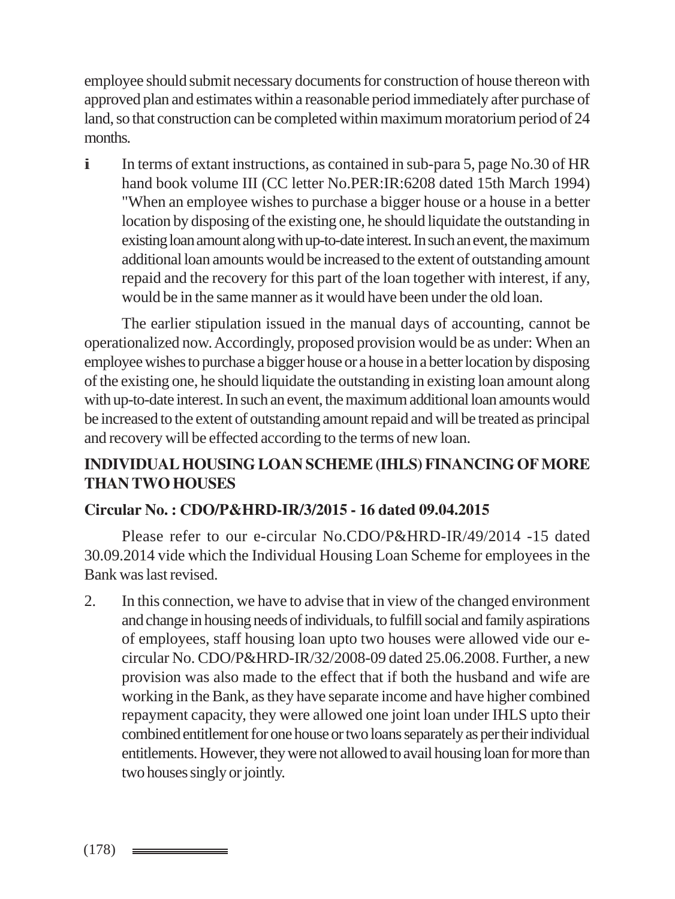employee should submit necessary documents for construction of house thereon with approved plan and estimates within a reasonable period immediately after purchase of land, so that construction can be completed within maximum moratorium period of 24 months.

i In terms of extant instructions, as contained in sub-para 5, page No.30 of HR hand book volume III (CC letter No.PER:IR:6208 dated 15th March 1994) "When an employee wishes to purchase a bigger house or a house in a better location by disposing of the existing one, he should liquidate the outstanding in existing loan amount along with up-to-date interest. In such an event, the maximum additional loan amounts would be increased to the extent of outstanding amount repaid and the recovery for this part of the loan together with interest, if any, would be in the same manner as it would have been under the old loan.

The earlier stipulation issued in the manual days of accounting, cannot be operationalized now. Accordingly, proposed provision would be as under: When an employee wishes to purchase a bigger house or a house in a better location by disposing of the existing one, he should liquidate the outstanding in existing loan amount along with up-to-date interest. In such an event, the maximum additional loan amounts would be increased to the extent of outstanding amount repaid and will be treated as principal and recovery will be effected according to the terms of new loan.

## INDIVIDUAL HOUSING LOAN SCHEME (IHLS) FINANCING OF MORE THAN TWO HOUSES

### Circular No. : CDO/P&HRD-IR/3/2015 - 16 dated 09.04.2015

Please refer to our e-circular No.CDO/P&HRD-IR/49/2014 -15 dated 30.09.2014 vide which the Individual Housing Loan Scheme for employees in the Bank was last revised.

2. In this connection, we have to advise that in view of the changed environment and change in housing needs of individuals, to fulfill social and family aspirations of employees, staff housing loan upto two houses were allowed vide our e-circular No. CDO/P&HRD-IR/32/2008-09 dated 25.06.2008. Further, a new provision was also made to the effect that if both the husband and wife are working in the Bank, as they have separate income and have higher combined repayment capacity, they were allowed one joint loan under IHLS upto their combined entitlement for one house or two loans separately as per their individual entitlements. However, they were not allowed to avail housing loan for more than two houses singly or jointly.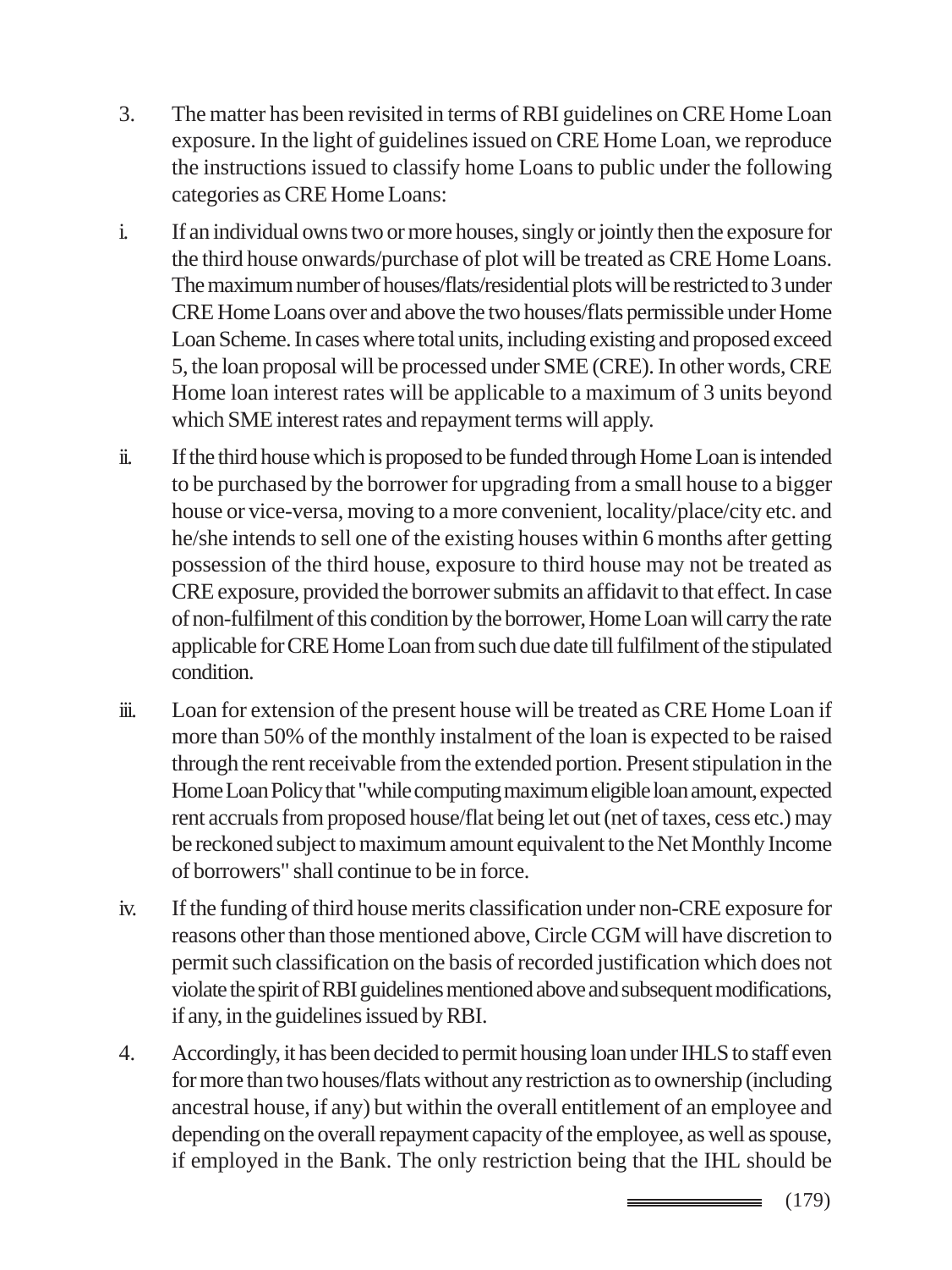3. The matter has been revisited in terms of RBI guidelines on CRE Home Loan exposure. In the light of guidelines issued on CRE Home Loan, we reproduce the instructions issued to classify home Loans to public under the following categories as CRE Home Loans:

i. If an individual owns two or more houses, singly or jointly then the exposure for the third house onwards/purchase of plot will be treated as CRE Home Loans. The maximum number of houses/flats/residential plots will be restricted to 3 under CRE Home Loans over and above the two houses/flats permissible under Home Loan Scheme. In cases where total units, including existing and proposed exceed 5, the loan proposal will be processed under SME (CRE). In other words, CRE Home loan interest rates will be applicable to a maximum of 3 units beyond which SME interest rates and repayment terms will apply.

ii. If the third house which is proposed to be funded through Home Loan is intended to be purchased by the borrower for upgrading from a small house to a bigger house or vice-versa, moving to a more convenient, locality/place/city etc. and he/she intends to sell one of the existing houses within 6 months after getting possession of the third house, exposure to third house may not be treated as CRE exposure, provided the borrower submits an affidavit to that effect. In case of non-fulfilment of this condition by the borrower, Home Loan will carry the rate applicable for CRE Home Loan from such due date till fulfilment of the stipulated condition.

iii. Loan for extension of the present house will be treated as CRE Home Loan if more than 50% of the monthly instalment of the loan is expected to be raised through the rent receivable from the extended portion. Present stipulation in the Home Loan Policy that "while computing maximum eligible loan amount, expected rent accruals from proposed house/flat being let out (net of taxes, cess etc.) may be reckoned subject to maximum amount equivalent to the Net Monthly Income of borrowers" shall continue to be in force.

iv. If the funding of third house merits classification under non-CRE exposure for reasons other than those mentioned above, Circle CGM will have discretion to permit such classification on the basis of recorded justification which does not violate the spirit of RBI guidelines mentioned above and subsequent modifications, if any, in the guidelines issued by RBI.

4. Accordingly, it has been decided to permit housing loan under IHLS to staff even for more than two houses/flats without any restriction as to ownership (including ancestral house, if any) but within the overall entitlement of an employee and depending on the overall repayment capacity of the employee, as well as spouse, if employed in the Bank. The only restriction being that the IHL should be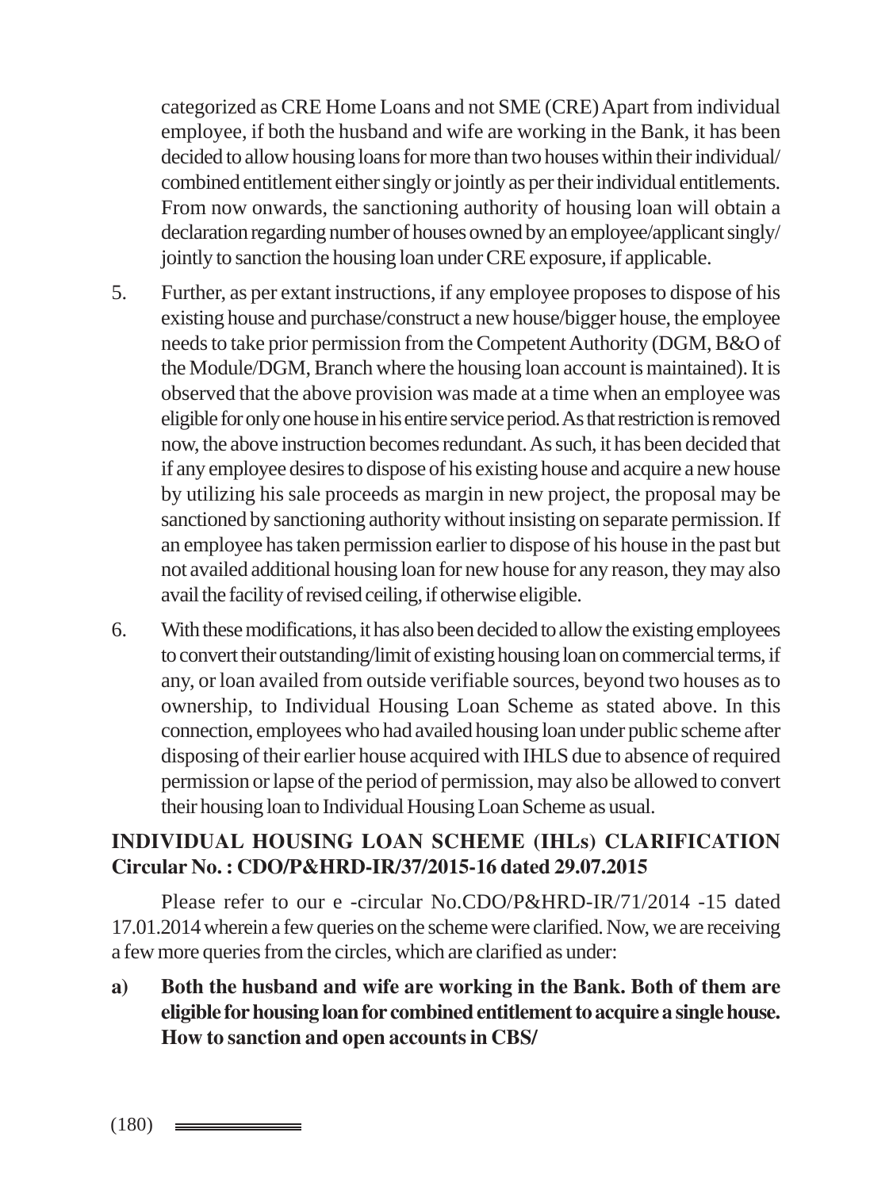categorized as CRE Home Loans and not SME (CRE) Apart from individual employee, if both the husband and wife are working in the Bank, it has been decided to allow housing loans for more than two houses within their individual/ combined entitlement either singly or jointly as per their individual entitlements. From now onwards, the sanctioning authority of housing loan will obtain a declaration regarding number of houses owned by an employee/applicant singly/ jointly to sanction the housing loan under CRE exposure, if applicable.

5. Further, as per extant instructions, if any employee proposes to dispose of his existing house and purchase/construct a new house/bigger house, the employee needs to take prior permission from the Competent Authority (DGM, B&O of the Module/DGM, Branch where the housing loan account is maintained). It is observed that the above provision was made at a time when an employee was eligible for only one house in his entire service period. As that restriction is removed now, the above instruction becomes redundant. As such, it has been decided that if any employee desires to dispose of his existing house and acquire a new house by utilizing his sale proceeds as margin in new project, the proposal may be sanctioned by sanctioning authority without insisting on separate permission. If an employee has taken permission earlier to dispose of his house in the past but not availed additional housing loan for new house for any reason, they may also avail the facility of revised ceiling, if otherwise eligible.

6. With these modifications, it has also been decided to allow the existing employees to convert their outstanding/limit of existing housing loan on commercial terms, if any, or loan availed from outside verifiable sources, beyond two houses as to ownership, to Individual Housing Loan Scheme as stated above. In this connection, employees who had availed housing loan under public scheme after disposing of their earlier house acquired with IHLS due to absence of required permission or lapse of the period of permission, may also be allowed to convert their housing loan to Individual Housing Loan Scheme as usual.

## INDIVIDUAL HOUSING LOAN SCHEME (IHLs) CLARIFICATION Circular No. : CDO/P&HRD-IR/37/2015-16 dated 29.07.2015

Please refer to our e -circular No.CDO/P&HRD-IR/71/2014 -15 dated 17.01.2014 wherein a few queries on the scheme were clarified. Now, we are receiving a few more queries from the circles, which are clarified as under:

**a) Both the husband and wife are working in the Bank. Both of them are eligible for housing loan for combined entitlement to acquire a single house. How to sanction and open accounts in CBS/**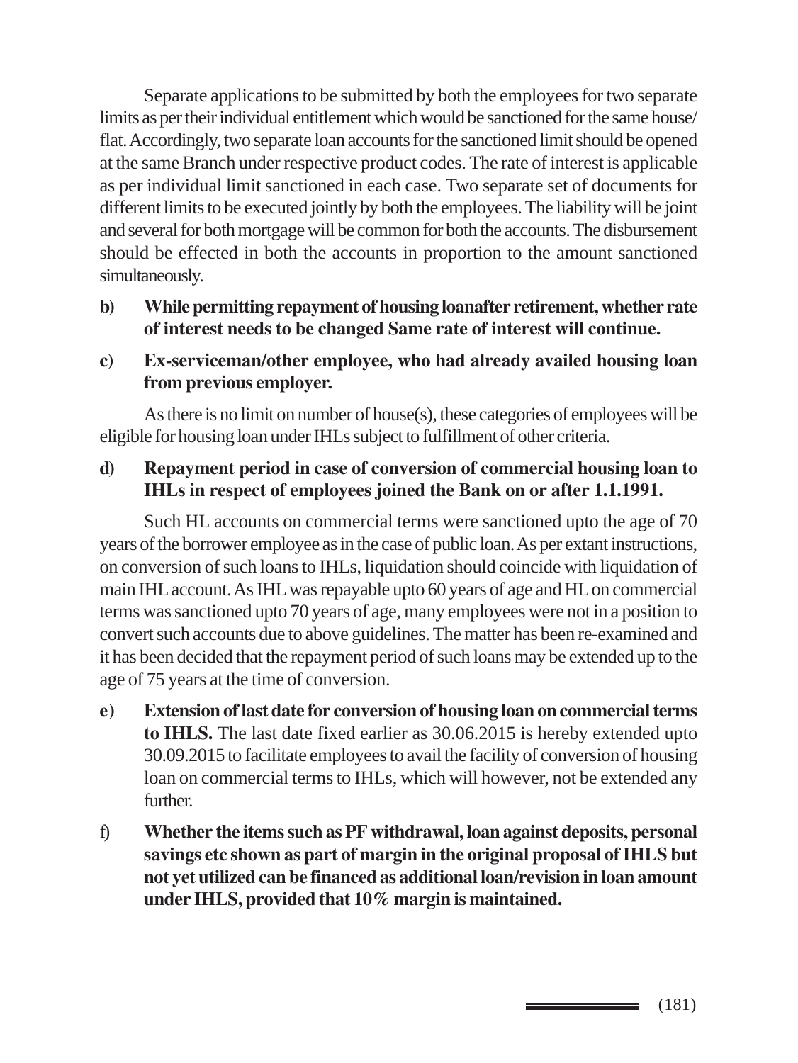Separate applications to be submitted by both the employees for two separate limits as per their individual entitlement which would be sanctioned for the same house/ flat. Accordingly, two separate loan accounts for the sanctioned limit should be opened at the same Branch under respective product codes. The rate of interest is applicable as per individual limit sanctioned in each case. Two separate set of documents for different limits to be executed jointly by both the employees. The liability will be joint and several for both mortgage will be common for both the accounts. The disbursement should be effected in both the accounts in proportion to the amount sanctioned simultaneously.

b) **While permitting repayment of housing loanafter retirement, whether rate of interest needs to be changed Same rate of interest will continue.**

c) **Ex-serviceman/other employee, who had already availed housing loan from previous employer.**

As there is no limit on number of house(s), these categories of employees will be eligible for housing loan under IHLs subject to fulfillment of other criteria.

d) **Repayment period in case of conversion of commercial housing loan to IHLs in respect of employees joined the Bank on or after 1.1.1991.**

Such HL accounts on commercial terms were sanctioned upto the age of 70 years of the borrower employee as in the case of public loan. As per extant instructions, on conversion of such loans to IHLs, liquidation should coincide with liquidation of main IHL account. As IHL was repayable upto 60 years of age and HL on commercial terms was sanctioned upto 70 years of age, many employees were not in a position to convert such accounts due to above guidelines. The matter has been re-examined and it has been decided that the repayment period of such loans may be extended up to the age of 75 years at the time of conversion.

e) **Extension of last date for conversion of housing loan on commercial terms to IHLS.** The last date fixed earlier as 30.06.2015 is hereby extended upto 30.09.2015 to facilitate employees to avail the facility of conversion of housing loan on commercial terms to IHLs, which will however, not be extended any further.

f) **Whether the items such as PF withdrawal, loan against deposits, personal savings etc shown as part of margin in the original proposal of IHLS but not yet utilized can be financed as additional loan/revision in loan amount under IHLS, provided that 10% margin is maintained.**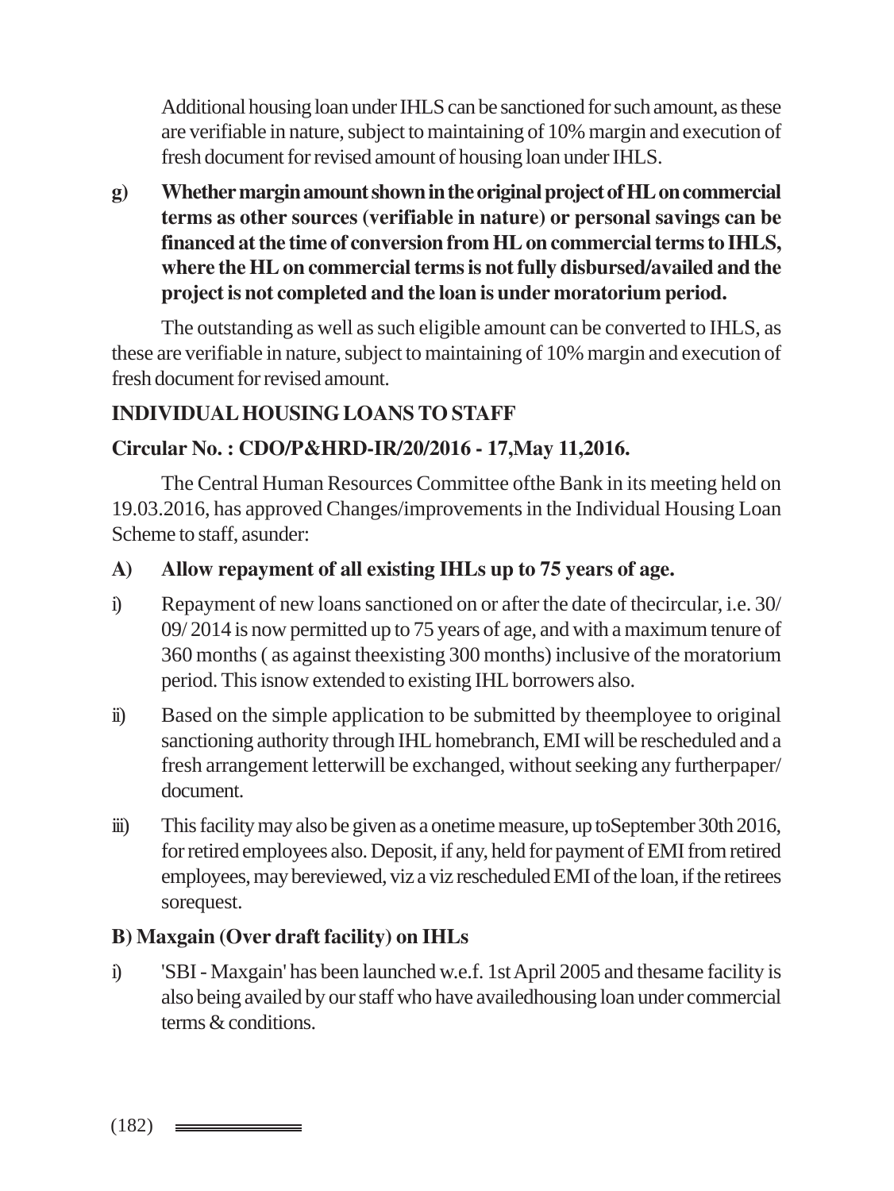Additional housing loan under IHLS can be sanctioned for such amount, as these are verifiable in nature, subject to maintaining of 10% margin and execution of fresh document for revised amount of housing loan under IHLS.

**g) Whether margin amount shown in the original project of HL on commercial terms as other sources (verifiable in nature) or personal savings can be financed at the time of conversion from HL on commercial terms to IHLS, where the HL on commercial terms is not fully disbursed/availed and the project is not completed and the loan is under moratorium period.**

The outstanding as well as such eligible amount can be converted to IHLS, as these are verifiable in nature, subject to maintaining of 10% margin and execution of fresh document for revised amount.

**INDIVIDUAL HOUSING LOANS TO STAFF**

**Circular No. : CDO/P&HRD-IR/20/2016 - 17,May 11,2016.**

The Central Human Resources Committee ofthe Bank in its meeting held on 19.03.2016, has approved Changes/improvements in the Individual Housing Loan Scheme to staff, asunder:

**A) Allow repayment of all existing IHLs up to 75 years of age.**

i) Repayment of new loans sanctioned on or after the date of thecircular, i.e. 30/ 09/ 2014 is now permitted up to 75 years of age, and with a maximum tenure of 360 months ( as against theexisting 300 months) inclusive of the moratorium period. This isnow extended to existing IHL borrowers also.

ii) Based on the simple application to be submitted by theemployee to original sanctioning authority through IHL homebranch, EMI will be rescheduled and a fresh arrangement letterwill be exchanged, without seeking any furtherpaper/ document.

iii) This facility may also be given as a onetime measure, up toSeptember 30th 2016, for retired employees also. Deposit, if any, held for payment of EMI from retired employees, may bereviewed, viz a viz rescheduled EMI of the loan, if the retirees sorequest.

**B) Maxgain (Over draft facility) on IHLs**

i) 'SBI - Maxgain' has been launched w.e.f. 1st April 2005 and thesame facility is also being availed by our staff who have availedhousing loan under commercial terms & conditions.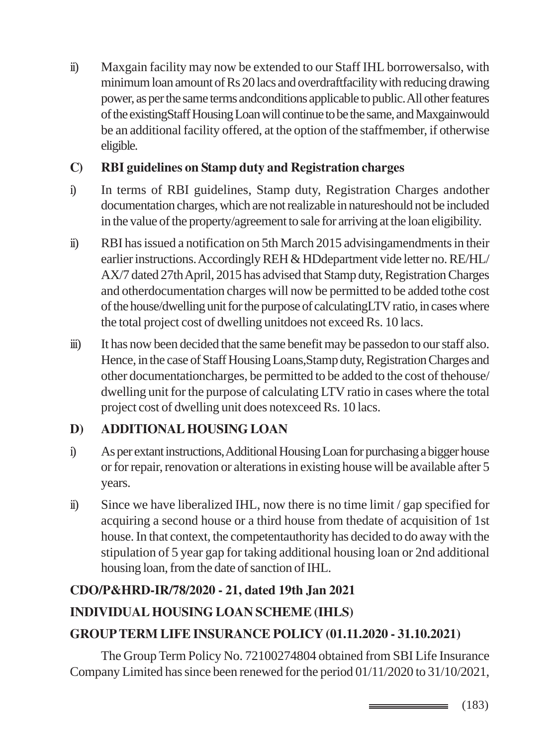ii) Maxgain facility may now be extended to our Staff IHL borrowersalso, with minimum loan amount of Rs 20 lacs and overdraftfacility with reducing drawing power, as per the same terms andconditions applicable to public. All other features of the existingStaff Housing Loan will continue to be the same, and Maxgainwould be an additional facility offered, at the option of the staffmember, if otherwise eligible.

**C) RBI guidelines on Stamp duty and Registration charges**

i) In terms of RBI guidelines, Stamp duty, Registration Charges andother documentation charges, which are not realizable in natureshould not be included in the value of the property/agreement to sale for arriving at the loan eligibility.

ii) RBI has issued a notification on 5th March 2015 advisingamendments in their earlier instructions. Accordingly REH & HDdepartment vide letter no. RE/HL/AX/7 dated 27th April, 2015 has advised that Stamp duty, Registration Charges and otherdocumentation charges will now be permitted to be added tothe cost of the house/dwelling unit for the purpose of calculatingLTV ratio, in cases where the total project cost of dwelling unitdoes not exceed Rs. 10 lacs.

iii) It has now been decided that the same benefit may be passedon to our staff also. Hence, in the case of Staff Housing Loans,Stamp duty, Registration Charges and other documentationcharges, be permitted to be added to the cost of thehouse/dwelling unit for the purpose of calculating LTV ratio in cases where the total project cost of dwelling unit does notexceed Rs. 10 lacs.

**D) ADDITIONAL HOUSING LOAN**

i) As per extant instructions, Additional Housing Loan for purchasing a bigger house or for repair, renovation or alterations in existing house will be available after 5 years.

ii) Since we have liberalized IHL, now there is no time limit / gap specified for acquiring a second house or a third house from thedate of acquisition of 1st house. In that context, the competentauthority has decided to do away with the stipulation of 5 year gap for taking additional housing loan or 2nd additional housing loan, from the date of sanction of IHL.

**CDO/P&HRD-IR/78/2020 - 21, dated 19th Jan 2021**

**INDIVIDUAL HOUSING LOAN SCHEME (IHLS)**

**GROUP TERM LIFE INSURANCE POLICY (01.11.2020 - 31.10.2021)**

The Group Term Policy No. 72100274804 obtained from SBI Life Insurance Company Limited has since been renewed for the period 01/11/2020 to 31/10/2021,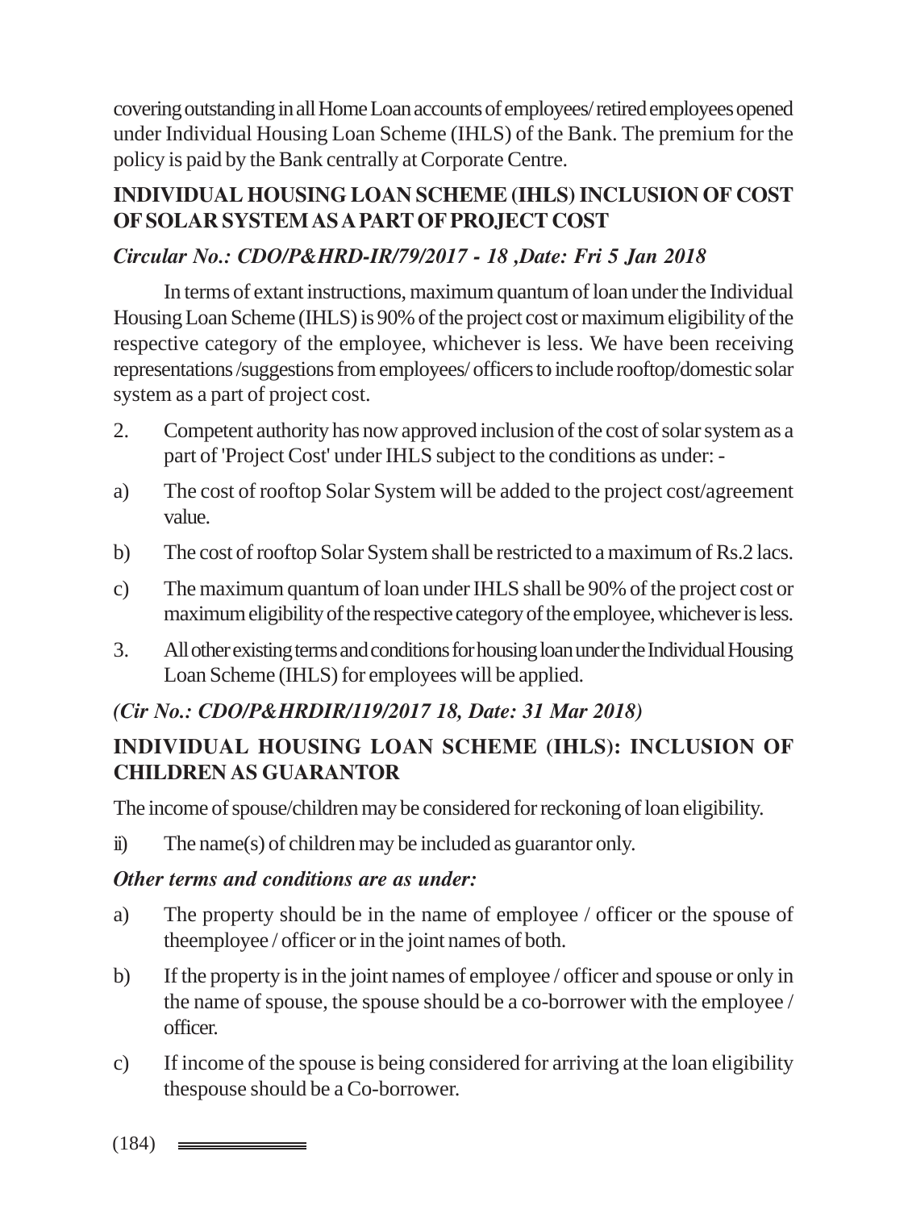covering outstanding in all Home Loan accounts of employees/ retired employees opened under Individual Housing Loan Scheme (IHLS) of the Bank. The premium for the policy is paid by the Bank centrally at Corporate Centre.

## INDIVIDUAL HOUSING LOAN SCHEME (IHLS) INCLUSION OF COST OF SOLAR SYSTEM AS A PART OF PROJECT COST

***Circular No.: CDO/P&HRD-IR/79/2017 - 18 ,Date: Fri 5 Jan 2018***

In terms of extant instructions, maximum quantum of loan under the Individual Housing Loan Scheme (IHLS) is 90% of the project cost or maximum eligibility of the respective category of the employee, whichever is less. We have been receiving representations /suggestions from employees/ officers to include rooftop/domestic solar system as a part of project cost.

2. Competent authority has now approved inclusion of the cost of solar system as a part of 'Project Cost' under IHLS subject to the conditions as under: -

a) The cost of rooftop Solar System will be added to the project cost/agreement value.

b) The cost of rooftop Solar System shall be restricted to a maximum of Rs.2 lacs.

c) The maximum quantum of loan under IHLS shall be 90% of the project cost or maximum eligibility of the respective category of the employee, whichever is less.

3. All other existing terms and conditions for housing loan under the Individual Housing Loan Scheme (IHLS) for employees will be applied.

***(Cir No.: CDO/P&HRDIR/119/2017 18, Date: 31 Mar 2018)***

## INDIVIDUAL HOUSING LOAN SCHEME (IHLS): INCLUSION OF CHILDREN AS GUARANTOR

The income of spouse/children may be considered for reckoning of loan eligibility.

ii) The name(s) of children may be included as guarantor only.

***Other terms and conditions are as under:***

a) The property should be in the name of employee / officer or the spouse of theemployee / officer or in the joint names of both.

b) If the property is in the joint names of employee / officer and spouse or only in the name of spouse, the spouse should be a co-borrower with the employee / officer.

c) If income of the spouse is being considered for arriving at the loan eligibility thespouse should be a Co-borrower.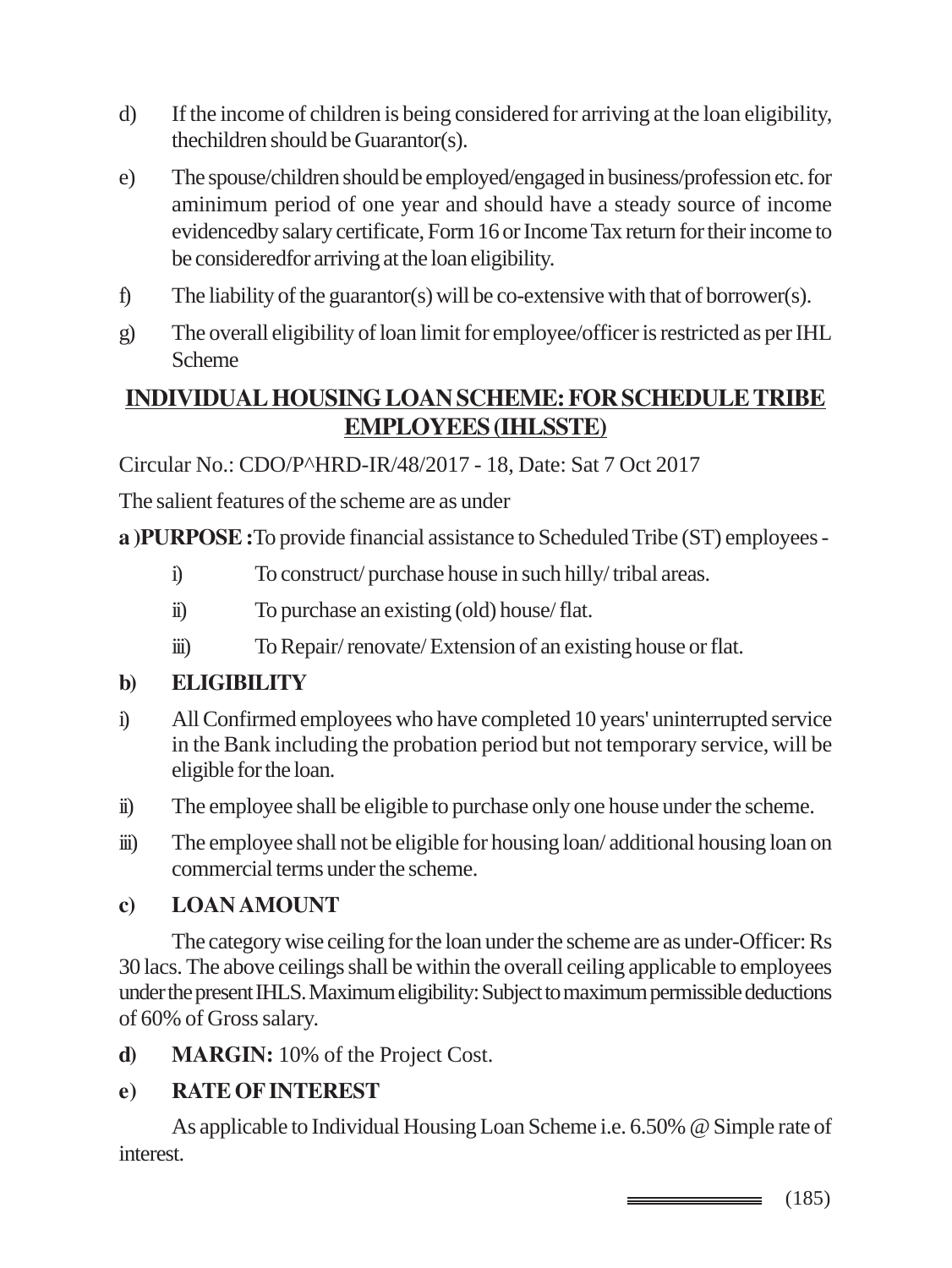d) If the income of children is being considered for arriving at the loan eligibility, thechildren should be Guarantor(s).

e) The spouse/children should be employed/engaged in business/profession etc. for aminimum period of one year and should have a steady source of income evidencedby salary certificate, Form 16 or Income Tax return for their income to be consideredfor arriving at the loan eligibility.

f) The liability of the guarantor(s) will be co-extensive with that of borrower(s).

g) The overall eligibility of loan limit for employee/officer is restricted as per IHL Scheme

## INDIVIDUAL HOUSING LOAN SCHEME: FOR SCHEDULE TRIBE EMPLOYEES (IHLSSTE)

Circular No.: CDO/P^HRD-IR/48/2017 - 18, Date: Sat 7 Oct 2017

The salient features of the scheme are as under

**a )PURPOSE :** To provide financial assistance to Scheduled Tribe (ST) employees -

i) To construct/ purchase house in such hilly/ tribal areas.

ii) To purchase an existing (old) house/ flat.

iii) To Repair/ renovate/ Extension of an existing house or flat.

**b) ELIGIBILITY**

i) All Confirmed employees who have completed 10 years' uninterrupted service in the Bank including the probation period but not temporary service, will be eligible for the loan.

ii) The employee shall be eligible to purchase only one house under the scheme.

iii) The employee shall not be eligible for housing loan/ additional housing loan on commercial terms under the scheme.

**c) LOAN AMOUNT**

The category wise ceiling for the loan under the scheme are as under-Officer: Rs 30 lacs. The above ceilings shall be within the overall ceiling applicable to employees under the present IHLS. Maximum eligibility: Subject to maximum permissible deductions of 60% of Gross salary.

**d) MARGIN:** 10% of the Project Cost.

**e) RATE OF INTEREST**

As applicable to Individual Housing Loan Scheme i.e. 6.50% @ Simple rate of interest.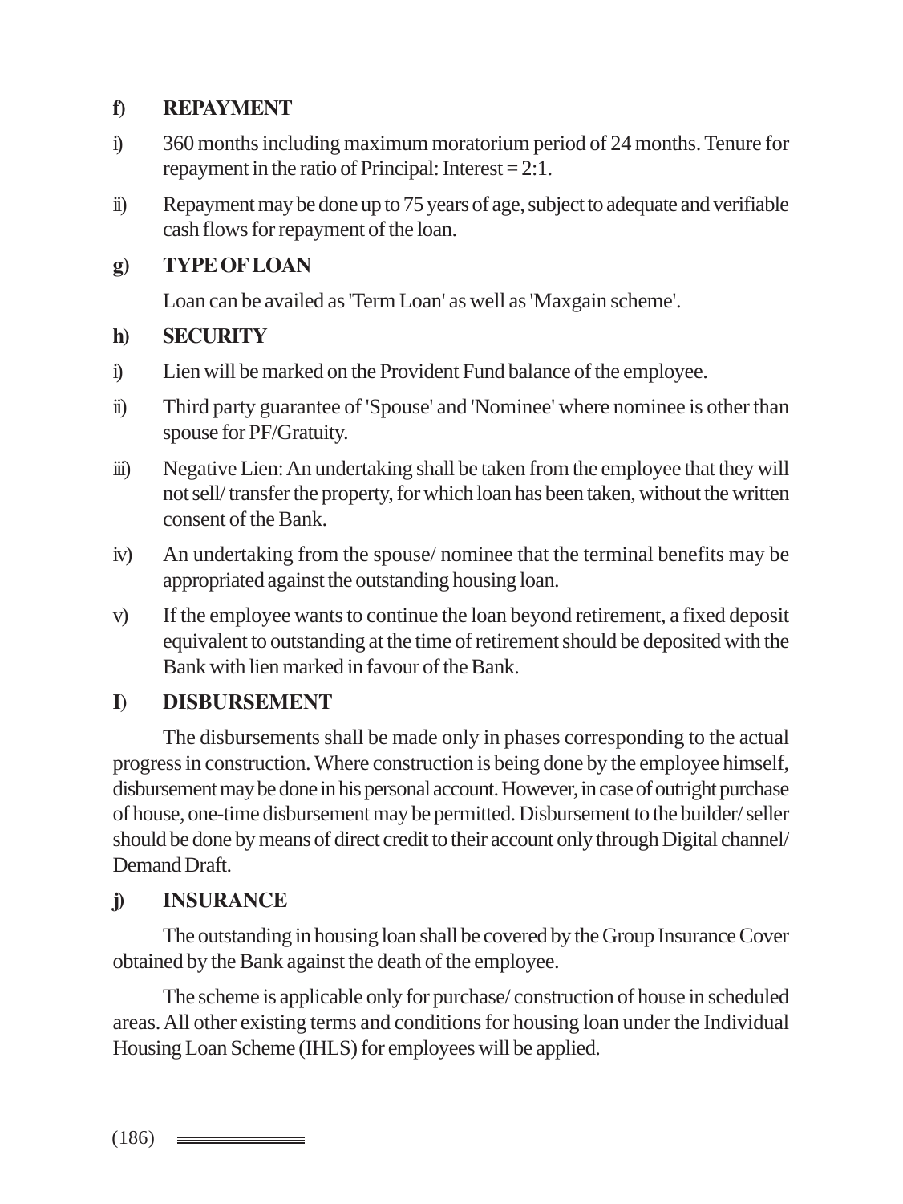**f) REPAYMENT**

i) 360 months including maximum moratorium period of 24 months. Tenure for repayment in the ratio of Principal: Interest = 2:1.

ii) Repayment may be done up to 75 years of age, subject to adequate and verifiable cash flows for repayment of the loan.

**g) TYPE OF LOAN**

Loan can be availed as 'Term Loan' as well as 'Maxgain scheme'.

**h) SECURITY**

i) Lien will be marked on the Provident Fund balance of the employee.

ii) Third party guarantee of 'Spouse' and 'Nominee' where nominee is other than spouse for PF/Gratuity.

iii) Negative Lien: An undertaking shall be taken from the employee that they will not sell/ transfer the property, for which loan has been taken, without the written consent of the Bank.

iv) An undertaking from the spouse/ nominee that the terminal benefits may be appropriated against the outstanding housing loan.

v) If the employee wants to continue the loan beyond retirement, a fixed deposit equivalent to outstanding at the time of retirement should be deposited with the Bank with lien marked in favour of the Bank.

**I) DISBURSEMENT**

The disbursements shall be made only in phases corresponding to the actual progress in construction. Where construction is being done by the employee himself, disbursement may be done in his personal account. However, in case of outright purchase of house, one-time disbursement may be permitted. Disbursement to the builder/ seller should be done by means of direct credit to their account only through Digital channel/ Demand Draft.

**j) INSURANCE**

The outstanding in housing loan shall be covered by the Group Insurance Cover obtained by the Bank against the death of the employee.

The scheme is applicable only for purchase/ construction of house in scheduled areas. All other existing terms and conditions for housing loan under the Individual Housing Loan Scheme (IHLS) for employees will be applied.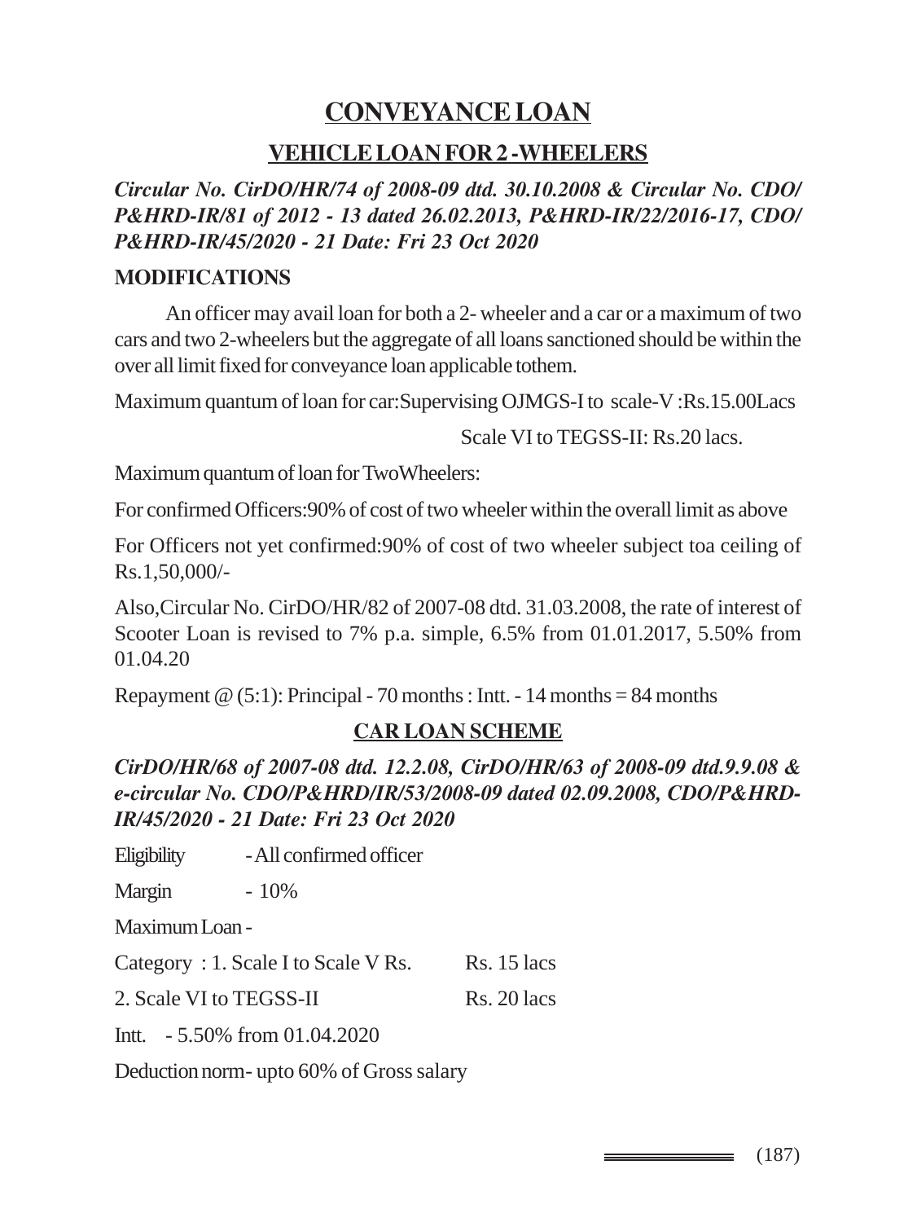# CONVEYANCE LOAN

## VEHICLE LOAN FOR 2 -WHEELERS

***Circular No. CirDO/HR/74 of 2008-09 dtd. 30.10.2008 & Circular No. CDO/ P&HRD-IR/81 of 2012 - 13 dated 26.02.2013, P&HRD-IR/22/2016-17, CDO/ P&HRD-IR/45/2020 - 21 Date: Fri 23 Oct 2020***

**MODIFICATIONS**

An officer may avail loan for both a 2- wheeler and a car or a maximum of two cars and two 2-wheelers but the aggregate of all loans sanctioned should be within the over all limit fixed for conveyance loan applicable tothem.

Maximum quantum of loan for car:Supervising OJMGS-I to scale-V :Rs.15.00Lacs

Scale VI to TEGSS-II: Rs.20 lacs.

Maximum quantum of loan for TwoWheelers:

For confirmed Officers:90% of cost of two wheeler within the overall limit as above

For Officers not yet confirmed:90% of cost of two wheeler subject toa ceiling of Rs.1,50,000/-

Also,Circular No. CirDO/HR/82 of 2007-08 dtd. 31.03.2008, the rate of interest of Scooter Loan is revised to 7% p.a. simple, 6.5% from 01.01.2017, 5.50% from 01.04.20

Repayment @ (5:1): Principal - 70 months : Intt. - 14 months = 84 months

## CAR LOAN SCHEME

***CirDO/HR/68 of 2007-08 dtd. 12.2.08, CirDO/HR/63 of 2008-09 dtd.9.9.08 & e-circular No. CDO/P&HRD/IR/53/2008-09 dated 02.09.2008, CDO/P&HRD-IR/45/2020 - 21 Date: Fri 23 Oct 2020***

Eligibility - All confirmed officer

Margin - 10%

Maximum Loan -

Category : 1. Scale I to Scale V Rs. Rs. 15 lacs

2. Scale VI to TEGSS-II Rs. 20 lacs

Intt. - 5.50% from 01.04.2020

Deduction norm- upto 60% of Gross salary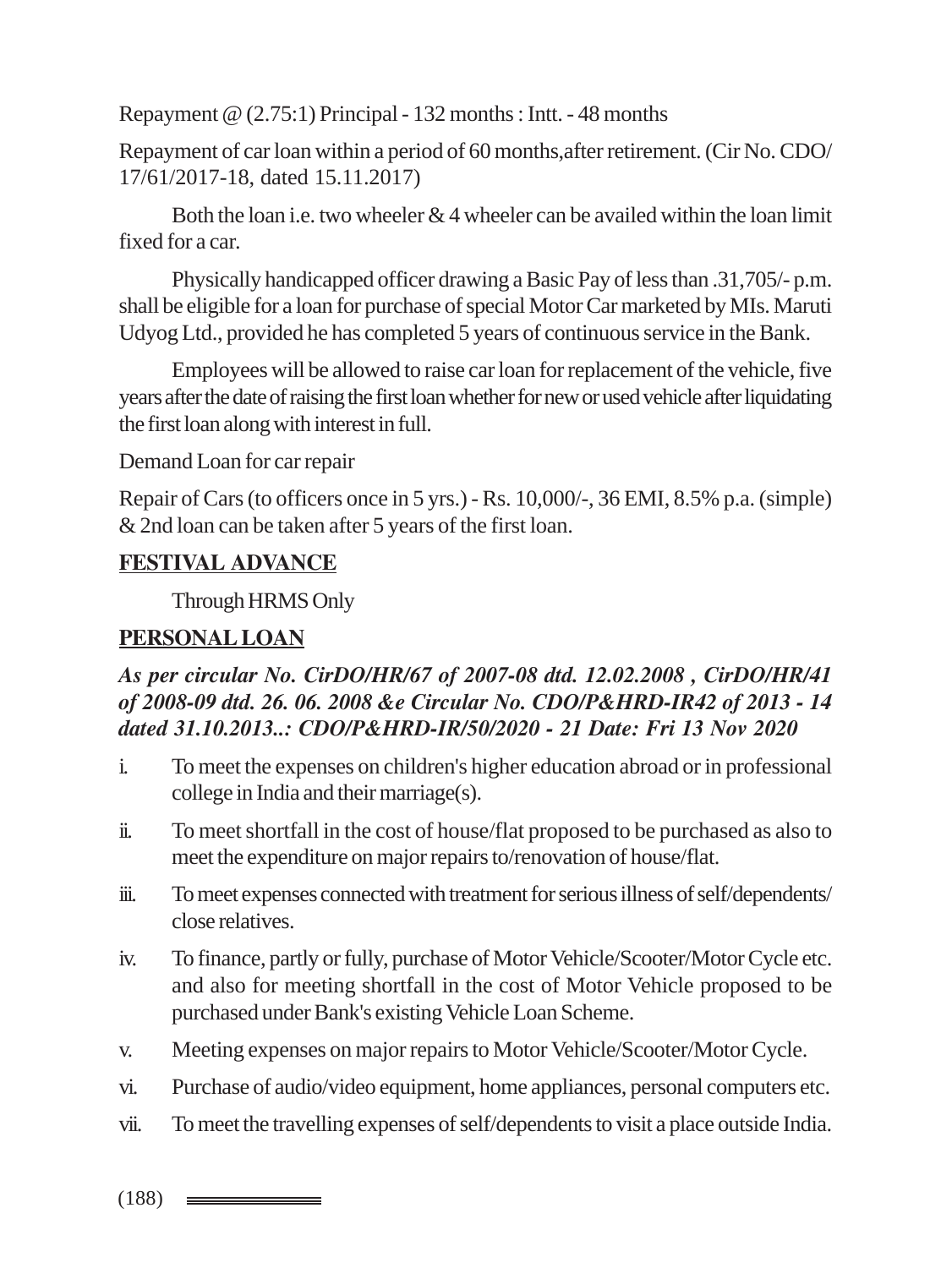Repayment @ (2.75:1) Principal - 132 months : Intt. - 48 months

Repayment of car loan within a period of 60 months,after retirement. (Cir No. CDO/17/61/2017-18, dated 15.11.2017)

Both the loan i.e. two wheeler & 4 wheeler can be availed within the loan limit fixed for a car.

Physically handicapped officer drawing a Basic Pay of less than .31,705/- p.m. shall be eligible for a loan for purchase of special Motor Car marketed by MIs. Maruti Udyog Ltd., provided he has completed 5 years of continuous service in the Bank.

Employees will be allowed to raise car loan for replacement of the vehicle, five years after the date of raising the first loan whether for new or used vehicle after liquidating the first loan along with interest in full.

Demand Loan for car repair

Repair of Cars (to officers once in 5 yrs.) - Rs. 10,000/-, 36 EMI, 8.5% p.a. (simple) & 2nd loan can be taken after 5 years of the first loan.

## FESTIVAL ADVANCE

Through HRMS Only

## PERSONAL LOAN

***As per circular No. CirDO/HR/67 of 2007-08 dtd. 12.02.2008 , CirDO/HR/41 of 2008-09 dtd. 26. 06. 2008 &e Circular No. CDO/P&HRD-IR42 of 2013 - 14 dated 31.10.2013..: CDO/P&HRD-IR/50/2020 - 21 Date: Fri 13 Nov 2020***

i. To meet the expenses on children's higher education abroad or in professional college in India and their marriage(s).

ii. To meet shortfall in the cost of house/flat proposed to be purchased as also to meet the expenditure on major repairs to/renovation of house/flat.

iii. To meet expenses connected with treatment for serious illness of self/dependents/close relatives.

iv. To finance, partly or fully, purchase of Motor Vehicle/Scooter/Motor Cycle etc. and also for meeting shortfall in the cost of Motor Vehicle proposed to be purchased under Bank's existing Vehicle Loan Scheme.

v. Meeting expenses on major repairs to Motor Vehicle/Scooter/Motor Cycle.

vi. Purchase of audio/video equipment, home appliances, personal computers etc.

vii. To meet the travelling expenses of self/dependents to visit a place outside India.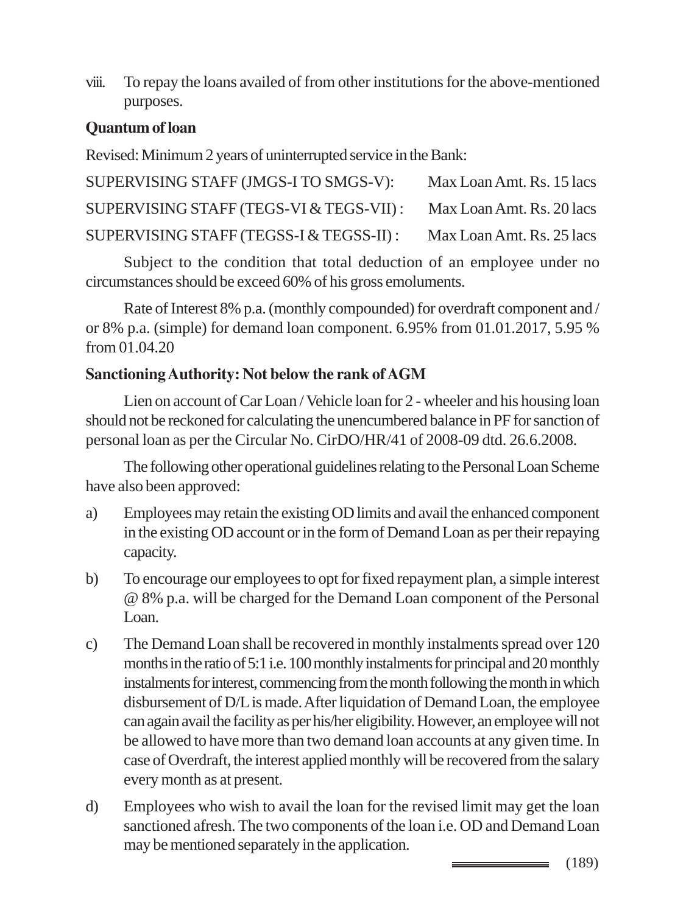viii. To repay the loans availed of from other institutions for the above-mentioned purposes.

**Quantum of loan**

Revised: Minimum 2 years of uninterrupted service in the Bank:

| | |
|---|---|
| SUPERVISING STAFF (JMGS-I TO SMGS-V): | Max Loan Amt. Rs. 15 lacs |
| SUPERVISING STAFF (TEGS-VI & TEGS-VII) : | Max Loan Amt. Rs. 20 lacs |
| SUPERVISING STAFF (TEGSS-I & TEGSS-II) : | Max Loan Amt. Rs. 25 lacs |

Subject to the condition that total deduction of an employee under no circumstances should be exceed 60% of his gross emoluments.

Rate of Interest 8% p.a. (monthly compounded) for overdraft component and / or 8% p.a. (simple) for demand loan component. 6.95% from 01.01.2017, 5.95 % from 01.04.20

**Sanctioning Authority: Not below the rank of AGM**

Lien on account of Car Loan / Vehicle loan for 2 - wheeler and his housing loan should not be reckoned for calculating the unencumbered balance in PF for sanction of personal loan as per the Circular No. CirDO/HR/41 of 2008-09 dtd. 26.6.2008.

The following other operational guidelines relating to the Personal Loan Scheme have also been approved:

a) Employees may retain the existing OD limits and avail the enhanced component in the existing OD account or in the form of Demand Loan as per their repaying capacity.

b) To encourage our employees to opt for fixed repayment plan, a simple interest @ 8% p.a. will be charged for the Demand Loan component of the Personal Loan.

c) The Demand Loan shall be recovered in monthly instalments spread over 120 months in the ratio of 5:1 i.e. 100 monthly instalments for principal and 20 monthly instalments for interest, commencing from the month following the month in which disbursement of D/L is made. After liquidation of Demand Loan, the employee can again avail the facility as per his/her eligibility. However, an employee will not be allowed to have more than two demand loan accounts at any given time. In case of Overdraft, the interest applied monthly will be recovered from the salary every month as at present.

d) Employees who wish to avail the loan for the revised limit may get the loan sanctioned afresh. The two components of the loan i.e. OD and Demand Loan may be mentioned separately in the application.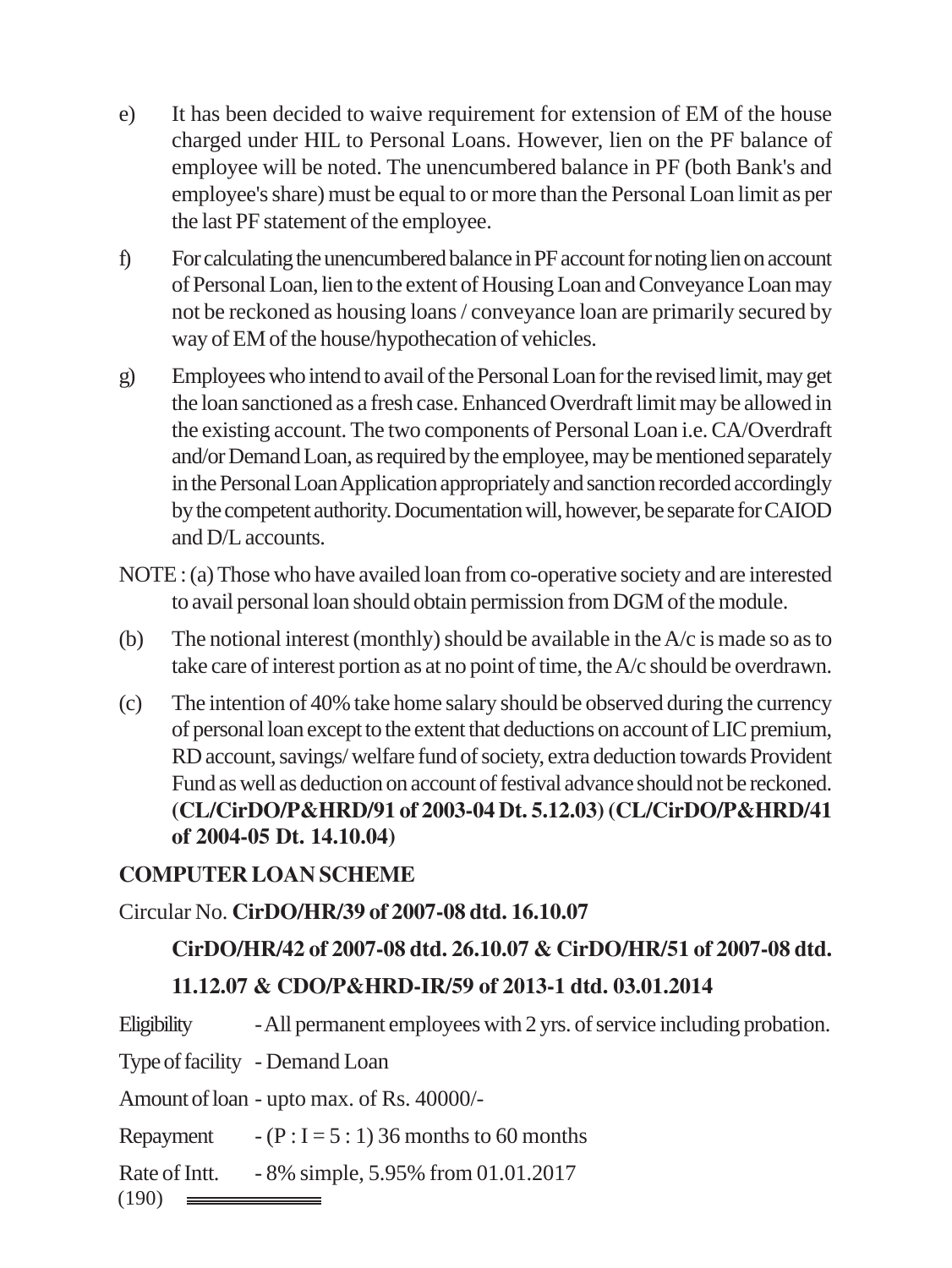e) It has been decided to waive requirement for extension of EM of the house charged under HIL to Personal Loans. However, lien on the PF balance of employee will be noted. The unencumbered balance in PF (both Bank's and employee's share) must be equal to or more than the Personal Loan limit as per the last PF statement of the employee.

f) For calculating the unencumbered balance in PF account for noting lien on account of Personal Loan, lien to the extent of Housing Loan and Conveyance Loan may not be reckoned as housing loans / conveyance loan are primarily secured by way of EM of the house/hypothecation of vehicles.

g) Employees who intend to avail of the Personal Loan for the revised limit, may get the loan sanctioned as a fresh case. Enhanced Overdraft limit may be allowed in the existing account. The two components of Personal Loan i.e. CA/Overdraft and/or Demand Loan, as required by the employee, may be mentioned separately in the Personal Loan Application appropriately and sanction recorded accordingly by the competent authority. Documentation will, however, be separate for CAIOD and D/L accounts.

NOTE : (a) Those who have availed loan from co-operative society and are interested to avail personal loan should obtain permission from DGM of the module.

(b) The notional interest (monthly) should be available in the A/c is made so as to take care of interest portion as at no point of time, the A/c should be overdrawn.

(c) The intention of 40% take home salary should be observed during the currency of personal loan except to the extent that deductions on account of LIC premium, RD account, savings/ welfare fund of society, extra deduction towards Provident Fund as well as deduction on account of festival advance should not be reckoned. **(CL/CirDO/P&HRD/91 of 2003-04 Dt. 5.12.03) (CL/CirDO/P&HRD/41 of 2004-05 Dt. 14.10.04)**

**COMPUTER LOAN SCHEME**

Circular No. **CirDO/HR/39 of 2007-08 dtd. 16.10.07**

**CirDO/HR/42 of 2007-08 dtd. 26.10.07 & CirDO/HR/51 of 2007-08 dtd. 11.12.07 & CDO/P&HRD-IR/59 of 2013-1 dtd. 03.01.2014**

Eligibility - All permanent employees with 2 yrs. of service including probation.

Type of facility - Demand Loan

Amount of loan - upto max. of Rs. 40000/-

Repayment - (P : I = 5 : 1) 36 months to 60 months

Rate of Intt. - 8% simple, 5.95% from 01.01.2017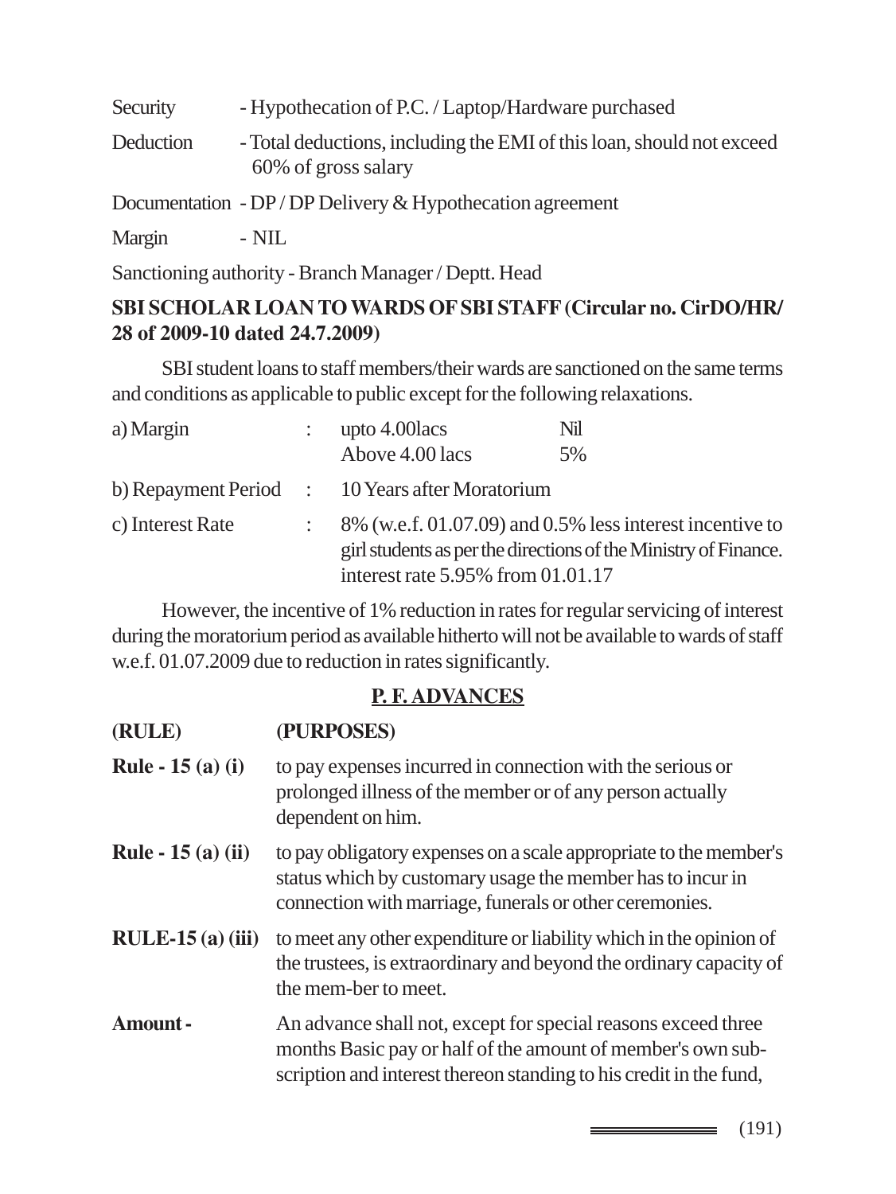Security - Hypothecation of P.C. / Laptop/Hardware purchased

Deduction - Total deductions, including the EMI of this loan, should not exceed 60% of gross salary

Documentation - DP / DP Delivery & Hypothecation agreement

Margin - NIL

Sanctioning authority - Branch Manager / Deptt. Head

**SBI SCHOLAR LOAN TO WARDS OF SBI STAFF (Circular no. CirDO/HR/ 28 of 2009-10 dated 24.7.2009)**

SBI student loans to staff members/their wards are sanctioned on the same terms and conditions as applicable to public except for the following relaxations.

| | | | |
|---|---|---|---|
| a) Margin | : | upto 4.00lacs | Nil |
| | | Above 4.00 lacs | 5% |
| b) Repayment Period | : | 10 Years after Moratorium | |
| c) Interest Rate | : | 8% (w.e.f. 01.07.09) and 0.5% less interest incentive to girl students as per the directions of the Ministry of Finance. interest rate 5.95% from 01.01.17 | |

However, the incentive of 1% reduction in rates for regular servicing of interest during the moratorium period as available hitherto will not be available to wards of staff w.e.f. 01.07.2009 due to reduction in rates significantly.

## P. F. ADVANCES

**(RULE)** **(PURPOSES)**

**Rule - 15 (a) (i)** to pay expenses incurred in connection with the serious or prolonged illness of the member or of any person actually dependent on him.

**Rule - 15 (a) (ii)** to pay obligatory expenses on a scale appropriate to the member's status which by customary usage the member has to incur in connection with marriage, funerals or other ceremonies.

**RULE-15 (a) (iii)** to meet any other expenditure or liability which in the opinion of the trustees, is extraordinary and beyond the ordinary capacity of the mem-ber to meet.

**Amount -** An advance shall not, except for special reasons exceed three months Basic pay or half of the amount of member's own sub-scription and interest thereon standing to his credit in the fund,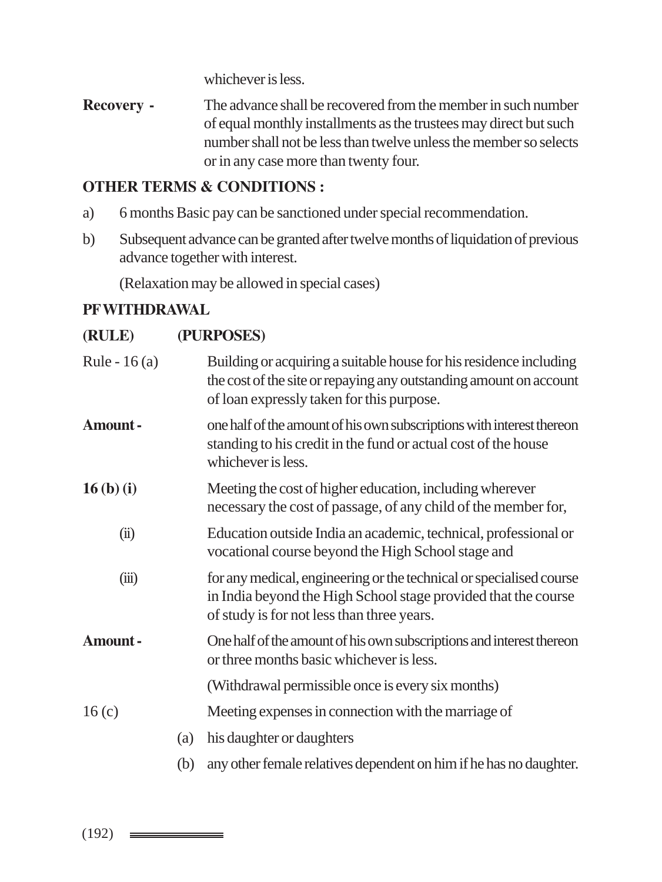whichever is less.

**Recovery -** The advance shall be recovered from the member in such number of equal monthly installments as the trustees may direct but such number shall not be less than twelve unless the member so selects or in any case more than twenty four.

**OTHER TERMS & CONDITIONS :**

a) 6 months Basic pay can be sanctioned under special recommendation.

b) Subsequent advance can be granted after twelve months of liquidation of previous advance together with interest.

(Relaxation may be allowed in special cases)

**PF WITHDRAWAL**

**(RULE) (PURPOSES)**

Rule - 16 (a) Building or acquiring a suitable house for his residence including the cost of the site or repaying any outstanding amount on account of loan expressly taken for this purpose.

**Amount -** one half of the amount of his own subscriptions with interest thereon standing to his credit in the fund or actual cost of the house whichever is less.

**16 (b) (i)** Meeting the cost of higher education, including wherever necessary the cost of passage, of any child of the member for,

(ii) Education outside India an academic, technical, professional or vocational course beyond the High School stage and

(iii) for any medical, engineering or the technical or specialised course in India beyond the High School stage provided that the course of study is for not less than three years.

**Amount -** One half of the amount of his own subscriptions and interest thereon or three months basic whichever is less.

(Withdrawal permissible once is every six months)

16 (c) Meeting expenses in connection with the marriage of

(a) his daughter or daughters

(b) any other female relatives dependent on him if he has no daughter.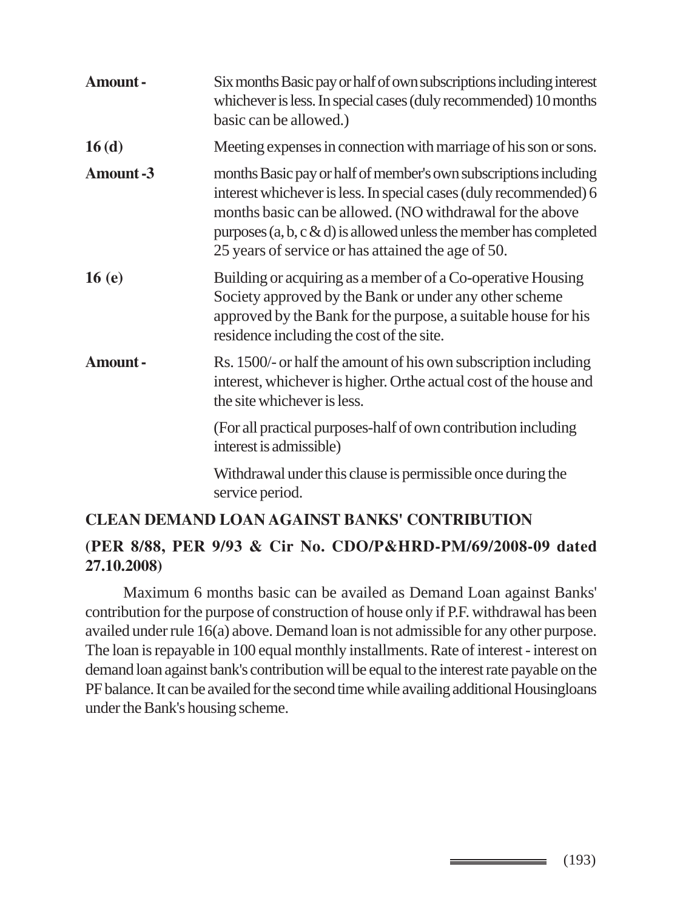**Amount -** Six months Basic pay or half of own subscriptions including interest whichever is less. In special cases (duly recommended) 10 months basic can be allowed.)

**16 (d)** Meeting expenses in connection with marriage of his son or sons.

**Amount -3** months Basic pay or half of member's own subscriptions including interest whichever is less. In special cases (duly recommended) 6 months basic can be allowed. (NO withdrawal for the above purposes (a, b, c & d) is allowed unless the member has completed 25 years of service or has attained the age of 50.

**16 (e)** Building or acquiring as a member of a Co-operative Housing Society approved by the Bank or under any other scheme approved by the Bank for the purpose, a suitable house for his residence including the cost of the site.

**Amount -** Rs. 1500/- or half the amount of his own subscription including interest, whichever is higher. Orthe actual cost of the house and the site whichever is less.

(For all practical purposes-half of own contribution including interest is admissible)

Withdrawal under this clause is permissible once during the service period.

**CLEAN DEMAND LOAN AGAINST BANKS' CONTRIBUTION**

**(PER 8/88, PER 9/93 & Cir No. CDO/P&HRD-PM/69/2008-09 dated 27.10.2008)**

Maximum 6 months basic can be availed as Demand Loan against Banks' contribution for the purpose of construction of house only if P.F. withdrawal has been availed under rule 16(a) above. Demand loan is not admissible for any other purpose. The loan is repayable in 100 equal monthly installments. Rate of interest - interest on demand loan against bank's contribution will be equal to the interest rate payable on the PF balance. It can be availed for the second time while availing additional Housingloans under the Bank's housing scheme.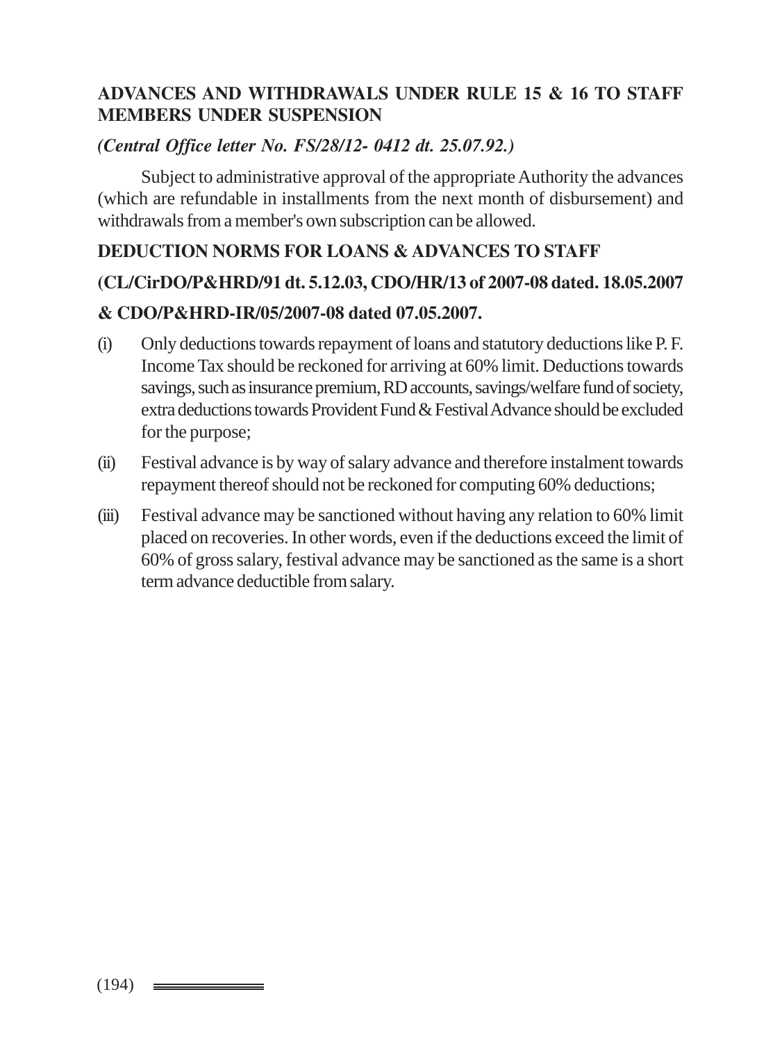**ADVANCES AND WITHDRAWALS UNDER RULE 15 & 16 TO STAFF MEMBERS UNDER SUSPENSION**

***(Central Office letter No. FS/28/12- 0412 dt. 25.07.92.)***

Subject to administrative approval of the appropriate Authority the advances (which are refundable in installments from the next month of disbursement) and withdrawals from a member's own subscription can be allowed.

**DEDUCTION NORMS FOR LOANS & ADVANCES TO STAFF**

**(CL/CirDO/P&HRD/91 dt. 5.12.03, CDO/HR/13 of 2007-08 dated. 18.05.2007 & CDO/P&HRD-IR/05/2007-08 dated 07.05.2007.**

(i) Only deductions towards repayment of loans and statutory deductions like P. F. Income Tax should be reckoned for arriving at 60% limit. Deductions towards savings, such as insurance premium, RD accounts, savings/welfare fund of society, extra deductions towards Provident Fund & Festival Advance should be excluded for the purpose;

(ii) Festival advance is by way of salary advance and therefore instalment towards repayment thereof should not be reckoned for computing 60% deductions;

(iii) Festival advance may be sanctioned without having any relation to 60% limit placed on recoveries. In other words, even if the deductions exceed the limit of 60% of gross salary, festival advance may be sanctioned as the same is a short term advance deductible from salary.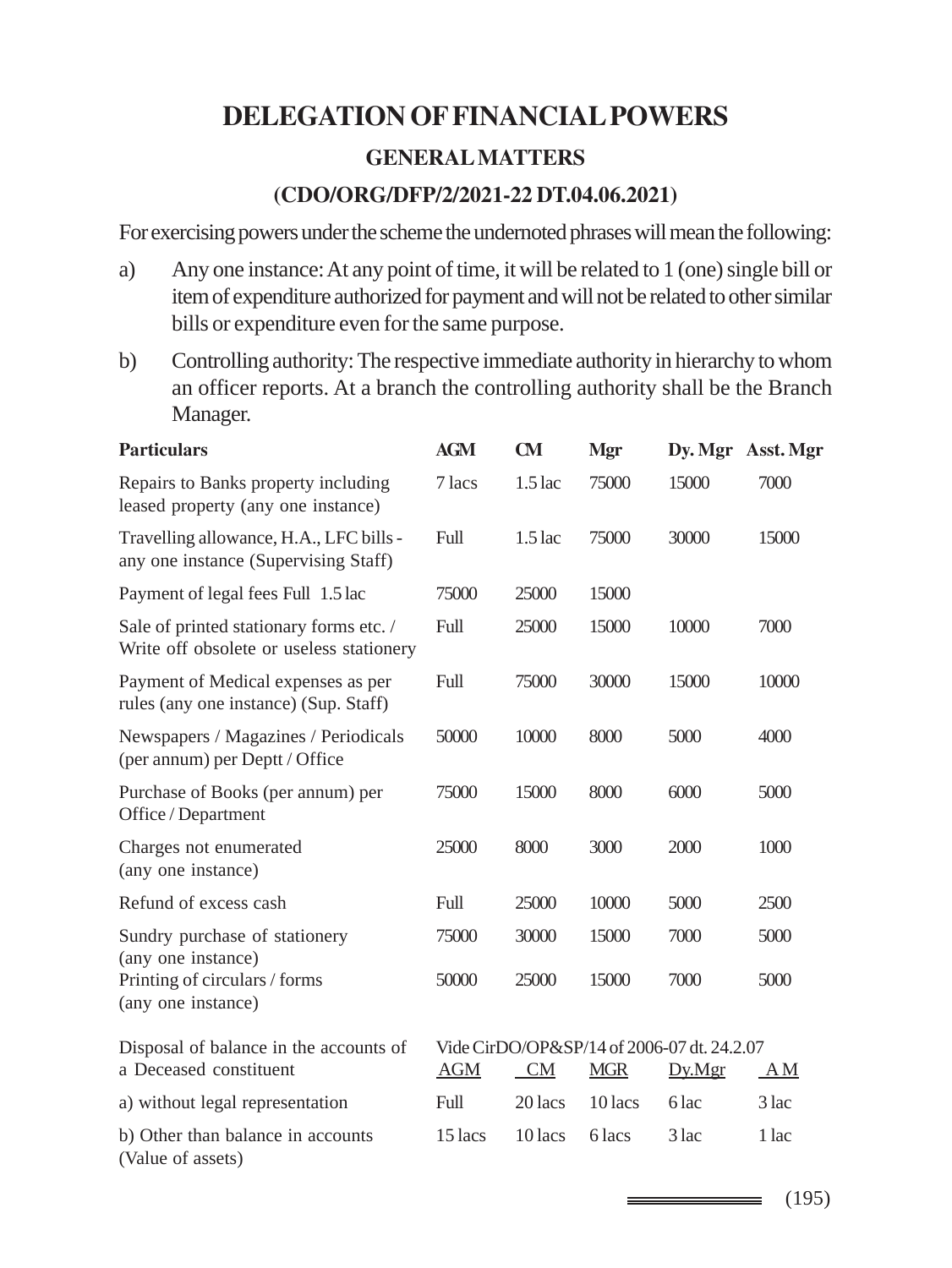# DELEGATION OF FINANCIAL POWERS

## GENERAL MATTERS

### (CDO/ORG/DFP/2/2021-22 DT.04.06.2021)

For exercising powers under the scheme the undernoted phrases will mean the following:

a) Any one instance: At any point of time, it will be related to 1 (one) single bill or item of expenditure authorized for payment and will not be related to other similar bills or expenditure even for the same purpose.

b) Controlling authority: The respective immediate authority in hierarchy to whom an officer reports. At a branch the controlling authority shall be the Branch Manager.

| Particulars | AGM | CM | Mgr | Dy. Mgr | Asst. Mgr |
|---|---|---|---|---|---|
| Repairs to Banks property including leased property (any one instance) | 7 lacs | 1.5 lac | 75000 | 15000 | 7000 |
| Travelling allowance, H.A., LFC bills - any one instance (Supervising Staff) | Full | 1.5 lac | 75000 | 30000 | 15000 |
| Payment of legal fees Full 1.5 lac | 75000 | 25000 | 15000 | | |
| Sale of printed stationary forms etc. / Write off obsolete or useless stationery | Full | 25000 | 15000 | 10000 | 7000 |
| Payment of Medical expenses as per rules (any one instance) (Sup. Staff) | Full | 75000 | 30000 | 15000 | 10000 |
| Newspapers / Magazines / Periodicals (per annum) per Deptt / Office | 50000 | 10000 | 8000 | 5000 | 4000 |
| Purchase of Books (per annum) per Office / Department | 75000 | 15000 | 8000 | 6000 | 5000 |
| Charges not enumerated (any one instance) | 25000 | 8000 | 3000 | 2000 | 1000 |
| Refund of excess cash | Full | 25000 | 10000 | 5000 | 2500 |
| Sundry purchase of stationery (any one instance) | 75000 | 30000 | 15000 | 7000 | 5000 |
| Printing of circulars / forms (any one instance) | 50000 | 25000 | 15000 | 7000 | 5000 |

| Disposal of balance in the accounts of a Deceased constituent | Vide CirDO/OP&SP/14 of 2006-07 dt. 24.2.07 | | | | |
|---|---|---|---|---|---|
| | AGM | CM | MGR | Dy.Mgr | A M |
| a) without legal representation | Full | 20 lacs | 10 lacs | 6 lac | 3 lac |
| b) Other than balance in accounts (Value of assets) | 15 lacs | 10 lacs | 6 lacs | 3 lac | 1 lac |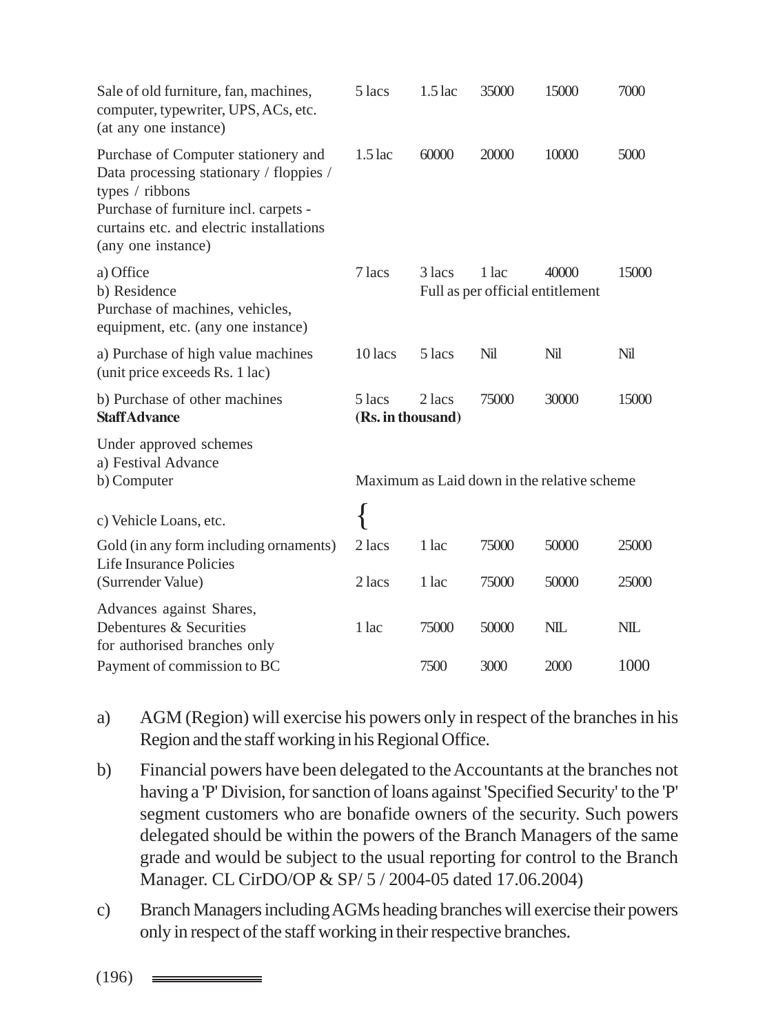| | | | | | |
|---|---|---|---|---|---|
| Sale of old furniture, fan, machines, computer, typewriter, UPS, ACs, etc. (at any one instance) | 5 lacs | 1.5 lac | 35000 | 15000 | 7000 |
| Purchase of Computer stationery and Data processing stationary / floppies / types / ribbons | 1.5 lac | 60000 | 20000 | 10000 | 5000 |
| Purchase of furniture incl. carpets - curtains etc. and electric installations (any one instance) | | | | | |
| a) Office | 7 lacs | 3 lacs | 1 lac | 40000 | 15000 |
| b) Residence | | Full as per official entitlement | | | |
| Purchase of machines, vehicles, equipment, etc. (any one instance) | | | | | |
| a) Purchase of high value machines (unit price exceeds Rs. 1 lac) | 10 lacs | 5 lacs | Nil | Nil | Nil |
| b) Purchase of other machines | 5 lacs | 2 lacs | 75000 | 30000 | 15000 |
| **Staff Advance** | **(Rs. in thousand)** | | | | |
| Under approved schemes | | | | | |
| a) Festival Advance | | | | | |
| b) Computer | Maximum as Laid down in the relative scheme | | | | |
| c) Vehicle Loans, etc. | | | | | |
| Gold (in any form including ornaments) | 2 lacs | 1 lac | 75000 | 50000 | 25000 |
| Life Insurance Policies (Surrender Value) | 2 lacs | 1 lac | 75000 | 50000 | 25000 |
| Advances against Shares, Debentures & Securities for authorised branches only | 1 lac | 75000 | 50000 | NIL | NIL |
| Payment of commission to BC | | 7500 | 3000 | 2000 | 1000 |

a) AGM (Region) will exercise his powers only in respect of the branches in his Region and the staff working in his Regional Office.

b) Financial powers have been delegated to the Accountants at the branches not having a 'P' Division, for sanction of loans against 'Specified Security' to the 'P' segment customers who are bonafide owners of the security. Such powers delegated should be within the powers of the Branch Managers of the same grade and would be subject to the usual reporting for control to the Branch Manager. CL CirDO/OP & SP/ 5 / 2004-05 dated 17.06.2004)

c) Branch Managers including AGMs heading branches will exercise their powers only in respect of the staff working in their respective branches.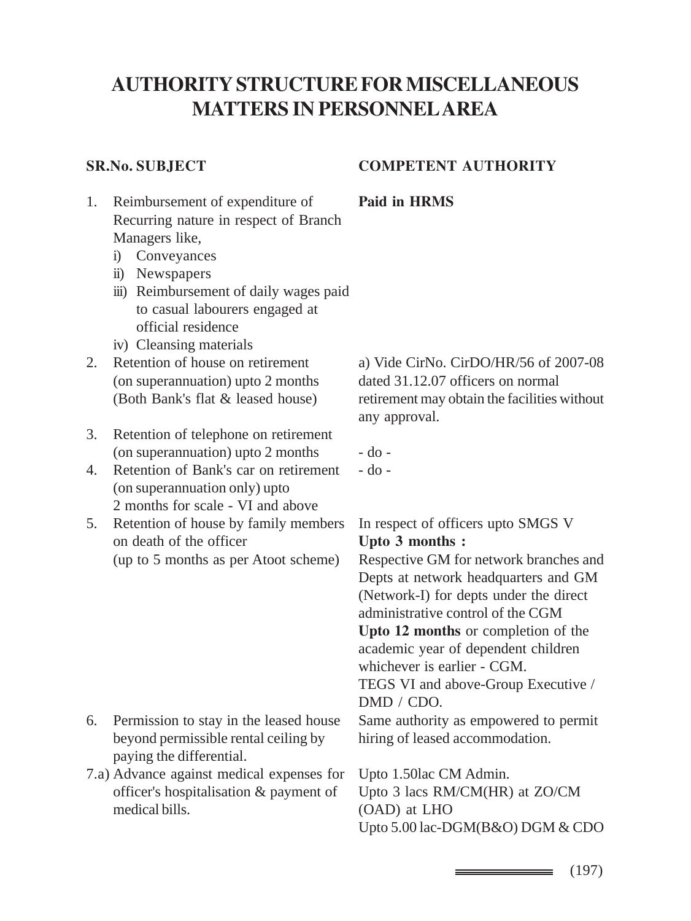# AUTHORITY STRUCTURE FOR MISCELLANEOUS MATTERS IN PERSONNEL AREA

| SR.No. | SUBJECT | COMPETENT AUTHORITY |
|---|---|---|
| 1. | Reimbursement of expenditure of Recurring nature in respect of Branch Managers like,<br>i) Conveyances<br>ii) Newspapers<br>iii) Reimbursement of daily wages paid to casual labourers engaged at official residence<br>iv) Cleansing materials | **Paid in HRMS** |
| 2. | Retention of house on retirement (on superannuation) upto 2 months (Both Bank's flat & leased house) | a) Vide CirNo. CirDO/HR/56 of 2007-08 dated 31.12.07 officers on normal retirement may obtain the facilities without any approval. |
| 3. | Retention of telephone on retirement (on superannuation) upto 2 months | - do - |
| 4. | Retention of Bank's car on retirement (on superannuation only) upto 2 months for scale - VI and above | - do - |
| 5. | Retention of house by family members on death of the officer (up to 5 months as per Atoot scheme) | In respect of officers upto SMGS V<br>**Upto 3 months :**<br>Respective GM for network branches and Depts at network headquarters and GM (Network-I) for depts under the direct administrative control of the CGM<br>**Upto 12 months** or completion of the academic year of dependent children whichever is earlier - CGM.<br>TEGS VI and above-Group Executive / DMD / CDO. |
| 6. | Permission to stay in the leased house beyond permissible rental ceiling by paying the differential. | Same authority as empowered to permit hiring of leased accommodation. |
| 7.a) | Advance against medical expenses for officer's hospitalisation & payment of medical bills. | Upto 1.50lac CM Admin.<br>Upto 3 lacs RM/CM(HR) at ZO/CM (OAD) at LHO<br>Upto 5.00 lac-DGM(B&O) DGM & CDO |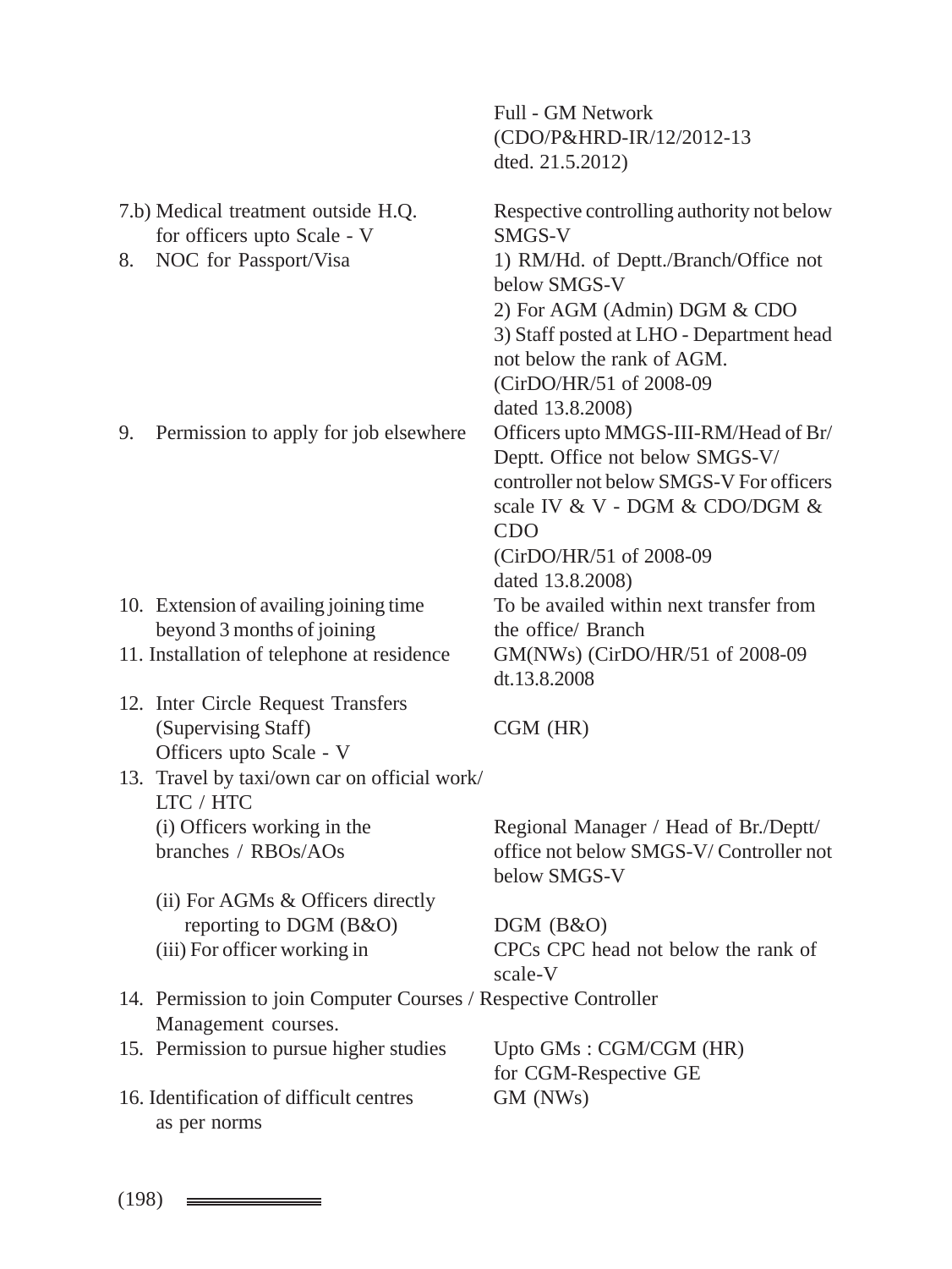| | |
|---|---|
| | Full - GM Network (CDO/P&HRD-IR/12/2012-13 dted. 21.5.2012) |
| 7.b) Medical treatment outside H.Q. for officers upto Scale - V | Respective controlling authority not below SMGS-V |
| 8. NOC for Passport/Visa | 1) RM/Hd. of Deptt./Branch/Office not below SMGS-V<br>2) For AGM (Admin) DGM & CDO<br>3) Staff posted at LHO - Department head not below the rank of AGM.<br>(CirDO/HR/51 of 2008-09 dated 13.8.2008) |
| 9. Permission to apply for job elsewhere | Officers upto MMGS-III-RM/Head of Br/ Deptt. Office not below SMGS-V/ controller not below SMGS-V For officers scale IV & V - DGM & CDO/DGM & CDO<br>(CirDO/HR/51 of 2008-09 dated 13.8.2008) |
| 10. Extension of availing joining time beyond 3 months of joining | To be availed within next transfer from the office/ Branch |
| 11. Installation of telephone at residence | GM(NWs) (CirDO/HR/51 of 2008-09 dt.13.8.2008 |
| 12. Inter Circle Request Transfers (Supervising Staff) Officers upto Scale - V | CGM (HR) |
| 13. Travel by taxi/own car on official work/ LTC / HTC | |
| (i) Officers working in the branches / RBOs/AOs | Regional Manager / Head of Br./Deptt/ office not below SMGS-V/ Controller not below SMGS-V |
| (ii) For AGMs & Officers directly reporting to DGM (B&O) | DGM (B&O) |
| (iii) For officer working in | CPCs CPC head not below the rank of scale-V |
| 14. Permission to join Computer Courses / Management courses. | Respective Controller |
| 15. Permission to pursue higher studies | Upto GMs : CGM/CGM (HR) for CGM-Respective GE |
| 16. Identification of difficult centres as per norms | GM (NWs) |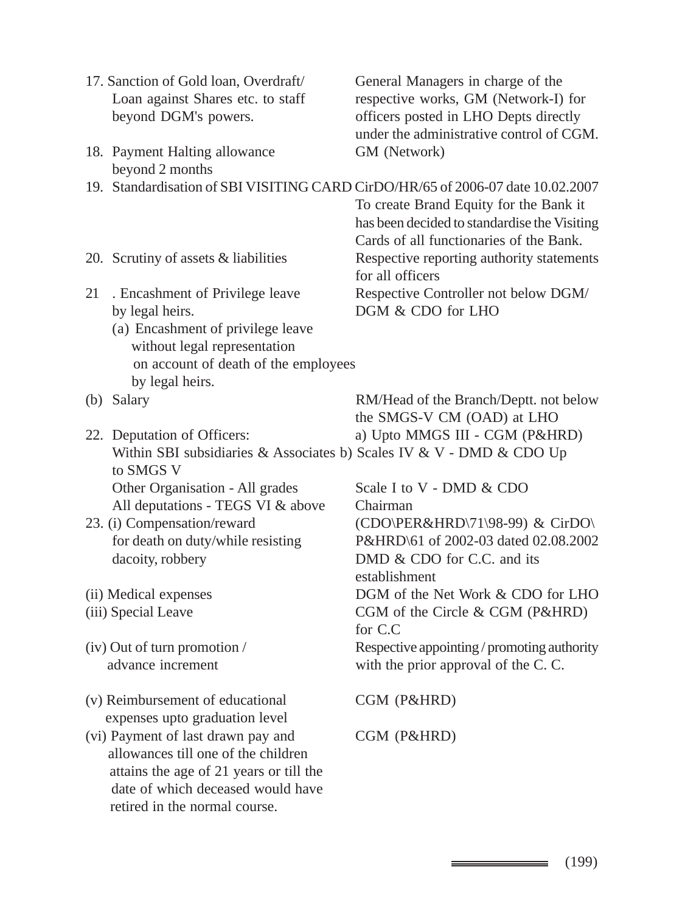| | |
|---|---|
| 17. Sanction of Gold loan, Overdraft/ Loan against Shares etc. to staff beyond DGM's powers. | General Managers in charge of the respective works, GM (Network-I) for officers posted in LHO Depts directly under the administrative control of CGM. |
| 18. Payment Halting allowance beyond 2 months | GM (Network) |
| 19. Standardisation of SBI VISITING CARD | CirDO/HR/65 of 2006-07 date 10.02.2007 To create Brand Equity for the Bank it has been decided to standardise the Visiting Cards of all functionaries of the Bank. |
| 20. Scrutiny of assets & liabilities | Respective reporting authority statements for all officers |
| 21 . Encashment of Privilege leave by legal heirs. (a) Encashment of privilege leave without legal representation on account of death of the employees by legal heirs. | Respective Controller not below DGM/ DGM & CDO for LHO |
| (b) Salary | RM/Head of the Branch/Deptt. not below the SMGS-V CM (OAD) at LHO |
| 22. Deputation of Officers: Within SBI subsidiaries & Associates Up to SMGS V | a) Upto MMGS III - CGM (P&HRD) b) Scales IV & V - DMD & CDO |
| Other Organisation - All grades | Scale I to V - DMD & CDO |
| All deputations - TEGS VI & above | Chairman |
| 23. (i) Compensation/reward for death on duty/while resisting dacoity, robbery | (CDO\PER&HRD\71\98-99) & CirDO\ P&HRD\61 of 2002-03 dated 02.08.2002 DMD & CDO for C.C. and its establishment |
| (ii) Medical expenses | DGM of the Net Work & CDO for LHO |
| (iii) Special Leave | CGM of the Circle & CGM (P&HRD) for C.C |
| (iv) Out of turn promotion / advance increment | Respective appointing / promoting authority with the prior approval of the C. C. |
| (v) Reimbursement of educational expenses upto graduation level | CGM (P&HRD) |
| (vi) Payment of last drawn pay and allowances till one of the children attains the age of 21 years or till the date of which deceased would have retired in the normal course. | CGM (P&HRD) |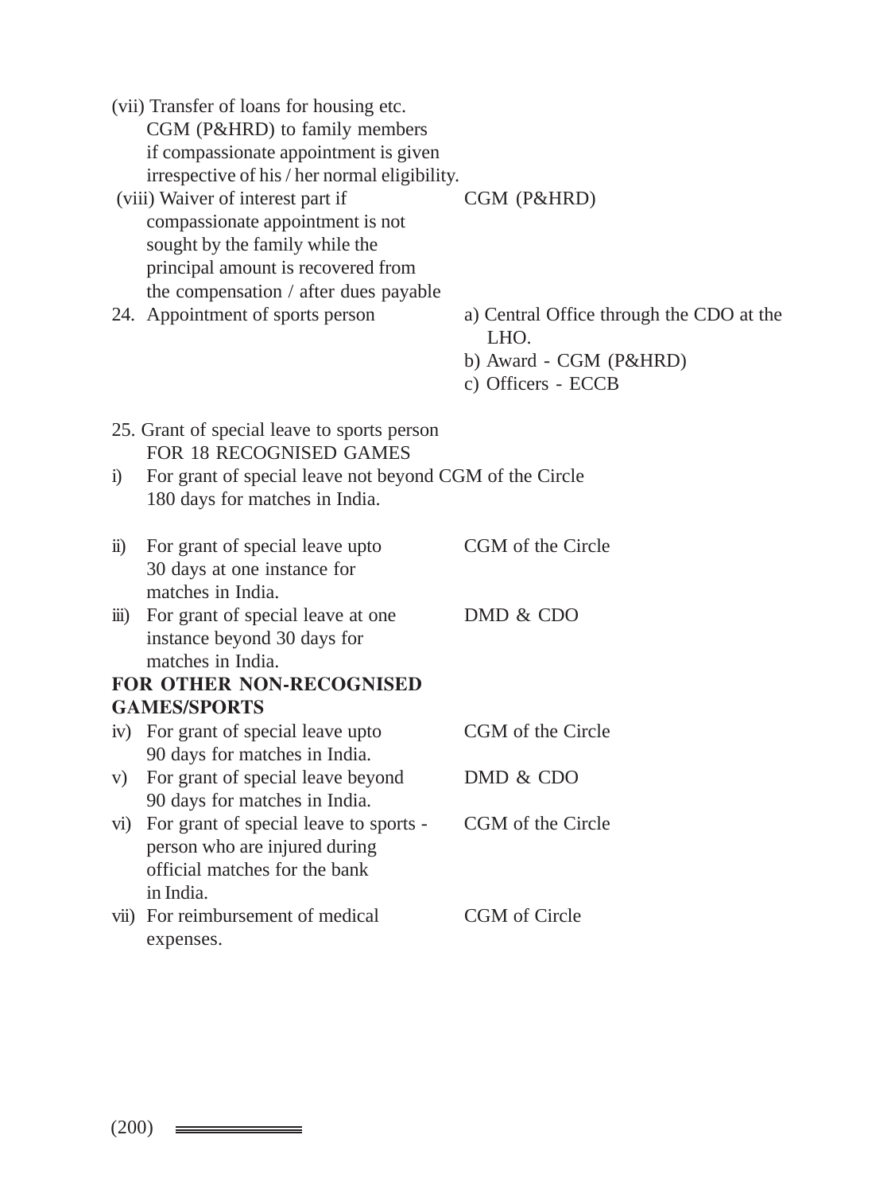| | |
|---|---|
| (vii) Transfer of loans for housing etc. CGM (P&HRD) to family members if compassionate appointment is given irrespective of his / her normal eligibility. | |
| (viii) Waiver of interest part if compassionate appointment is not sought by the family while the principal amount is recovered from the compensation / after dues payable | CGM (P&HRD) |
| 24. Appointment of sports person | a) Central Office through the CDO at the LHO.<br>b) Award - CGM (P&HRD)<br>c) Officers - ECCB |

25. Grant of special leave to sports person FOR 18 RECOGNISED GAMES

| | |
|---|---|
| i) For grant of special leave not beyond 180 days for matches in India. | CGM of the Circle |
| ii) For grant of special leave upto 30 days at one instance for matches in India. | CGM of the Circle |
| iii) For grant of special leave at one instance beyond 30 days for matches in India. | DMD & CDO |

**FOR OTHER NON-RECOGNISED GAMES/SPORTS**

| | |
|---|---|
| iv) For grant of special leave upto 90 days for matches in India. | CGM of the Circle |
| v) For grant of special leave beyond 90 days for matches in India. | DMD & CDO |
| vi) For grant of special leave to sports - person who are injured during official matches for the bank in India. | CGM of the Circle |
| vii) For reimbursement of medical expenses. | CGM of Circle |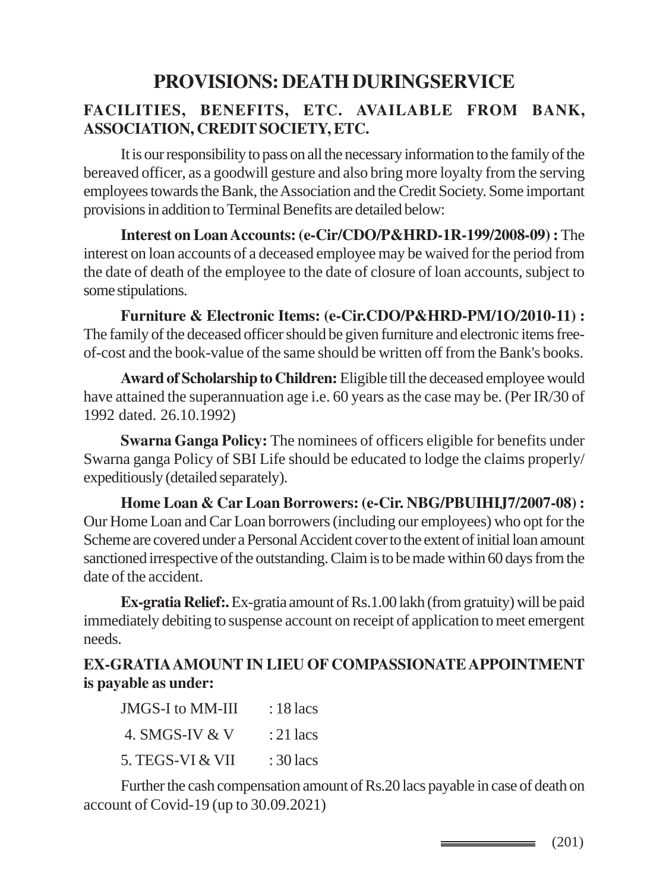# PROVISIONS: DEATH DURINGSERVICE

## FACILITIES, BENEFITS, ETC. AVAILABLE FROM BANK, ASSOCIATION, CREDIT SOCIETY, ETC.

It is our responsibility to pass on all the necessary information to the family of the bereaved officer, as a goodwill gesture and also bring more loyalty from the serving employees towards the Bank, the Association and the Credit Society. Some important provisions in addition to Terminal Benefits are detailed below:

**Interest on Loan Accounts: (e-Cir/CDO/P&HRD-1R-199/2008-09) :** The interest on loan accounts of a deceased employee may be waived for the period from the date of death of the employee to the date of closure of loan accounts, subject to some stipulations.

**Furniture & Electronic Items: (e-Cir.CDO/P&HRD-PM/1O/2010-11) :** The family of the deceased officer should be given furniture and electronic items free-of-cost and the book-value of the same should be written off from the Bank's books.

**Award of Scholarship to Children:** Eligible till the deceased employee would have attained the superannuation age i.e. 60 years as the case may be. (Per IR/30 of 1992 dated. 26.10.1992)

**Swarna Ganga Policy:** The nominees of officers eligible for benefits under Swarna ganga Policy of SBI Life should be educated to lodge the claims properly/ expeditiously (detailed separately).

**Home Loan & Car Loan Borrowers: (e-Cir. NBG/PBUIHIJ7/2007-08) :** Our Home Loan and Car Loan borrowers (including our employees) who opt for the Scheme are covered under a Personal Accident cover to the extent of initial loan amount sanctioned irrespective of the outstanding. Claim is to be made within 60 days from the date of the accident.

**Ex-gratia Relief:.** Ex-gratia amount of Rs.1.00 lakh (from gratuity) will be paid immediately debiting to suspense account on receipt of application to meet emergent needs.

**EX-GRATIA AMOUNT IN LIEU OF COMPASSIONATE APPOINTMENT is payable as under:**

| | |
|---|---|
| JMGS-I to MM-III | : 18 lacs |
| 4. SMGS-IV & V | : 21 lacs |
| 5. TEGS-VI & VII | : 30 lacs |

Further the cash compensation amount of Rs.20 lacs payable in case of death on account of Covid-19 (up to 30.09.2021)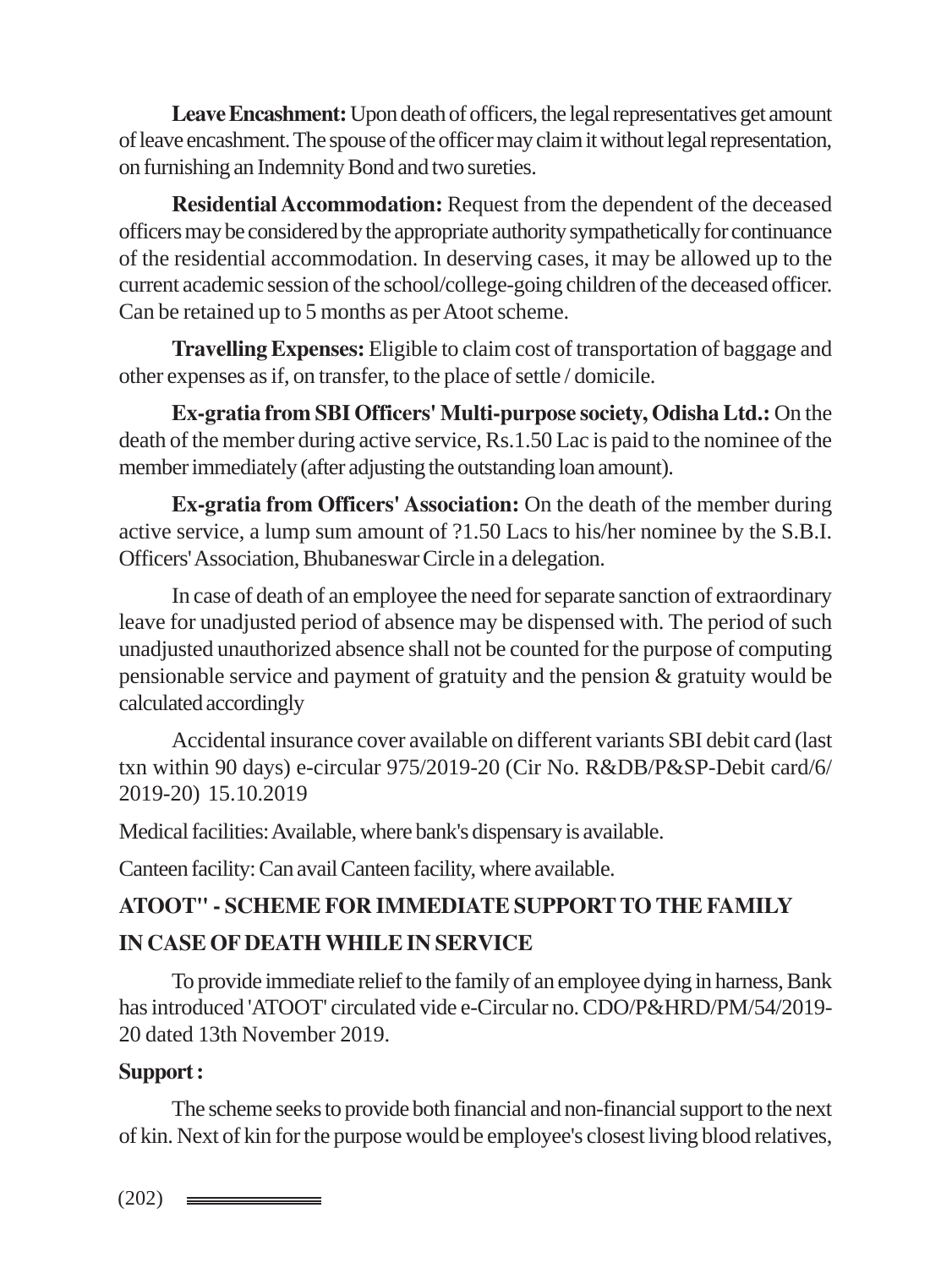**Leave Encashment:** Upon death of officers, the legal representatives get amount of leave encashment. The spouse of the officer may claim it without legal representation, on furnishing an Indemnity Bond and two sureties.

**Residential Accommodation:** Request from the dependent of the deceased officers may be considered by the appropriate authority sympathetically for continuance of the residential accommodation. In deserving cases, it may be allowed up to the current academic session of the school/college-going children of the deceased officer. Can be retained up to 5 months as per Atoot scheme.

**Travelling Expenses:** Eligible to claim cost of transportation of baggage and other expenses as if, on transfer, to the place of settle / domicile.

**Ex-gratia from SBI Officers' Multi-purpose society, Odisha Ltd.:** On the death of the member during active service, Rs.1.50 Lac is paid to the nominee of the member immediately (after adjusting the outstanding loan amount).

**Ex-gratia from Officers' Association:** On the death of the member during active service, a lump sum amount of ?1.50 Lacs to his/her nominee by the S.B.I. Officers' Association, Bhubaneswar Circle in a delegation.

In case of death of an employee the need for separate sanction of extraordinary leave for unadjusted period of absence may be dispensed with. The period of such unadjusted unauthorized absence shall not be counted for the purpose of computing pensionable service and payment of gratuity and the pension & gratuity would be calculated accordingly

Accidental insurance cover available on different variants SBI debit card (last txn within 90 days) e-circular 975/2019-20 (Cir No. R&DB/P&SP-Debit card/6/ 2019-20) 15.10.2019

Medical facilities: Available, where bank's dispensary is available.

Canteen facility: Can avail Canteen facility, where available.

## ATOOT" - SCHEME FOR IMMEDIATE SUPPORT TO THE FAMILY IN CASE OF DEATH WHILE IN SERVICE

To provide immediate relief to the family of an employee dying in harness, Bank has introduced 'ATOOT' circulated vide e-Circular no. CDO/P&HRD/PM/54/2019-20 dated 13th November 2019.

**Support :**

The scheme seeks to provide both financial and non-financial support to the next of kin. Next of kin for the purpose would be employee's closest living blood relatives,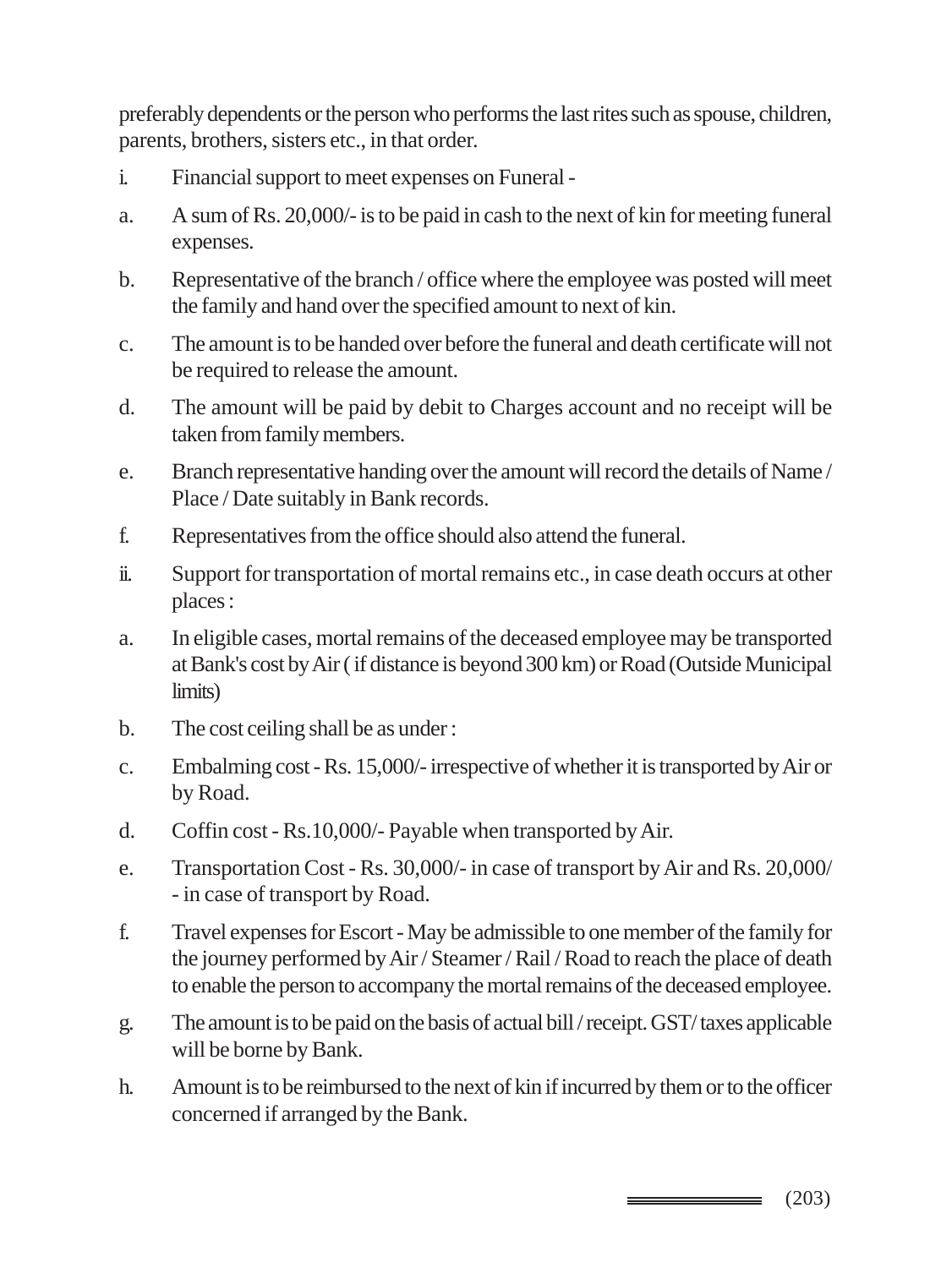preferably dependents or the person who performs the last rites such as spouse, children, parents, brothers, sisters etc., in that order.

i. Financial support to meet expenses on Funeral -

a. A sum of Rs. 20,000/- is to be paid in cash to the next of kin for meeting funeral expenses.

b. Representative of the branch / office where the employee was posted will meet the family and hand over the specified amount to next of kin.

c. The amount is to be handed over before the funeral and death certificate will not be required to release the amount.

d. The amount will be paid by debit to Charges account and no receipt will be taken from family members.

e. Branch representative handing over the amount will record the details of Name / Place / Date suitably in Bank records.

f. Representatives from the office should also attend the funeral.

ii. Support for transportation of mortal remains etc., in case death occurs at other places :

a. In eligible cases, mortal remains of the deceased employee may be transported at Bank's cost by Air ( if distance is beyond 300 km) or Road (Outside Municipal limits)

b. The cost ceiling shall be as under :

c. Embalming cost - Rs. 15,000/- irrespective of whether it is transported by Air or by Road.

d. Coffin cost - Rs.10,000/- Payable when transported by Air.

e. Transportation Cost - Rs. 30,000/- in case of transport by Air and Rs. 20,000/- in case of transport by Road.

f. Travel expenses for Escort - May be admissible to one member of the family for the journey performed by Air / Steamer / Rail / Road to reach the place of death to enable the person to accompany the mortal remains of the deceased employee.

g. The amount is to be paid on the basis of actual bill / receipt. GST/ taxes applicable will be borne by Bank.

h. Amount is to be reimbursed to the next of kin if incurred by them or to the officer concerned if arranged by the Bank.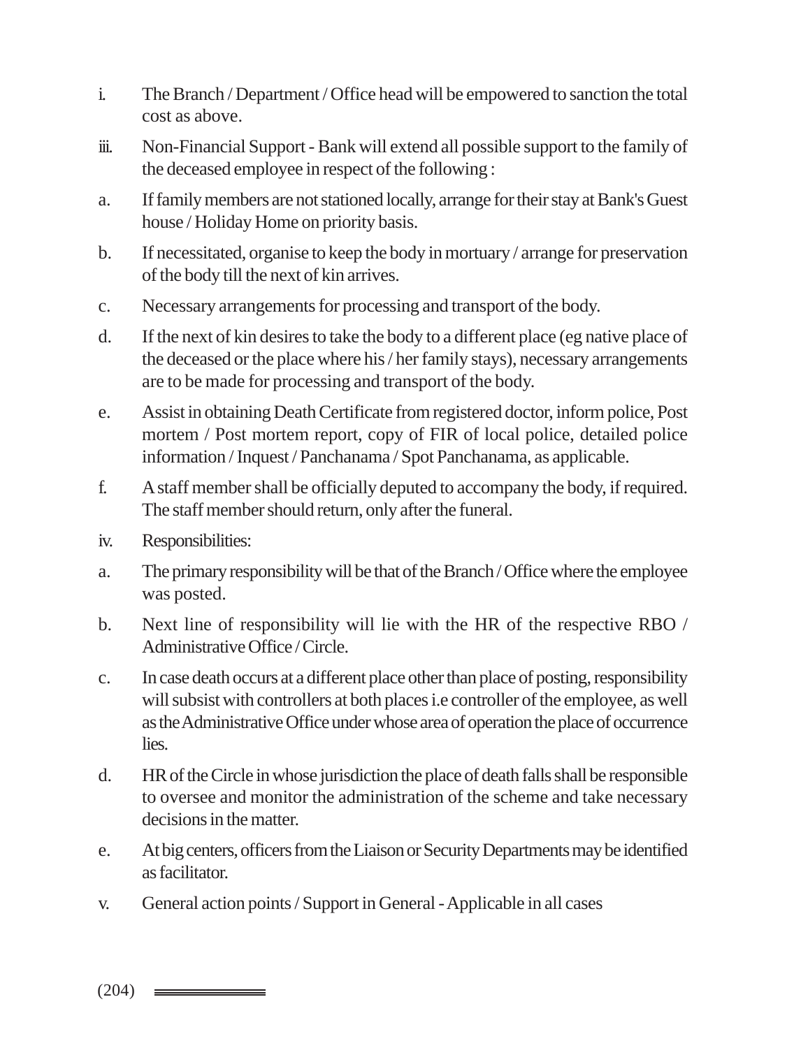i. The Branch / Department / Office head will be empowered to sanction the total cost as above.

iii. Non-Financial Support - Bank will extend all possible support to the family of the deceased employee in respect of the following :

a. If family members are not stationed locally, arrange for their stay at Bank's Guest house / Holiday Home on priority basis.

b. If necessitated, organise to keep the body in mortuary / arrange for preservation of the body till the next of kin arrives.

c. Necessary arrangements for processing and transport of the body.

d. If the next of kin desires to take the body to a different place (eg native place of the deceased or the place where his / her family stays), necessary arrangements are to be made for processing and transport of the body.

e. Assist in obtaining Death Certificate from registered doctor, inform police, Post mortem / Post mortem report, copy of FIR of local police, detailed police information / Inquest / Panchanama / Spot Panchanama, as applicable.

f. A staff member shall be officially deputed to accompany the body, if required. The staff member should return, only after the funeral.

iv. Responsibilities:

a. The primary responsibility will be that of the Branch / Office where the employee was posted.

b. Next line of responsibility will lie with the HR of the respective RBO / Administrative Office / Circle.

c. In case death occurs at a different place other than place of posting, responsibility will subsist with controllers at both places i.e controller of the employee, as well as the Administrative Office under whose area of operation the place of occurrence lies.

d. HR of the Circle in whose jurisdiction the place of death falls shall be responsible to oversee and monitor the administration of the scheme and take necessary decisions in the matter.

e. At big centers, officers from the Liaison or Security Departments may be identified as facilitator.

v. General action points / Support in General - Applicable in all cases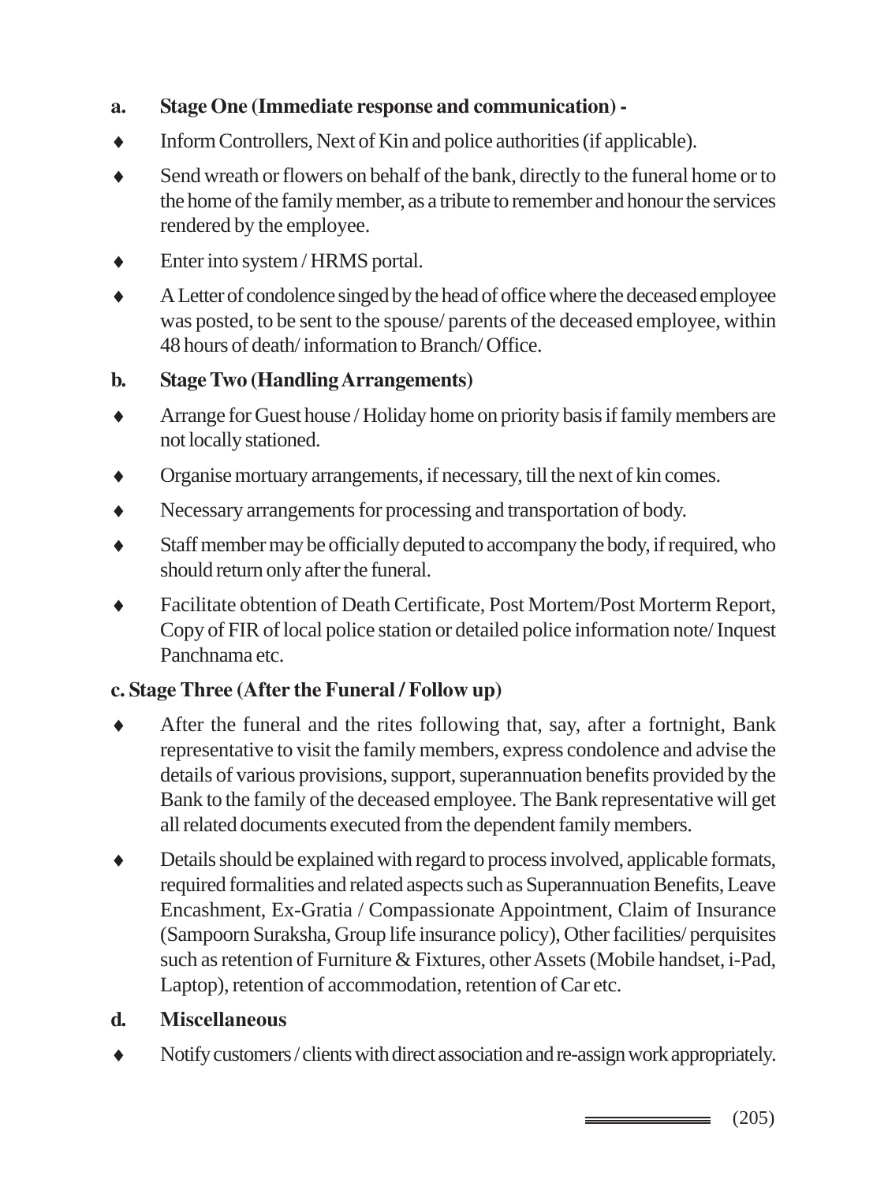**a. Stage One (Immediate response and communication) -**

- Inform Controllers, Next of Kin and police authorities (if applicable).
- Send wreath or flowers on behalf of the bank, directly to the funeral home or to the home of the family member, as a tribute to remember and honour the services rendered by the employee.
- Enter into system / HRMS portal.
- A Letter of condolence singed by the head of office where the deceased employee was posted, to be sent to the spouse/ parents of the deceased employee, within 48 hours of death/ information to Branch/ Office.

**b. Stage Two (Handling Arrangements)**

- Arrange for Guest house / Holiday home on priority basis if family members are not locally stationed.
- Organise mortuary arrangements, if necessary, till the next of kin comes.
- Necessary arrangements for processing and transportation of body.
- Staff member may be officially deputed to accompany the body, if required, who should return only after the funeral.
- Facilitate obtention of Death Certificate, Post Mortem/Post Morterm Report, Copy of FIR of local police station or detailed police information note/ Inquest Panchnama etc.

**c. Stage Three (After the Funeral / Follow up)**

- After the funeral and the rites following that, say, after a fortnight, Bank representative to visit the family members, express condolence and advise the details of various provisions, support, superannuation benefits provided by the Bank to the family of the deceased employee. The Bank representative will get all related documents executed from the dependent family members.
- Details should be explained with regard to process involved, applicable formats, required formalities and related aspects such as Superannuation Benefits, Leave Encashment, Ex-Gratia / Compassionate Appointment, Claim of Insurance (Sampoorn Suraksha, Group life insurance policy), Other facilities/ perquisites such as retention of Furniture & Fixtures, other Assets (Mobile handset, i-Pad, Laptop), retention of accommodation, retention of Car etc.

**d. Miscellaneous**

- Notify customers / clients with direct association and re-assign work appropriately.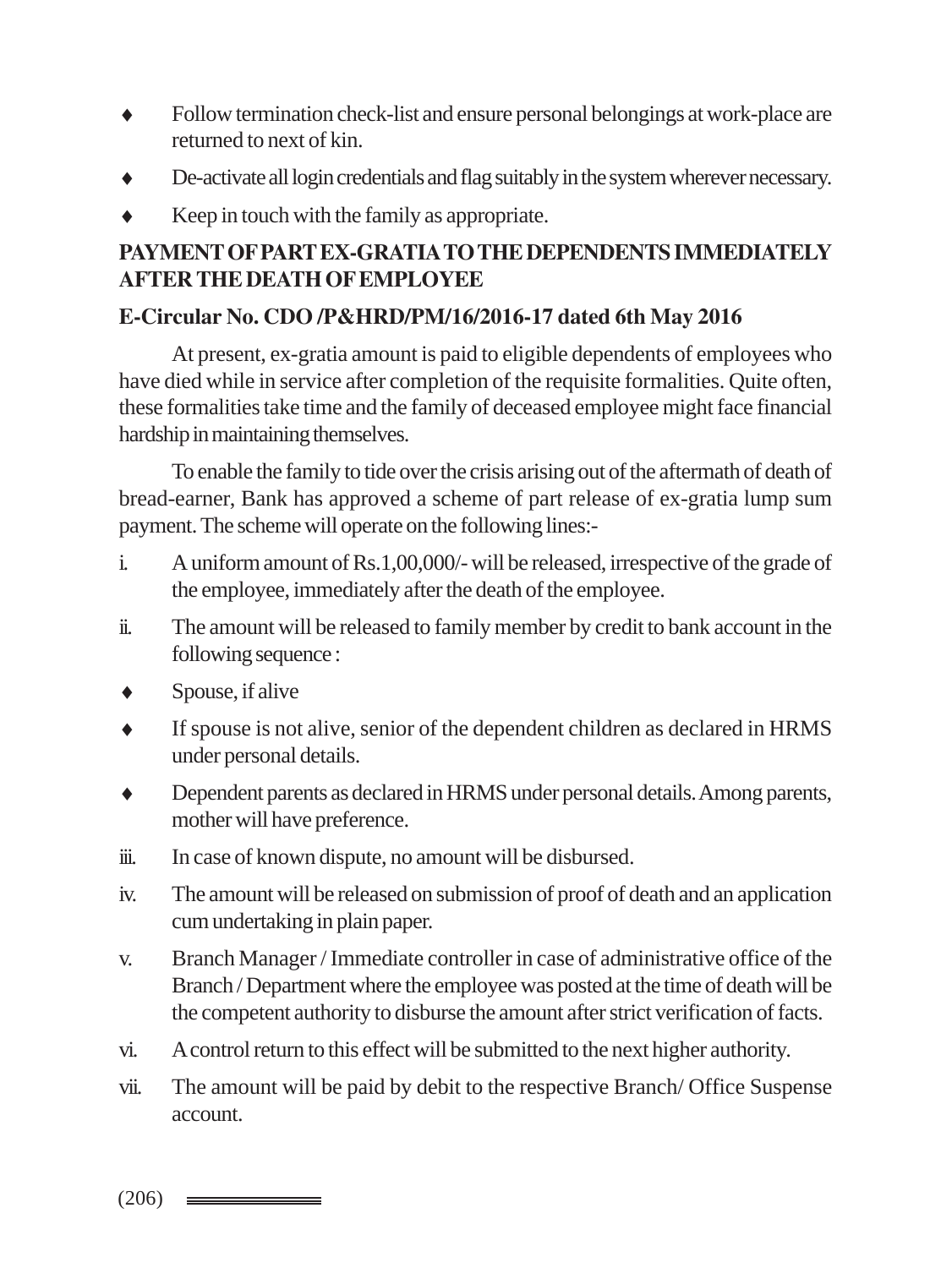- Follow termination check-list and ensure personal belongings at work-place are returned to next of kin.
- De-activate all login credentials and flag suitably in the system wherever necessary.
- Keep in touch with the family as appropriate.

## PAYMENT OF PART EX-GRATIA TO THE DEPENDENTS IMMEDIATELY AFTER THE DEATH OF EMPLOYEE

### E-Circular No. CDO /P&HRD/PM/16/2016-17 dated 6th May 2016

At present, ex-gratia amount is paid to eligible dependents of employees who have died while in service after completion of the requisite formalities. Quite often, these formalities take time and the family of deceased employee might face financial hardship in maintaining themselves.

To enable the family to tide over the crisis arising out of the aftermath of death of bread-earner, Bank has approved a scheme of part release of ex-gratia lump sum payment. The scheme will operate on the following lines:-

i. A uniform amount of Rs.1,00,000/- will be released, irrespective of the grade of the employee, immediately after the death of the employee.

ii. The amount will be released to family member by credit to bank account in the following sequence :

- Spouse, if alive
- If spouse is not alive, senior of the dependent children as declared in HRMS under personal details.
- Dependent parents as declared in HRMS under personal details. Among parents, mother will have preference.

iii. In case of known dispute, no amount will be disbursed.

iv. The amount will be released on submission of proof of death and an application cum undertaking in plain paper.

v. Branch Manager / Immediate controller in case of administrative office of the Branch / Department where the employee was posted at the time of death will be the competent authority to disburse the amount after strict verification of facts.

vi. A control return to this effect will be submitted to the next higher authority.

vii. The amount will be paid by debit to the respective Branch/ Office Suspense account.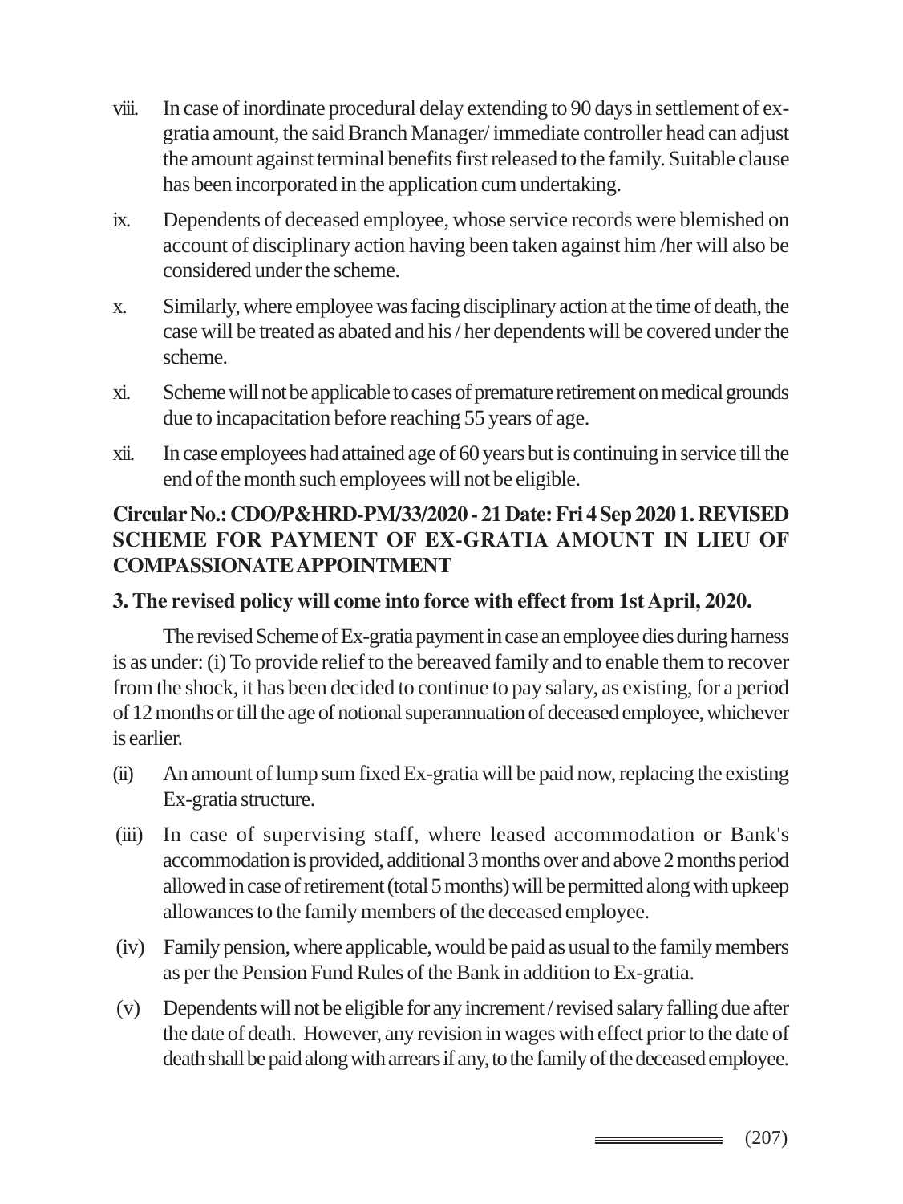viii. In case of inordinate procedural delay extending to 90 days in settlement of ex-gratia amount, the said Branch Manager/ immediate controller head can adjust the amount against terminal benefits first released to the family. Suitable clause has been incorporated in the application cum undertaking.

ix. Dependents of deceased employee, whose service records were blemished on account of disciplinary action having been taken against him /her will also be considered under the scheme.

x. Similarly, where employee was facing disciplinary action at the time of death, the case will be treated as abated and his / her dependents will be covered under the scheme.

xi. Scheme will not be applicable to cases of premature retirement on medical grounds due to incapacitation before reaching 55 years of age.

xii. In case employees had attained age of 60 years but is continuing in service till the end of the month such employees will not be eligible.

**Circular No.: CDO/P&HRD-PM/33/2020 - 21 Date: Fri 4 Sep 2020 1. REVISED SCHEME FOR PAYMENT OF EX-GRATIA AMOUNT IN LIEU OF COMPASSIONATE APPOINTMENT**

**3. The revised policy will come into force with effect from 1st April, 2020.**

The revised Scheme of Ex-gratia payment in case an employee dies during harness is as under: (i) To provide relief to the bereaved family and to enable them to recover from the shock, it has been decided to continue to pay salary, as existing, for a period of 12 months or till the age of notional superannuation of deceased employee, whichever is earlier.

(ii) An amount of lump sum fixed Ex-gratia will be paid now, replacing the existing Ex-gratia structure.

(iii) In case of supervising staff, where leased accommodation or Bank's accommodation is provided, additional 3 months over and above 2 months period allowed in case of retirement (total 5 months) will be permitted along with upkeep allowances to the family members of the deceased employee.

(iv) Family pension, where applicable, would be paid as usual to the family members as per the Pension Fund Rules of the Bank in addition to Ex-gratia.

(v) Dependents will not be eligible for any increment / revised salary falling due after the date of death. However, any revision in wages with effect prior to the date of death shall be paid along with arrears if any, to the family of the deceased employee.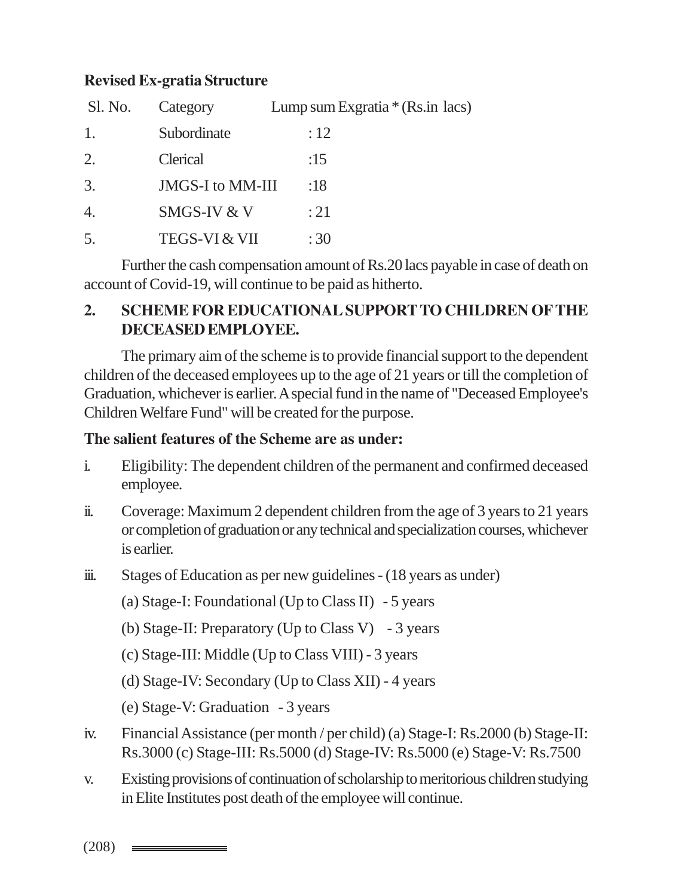**Revised Ex-gratia Structure**

| Sl. No. | Category | Lump sum Exgratia * (Rs.in lacs) |
|---|---|---|
| 1. | Subordinate | : 12 |
| 2. | Clerical | :15 |
| 3. | JMGS-I to MM-III | :18 |
| 4. | SMGS-IV & V | : 21 |
| 5. | TEGS-VI & VII | : 30 |

Further the cash compensation amount of Rs.20 lacs payable in case of death on account of Covid-19, will continue to be paid as hitherto.

## 2. SCHEME FOR EDUCATIONAL SUPPORT TO CHILDREN OF THE DECEASED EMPLOYEE.

The primary aim of the scheme is to provide financial support to the dependent children of the deceased employees up to the age of 21 years or till the completion of Graduation, whichever is earlier. A special fund in the name of "Deceased Employee's Children Welfare Fund" will be created for the purpose.

**The salient features of the Scheme are as under:**

i. Eligibility: The dependent children of the permanent and confirmed deceased employee.

ii. Coverage: Maximum 2 dependent children from the age of 3 years to 21 years or completion of graduation or any technical and specialization courses, whichever is earlier.

iii. Stages of Education as per new guidelines - (18 years as under)

   (a) Stage-I: Foundational (Up to Class II) - 5 years

   (b) Stage-II: Preparatory (Up to Class V) - 3 years

   (c) Stage-III: Middle (Up to Class VIII) - 3 years

   (d) Stage-IV: Secondary (Up to Class XII) - 4 years

   (e) Stage-V: Graduation - 3 years

iv. Financial Assistance (per month / per child) (a) Stage-I: Rs.2000 (b) Stage-II: Rs.3000 (c) Stage-III: Rs.5000 (d) Stage-IV: Rs.5000 (e) Stage-V: Rs.7500

v. Existing provisions of continuation of scholarship to meritorious children studying in Elite Institutes post death of the employee will continue.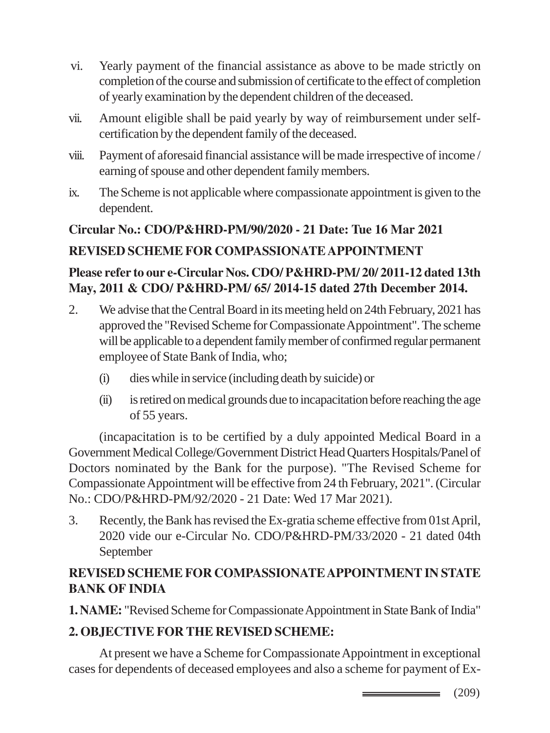vi. Yearly payment of the financial assistance as above to be made strictly on completion of the course and submission of certificate to the effect of completion of yearly examination by the dependent children of the deceased.

vii. Amount eligible shall be paid yearly by way of reimbursement under self-certification by the dependent family of the deceased.

viii. Payment of aforesaid financial assistance will be made irrespective of income / earning of spouse and other dependent family members.

ix. The Scheme is not applicable where compassionate appointment is given to the dependent.

**Circular No.: CDO/P&HRD-PM/90/2020 - 21 Date: Tue 16 Mar 2021**

**REVISED SCHEME FOR COMPASSIONATE APPOINTMENT**

**Please refer to our e-Circular Nos. CDO/ P&HRD-PM/ 20/ 2011-12 dated 13th May, 2011 & CDO/ P&HRD-PM/ 65/ 2014-15 dated 27th December 2014.**

2. We advise that the Central Board in its meeting held on 24th February, 2021 has approved the "Revised Scheme for Compassionate Appointment". The scheme will be applicable to a dependent family member of confirmed regular permanent employee of State Bank of India, who;

   (i) dies while in service (including death by suicide) or

   (ii) is retired on medical grounds due to incapacitation before reaching the age of 55 years.

(incapacitation is to be certified by a duly appointed Medical Board in a Government Medical College/Government District Head Quarters Hospitals/Panel of Doctors nominated by the Bank for the purpose). "The Revised Scheme for Compassionate Appointment will be effective from 24 th February, 2021". (Circular No.: CDO/P&HRD-PM/92/2020 - 21 Date: Wed 17 Mar 2021).

3. Recently, the Bank has revised the Ex-gratia scheme effective from 01st April, 2020 vide our e-Circular No. CDO/P&HRD-PM/33/2020 - 21 dated 04th September

**REVISED SCHEME FOR COMPASSIONATE APPOINTMENT IN STATE BANK OF INDIA**

**1. NAME:** "Revised Scheme for Compassionate Appointment in State Bank of India"

**2. OBJECTIVE FOR THE REVISED SCHEME:**

At present we have a Scheme for Compassionate Appointment in exceptional cases for dependents of deceased employees and also a scheme for payment of Ex-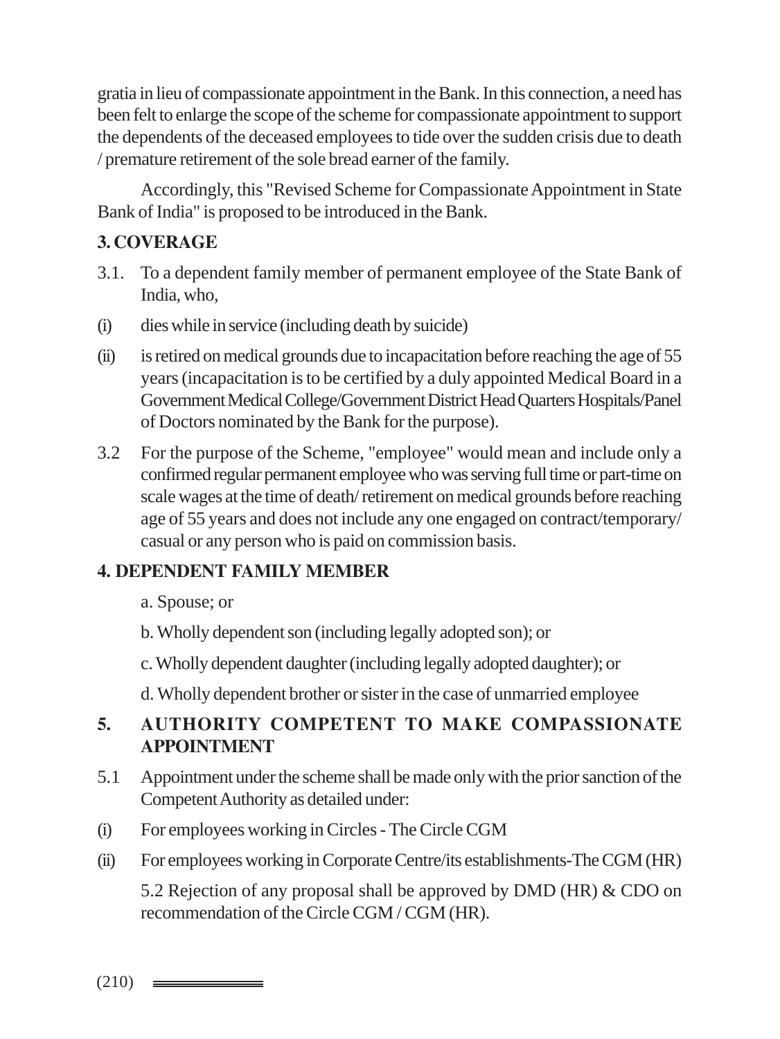gratia in lieu of compassionate appointment in the Bank. In this connection, a need has been felt to enlarge the scope of the scheme for compassionate appointment to support the dependents of the deceased employees to tide over the sudden crisis due to death / premature retirement of the sole bread earner of the family.

Accordingly, this "Revised Scheme for Compassionate Appointment in State Bank of India" is proposed to be introduced in the Bank.

**3. COVERAGE**

3.1. To a dependent family member of permanent employee of the State Bank of India, who,

(i) dies while in service (including death by suicide)

(ii) is retired on medical grounds due to incapacitation before reaching the age of 55 years (incapacitation is to be certified by a duly appointed Medical Board in a Government Medical College/Government District Head Quarters Hospitals/Panel of Doctors nominated by the Bank for the purpose).

3.2 For the purpose of the Scheme, "employee" would mean and include only a confirmed regular permanent employee who was serving full time or part-time on scale wages at the time of death/ retirement on medical grounds before reaching age of 55 years and does not include any one engaged on contract/temporary/ casual or any person who is paid on commission basis.

**4. DEPENDENT FAMILY MEMBER**

a. Spouse; or

b. Wholly dependent son (including legally adopted son); or

c. Wholly dependent daughter (including legally adopted daughter); or

d. Wholly dependent brother or sister in the case of unmarried employee

**5. AUTHORITY COMPETENT TO MAKE COMPASSIONATE APPOINTMENT**

5.1 Appointment under the scheme shall be made only with the prior sanction of the Competent Authority as detailed under:

(i) For employees working in Circles - The Circle CGM

(ii) For employees working in Corporate Centre/its establishments-The CGM (HR)

5.2 Rejection of any proposal shall be approved by DMD (HR) & CDO on recommendation of the Circle CGM / CGM (HR).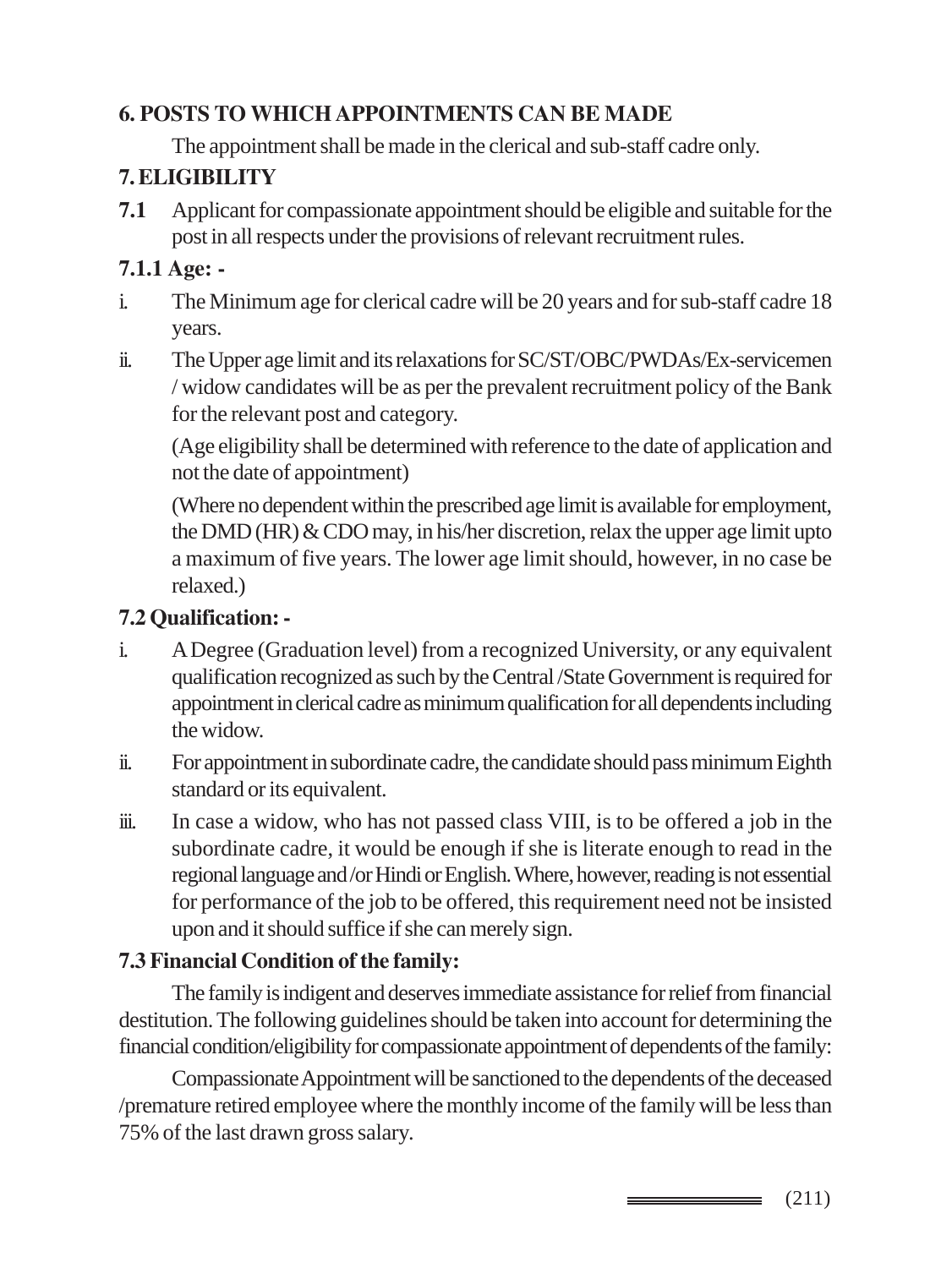## 6. POSTS TO WHICH APPOINTMENTS CAN BE MADE

The appointment shall be made in the clerical and sub-staff cadre only.

## 7. ELIGIBILITY

**7.1** Applicant for compassionate appointment should be eligible and suitable for the post in all respects under the provisions of relevant recruitment rules.

### 7.1.1 Age: -

i. The Minimum age for clerical cadre will be 20 years and for sub-staff cadre 18 years.

ii. The Upper age limit and its relaxations for SC/ST/OBC/PWDAs/Ex-servicemen / widow candidates will be as per the prevalent recruitment policy of the Bank for the relevant post and category.

(Age eligibility shall be determined with reference to the date of application and not the date of appointment)

(Where no dependent within the prescribed age limit is available for employment, the DMD (HR) & CDO may, in his/her discretion, relax the upper age limit upto a maximum of five years. The lower age limit should, however, in no case be relaxed.)

### 7.2 Qualification: -

i. A Degree (Graduation level) from a recognized University, or any equivalent qualification recognized as such by the Central /State Government is required for appointment in clerical cadre as minimum qualification for all dependents including the widow.

ii. For appointment in subordinate cadre, the candidate should pass minimum Eighth standard or its equivalent.

iii. In case a widow, who has not passed class VIII, is to be offered a job in the subordinate cadre, it would be enough if she is literate enough to read in the regional language and /or Hindi or English. Where, however, reading is not essential for performance of the job to be offered, this requirement need not be insisted upon and it should suffice if she can merely sign.

### 7.3 Financial Condition of the family:

The family is indigent and deserves immediate assistance for relief from financial destitution. The following guidelines should be taken into account for determining the financial condition/eligibility for compassionate appointment of dependents of the family:

Compassionate Appointment will be sanctioned to the dependents of the deceased /premature retired employee where the monthly income of the family will be less than 75% of the last drawn gross salary.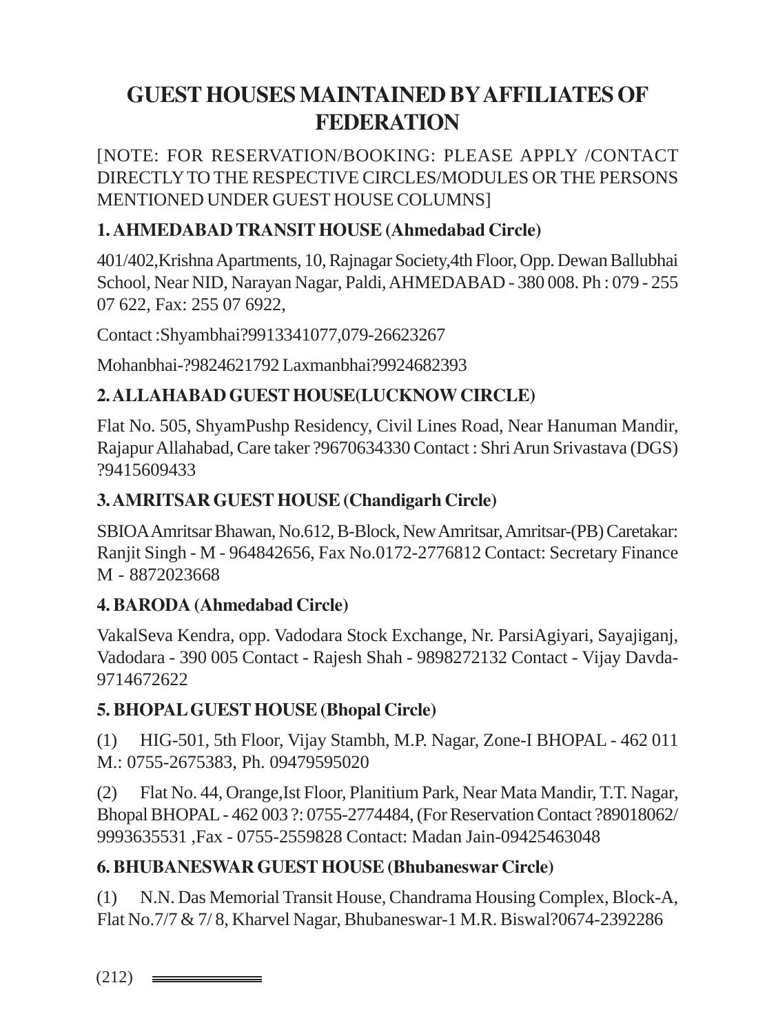# GUEST HOUSES MAINTAINED BY AFFILIATES OF FEDERATION

[NOTE: FOR RESERVATION/BOOKING: PLEASE APPLY /CONTACT DIRECTLY TO THE RESPECTIVE CIRCLES/MODULES OR THE PERSONS MENTIONED UNDER GUEST HOUSE COLUMNS]

### 1. AHMEDABAD TRANSIT HOUSE (Ahmedabad Circle)

401/402,Krishna Apartments, 10, Rajnagar Society,4th Floor, Opp. Dewan Ballubhai School, Near NID, Narayan Nagar, Paldi, AHMEDABAD - 380 008. Ph : 079 - 255 07 622, Fax: 255 07 6922,

Contact :Shyambhai?9913341077,079-26623267

Mohanbhai-?9824621792 Laxmanbhai?9924682393

### 2. ALLAHABAD GUEST HOUSE(LUCKNOW CIRCLE)

Flat No. 505, ShyamPushp Residency, Civil Lines Road, Near Hanuman Mandir, Rajapur Allahabad, Care taker ?9670634330 Contact : Shri Arun Srivastava (DGS) ?9415609433

### 3. AMRITSAR GUEST HOUSE (Chandigarh Circle)

SBIOA Amritsar Bhawan, No.612, B-Block, New Amritsar, Amritsar-(PB) Caretakar: Ranjit Singh - M - 964842656, Fax No.0172-2776812 Contact: Secretary Finance M - 8872023668

### 4. BARODA (Ahmedabad Circle)

VakalSeva Kendra, opp. Vadodara Stock Exchange, Nr. ParsiAgiyari, Sayajiganj, Vadodara - 390 005 Contact - Rajesh Shah - 9898272132 Contact - Vijay Davda-9714672622

### 5. BHOPAL GUEST HOUSE (Bhopal Circle)

(1) HIG-501, 5th Floor, Vijay Stambh, M.P. Nagar, Zone-I BHOPAL - 462 011 M.: 0755-2675383, Ph. 09479595020

(2) Flat No. 44, Orange,Ist Floor, Planitium Park, Near Mata Mandir, T.T. Nagar, Bhopal BHOPAL - 462 003 ?: 0755-2774484, (For Reservation Contact ?89018062/ 9993635531 ,Fax - 0755-2559828 Contact: Madan Jain-09425463048

### 6. BHUBANESWAR GUEST HOUSE (Bhubaneswar Circle)

(1) N.N. Das Memorial Transit House, Chandrama Housing Complex, Block-A, Flat No.7/7 & 7/ 8, Kharvel Nagar, Bhubaneswar-1 M.R. Biswal?0674-2392286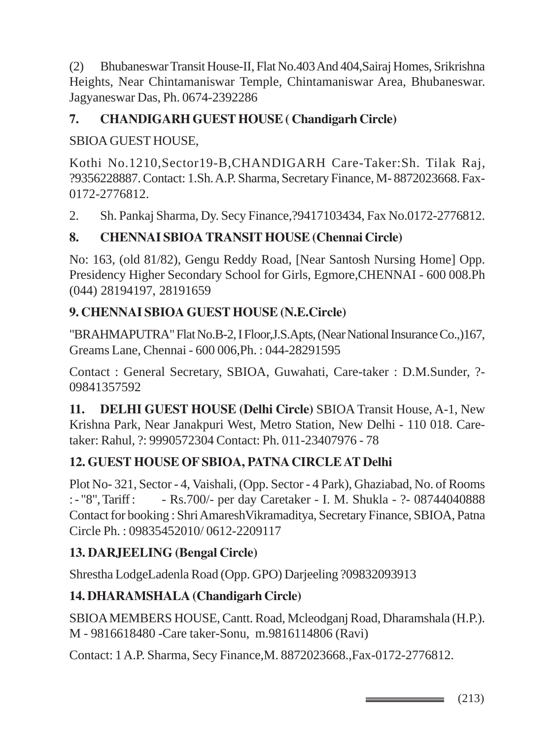(2) Bhubaneswar Transit House-II, Flat No.403 And 404,Sairaj Homes, Srikrishna Heights, Near Chintamaniswar Temple, Chintamaniswar Area, Bhubaneswar. Jagyaneswar Das, Ph. 0674-2392286

**7. CHANDIGARH GUEST HOUSE ( Chandigarh Circle)**

SBIOA GUEST HOUSE,

Kothi No.1210,Sector19-B,CHANDIGARH Care-Taker:Sh. Tilak Raj, ?9356228887. Contact: 1.Sh. A.P. Sharma, Secretary Finance, M- 8872023668. Fax-0172-2776812.

2. Sh. Pankaj Sharma, Dy. Secy Finance,?9417103434, Fax No.0172-2776812.

**8. CHENNAI SBIOA TRANSIT HOUSE (Chennai Circle)**

No: 163, (old 81/82), Gengu Reddy Road, [Near Santosh Nursing Home] Opp. Presidency Higher Secondary School for Girls, Egmore,CHENNAI - 600 008.Ph (044) 28194197, 28191659

**9. CHENNAI SBIOA GUEST HOUSE (N.E.Circle)**

"BRAHMAPUTRA" Flat No.B-2, I Floor,J.S.Apts, (Near National Insurance Co.,)167, Greams Lane, Chennai - 600 006,Ph. : 044-28291595

Contact : General Secretary, SBIOA, Guwahati, Care-taker : D.M.Sunder, ?-09841357592

**11. DELHI GUEST HOUSE (Delhi Circle)** SBIOA Transit House, A-1, New Krishna Park, Near Janakpuri West, Metro Station, New Delhi - 110 018. Care-taker: Rahul, ?: 9990572304 Contact: Ph. 011-23407976 - 78

**12. GUEST HOUSE OF SBIOA, PATNA CIRCLE AT Delhi**

Plot No- 321, Sector - 4, Vaishali, (Opp. Sector - 4 Park), Ghaziabad, No. of Rooms : - "8", Tariff : - Rs.700/- per day Caretaker - I. M. Shukla - ?- 08744040888 Contact for booking : Shri AmareshVikramaditya, Secretary Finance, SBIOA, Patna Circle Ph. : 09835452010/ 0612-2209117

**13. DARJEELING (Bengal Circle)**

Shrestha LodgeLadenla Road (Opp. GPO) Darjeeling ?09832093913

**14. DHARAMSHALA (Chandigarh Circle)**

SBIOA MEMBERS HOUSE, Cantt. Road, Mcleodganj Road, Dharamshala (H.P.). M - 9816618480 -Care taker-Sonu, m.9816114806 (Ravi)

Contact: 1 A.P. Sharma, Secy Finance,M. 8872023668.,Fax-0172-2776812.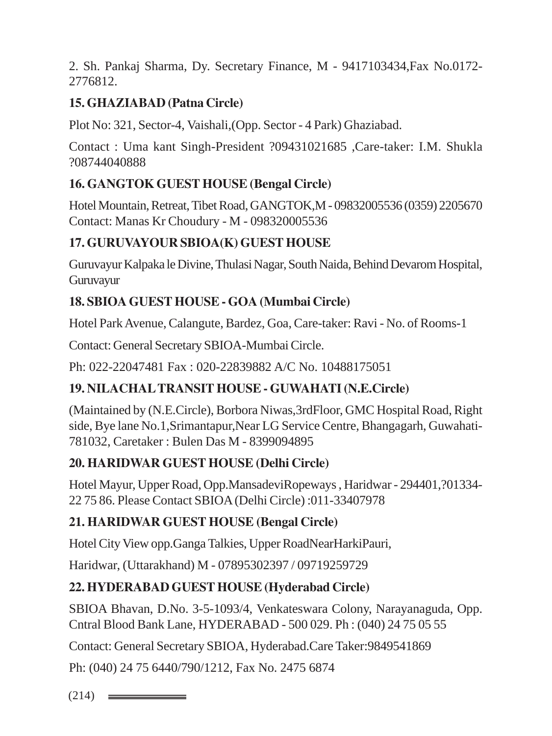2. Sh. Pankaj Sharma, Dy. Secretary Finance, M - 9417103434,Fax No.0172-2776812.

### 15. GHAZIABAD (Patna Circle)

Plot No: 321, Sector-4, Vaishali,(Opp. Sector - 4 Park) Ghaziabad.

Contact : Uma kant Singh-President ?09431021685 ,Care-taker: I.M. Shukla ?08744040888

### 16. GANGTOK GUEST HOUSE (Bengal Circle)

Hotel Mountain, Retreat, Tibet Road, GANGTOK,M - 09832005536 (0359) 2205670 Contact: Manas Kr Choudury - M - 098320005536

### 17. GURUVAYOUR SBIOA(K) GUEST HOUSE

Guruvayur Kalpaka le Divine, Thulasi Nagar, South Naida, Behind Devarom Hospital, Guruvayur

### 18. SBIOA GUEST HOUSE - GOA (Mumbai Circle)

Hotel Park Avenue, Calangute, Bardez, Goa, Care-taker: Ravi - No. of Rooms-1

Contact: General Secretary SBIOA-Mumbai Circle.

Ph: 022-22047481 Fax : 020-22839882 A/C No. 10488175051

### 19. NILACHAL TRANSIT HOUSE - GUWAHATI (N.E.Circle)

(Maintained by (N.E.Circle), Borbora Niwas,3rdFloor, GMC Hospital Road, Right side, Bye lane No.1,Srimantapur,Near LG Service Centre, Bhangagarh, Guwahati-781032, Caretaker : Bulen Das M - 8399094895

### 20. HARIDWAR GUEST HOUSE (Delhi Circle)

Hotel Mayur, Upper Road, Opp.MansadeviRopeways , Haridwar - 294401,?01334-22 75 86. Please Contact SBIOA (Delhi Circle) :011-33407978

### 21. HARIDWAR GUEST HOUSE (Bengal Circle)

Hotel City View opp.Ganga Talkies, Upper RoadNearHarkiPauri,

Haridwar, (Uttarakhand) M - 07895302397 / 09719259729

### 22. HYDERABAD GUEST HOUSE (Hyderabad Circle)

SBIOA Bhavan, D.No. 3-5-1093/4, Venkateswara Colony, Narayanaguda, Opp. Cntral Blood Bank Lane, HYDERABAD - 500 029. Ph : (040) 24 75 05 55

Contact: General Secretary SBIOA, Hyderabad.Care Taker:9849541869

Ph: (040) 24 75 6440/790/1212, Fax No. 2475 6874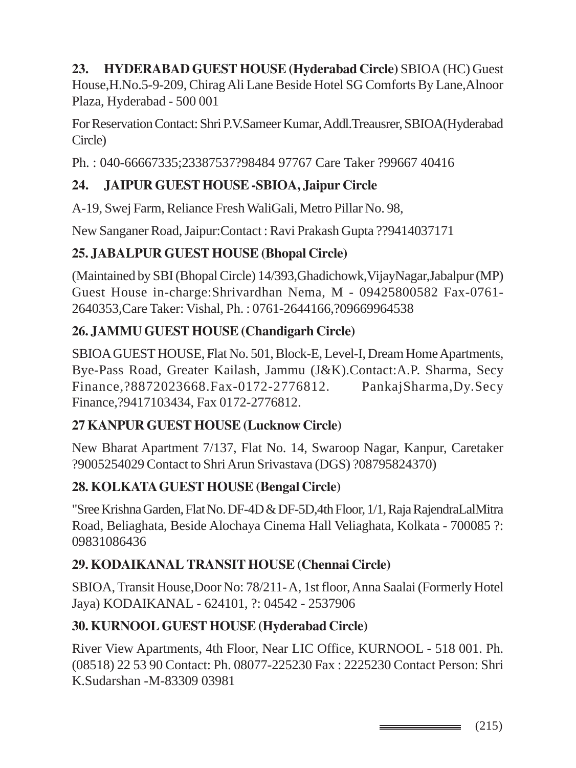**23. HYDERABAD GUEST HOUSE (Hyderabad Circle)** SBIOA (HC) Guest House,H.No.5-9-209, Chirag Ali Lane Beside Hotel SG Comforts By Lane,Alnoor Plaza, Hyderabad - 500 001

For Reservation Contact: Shri P.V.Sameer Kumar, Addl.Treausrer, SBIOA(Hyderabad Circle)

Ph. : 040-66667335;23387537?98484 97767 Care Taker ?99667 40416

**24. JAIPUR GUEST HOUSE -SBIOA, Jaipur Circle**

A-19, Swej Farm, Reliance Fresh WaliGali, Metro Pillar No. 98,

New Sanganer Road, Jaipur:Contact : Ravi Prakash Gupta ??9414037171

**25. JABALPUR GUEST HOUSE (Bhopal Circle)**

(Maintained by SBI (Bhopal Circle) 14/393,Ghadichowk,VijayNagar,Jabalpur (MP) Guest House in-charge:Shrivardhan Nema, M - 09425800582 Fax-0761-2640353,Care Taker: Vishal, Ph. : 0761-2644166,?09669964538

**26. JAMMU GUEST HOUSE (Chandigarh Circle)**

SBIOA GUEST HOUSE, Flat No. 501, Block-E, Level-I, Dream Home Apartments, Bye-Pass Road, Greater Kailash, Jammu (J&K).Contact:A.P. Sharma, Secy Finance,?8872023668.Fax-0172-2776812. PankajSharma,Dy.Secy Finance,?9417103434, Fax 0172-2776812.

**27 KANPUR GUEST HOUSE (Lucknow Circle)**

New Bharat Apartment 7/137, Flat No. 14, Swaroop Nagar, Kanpur, Caretaker ?9005254029 Contact to Shri Arun Srivastava (DGS) ?08795824370)

**28. KOLKATA GUEST HOUSE (Bengal Circle)**

"Sree Krishna Garden, Flat No. DF-4D & DF-5D,4th Floor, 1/1, Raja RajendraLalMitra Road, Beliaghata, Beside Alochaya Cinema Hall Veliaghata, Kolkata - 700085 ?: 09831086436

**29. KODAIKANAL TRANSIT HOUSE (Chennai Circle)**

SBIOA, Transit House,Door No: 78/211- A, 1st floor, Anna Saalai (Formerly Hotel Jaya) KODAIKANAL - 624101, ?: 04542 - 2537906

**30. KURNOOL GUEST HOUSE (Hyderabad Circle)**

River View Apartments, 4th Floor, Near LIC Office, KURNOOL - 518 001. Ph. (08518) 22 53 90 Contact: Ph. 08077-225230 Fax : 2225230 Contact Person: Shri K.Sudarshan -M-83309 03981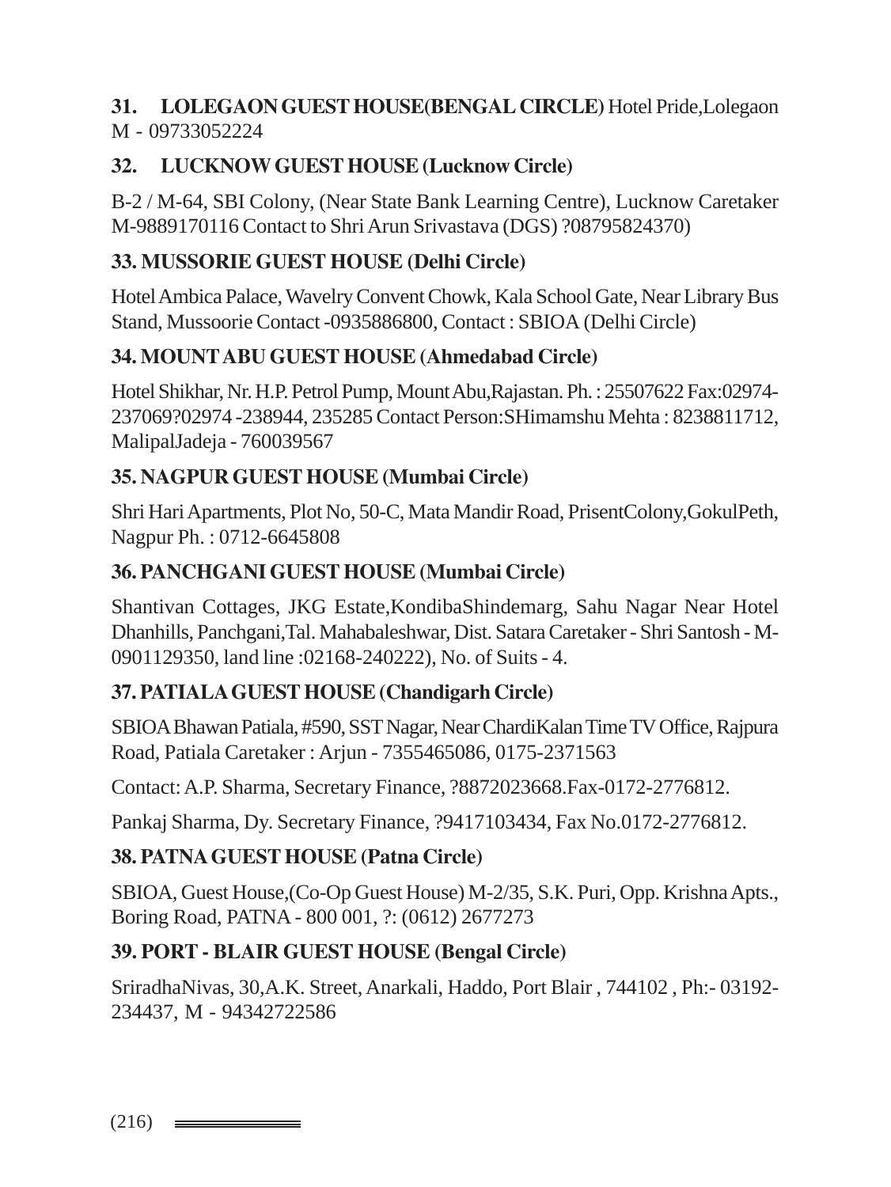**31. LOLEGAON GUEST HOUSE(BENGAL CIRCLE)** Hotel Pride,Lolegaon M - 09733052224

**32. LUCKNOW GUEST HOUSE (Lucknow Circle)**

B-2 / M-64, SBI Colony, (Near State Bank Learning Centre), Lucknow Caretaker M-9889170116 Contact to Shri Arun Srivastava (DGS) ?08795824370)

**33. MUSSORIE GUEST HOUSE (Delhi Circle)**

Hotel Ambica Palace, Wavelry Convent Chowk, Kala School Gate, Near Library Bus Stand, Mussoorie Contact -0935886800, Contact : SBIOA (Delhi Circle)

**34. MOUNT ABU GUEST HOUSE (Ahmedabad Circle)**

Hotel Shikhar, Nr. H.P. Petrol Pump, Mount Abu,Rajastan. Ph. : 25507622 Fax:02974-237069?02974 -238944, 235285 Contact Person:SHimamshu Mehta : 8238811712, MalipalJadeja - 760039567

**35. NAGPUR GUEST HOUSE (Mumbai Circle)**

Shri Hari Apartments, Plot No, 50-C, Mata Mandir Road, PrisentColony,GokulPeth, Nagpur Ph. : 0712-6645808

**36. PANCHGANI GUEST HOUSE (Mumbai Circle)**

Shantivan Cottages, JKG Estate,KondibaShindemarg, Sahu Nagar Near Hotel Dhanhills, Panchgani,Tal. Mahabaleshwar, Dist. Satara Caretaker - Shri Santosh - M-0901129350, land line :02168-240222), No. of Suits - 4.

**37. PATIALA GUEST HOUSE (Chandigarh Circle)**

SBIOA Bhawan Patiala, #590, SST Nagar, Near ChardiKalan Time TV Office, Rajpura Road, Patiala Caretaker : Arjun - 7355465086, 0175-2371563

Contact: A.P. Sharma, Secretary Finance, ?8872023668.Fax-0172-2776812.

Pankaj Sharma, Dy. Secretary Finance, ?9417103434, Fax No.0172-2776812.

**38. PATNA GUEST HOUSE (Patna Circle)**

SBIOA, Guest House,(Co-Op Guest House) M-2/35, S.K. Puri, Opp. Krishna Apts., Boring Road, PATNA - 800 001, ?: (0612) 2677273

**39. PORT - BLAIR GUEST HOUSE (Bengal Circle)**

SriradhaNivas, 30,A.K. Street, Anarkali, Haddo, Port Blair , 744102 , Ph:- 03192-234437, M - 94342722586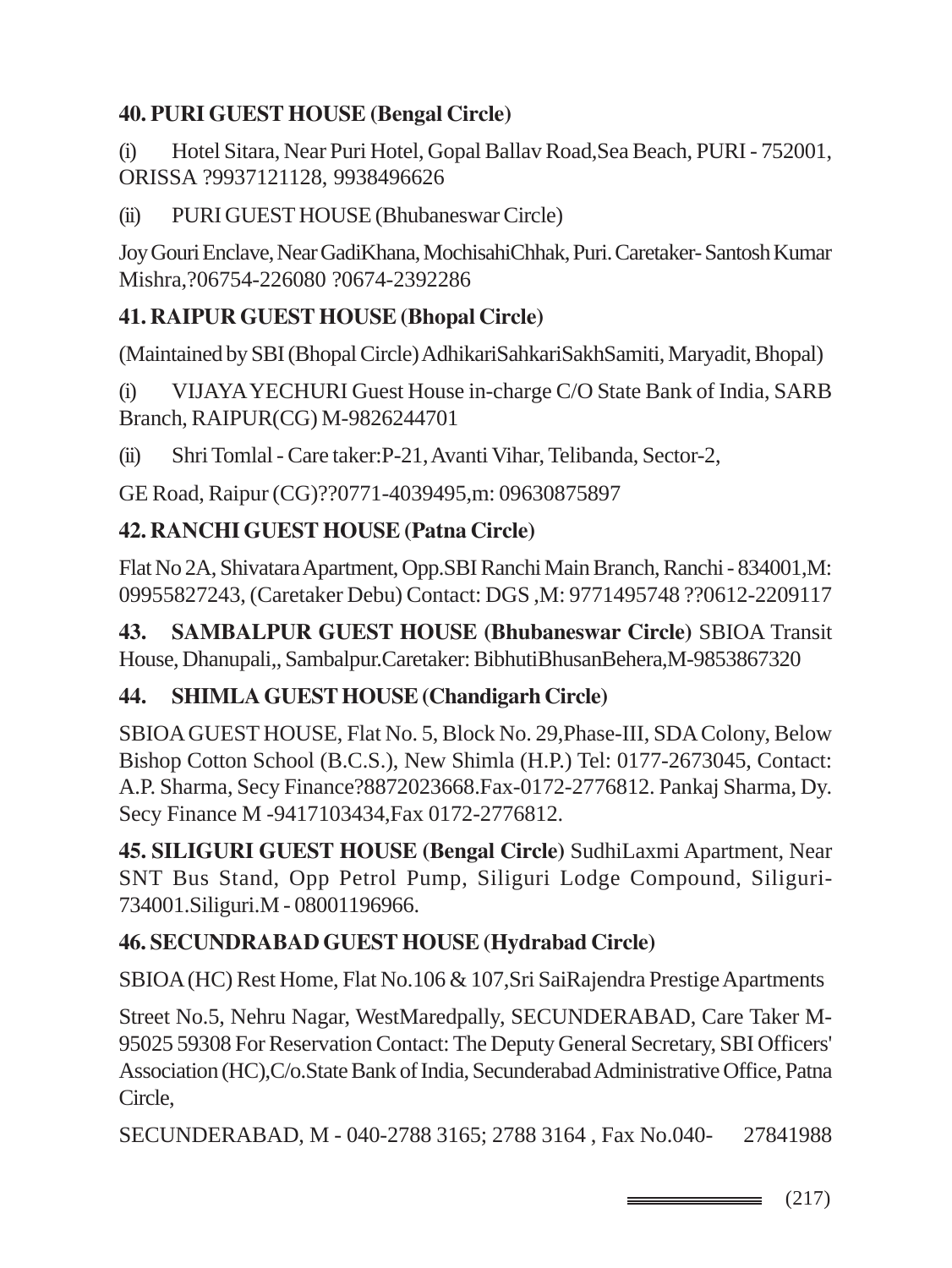**40. PURI GUEST HOUSE (Bengal Circle)**

(i) Hotel Sitara, Near Puri Hotel, Gopal Ballav Road,Sea Beach, PURI - 752001, ORISSA ?9937121128, 9938496626

(ii) PURI GUEST HOUSE (Bhubaneswar Circle)

Joy Gouri Enclave, Near GadiKhana, MochisahiChhak, Puri. Caretaker- Santosh Kumar Mishra,?06754-226080 ?0674-2392286

**41. RAIPUR GUEST HOUSE (Bhopal Circle)**

(Maintained by SBI (Bhopal Circle) AdhikariSahkariSakhSamiti, Maryadit, Bhopal)

(i) VIJAYA YECHURI Guest House in-charge C/O State Bank of India, SARB Branch, RAIPUR(CG) M-9826244701

(ii) Shri Tomlal - Care taker:P-21, Avanti Vihar, Telibanda, Sector-2,

GE Road, Raipur (CG)??0771-4039495,m: 09630875897

**42. RANCHI GUEST HOUSE (Patna Circle)**

Flat No 2A, Shivatara Apartment, Opp.SBI Ranchi Main Branch, Ranchi - 834001,M: 09955827243, (Caretaker Debu) Contact: DGS ,M: 9771495748 ??0612-2209117

**43. SAMBALPUR GUEST HOUSE (Bhubaneswar Circle)** SBIOA Transit House, Dhanupali,, Sambalpur.Caretaker: BibhutiBhusanBehera,M-9853867320

**44. SHIMLA GUEST HOUSE (Chandigarh Circle)**

SBIOA GUEST HOUSE, Flat No. 5, Block No. 29,Phase-III, SDA Colony, Below Bishop Cotton School (B.C.S.), New Shimla (H.P.) Tel: 0177-2673045, Contact: A.P. Sharma, Secy Finance?8872023668.Fax-0172-2776812. Pankaj Sharma, Dy. Secy Finance M -9417103434,Fax 0172-2776812.

**45. SILIGURI GUEST HOUSE (Bengal Circle)** SudhiLaxmi Apartment, Near SNT Bus Stand, Opp Petrol Pump, Siliguri Lodge Compound, Siliguri-734001.Siliguri.M - 08001196966.

**46. SECUNDRABAD GUEST HOUSE (Hydrabad Circle)**

SBIOA (HC) Rest Home, Flat No.106 & 107,Sri SaiRajendra Prestige Apartments

Street No.5, Nehru Nagar, WestMaredpally, SECUNDERABAD, Care Taker M-95025 59308 For Reservation Contact: The Deputy General Secretary, SBI Officers' Association (HC),C/o.State Bank of India, Secunderabad Administrative Office, Patna Circle,

SECUNDERABAD, M - 040-2788 3165; 2788 3164 , Fax No.040- 27841988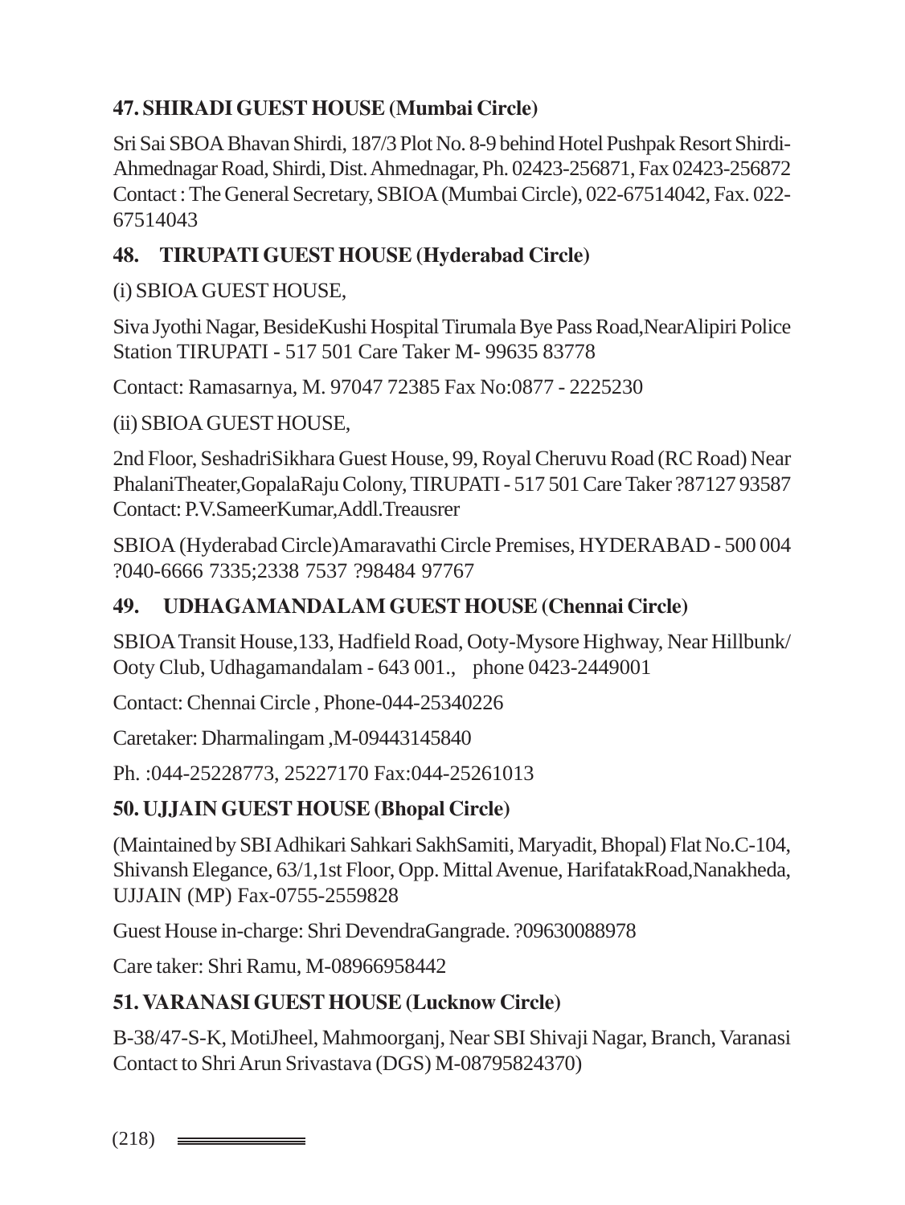### 47. SHIRADI GUEST HOUSE (Mumbai Circle)

Sri Sai SBOA Bhavan Shirdi, 187/3 Plot No. 8-9 behind Hotel Pushpak Resort Shirdi-Ahmednagar Road, Shirdi, Dist. Ahmednagar, Ph. 02423-256871, Fax 02423-256872 Contact : The General Secretary, SBIOA (Mumbai Circle), 022-67514042, Fax. 022-67514043

### 48. TIRUPATI GUEST HOUSE (Hyderabad Circle)

(i) SBIOA GUEST HOUSE,

Siva Jyothi Nagar, BesideKushi Hospital Tirumala Bye Pass Road,NearAlipiri Police Station TIRUPATI - 517 501 Care Taker M- 99635 83778

Contact: Ramasarnya, M. 97047 72385 Fax No:0877 - 2225230

(ii) SBIOA GUEST HOUSE,

2nd Floor, SeshadriSikhara Guest House, 99, Royal Cheruvu Road (RC Road) Near PhalaniTheater,GopalaRaju Colony, TIRUPATI - 517 501 Care Taker ?87127 93587 Contact: P.V.SameerKumar,Addl.Treausrer

SBIOA (Hyderabad Circle)Amaravathi Circle Premises, HYDERABAD - 500 004 ?040-6666 7335;2338 7537 ?98484 97767

### 49. UDHAGAMANDALAM GUEST HOUSE (Chennai Circle)

SBIOA Transit House,133, Hadfield Road, Ooty-Mysore Highway, Near Hillbunk/ Ooty Club, Udhagamandalam - 643 001., phone 0423-2449001

Contact: Chennai Circle , Phone-044-25340226

Caretaker: Dharmalingam ,M-09443145840

Ph. :044-25228773, 25227170 Fax:044-25261013

### 50. UJJAIN GUEST HOUSE (Bhopal Circle)

(Maintained by SBI Adhikari Sahkari SakhSamiti, Maryadit, Bhopal) Flat No.C-104, Shivansh Elegance, 63/1,1st Floor, Opp. Mittal Avenue, HarifatakRoad,Nanakheda, UJJAIN (MP) Fax-0755-2559828

Guest House in-charge: Shri DevendraGangrade. ?09630088978

Care taker: Shri Ramu, M-08966958442

### 51. VARANASI GUEST HOUSE (Lucknow Circle)

B-38/47-S-K, MotiJheel, Mahmoorganj, Near SBI Shivaji Nagar, Branch, Varanasi Contact to Shri Arun Srivastava (DGS) M-08795824370)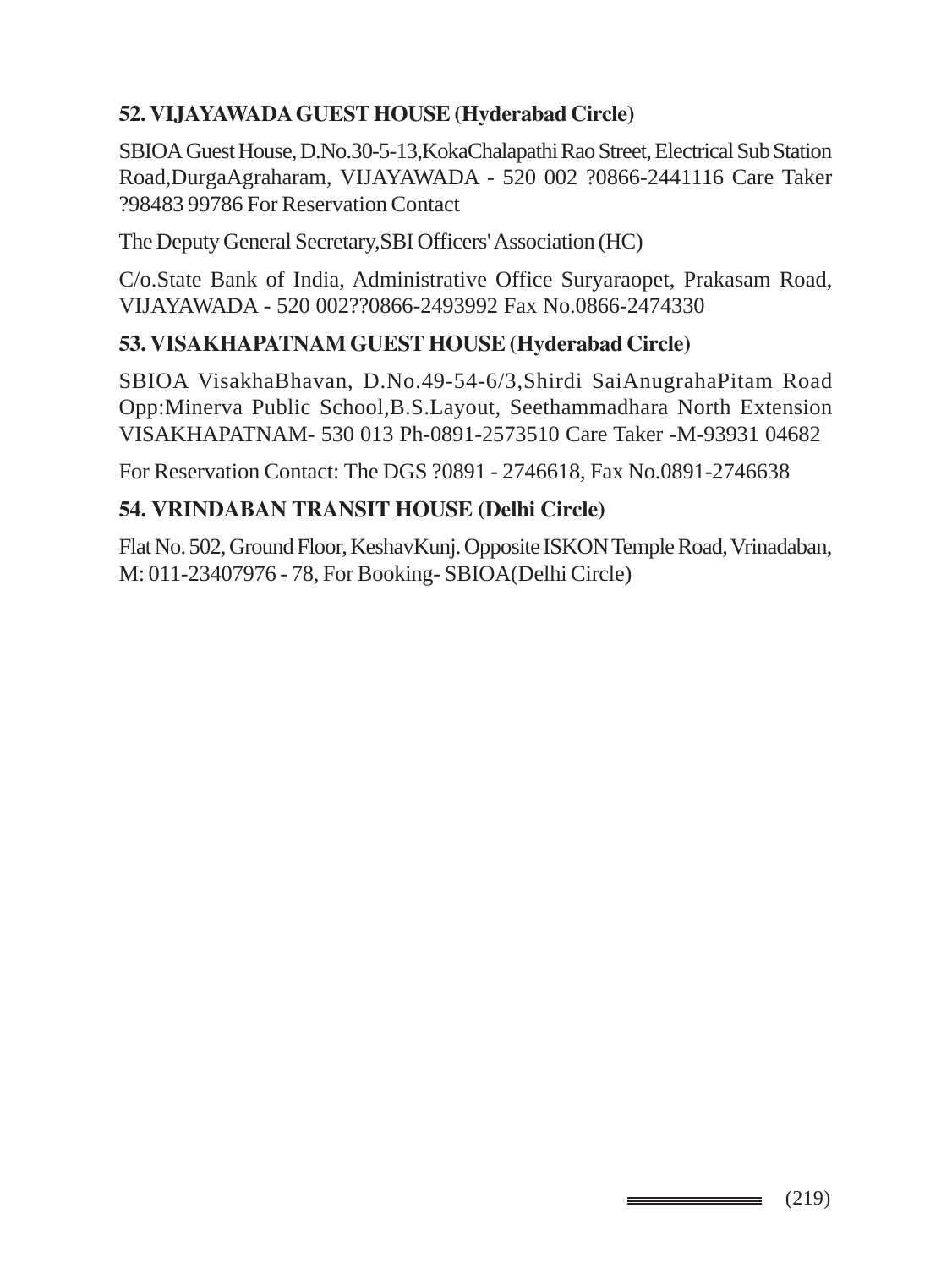### 52. VIJAYAWADA GUEST HOUSE (Hyderabad Circle)

SBIOA Guest House, D.No.30-5-13,KokaChalapathi Rao Street, Electrical Sub Station Road,DurgaAgraharam, VIJAYAWADA - 520 002 ?0866-2441116 Care Taker ?98483 99786 For Reservation Contact

The Deputy General Secretary,SBI Officers' Association (HC)

C/o.State Bank of India, Administrative Office Suryaraopet, Prakasam Road, VIJAYAWADA - 520 002??0866-2493992 Fax No.0866-2474330

### 53. VISAKHAPATNAM GUEST HOUSE (Hyderabad Circle)

SBIOA VisakhaBhavan, D.No.49-54-6/3,Shirdi SaiAnugrahaPitam Road Opp:Minerva Public School,B.S.Layout, Seethammadhara North Extension VISAKHAPATNAM- 530 013 Ph-0891-2573510 Care Taker -M-93931 04682

For Reservation Contact: The DGS ?0891 - 2746618, Fax No.0891-2746638

### 54. VRINDABAN TRANSIT HOUSE (Delhi Circle)

Flat No. 502, Ground Floor, KeshavKunj. Opposite ISKON Temple Road, Vrinadaban, M: 011-23407976 - 78, For Booking- SBIOA(Delhi Circle)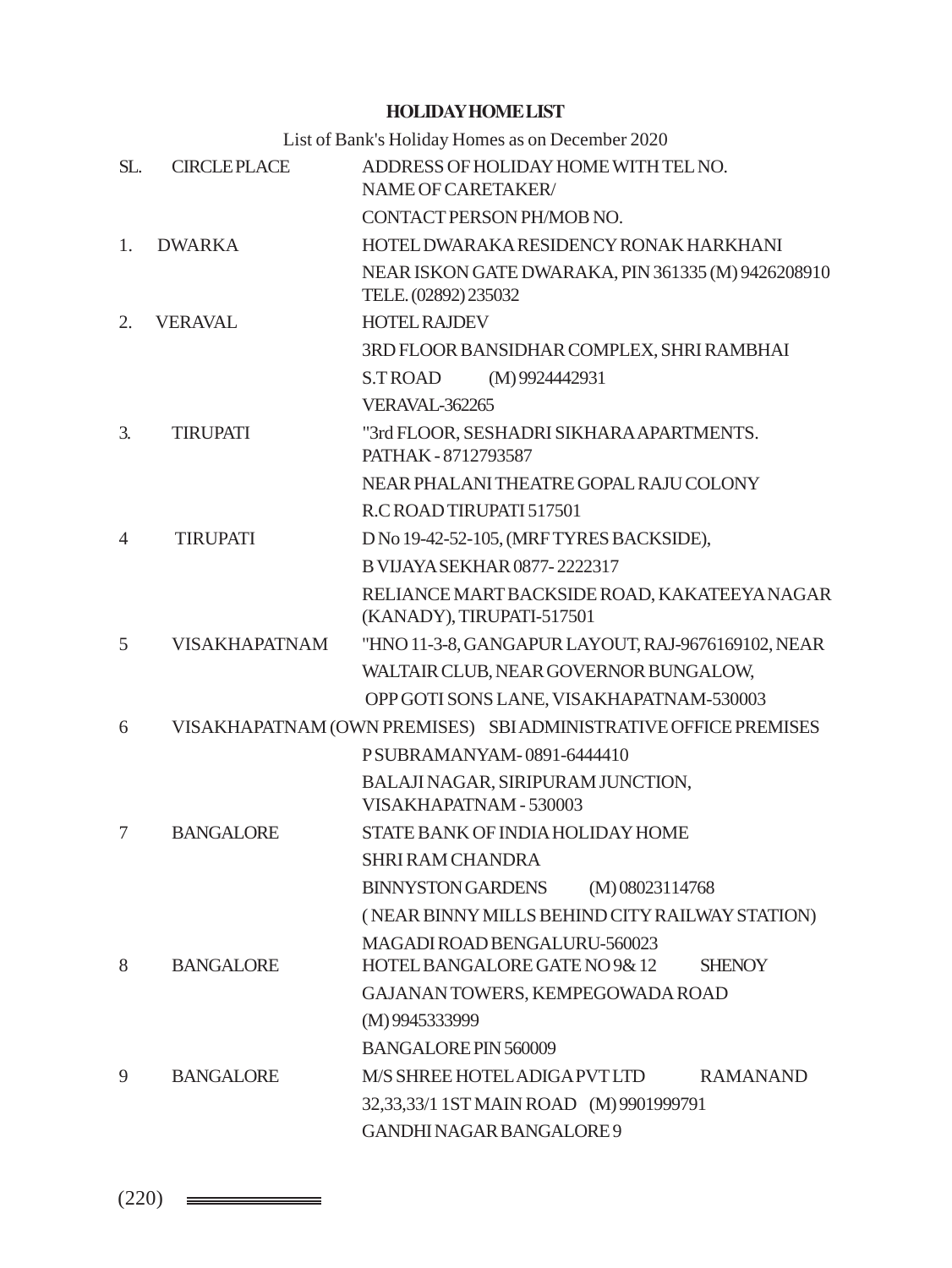**HOLIDAY HOME LIST**

List of Bank's Holiday Homes as on December 2020

| SL. | CIRCLE PLACE | ADDRESS OF HOLIDAY HOME WITH TEL NO. NAME OF CARETAKER/ CONTACT PERSON PH/MOB NO. |
|---|---|---|
| 1. | DWARKA | HOTEL DWARAKA RESIDENCY RONAK HARKHANI NEAR ISKON GATE DWARAKA, PIN 361335 (M) 9426208910 TELE. (02892) 235032 |
| 2. | VERAVAL | HOTEL RAJDEV 3RD FLOOR BANSIDHAR COMPLEX, SHRI RAMBHAI S.T ROAD (M) 9924442931 VERAVAL-362265 |
| 3. | TIRUPATI | "3rd FLOOR, SESHADRI SIKHARA APARTMENTS. PATHAK - 8712793587 NEAR PHALANI THEATRE GOPAL RAJU COLONY R.C ROAD TIRUPATI 517501 |
| 4 | TIRUPATI | D No 19-42-52-105, (MRF TYRES BACKSIDE), B VIJAYA SEKHAR 0877- 2222317 RELIANCE MART BACKSIDE ROAD, KAKATEEYA NAGAR (KANADY), TIRUPATI-517501 |
| 5 | VISAKHAPATNAM | "HNO 11-3-8, GANGAPUR LAYOUT, RAJ-9676169102, NEAR WALTAIR CLUB, NEAR GOVERNOR BUNGALOW, OPP GOTI SONS LANE, VISAKHAPATNAM-530003 |
| 6 | VISAKHAPATNAM (OWN PREMISES) | SBI ADMINISTRATIVE OFFICE PREMISES P SUBRAMANYAM- 0891-6444410 BALAJI NAGAR, SIRIPURAM JUNCTION, VISAKHAPATNAM - 530003 |
| 7 | BANGALORE | STATE BANK OF INDIA HOLIDAY HOME SHRI RAM CHANDRA BINNYSTON GARDENS (M) 08023114768 ( NEAR BINNY MILLS BEHIND CITY RAILWAY STATION) MAGADI ROAD BENGALURU-560023 |
| 8 | BANGALORE | HOTEL BANGALORE GATE NO 9& 12 SHENOY GAJANAN TOWERS, KEMPEGOWADA ROAD (M) 9945333999 BANGALORE PIN 560009 |
| 9 | BANGALORE | M/S SHREE HOTEL ADIGA PVT LTD RAMANAND 32,33,33/1 1ST MAIN ROAD (M) 9901999791 GANDHI NAGAR BANGALORE 9 |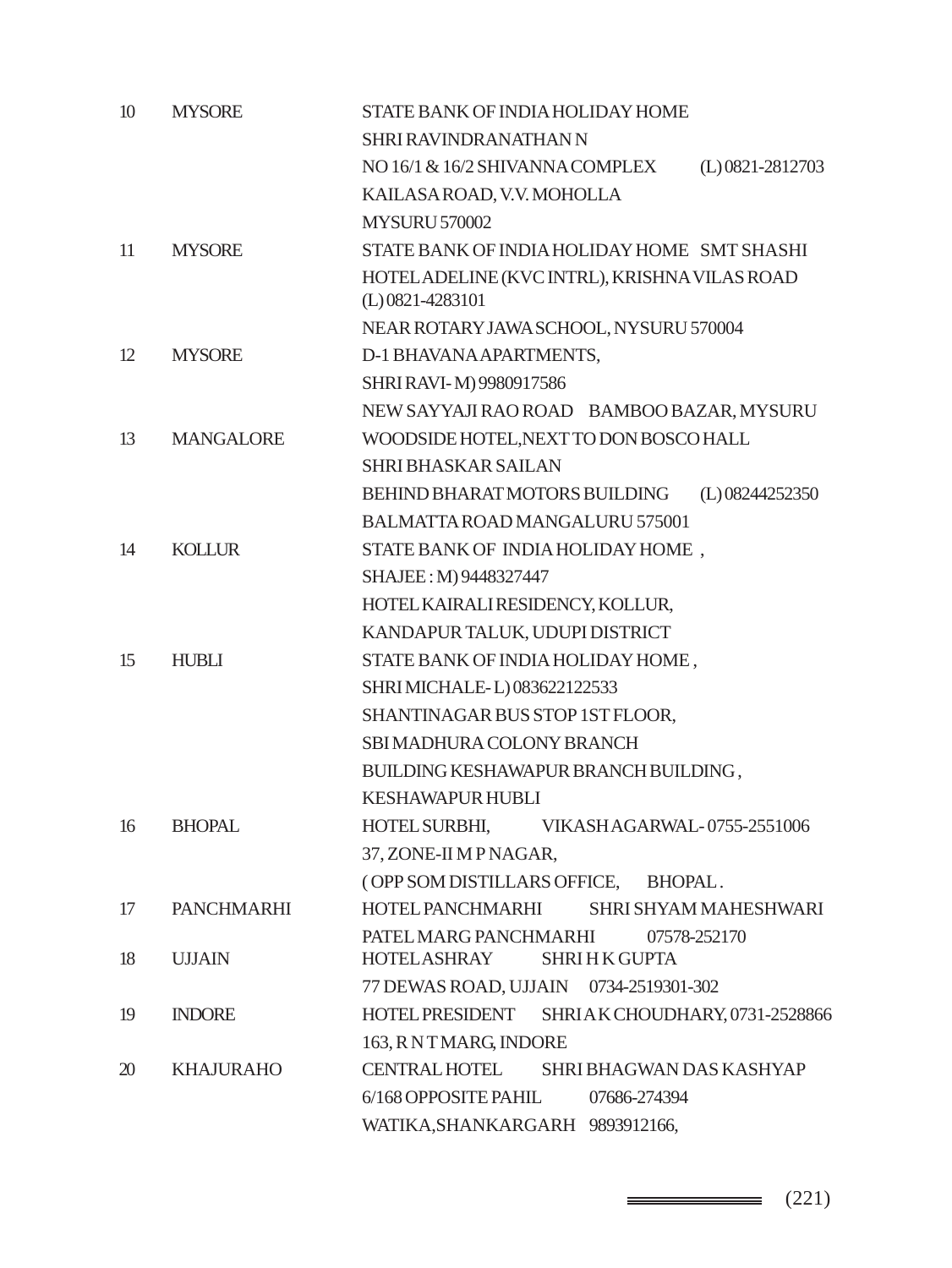| | | |
|---|---|---|
| 10 | MYSORE | STATE BANK OF INDIA HOLIDAY HOME<br>SHRI RAVINDRANATHAN N<br>NO 16/1 & 16/2 SHIVANNA COMPLEX (L) 0821-2812703<br>KAILASA ROAD, V.V. MOHOLLA<br>MYSURU 570002 |
| 11 | MYSORE | STATE BANK OF INDIA HOLIDAY HOME SMT SHASHI<br>HOTEL ADELINE (KVC INTRL), KRISHNA VILAS ROAD<br>(L) 0821-4283101<br>NEAR ROTARY JAWA SCHOOL, NYSURU 570004 |
| 12 | MYSORE | D-1 BHAVANA APARTMENTS,<br>SHRI RAVI- M) 9980917586<br>NEW SAYYAJI RAO ROAD BAMBOO BAZAR, MYSURU |
| 13 | MANGALORE | WOODSIDE HOTEL,NEXT TO DON BOSCO HALL<br>SHRI BHASKAR SAILAN<br>BEHIND BHARAT MOTORS BUILDING (L) 08244252350<br>BALMATTA ROAD MANGALURU 575001 |
| 14 | KOLLUR | STATE BANK OF INDIA HOLIDAY HOME ,<br>SHAJEE : M) 9448327447<br>HOTEL KAIRALI RESIDENCY, KOLLUR,<br>KANDAPUR TALUK, UDUPI DISTRICT |
| 15 | HUBLI | STATE BANK OF INDIA HOLIDAY HOME ,<br>SHRI MICHALE- L) 083622122533<br>SHANTINAGAR BUS STOP 1ST FLOOR,<br>SBI MADHURA COLONY BRANCH<br>BUILDING KESHAWAPUR BRANCH BUILDING ,<br>KESHAWAPUR HUBLI |
| 16 | BHOPAL | HOTEL SURBHI, VIKASH AGARWAL- 0755-2551006<br>37, ZONE-II M P NAGAR,<br>( OPP SOM DISTILLARS OFFICE, BHOPAL . |
| 17 | PANCHMARHI | HOTEL PANCHMARHI SHRI SHYAM MAHESHWARI<br>PATEL MARG PANCHMARHI 07578-252170 |
| 18 | UJJAIN | HOTEL ASHRAY SHRI H K GUPTA<br>77 DEWAS ROAD, UJJAIN 0734-2519301-302 |
| 19 | INDORE | HOTEL PRESIDENT SHRI A K CHOUDHARY, 0731-2528866<br>163, R N T MARG, INDORE |
| 20 | KHAJURAHO | CENTRAL HOTEL SHRI BHAGWAN DAS KASHYAP<br>6/168 OPPOSITE PAHIL 07686-274394<br>WATIKA,SHANKARGARH 9893912166, |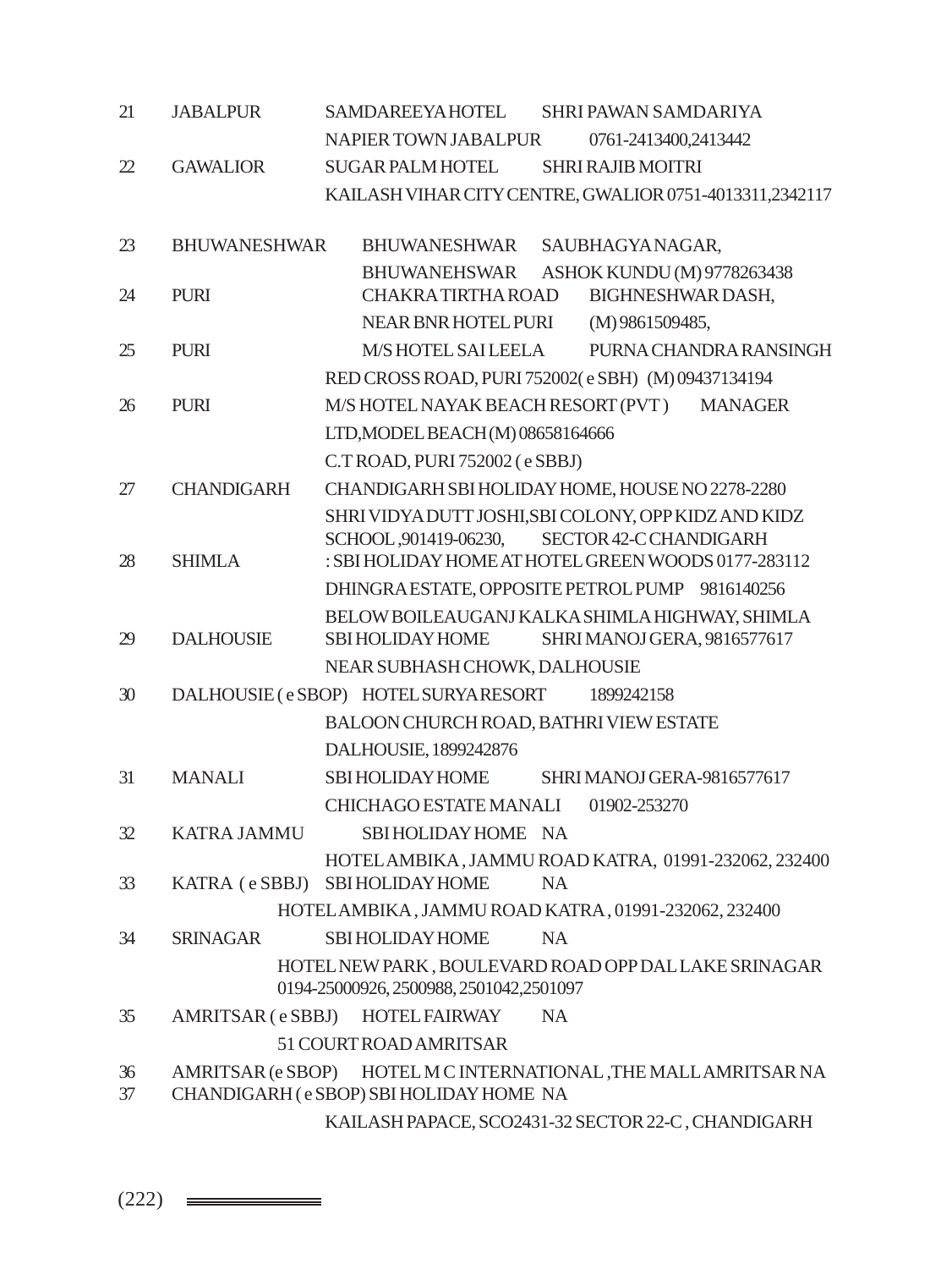| | | | |
|---|---|---|---|
| 21 | JABALPUR | SAMDAREEYA HOTEL<br>NAPIER TOWN JABALPUR | SHRI PAWAN SAMDARIYA<br>0761-2413400,2413442 |
| 22 | GAWALIOR | SUGAR PALM HOTEL<br>KAILASH VIHAR CITY CENTRE, GWALIOR | SHRI RAJIB MOITRI<br>0751-4013311,2342117 |
| 23 | BHUWANESHWAR | BHUWANESHWAR SAUBHAGYA NAGAR,<br>BHUWANEHSWAR | ASHOK KUNDU (M) 9778263438 |
| 24 | PURI | CHAKRA TIRTHA ROAD<br>NEAR BNR HOTEL PURI | BIGHNESHWAR DASH,<br>(M) 9861509485, |
| 25 | PURI | M/S HOTEL SAI LEELA<br>RED CROSS ROAD, PURI 752002( e SBH) | PURNA CHANDRA RANSINGH<br>(M) 09437134194 |
| 26 | PURI | M/S HOTEL NAYAK BEACH RESORT (PVT )<br>LTD,MODEL BEACH<br>C.T ROAD, PURI 752002 ( e SBBJ) | MANAGER<br>(M) 08658164666 |
| 27 | CHANDIGARH | CHANDIGARH SBI HOLIDAY HOME, HOUSE NO 2278-2280<br>SBI COLONY, OPP KIDZ AND KIDZ SCHOOL , SECTOR 42-C CHANDIGARH | SHRI VIDYA DUTT JOSHI,<br>901419-06230, |
| 28 | SHIMLA | : SBI HOLIDAY HOME AT HOTEL GREEN WOODS<br>DHINGRA ESTATE, OPPOSITE PETROL PUMP<br>BELOW BOILEAUGANJ KALKA SHIMLA HIGHWAY, SHIMLA | 0177-283112<br>9816140256 |
| 29 | DALHOUSIE | SBI HOLIDAY HOME<br>NEAR SUBHASH CHOWK, DALHOUSIE | SHRI MANOJ GERA, 9816577617 |
| 30 | DALHOUSIE ( e SBOP) | HOTEL SURYA RESORT<br>BALOON CHURCH ROAD, BATHRI VIEW ESTATE<br>DALHOUSIE, 1899242876 | 1899242158 |
| 31 | MANALI | SBI HOLIDAY HOME<br>CHICHAGO ESTATE MANALI | SHRI MANOJ GERA-9816577617<br>01902-253270 |
| 32 | KATRA JAMMU | SBI HOLIDAY HOME<br>HOTEL AMBIKA , JAMMU ROAD KATRA, | NA<br>01991-232062, 232400 |
| 33 | KATRA ( e SBBJ) | SBI HOLIDAY HOME<br>HOTEL AMBIKA , JAMMU ROAD KATRA , | NA<br>01991-232062, 232400 |
| 34 | SRINAGAR | SBI HOLIDAY HOME<br>HOTEL NEW PARK , BOULEVARD ROAD OPP DAL LAKE SRINAGAR | NA<br>0194-25000926, 2500988, 2501042,2501097 |
| 35 | AMRITSAR ( e SBBJ) | HOTEL FAIRWAY<br>51 COURT ROAD AMRITSAR | NA |
| 36 | AMRITSAR (e SBOP) | HOTEL M C INTERNATIONAL ,THE MALL AMRITSAR | NA |
| 37 | CHANDIGARH ( e SBOP) | SBI HOLIDAY HOME<br>KAILASH PAPACE, SCO2431-32 SECTOR 22-C , CHANDIGARH | NA |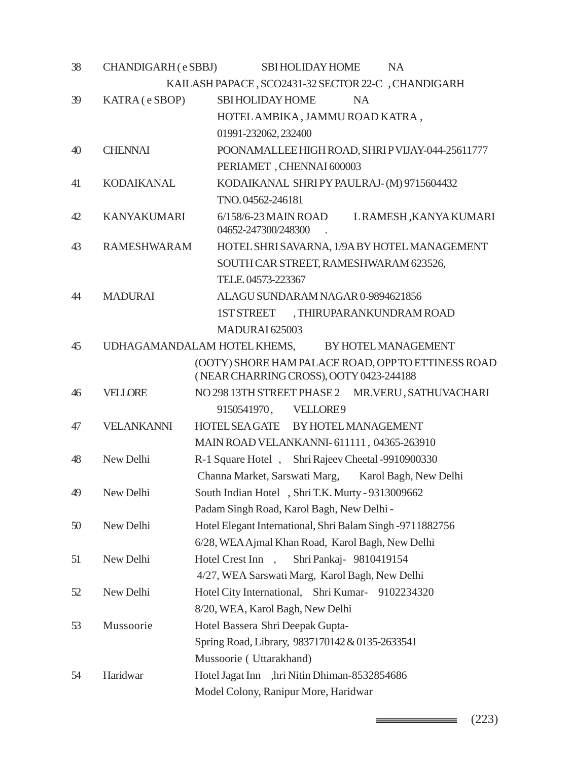| | | | |
|---|---|---|---|
| 38 | CHANDIGARH ( e SBBJ) | SBI HOLIDAY HOME KAILASH PAPACE , SCO2431-32 SECTOR 22-C , CHANDIGARH | NA |
| 39 | KATRA ( e SBOP) | SBI HOLIDAY HOME HOTEL AMBIKA , JAMMU ROAD KATRA , 01991-232062, 232400 | NA |
| 40 | CHENNAI | POONAMALLEE HIGH ROAD, PERIAMET , CHENNAI 600003 | SHRI P VIJAY-044-25611777 |
| 41 | KODAIKANAL | KODAIKANAL TNO. 04562-246181 | SHRI PY PAULRAJ- (M) 9715604432 |
| 42 | KANYAKUMARI | 6/158/6-23 MAIN ROAD 04652-247300/248300 . | L RAMESH ,KANYA KUMARI |
| 43 | RAMESHWARAM | HOTEL SHRI SAVARNA, 1/9A SOUTH CAR STREET, RAMESHWARAM 623526, TELE. 04573-223367 | BY HOTEL MANAGEMENT |
| 44 | MADURAI | ALAGU SUNDARAM NAGAR 1ST STREET , THIRUPARANKUNDRAM ROAD MADURAI 625003 | 0-9894621856 |
| 45 | UDHAGAMANDALAM (OOTY) | HOTEL KHEMS, SHORE HAM PALACE ROAD, OPP TO ETTINESS ROAD ( NEAR CHARRING CROSS), OOTY 0423-244188 | BY HOTEL MANAGEMENT |
| 46 | VELLORE | NO 298 13TH STREET PHASE 2 SATHUVACHARI VELLORE 9 | MR.VERU , 9150541970 , |
| 47 | VELANKANNI | HOTEL SEA GATE MAIN ROAD VELANKANNI- 611111 , 04365-263910 | BY HOTEL MANAGEMENT |
| 48 | New Delhi | R-1 Square Hotel , Channa Market, Sarswati Marg, Karol Bagh, New Delhi | Shri Rajeev Cheetal -9910900330 |
| 49 | New Delhi | South Indian Hotel , Padam Singh Road, Karol Bagh, New Delhi - | Shri T.K. Murty - 9313009662 |
| 50 | New Delhi | Hotel Elegant International, 6/28, WEA Ajmal Khan Road, Karol Bagh, New Delhi | Shri Balam Singh -9711882756 |
| 51 | New Delhi | Hotel Crest Inn , 4/27, WEA Sarswati Marg, Karol Bagh, New Delhi | Shri Pankaj- 9810419154 |
| 52 | New Delhi | Hotel City International, 8/20, WEA, Karol Bagh, New Delhi | Shri Kumar- 9102234320 |
| 53 | Mussoorie | Hotel Bassera Spring Road, Library, 9837170142 & 0135-2633541 Mussoorie ( Uttarakhand) | Shri Deepak Gupta- |
| 54 | Haridwar | Hotel Jagat Inn , Model Colony, Ranipur More, Haridwar | hri Nitin Dhiman-8532854686 |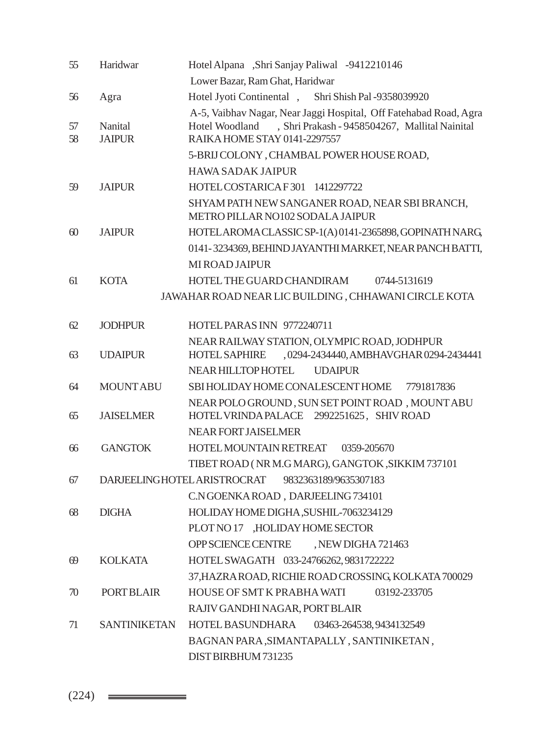| | | |
|---|---|---|
| 55 | Haridwar | Hotel Alpana ,Shri Sanjay Paliwal -9412210146<br>Lower Bazar, Ram Ghat, Haridwar |
| 56 | Agra | Hotel Jyoti Continental , Shri Shish Pal -9358039920<br>A-5, Vaibhav Nagar, Near Jaggi Hospital, Off Fatehabad Road, Agra |
| 57 | Nanital | Hotel Woodland , Shri Prakash - 9458504267, Mallital Nainital |
| 58 | JAIPUR | RAIKA HOME STAY 0141-2297557<br>5-BRIJ COLONY , CHAMBAL POWER HOUSE ROAD,<br>HAWA SADAK JAIPUR |
| 59 | JAIPUR | HOTEL COSTARICA F 301 1412297722<br>SHYAM PATH NEW SANGANER ROAD, NEAR SBI BRANCH,<br>METRO PILLAR NO102 SODALA JAIPUR |
| 60 | JAIPUR | HOTEL AROMA CLASSIC SP-1(A) 0141-2365898, GOPINATH NARG,<br>0141- 3234369, BEHIND JAYANTHI MARKET, NEAR PANCH BATTI,<br>MI ROAD JAIPUR |
| 61 | KOTA | HOTEL THE GUARD CHANDIRAM 0744-5131619<br>JAWAHAR ROAD NEAR LIC BUILDING , CHHAWANI CIRCLE KOTA |
| 62 | JODHPUR | HOTEL PARAS INN 9772240711<br>NEAR RAILWAY STATION, OLYMPIC ROAD, JODHPUR |
| 63 | UDAIPUR | HOTEL SAPHIRE , 0294-2434440, AMBHAVGHAR 0294-2434441<br>NEAR HILLTOP HOTEL UDAIPUR |
| 64 | MOUNT ABU | SBI HOLIDAY HOME CONALESCENT HOME 7791817836<br>NEAR POLO GROUND , SUN SET POINT ROAD , MOUNT ABU |
| 65 | JAISELMER | HOTEL VRINDA PALACE 2992251625 , SHIV ROAD<br>NEAR FORT JAISELMER |
| 66 | GANGTOK | HOTEL MOUNTAIN RETREAT 0359-205670<br>TIBET ROAD ( NR M.G MARG), GANGTOK ,SIKKIM 737101 |
| 67 | DARJEELING | HOTEL ARISTROCRAT 9832363189/9635307183<br>C.N GOENKA ROAD , DARJEELING 734101 |
| 68 | DIGHA | HOLIDAY HOME DIGHA ,SUSHIL-7063234129<br>PLOT NO 17 ,HOLIDAY HOME SECTOR<br>OPP SCIENCE CENTRE , NEW DIGHA 721463 |
| 69 | KOLKATA | HOTEL SWAGATH 033-24766262, 9831722222<br>37,HAZRA ROAD, RICHIE ROAD CROSSING, KOLKATA 700029 |
| 70 | PORT BLAIR | HOUSE OF SMT K PRABHA WATI 03192-233705<br>RAJIV GANDHI NAGAR, PORT BLAIR |
| 71 | SANTINIKETAN | HOTEL BASUNDHARA 03463-264538, 9434132549<br>BAGNAN PARA ,SIMANTAPALLY , SANTINIKETAN ,<br>DIST BIRBHUM 731235 |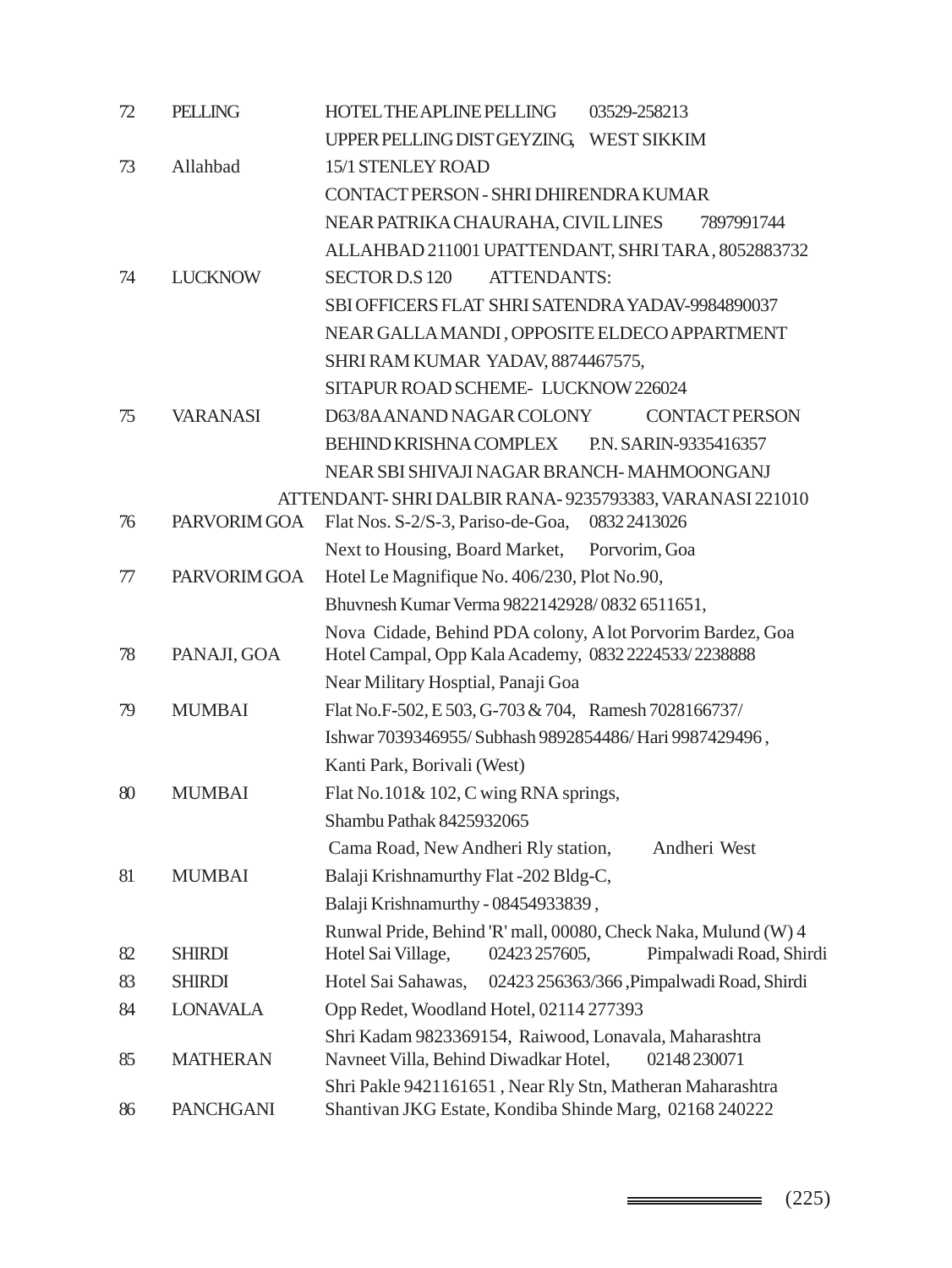| | | |
|---|---|---|
| 72 | PELLING | HOTEL THE APLINE PELLING 03529-258213<br>UPPER PELLING DIST GEYZING, WEST SIKKIM |
| 73 | Allahbad | 15/1 STENLEY ROAD<br>CONTACT PERSON - SHRI DHIRENDRA KUMAR<br>NEAR PATRIKA CHAURAHA, CIVIL LINES 7897991744<br>ALLAHBAD 211001 UPATTENDANT, SHRI TARA , 8052883732 |
| 74 | LUCKNOW | SECTOR D.S 120 ATTENDANTS:<br>SBI OFFICERS FLAT SHRI SATENDRA YADAV-9984890037<br>NEAR GALLA MANDI , OPPOSITE ELDECO APPARTMENT<br>SHRI RAM KUMAR YADAV, 8874467575,<br>SITAPUR ROAD SCHEME- LUCKNOW 226024 |
| 75 | VARANASI | D63/8A ANAND NAGAR COLONY CONTACT PERSON<br>BEHIND KRISHNA COMPLEX P.N. SARIN-9335416357<br>NEAR SBI SHIVAJI NAGAR BRANCH- MAHMOONGANJ<br>ATTENDANT- SHRI DALBIR RANA- 9235793383, VARANASI 221010 |
| 76 | PARVORIM GOA | Flat Nos. S-2/S-3, Pariso-de-Goa, 0832 2413026<br>Next to Housing, Board Market, Porvorim, Goa |
| 77 | PARVORIM GOA | Hotel Le Magnifique No. 406/230, Plot No.90,<br>Bhuvnesh Kumar Verma 9822142928/ 0832 6511651,<br>Nova Cidade, Behind PDA colony, A lot Porvorim Bardez, Goa |
| 78 | PANAJI, GOA | Hotel Campal, Opp Kala Academy, 0832 2224533/ 2238888<br>Near Military Hosptial, Panaji Goa |
| 79 | MUMBAI | Flat No.F-502, E 503, G-703 & 704, Ramesh 7028166737/<br>Ishwar 7039346955/ Subhash 9892854486/ Hari 9987429496 ,<br>Kanti Park, Borivali (West) |
| 80 | MUMBAI | Flat No.101& 102, C wing RNA springs,<br>Shambu Pathak 8425932065<br>Cama Road, New Andheri Rly station, Andheri West |
| 81 | MUMBAI | Balaji Krishnamurthy Flat -202 Bldg-C,<br>Balaji Krishnamurthy - 08454933839 ,<br>Runwal Pride, Behind 'R' mall, 00080, Check Naka, Mulund (W) 4 |
| 82 | SHIRDI | Hotel Sai Village, 02423 257605, Pimpalwadi Road, Shirdi |
| 83 | SHIRDI | Hotel Sai Sahawas, 02423 256363/366 ,Pimpalwadi Road, Shirdi |
| 84 | LONAVALA | Opp Redet, Woodland Hotel, 02114 277393<br>Shri Kadam 9823369154, Raiwood, Lonavala, Maharashtra |
| 85 | MATHERAN | Navneet Villa, Behind Diwadkar Hotel, 02148 230071<br>Shri Pakle 9421161651 , Near Rly Stn, Matheran Maharashtra |
| 86 | PANCHGANI | Shantivan JKG Estate, Kondiba Shinde Marg, 02168 240222 |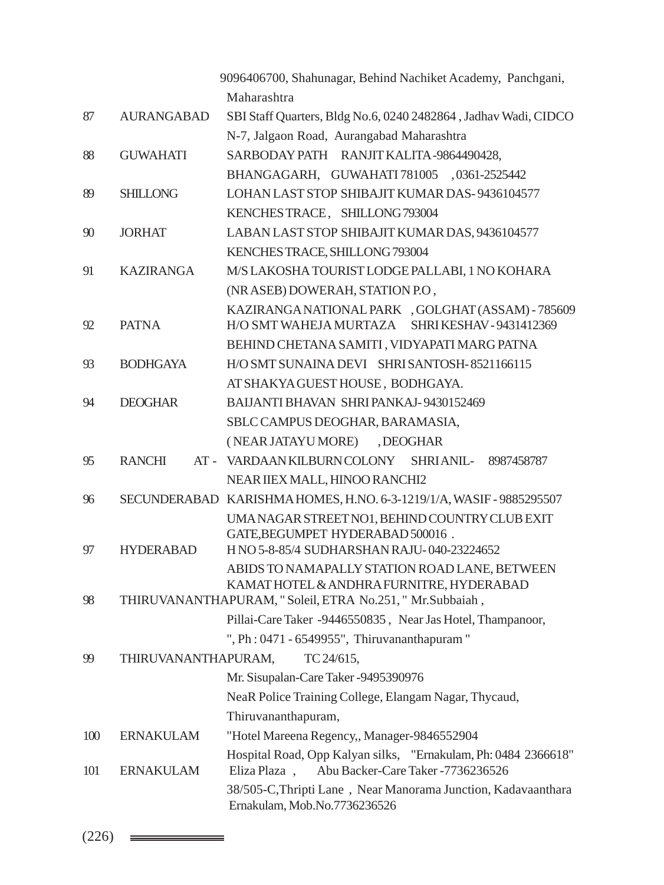|  |  | 9096406700, Shahunagar, Behind Nachiket Academy, Panchgani, Maharashtra |
|---|---|---|
| 87 | AURANGABAD | SBI Staff Quarters, Bldg No.6, 0240 2482864 , Jadhav Wadi, CIDCO N-7, Jalgaon Road, Aurangabad Maharashtra |
| 88 | GUWAHATI | SARBODAY PATH RANJIT KALITA -9864490428, BHANGAGARH, GUWAHATI 781005 , 0361-2525442 |
| 89 | SHILLONG | LOHAN LAST STOP SHIBAJIT KUMAR DAS- 9436104577 KENCHES TRACE , SHILLONG 793004 |
| 90 | JORHAT | LABAN LAST STOP SHIBAJIT KUMAR DAS, 9436104577 KENCHES TRACE, SHILLONG 793004 |
| 91 | KAZIRANGA | M/S LAKOSHA TOURIST LODGE PALLABI, 1 NO KOHARA (NR ASEB) DOWERAH, STATION P.O , KAZIRANGA NATIONAL PARK , GOLGHAT (ASSAM) - 785609 |
| 92 | PATNA | H/O SMT WAHEJA MURTAZA SHRI KESHAV - 9431412369 BEHIND CHETANA SAMITI , VIDYAPATI MARG PATNA |
| 93 | BODHGAYA | H/O SMT SUNAINA DEVI SHRI SANTOSH- 8521166115 AT SHAKYA GUEST HOUSE , BODHGAYA. |
| 94 | DEOGHAR | BAIJANTI BHAVAN SHRI PANKAJ- 9430152469 SBLC CAMPUS DEOGHAR, BARAMASIA, ( NEAR JATAYU MORE) , DEOGHAR |
| 95 | RANCHI AT - | VARDAAN KILBURN COLONY SHRI ANIL- 8987458787 NEAR IIEX MALL, HINOO RANCHI2 |
| 96 | SECUNDERABAD | KARISHMA HOMES, H.NO. 6-3-1219/1/A, WASIF - 9885295507 UMA NAGAR STREET NO1, BEHIND COUNTRY CLUB EXIT GATE,BEGUMPET HYDERABAD 500016 . |
| 97 | HYDERABAD | H NO 5-8-85/4 SUDHARSHAN RAJU- 040-23224652 ABIDS TO NAMAPALLY STATION ROAD LANE, BETWEEN KAMAT HOTEL & ANDHRA FURNITRE, HYDERABAD |
| 98 | THIRUVANANTHAPURAM, | " Soleil, ETRA No.251, " Mr.Subbaiah , Pillai-Care Taker -9446550835 , Near Jas Hotel, Thampanoor, ", Ph : 0471 - 6549955", Thiruvananthapuram " |
| 99 | THIRUVANANTHAPURAM, | TC 24/615, Mr. Sisupalan-Care Taker -9495390976 NeaR Police Training College, Elangam Nagar, Thycaud, Thiruvananthapuram, |
| 100 | ERNAKULAM | "Hotel Mareena Regency,, Manager-9846552904 Hospital Road, Opp Kalyan silks, "Ernakulam, Ph: 0484 2366618" |
| 101 | ERNAKULAM | Eliza Plaza , Abu Backer-Care Taker -7736236526 38/505-C,Thripti Lane , Near Manorama Junction, Kadavaanthara Ernakulam, Mob.No.7736236526 |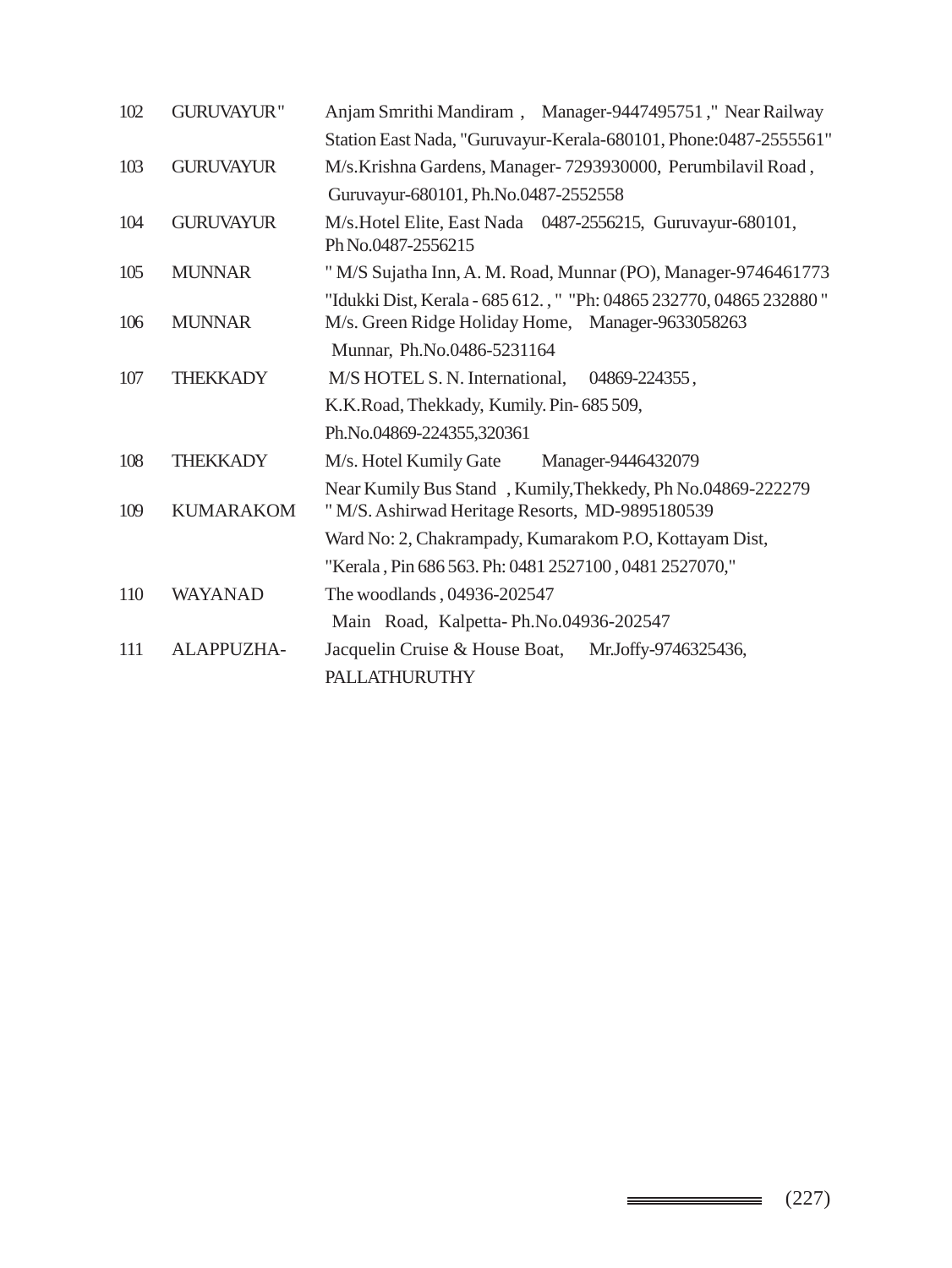| 102 | GURUVAYUR" | Anjam Smrithi Mandiram , Manager-9447495751 ," Near Railway Station East Nada, "Guruvayur-Kerala-680101, Phone:0487-2555561" |
|---|---|---|
| 103 | GURUVAYUR | M/s.Krishna Gardens, Manager- 7293930000, Perumbilavil Road , Guruvayur-680101, Ph.No.0487-2552558 |
| 104 | GURUVAYUR | M/s.Hotel Elite, East Nada 0487-2556215, Guruvayur-680101, Ph No.0487-2556215 |
| 105 | MUNNAR | " M/S Sujatha Inn, A. M. Road, Munnar (PO), Manager-9746461773 "Idukki Dist, Kerala - 685 612. , " "Ph: 04865 232770, 04865 232880 " |
| 106 | MUNNAR | M/s. Green Ridge Holiday Home, Manager-9633058263 Munnar, Ph.No.0486-5231164 |
| 107 | THEKKADY | M/S HOTEL S. N. International, 04869-224355 , K.K.Road, Thekkady, Kumily. Pin- 685 509, Ph.No.04869-224355,320361 |
| 108 | THEKKADY | M/s. Hotel Kumily Gate Manager-9446432079 Near Kumily Bus Stand , Kumily,Thekkedy, Ph No.04869-222279 |
| 109 | KUMARAKOM | " M/S. Ashirwad Heritage Resorts, MD-9895180539 Ward No: 2, Chakrampady, Kumarakom P.O, Kottayam Dist, "Kerala , Pin 686 563. Ph: 0481 2527100 , 0481 2527070," |
| 110 | WAYANAD | The woodlands , 04936-202547 Main Road, Kalpetta- Ph.No.04936-202547 |
| 111 | ALAPPUZHA- | Jacquelin Cruise & House Boat, Mr.Joffy-9746325436, PALLATHURUTHY |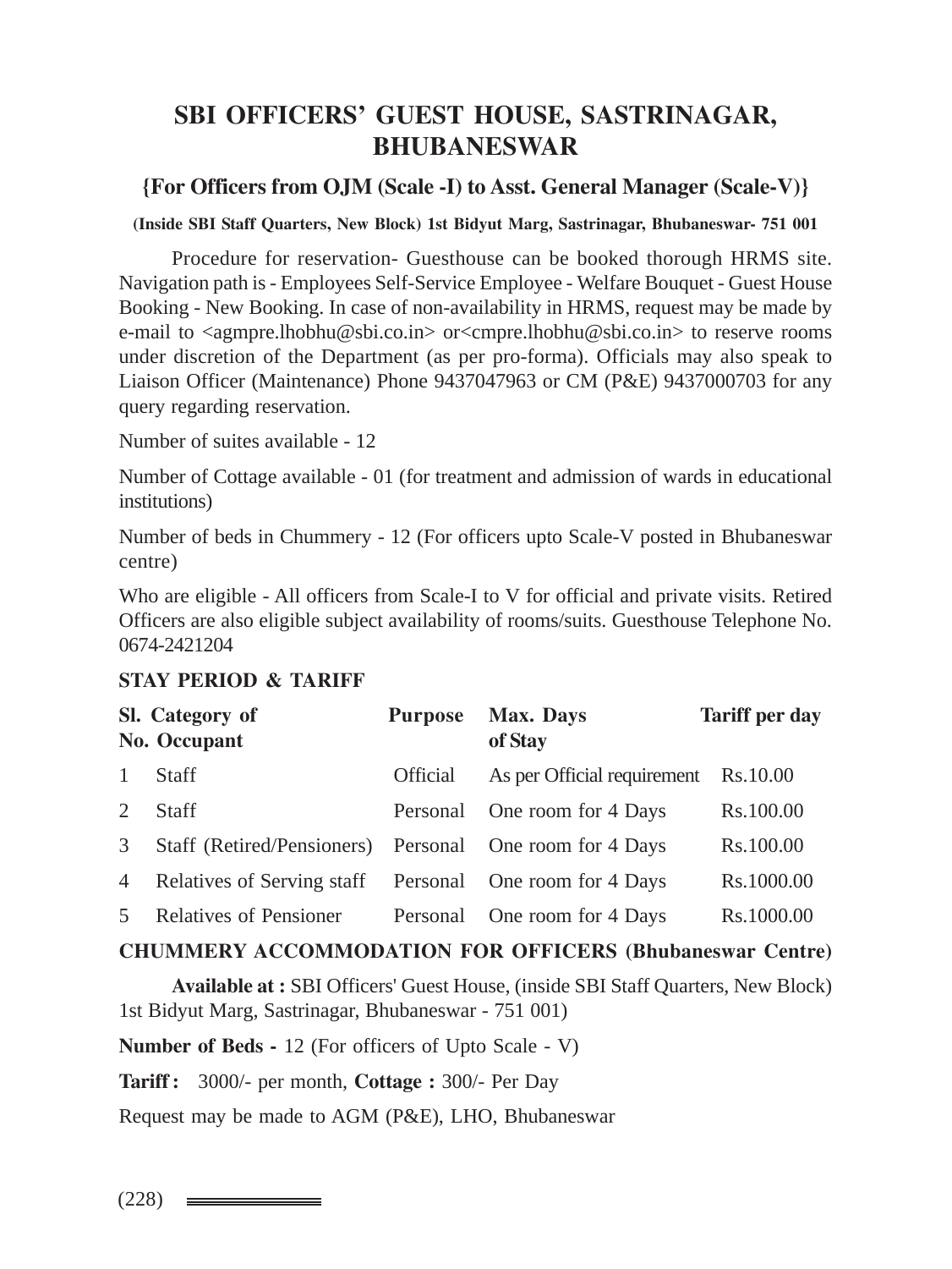# SBI OFFICERS' GUEST HOUSE, SASTRINAGAR, BHUBANESWAR

## {For Officers from OJM (Scale -I) to Asst. General Manager (Scale-V)}

**(Inside SBI Staff Quarters, New Block) 1st Bidyut Marg, Sastrinagar, Bhubaneswar- 751 001**

Procedure for reservation- Guesthouse can be booked thorough HRMS site. Navigation path is - Employees Self-Service Employee - Welfare Bouquet - Guest House Booking - New Booking. In case of non-availability in HRMS, request may be made by e-mail to <agmpre.lhobhu@sbi.co.in> or<cmpre.lhobhu@sbi.co.in> to reserve rooms under discretion of the Department (as per pro-forma). Officials may also speak to Liaison Officer (Maintenance) Phone 9437047963 or CM (P&E) 9437000703 for any query regarding reservation.

Number of suites available - 12

Number of Cottage available - 01 (for treatment and admission of wards in educational institutions)

Number of beds in Chummery - 12 (For officers upto Scale-V posted in Bhubaneswar centre)

Who are eligible - All officers from Scale-I to V for official and private visits. Retired Officers are also eligible subject availability of rooms/suits. Guesthouse Telephone No. 0674-2421204

**STAY PERIOD & TARIFF**

| Sl. No. | Category of Occupant | Purpose | Max. Days of Stay | Tariff per day |
|---|---|---|---|---|
| 1 | Staff | Official | As per Official requirement | Rs.10.00 |
| 2 | Staff | Personal | One room for 4 Days | Rs.100.00 |
| 3 | Staff (Retired/Pensioners) | Personal | One room for 4 Days | Rs.100.00 |
| 4 | Relatives of Serving staff | Personal | One room for 4 Days | Rs.1000.00 |
| 5 | Relatives of Pensioner | Personal | One room for 4 Days | Rs.1000.00 |

**CHUMMERY ACCOMMODATION FOR OFFICERS (Bhubaneswar Centre)**

**Available at :** SBI Officers' Guest House, (inside SBI Staff Quarters, New Block) 1st Bidyut Marg, Sastrinagar, Bhubaneswar - 751 001)

**Number of Beds -** 12 (For officers of Upto Scale - V)

**Tariff :** 3000/- per month, **Cottage :** 300/- Per Day

Request may be made to AGM (P&E), LHO, Bhubaneswar